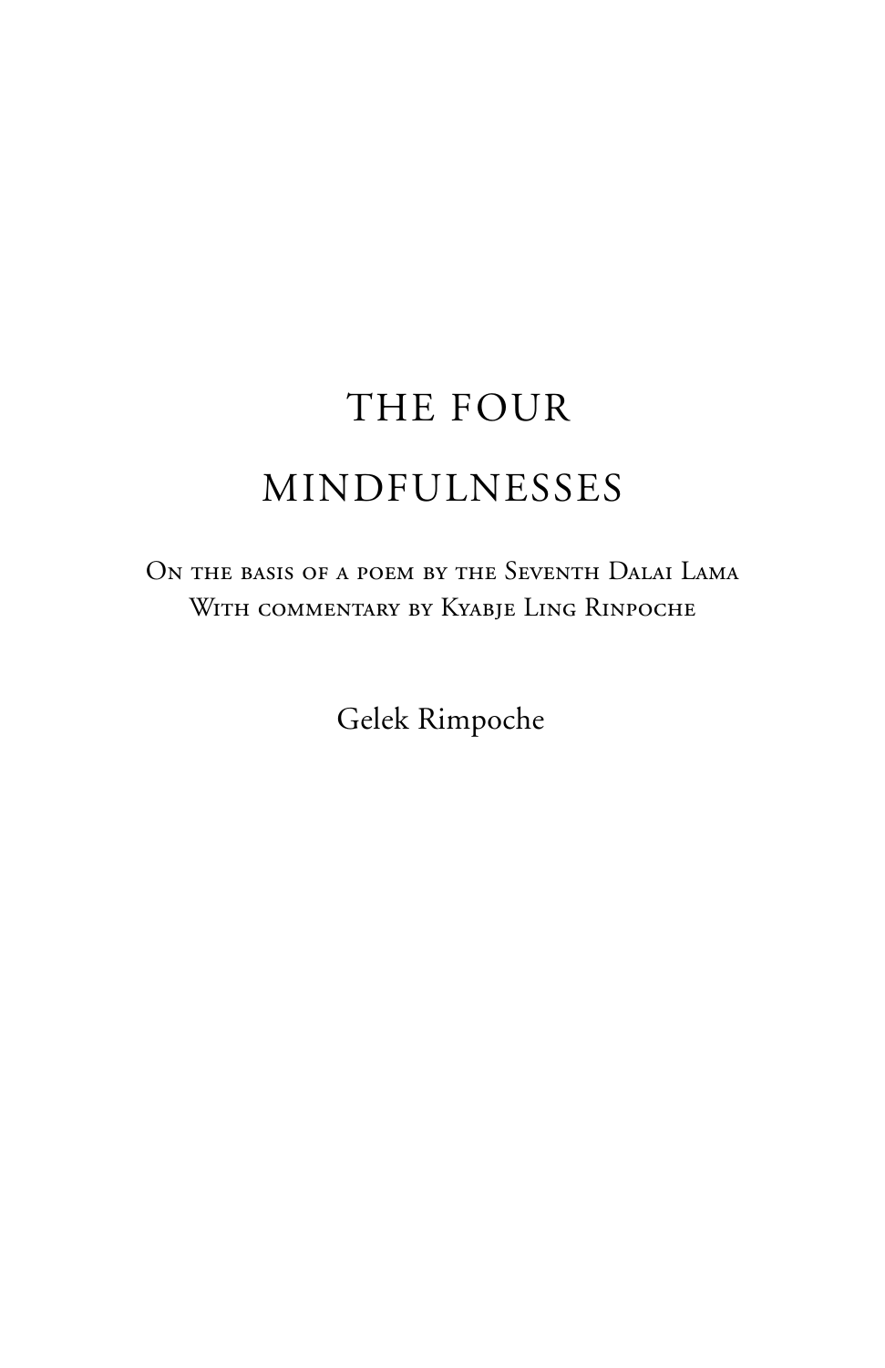# THE FOUR MINDFULNESSES

On the basis of a poem by the Seventh Dalai Lama
With commentary by Kyabje Ling Rinpoche

Gelek Rimpoche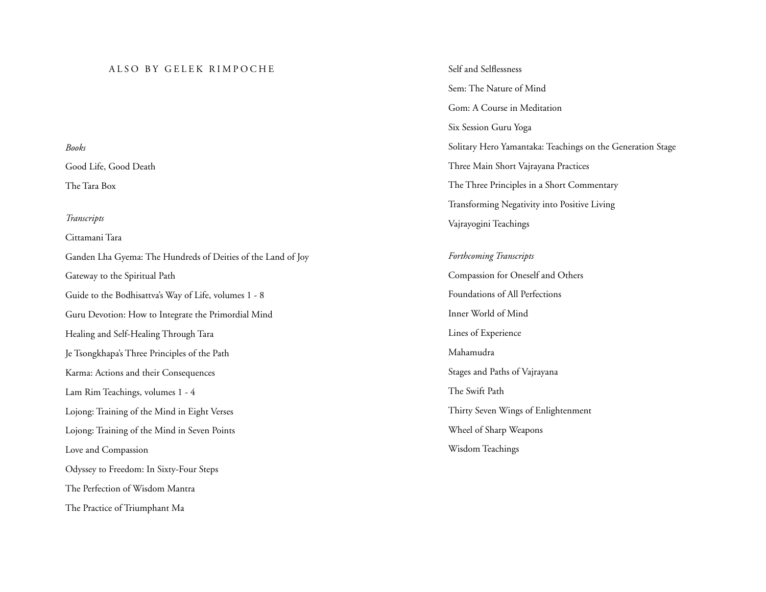# ALSO BY GELEK RIMPOCHE

*Books*

Good Life, Good Death

The Tara Box

*Transcripts*

Cittamani Tara

Ganden Lha Gyema: The Hundreds of Deities of the Land of Joy

Gateway to the Spiritual Path

Guide to the Bodhisattva's Way of Life, volumes 1 - 8

Guru Devotion: How to Integrate the Primordial Mind

Healing and Self-Healing Through Tara

Je Tsongkhapa's Three Principles of the Path

Karma: Actions and their Consequences

Lam Rim Teachings, volumes 1 - 4

Lojong: Training of the Mind in Eight Verses

Lojong: Training of the Mind in Seven Points

Love and Compassion

Odyssey to Freedom: In Sixty-Four Steps

The Perfection of Wisdom Mantra

The Practice of Triumphant Ma

Self and Selflessness

Sem: The Nature of Mind

Gom: A Course in Meditation

Six Session Guru Yoga

Solitary Hero Yamantaka: Teachings on the Generation Stage

Three Main Short Vajrayana Practices

The Three Principles in a Short Commentary

Transforming Negativity into Positive Living

Vajrayogini Teachings

*Forthcoming Transcripts*

Compassion for Oneself and Others

Foundations of All Perfections

Inner World of Mind

Lines of Experience

Mahamudra

Stages and Paths of Vajrayana

The Swift Path

Thirty Seven Wings of Enlightenment

Wheel of Sharp Weapons

Wisdom Teachings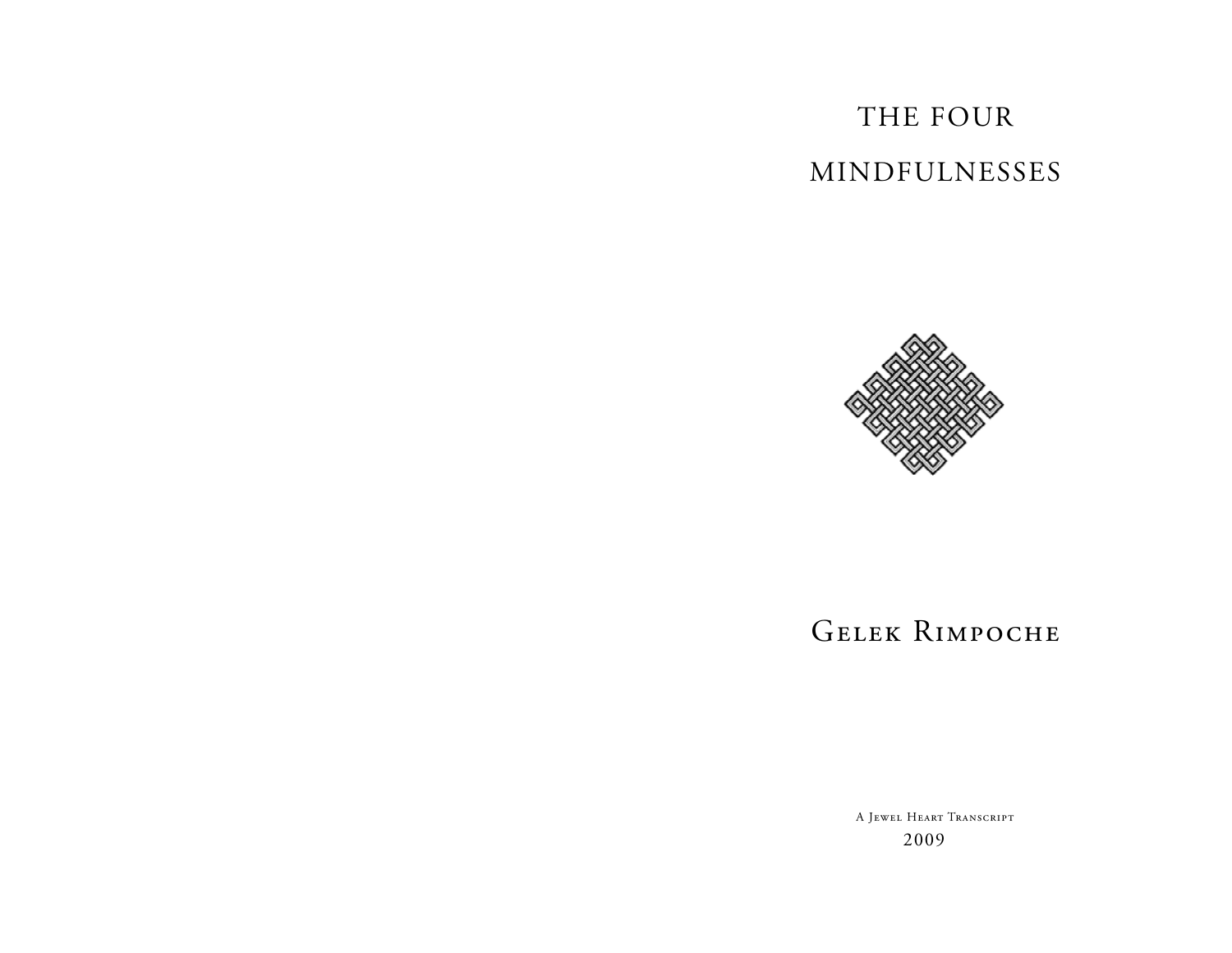# THE FOUR MINDFULNESSES

## Gelek Rimpoche

A Jewel Heart Transcript

2009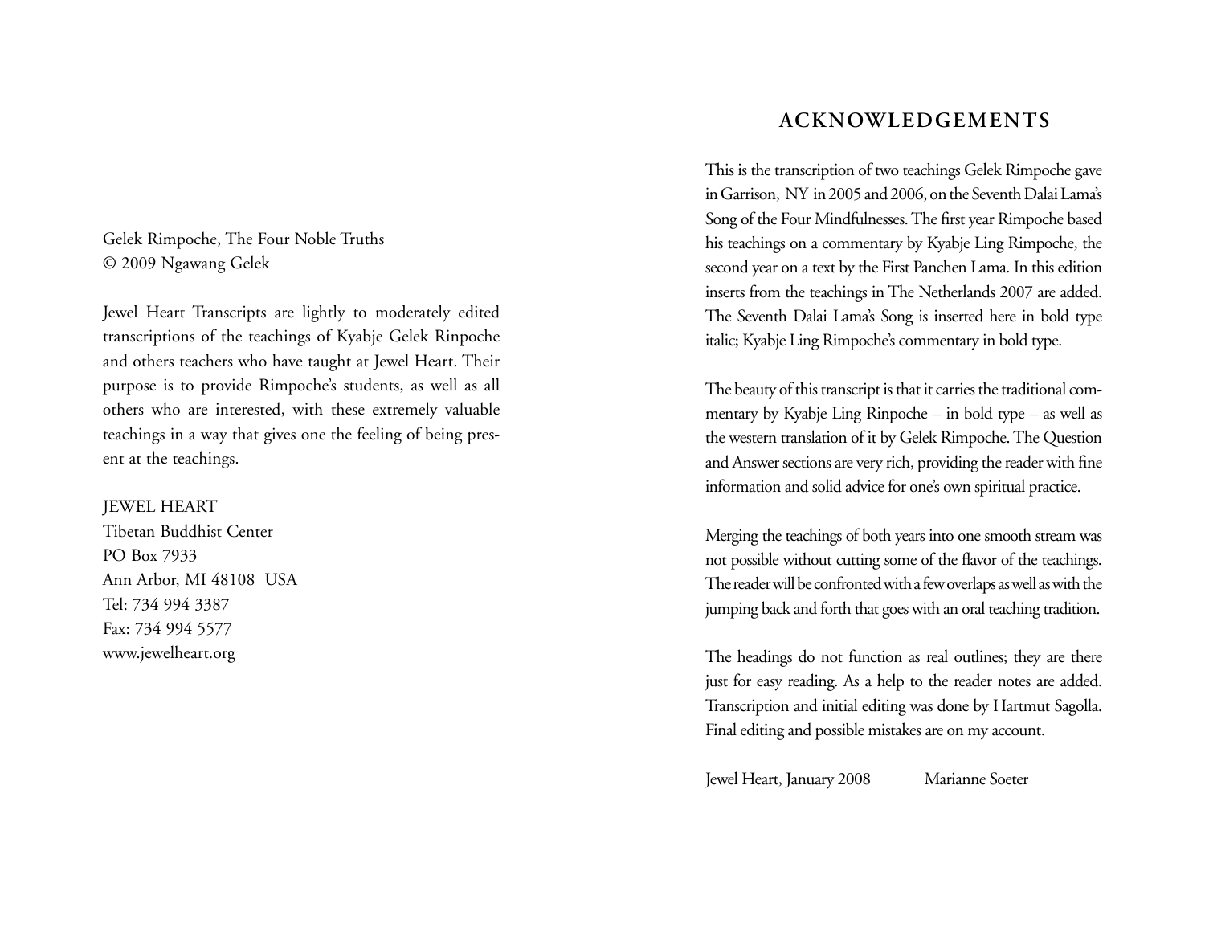Gelek Rimpoche, The Four Noble Truths
© 2009 Ngawang Gelek

Jewel Heart Transcripts are lightly to moderately edited transcriptions of the teachings of Kyabje Gelek Rinpoche and others teachers who have taught at Jewel Heart. Their purpose is to provide Rimpoche's students, as well as all others who are interested, with these extremely valuable teachings in a way that gives one the feeling of being present at the teachings.

JEWEL HEART
Tibetan Buddhist Center
PO Box 7933
Ann Arbor, MI 48108 USA
Tel: 734 994 3387
Fax: 734 994 5577
www.jewelheart.org

## ACKNOWLEDGEMENTS

This is the transcription of two teachings Gelek Rimpoche gave in Garrison, NY in 2005 and 2006, on the Seventh Dalai Lama's Song of the Four Mindfulnesses. The first year Rimpoche based his teachings on a commentary by Kyabje Ling Rimpoche, the second year on a text by the First Panchen Lama. In this edition inserts from the teachings in The Netherlands 2007 are added. The Seventh Dalai Lama's Song is inserted here in bold type italic; Kyabje Ling Rimpoche's commentary in bold type.

The beauty of this transcript is that it carries the traditional commentary by Kyabje Ling Rinpoche – in bold type – as well as the western translation of it by Gelek Rimpoche. The Question and Answer sections are very rich, providing the reader with fine information and solid advice for one's own spiritual practice.

Merging the teachings of both years into one smooth stream was not possible without cutting some of the flavor of the teachings. The reader will be confronted with a few overlaps as well as with the jumping back and forth that goes with an oral teaching tradition.

The headings do not function as real outlines; they are there just for easy reading. As a help to the reader notes are added. Transcription and initial editing was done by Hartmut Sagolla. Final editing and possible mistakes are on my account.

Jewel Heart, January 2008 Marianne Soeter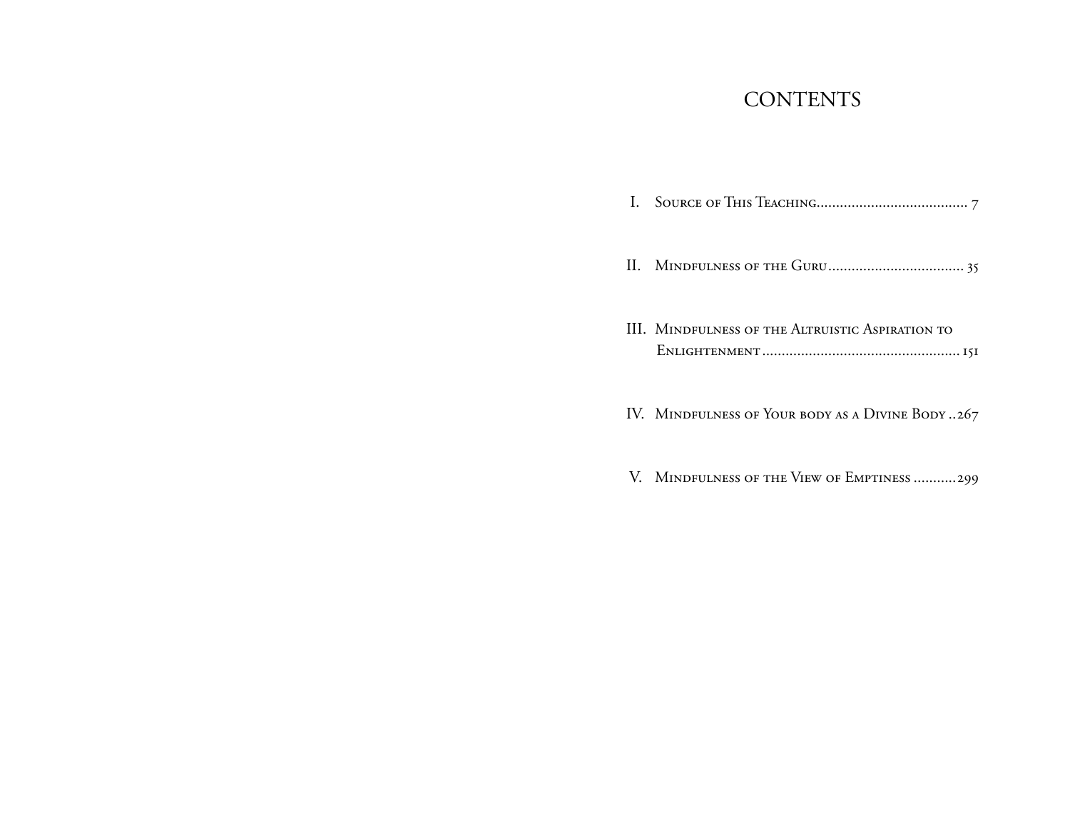# CONTENTS

I. Source of This Teaching....................................... 7

II. Mindfulness of the Guru................................... 35

III. Mindfulness of the Altruistic Aspiration to Enlightenment.................................................. 151

IV. Mindfulness of Your body as a Divine Body ..267

V. Mindfulness of the View of Emptiness ...........299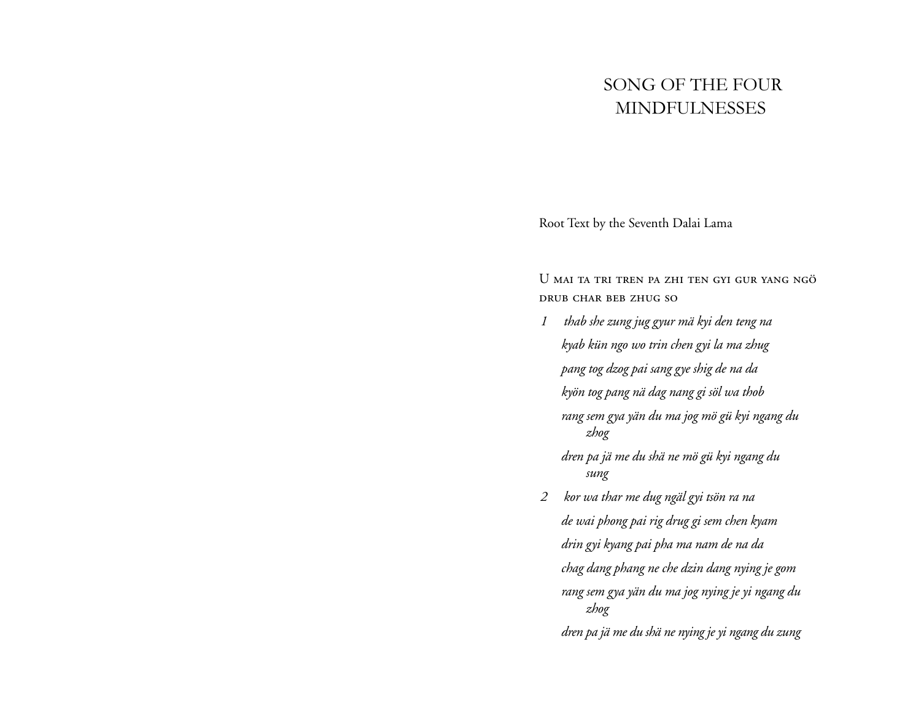# SONG OF THE FOUR MINDFULNESSES

Root Text by the Seventh Dalai Lama

U MAI TA TRI TREN PA ZHI TEN GYI GUR YANG NGÖ DRUB CHAR BEB ZHUG SO

1 *thab she zung jug gyur mä kyi den teng na*
*kyab kün ngo wo trin chen gyi la ma zhug*
*pang tog dzog pai sang gye shig de na da*
*kyön tog pang nä dag nang gi söl wa thob*
*rang sem gya yän du ma jog mö gü kyi ngang du zhog*
*dren pa jä me du shä ne mö gü kyi ngang du sung*

2 *kor wa thar me dug ngäl gyi tsön ra na*
*de wai phong pai rig drug gi sem chen kyam*
*drin gyi kyang pai pha ma nam de na da*
*chag dang phang ne che dzin dang nying je gom*
*rang sem gya yän du ma jog nying je yi ngang du zhog*
*dren pa jä me du shä ne nying je yi ngang du zung*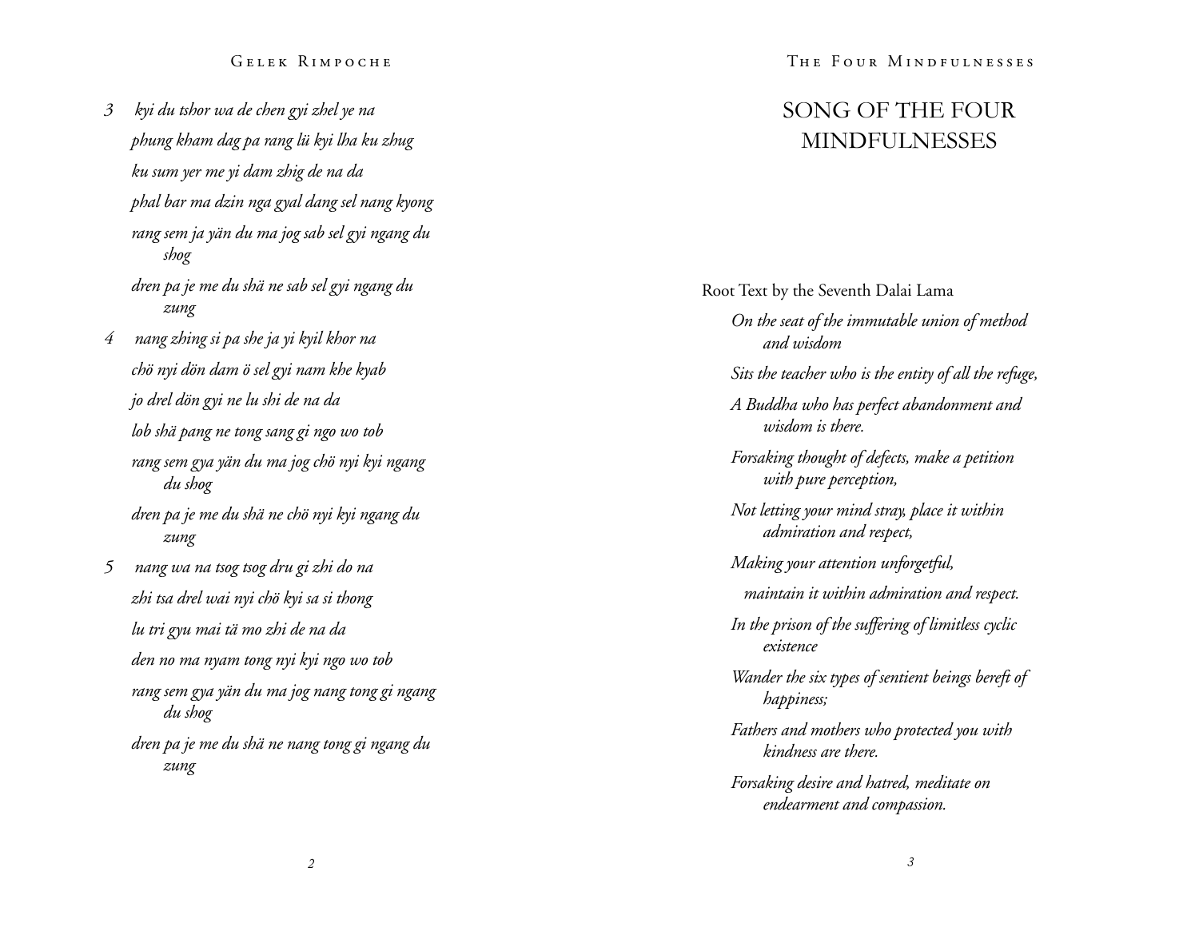3 *kyi du tshor wa de chen gyi zhel ye na*
*phung kham dag pa rang lü kyi lha ku zhug*
*ku sum yer me yi dam zhig de na da*
*phal bar ma dzin nga gyal dang sel nang kyong*
*rang sem ja yän du ma jog sab sel gyi ngang du shog*
*dren pa je me du shä ne sab sel gyi ngang du zung*

4 *nang zhing si pa she ja yi kyil khor na*
*chö nyi dön dam ö sel gyi nam khe kyab*
*jo drel dön gyi ne lu shi de na da*
*lob shä pang ne tong sang gi ngo wo tob*
*rang sem gya yän du ma jog chö nyi kyi ngang du shog*
*dren pa je me du shä ne chö nyi kyi ngang du zung*

5 *nang wa na tsog tsog dru gi zhi do na*
*zhi tsa drel wai nyi chö kyi sa si thong*
*lu tri gyu mai tä mo zhi de na da*
*den no ma nyam tong nyi kyi ngo wo tob*
*rang sem gya yän du ma jog nang tong gi ngang du shog*
*dren pa je me du shä ne nang tong gi ngang du zung*

# SONG OF THE FOUR MINDFULNESSES

Root Text by the Seventh Dalai Lama

*On the seat of the immutable union of method and wisdom*
*Sits the teacher who is the entity of all the refuge,*
*A Buddha who has perfect abandonment and wisdom is there.*
*Forsaking thought of defects, make a petition with pure perception,*
*Not letting your mind stray, place it within admiration and respect,*
*Making your attention unforgetful,*
*maintain it within admiration and respect.*

*In the prison of the suffering of limitless cyclic existence*
*Wander the six types of sentient beings bereft of happiness;*
*Fathers and mothers who protected you with kindness are there.*
*Forsaking desire and hatred, meditate on endearment and compassion.*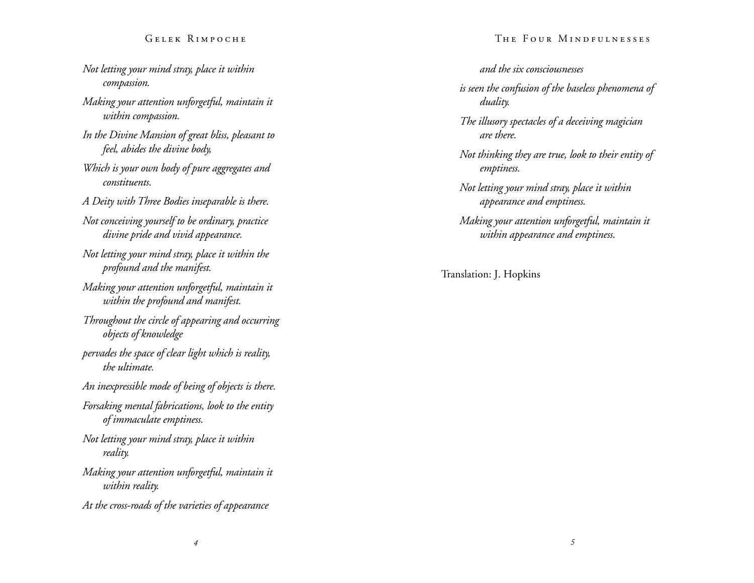*Not letting your mind stray, place it within compassion.*

*Making your attention unforgetful, maintain it within compassion.*

*In the Divine Mansion of great bliss, pleasant to feel, abides the divine body,*

*Which is your own body of pure aggregates and constituents.*

*A Deity with Three Bodies inseparable is there.*

*Not conceiving yourself to be ordinary, practice divine pride and vivid appearance.*

*Not letting your mind stray, place it within the profound and the manifest.*

*Making your attention unforgetful, maintain it within the profound and manifest.*

*Throughout the circle of appearing and occurring objects of knowledge*

*pervades the space of clear light which is reality, the ultimate.*

*An inexpressible mode of being of objects is there.*

*Forsaking mental fabrications, look to the entity of immaculate emptiness.*

*Not letting your mind stray, place it within reality.*

*Making your attention unforgetful, maintain it within reality.*

*At the cross-roads of the varieties of appearance and the six consciousnesses*

*is seen the confusion of the baseless phenomena of duality.*

*The illusory spectacles of a deceiving magician are there.*

*Not thinking they are true, look to their entity of emptiness.*

*Not letting your mind stray, place it within appearance and emptiness.*

*Making your attention unforgetful, maintain it within appearance and emptiness.*

Translation: J. Hopkins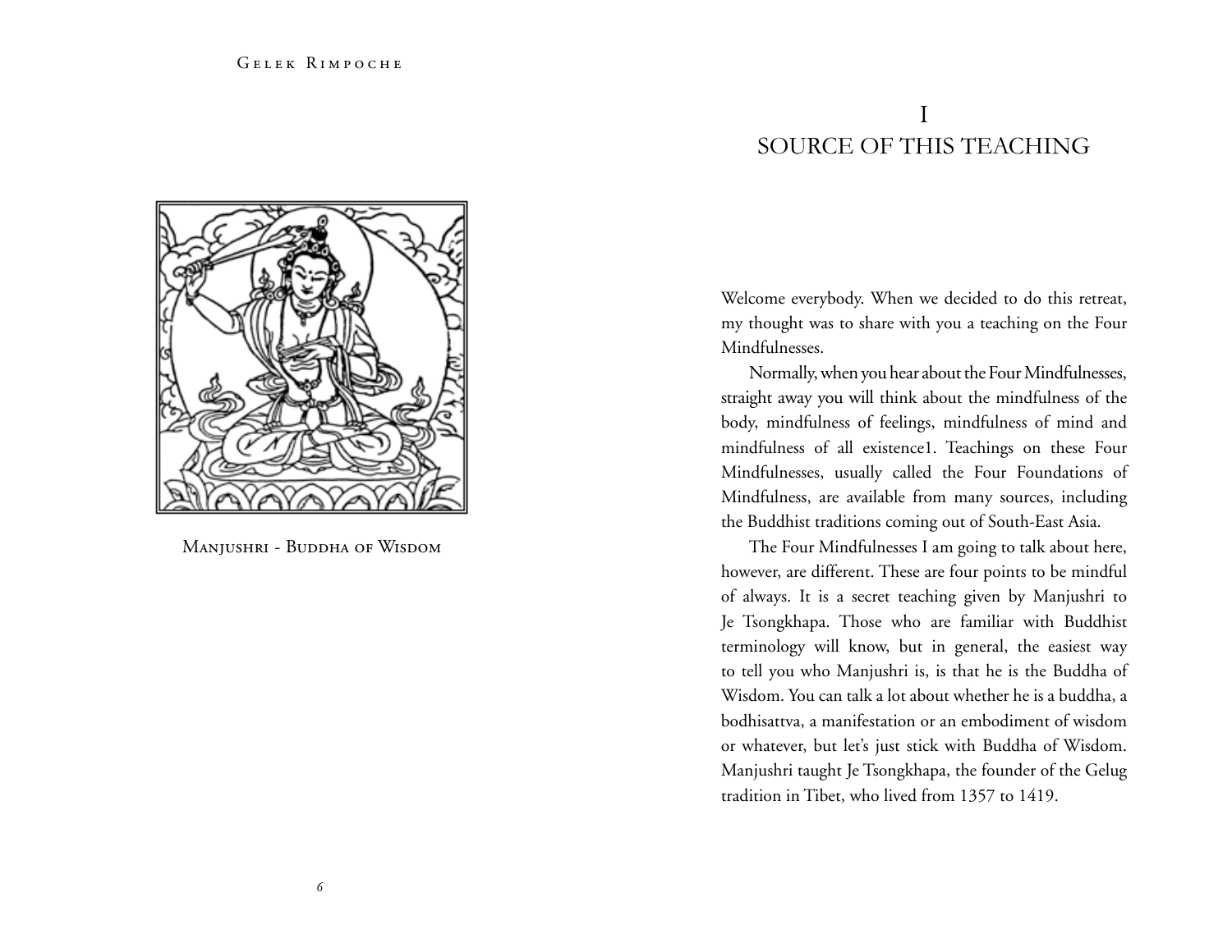Manjushri - Buddha of Wisdom

# I
# SOURCE OF THIS TEACHING

Welcome everybody. When we decided to do this retreat, my thought was to share with you a teaching on the Four Mindfulnesses.

Normally, when you hear about the Four Mindfulnesses, straight away you will think about the mindfulness of the body, mindfulness of feelings, mindfulness of mind and mindfulness of all existence[1]. Teachings on these Four Mindfulnesses, usually called the Four Foundations of Mindfulness, are available from many sources, including the Buddhist traditions coming out of South-East Asia.

The Four Mindfulnesses I am going to talk about here, however, are different. These are four points to be mindful of always. It is a secret teaching given by Manjushri to Je Tsongkhapa. Those who are familiar with Buddhist terminology will know, but in general, the easiest way to tell you who Manjushri is, is that he is the Buddha of Wisdom. You can talk a lot about whether he is a buddha, a bodhisattva, a manifestation or an embodiment of wisdom or whatever, but let's just stick with Buddha of Wisdom. Manjushri taught Je Tsongkhapa, the founder of the Gelug tradition in Tibet, who lived from 1357 to 1419.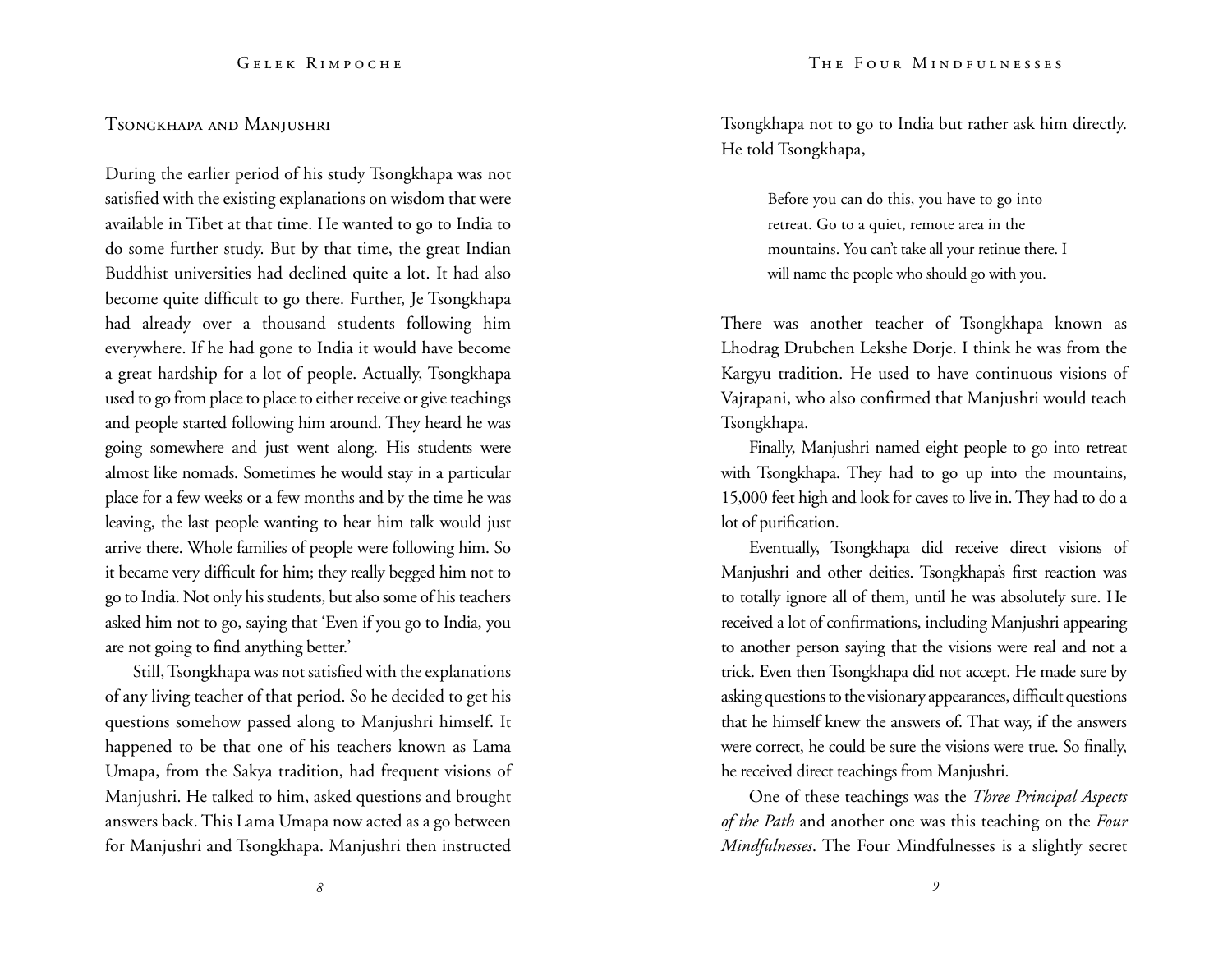## Tsongkhapa and Manjushri

During the earlier period of his study Tsongkhapa was not satisfied with the existing explanations on wisdom that were available in Tibet at that time. He wanted to go to India to do some further study. But by that time, the great Indian Buddhist universities had declined quite a lot. It had also become quite difficult to go there. Further, Je Tsongkhapa had already over a thousand students following him everywhere. If he had gone to India it would have become a great hardship for a lot of people. Actually, Tsongkhapa used to go from place to place to either receive or give teachings and people started following him around. They heard he was going somewhere and just went along. His students were almost like nomads. Sometimes he would stay in a particular place for a few weeks or a few months and by the time he was leaving, the last people wanting to hear him talk would just arrive there. Whole families of people were following him. So it became very difficult for him; they really begged him not to go to India. Not only his students, but also some of his teachers asked him not to go, saying that 'Even if you go to India, you are not going to find anything better.'

Still, Tsongkhapa was not satisfied with the explanations of any living teacher of that period. So he decided to get his questions somehow passed along to Manjushri himself. It happened to be that one of his teachers known as Lama Umapa, from the Sakya tradition, had frequent visions of Manjushri. He talked to him, asked questions and brought answers back. This Lama Umapa now acted as a go between for Manjushri and Tsongkhapa. Manjushri then instructed Tsongkhapa not to go to India but rather ask him directly. He told Tsongkhapa,

> Before you can do this, you have to go into retreat. Go to a quiet, remote area in the mountains. You can't take all your retinue there. I will name the people who should go with you.

There was another teacher of Tsongkhapa known as Lhodrag Drubchen Lekshe Dorje. I think he was from the Kargyu tradition. He used to have continuous visions of Vajrapani, who also confirmed that Manjushri would teach Tsongkhapa.

Finally, Manjushri named eight people to go into retreat with Tsongkhapa. They had to go up into the mountains, 15,000 feet high and look for caves to live in. They had to do a lot of purification.

Eventually, Tsongkhapa did receive direct visions of Manjushri and other deities. Tsongkhapa's first reaction was to totally ignore all of them, until he was absolutely sure. He received a lot of confirmations, including Manjushri appearing to another person saying that the visions were real and not a trick. Even then Tsongkhapa did not accept. He made sure by asking questions to the visionary appearances, difficult questions that he himself knew the answers of. That way, if the answers were correct, he could be sure the visions were true. So finally, he received direct teachings from Manjushri.

One of these teachings was the *Three Principal Aspects of the Path* and another one was this teaching on the *Four Mindfulnesses*. The Four Mindfulnesses is a slightly secret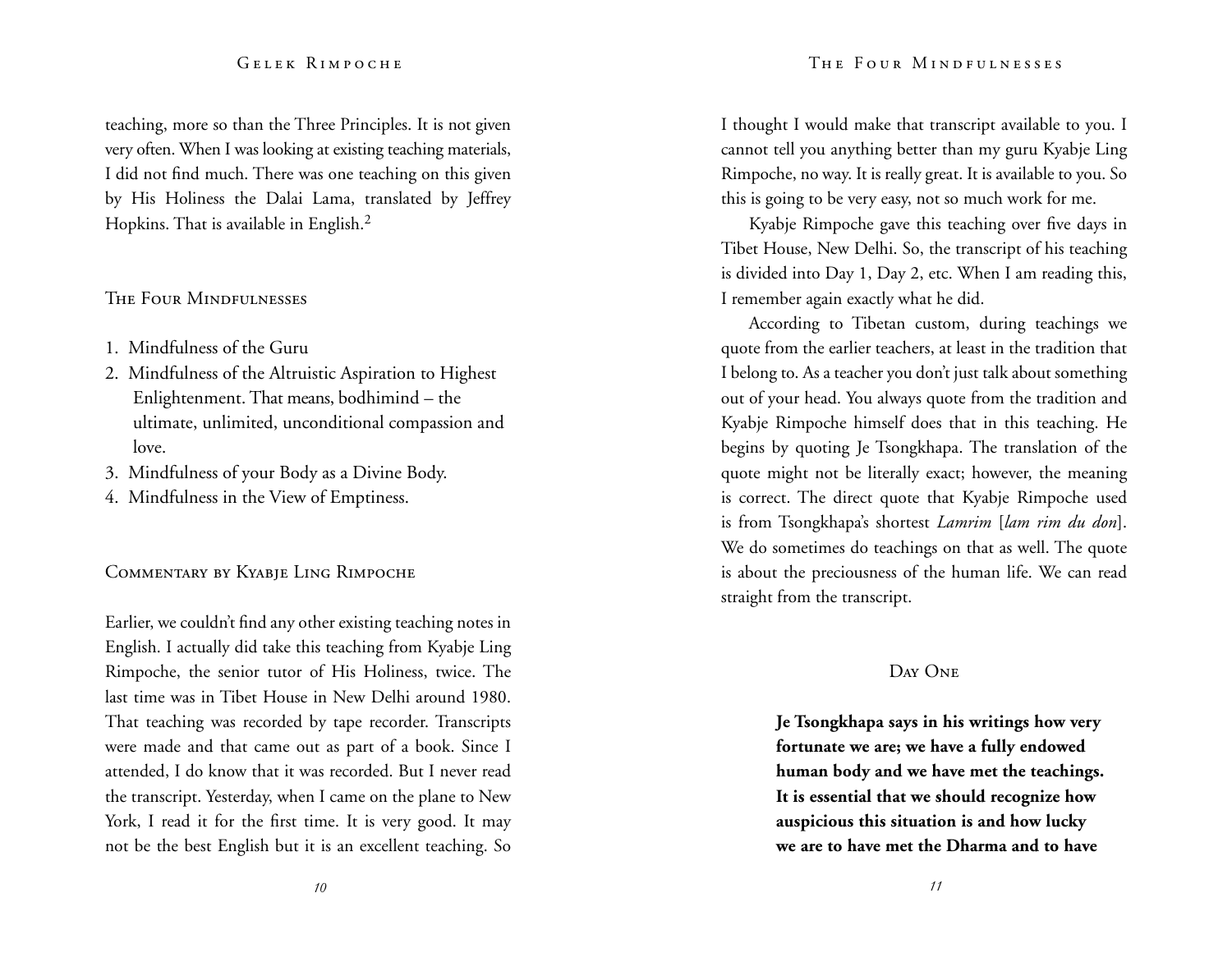teaching, more so than the Three Principles. It is not given very often. When I was looking at existing teaching materials, I did not find much. There was one teaching on this given by His Holiness the Dalai Lama, translated by Jeffrey Hopkins. That is available in English.[2]

## The Four Mindfulnesses

1. Mindfulness of the Guru
2. Mindfulness of the Altruistic Aspiration to Highest Enlightenment. That means, bodhimind – the ultimate, unlimited, unconditional compassion and love.
3. Mindfulness of your Body as a Divine Body.
4. Mindfulness in the View of Emptiness.

## Commentary by Kyabje Ling Rimpoche

Earlier, we couldn't find any other existing teaching notes in English. I actually did take this teaching from Kyabje Ling Rimpoche, the senior tutor of His Holiness, twice. The last time was in Tibet House in New Delhi around 1980. That teaching was recorded by tape recorder. Transcripts were made and that came out as part of a book. Since I attended, I do know that it was recorded. But I never read the transcript. Yesterday, when I came on the plane to New York, I read it for the first time. It is very good. It may not be the best English but it is an excellent teaching. So I thought I would make that transcript available to you. I cannot tell you anything better than my guru Kyabje Ling Rimpoche, no way. It is really great. It is available to you. So this is going to be very easy, not so much work for me.

Kyabje Rimpoche gave this teaching over five days in Tibet House, New Delhi. So, the transcript of his teaching is divided into Day 1, Day 2, etc. When I am reading this, I remember again exactly what he did.

According to Tibetan custom, during teachings we quote from the earlier teachers, at least in the tradition that I belong to. As a teacher you don't just talk about something out of your head. You always quote from the tradition and Kyabje Rimpoche himself does that in this teaching. He begins by quoting Je Tsongkhapa. The translation of the quote might not be literally exact; however, the meaning is correct. The direct quote that Kyabje Rimpoche used is from Tsongkhapa's shortest *Lamrim* [*lam rim du don*]. We do sometimes do teachings on that as well. The quote is about the preciousness of the human life. We can read straight from the transcript.

### Day One

> **Je Tsongkhapa says in his writings how very fortunate we are; we have a fully endowed human body and we have met the teachings. It is essential that we should recognize how auspicious this situation is and how lucky we are to have met the Dharma and to have**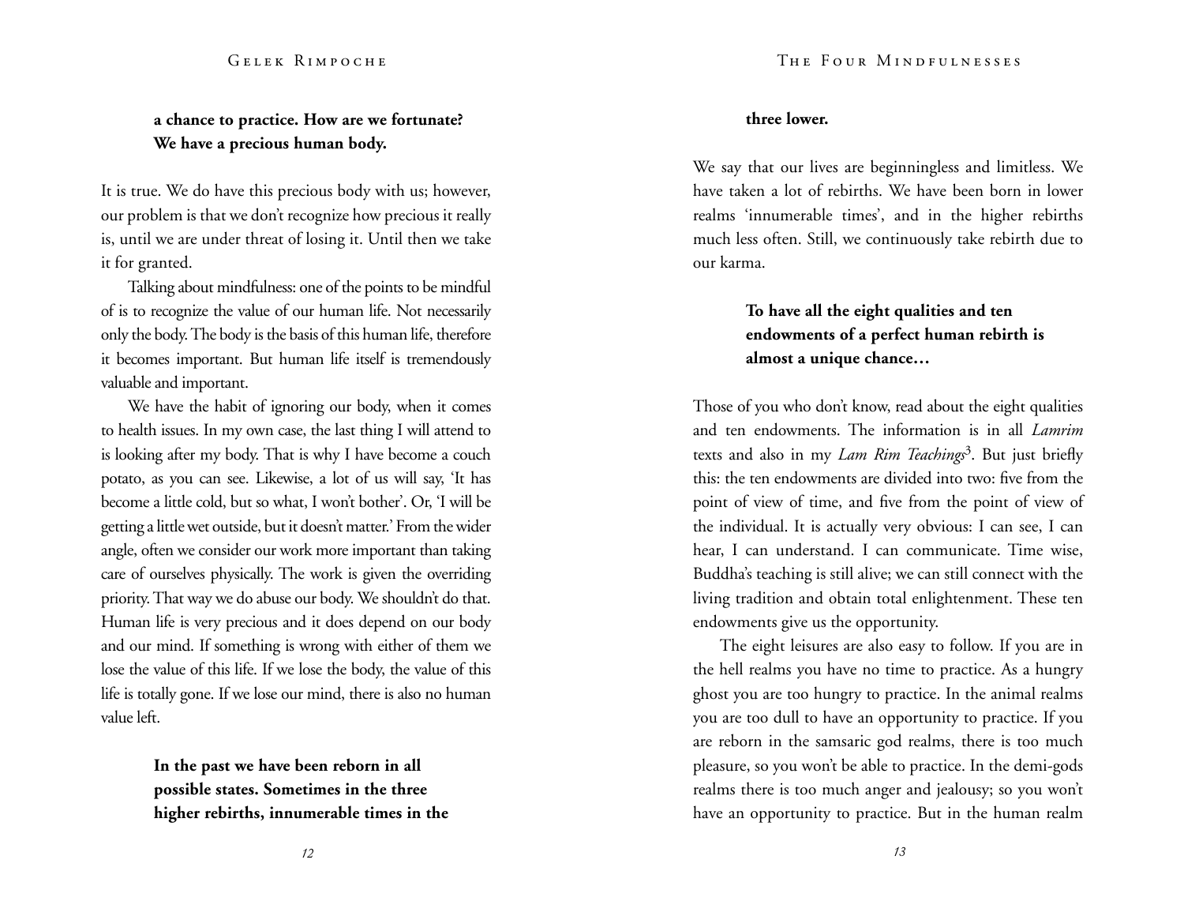**a chance to practice. How are we fortunate? We have a precious human body.**

It is true. We do have this precious body with us; however, our problem is that we don't recognize how precious it really is, until we are under threat of losing it. Until then we take it for granted.

Talking about mindfulness: one of the points to be mindful of is to recognize the value of our human life. Not necessarily only the body. The body is the basis of this human life, therefore it becomes important. But human life itself is tremendously valuable and important.

We have the habit of ignoring our body, when it comes to health issues. In my own case, the last thing I will attend to is looking after my body. That is why I have become a couch potato, as you can see. Likewise, a lot of us will say, 'It has become a little cold, but so what, I won't bother'. Or, 'I will be getting a little wet outside, but it doesn't matter.' From the wider angle, often we consider our work more important than taking care of ourselves physically. The work is given the overriding priority. That way we do abuse our body. We shouldn't do that. Human life is very precious and it does depend on our body and our mind. If something is wrong with either of them we lose the value of this life. If we lose the body, the value of this life is totally gone. If we lose our mind, there is also no human value left.

**In the past we have been reborn in all possible states. Sometimes in the three higher rebirths, innumerable times in the three lower.**

We say that our lives are beginningless and limitless. We have taken a lot of rebirths. We have been born in lower realms 'innumerable times', and in the higher rebirths much less often. Still, we continuously take rebirth due to our karma.

**To have all the eight qualities and ten endowments of a perfect human rebirth is almost a unique chance…**

Those of you who don't know, read about the eight qualities and ten endowments. The information is in all *Lamrim* texts and also in my *Lam Rim Teachings*[3]. But just briefly this: the ten endowments are divided into two: five from the point of view of time, and five from the point of view of the individual. It is actually very obvious: I can see, I can hear, I can understand. I can communicate. Time wise, Buddha's teaching is still alive; we can still connect with the living tradition and obtain total enlightenment. These ten endowments give us the opportunity.

The eight leisures are also easy to follow. If you are in the hell realms you have no time to practice. As a hungry ghost you are too hungry to practice. In the animal realms you are too dull to have an opportunity to practice. If you are reborn in the samsaric god realms, there is too much pleasure, so you won't be able to practice. In the demi-gods realms there is too much anger and jealousy; so you won't have an opportunity to practice. But in the human realm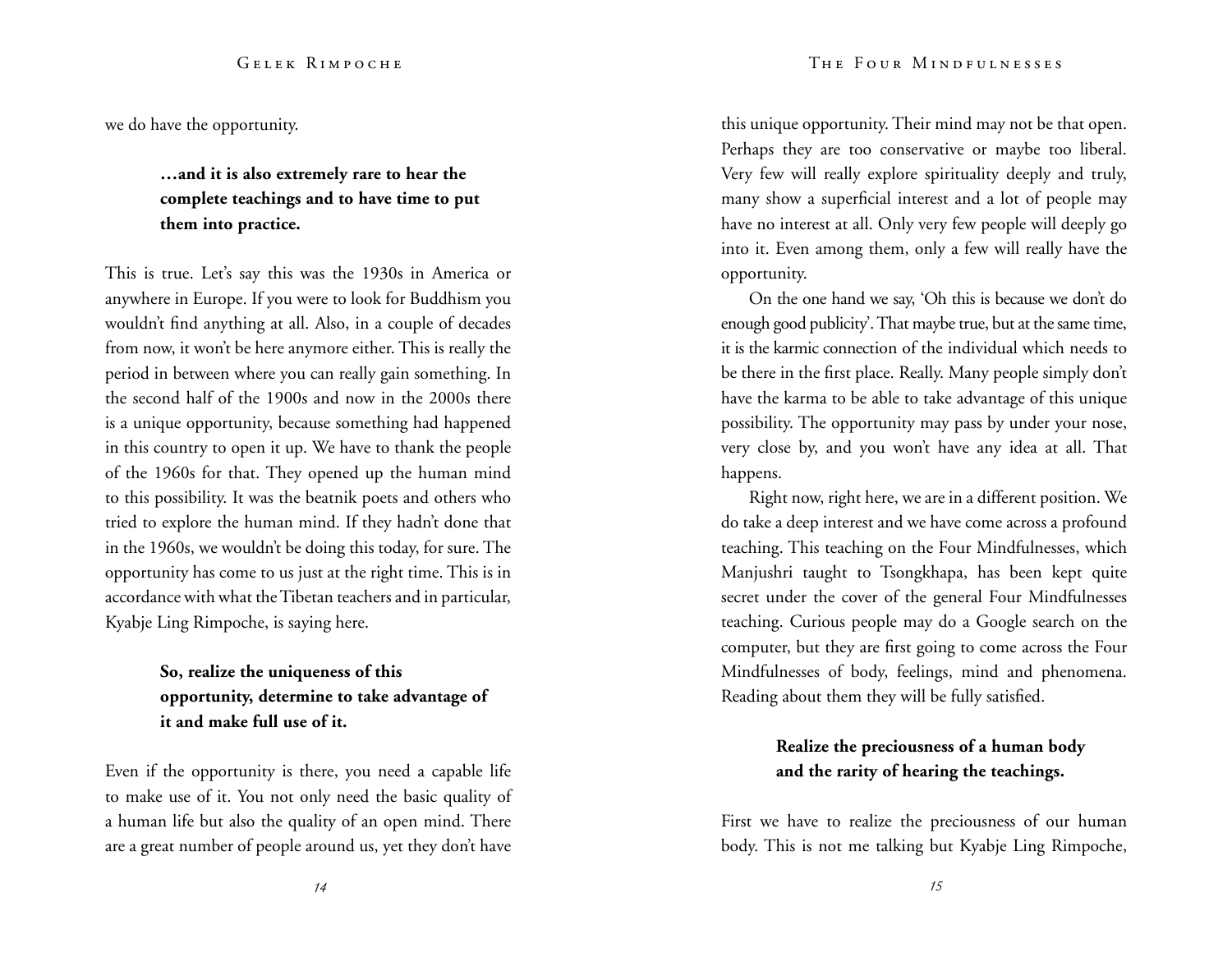we do have the opportunity.

> **…and it is also extremely rare to hear the complete teachings and to have time to put them into practice.**

This is true. Let's say this was the 1930s in America or anywhere in Europe. If you were to look for Buddhism you wouldn't find anything at all. Also, in a couple of decades from now, it won't be here anymore either. This is really the period in between where you can really gain something. In the second half of the 1900s and now in the 2000s there is a unique opportunity, because something had happened in this country to open it up. We have to thank the people of the 1960s for that. They opened up the human mind to this possibility. It was the beatnik poets and others who tried to explore the human mind. If they hadn't done that in the 1960s, we wouldn't be doing this today, for sure. The opportunity has come to us just at the right time. This is in accordance with what the Tibetan teachers and in particular, Kyabje Ling Rimpoche, is saying here.

> **So, realize the uniqueness of this opportunity, determine to take advantage of it and make full use of it.**

Even if the opportunity is there, you need a capable life to make use of it. You not only need the basic quality of a human life but also the quality of an open mind. There are a great number of people around us, yet they don't have this unique opportunity. Their mind may not be that open. Perhaps they are too conservative or maybe too liberal. Very few will really explore spirituality deeply and truly, many show a superficial interest and a lot of people may have no interest at all. Only very few people will deeply go into it. Even among them, only a few will really have the opportunity.

On the one hand we say, 'Oh this is because we don't do enough good publicity'. That maybe true, but at the same time, it is the karmic connection of the individual which needs to be there in the first place. Really. Many people simply don't have the karma to be able to take advantage of this unique possibility. The opportunity may pass by under your nose, very close by, and you won't have any idea at all. That happens.

Right now, right here, we are in a different position. We do take a deep interest and we have come across a profound teaching. This teaching on the Four Mindfulnesses, which Manjushri taught to Tsongkhapa, has been kept quite secret under the cover of the general Four Mindfulnesses teaching. Curious people may do a Google search on the computer, but they are first going to come across the Four Mindfulnesses of body, feelings, mind and phenomena. Reading about them they will be fully satisfied.

> **Realize the preciousness of a human body and the rarity of hearing the teachings.**

First we have to realize the preciousness of our human body. This is not me talking but Kyabje Ling Rimpoche,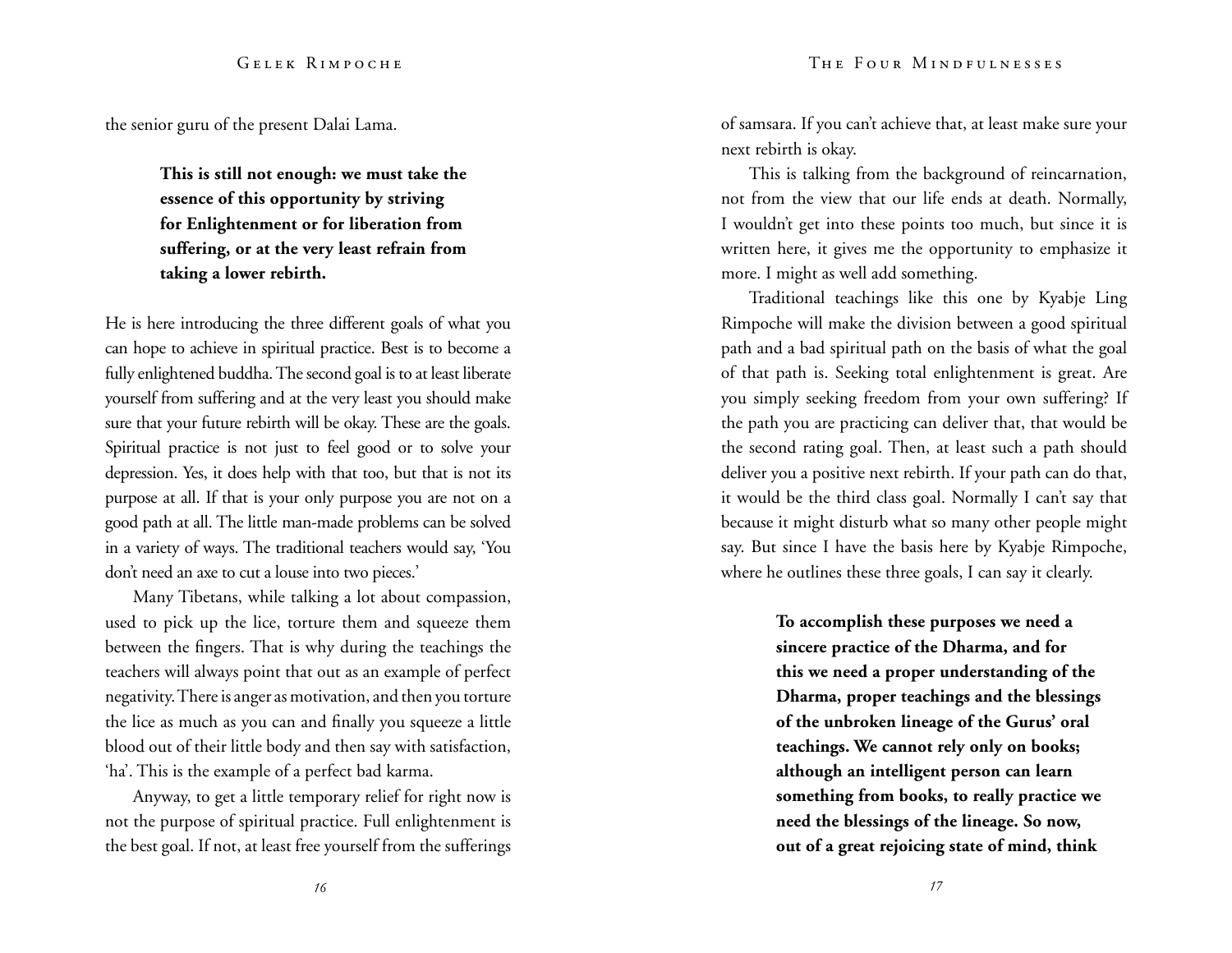the senior guru of the present Dalai Lama.

> **This is still not enough: we must take the essence of this opportunity by striving for Enlightenment or for liberation from suffering, or at the very least refrain from taking a lower rebirth.**

He is here introducing the three different goals of what you can hope to achieve in spiritual practice. Best is to become a fully enlightened buddha. The second goal is to at least liberate yourself from suffering and at the very least you should make sure that your future rebirth will be okay. These are the goals. Spiritual practice is not just to feel good or to solve your depression. Yes, it does help with that too, but that is not its purpose at all. If that is your only purpose you are not on a good path at all. The little man-made problems can be solved in a variety of ways. The traditional teachers would say, 'You don't need an axe to cut a louse into two pieces.'

Many Tibetans, while talking a lot about compassion, used to pick up the lice, torture them and squeeze them between the fingers. That is why during the teachings the teachers will always point that out as an example of perfect negativity. There is anger as motivation, and then you torture the lice as much as you can and finally you squeeze a little blood out of their little body and then say with satisfaction, 'ha'. This is the example of a perfect bad karma.

Anyway, to get a little temporary relief for right now is not the purpose of spiritual practice. Full enlightenment is the best goal. If not, at least free yourself from the sufferings of samsara. If you can't achieve that, at least make sure your next rebirth is okay.

This is talking from the background of reincarnation, not from the view that our life ends at death. Normally, I wouldn't get into these points too much, but since it is written here, it gives me the opportunity to emphasize it more. I might as well add something.

Traditional teachings like this one by Kyabje Ling Rimpoche will make the division between a good spiritual path and a bad spiritual path on the basis of what the goal of that path is. Seeking total enlightenment is great. Are you simply seeking freedom from your own suffering? If the path you are practicing can deliver that, that would be the second rating goal. Then, at least such a path should deliver you a positive next rebirth. If your path can do that, it would be the third class goal. Normally I can't say that because it might disturb what so many other people might say. But since I have the basis here by Kyabje Rimpoche, where he outlines these three goals, I can say it clearly.

> **To accomplish these purposes we need a sincere practice of the Dharma, and for this we need a proper understanding of the Dharma, proper teachings and the blessings of the unbroken lineage of the Gurus' oral teachings. We cannot rely only on books; although an intelligent person can learn something from books, to really practice we need the blessings of the lineage. So now, out of a great rejoicing state of mind, think**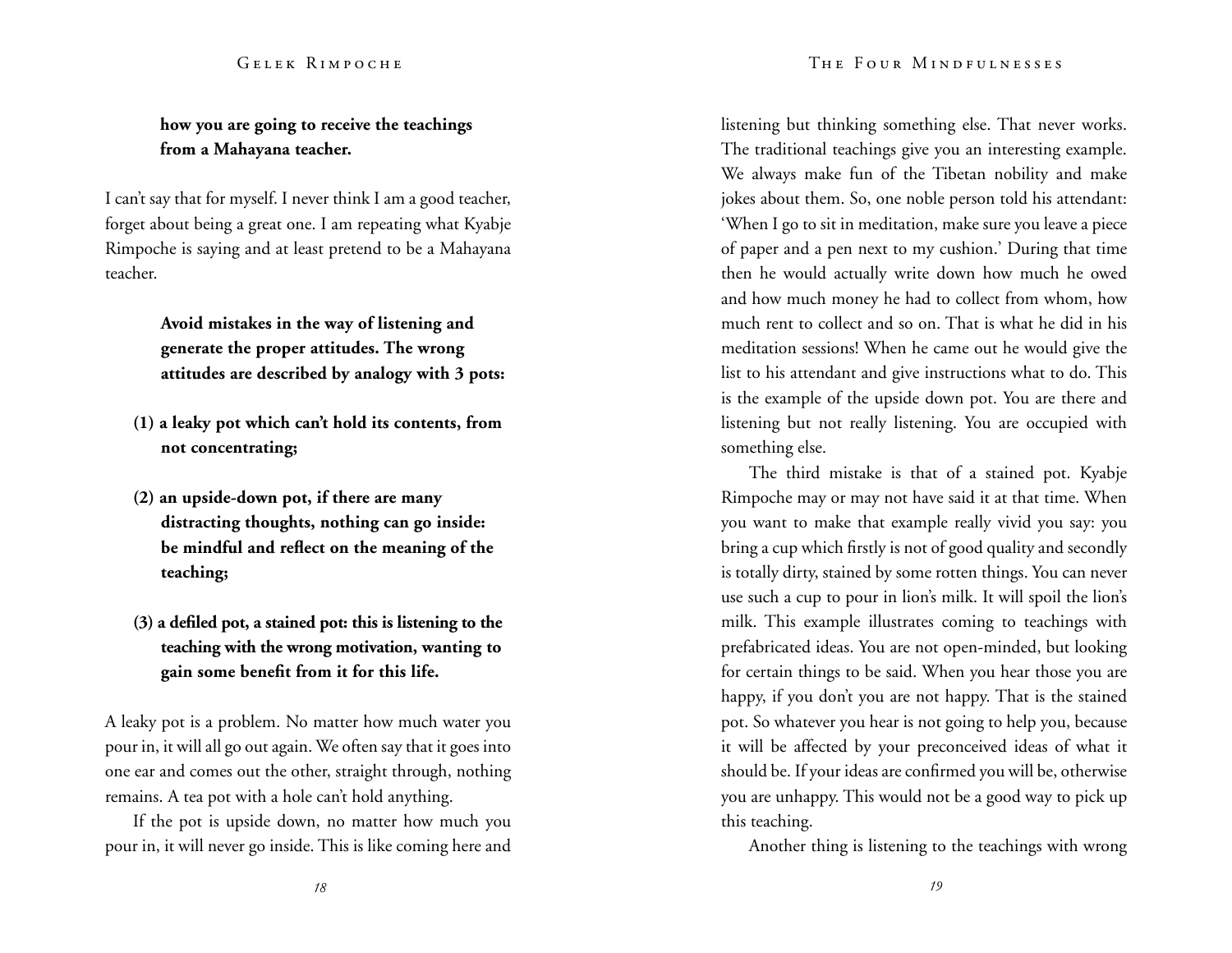**how you are going to receive the teachings from a Mahayana teacher.**

I can't say that for myself. I never think I am a good teacher, forget about being a great one. I am repeating what Kyabje Rimpoche is saying and at least pretend to be a Mahayana teacher.

> **Avoid mistakes in the way of listening and generate the proper attitudes. The wrong attitudes are described by analogy with 3 pots:**
>
> **(1) a leaky pot which can't hold its contents, from not concentrating;**
>
> **(2) an upside-down pot, if there are many distracting thoughts, nothing can go inside: be mindful and reflect on the meaning of the teaching;**
>
> **(3) a defiled pot, a stained pot: this is listening to the teaching with the wrong motivation, wanting to gain some benefit from it for this life.**

A leaky pot is a problem. No matter how much water you pour in, it will all go out again. We often say that it goes into one ear and comes out the other, straight through, nothing remains. A tea pot with a hole can't hold anything.

If the pot is upside down, no matter how much you pour in, it will never go inside. This is like coming here and listening but thinking something else. That never works. The traditional teachings give you an interesting example. We always make fun of the Tibetan nobility and make jokes about them. So, one noble person told his attendant: 'When I go to sit in meditation, make sure you leave a piece of paper and a pen next to my cushion.' During that time then he would actually write down how much he owed and how much money he had to collect from whom, how much rent to collect and so on. That is what he did in his meditation sessions! When he came out he would give the list to his attendant and give instructions what to do. This is the example of the upside down pot. You are there and listening but not really listening. You are occupied with something else.

The third mistake is that of a stained pot. Kyabje Rimpoche may or may not have said it at that time. When you want to make that example really vivid you say: you bring a cup which firstly is not of good quality and secondly is totally dirty, stained by some rotten things. You can never use such a cup to pour in lion's milk. It will spoil the lion's milk. This example illustrates coming to teachings with prefabricated ideas. You are not open-minded, but looking for certain things to be said. When you hear those you are happy, if you don't you are not happy. That is the stained pot. So whatever you hear is not going to help you, because it will be affected by your preconceived ideas of what it should be. If your ideas are confirmed you will be, otherwise you are unhappy. This would not be a good way to pick up this teaching.

Another thing is listening to the teachings with wrong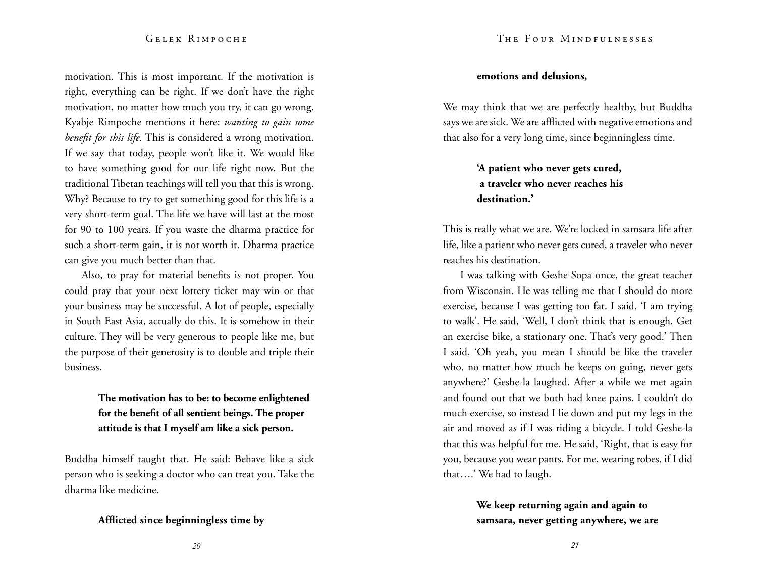motivation. This is most important. If the motivation is right, everything can be right. If we don't have the right motivation, no matter how much you try, it can go wrong. Kyabje Rimpoche mentions it here: *wanting to gain some benefit for this life.* This is considered a wrong motivation. If we say that today, people won't like it. We would like to have something good for our life right now. But the traditional Tibetan teachings will tell you that this is wrong. Why? Because to try to get something good for this life is a very short-term goal. The life we have will last at the most for 90 to 100 years. If you waste the dharma practice for such a short-term gain, it is not worth it. Dharma practice can give you much better than that.

Also, to pray for material benefits is not proper. You could pray that your next lottery ticket may win or that your business may be successful. A lot of people, especially in South East Asia, actually do this. It is somehow in their culture. They will be very generous to people like me, but the purpose of their generosity is to double and triple their business.

> **The motivation has to be: to become enlightened for the benefit of all sentient beings. The proper attitude is that I myself am like a sick person.**

Buddha himself taught that. He said: Behave like a sick person who is seeking a doctor who can treat you. Take the dharma like medicine.

> **Afflicted since beginningless time by emotions and delusions,**

We may think that we are perfectly healthy, but Buddha says we are sick. We are afflicted with negative emotions and that also for a very long time, since beginningless time.

> **'A patient who never gets cured, a traveler who never reaches his destination.'**

This is really what we are. We're locked in samsara life after life, like a patient who never gets cured, a traveler who never reaches his destination.

I was talking with Geshe Sopa once, the great teacher from Wisconsin. He was telling me that I should do more exercise, because I was getting too fat. I said, 'I am trying to walk'. He said, 'Well, I don't think that is enough. Get an exercise bike, a stationary one. That's very good.' Then I said, 'Oh yeah, you mean I should be like the traveler who, no matter how much he keeps on going, never gets anywhere?' Geshe-la laughed. After a while we met again and found out that we both had knee pains. I couldn't do much exercise, so instead I lie down and put my legs in the air and moved as if I was riding a bicycle. I told Geshe-la that this was helpful for me. He said, 'Right, that is easy for you, because you wear pants. For me, wearing robes, if I did that….' We had to laugh.

> **We keep returning again and again to samsara, never getting anywhere, we are**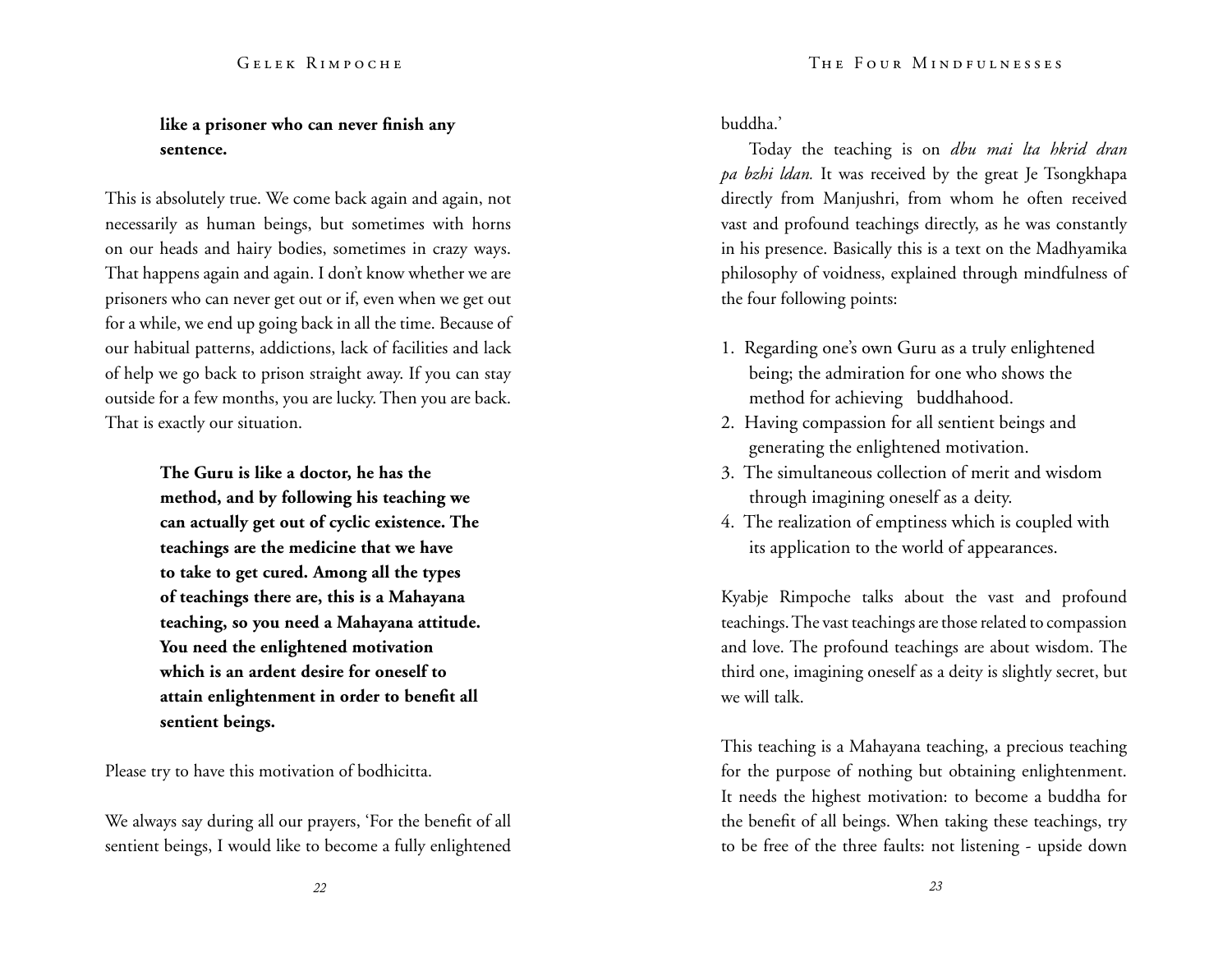> **like a prisoner who can never finish any sentence.**

This is absolutely true. We come back again and again, not necessarily as human beings, but sometimes with horns on our heads and hairy bodies, sometimes in crazy ways. That happens again and again. I don't know whether we are prisoners who can never get out or if, even when we get out for a while, we end up going back in all the time. Because of our habitual patterns, addictions, lack of facilities and lack of help we go back to prison straight away. If you can stay outside for a few months, you are lucky. Then you are back. That is exactly our situation.

> **The Guru is like a doctor, he has the method, and by following his teaching we can actually get out of cyclic existence. The teachings are the medicine that we have to take to get cured. Among all the types of teachings there are, this is a Mahayana teaching, so you need a Mahayana attitude. You need the enlightened motivation which is an ardent desire for oneself to attain enlightenment in order to benefit all sentient beings.**

Please try to have this motivation of bodhicitta.

We always say during all our prayers, 'For the benefit of all sentient beings, I would like to become a fully enlightened buddha.'

Today the teaching is on *dbu mai lta hkrid dran pa bzhi ldan.* It was received by the great Je Tsongkhapa directly from Manjushri, from whom he often received vast and profound teachings directly, as he was constantly in his presence. Basically this is a text on the Madhyamika philosophy of voidness, explained through mindfulness of the four following points:

1. Regarding one's own Guru as a truly enlightened being; the admiration for one who shows the method for achieving buddhahood.
2. Having compassion for all sentient beings and generating the enlightened motivation.
3. The simultaneous collection of merit and wisdom through imagining oneself as a deity.
4. The realization of emptiness which is coupled with its application to the world of appearances.

Kyabje Rimpoche talks about the vast and profound teachings. The vast teachings are those related to compassion and love. The profound teachings are about wisdom. The third one, imagining oneself as a deity is slightly secret, but we will talk.

This teaching is a Mahayana teaching, a precious teaching for the purpose of nothing but obtaining enlightenment. It needs the highest motivation: to become a buddha for the benefit of all beings. When taking these teachings, try to be free of the three faults: not listening - upside down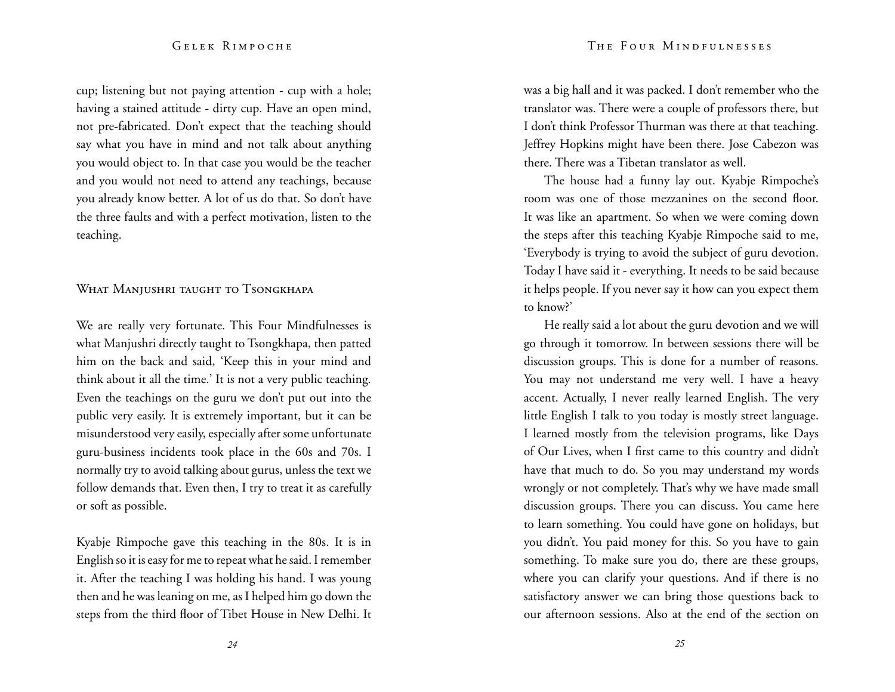cup; listening but not paying attention - cup with a hole; having a stained attitude - dirty cup. Have an open mind, not pre-fabricated. Don't expect that the teaching should say what you have in mind and not talk about anything you would object to. In that case you would be the teacher and you would not need to attend any teachings, because you already know better. A lot of us do that. So don't have the three faults and with a perfect motivation, listen to the teaching.

## What Manjushri taught to Tsongkhapa

We are really very fortunate. This Four Mindfulnesses is what Manjushri directly taught to Tsongkhapa, then patted him on the back and said, 'Keep this in your mind and think about it all the time.' It is not a very public teaching. Even the teachings on the guru we don't put out into the public very easily. It is extremely important, but it can be misunderstood very easily, especially after some unfortunate guru-business incidents took place in the 60s and 70s. I normally try to avoid talking about gurus, unless the text we follow demands that. Even then, I try to treat it as carefully or soft as possible.

Kyabje Rimpoche gave this teaching in the 80s. It is in English so it is easy for me to repeat what he said. I remember it. After the teaching I was holding his hand. I was young then and he was leaning on me, as I helped him go down the steps from the third floor of Tibet House in New Delhi. It was a big hall and it was packed. I don't remember who the translator was. There were a couple of professors there, but I don't think Professor Thurman was there at that teaching. Jeffrey Hopkins might have been there. Jose Cabezon was there. There was a Tibetan translator as well.

The house had a funny lay out. Kyabje Rimpoche's room was one of those mezzanines on the second floor. It was like an apartment. So when we were coming down the steps after this teaching Kyabje Rimpoche said to me, 'Everybody is trying to avoid the subject of guru devotion. Today I have said it - everything. It needs to be said because it helps people. If you never say it how can you expect them to know?'

He really said a lot about the guru devotion and we will go through it tomorrow. In between sessions there will be discussion groups. This is done for a number of reasons. You may not understand me very well. I have a heavy accent. Actually, I never really learned English. The very little English I talk to you today is mostly street language. I learned mostly from the television programs, like Days of Our Lives, when I first came to this country and didn't have that much to do. So you may understand my words wrongly or not completely. That's why we have made small discussion groups. There you can discuss. You came here to learn something. You could have gone on holidays, but you didn't. You paid money for this. So you have to gain something. To make sure you do, there are these groups, where you can clarify your questions. And if there is no satisfactory answer we can bring those questions back to our afternoon sessions. Also at the end of the section on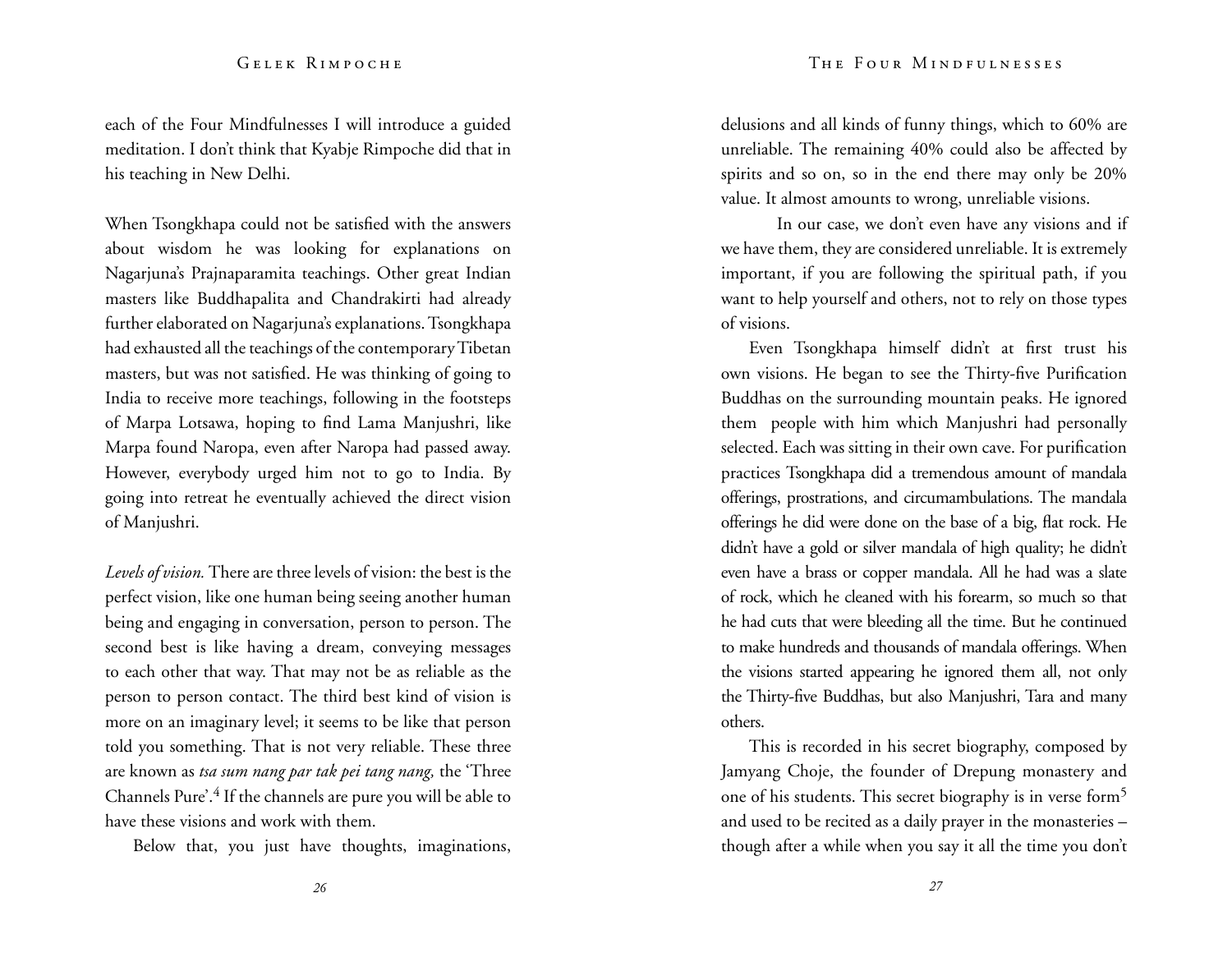each of the Four Mindfulnesses I will introduce a guided meditation. I don't think that Kyabje Rimpoche did that in his teaching in New Delhi.

When Tsongkhapa could not be satisfied with the answers about wisdom he was looking for explanations on Nagarjuna's Prajnaparamita teachings. Other great Indian masters like Buddhapalita and Chandrakirti had already further elaborated on Nagarjuna's explanations. Tsongkhapa had exhausted all the teachings of the contemporary Tibetan masters, but was not satisfied. He was thinking of going to India to receive more teachings, following in the footsteps of Marpa Lotsawa, hoping to find Lama Manjushri, like Marpa found Naropa, even after Naropa had passed away. However, everybody urged him not to go to India. By going into retreat he eventually achieved the direct vision of Manjushri.

*Levels of vision.* There are three levels of vision: the best is the perfect vision, like one human being seeing another human being and engaging in conversation, person to person. The second best is like having a dream, conveying messages to each other that way. That may not be as reliable as the person to person contact. The third best kind of vision is more on an imaginary level; it seems to be like that person told you something. That is not very reliable. These three are known as *tsa sum nang par tak pei tang nang,* the 'Three Channels Pure'.[4] If the channels are pure you will be able to have these visions and work with them.

Below that, you just have thoughts, imaginations, delusions and all kinds of funny things, which to 60% are unreliable. The remaining 40% could also be affected by spirits and so on, so in the end there may only be 20% value. It almost amounts to wrong, unreliable visions.

In our case, we don't even have any visions and if we have them, they are considered unreliable. It is extremely important, if you are following the spiritual path, if you want to help yourself and others, not to rely on those types of visions.

Even Tsongkhapa himself didn't at first trust his own visions. He began to see the Thirty-five Purification Buddhas on the surrounding mountain peaks. He ignored them people with him which Manjushri had personally selected. Each was sitting in their own cave. For purification practices Tsongkhapa did a tremendous amount of mandala offerings, prostrations, and circumambulations. The mandala offerings he did were done on the base of a big, flat rock. He didn't have a gold or silver mandala of high quality; he didn't even have a brass or copper mandala. All he had was a slate of rock, which he cleaned with his forearm, so much so that he had cuts that were bleeding all the time. But he continued to make hundreds and thousands of mandala offerings. When the visions started appearing he ignored them all, not only the Thirty-five Buddhas, but also Manjushri, Tara and many others.

This is recorded in his secret biography, composed by Jamyang Choje, the founder of Drepung monastery and one of his students. This secret biography is in verse form[5] and used to be recited as a daily prayer in the monasteries – though after a while when you say it all the time you don't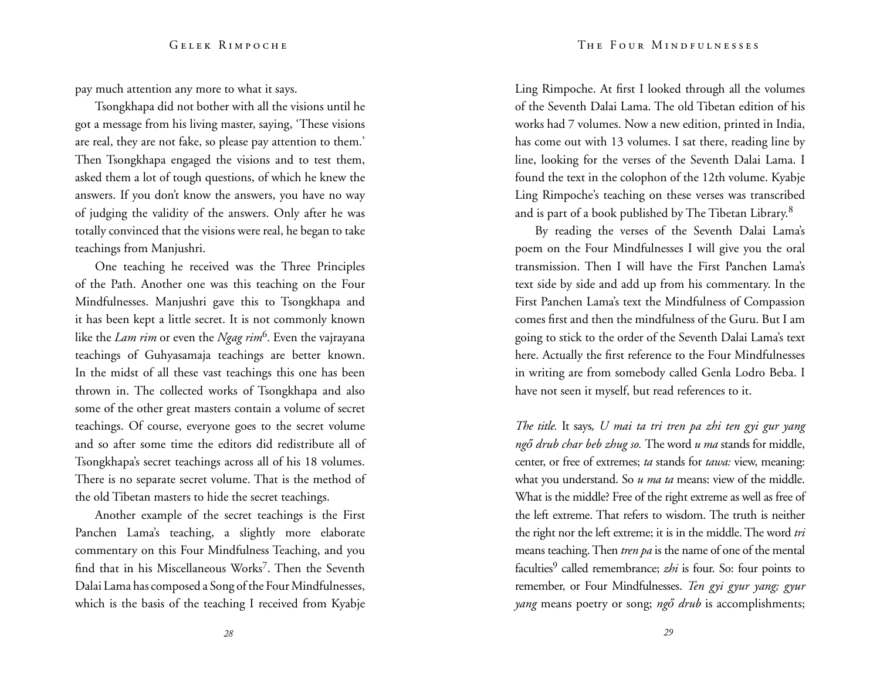pay much attention any more to what it says.

Tsongkhapa did not bother with all the visions until he got a message from his living master, saying, 'These visions are real, they are not fake, so please pay attention to them.' Then Tsongkhapa engaged the visions and to test them, asked them a lot of tough questions, of which he knew the answers. If you don't know the answers, you have no way of judging the validity of the answers. Only after he was totally convinced that the visions were real, he began to take teachings from Manjushri.

One teaching he received was the Three Principles of the Path. Another one was this teaching on the Four Mindfulnesses. Manjushri gave this to Tsongkhapa and it has been kept a little secret. It is not commonly known like the *Lam rim* or even the *Ngag rim*[6]. Even the vajrayana teachings of Guhyasamaja teachings are better known. In the midst of all these vast teachings this one has been thrown in. The collected works of Tsongkhapa and also some of the other great masters contain a volume of secret teachings. Of course, everyone goes to the secret volume and so after some time the editors did redistribute all of Tsongkhapa's secret teachings across all of his 18 volumes. There is no separate secret volume. That is the method of the old Tibetan masters to hide the secret teachings.

Another example of the secret teachings is the First Panchen Lama's teaching, a slightly more elaborate commentary on this Four Mindfulness Teaching, and you find that in his Miscellaneous Works[7]. Then the Seventh Dalai Lama has composed a Song of the Four Mindfulnesses, which is the basis of the teaching I received from Kyabje Ling Rimpoche. At first I looked through all the volumes of the Seventh Dalai Lama. The old Tibetan edition of his works had 7 volumes. Now a new edition, printed in India, has come out with 13 volumes. I sat there, reading line by line, looking for the verses of the Seventh Dalai Lama. I found the text in the colophon of the 12th volume. Kyabje Ling Rimpoche's teaching on these verses was transcribed and is part of a book published by The Tibetan Library.[8]

By reading the verses of the Seventh Dalai Lama's poem on the Four Mindfulnesses I will give you the oral transmission. Then I will have the First Panchen Lama's text side by side and add up from his commentary. In the First Panchen Lama's text the Mindfulness of Compassion comes first and then the mindfulness of the Guru. But I am going to stick to the order of the Seventh Dalai Lama's text here. Actually the first reference to the Four Mindfulnesses in writing are from somebody called Genla Lodro Beba. I have not seen it myself, but read references to it.

*The title.* It says*, U mai ta tri tren pa zhi ten gyi gur yang ngő drub char beb zhug so.* The word *u ma* stands for middle, center, or free of extremes; *ta* stands for *tawa:* view, meaning: what you understand. So *u ma ta* means: view of the middle. What is the middle? Free of the right extreme as well as free of the left extreme. That refers to wisdom. The truth is neither the right nor the left extreme; it is in the middle. The word *tri* means teaching. Then *tren pa* is the name of one of the mental faculties[9] called remembrance; *zhi* is four. So: four points to remember, or Four Mindfulnesses. *Ten gyi gyur yang; gyur yang* means poetry or song; *ngő drub* is accomplishments;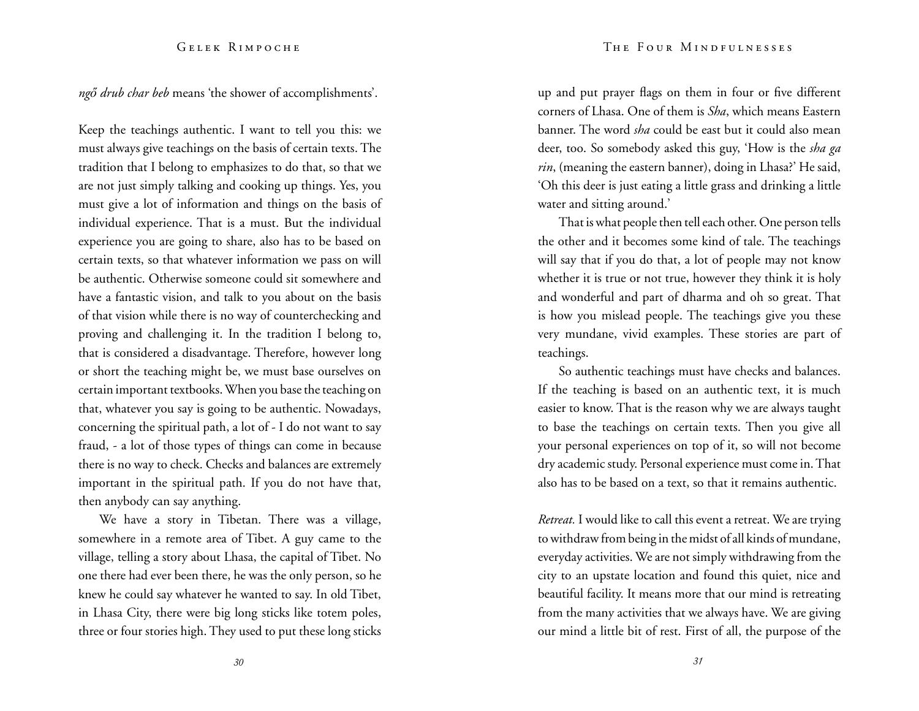*ngő drub char beb* means 'the shower of accomplishments'.

Keep the teachings authentic. I want to tell you this: we must always give teachings on the basis of certain texts. The tradition that I belong to emphasizes to do that, so that we are not just simply talking and cooking up things. Yes, you must give a lot of information and things on the basis of individual experience. That is a must. But the individual experience you are going to share, also has to be based on certain texts, so that whatever information we pass on will be authentic. Otherwise someone could sit somewhere and have a fantastic vision, and talk to you about on the basis of that vision while there is no way of counterchecking and proving and challenging it. In the tradition I belong to, that is considered a disadvantage. Therefore, however long or short the teaching might be, we must base ourselves on certain important textbooks. When you base the teaching on that, whatever you say is going to be authentic. Nowadays, concerning the spiritual path, a lot of - I do not want to say fraud, - a lot of those types of things can come in because there is no way to check. Checks and balances are extremely important in the spiritual path. If you do not have that, then anybody can say anything.

We have a story in Tibetan. There was a village, somewhere in a remote area of Tibet. A guy came to the village, telling a story about Lhasa, the capital of Tibet. No one there had ever been there, he was the only person, so he knew he could say whatever he wanted to say. In old Tibet, in Lhasa City, there were big long sticks like totem poles, three or four stories high. They used to put these long sticks up and put prayer flags on them in four or five different corners of Lhasa. One of them is *Sha*, which means Eastern banner. The word *sha* could be east but it could also mean deer, too. So somebody asked this guy, 'How is the *sha ga rin*, (meaning the eastern banner), doing in Lhasa?' He said, 'Oh this deer is just eating a little grass and drinking a little water and sitting around.'

That is what people then tell each other. One person tells the other and it becomes some kind of tale. The teachings will say that if you do that, a lot of people may not know whether it is true or not true, however they think it is holy and wonderful and part of dharma and oh so great. That is how you mislead people. The teachings give you these very mundane, vivid examples. These stories are part of teachings.

So authentic teachings must have checks and balances. If the teaching is based on an authentic text, it is much easier to know. That is the reason why we are always taught to base the teachings on certain texts. Then you give all your personal experiences on top of it, so will not become dry academic study. Personal experience must come in. That also has to be based on a text, so that it remains authentic.

*Retreat.* I would like to call this event a retreat. We are trying to withdraw from being in the midst of all kinds of mundane, everyday activities. We are not simply withdrawing from the city to an upstate location and found this quiet, nice and beautiful facility. It means more that our mind is retreating from the many activities that we always have. We are giving our mind a little bit of rest. First of all, the purpose of the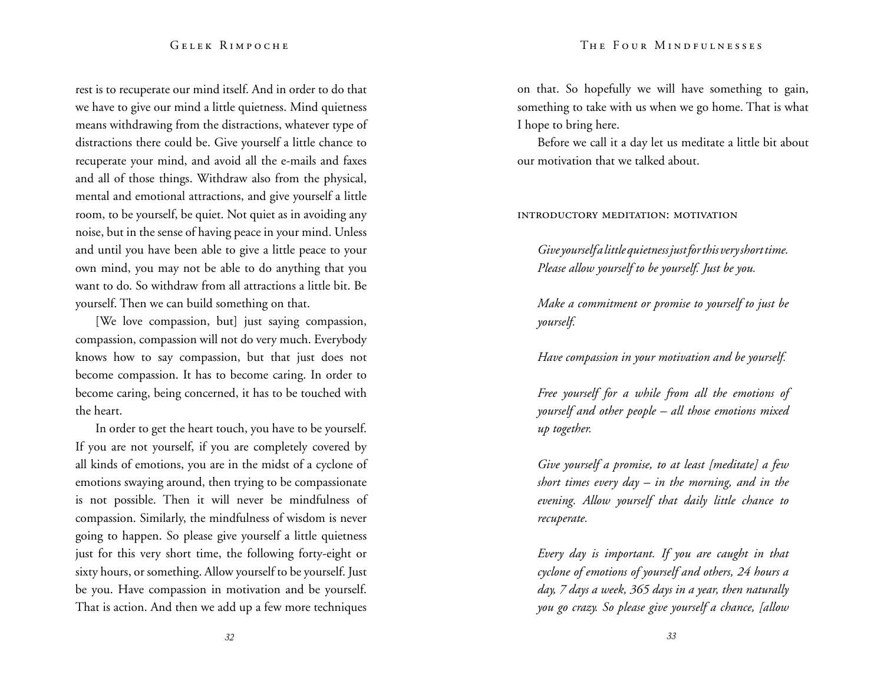rest is to recuperate our mind itself. And in order to do that we have to give our mind a little quietness. Mind quietness means withdrawing from the distractions, whatever type of distractions there could be. Give yourself a little chance to recuperate your mind, and avoid all the e-mails and faxes and all of those things. Withdraw also from the physical, mental and emotional attractions, and give yourself a little room, to be yourself, be quiet. Not quiet as in avoiding any noise, but in the sense of having peace in your mind. Unless and until you have been able to give a little peace to your own mind, you may not be able to do anything that you want to do. So withdraw from all attractions a little bit. Be yourself. Then we can build something on that.

[We love compassion, but] just saying compassion, compassion, compassion will not do very much. Everybody knows how to say compassion, but that just does not become compassion. It has to become caring. In order to become caring, being concerned, it has to be touched with the heart.

In order to get the heart touch, you have to be yourself. If you are not yourself, if you are completely covered by all kinds of emotions, you are in the midst of a cyclone of emotions swaying around, then trying to be compassionate is not possible. Then it will never be mindfulness of compassion. Similarly, the mindfulness of wisdom is never going to happen. So please give yourself a little quietness just for this very short time, the following forty-eight or sixty hours, or something. Allow yourself to be yourself. Just be you. Have compassion in motivation and be yourself. That is action. And then we add up a few more techniques on that. So hopefully we will have something to gain, something to take with us when we go home. That is what I hope to bring here.

Before we call it a day let us meditate a little bit about our motivation that we talked about.

### INTRODUCTORY MEDITATION: MOTIVATION

*Give yourself a little quietness just for this very short time. Please allow yourself to be yourself. Just be you.*

*Make a commitment or promise to yourself to just be yourself.*

*Have compassion in your motivation and be yourself.*

*Free yourself for a while from all the emotions of yourself and other people – all those emotions mixed up together.*

*Give yourself a promise, to at least [meditate] a few short times every day – in the morning, and in the evening. Allow yourself that daily little chance to recuperate.*

*Every day is important. If you are caught in that cyclone of emotions of yourself and others, 24 hours a day, 7 days a week, 365 days in a year, then naturally you go crazy. So please give yourself a chance, [allow*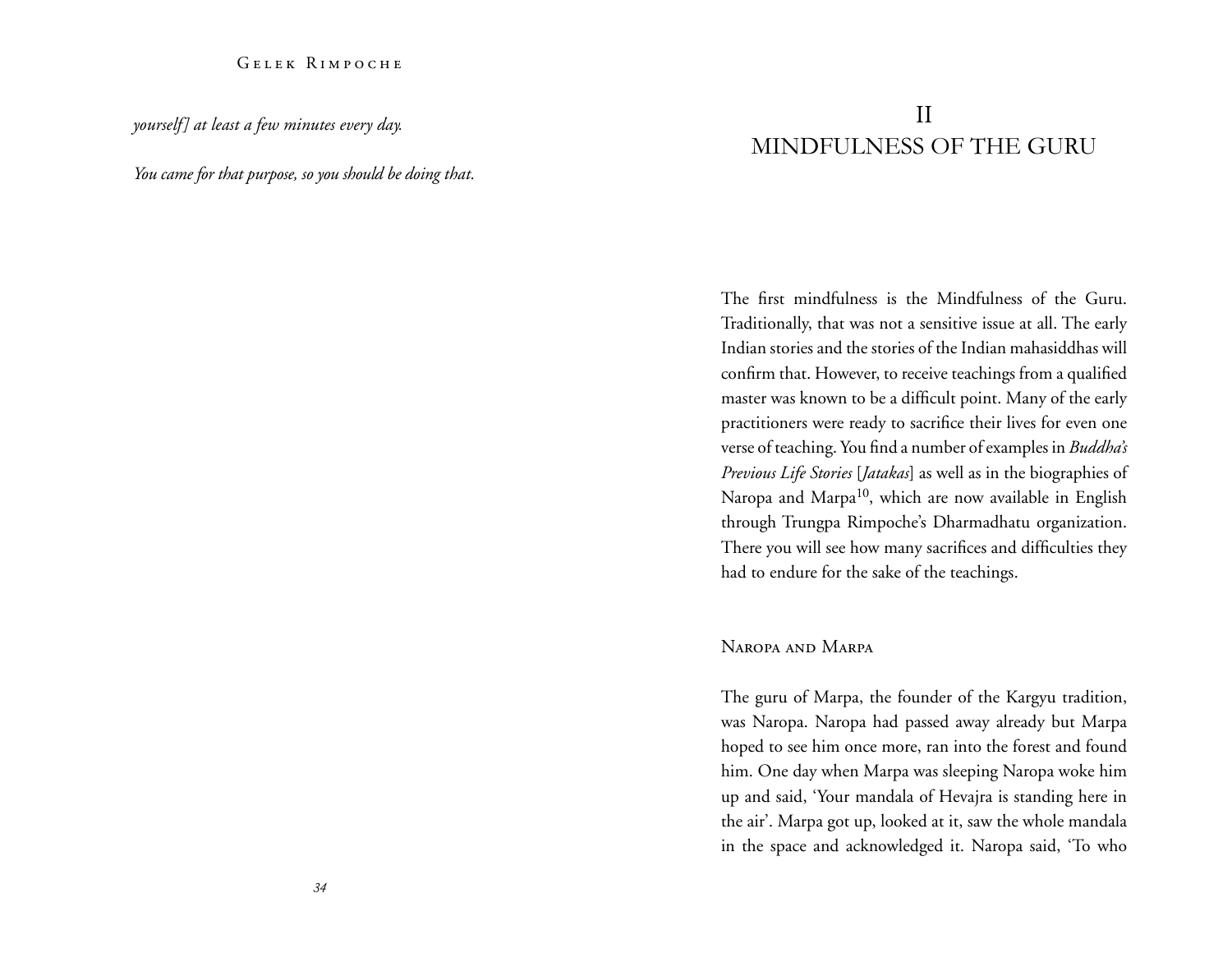*yourself] at least a few minutes every day.*

*You came for that purpose, so you should be doing that.*

# II
# MINDFULNESS OF THE GURU

The first mindfulness is the Mindfulness of the Guru. Traditionally, that was not a sensitive issue at all. The early Indian stories and the stories of the Indian mahasiddhas will confirm that. However, to receive teachings from a qualified master was known to be a difficult point. Many of the early practitioners were ready to sacrifice their lives for even one verse of teaching. You find a number of examples in *Buddha's Previous Life Stories* [*Jatakas*] as well as in the biographies of Naropa and Marpa[10], which are now available in English through Trungpa Rimpoche's Dharmadhatu organization. There you will see how many sacrifices and difficulties they had to endure for the sake of the teachings.

## Naropa and Marpa

The guru of Marpa, the founder of the Kargyu tradition, was Naropa. Naropa had passed away already but Marpa hoped to see him once more, ran into the forest and found him. One day when Marpa was sleeping Naropa woke him up and said, 'Your mandala of Hevajra is standing here in the air'. Marpa got up, looked at it, saw the whole mandala in the space and acknowledged it. Naropa said, 'To who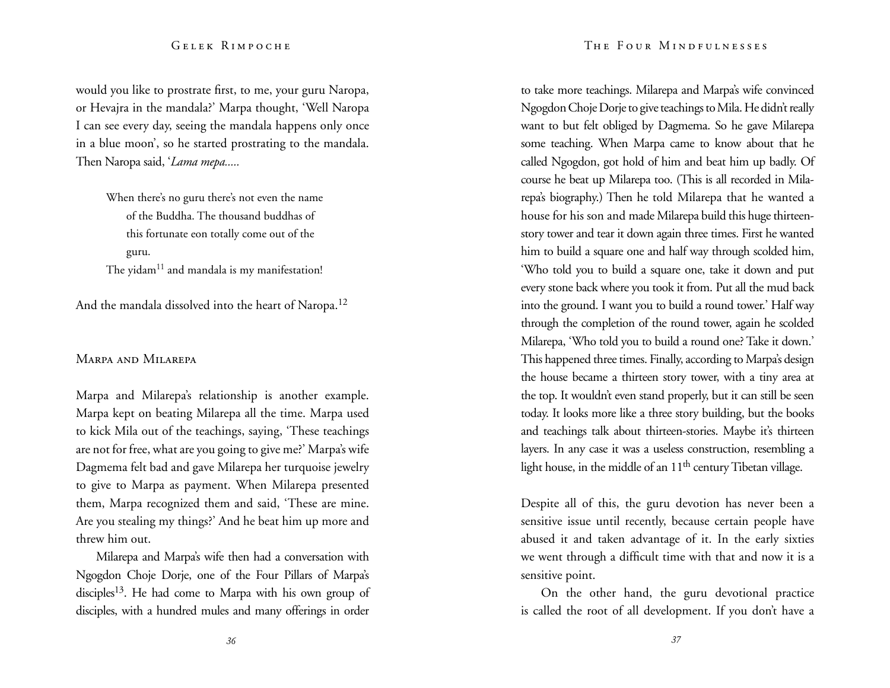would you like to prostrate first, to me, your guru Naropa, or Hevajra in the mandala?' Marpa thought, 'Well Naropa I can see every day, seeing the mandala happens only once in a blue moon', so he started prostrating to the mandala. Then Naropa said, '*Lama mepa.....*

> When there's no guru there's not even the name of the Buddha. The thousand buddhas of this fortunate eon totally come out of the guru.
> The yidam[11] and mandala is my manifestation!

And the mandala dissolved into the heart of Naropa.[12]

## Marpa and Milarepa

Marpa and Milarepa's relationship is another example. Marpa kept on beating Milarepa all the time. Marpa used to kick Mila out of the teachings, saying, 'These teachings are not for free, what are you going to give me?' Marpa's wife Dagmema felt bad and gave Milarepa her turquoise jewelry to give to Marpa as payment. When Milarepa presented them, Marpa recognized them and said, 'These are mine. Are you stealing my things?' And he beat him up more and threw him out.

Milarepa and Marpa's wife then had a conversation with Ngogdon Choje Dorje, one of the Four Pillars of Marpa's disciples[13]. He had come to Marpa with his own group of disciples, with a hundred mules and many offerings in order to take more teachings. Milarepa and Marpa's wife convinced Ngogdon Choje Dorje to give teachings to Mila. He didn't really want to but felt obliged by Dagmema. So he gave Milarepa some teaching. When Marpa came to know about that he called Ngogdon, got hold of him and beat him up badly. Of course he beat up Milarepa too. (This is all recorded in Milarepa's biography.) Then he told Milarepa that he wanted a house for his son and made Milarepa build this huge thirteen-story tower and tear it down again three times. First he wanted him to build a square one and half way through scolded him, 'Who told you to build a square one, take it down and put every stone back where you took it from. Put all the mud back into the ground. I want you to build a round tower.' Half way through the completion of the round tower, again he scolded Milarepa, 'Who told you to build a round one? Take it down.' This happened three times. Finally, according to Marpa's design the house became a thirteen story tower, with a tiny area at the top. It wouldn't even stand properly, but it can still be seen today. It looks more like a three story building, but the books and teachings talk about thirteen-stories. Maybe it's thirteen layers. In any case it was a useless construction, resembling a light house, in the middle of an 11th century Tibetan village.

Despite all of this, the guru devotion has never been a sensitive issue until recently, because certain people have abused it and taken advantage of it. In the early sixties we went through a difficult time with that and now it is a sensitive point.

On the other hand, the guru devotional practice is called the root of all development. If you don't have a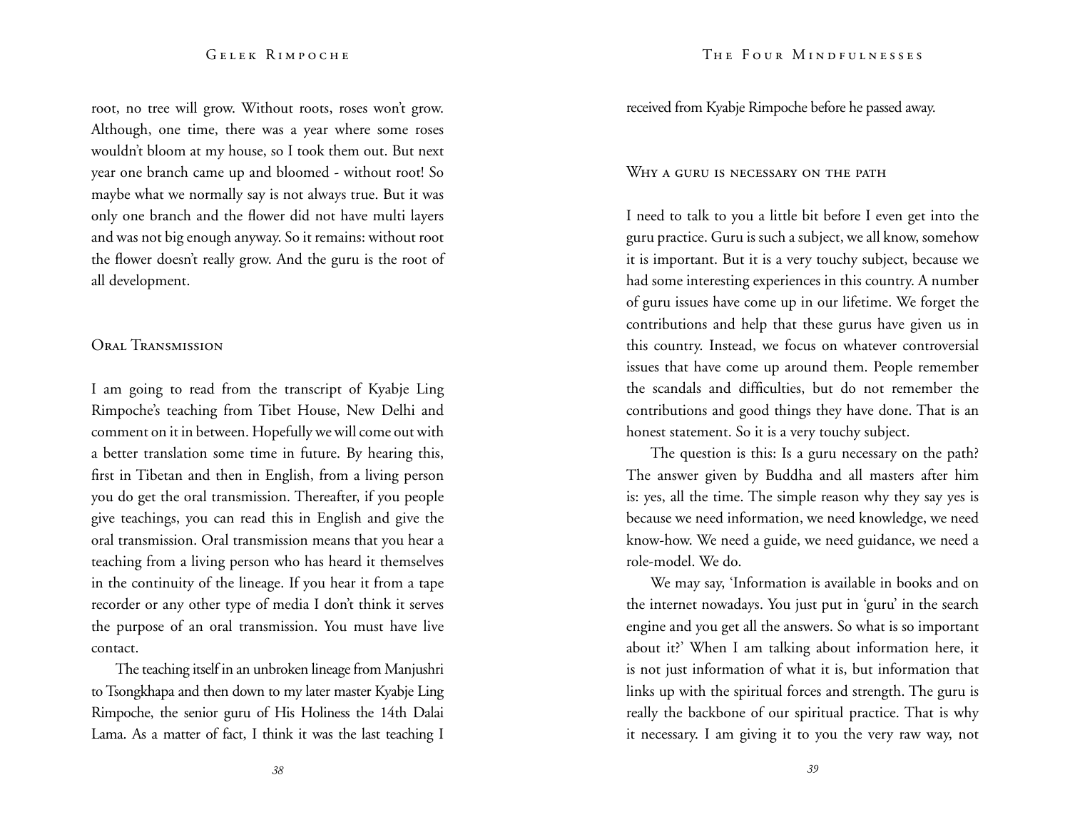root, no tree will grow. Without roots, roses won't grow. Although, one time, there was a year where some roses wouldn't bloom at my house, so I took them out. But next year one branch came up and bloomed - without root! So maybe what we normally say is not always true. But it was only one branch and the flower did not have multi layers and was not big enough anyway. So it remains: without root the flower doesn't really grow. And the guru is the root of all development.

## Oral Transmission

I am going to read from the transcript of Kyabje Ling Rimpoche's teaching from Tibet House, New Delhi and comment on it in between. Hopefully we will come out with a better translation some time in future. By hearing this, first in Tibetan and then in English, from a living person you do get the oral transmission. Thereafter, if you people give teachings, you can read this in English and give the oral transmission. Oral transmission means that you hear a teaching from a living person who has heard it themselves in the continuity of the lineage. If you hear it from a tape recorder or any other type of media I don't think it serves the purpose of an oral transmission. You must have live contact.

The teaching itself in an unbroken lineage from Manjushri to Tsongkhapa and then down to my later master Kyabje Ling Rimpoche, the senior guru of His Holiness the 14th Dalai Lama. As a matter of fact, I think it was the last teaching I received from Kyabje Rimpoche before he passed away.

## Why a guru is necessary on the path

I need to talk to you a little bit before I even get into the guru practice. Guru is such a subject, we all know, somehow it is important. But it is a very touchy subject, because we had some interesting experiences in this country. A number of guru issues have come up in our lifetime. We forget the contributions and help that these gurus have given us in this country. Instead, we focus on whatever controversial issues that have come up around them. People remember the scandals and difficulties, but do not remember the contributions and good things they have done. That is an honest statement. So it is a very touchy subject.

The question is this: Is a guru necessary on the path? The answer given by Buddha and all masters after him is: yes, all the time. The simple reason why they say yes is because we need information, we need knowledge, we need know-how. We need a guide, we need guidance, we need a role-model. We do.

We may say, 'Information is available in books and on the internet nowadays. You just put in 'guru' in the search engine and you get all the answers. So what is so important about it?' When I am talking about information here, it is not just information of what it is, but information that links up with the spiritual forces and strength. The guru is really the backbone of our spiritual practice. That is why it necessary. I am giving it to you the very raw way, not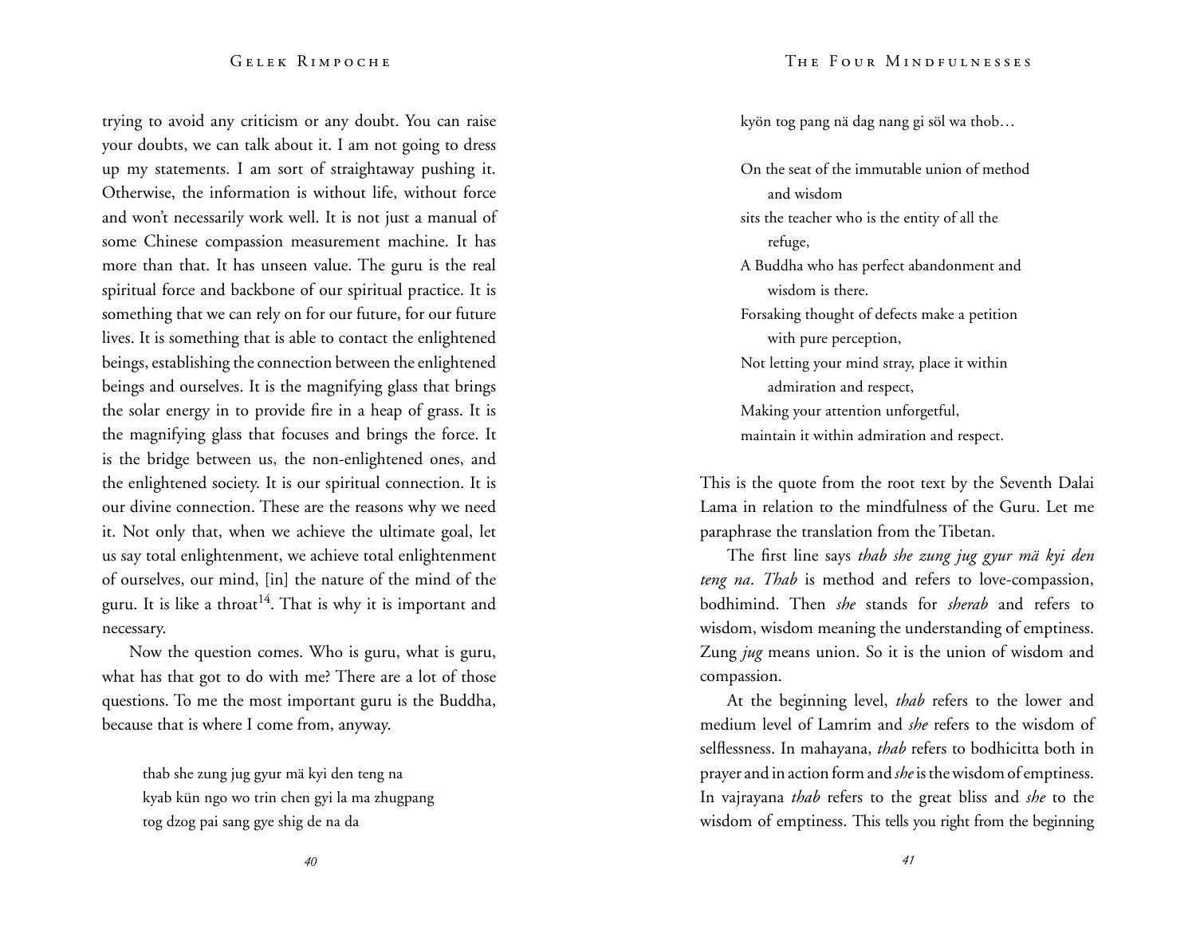trying to avoid any criticism or any doubt. You can raise your doubts, we can talk about it. I am not going to dress up my statements. I am sort of straightaway pushing it. Otherwise, the information is without life, without force and won't necessarily work well. It is not just a manual of some Chinese compassion measurement machine. It has more than that. It has unseen value. The guru is the real spiritual force and backbone of our spiritual practice. It is something that we can rely on for our future, for our future lives. It is something that is able to contact the enlightened beings, establishing the connection between the enlightened beings and ourselves. It is the magnifying glass that brings the solar energy in to provide fire in a heap of grass. It is the magnifying glass that focuses and brings the force. It is the bridge between us, the non-enlightened ones, and the enlightened society. It is our spiritual connection. It is our divine connection. These are the reasons why we need it. Not only that, when we achieve the ultimate goal, let us say total enlightenment, we achieve total enlightenment of ourselves, our mind, [in] the nature of the mind of the guru. It is like a throat[14]. That is why it is important and necessary.

Now the question comes. Who is guru, what is guru, what has that got to do with me? There are a lot of those questions. To me the most important guru is the Buddha, because that is where I come from, anyway.

> thab she zung jug gyur mä kyi den teng na
> kyab kün ngo wo trin chen gyi la ma zhugpang
> tog dzog pai sang gye shig de na da
> kyön tog pang nä dag nang gi söl wa thob…

> On the seat of the immutable union of method and wisdom
> sits the teacher who is the entity of all the refuge,
> A Buddha who has perfect abandonment and wisdom is there.
> Forsaking thought of defects make a petition with pure perception,
> Not letting your mind stray, place it within admiration and respect,
> Making your attention unforgetful,
> maintain it within admiration and respect.

This is the quote from the root text by the Seventh Dalai Lama in relation to the mindfulness of the Guru. Let me paraphrase the translation from the Tibetan.

The first line says *thab she zung jug gyur mä kyi den teng na*. *Thab* is method and refers to love-compassion, bodhimind. Then *she* stands for *sherab* and refers to wisdom, wisdom meaning the understanding of emptiness. Zung *jug* means union. So it is the union of wisdom and compassion.

At the beginning level, *thab* refers to the lower and medium level of Lamrim and *she* refers to the wisdom of selflessness. In mahayana, *thab* refers to bodhicitta both in prayer and in action form and *she* is the wisdom of emptiness. In vajrayana *thab* refers to the great bliss and *she* to the wisdom of emptiness. This tells you right from the beginning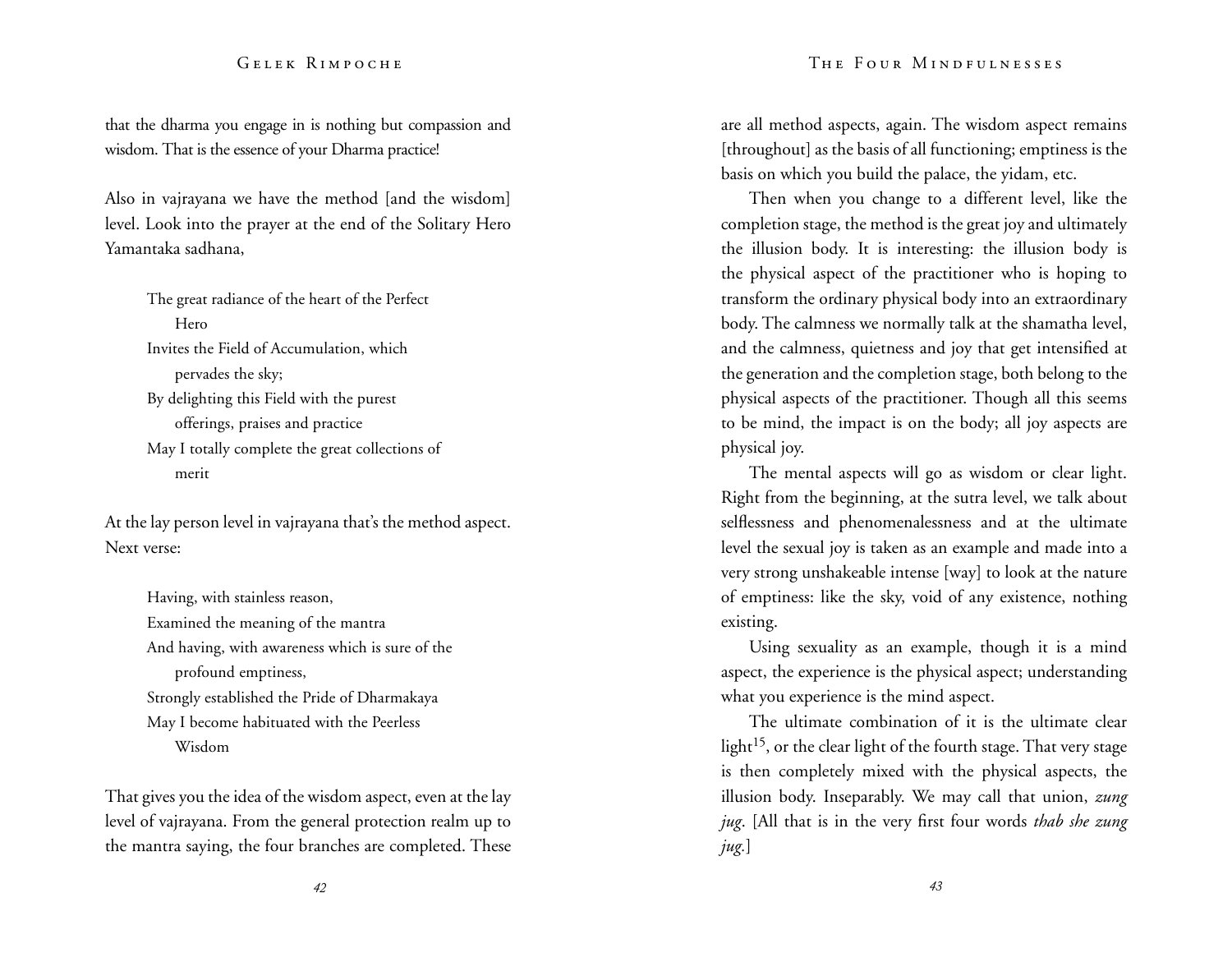that the dharma you engage in is nothing but compassion and wisdom. That is the essence of your Dharma practice!

Also in vajrayana we have the method [and the wisdom] level. Look into the prayer at the end of the Solitary Hero Yamantaka sadhana,

> The great radiance of the heart of the Perfect Hero
> Invites the Field of Accumulation, which pervades the sky;
> By delighting this Field with the purest offerings, praises and practice
> May I totally complete the great collections of merit

At the lay person level in vajrayana that's the method aspect. Next verse:

> Having, with stainless reason,
> Examined the meaning of the mantra
> And having, with awareness which is sure of the profound emptiness,
> Strongly established the Pride of Dharmakaya
> May I become habituated with the Peerless Wisdom

That gives you the idea of the wisdom aspect, even at the lay level of vajrayana. From the general protection realm up to the mantra saying, the four branches are completed. These are all method aspects, again. The wisdom aspect remains [throughout] as the basis of all functioning; emptiness is the basis on which you build the palace, the yidam, etc.

Then when you change to a different level, like the completion stage, the method is the great joy and ultimately the illusion body. It is interesting: the illusion body is the physical aspect of the practitioner who is hoping to transform the ordinary physical body into an extraordinary body. The calmness we normally talk at the shamatha level, and the calmness, quietness and joy that get intensified at the generation and the completion stage, both belong to the physical aspects of the practitioner. Though all this seems to be mind, the impact is on the body; all joy aspects are physical joy.

The mental aspects will go as wisdom or clear light. Right from the beginning, at the sutra level, we talk about selflessness and phenomenalessness and at the ultimate level the sexual joy is taken as an example and made into a very strong unshakeable intense [way] to look at the nature of emptiness: like the sky, void of any existence, nothing existing.

Using sexuality as an example, though it is a mind aspect, the experience is the physical aspect; understanding what you experience is the mind aspect.

The ultimate combination of it is the ultimate clear light[15], or the clear light of the fourth stage. That very stage is then completely mixed with the physical aspects, the illusion body. Inseparably. We may call that union, *zung jug*. [All that is in the very first four words *thab she zung jug*.]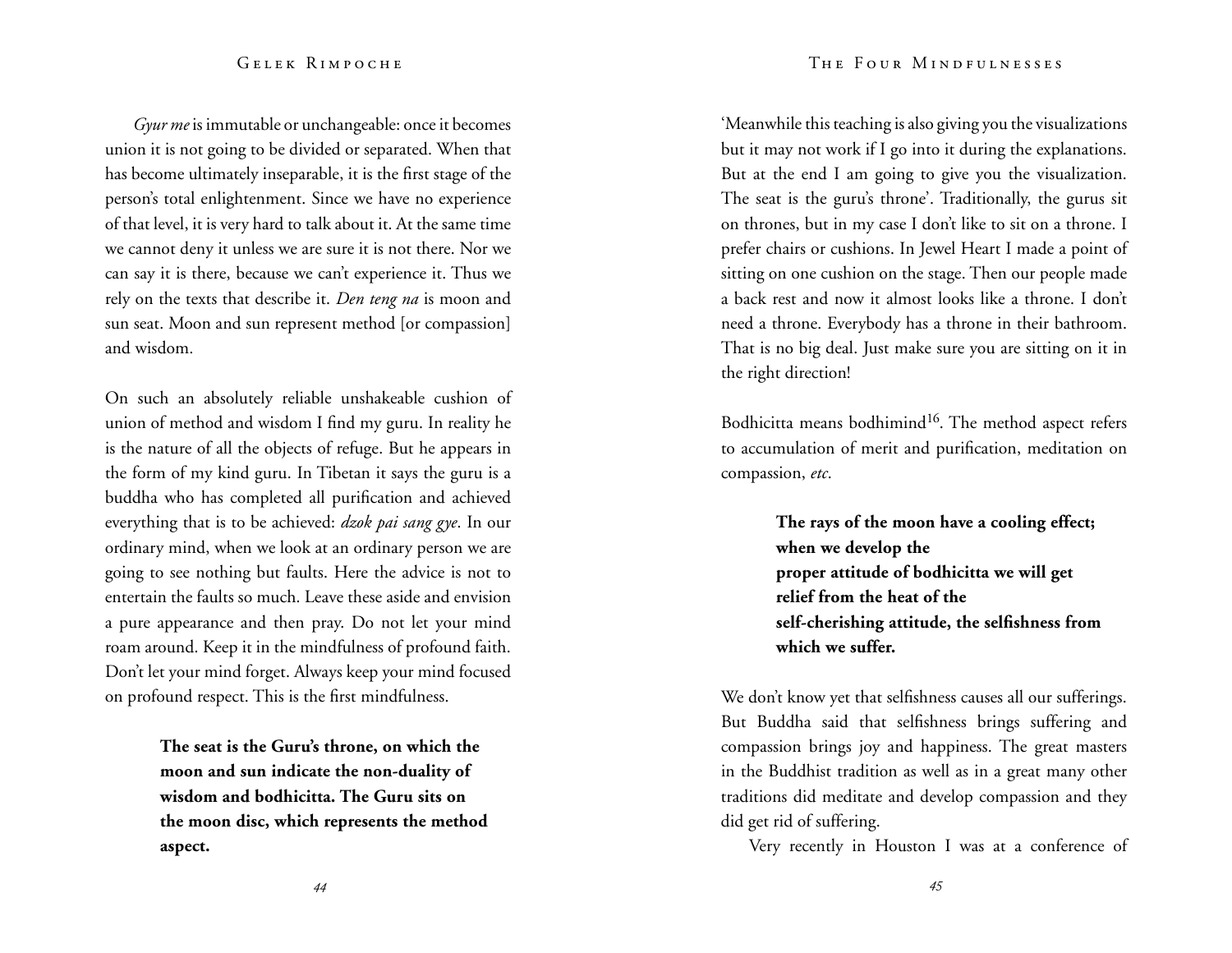*Gyur me* is immutable or unchangeable: once it becomes union it is not going to be divided or separated. When that has become ultimately inseparable, it is the first stage of the person's total enlightenment. Since we have no experience of that level, it is very hard to talk about it. At the same time we cannot deny it unless we are sure it is not there. Nor we can say it is there, because we can't experience it. Thus we rely on the texts that describe it. *Den teng na* is moon and sun seat. Moon and sun represent method [or compassion] and wisdom.

On such an absolutely reliable unshakeable cushion of union of method and wisdom I find my guru. In reality he is the nature of all the objects of refuge. But he appears in the form of my kind guru. In Tibetan it says the guru is a buddha who has completed all purification and achieved everything that is to be achieved: *dzok pai sang gye*. In our ordinary mind, when we look at an ordinary person we are going to see nothing but faults. Here the advice is not to entertain the faults so much. Leave these aside and envision a pure appearance and then pray. Do not let your mind roam around. Keep it in the mindfulness of profound faith. Don't let your mind forget. Always keep your mind focused on profound respect. This is the first mindfulness.

> **The seat is the Guru's throne, on which the moon and sun indicate the non-duality of wisdom and bodhicitta. The Guru sits on the moon disc, which represents the method aspect.**

'Meanwhile this teaching is also giving you the visualizations but it may not work if I go into it during the explanations. But at the end I am going to give you the visualization. The seat is the guru's throne'. Traditionally, the gurus sit on thrones, but in my case I don't like to sit on a throne. I prefer chairs or cushions. In Jewel Heart I made a point of sitting on one cushion on the stage. Then our people made a back rest and now it almost looks like a throne. I don't need a throne. Everybody has a throne in their bathroom. That is no big deal. Just make sure you are sitting on it in the right direction!

Bodhicitta means bodhimind[16]. The method aspect refers to accumulation of merit and purification, meditation on compassion, *etc*.

> **The rays of the moon have a cooling effect; when we develop the proper attitude of bodhicitta we will get relief from the heat of the self-cherishing attitude, the selfishness from which we suffer.**

We don't know yet that selfishness causes all our sufferings. But Buddha said that selfishness brings suffering and compassion brings joy and happiness. The great masters in the Buddhist tradition as well as in a great many other traditions did meditate and develop compassion and they did get rid of suffering.

Very recently in Houston I was at a conference of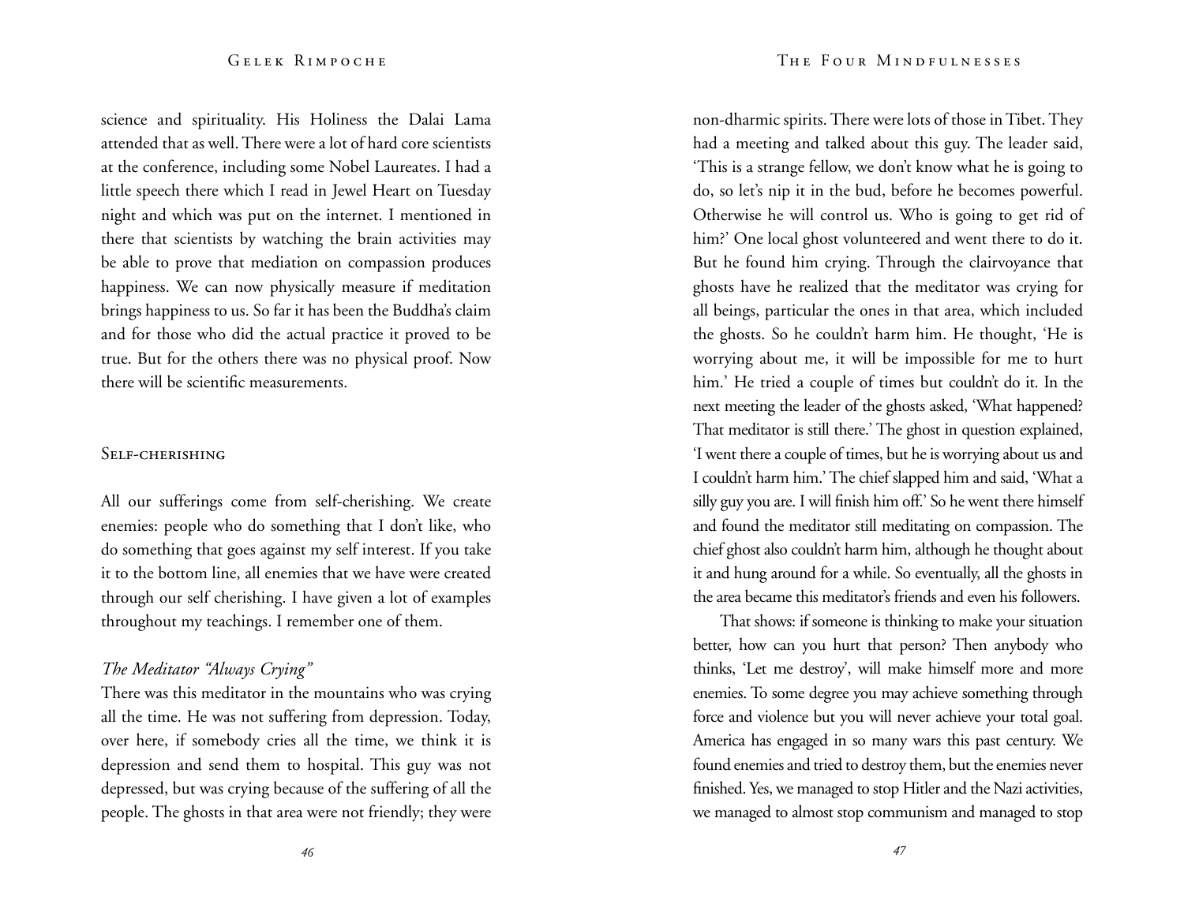science and spirituality. His Holiness the Dalai Lama attended that as well. There were a lot of hard core scientists at the conference, including some Nobel Laureates. I had a little speech there which I read in Jewel Heart on Tuesday night and which was put on the internet. I mentioned in there that scientists by watching the brain activities may be able to prove that mediation on compassion produces happiness. We can now physically measure if meditation brings happiness to us. So far it has been the Buddha's claim and for those who did the actual practice it proved to be true. But for the others there was no physical proof. Now there will be scientific measurements.

## Self-cherishing

All our sufferings come from self-cherishing. We create enemies: people who do something that I don't like, who do something that goes against my self interest. If you take it to the bottom line, all enemies that we have were created through our self cherishing. I have given a lot of examples throughout my teachings. I remember one of them.

### *The Meditator "Always Crying"*

There was this meditator in the mountains who was crying all the time. He was not suffering from depression. Today, over here, if somebody cries all the time, we think it is depression and send them to hospital. This guy was not depressed, but was crying because of the suffering of all the people. The ghosts in that area were not friendly; they were non-dharmic spirits. There were lots of those in Tibet. They had a meeting and talked about this guy. The leader said, 'This is a strange fellow, we don't know what he is going to do, so let's nip it in the bud, before he becomes powerful. Otherwise he will control us. Who is going to get rid of him?' One local ghost volunteered and went there to do it. But he found him crying. Through the clairvoyance that ghosts have he realized that the meditator was crying for all beings, particular the ones in that area, which included the ghosts. So he couldn't harm him. He thought, 'He is worrying about me, it will be impossible for me to hurt him.' He tried a couple of times but couldn't do it. In the next meeting the leader of the ghosts asked, 'What happened? That meditator is still there.' The ghost in question explained, 'I went there a couple of times, but he is worrying about us and I couldn't harm him.' The chief slapped him and said, 'What a silly guy you are. I will finish him off.' So he went there himself and found the meditator still meditating on compassion. The chief ghost also couldn't harm him, although he thought about it and hung around for a while. So eventually, all the ghosts in the area became this meditator's friends and even his followers.

That shows: if someone is thinking to make your situation better, how can you hurt that person? Then anybody who thinks, 'Let me destroy', will make himself more and more enemies. To some degree you may achieve something through force and violence but you will never achieve your total goal. America has engaged in so many wars this past century. We found enemies and tried to destroy them, but the enemies never finished. Yes, we managed to stop Hitler and the Nazi activities, we managed to almost stop communism and managed to stop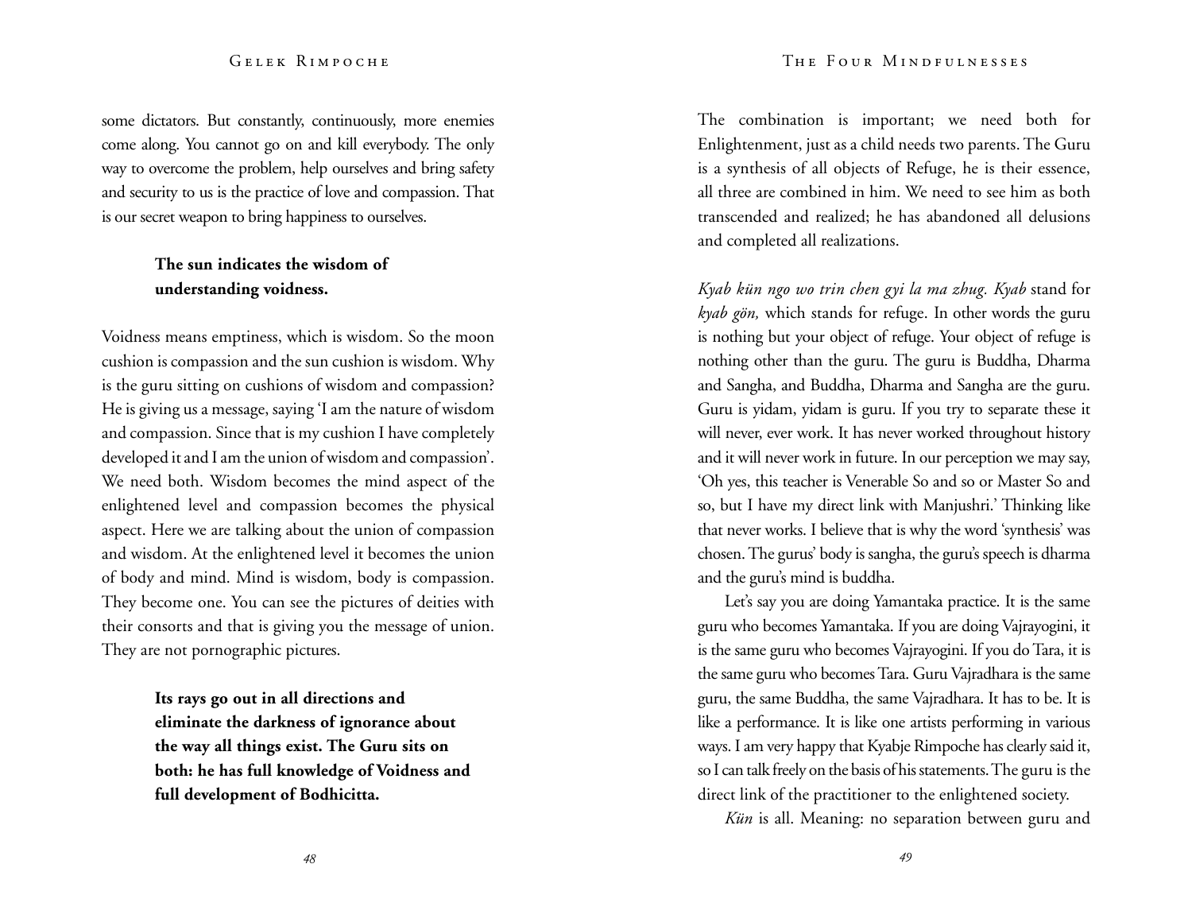some dictators. But constantly, continuously, more enemies come along. You cannot go on and kill everybody. The only way to overcome the problem, help ourselves and bring safety and security to us is the practice of love and compassion. That is our secret weapon to bring happiness to ourselves.

> **The sun indicates the wisdom of understanding voidness.**

Voidness means emptiness, which is wisdom. So the moon cushion is compassion and the sun cushion is wisdom. Why is the guru sitting on cushions of wisdom and compassion? He is giving us a message, saying 'I am the nature of wisdom and compassion. Since that is my cushion I have completely developed it and I am the union of wisdom and compassion'. We need both. Wisdom becomes the mind aspect of the enlightened level and compassion becomes the physical aspect. Here we are talking about the union of compassion and wisdom. At the enlightened level it becomes the union of body and mind. Mind is wisdom, body is compassion. They become one. You can see the pictures of deities with their consorts and that is giving you the message of union. They are not pornographic pictures.

> **Its rays go out in all directions and eliminate the darkness of ignorance about the way all things exist. The Guru sits on both: he has full knowledge of Voidness and full development of Bodhicitta.**

The combination is important; we need both for Enlightenment, just as a child needs two parents. The Guru is a synthesis of all objects of Refuge, he is their essence, all three are combined in him. We need to see him as both transcended and realized; he has abandoned all delusions and completed all realizations.

*Kyab kün ngo wo trin chen gyi la ma zhug. Kyab* stand for *kyab gön,* which stands for refuge. In other words the guru is nothing but your object of refuge. Your object of refuge is nothing other than the guru. The guru is Buddha, Dharma and Sangha, and Buddha, Dharma and Sangha are the guru. Guru is yidam, yidam is guru. If you try to separate these it will never, ever work. It has never worked throughout history and it will never work in future. In our perception we may say, 'Oh yes, this teacher is Venerable So and so or Master So and so, but I have my direct link with Manjushri.' Thinking like that never works. I believe that is why the word 'synthesis' was chosen. The gurus' body is sangha, the guru's speech is dharma and the guru's mind is buddha.

Let's say you are doing Yamantaka practice. It is the same guru who becomes Yamantaka. If you are doing Vajrayogini, it is the same guru who becomes Vajrayogini. If you do Tara, it is the same guru who becomes Tara. Guru Vajradhara is the same guru, the same Buddha, the same Vajradhara. It has to be. It is like a performance. It is like one artists performing in various ways. I am very happy that Kyabje Rimpoche has clearly said it, so I can talk freely on the basis of his statements. The guru is the direct link of the practitioner to the enlightened society.

*Kün* is all. Meaning: no separation between guru and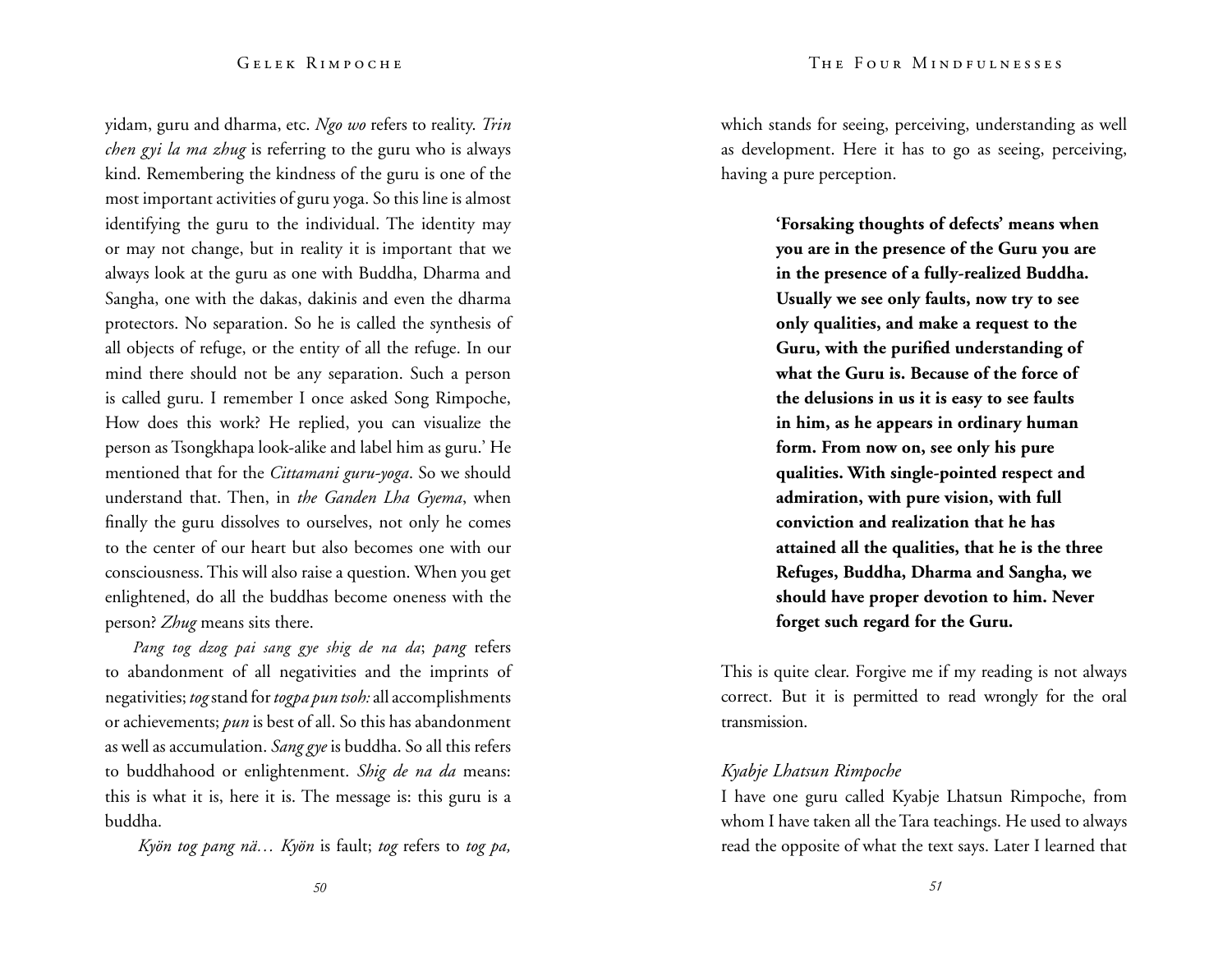yidam, guru and dharma, etc. *Ngo wo* refers to reality. *Trin chen gyi la ma zhug* is referring to the guru who is always kind. Remembering the kindness of the guru is one of the most important activities of guru yoga. So this line is almost identifying the guru to the individual. The identity may or may not change, but in reality it is important that we always look at the guru as one with Buddha, Dharma and Sangha, one with the dakas, dakinis and even the dharma protectors. No separation. So he is called the synthesis of all objects of refuge, or the entity of all the refuge. In our mind there should not be any separation. Such a person is called guru. I remember I once asked Song Rimpoche, How does this work? He replied, you can visualize the person as Tsongkhapa look-alike and label him as guru.' He mentioned that for the *Cittamani guru-yoga*. So we should understand that. Then, in *the Ganden Lha Gyema*, when finally the guru dissolves to ourselves, not only he comes to the center of our heart but also becomes one with our consciousness. This will also raise a question. When you get enlightened, do all the buddhas become oneness with the person? *Zhug* means sits there.

*Pang tog dzog pai sang gye shig de na da*; *pang* refers to abandonment of all negativities and the imprints of negativities; *tog* stand for *togpa pun tsoh:* all accomplishments or achievements; *pun* is best of all. So this has abandonment as well as accumulation. *Sang gye* is buddha. So all this refers to buddhahood or enlightenment. *Shig de na da* means: this is what it is, here it is. The message is: this guru is a buddha.

*Kyön tog pang nä… Kyön* is fault; *tog* refers to *tog pa,* which stands for seeing, perceiving, understanding as well as development. Here it has to go as seeing, perceiving, having a pure perception.

> **'Forsaking thoughts of defects' means when you are in the presence of the Guru you are in the presence of a fully-realized Buddha. Usually we see only faults, now try to see only qualities, and make a request to the Guru, with the purified understanding of what the Guru is. Because of the force of the delusions in us it is easy to see faults in him, as he appears in ordinary human form. From now on, see only his pure qualities. With single-pointed respect and admiration, with pure vision, with full conviction and realization that he has attained all the qualities, that he is the three Refuges, Buddha, Dharma and Sangha, we should have proper devotion to him. Never forget such regard for the Guru.**

This is quite clear. Forgive me if my reading is not always correct. But it is permitted to read wrongly for the oral transmission.

*Kyabje Lhatsun Rimpoche*

I have one guru called Kyabje Lhatsun Rimpoche, from whom I have taken all the Tara teachings. He used to always read the opposite of what the text says. Later I learned that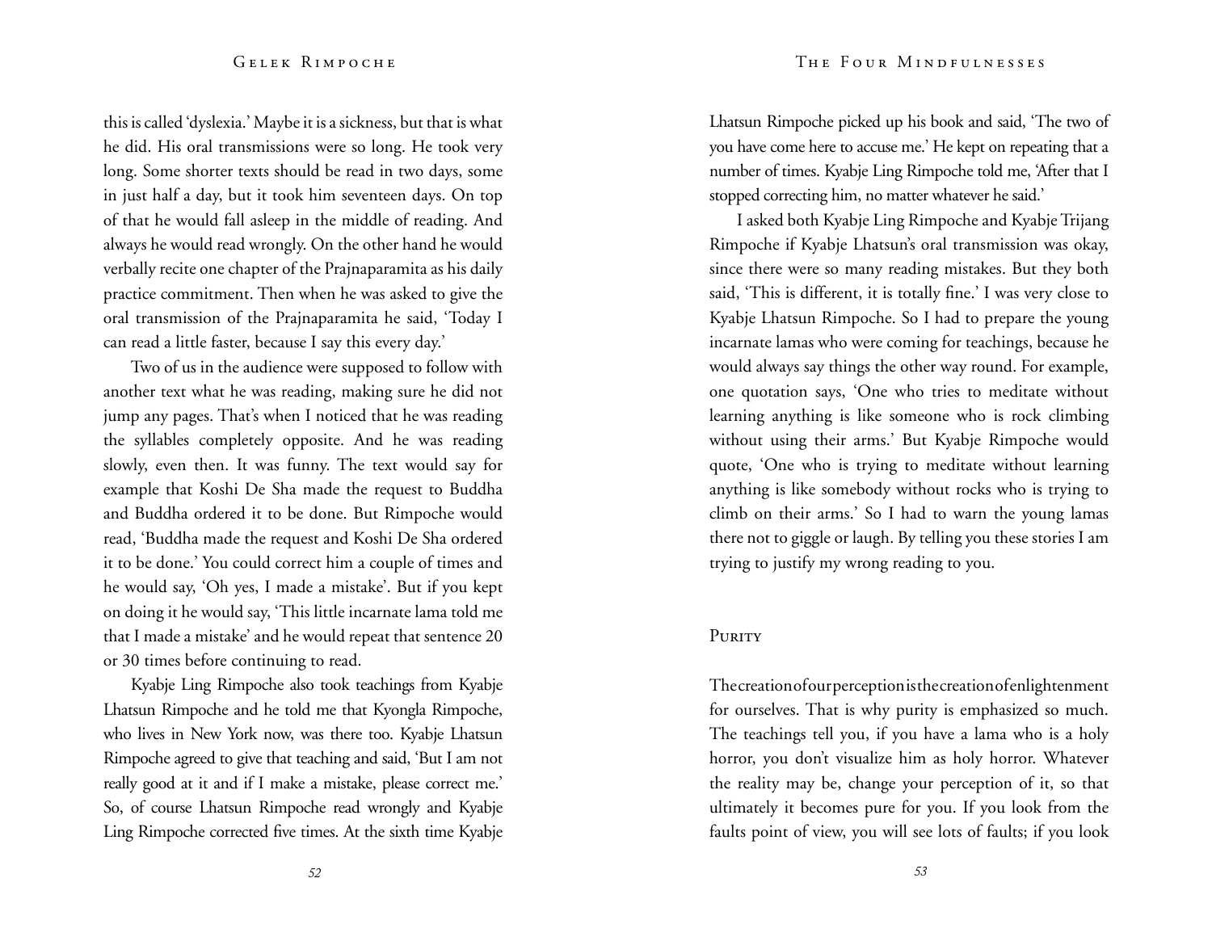this is called 'dyslexia.' Maybe it is a sickness, but that is what he did. His oral transmissions were so long. He took very long. Some shorter texts should be read in two days, some in just half a day, but it took him seventeen days. On top of that he would fall asleep in the middle of reading. And always he would read wrongly. On the other hand he would verbally recite one chapter of the Prajnaparamita as his daily practice commitment. Then when he was asked to give the oral transmission of the Prajnaparamita he said, 'Today I can read a little faster, because I say this every day.'

Two of us in the audience were supposed to follow with another text what he was reading, making sure he did not jump any pages. That's when I noticed that he was reading the syllables completely opposite. And he was reading slowly, even then. It was funny. The text would say for example that Koshi De Sha made the request to Buddha and Buddha ordered it to be done. But Rimpoche would read, 'Buddha made the request and Koshi De Sha ordered it to be done.' You could correct him a couple of times and he would say, 'Oh yes, I made a mistake'. But if you kept on doing it he would say, 'This little incarnate lama told me that I made a mistake' and he would repeat that sentence 20 or 30 times before continuing to read.

Kyabje Ling Rimpoche also took teachings from Kyabje Lhatsun Rimpoche and he told me that Kyongla Rimpoche, who lives in New York now, was there too. Kyabje Lhatsun Rimpoche agreed to give that teaching and said, 'But I am not really good at it and if I make a mistake, please correct me.' So, of course Lhatsun Rimpoche read wrongly and Kyabje Ling Rimpoche corrected five times. At the sixth time Kyabje Lhatsun Rimpoche picked up his book and said, 'The two of you have come here to accuse me.' He kept on repeating that a number of times. Kyabje Ling Rimpoche told me, 'After that I stopped correcting him, no matter whatever he said.'

I asked both Kyabje Ling Rimpoche and Kyabje Trijang Rimpoche if Kyabje Lhatsun's oral transmission was okay, since there were so many reading mistakes. But they both said, 'This is different, it is totally fine.' I was very close to Kyabje Lhatsun Rimpoche. So I had to prepare the young incarnate lamas who were coming for teachings, because he would always say things the other way round. For example, one quotation says, 'One who tries to meditate without learning anything is like someone who is rock climbing without using their arms.' But Kyabje Rimpoche would quote, 'One who is trying to meditate without learning anything is like somebody without rocks who is trying to climb on their arms.' So I had to warn the young lamas there not to giggle or laugh. By telling you these stories I am trying to justify my wrong reading to you.

## Purity

The creation of our perception is the creation of enlightenment for ourselves. That is why purity is emphasized so much. The teachings tell you, if you have a lama who is a holy horror, you don't visualize him as holy horror. Whatever the reality may be, change your perception of it, so that ultimately it becomes pure for you. If you look from the faults point of view, you will see lots of faults; if you look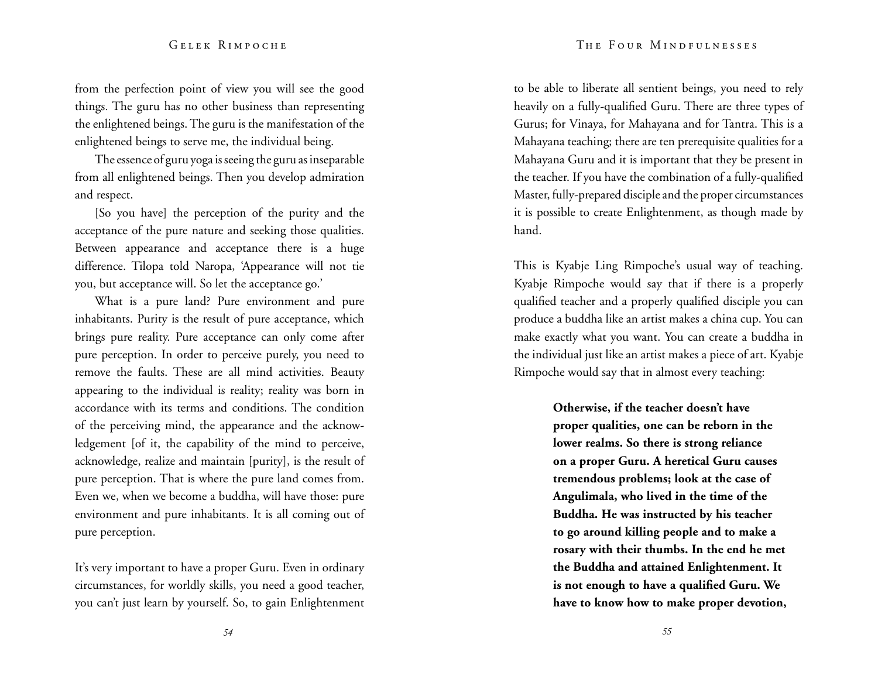from the perfection point of view you will see the good things. The guru has no other business than representing the enlightened beings. The guru is the manifestation of the enlightened beings to serve me, the individual being.

The essence of guru yoga is seeing the guru as inseparable from all enlightened beings. Then you develop admiration and respect.

[So you have] the perception of the purity and the acceptance of the pure nature and seeking those qualities. Between appearance and acceptance there is a huge difference. Tilopa told Naropa, 'Appearance will not tie you, but acceptance will. So let the acceptance go.'

What is a pure land? Pure environment and pure inhabitants. Purity is the result of pure acceptance, which brings pure reality. Pure acceptance can only come after pure perception. In order to perceive purely, you need to remove the faults. These are all mind activities. Beauty appearing to the individual is reality; reality was born in accordance with its terms and conditions. The condition of the perceiving mind, the appearance and the acknowledgement [of it, the capability of the mind to perceive, acknowledge, realize and maintain [purity], is the result of pure perception. That is where the pure land comes from. Even we, when we become a buddha, will have those: pure environment and pure inhabitants. It is all coming out of pure perception.

It's very important to have a proper Guru. Even in ordinary circumstances, for worldly skills, you need a good teacher, you can't just learn by yourself. So, to gain Enlightenment to be able to liberate all sentient beings, you need to rely heavily on a fully-qualified Guru. There are three types of Gurus; for Vinaya, for Mahayana and for Tantra. This is a Mahayana teaching; there are ten prerequisite qualities for a Mahayana Guru and it is important that they be present in the teacher. If you have the combination of a fully-qualified Master, fully-prepared disciple and the proper circumstances it is possible to create Enlightenment, as though made by hand.

This is Kyabje Ling Rimpoche's usual way of teaching. Kyabje Rimpoche would say that if there is a properly qualified teacher and a properly qualified disciple you can produce a buddha like an artist makes a china cup. You can make exactly what you want. You can create a buddha in the individual just like an artist makes a piece of art. Kyabje Rimpoche would say that in almost every teaching:

> **Otherwise, if the teacher doesn't have proper qualities, one can be reborn in the lower realms. So there is strong reliance on a proper Guru. A heretical Guru causes tremendous problems; look at the case of Angulimala, who lived in the time of the Buddha. He was instructed by his teacher to go around killing people and to make a rosary with their thumbs. In the end he met the Buddha and attained Enlightenment. It is not enough to have a qualified Guru. We have to know how to make proper devotion,**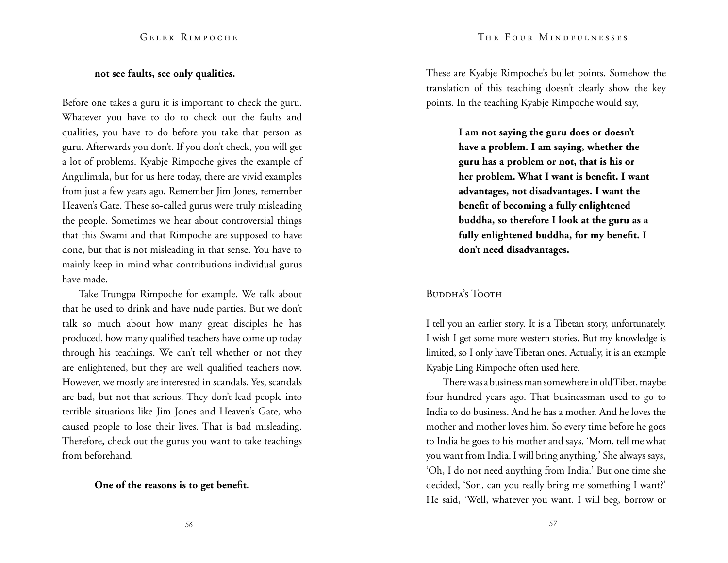**not see faults, see only qualities.**

Before one takes a guru it is important to check the guru. Whatever you have to do to check out the faults and qualities, you have to do before you take that person as guru. Afterwards you don't. If you don't check, you will get a lot of problems. Kyabje Rimpoche gives the example of Angulimala, but for us here today, there are vivid examples from just a few years ago. Remember Jim Jones, remember Heaven's Gate. These so-called gurus were truly misleading the people. Sometimes we hear about controversial things that this Swami and that Rimpoche are supposed to have done, but that is not misleading in that sense. You have to mainly keep in mind what contributions individual gurus have made.

Take Trungpa Rimpoche for example. We talk about that he used to drink and have nude parties. But we don't talk so much about how many great disciples he has produced, how many qualified teachers have come up today through his teachings. We can't tell whether or not they are enlightened, but they are well qualified teachers now. However, we mostly are interested in scandals. Yes, scandals are bad, but not that serious. They don't lead people into terrible situations like Jim Jones and Heaven's Gate, who caused people to lose their lives. That is bad misleading. Therefore, check out the gurus you want to take teachings from beforehand.

**One of the reasons is to get benefit.**

These are Kyabje Rimpoche's bullet points. Somehow the translation of this teaching doesn't clearly show the key points. In the teaching Kyabje Rimpoche would say,

> **I am not saying the guru does or doesn't have a problem. I am saying, whether the guru has a problem or not, that is his or her problem. What I want is benefit. I want advantages, not disadvantages. I want the benefit of becoming a fully enlightened buddha, so therefore I look at the guru as a fully enlightened buddha, for my benefit. I don't need disadvantages.**

## Buddha's Tooth

I tell you an earlier story. It is a Tibetan story, unfortunately. I wish I get some more western stories. But my knowledge is limited, so I only have Tibetan ones. Actually, it is an example Kyabje Ling Rimpoche often used here.

There was a business man somewhere in old Tibet, maybe four hundred years ago. That businessman used to go to India to do business. And he has a mother. And he loves the mother and mother loves him. So every time before he goes to India he goes to his mother and says, 'Mom, tell me what you want from India. I will bring anything.' She always says, 'Oh, I do not need anything from India.' But one time she decided, 'Son, can you really bring me something I want?' He said, 'Well, whatever you want. I will beg, borrow or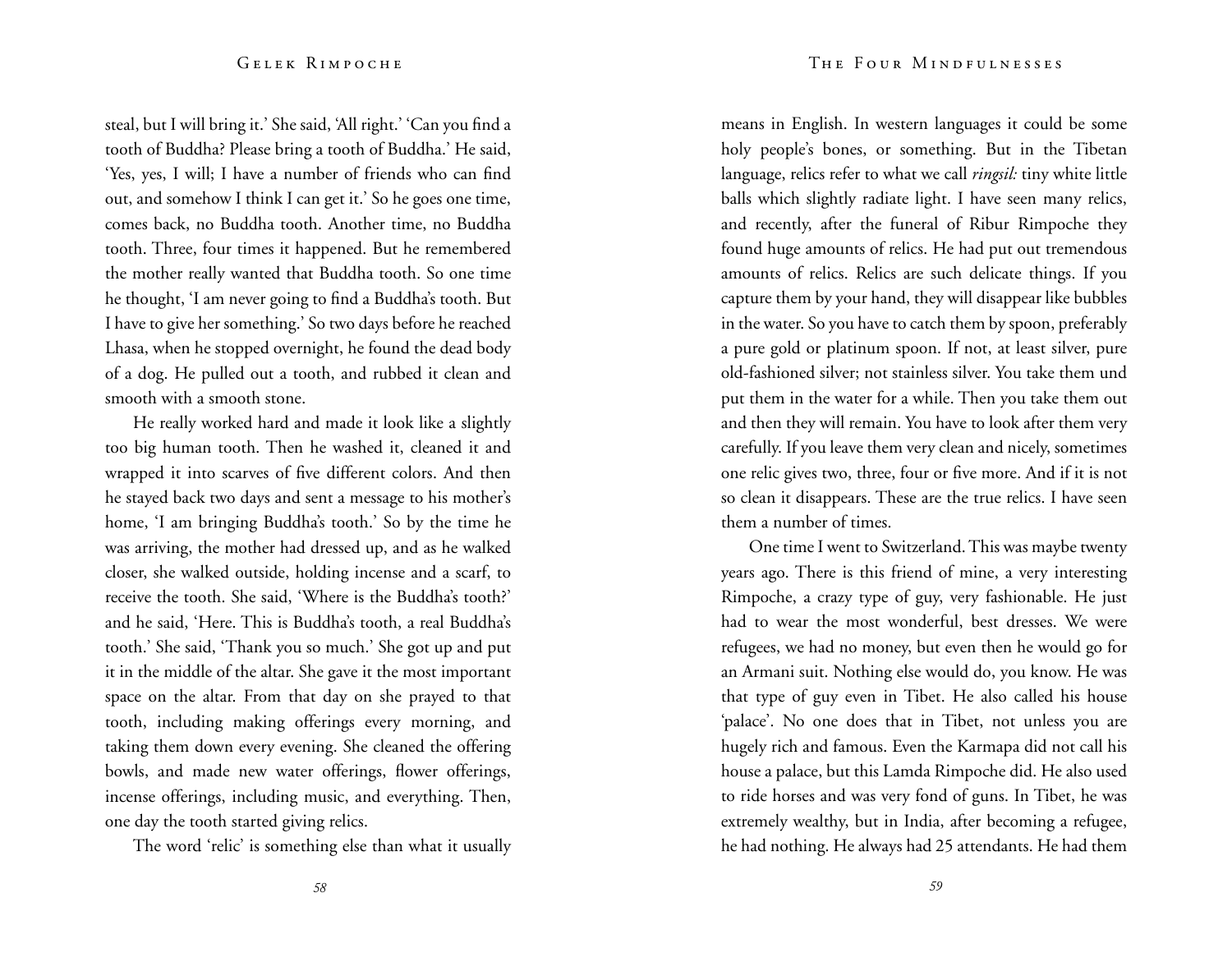steal, but I will bring it.' She said, 'All right.' 'Can you find a tooth of Buddha? Please bring a tooth of Buddha.' He said, 'Yes, yes, I will; I have a number of friends who can find out, and somehow I think I can get it.' So he goes one time, comes back, no Buddha tooth. Another time, no Buddha tooth. Three, four times it happened. But he remembered the mother really wanted that Buddha tooth. So one time he thought, 'I am never going to find a Buddha's tooth. But I have to give her something.' So two days before he reached Lhasa, when he stopped overnight, he found the dead body of a dog. He pulled out a tooth, and rubbed it clean and smooth with a smooth stone.

He really worked hard and made it look like a slightly too big human tooth. Then he washed it, cleaned it and wrapped it into scarves of five different colors. And then he stayed back two days and sent a message to his mother's home, 'I am bringing Buddha's tooth.' So by the time he was arriving, the mother had dressed up, and as he walked closer, she walked outside, holding incense and a scarf, to receive the tooth. She said, 'Where is the Buddha's tooth?' and he said, 'Here. This is Buddha's tooth, a real Buddha's tooth.' She said, 'Thank you so much.' She got up and put it in the middle of the altar. She gave it the most important space on the altar. From that day on she prayed to that tooth, including making offerings every morning, and taking them down every evening. She cleaned the offering bowls, and made new water offerings, flower offerings, incense offerings, including music, and everything. Then, one day the tooth started giving relics.

The word 'relic' is something else than what it usually means in English. In western languages it could be some holy people's bones, or something. But in the Tibetan language, relics refer to what we call *ringsil:* tiny white little balls which slightly radiate light. I have seen many relics, and recently, after the funeral of Ribur Rimpoche they found huge amounts of relics. He had put out tremendous amounts of relics. Relics are such delicate things. If you capture them by your hand, they will disappear like bubbles in the water. So you have to catch them by spoon, preferably a pure gold or platinum spoon. If not, at least silver, pure old-fashioned silver; not stainless silver. You take them und put them in the water for a while. Then you take them out and then they will remain. You have to look after them very carefully. If you leave them very clean and nicely, sometimes one relic gives two, three, four or five more. And if it is not so clean it disappears. These are the true relics. I have seen them a number of times.

One time I went to Switzerland. This was maybe twenty years ago. There is this friend of mine, a very interesting Rimpoche, a crazy type of guy, very fashionable. He just had to wear the most wonderful, best dresses. We were refugees, we had no money, but even then he would go for an Armani suit. Nothing else would do, you know. He was that type of guy even in Tibet. He also called his house 'palace'. No one does that in Tibet, not unless you are hugely rich and famous. Even the Karmapa did not call his house a palace, but this Lamda Rimpoche did. He also used to ride horses and was very fond of guns. In Tibet, he was extremely wealthy, but in India, after becoming a refugee, he had nothing. He always had 25 attendants. He had them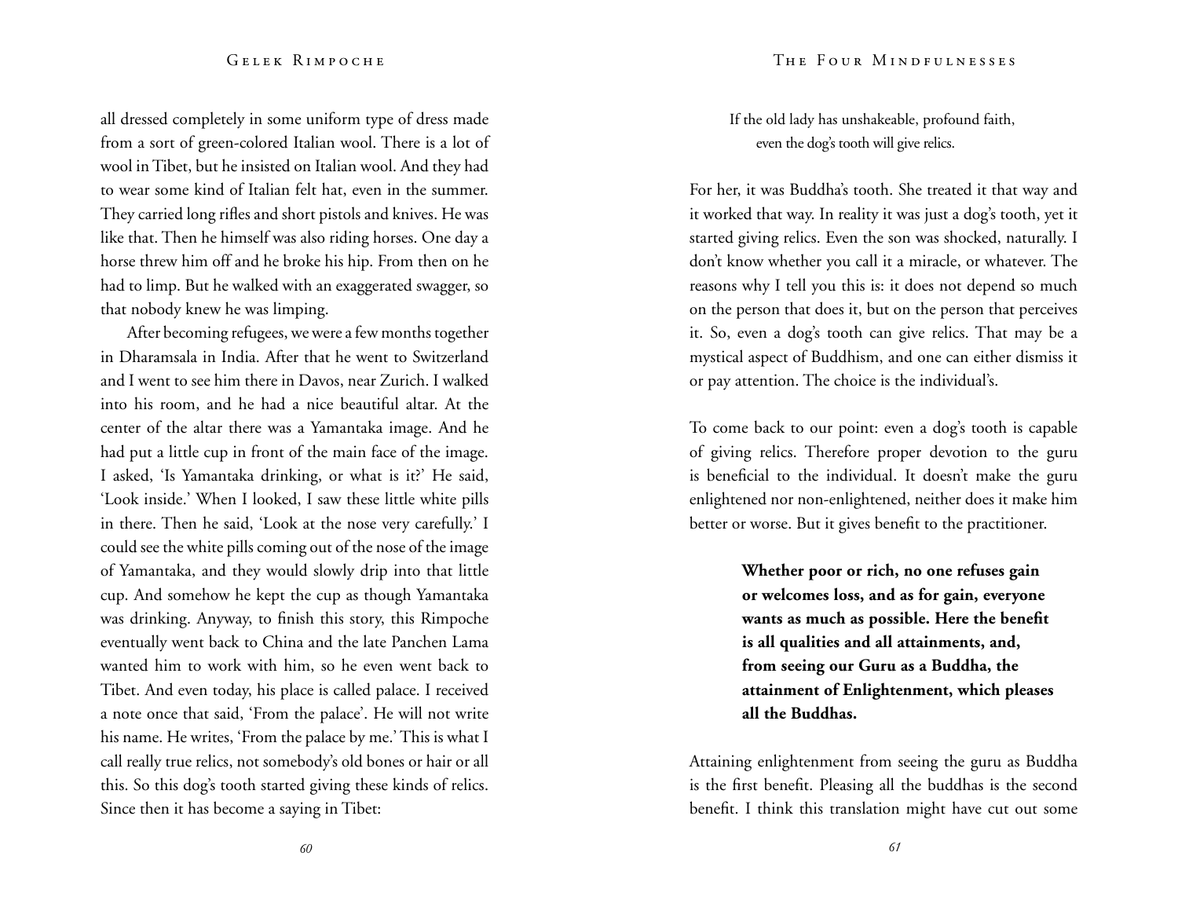all dressed completely in some uniform type of dress made from a sort of green-colored Italian wool. There is a lot of wool in Tibet, but he insisted on Italian wool. And they had to wear some kind of Italian felt hat, even in the summer. They carried long rifles and short pistols and knives. He was like that. Then he himself was also riding horses. One day a horse threw him off and he broke his hip. From then on he had to limp. But he walked with an exaggerated swagger, so that nobody knew he was limping.

After becoming refugees, we were a few months together in Dharamsala in India. After that he went to Switzerland and I went to see him there in Davos, near Zurich. I walked into his room, and he had a nice beautiful altar. At the center of the altar there was a Yamantaka image. And he had put a little cup in front of the main face of the image. I asked, 'Is Yamantaka drinking, or what is it?' He said, 'Look inside.' When I looked, I saw these little white pills in there. Then he said, 'Look at the nose very carefully.' I could see the white pills coming out of the nose of the image of Yamantaka, and they would slowly drip into that little cup. And somehow he kept the cup as though Yamantaka was drinking. Anyway, to finish this story, this Rimpoche eventually went back to China and the late Panchen Lama wanted him to work with him, so he even went back to Tibet. And even today, his place is called palace. I received a note once that said, 'From the palace'. He will not write his name. He writes, 'From the palace by me.' This is what I call really true relics, not somebody's old bones or hair or all this. So this dog's tooth started giving these kinds of relics. Since then it has become a saying in Tibet:

> If the old lady has unshakeable, profound faith,
> even the dog's tooth will give relics.

For her, it was Buddha's tooth. She treated it that way and it worked that way. In reality it was just a dog's tooth, yet it started giving relics. Even the son was shocked, naturally. I don't know whether you call it a miracle, or whatever. The reasons why I tell you this is: it does not depend so much on the person that does it, but on the person that perceives it. So, even a dog's tooth can give relics. That may be a mystical aspect of Buddhism, and one can either dismiss it or pay attention. The choice is the individual's.

To come back to our point: even a dog's tooth is capable of giving relics. Therefore proper devotion to the guru is beneficial to the individual. It doesn't make the guru enlightened nor non-enlightened, neither does it make him better or worse. But it gives benefit to the practitioner.

> **Whether poor or rich, no one refuses gain or welcomes loss, and as for gain, everyone wants as much as possible. Here the benefit is all qualities and all attainments, and, from seeing our Guru as a Buddha, the attainment of Enlightenment, which pleases all the Buddhas.**

Attaining enlightenment from seeing the guru as Buddha is the first benefit. Pleasing all the buddhas is the second benefit. I think this translation might have cut out some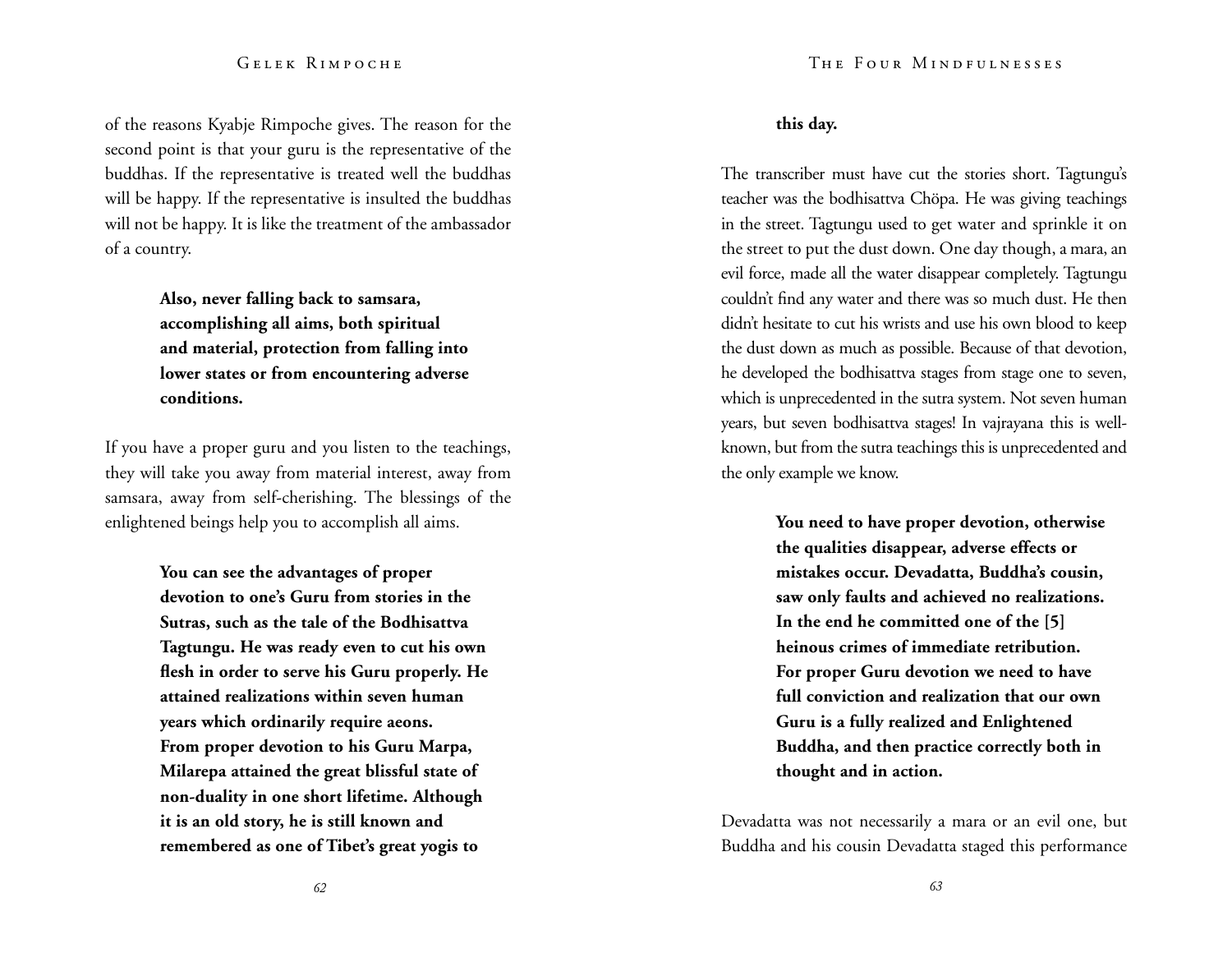of the reasons Kyabje Rimpoche gives. The reason for the second point is that your guru is the representative of the buddhas. If the representative is treated well the buddhas will be happy. If the representative is insulted the buddhas will not be happy. It is like the treatment of the ambassador of a country.

> **Also, never falling back to samsara, accomplishing all aims, both spiritual and material, protection from falling into lower states or from encountering adverse conditions.**

If you have a proper guru and you listen to the teachings, they will take you away from material interest, away from samsara, away from self-cherishing. The blessings of the enlightened beings help you to accomplish all aims.

> **You can see the advantages of proper devotion to one's Guru from stories in the Sutras, such as the tale of the Bodhisattva Tagtungu. He was ready even to cut his own flesh in order to serve his Guru properly. He attained realizations within seven human years which ordinarily require aeons. From proper devotion to his Guru Marpa, Milarepa attained the great blissful state of non-duality in one short lifetime. Although it is an old story, he is still known and remembered as one of Tibet's great yogis to this day.**

The transcriber must have cut the stories short. Tagtungu's teacher was the bodhisattva Chöpa. He was giving teachings in the street. Tagtungu used to get water and sprinkle it on the street to put the dust down. One day though, a mara, an evil force, made all the water disappear completely. Tagtungu couldn't find any water and there was so much dust. He then didn't hesitate to cut his wrists and use his own blood to keep the dust down as much as possible. Because of that devotion, he developed the bodhisattva stages from stage one to seven, which is unprecedented in the sutra system. Not seven human years, but seven bodhisattva stages! In vajrayana this is well-known, but from the sutra teachings this is unprecedented and the only example we know.

> **You need to have proper devotion, otherwise the qualities disappear, adverse effects or mistakes occur. Devadatta, Buddha's cousin, saw only faults and achieved no realizations. In the end he committed one of the [5] heinous crimes of immediate retribution. For proper Guru devotion we need to have full conviction and realization that our own Guru is a fully realized and Enlightened Buddha, and then practice correctly both in thought and in action.**

Devadatta was not necessarily a mara or an evil one, but Buddha and his cousin Devadatta staged this performance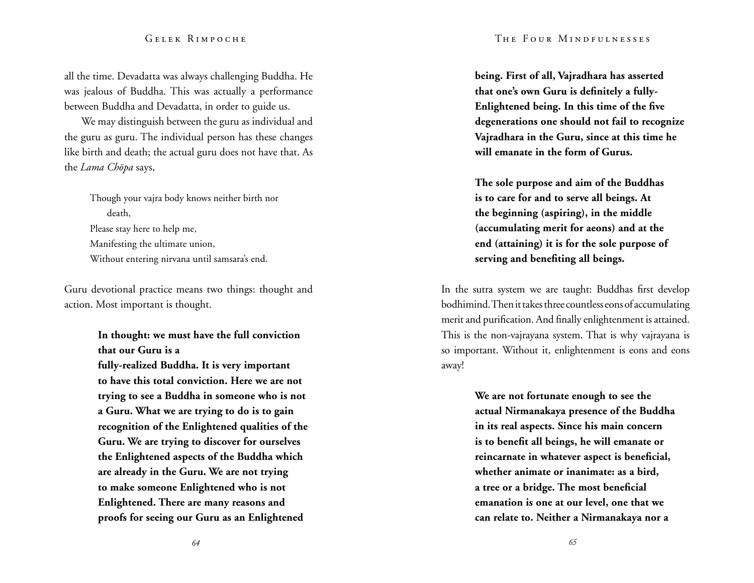all the time. Devadatta was always challenging Buddha. He was jealous of Buddha. This was actually a performance between Buddha and Devadatta, in order to guide us.

We may distinguish between the guru as individual and the guru as guru. The individual person has these changes like birth and death; the actual guru does not have that. As the *Lama Chöpa* says,

> Though your vajra body knows neither birth nor death,
> Please stay here to help me,
> Manifesting the ultimate union,
> Without entering nirvana until samsara's end.

Guru devotional practice means two things: thought and action. Most important is thought.

> **In thought: we must have the full conviction that our Guru is a fully-realized Buddha. It is very important to have this total conviction. Here we are not trying to see a Buddha in someone who is not a Guru. What we are trying to do is to gain recognition of the Enlightened qualities of the Guru. We are trying to discover for ourselves the Enlightened aspects of the Buddha which are already in the Guru. We are not trying to make someone Enlightened who is not Enlightened. There are many reasons and proofs for seeing our Guru as an Enlightened being. First of all, Vajradhara has asserted that one's own Guru is definitely a fully-Enlightened being. In this time of the five degenerations one should not fail to recognize Vajradhara in the Guru, since at this time he will emanate in the form of Gurus.**

> **The sole purpose and aim of the Buddhas is to care for and to serve all beings. At the beginning (aspiring), in the middle (accumulating merit for aeons) and at the end (attaining) it is for the sole purpose of serving and benefiting all beings.**

In the sutra system we are taught: Buddhas first develop bodhimind. Then it takes three countless eons of accumulating merit and purification. And finally enlightenment is attained. This is the non-vajrayana system. That is why vajrayana is so important. Without it, enlightenment is eons and eons away!

> **We are not fortunate enough to see the actual Nirmanakaya presence of the Buddha in its real aspects. Since his main concern is to benefit all beings, he will emanate or reincarnate in whatever aspect is beneficial, whether animate or inanimate: as a bird, a tree or a bridge. The most beneficial emanation is one at our level, one that we can relate to. Neither a Nirmanakaya nor a**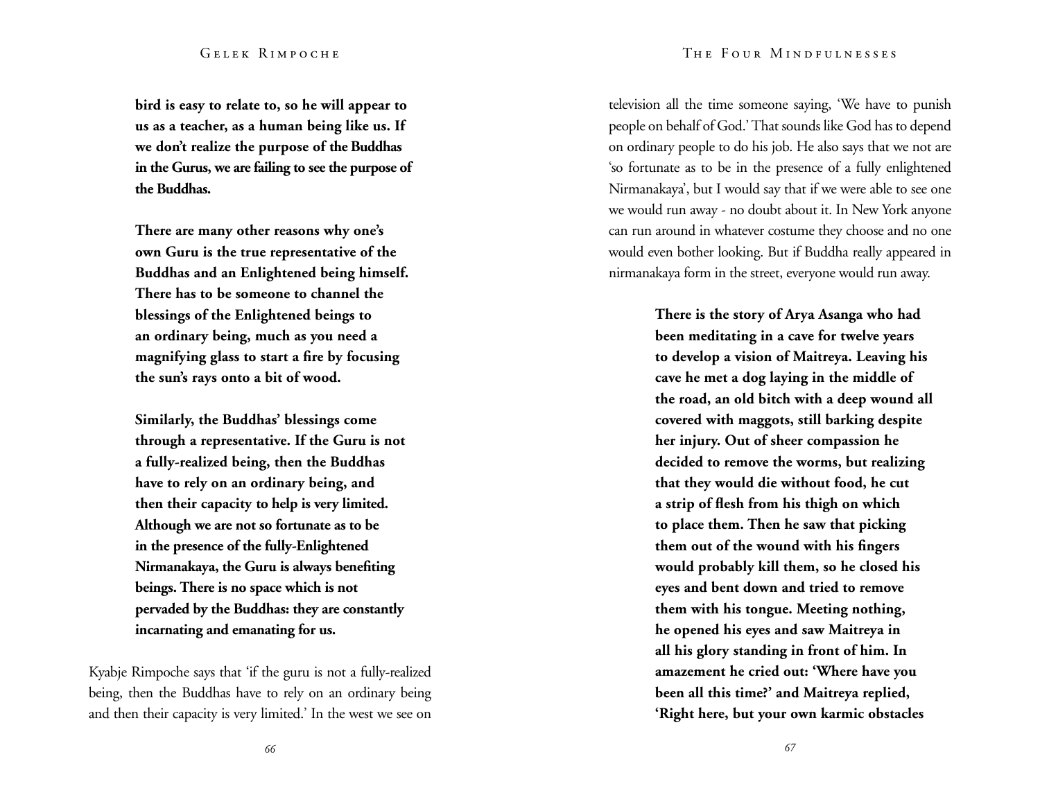**bird is easy to relate to, so he will appear to us as a teacher, as a human being like us. If we don't realize the purpose of the Buddhas in the Gurus, we are failing to see the purpose of the Buddhas.**

**There are many other reasons why one's own Guru is the true representative of the Buddhas and an Enlightened being himself. There has to be someone to channel the blessings of the Enlightened beings to an ordinary being, much as you need a magnifying glass to start a fire by focusing the sun's rays onto a bit of wood.**

**Similarly, the Buddhas' blessings come through a representative. If the Guru is not a fully-realized being, then the Buddhas have to rely on an ordinary being, and then their capacity to help is very limited. Although we are not so fortunate as to be in the presence of the fully-Enlightened Nirmanakaya, the Guru is always benefiting beings. There is no space which is not pervaded by the Buddhas: they are constantly incarnating and emanating for us.**

Kyabje Rimpoche says that 'if the guru is not a fully-realized being, then the Buddhas have to rely on an ordinary being and then their capacity is very limited.' In the west we see on television all the time someone saying, 'We have to punish people on behalf of God.' That sounds like God has to depend on ordinary people to do his job. He also says that we not are 'so fortunate as to be in the presence of a fully enlightened Nirmanakaya', but I would say that if we were able to see one we would run away - no doubt about it. In New York anyone can run around in whatever costume they choose and no one would even bother looking. But if Buddha really appeared in nirmanakaya form in the street, everyone would run away.

**There is the story of Arya Asanga who had been meditating in a cave for twelve years to develop a vision of Maitreya. Leaving his cave he met a dog laying in the middle of the road, an old bitch with a deep wound all covered with maggots, still barking despite her injury. Out of sheer compassion he decided to remove the worms, but realizing that they would die without food, he cut a strip of flesh from his thigh on which to place them. Then he saw that picking them out of the wound with his fingers would probably kill them, so he closed his eyes and bent down and tried to remove them with his tongue. Meeting nothing, he opened his eyes and saw Maitreya in all his glory standing in front of him. In amazement he cried out: 'Where have you been all this time?' and Maitreya replied, 'Right here, but your own karmic obstacles**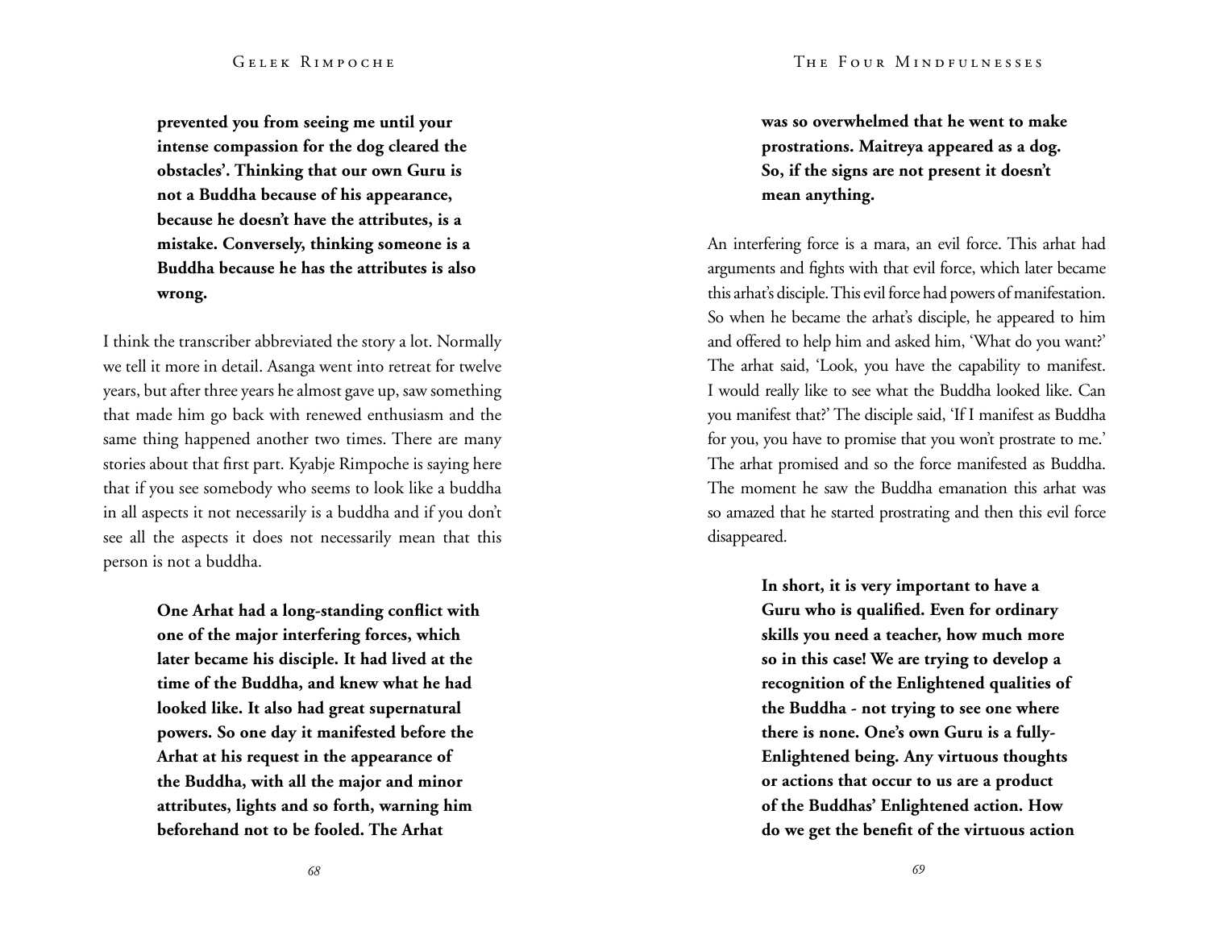**prevented you from seeing me until your intense compassion for the dog cleared the obstacles'. Thinking that our own Guru is not a Buddha because of his appearance, because he doesn't have the attributes, is a mistake. Conversely, thinking someone is a Buddha because he has the attributes is also wrong.**

I think the transcriber abbreviated the story a lot. Normally we tell it more in detail. Asanga went into retreat for twelve years, but after three years he almost gave up, saw something that made him go back with renewed enthusiasm and the same thing happened another two times. There are many stories about that first part. Kyabje Rimpoche is saying here that if you see somebody who seems to look like a buddha in all aspects it not necessarily is a buddha and if you don't see all the aspects it does not necessarily mean that this person is not a buddha.

**One Arhat had a long-standing conflict with one of the major interfering forces, which later became his disciple. It had lived at the time of the Buddha, and knew what he had looked like. It also had great supernatural powers. So one day it manifested before the Arhat at his request in the appearance of the Buddha, with all the major and minor attributes, lights and so forth, warning him beforehand not to be fooled. The Arhat was so overwhelmed that he went to make prostrations. Maitreya appeared as a dog. So, if the signs are not present it doesn't mean anything.**

An interfering force is a mara, an evil force. This arhat had arguments and fights with that evil force, which later became this arhat's disciple. This evil force had powers of manifestation. So when he became the arhat's disciple, he appeared to him and offered to help him and asked him, 'What do you want?' The arhat said, 'Look, you have the capability to manifest. I would really like to see what the Buddha looked like. Can you manifest that?' The disciple said, 'If I manifest as Buddha for you, you have to promise that you won't prostrate to me.' The arhat promised and so the force manifested as Buddha. The moment he saw the Buddha emanation this arhat was so amazed that he started prostrating and then this evil force disappeared.

**In short, it is very important to have a Guru who is qualified. Even for ordinary skills you need a teacher, how much more so in this case! We are trying to develop a recognition of the Enlightened qualities of the Buddha - not trying to see one where there is none. One's own Guru is a fully-Enlightened being. Any virtuous thoughts or actions that occur to us are a product of the Buddhas' Enlightened action. How do we get the benefit of the virtuous action**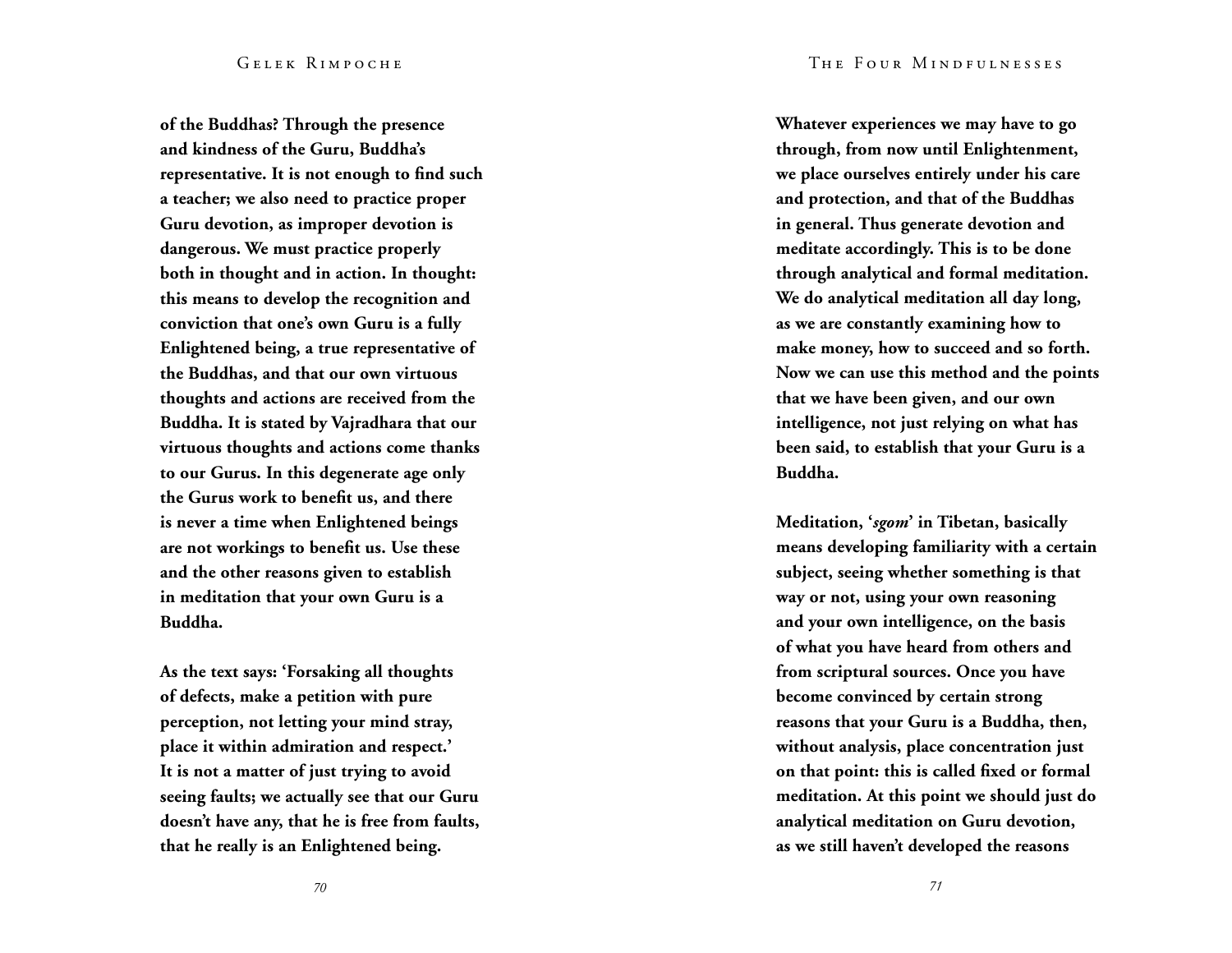**of the Buddhas? Through the presence and kindness of the Guru, Buddha's representative. It is not enough to find such a teacher; we also need to practice proper Guru devotion, as improper devotion is dangerous. We must practice properly both in thought and in action. In thought: this means to develop the recognition and conviction that one's own Guru is a fully Enlightened being, a true representative of the Buddhas, and that our own virtuous thoughts and actions are received from the Buddha. It is stated by Vajradhara that our virtuous thoughts and actions come thanks to our Gurus. In this degenerate age only the Gurus work to benefit us, and there is never a time when Enlightened beings are not workings to benefit us. Use these and the other reasons given to establish in meditation that your own Guru is a Buddha.**

**As the text says: 'Forsaking all thoughts of defects, make a petition with pure perception, not letting your mind stray, place it within admiration and respect.' It is not a matter of just trying to avoid seeing faults; we actually see that our Guru doesn't have any, that he is free from faults, that he really is an Enlightened being.**

**Whatever experiences we may have to go through, from now until Enlightenment, we place ourselves entirely under his care and protection, and that of the Buddhas in general. Thus generate devotion and meditate accordingly. This is to be done through analytical and formal meditation. We do analytical meditation all day long, as we are constantly examining how to make money, how to succeed and so forth. Now we can use this method and the points that we have been given, and our own intelligence, not just relying on what has been said, to establish that your Guru is a Buddha.**

**Meditation, '*sgom*' in Tibetan, basically means developing familiarity with a certain subject, seeing whether something is that way or not, using your own reasoning and your own intelligence, on the basis of what you have heard from others and from scriptural sources. Once you have become convinced by certain strong reasons that your Guru is a Buddha, then, without analysis, place concentration just on that point: this is called fixed or formal meditation. At this point we should just do analytical meditation on Guru devotion, as we still haven't developed the reasons**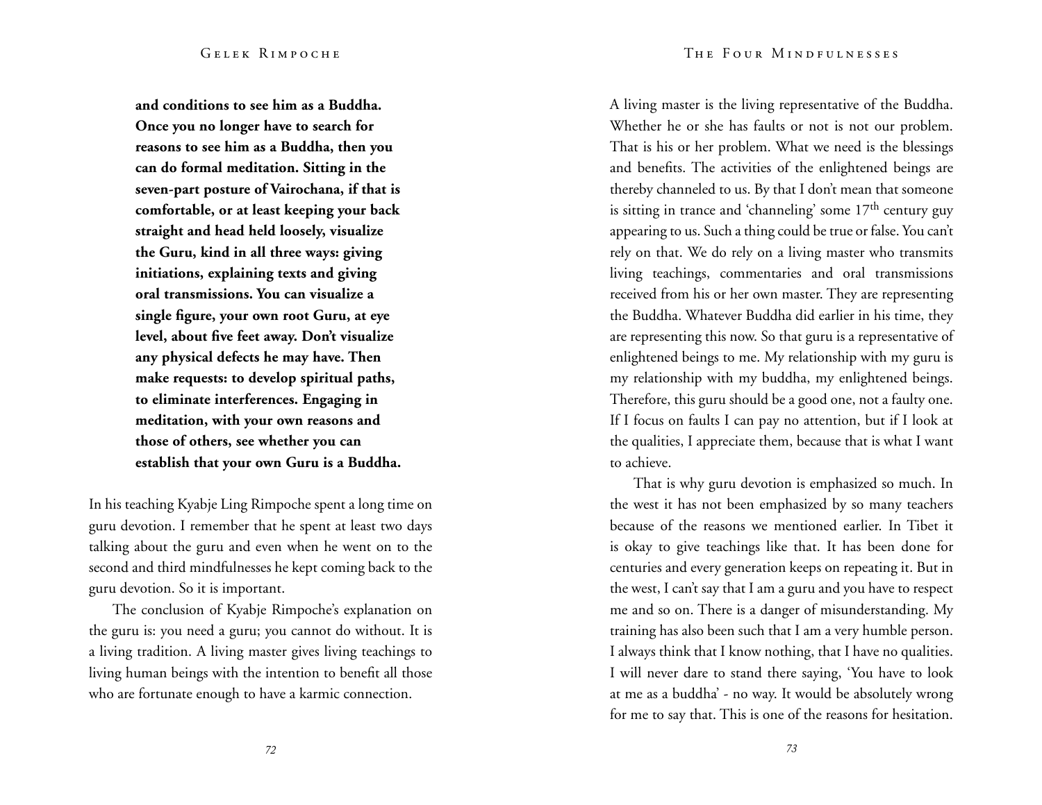**and conditions to see him as a Buddha. Once you no longer have to search for reasons to see him as a Buddha, then you can do formal meditation. Sitting in the seven-part posture of Vairochana, if that is comfortable, or at least keeping your back straight and head held loosely, visualize the Guru, kind in all three ways: giving initiations, explaining texts and giving oral transmissions. You can visualize a single figure, your own root Guru, at eye level, about five feet away. Don't visualize any physical defects he may have. Then make requests: to develop spiritual paths, to eliminate interferences. Engaging in meditation, with your own reasons and those of others, see whether you can establish that your own Guru is a Buddha.**

In his teaching Kyabje Ling Rimpoche spent a long time on guru devotion. I remember that he spent at least two days talking about the guru and even when he went on to the second and third mindfulnesses he kept coming back to the guru devotion. So it is important.

The conclusion of Kyabje Rimpoche's explanation on the guru is: you need a guru; you cannot do without. It is a living tradition. A living master gives living teachings to living human beings with the intention to benefit all those who are fortunate enough to have a karmic connection.

A living master is the living representative of the Buddha. Whether he or she has faults or not is not our problem. That is his or her problem. What we need is the blessings and benefits. The activities of the enlightened beings are thereby channeled to us. By that I don't mean that someone is sitting in trance and 'channeling' some 17th century guy appearing to us. Such a thing could be true or false. You can't rely on that. We do rely on a living master who transmits living teachings, commentaries and oral transmissions received from his or her own master. They are representing the Buddha. Whatever Buddha did earlier in his time, they are representing this now. So that guru is a representative of enlightened beings to me. My relationship with my guru is my relationship with my buddha, my enlightened beings. Therefore, this guru should be a good one, not a faulty one. If I focus on faults I can pay no attention, but if I look at the qualities, I appreciate them, because that is what I want to achieve.

That is why guru devotion is emphasized so much. In the west it has not been emphasized by so many teachers because of the reasons we mentioned earlier. In Tibet it is okay to give teachings like that. It has been done for centuries and every generation keeps on repeating it. But in the west, I can't say that I am a guru and you have to respect me and so on. There is a danger of misunderstanding. My training has also been such that I am a very humble person. I always think that I know nothing, that I have no qualities. I will never dare to stand there saying, 'You have to look at me as a buddha' - no way. It would be absolutely wrong for me to say that. This is one of the reasons for hesitation.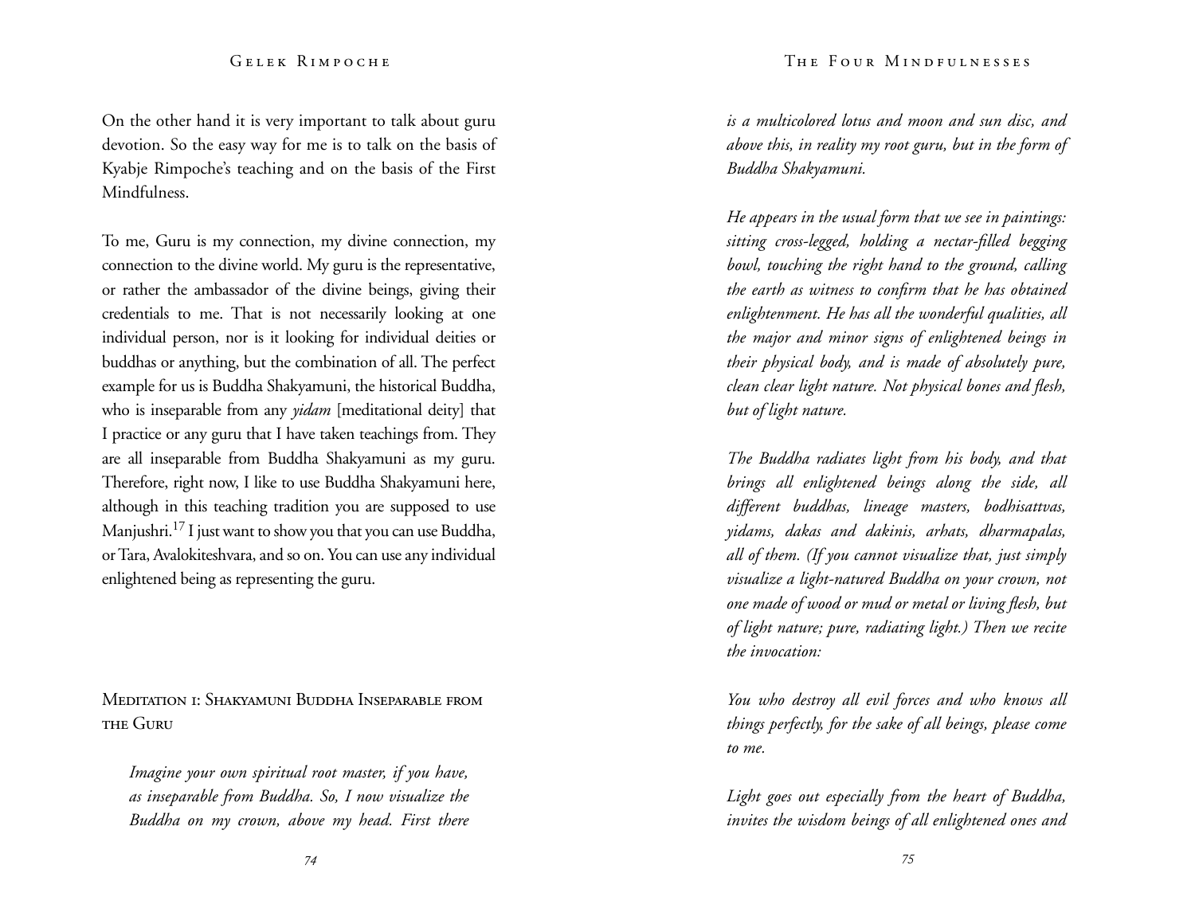On the other hand it is very important to talk about guru devotion. So the easy way for me is to talk on the basis of Kyabje Rimpoche's teaching and on the basis of the First Mindfulness.

To me, Guru is my connection, my divine connection, my connection to the divine world. My guru is the representative, or rather the ambassador of the divine beings, giving their credentials to me. That is not necessarily looking at one individual person, nor is it looking for individual deities or buddhas or anything, but the combination of all. The perfect example for us is Buddha Shakyamuni, the historical Buddha, who is inseparable from any *yidam* [meditational deity] that I practice or any guru that I have taken teachings from. They are all inseparable from Buddha Shakyamuni as my guru. Therefore, right now, I like to use Buddha Shakyamuni here, although in this teaching tradition you are supposed to use Manjushri.[17] I just want to show you that you can use Buddha, or Tara, Avalokiteshvara, and so on. You can use any individual enlightened being as representing the guru.

## Meditation 1: Shakyamuni Buddha Inseparable from the Guru

*Imagine your own spiritual root master, if you have, as inseparable from Buddha. So, I now visualize the Buddha on my crown, above my head. First there is a multicolored lotus and moon and sun disc, and above this, in reality my root guru, but in the form of Buddha Shakyamuni.*

*He appears in the usual form that we see in paintings: sitting cross-legged, holding a nectar-filled begging bowl, touching the right hand to the ground, calling the earth as witness to confirm that he has obtained enlightenment. He has all the wonderful qualities, all the major and minor signs of enlightened beings in their physical body, and is made of absolutely pure, clean clear light nature. Not physical bones and flesh, but of light nature.*

*The Buddha radiates light from his body, and that brings all enlightened beings along the side, all different buddhas, lineage masters, bodhisattvas, yidams, dakas and dakinis, arhats, dharmapalas, all of them. (If you cannot visualize that, just simply visualize a light-natured Buddha on your crown, not one made of wood or mud or metal or living flesh, but of light nature; pure, radiating light.) Then we recite the invocation:*

*You who destroy all evil forces and who knows all things perfectly, for the sake of all beings, please come to me.*

*Light goes out especially from the heart of Buddha, invites the wisdom beings of all enlightened ones and*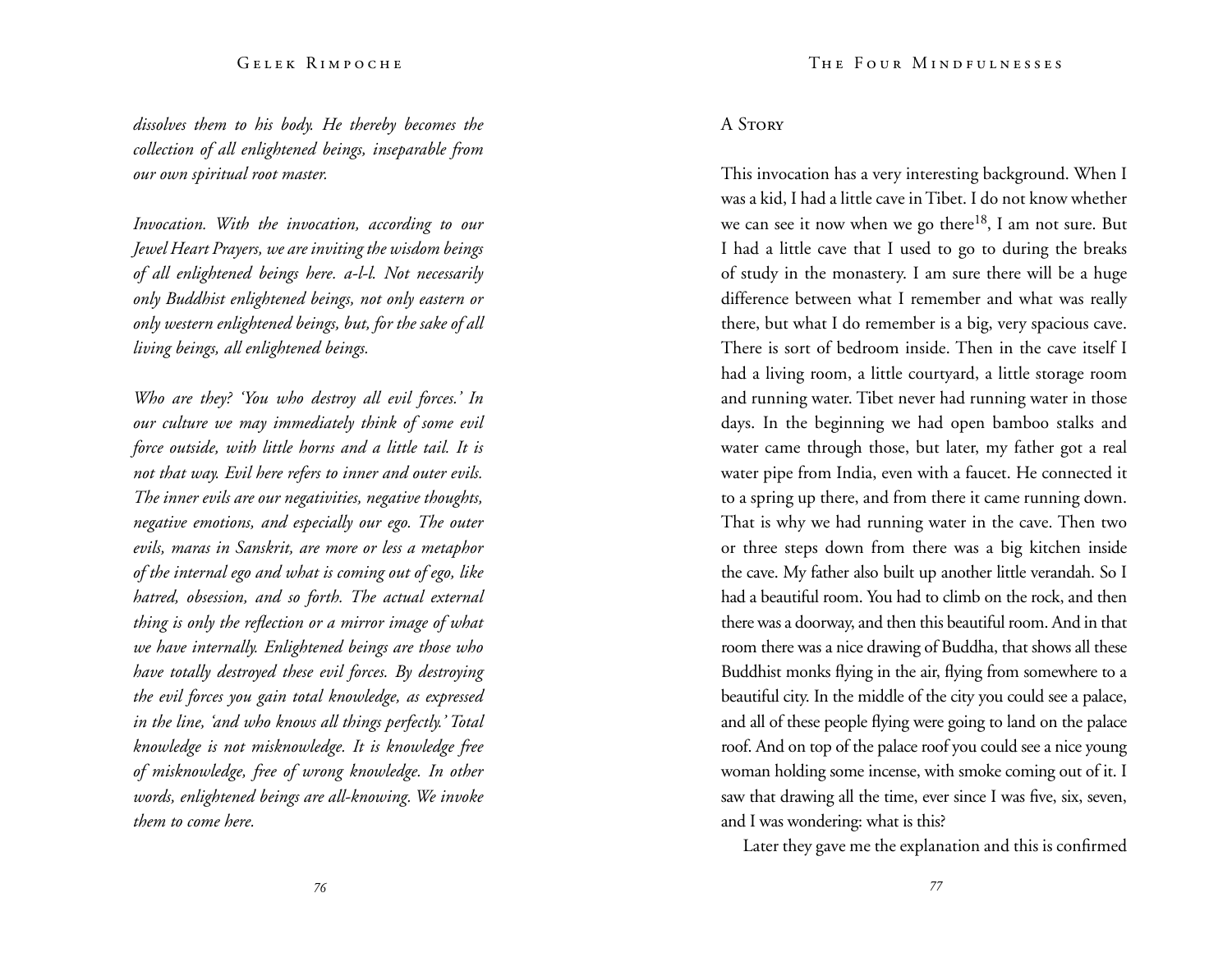*dissolves them to his body. He thereby becomes the collection of all enlightened beings, inseparable from our own spiritual root master.*

*Invocation. With the invocation, according to our Jewel Heart Prayers, we are inviting the wisdom beings of all enlightened beings here. a-l-l. Not necessarily only Buddhist enlightened beings, not only eastern or only western enlightened beings, but, for the sake of all living beings, all enlightened beings.*

*Who are they? 'You who destroy all evil forces.' In our culture we may immediately think of some evil force outside, with little horns and a little tail. It is not that way. Evil here refers to inner and outer evils. The inner evils are our negativities, negative thoughts, negative emotions, and especially our ego. The outer evils, maras in Sanskrit, are more or less a metaphor of the internal ego and what is coming out of ego, like hatred, obsession, and so forth. The actual external thing is only the reflection or a mirror image of what we have internally. Enlightened beings are those who have totally destroyed these evil forces. By destroying the evil forces you gain total knowledge, as expressed in the line, 'and who knows all things perfectly.' Total knowledge is not misknowledge. It is knowledge free of misknowledge, free of wrong knowledge. In other words, enlightened beings are all-knowing. We invoke them to come here.*

## A Story

This invocation has a very interesting background. When I was a kid, I had a little cave in Tibet. I do not know whether we can see it now when we go there[18], I am not sure. But I had a little cave that I used to go to during the breaks of study in the monastery. I am sure there will be a huge difference between what I remember and what was really there, but what I do remember is a big, very spacious cave. There is sort of bedroom inside. Then in the cave itself I had a living room, a little courtyard, a little storage room and running water. Tibet never had running water in those days. In the beginning we had open bamboo stalks and water came through those, but later, my father got a real water pipe from India, even with a faucet. He connected it to a spring up there, and from there it came running down. That is why we had running water in the cave. Then two or three steps down from there was a big kitchen inside the cave. My father also built up another little verandah. So I had a beautiful room. You had to climb on the rock, and then there was a doorway, and then this beautiful room. And in that room there was a nice drawing of Buddha, that shows all these Buddhist monks flying in the air, flying from somewhere to a beautiful city. In the middle of the city you could see a palace, and all of these people flying were going to land on the palace roof. And on top of the palace roof you could see a nice young woman holding some incense, with smoke coming out of it. I saw that drawing all the time, ever since I was five, six, seven, and I was wondering: what is this?

Later they gave me the explanation and this is confirmed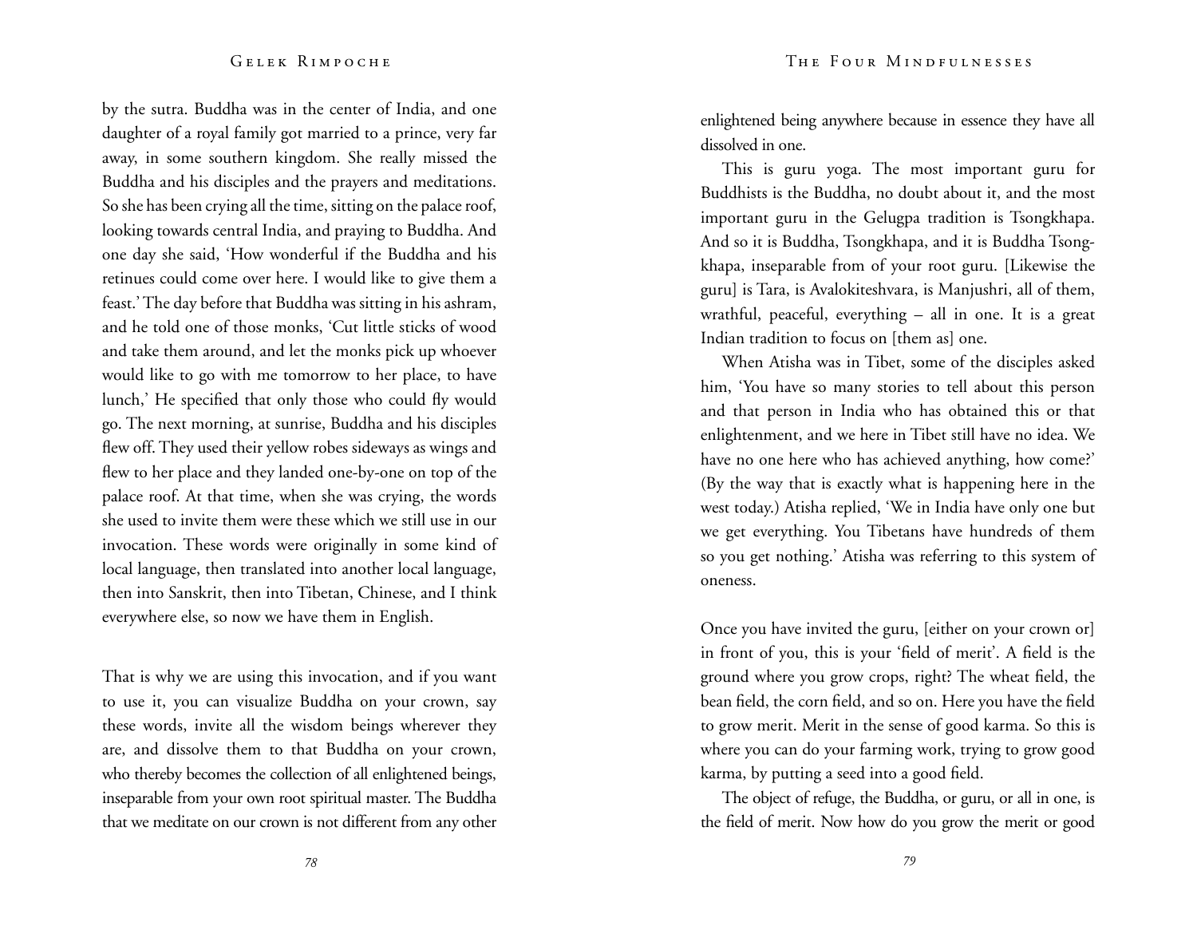by the sutra. Buddha was in the center of India, and one daughter of a royal family got married to a prince, very far away, in some southern kingdom. She really missed the Buddha and his disciples and the prayers and meditations. So she has been crying all the time, sitting on the palace roof, looking towards central India, and praying to Buddha. And one day she said, 'How wonderful if the Buddha and his retinues could come over here. I would like to give them a feast.' The day before that Buddha was sitting in his ashram, and he told one of those monks, 'Cut little sticks of wood and take them around, and let the monks pick up whoever would like to go with me tomorrow to her place, to have lunch,' He specified that only those who could fly would go. The next morning, at sunrise, Buddha and his disciples flew off. They used their yellow robes sideways as wings and flew to her place and they landed one-by-one on top of the palace roof. At that time, when she was crying, the words she used to invite them were these which we still use in our invocation. These words were originally in some kind of local language, then translated into another local language, then into Sanskrit, then into Tibetan, Chinese, and I think everywhere else, so now we have them in English.

That is why we are using this invocation, and if you want to use it, you can visualize Buddha on your crown, say these words, invite all the wisdom beings wherever they are, and dissolve them to that Buddha on your crown, who thereby becomes the collection of all enlightened beings, inseparable from your own root spiritual master. The Buddha that we meditate on our crown is not different from any other enlightened being anywhere because in essence they have all dissolved in one.

This is guru yoga. The most important guru for Buddhists is the Buddha, no doubt about it, and the most important guru in the Gelugpa tradition is Tsongkhapa. And so it is Buddha, Tsongkhapa, and it is Buddha Tsongkhapa, inseparable from of your root guru. [Likewise the guru] is Tara, is Avalokiteshvara, is Manjushri, all of them, wrathful, peaceful, everything – all in one. It is a great Indian tradition to focus on [them as] one.

When Atisha was in Tibet, some of the disciples asked him, 'You have so many stories to tell about this person and that person in India who has obtained this or that enlightenment, and we here in Tibet still have no idea. We have no one here who has achieved anything, how come?' (By the way that is exactly what is happening here in the west today.) Atisha replied, 'We in India have only one but we get everything. You Tibetans have hundreds of them so you get nothing.' Atisha was referring to this system of oneness.

Once you have invited the guru, [either on your crown or] in front of you, this is your 'field of merit'. A field is the ground where you grow crops, right? The wheat field, the bean field, the corn field, and so on. Here you have the field to grow merit. Merit in the sense of good karma. So this is where you can do your farming work, trying to grow good karma, by putting a seed into a good field.

The object of refuge, the Buddha, or guru, or all in one, is the field of merit. Now how do you grow the merit or good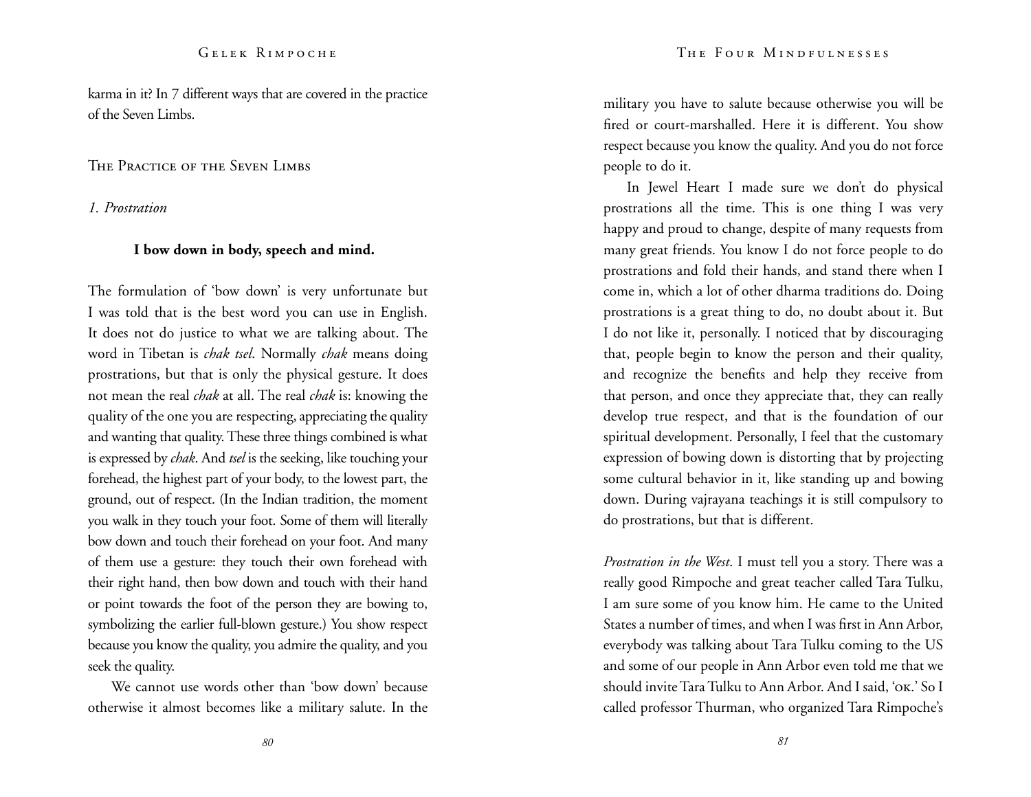karma in it? In 7 different ways that are covered in the practice of the Seven Limbs.

## The Practice of the Seven Limbs

### *1. Prostration*

**I bow down in body, speech and mind.**

The formulation of 'bow down' is very unfortunate but I was told that is the best word you can use in English. It does not do justice to what we are talking about. The word in Tibetan is *chak tsel*. Normally *chak* means doing prostrations, but that is only the physical gesture. It does not mean the real *chak* at all. The real *chak* is: knowing the quality of the one you are respecting, appreciating the quality and wanting that quality. These three things combined is what is expressed by *chak*. And *tsel* is the seeking, like touching your forehead, the highest part of your body, to the lowest part, the ground, out of respect. (In the Indian tradition, the moment you walk in they touch your foot. Some of them will literally bow down and touch their forehead on your foot. And many of them use a gesture: they touch their own forehead with their right hand, then bow down and touch with their hand or point towards the foot of the person they are bowing to, symbolizing the earlier full-blown gesture.) You show respect because you know the quality, you admire the quality, and you seek the quality.

We cannot use words other than 'bow down' because otherwise it almost becomes like a military salute. In the military you have to salute because otherwise you will be fired or court-marshalled. Here it is different. You show respect because you know the quality. And you do not force people to do it.

In Jewel Heart I made sure we don't do physical prostrations all the time. This is one thing I was very happy and proud to change, despite of many requests from many great friends. You know I do not force people to do prostrations and fold their hands, and stand there when I come in, which a lot of other dharma traditions do. Doing prostrations is a great thing to do, no doubt about it. But I do not like it, personally. I noticed that by discouraging that, people begin to know the person and their quality, and recognize the benefits and help they receive from that person, and once they appreciate that, they can really develop true respect, and that is the foundation of our spiritual development. Personally, I feel that the customary expression of bowing down is distorting that by projecting some cultural behavior in it, like standing up and bowing down. During vajrayana teachings it is still compulsory to do prostrations, but that is different.

*Prostration in the West*. I must tell you a story. There was a really good Rimpoche and great teacher called Tara Tulku, I am sure some of you know him. He came to the United States a number of times, and when I was first in Ann Arbor, everybody was talking about Tara Tulku coming to the US and some of our people in Ann Arbor even told me that we should invite Tara Tulku to Ann Arbor. And I said, 'OK.' So I called professor Thurman, who organized Tara Rimpoche's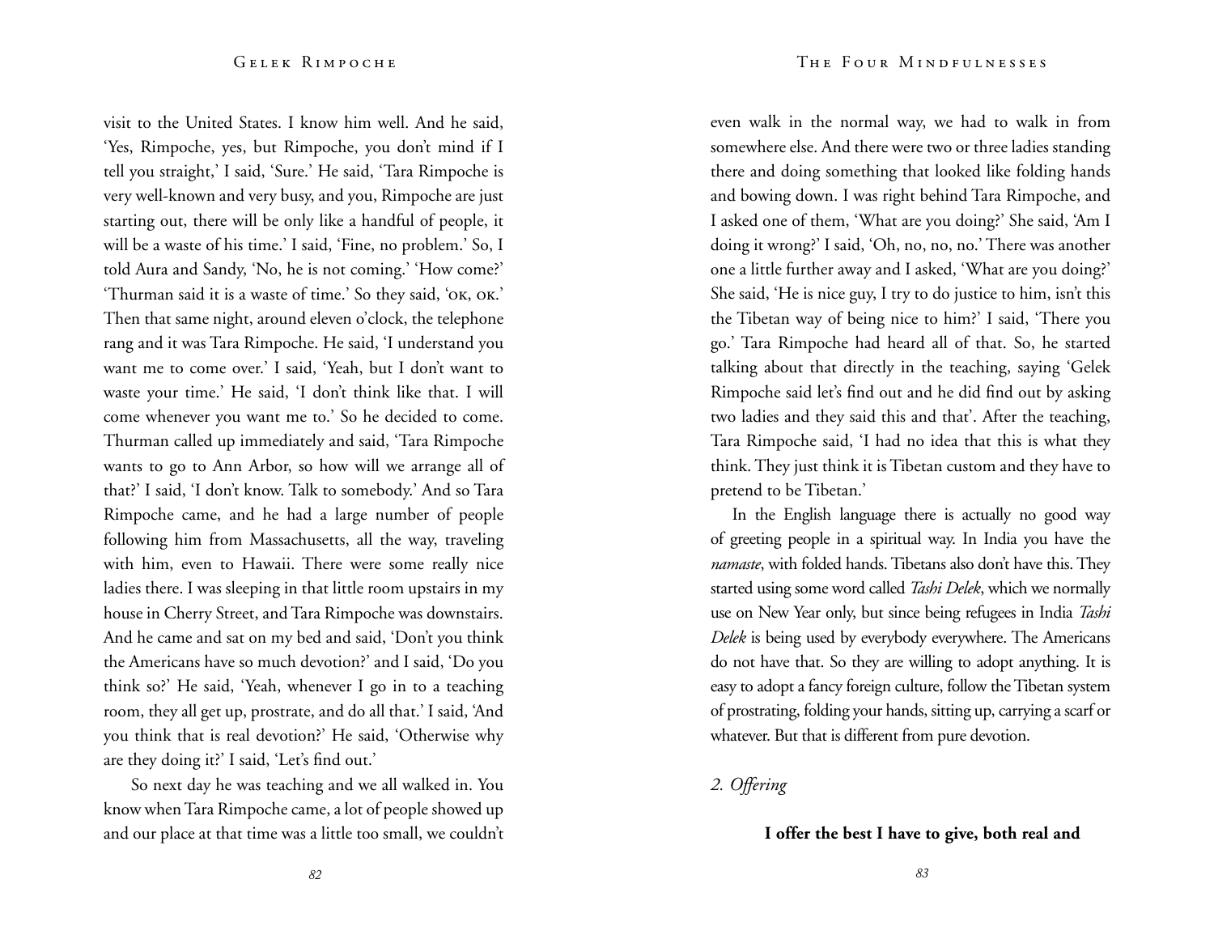visit to the United States. I know him well. And he said, 'Yes, Rimpoche, yes, but Rimpoche, you don't mind if I tell you straight,' I said, 'Sure.' He said, 'Tara Rimpoche is very well-known and very busy, and you, Rimpoche are just starting out, there will be only like a handful of people, it will be a waste of his time.' I said, 'Fine, no problem.' So, I told Aura and Sandy, 'No, he is not coming.' 'How come?' 'Thurman said it is a waste of time.' So they said, 'OK, OK.' Then that same night, around eleven o'clock, the telephone rang and it was Tara Rimpoche. He said, 'I understand you want me to come over.' I said, 'Yeah, but I don't want to waste your time.' He said, 'I don't think like that. I will come whenever you want me to.' So he decided to come. Thurman called up immediately and said, 'Tara Rimpoche wants to go to Ann Arbor, so how will we arrange all of that?' I said, 'I don't know. Talk to somebody.' And so Tara Rimpoche came, and he had a large number of people following him from Massachusetts, all the way, traveling with him, even to Hawaii. There were some really nice ladies there. I was sleeping in that little room upstairs in my house in Cherry Street, and Tara Rimpoche was downstairs. And he came and sat on my bed and said, 'Don't you think the Americans have so much devotion?' and I said, 'Do you think so?' He said, 'Yeah, whenever I go in to a teaching room, they all get up, prostrate, and do all that.' I said, 'And you think that is real devotion?' He said, 'Otherwise why are they doing it?' I said, 'Let's find out.'

So next day he was teaching and we all walked in. You know when Tara Rimpoche came, a lot of people showed up and our place at that time was a little too small, we couldn't even walk in the normal way, we had to walk in from somewhere else. And there were two or three ladies standing there and doing something that looked like folding hands and bowing down. I was right behind Tara Rimpoche, and I asked one of them, 'What are you doing?' She said, 'Am I doing it wrong?' I said, 'Oh, no, no, no.' There was another one a little further away and I asked, 'What are you doing?' She said, 'He is nice guy, I try to do justice to him, isn't this the Tibetan way of being nice to him?' I said, 'There you go.' Tara Rimpoche had heard all of that. So, he started talking about that directly in the teaching, saying 'Gelek Rimpoche said let's find out and he did find out by asking two ladies and they said this and that'. After the teaching, Tara Rimpoche said, 'I had no idea that this is what they think. They just think it is Tibetan custom and they have to pretend to be Tibetan.'

In the English language there is actually no good way of greeting people in a spiritual way. In India you have the *namaste*, with folded hands. Tibetans also don't have this. They started using some word called *Tashi Delek*, which we normally use on New Year only, but since being refugees in India *Tashi Delek* is being used by everybody everywhere. The Americans do not have that. So they are willing to adopt anything. It is easy to adopt a fancy foreign culture, follow the Tibetan system of prostrating, folding your hands, sitting up, carrying a scarf or whatever. But that is different from pure devotion.

### *2. Offering*

**I offer the best I have to give, both real and**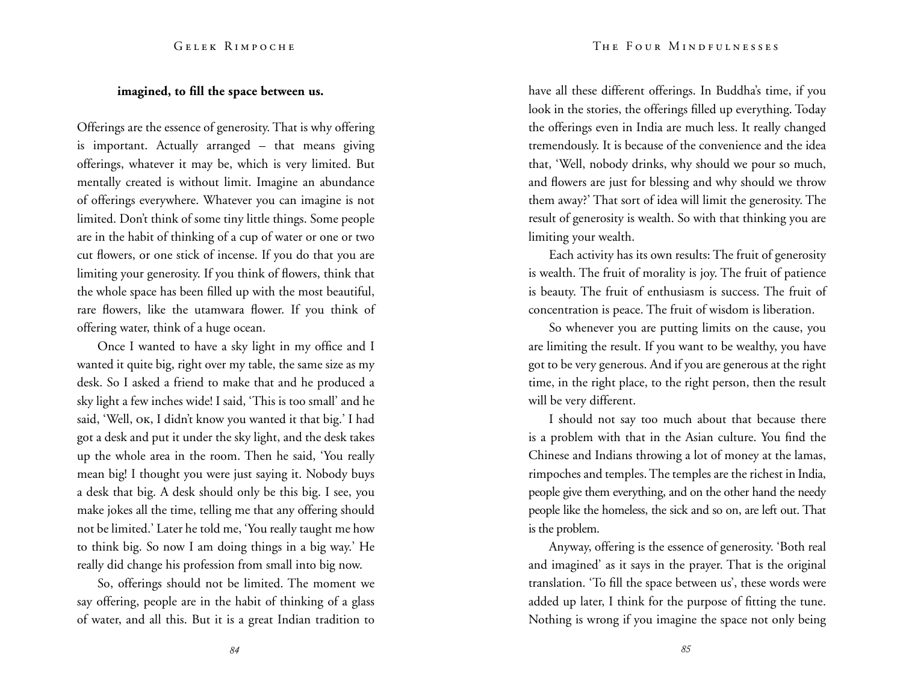**imagined, to fill the space between us.**

Offerings are the essence of generosity. That is why offering is important. Actually arranged – that means giving offerings, whatever it may be, which is very limited. But mentally created is without limit. Imagine an abundance of offerings everywhere. Whatever you can imagine is not limited. Don't think of some tiny little things. Some people are in the habit of thinking of a cup of water or one or two cut flowers, or one stick of incense. If you do that you are limiting your generosity. If you think of flowers, think that the whole space has been filled up with the most beautiful, rare flowers, like the utamwara flower. If you think of offering water, think of a huge ocean.

Once I wanted to have a sky light in my office and I wanted it quite big, right over my table, the same size as my desk. So I asked a friend to make that and he produced a sky light a few inches wide! I said, 'This is too small' and he said, 'Well, OK, I didn't know you wanted it that big.' I had got a desk and put it under the sky light, and the desk takes up the whole area in the room. Then he said, 'You really mean big! I thought you were just saying it. Nobody buys a desk that big. A desk should only be this big. I see, you make jokes all the time, telling me that any offering should not be limited.' Later he told me, 'You really taught me how to think big. So now I am doing things in a big way.' He really did change his profession from small into big now.

So, offerings should not be limited. The moment we say offering, people are in the habit of thinking of a glass of water, and all this. But it is a great Indian tradition to have all these different offerings. In Buddha's time, if you look in the stories, the offerings filled up everything. Today the offerings even in India are much less. It really changed tremendously. It is because of the convenience and the idea that, 'Well, nobody drinks, why should we pour so much, and flowers are just for blessing and why should we throw them away?' That sort of idea will limit the generosity. The result of generosity is wealth. So with that thinking you are limiting your wealth.

Each activity has its own results: The fruit of generosity is wealth. The fruit of morality is joy. The fruit of patience is beauty. The fruit of enthusiasm is success. The fruit of concentration is peace. The fruit of wisdom is liberation.

So whenever you are putting limits on the cause, you are limiting the result. If you want to be wealthy, you have got to be very generous. And if you are generous at the right time, in the right place, to the right person, then the result will be very different.

I should not say too much about that because there is a problem with that in the Asian culture. You find the Chinese and Indians throwing a lot of money at the lamas, rimpoches and temples. The temples are the richest in India, people give them everything, and on the other hand the needy people like the homeless, the sick and so on, are left out. That is the problem.

Anyway, offering is the essence of generosity. 'Both real and imagined' as it says in the prayer. That is the original translation. 'To fill the space between us', these words were added up later, I think for the purpose of fitting the tune. Nothing is wrong if you imagine the space not only being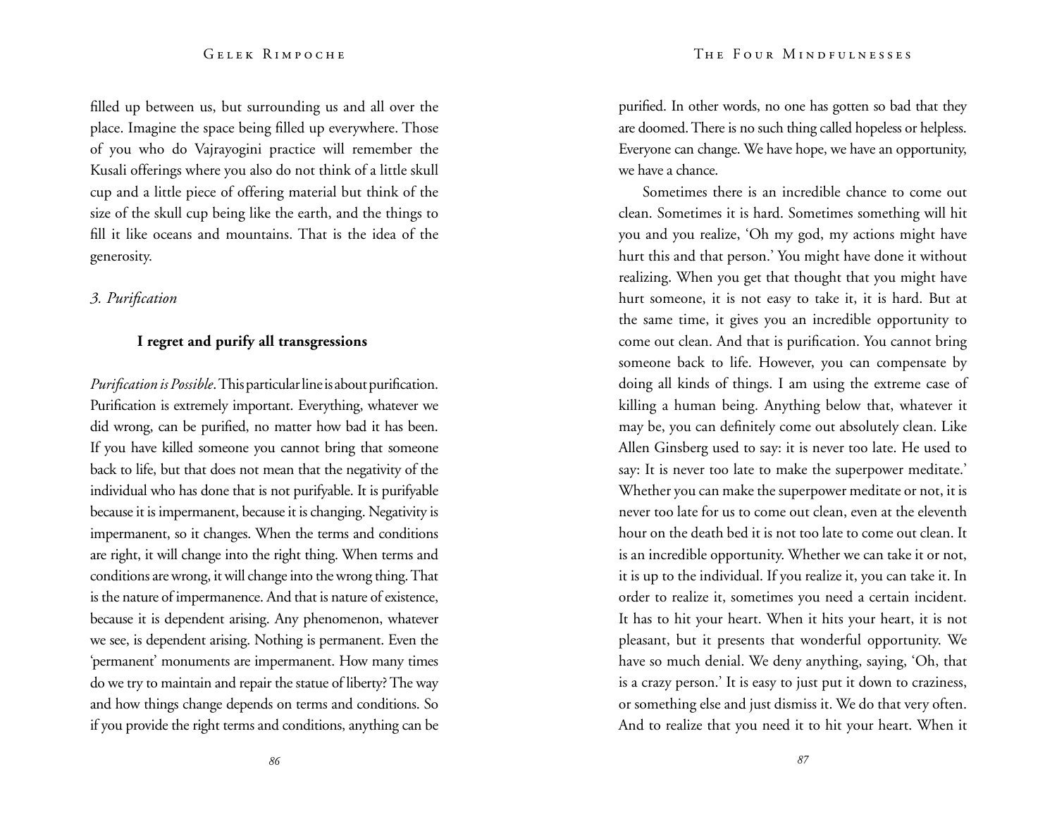filled up between us, but surrounding us and all over the place. Imagine the space being filled up everywhere. Those of you who do Vajrayogini practice will remember the Kusali offerings where you also do not think of a little skull cup and a little piece of offering material but think of the size of the skull cup being like the earth, and the things to fill it like oceans and mountains. That is the idea of the generosity.

*3. Purification*

**I regret and purify all transgressions**

*Purification is Possible*. This particular line is about purification. Purification is extremely important. Everything, whatever we did wrong, can be purified, no matter how bad it has been. If you have killed someone you cannot bring that someone back to life, but that does not mean that the negativity of the individual who has done that is not purifyable. It is purifyable because it is impermanent, because it is changing. Negativity is impermanent, so it changes. When the terms and conditions are right, it will change into the right thing. When terms and conditions are wrong, it will change into the wrong thing. That is the nature of impermanence. And that is nature of existence, because it is dependent arising. Any phenomenon, whatever we see, is dependent arising. Nothing is permanent. Even the 'permanent' monuments are impermanent. How many times do we try to maintain and repair the statue of liberty? The way and how things change depends on terms and conditions. So if you provide the right terms and conditions, anything can be purified. In other words, no one has gotten so bad that they are doomed. There is no such thing called hopeless or helpless. Everyone can change. We have hope, we have an opportunity, we have a chance.

Sometimes there is an incredible chance to come out clean. Sometimes it is hard. Sometimes something will hit you and you realize, 'Oh my god, my actions might have hurt this and that person.' You might have done it without realizing. When you get that thought that you might have hurt someone, it is not easy to take it, it is hard. But at the same time, it gives you an incredible opportunity to come out clean. And that is purification. You cannot bring someone back to life. However, you can compensate by doing all kinds of things. I am using the extreme case of killing a human being. Anything below that, whatever it may be, you can definitely come out absolutely clean. Like Allen Ginsberg used to say: it is never too late. He used to say: It is never too late to make the superpower meditate.' Whether you can make the superpower meditate or not, it is never too late for us to come out clean, even at the eleventh hour on the death bed it is not too late to come out clean. It is an incredible opportunity. Whether we can take it or not, it is up to the individual. If you realize it, you can take it. In order to realize it, sometimes you need a certain incident. It has to hit your heart. When it hits your heart, it is not pleasant, but it presents that wonderful opportunity. We have so much denial. We deny anything, saying, 'Oh, that is a crazy person.' It is easy to just put it down to craziness, or something else and just dismiss it. We do that very often. And to realize that you need it to hit your heart. When it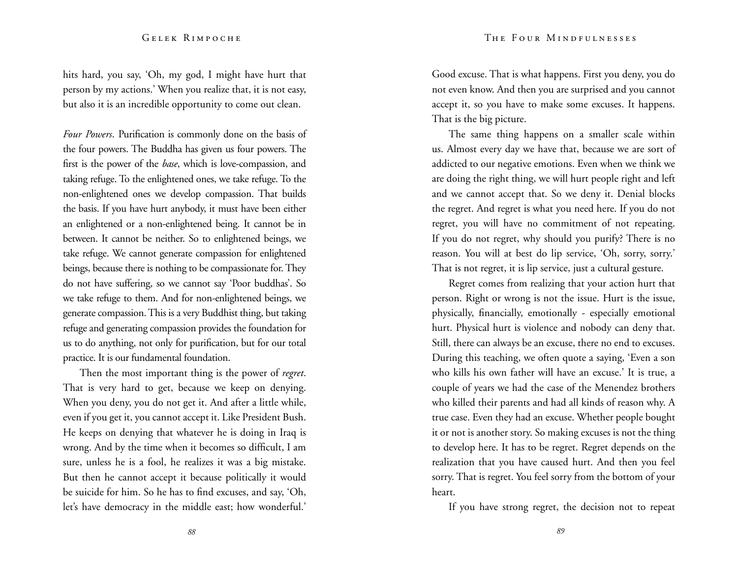hits hard, you say, 'Oh, my god, I might have hurt that person by my actions.' When you realize that, it is not easy, but also it is an incredible opportunity to come out clean.

*Four Powers*. Purification is commonly done on the basis of the four powers. The Buddha has given us four powers. The first is the power of the *base*, which is love-compassion, and taking refuge. To the enlightened ones, we take refuge. To the non-enlightened ones we develop compassion. That builds the basis. If you have hurt anybody, it must have been either an enlightened or a non-enlightened being. It cannot be in between. It cannot be neither. So to enlightened beings, we take refuge. We cannot generate compassion for enlightened beings, because there is nothing to be compassionate for. They do not have suffering, so we cannot say 'Poor buddhas'. So we take refuge to them. And for non-enlightened beings, we generate compassion. This is a very Buddhist thing, but taking refuge and generating compassion provides the foundation for us to do anything, not only for purification, but for our total practice. It is our fundamental foundation.

Then the most important thing is the power of *regret*. That is very hard to get, because we keep on denying. When you deny, you do not get it. And after a little while, even if you get it, you cannot accept it. Like President Bush. He keeps on denying that whatever he is doing in Iraq is wrong. And by the time when it becomes so difficult, I am sure, unless he is a fool, he realizes it was a big mistake. But then he cannot accept it because politically it would be suicide for him. So he has to find excuses, and say, 'Oh, let's have democracy in the middle east; how wonderful.' Good excuse. That is what happens. First you deny, you do not even know. And then you are surprised and you cannot accept it, so you have to make some excuses. It happens. That is the big picture.

The same thing happens on a smaller scale within us. Almost every day we have that, because we are sort of addicted to our negative emotions. Even when we think we are doing the right thing, we will hurt people right and left and we cannot accept that. So we deny it. Denial blocks the regret. And regret is what you need here. If you do not regret, you will have no commitment of not repeating. If you do not regret, why should you purify? There is no reason. You will at best do lip service, 'Oh, sorry, sorry.' That is not regret, it is lip service, just a cultural gesture.

Regret comes from realizing that your action hurt that person. Right or wrong is not the issue. Hurt is the issue, physically, financially, emotionally - especially emotional hurt. Physical hurt is violence and nobody can deny that. Still, there can always be an excuse, there no end to excuses. During this teaching, we often quote a saying, 'Even a son who kills his own father will have an excuse.' It is true, a couple of years we had the case of the Menendez brothers who killed their parents and had all kinds of reason why. A true case. Even they had an excuse. Whether people bought it or not is another story. So making excuses is not the thing to develop here. It has to be regret. Regret depends on the realization that you have caused hurt. And then you feel sorry. That is regret. You feel sorry from the bottom of your heart.

If you have strong regret, the decision not to repeat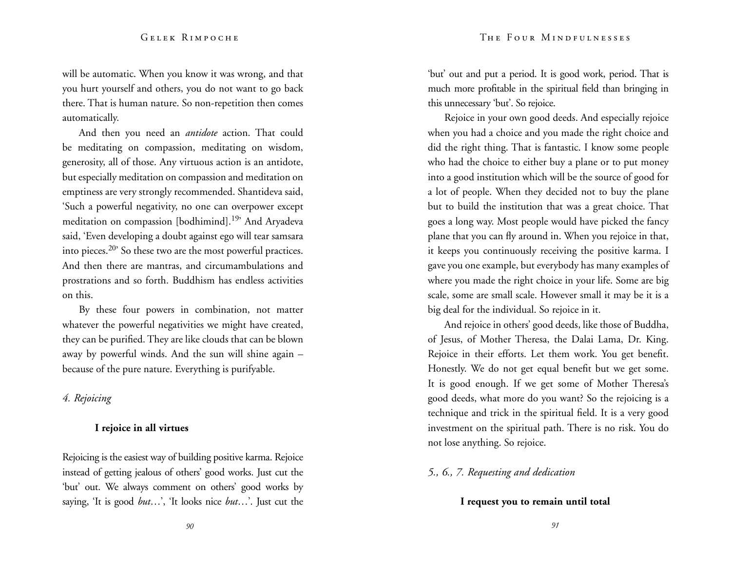will be automatic. When you know it was wrong, and that you hurt yourself and others, you do not want to go back there. That is human nature. So non-repetition then comes automatically.

And then you need an *antidote* action. That could be meditating on compassion, meditating on wisdom, generosity, all of those. Any virtuous action is an antidote, but especially meditation on compassion and meditation on emptiness are very strongly recommended. Shantideva said, 'Such a powerful negativity, no one can overpower except meditation on compassion [bodhimind].[19]' And Aryadeva said, 'Even developing a doubt against ego will tear samsara into pieces.[20]' So these two are the most powerful practices. And then there are mantras, and circumambulations and prostrations and so forth. Buddhism has endless activities on this.

By these four powers in combination, not matter whatever the powerful negativities we might have created, they can be purified. They are like clouds that can be blown away by powerful winds. And the sun will shine again – because of the pure nature. Everything is purifyable.

*4. Rejoicing*

**I rejoice in all virtues**

Rejoicing is the easiest way of building positive karma. Rejoice instead of getting jealous of others' good works. Just cut the 'but' out. We always comment on others' good works by saying, 'It is good *but*…', 'It looks nice *but*…'. Just cut the 'but' out and put a period. It is good work, period. That is much more profitable in the spiritual field than bringing in this unnecessary 'but'. So rejoice.

Rejoice in your own good deeds. And especially rejoice when you had a choice and you made the right choice and did the right thing. That is fantastic. I know some people who had the choice to either buy a plane or to put money into a good institution which will be the source of good for a lot of people. When they decided not to buy the plane but to build the institution that was a great choice. That goes a long way. Most people would have picked the fancy plane that you can fly around in. When you rejoice in that, it keeps you continuously receiving the positive karma. I gave you one example, but everybody has many examples of where you made the right choice in your life. Some are big scale, some are small scale. However small it may be it is a big deal for the individual. So rejoice in it.

And rejoice in others' good deeds, like those of Buddha, of Jesus, of Mother Theresa, the Dalai Lama, Dr. King. Rejoice in their efforts. Let them work. You get benefit. Honestly. We do not get equal benefit but we get some. It is good enough. If we get some of Mother Theresa's good deeds, what more do you want? So the rejoicing is a technique and trick in the spiritual field. It is a very good investment on the spiritual path. There is no risk. You do not lose anything. So rejoice.

*5., 6., 7. Requesting and dedication*

**I request you to remain until total**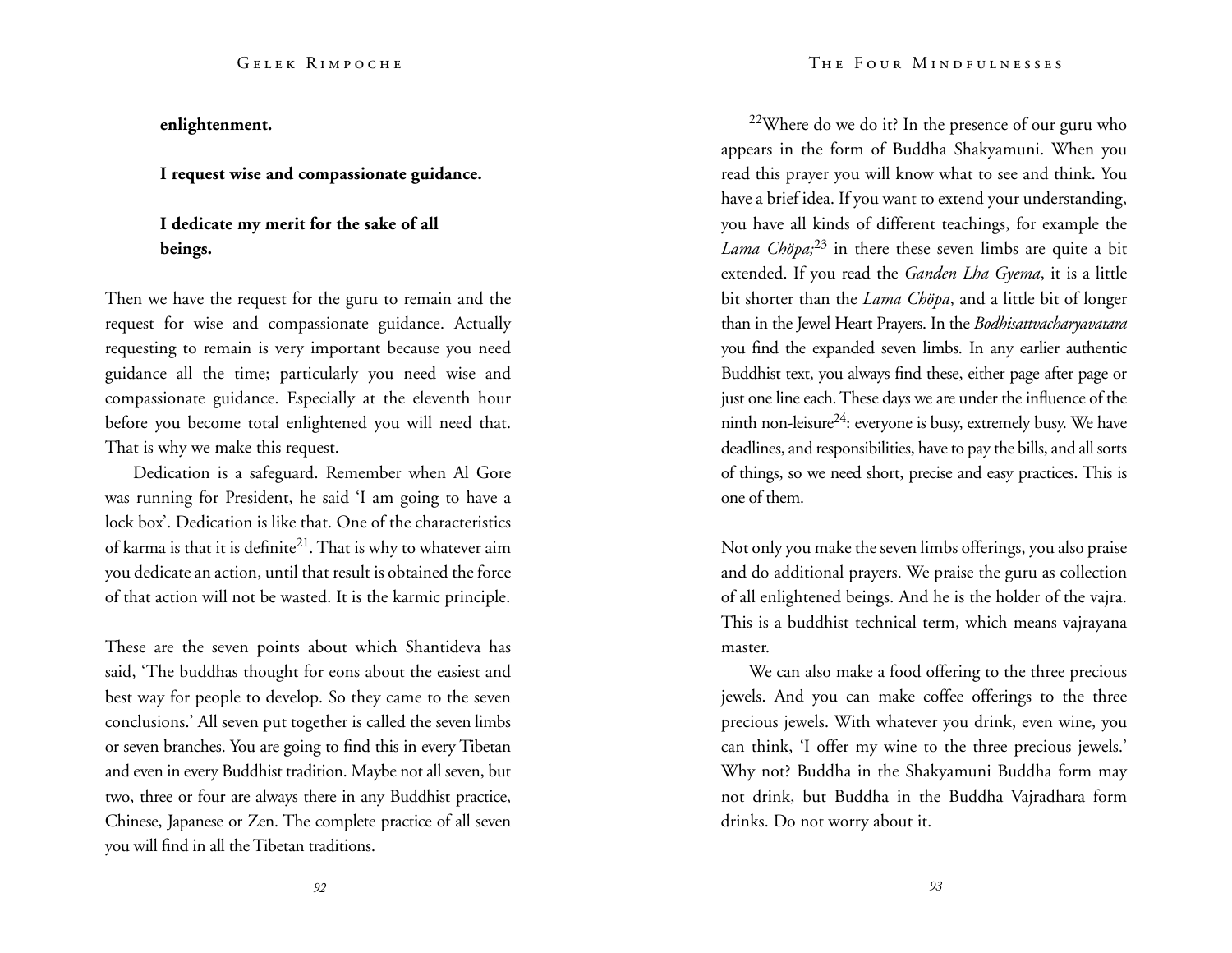**enlightenment.**

**I request wise and compassionate guidance.**

**I dedicate my merit for the sake of all beings.**

Then we have the request for the guru to remain and the request for wise and compassionate guidance. Actually requesting to remain is very important because you need guidance all the time; particularly you need wise and compassionate guidance. Especially at the eleventh hour before you become total enlightened you will need that. That is why we make this request.

Dedication is a safeguard. Remember when Al Gore was running for President, he said 'I am going to have a lock box'. Dedication is like that. One of the characteristics of karma is that it is definite[21]. That is why to whatever aim you dedicate an action, until that result is obtained the force of that action will not be wasted. It is the karmic principle.

These are the seven points about which Shantideva has said, 'The buddhas thought for eons about the easiest and best way for people to develop. So they came to the seven conclusions.' All seven put together is called the seven limbs or seven branches. You are going to find this in every Tibetan and even in every Buddhist tradition. Maybe not all seven, but two, three or four are always there in any Buddhist practice, Chinese, Japanese or Zen. The complete practice of all seven you will find in all the Tibetan traditions.

[22]Where do we do it? In the presence of our guru who appears in the form of Buddha Shakyamuni. When you read this prayer you will know what to see and think. You have a brief idea. If you want to extend your understanding, you have all kinds of different teachings, for example the *Lama Chöpa;*[23] in there these seven limbs are quite a bit extended. If you read the *Ganden Lha Gyema*, it is a little bit shorter than the *Lama Chöpa*, and a little bit of longer than in the Jewel Heart Prayers. In the *Bodhisattvacharyavatara* you find the expanded seven limbs. In any earlier authentic Buddhist text, you always find these, either page after page or just one line each. These days we are under the influence of the ninth non-leisure[24]: everyone is busy, extremely busy. We have deadlines, and responsibilities, have to pay the bills, and all sorts of things, so we need short, precise and easy practices. This is one of them.

Not only you make the seven limbs offerings, you also praise and do additional prayers. We praise the guru as collection of all enlightened beings. And he is the holder of the vajra. This is a buddhist technical term, which means vajrayana master.

We can also make a food offering to the three precious jewels. And you can make coffee offerings to the three precious jewels. With whatever you drink, even wine, you can think, 'I offer my wine to the three precious jewels.' Why not? Buddha in the Shakyamuni Buddha form may not drink, but Buddha in the Buddha Vajradhara form drinks. Do not worry about it.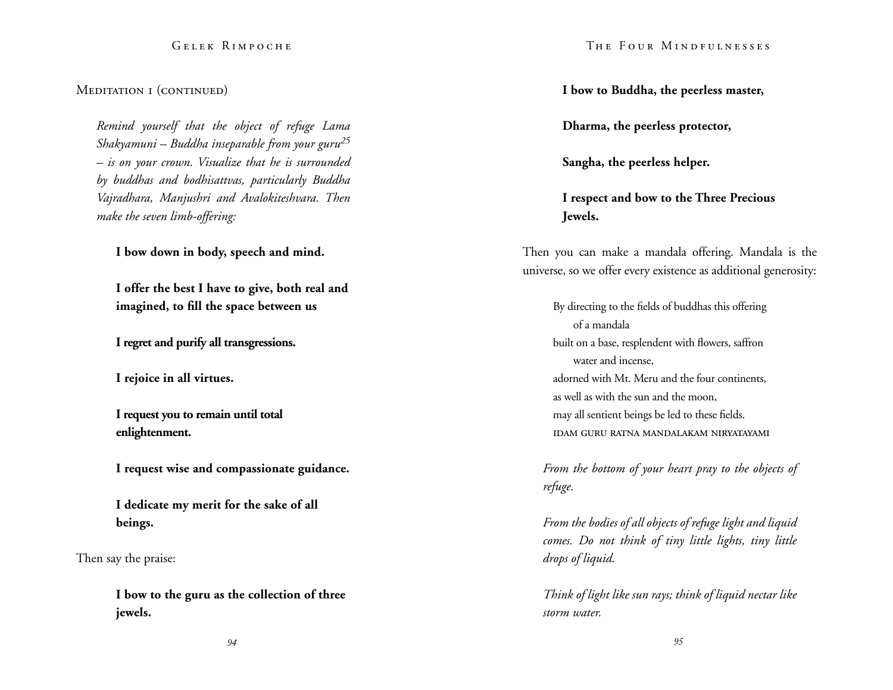Meditation 1 (continued)

*Remind yourself that the object of refuge Lama Shakyamuni – Buddha inseparable from your guru*[25] *– is on your crown. Visualize that he is surrounded by buddhas and bodhisattvas, particularly Buddha Vajradhara, Manjushri and Avalokiteshvara. Then make the seven limb-offering:*

**I bow down in body, speech and mind.**

**I offer the best I have to give, both real and imagined, to fill the space between us**

**I regret and purify all transgressions.**

**I rejoice in all virtues.**

**I request you to remain until total enlightenment.**

**I request wise and compassionate guidance.**

**I dedicate my merit for the sake of all beings.**

Then say the praise:

**I bow to the guru as the collection of three jewels.**

**I bow to Buddha, the peerless master,**

**Dharma, the peerless protector,**

**Sangha, the peerless helper.**

**I respect and bow to the Three Precious Jewels.**

Then you can make a mandala offering. Mandala is the universe, so we offer every existence as additional generosity:

By directing to the fields of buddhas this offering of a mandala  
built on a base, resplendent with flowers, saffron water and incense,  
adorned with Mt. Meru and the four continents,  
as well as with the sun and the moon,  
may all sentient beings be led to these fields.  
IDAM GURU RATNA MANDALAKAM NIRYATAYAMI

*From the bottom of your heart pray to the objects of refuge.*

*From the bodies of all objects of refuge light and liquid comes. Do not think of tiny little lights, tiny little drops of liquid.*

*Think of light like sun rays; think of liquid nectar like storm water.*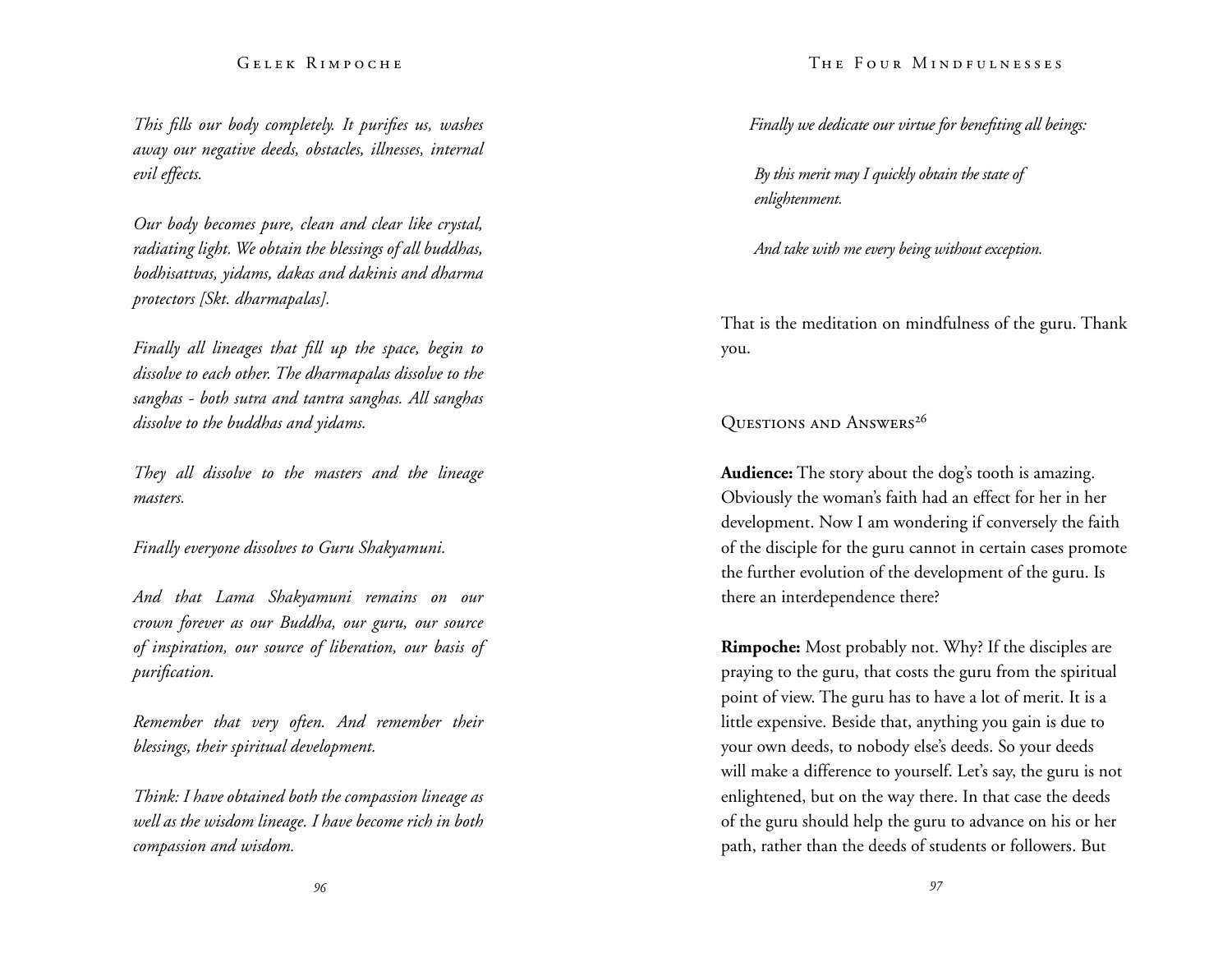*This fills our body completely. It purifies us, washes away our negative deeds, obstacles, illnesses, internal evil effects.*

*Our body becomes pure, clean and clear like crystal, radiating light. We obtain the blessings of all buddhas, bodhisattvas, yidams, dakas and dakinis and dharma protectors [Skt. dharmapalas].*

*Finally all lineages that fill up the space, begin to dissolve to each other. The dharmapalas dissolve to the sanghas - both sutra and tantra sanghas. All sanghas dissolve to the buddhas and yidams.*

*They all dissolve to the masters and the lineage masters.*

*Finally everyone dissolves to Guru Shakyamuni.*

*And that Lama Shakyamuni remains on our crown forever as our Buddha, our guru, our source of inspiration, our source of liberation, our basis of purification.*

*Remember that very often. And remember their blessings, their spiritual development.*

*Think: I have obtained both the compassion lineage as well as the wisdom lineage. I have become rich in both compassion and wisdom.*

*Finally we dedicate our virtue for benefiting all beings:*

> *By this merit may I quickly obtain the state of enlightenment.*
>
> *And take with me every being without exception.*

That is the meditation on mindfulness of the guru. Thank you.

## Questions and Answers[26]

**Audience:** The story about the dog's tooth is amazing. Obviously the woman's faith had an effect for her in her development. Now I am wondering if conversely the faith of the disciple for the guru cannot in certain cases promote the further evolution of the development of the guru. Is there an interdependence there?

**Rimpoche:** Most probably not. Why? If the disciples are praying to the guru, that costs the guru from the spiritual point of view. The guru has to have a lot of merit. It is a little expensive. Beside that, anything you gain is due to your own deeds, to nobody else's deeds. So your deeds will make a difference to yourself. Let's say, the guru is not enlightened, but on the way there. In that case the deeds of the guru should help the guru to advance on his or her path, rather than the deeds of students or followers. But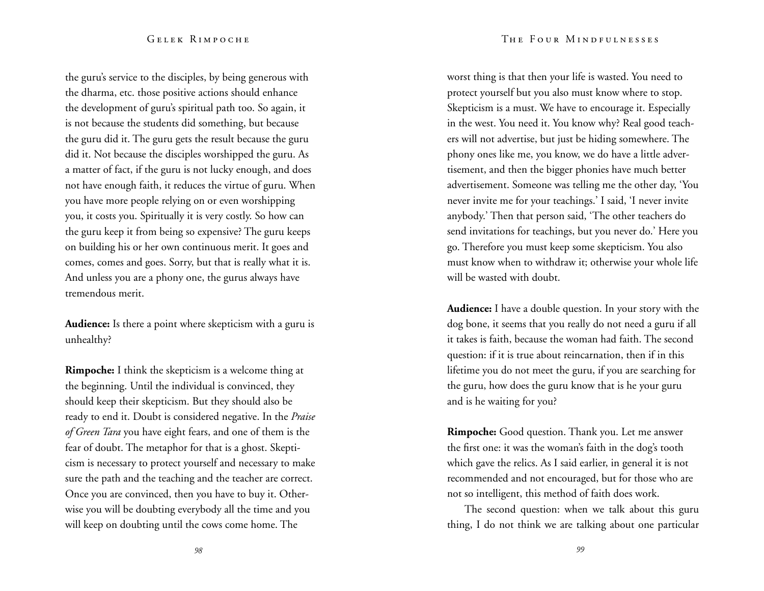the guru's service to the disciples, by being generous with the dharma, etc. those positive actions should enhance the development of guru's spiritual path too. So again, it is not because the students did something, but because the guru did it. The guru gets the result because the guru did it. Not because the disciples worshipped the guru. As a matter of fact, if the guru is not lucky enough, and does not have enough faith, it reduces the virtue of guru. When you have more people relying on or even worshipping you, it costs you. Spiritually it is very costly. So how can the guru keep it from being so expensive? The guru keeps on building his or her own continuous merit. It goes and comes, comes and goes. Sorry, but that is really what it is. And unless you are a phony one, the gurus always have tremendous merit.

**Audience:** Is there a point where skepticism with a guru is unhealthy?

**Rimpoche:** I think the skepticism is a welcome thing at the beginning. Until the individual is convinced, they should keep their skepticism. But they should also be ready to end it. Doubt is considered negative. In the *Praise of Green Tara* you have eight fears, and one of them is the fear of doubt. The metaphor for that is a ghost. Skepticism is necessary to protect yourself and necessary to make sure the path and the teaching and the teacher are correct. Once you are convinced, then you have to buy it. Otherwise you will be doubting everybody all the time and you will keep on doubting until the cows come home. The worst thing is that then your life is wasted. You need to protect yourself but you also must know where to stop. Skepticism is a must. We have to encourage it. Especially in the west. You need it. You know why? Real good teachers will not advertise, but just be hiding somewhere. The phony ones like me, you know, we do have a little advertisement, and then the bigger phonies have much better advertisement. Someone was telling me the other day, 'You never invite me for your teachings.' I said, 'I never invite anybody.' Then that person said, 'The other teachers do send invitations for teachings, but you never do.' Here you go. Therefore you must keep some skepticism. You also must know when to withdraw it; otherwise your whole life will be wasted with doubt.

**Audience:** I have a double question. In your story with the dog bone, it seems that you really do not need a guru if all it takes is faith, because the woman had faith. The second question: if it is true about reincarnation, then if in this lifetime you do not meet the guru, if you are searching for the guru, how does the guru know that is he your guru and is he waiting for you?

**Rimpoche:** Good question. Thank you. Let me answer the first one: it was the woman's faith in the dog's tooth which gave the relics. As I said earlier, in general it is not recommended and not encouraged, but for those who are not so intelligent, this method of faith does work.

The second question: when we talk about this guru thing, I do not think we are talking about one particular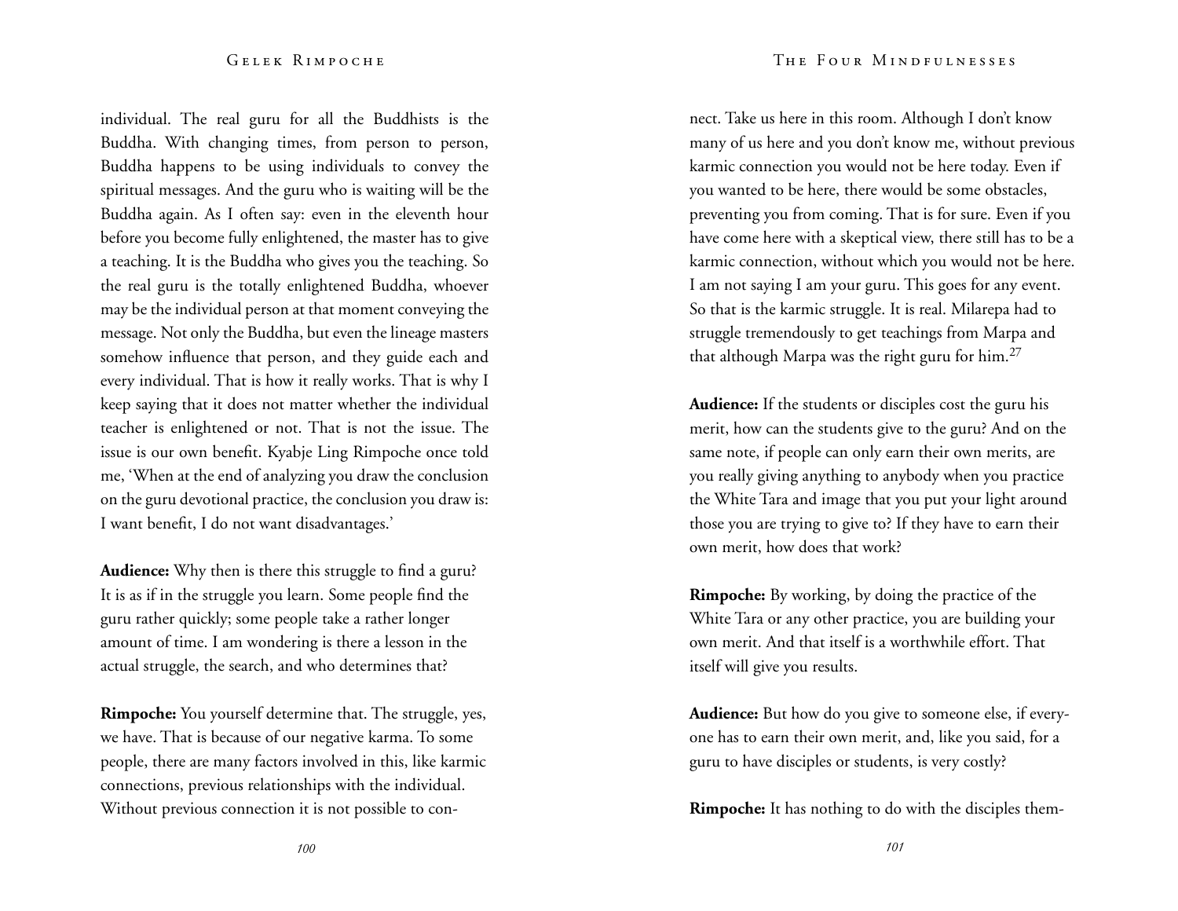individual. The real guru for all the Buddhists is the Buddha. With changing times, from person to person, Buddha happens to be using individuals to convey the spiritual messages. And the guru who is waiting will be the Buddha again. As I often say: even in the eleventh hour before you become fully enlightened, the master has to give a teaching. It is the Buddha who gives you the teaching. So the real guru is the totally enlightened Buddha, whoever may be the individual person at that moment conveying the message. Not only the Buddha, but even the lineage masters somehow influence that person, and they guide each and every individual. That is how it really works. That is why I keep saying that it does not matter whether the individual teacher is enlightened or not. That is not the issue. The issue is our own benefit. Kyabje Ling Rimpoche once told me, 'When at the end of analyzing you draw the conclusion on the guru devotional practice, the conclusion you draw is: I want benefit, I do not want disadvantages.'

**Audience:** Why then is there this struggle to find a guru? It is as if in the struggle you learn. Some people find the guru rather quickly; some people take a rather longer amount of time. I am wondering is there a lesson in the actual struggle, the search, and who determines that?

**Rimpoche:** You yourself determine that. The struggle, yes, we have. That is because of our negative karma. To some people, there are many factors involved in this, like karmic connections, previous relationships with the individual. Without previous connection it is not possible to connect. Take us here in this room. Although I don't know many of us here and you don't know me, without previous karmic connection you would not be here today. Even if you wanted to be here, there would be some obstacles, preventing you from coming. That is for sure. Even if you have come here with a skeptical view, there still has to be a karmic connection, without which you would not be here. I am not saying I am your guru. This goes for any event. So that is the karmic struggle. It is real. Milarepa had to struggle tremendously to get teachings from Marpa and that although Marpa was the right guru for him.[27]

**Audience:** If the students or disciples cost the guru his merit, how can the students give to the guru? And on the same note, if people can only earn their own merits, are you really giving anything to anybody when you practice the White Tara and image that you put your light around those you are trying to give to? If they have to earn their own merit, how does that work?

**Rimpoche:** By working, by doing the practice of the White Tara or any other practice, you are building your own merit. And that itself is a worthwhile effort. That itself will give you results.

**Audience:** But how do you give to someone else, if everyone has to earn their own merit, and, like you said, for a guru to have disciples or students, is very costly?

**Rimpoche:** It has nothing to do with the disciples them-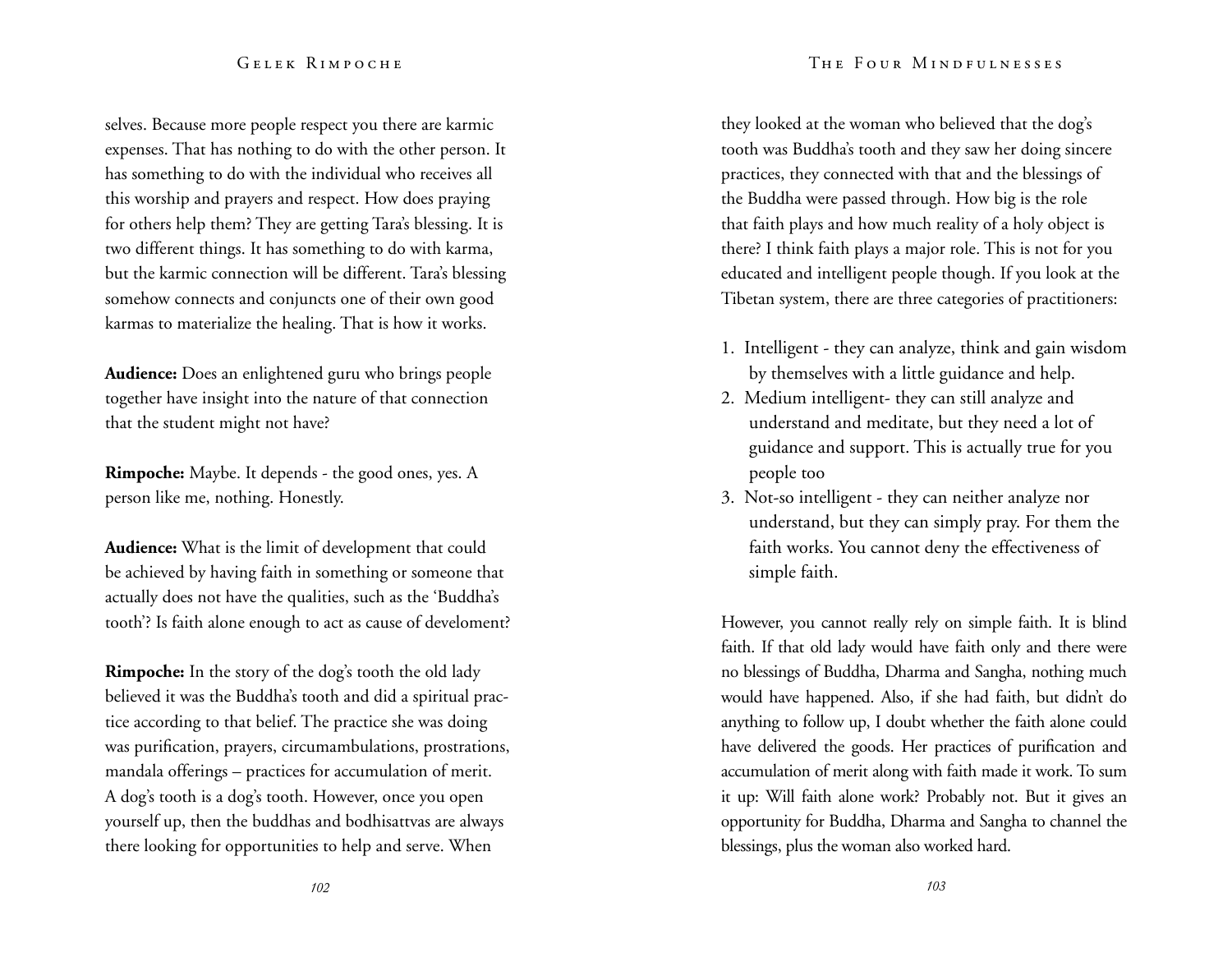selves. Because more people respect you there are karmic expenses. That has nothing to do with the other person. It has something to do with the individual who receives all this worship and prayers and respect. How does praying for others help them? They are getting Tara's blessing. It is two different things. It has something to do with karma, but the karmic connection will be different. Tara's blessing somehow connects and conjuncts one of their own good karmas to materialize the healing. That is how it works.

**Audience:** Does an enlightened guru who brings people together have insight into the nature of that connection that the student might not have?

**Rimpoche:** Maybe. It depends - the good ones, yes. A person like me, nothing. Honestly.

**Audience:** What is the limit of development that could be achieved by having faith in something or someone that actually does not have the qualities, such as the 'Buddha's tooth'? Is faith alone enough to act as cause of develoment?

**Rimpoche:** In the story of the dog's tooth the old lady believed it was the Buddha's tooth and did a spiritual practice according to that belief. The practice she was doing was purification, prayers, circumambulations, prostrations, mandala offerings – practices for accumulation of merit. A dog's tooth is a dog's tooth. However, once you open yourself up, then the buddhas and bodhisattvas are always there looking for opportunities to help and serve. When they looked at the woman who believed that the dog's tooth was Buddha's tooth and they saw her doing sincere practices, they connected with that and the blessings of the Buddha were passed through. How big is the role that faith plays and how much reality of a holy object is there? I think faith plays a major role. This is not for you educated and intelligent people though. If you look at the Tibetan system, there are three categories of practitioners:

1. Intelligent - they can analyze, think and gain wisdom by themselves with a little guidance and help.
2. Medium intelligent- they can still analyze and understand and meditate, but they need a lot of guidance and support. This is actually true for you people too
3. Not-so intelligent - they can neither analyze nor understand, but they can simply pray. For them the faith works. You cannot deny the effectiveness of simple faith.

However, you cannot really rely on simple faith. It is blind faith. If that old lady would have faith only and there were no blessings of Buddha, Dharma and Sangha, nothing much would have happened. Also, if she had faith, but didn't do anything to follow up, I doubt whether the faith alone could have delivered the goods. Her practices of purification and accumulation of merit along with faith made it work. To sum it up: Will faith alone work? Probably not. But it gives an opportunity for Buddha, Dharma and Sangha to channel the blessings, plus the woman also worked hard.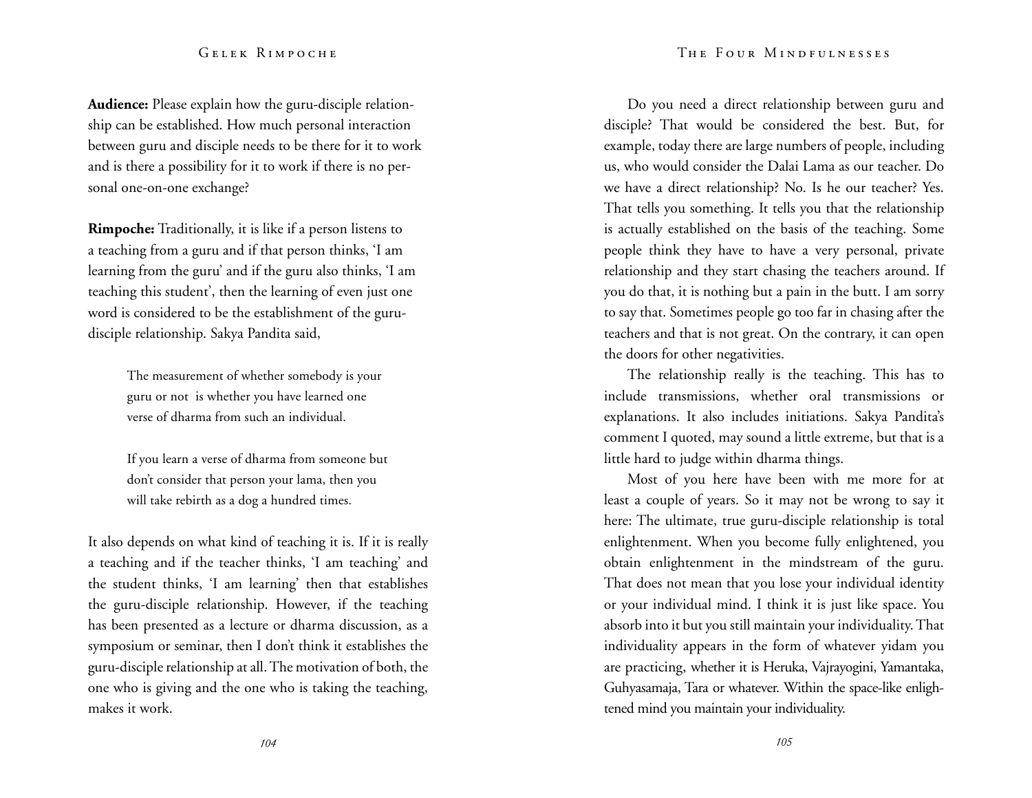**Audience:** Please explain how the guru-disciple relationship can be established. How much personal interaction between guru and disciple needs to be there for it to work and is there a possibility for it to work if there is no personal one-on-one exchange?

**Rimpoche:** Traditionally, it is like if a person listens to a teaching from a guru and if that person thinks, 'I am learning from the guru' and if the guru also thinks, 'I am teaching this student', then the learning of even just one word is considered to be the establishment of the guru-disciple relationship. Sakya Pandita said,

> The measurement of whether somebody is your guru or not is whether you have learned one verse of dharma from such an individual.
>
> If you learn a verse of dharma from someone but don't consider that person your lama, then you will take rebirth as a dog a hundred times.

It also depends on what kind of teaching it is. If it is really a teaching and if the teacher thinks, 'I am teaching' and the student thinks, 'I am learning' then that establishes the guru-disciple relationship. However, if the teaching has been presented as a lecture or dharma discussion, as a symposium or seminar, then I don't think it establishes the guru-disciple relationship at all. The motivation of both, the one who is giving and the one who is taking the teaching, makes it work.

Do you need a direct relationship between guru and disciple? That would be considered the best. But, for example, today there are large numbers of people, including us, who would consider the Dalai Lama as our teacher. Do we have a direct relationship? No. Is he our teacher? Yes. That tells you something. It tells you that the relationship is actually established on the basis of the teaching. Some people think they have to have a very personal, private relationship and they start chasing the teachers around. If you do that, it is nothing but a pain in the butt. I am sorry to say that. Sometimes people go too far in chasing after the teachers and that is not great. On the contrary, it can open the doors for other negativities.

The relationship really is the teaching. This has to include transmissions, whether oral transmissions or explanations. It also includes initiations. Sakya Pandita's comment I quoted, may sound a little extreme, but that is a little hard to judge within dharma things.

Most of you here have been with me more for at least a couple of years. So it may not be wrong to say it here: The ultimate, true guru-disciple relationship is total enlightenment. When you become fully enlightened, you obtain enlightenment in the mindstream of the guru. That does not mean that you lose your individual identity or your individual mind. I think it is just like space. You absorb into it but you still maintain your individuality. That individuality appears in the form of whatever yidam you are practicing, whether it is Heruka, Vajrayogini, Yamantaka, Guhyasamaja, Tara or whatever. Within the space-like enlightened mind you maintain your individuality.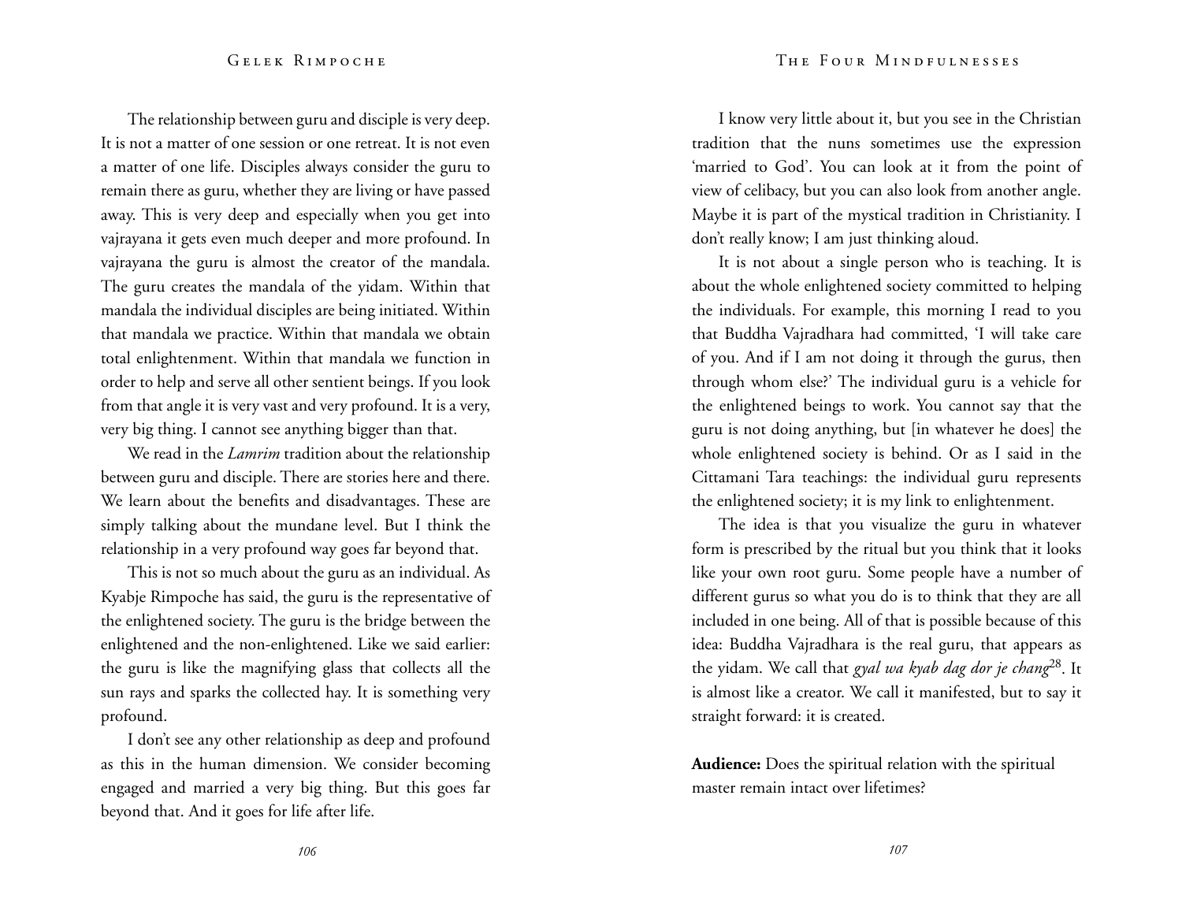The relationship between guru and disciple is very deep. It is not a matter of one session or one retreat. It is not even a matter of one life. Disciples always consider the guru to remain there as guru, whether they are living or have passed away. This is very deep and especially when you get into vajrayana it gets even much deeper and more profound. In vajrayana the guru is almost the creator of the mandala. The guru creates the mandala of the yidam. Within that mandala the individual disciples are being initiated. Within that mandala we practice. Within that mandala we obtain total enlightenment. Within that mandala we function in order to help and serve all other sentient beings. If you look from that angle it is very vast and very profound. It is a very, very big thing. I cannot see anything bigger than that.

We read in the *Lamrim* tradition about the relationship between guru and disciple. There are stories here and there. We learn about the benefits and disadvantages. These are simply talking about the mundane level. But I think the relationship in a very profound way goes far beyond that.

This is not so much about the guru as an individual. As Kyabje Rimpoche has said, the guru is the representative of the enlightened society. The guru is the bridge between the enlightened and the non-enlightened. Like we said earlier: the guru is like the magnifying glass that collects all the sun rays and sparks the collected hay. It is something very profound.

I don't see any other relationship as deep and profound as this in the human dimension. We consider becoming engaged and married a very big thing. But this goes far beyond that. And it goes for life after life.

I know very little about it, but you see in the Christian tradition that the nuns sometimes use the expression 'married to God'. You can look at it from the point of view of celibacy, but you can also look from another angle. Maybe it is part of the mystical tradition in Christianity. I don't really know; I am just thinking aloud.

It is not about a single person who is teaching. It is about the whole enlightened society committed to helping the individuals. For example, this morning I read to you that Buddha Vajradhara had committed, 'I will take care of you. And if I am not doing it through the gurus, then through whom else?' The individual guru is a vehicle for the enlightened beings to work. You cannot say that the guru is not doing anything, but [in whatever he does] the whole enlightened society is behind. Or as I said in the Cittamani Tara teachings: the individual guru represents the enlightened society; it is my link to enlightenment.

The idea is that you visualize the guru in whatever form is prescribed by the ritual but you think that it looks like your own root guru. Some people have a number of different gurus so what you do is to think that they are all included in one being. All of that is possible because of this idea: Buddha Vajradhara is the real guru, that appears as the yidam. We call that *gyal wa kyab dag dor je chang*[28]. It is almost like a creator. We call it manifested, but to say it straight forward: it is created.

**Audience:** Does the spiritual relation with the spiritual master remain intact over lifetimes?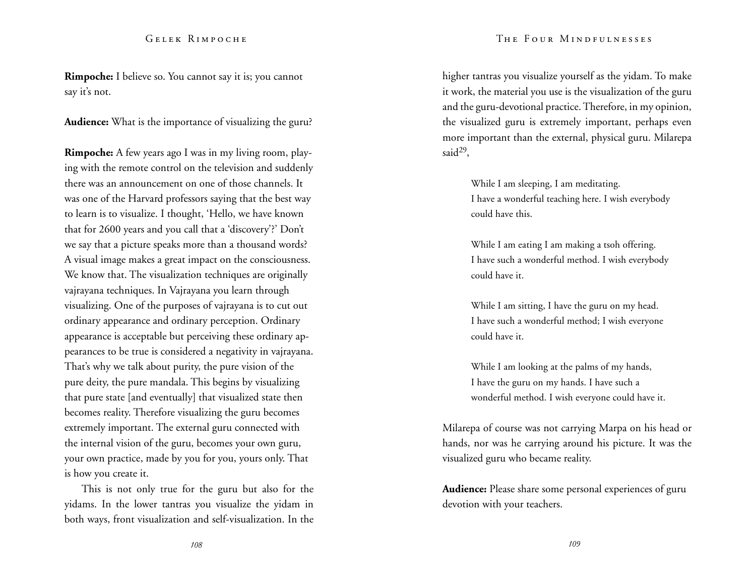**Rimpoche:** I believe so. You cannot say it is; you cannot say it's not.

**Audience:** What is the importance of visualizing the guru?

**Rimpoche:** A few years ago I was in my living room, playing with the remote control on the television and suddenly there was an announcement on one of those channels. It was one of the Harvard professors saying that the best way to learn is to visualize. I thought, 'Hello, we have known that for 2600 years and you call that a 'discovery'?' Don't we say that a picture speaks more than a thousand words? A visual image makes a great impact on the consciousness. We know that. The visualization techniques are originally vajrayana techniques. In Vajrayana you learn through visualizing. One of the purposes of vajrayana is to cut out ordinary appearance and ordinary perception. Ordinary appearance is acceptable but perceiving these ordinary appearances to be true is considered a negativity in vajrayana. That's why we talk about purity, the pure vision of the pure deity, the pure mandala. This begins by visualizing that pure state [and eventually] that visualized state then becomes reality. Therefore visualizing the guru becomes extremely important. The external guru connected with the internal vision of the guru, becomes your own guru, your own practice, made by you for you, yours only. That is how you create it.

This is not only true for the guru but also for the yidams. In the lower tantras you visualize the yidam in both ways, front visualization and self-visualization. In the higher tantras you visualize yourself as the yidam. To make it work, the material you use is the visualization of the guru and the guru-devotional practice. Therefore, in my opinion, the visualized guru is extremely important, perhaps even more important than the external, physical guru. Milarepa said[29],

> While I am sleeping, I am meditating.
> I have a wonderful teaching here. I wish everybody could have this.
>
> While I am eating I am making a tsoh offering.
> I have such a wonderful method. I wish everybody could have it.
>
> While I am sitting, I have the guru on my head.
> I have such a wonderful method; I wish everyone could have it.
>
> While I am looking at the palms of my hands,
> I have the guru on my hands. I have such a wonderful method. I wish everyone could have it.

Milarepa of course was not carrying Marpa on his head or hands, nor was he carrying around his picture. It was the visualized guru who became reality.

**Audience:** Please share some personal experiences of guru devotion with your teachers.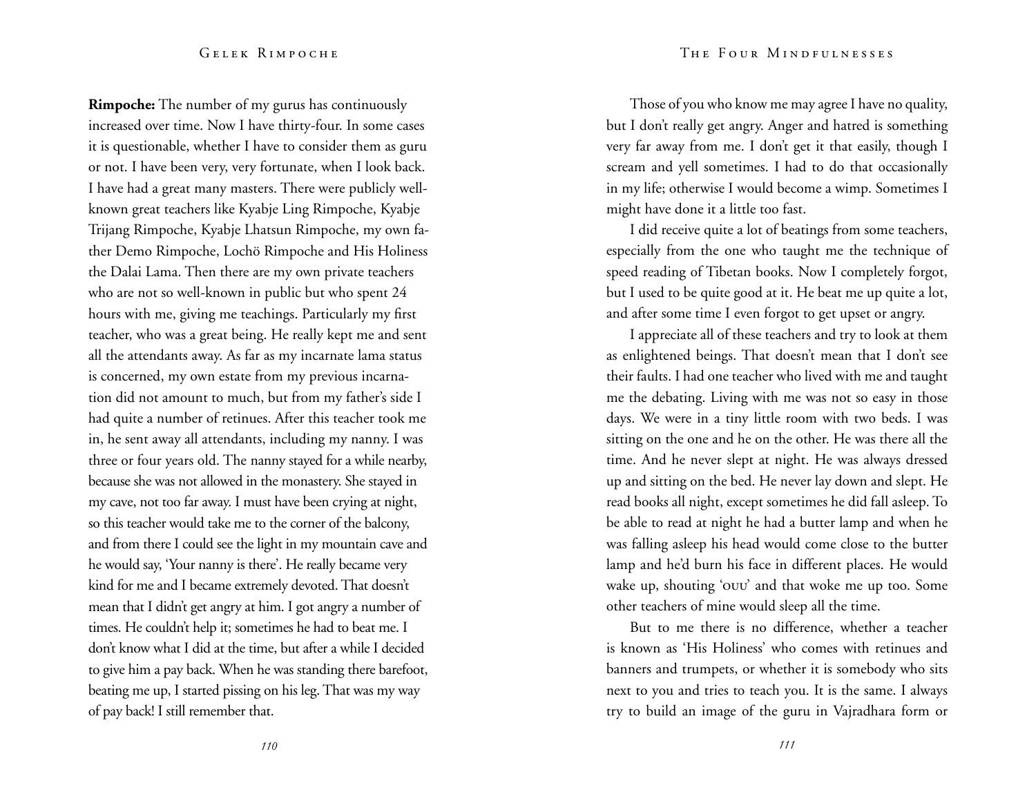**Rimpoche:** The number of my gurus has continuously increased over time. Now I have thirty-four. In some cases it is questionable, whether I have to consider them as guru or not. I have been very, very fortunate, when I look back. I have had a great many masters. There were publicly well-known great teachers like Kyabje Ling Rimpoche, Kyabje Trijang Rimpoche, Kyabje Lhatsun Rimpoche, my own father Demo Rimpoche, Lochö Rimpoche and His Holiness the Dalai Lama. Then there are my own private teachers who are not so well-known in public but who spent 24 hours with me, giving me teachings. Particularly my first teacher, who was a great being. He really kept me and sent all the attendants away. As far as my incarnate lama status is concerned, my own estate from my previous incarnation did not amount to much, but from my father's side I had quite a number of retinues. After this teacher took me in, he sent away all attendants, including my nanny. I was three or four years old. The nanny stayed for a while nearby, because she was not allowed in the monastery. She stayed in my cave, not too far away. I must have been crying at night, so this teacher would take me to the corner of the balcony, and from there I could see the light in my mountain cave and he would say, 'Your nanny is there'. He really became very kind for me and I became extremely devoted. That doesn't mean that I didn't get angry at him. I got angry a number of times. He couldn't help it; sometimes he had to beat me. I don't know what I did at the time, but after a while I decided to give him a pay back. When he was standing there barefoot, beating me up, I started pissing on his leg. That was my way of pay back! I still remember that.

Those of you who know me may agree I have no quality, but I don't really get angry. Anger and hatred is something very far away from me. I don't get it that easily, though I scream and yell sometimes. I had to do that occasionally in my life; otherwise I would become a wimp. Sometimes I might have done it a little too fast.

I did receive quite a lot of beatings from some teachers, especially from the one who taught me the technique of speed reading of Tibetan books. Now I completely forgot, but I used to be quite good at it. He beat me up quite a lot, and after some time I even forgot to get upset or angry.

I appreciate all of these teachers and try to look at them as enlightened beings. That doesn't mean that I don't see their faults. I had one teacher who lived with me and taught me the debating. Living with me was not so easy in those days. We were in a tiny little room with two beds. I was sitting on the one and he on the other. He was there all the time. And he never slept at night. He was always dressed up and sitting on the bed. He never lay down and slept. He read books all night, except sometimes he did fall asleep. To be able to read at night he had a butter lamp and when he was falling asleep his head would come close to the butter lamp and he'd burn his face in different places. He would wake up, shouting 'OUU' and that woke me up too. Some other teachers of mine would sleep all the time.

But to me there is no difference, whether a teacher is known as 'His Holiness' who comes with retinues and banners and trumpets, or whether it is somebody who sits next to you and tries to teach you. It is the same. I always try to build an image of the guru in Vajradhara form or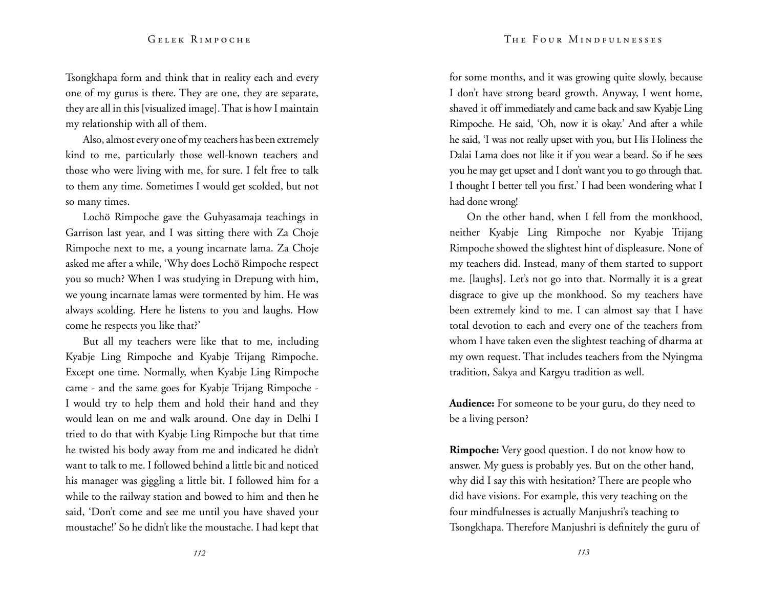Tsongkhapa form and think that in reality each and every one of my gurus is there. They are one, they are separate, they are all in this [visualized image]. That is how I maintain my relationship with all of them.

Also, almost every one of my teachers has been extremely kind to me, particularly those well-known teachers and those who were living with me, for sure. I felt free to talk to them any time. Sometimes I would get scolded, but not so many times.

Lochö Rimpoche gave the Guhyasamaja teachings in Garrison last year, and I was sitting there with Za Choje Rimpoche next to me, a young incarnate lama. Za Choje asked me after a while, 'Why does Lochö Rimpoche respect you so much? When I was studying in Drepung with him, we young incarnate lamas were tormented by him. He was always scolding. Here he listens to you and laughs. How come he respects you like that?'

But all my teachers were like that to me, including Kyabje Ling Rimpoche and Kyabje Trijang Rimpoche. Except one time. Normally, when Kyabje Ling Rimpoche came - and the same goes for Kyabje Trijang Rimpoche - I would try to help them and hold their hand and they would lean on me and walk around. One day in Delhi I tried to do that with Kyabje Ling Rimpoche but that time he twisted his body away from me and indicated he didn't want to talk to me. I followed behind a little bit and noticed his manager was giggling a little bit. I followed him for a while to the railway station and bowed to him and then he said, 'Don't come and see me until you have shaved your moustache!' So he didn't like the moustache. I had kept that for some months, and it was growing quite slowly, because I don't have strong beard growth. Anyway, I went home, shaved it off immediately and came back and saw Kyabje Ling Rimpoche. He said, 'Oh, now it is okay.' And after a while he said, 'I was not really upset with you, but His Holiness the Dalai Lama does not like it if you wear a beard. So if he sees you he may get upset and I don't want you to go through that. I thought I better tell you first.' I had been wondering what I had done wrong!

On the other hand, when I fell from the monkhood, neither Kyabje Ling Rimpoche nor Kyabje Trijang Rimpoche showed the slightest hint of displeasure. None of my teachers did. Instead, many of them started to support me. [laughs]. Let's not go into that. Normally it is a great disgrace to give up the monkhood. So my teachers have been extremely kind to me. I can almost say that I have total devotion to each and every one of the teachers from whom I have taken even the slightest teaching of dharma at my own request. That includes teachers from the Nyingma tradition, Sakya and Kargyu tradition as well.

**Audience:** For someone to be your guru, do they need to be a living person?

**Rimpoche:** Very good question. I do not know how to answer. My guess is probably yes. But on the other hand, why did I say this with hesitation? There are people who did have visions. For example, this very teaching on the four mindfulnesses is actually Manjushri's teaching to Tsongkhapa. Therefore Manjushri is definitely the guru of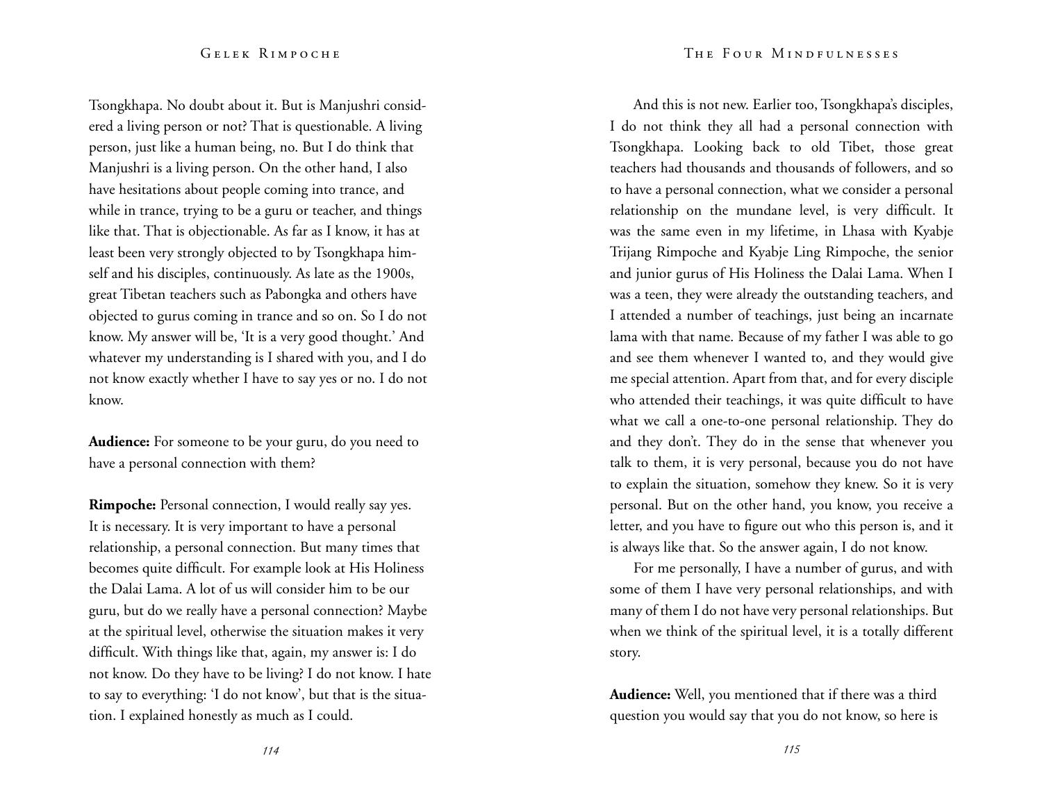Tsongkhapa. No doubt about it. But is Manjushri considered a living person or not? That is questionable. A living person, just like a human being, no. But I do think that Manjushri is a living person. On the other hand, I also have hesitations about people coming into trance, and while in trance, trying to be a guru or teacher, and things like that. That is objectionable. As far as I know, it has at least been very strongly objected to by Tsongkhapa himself and his disciples, continuously. As late as the 1900s, great Tibetan teachers such as Pabongka and others have objected to gurus coming in trance and so on. So I do not know. My answer will be, 'It is a very good thought.' And whatever my understanding is I shared with you, and I do not know exactly whether I have to say yes or no. I do not know.

**Audience:** For someone to be your guru, do you need to have a personal connection with them?

**Rimpoche:** Personal connection, I would really say yes. It is necessary. It is very important to have a personal relationship, a personal connection. But many times that becomes quite difficult. For example look at His Holiness the Dalai Lama. A lot of us will consider him to be our guru, but do we really have a personal connection? Maybe at the spiritual level, otherwise the situation makes it very difficult. With things like that, again, my answer is: I do not know. Do they have to be living? I do not know. I hate to say to everything: 'I do not know', but that is the situation. I explained honestly as much as I could.

And this is not new. Earlier too, Tsongkhapa's disciples, I do not think they all had a personal connection with Tsongkhapa. Looking back to old Tibet, those great teachers had thousands and thousands of followers, and so to have a personal connection, what we consider a personal relationship on the mundane level, is very difficult. It was the same even in my lifetime, in Lhasa with Kyabje Trijang Rimpoche and Kyabje Ling Rimpoche, the senior and junior gurus of His Holiness the Dalai Lama. When I was a teen, they were already the outstanding teachers, and I attended a number of teachings, just being an incarnate lama with that name. Because of my father I was able to go and see them whenever I wanted to, and they would give me special attention. Apart from that, and for every disciple who attended their teachings, it was quite difficult to have what we call a one-to-one personal relationship. They do and they don't. They do in the sense that whenever you talk to them, it is very personal, because you do not have to explain the situation, somehow they knew. So it is very personal. But on the other hand, you know, you receive a letter, and you have to figure out who this person is, and it is always like that. So the answer again, I do not know.

For me personally, I have a number of gurus, and with some of them I have very personal relationships, and with many of them I do not have very personal relationships. But when we think of the spiritual level, it is a totally different story.

**Audience:** Well, you mentioned that if there was a third question you would say that you do not know, so here is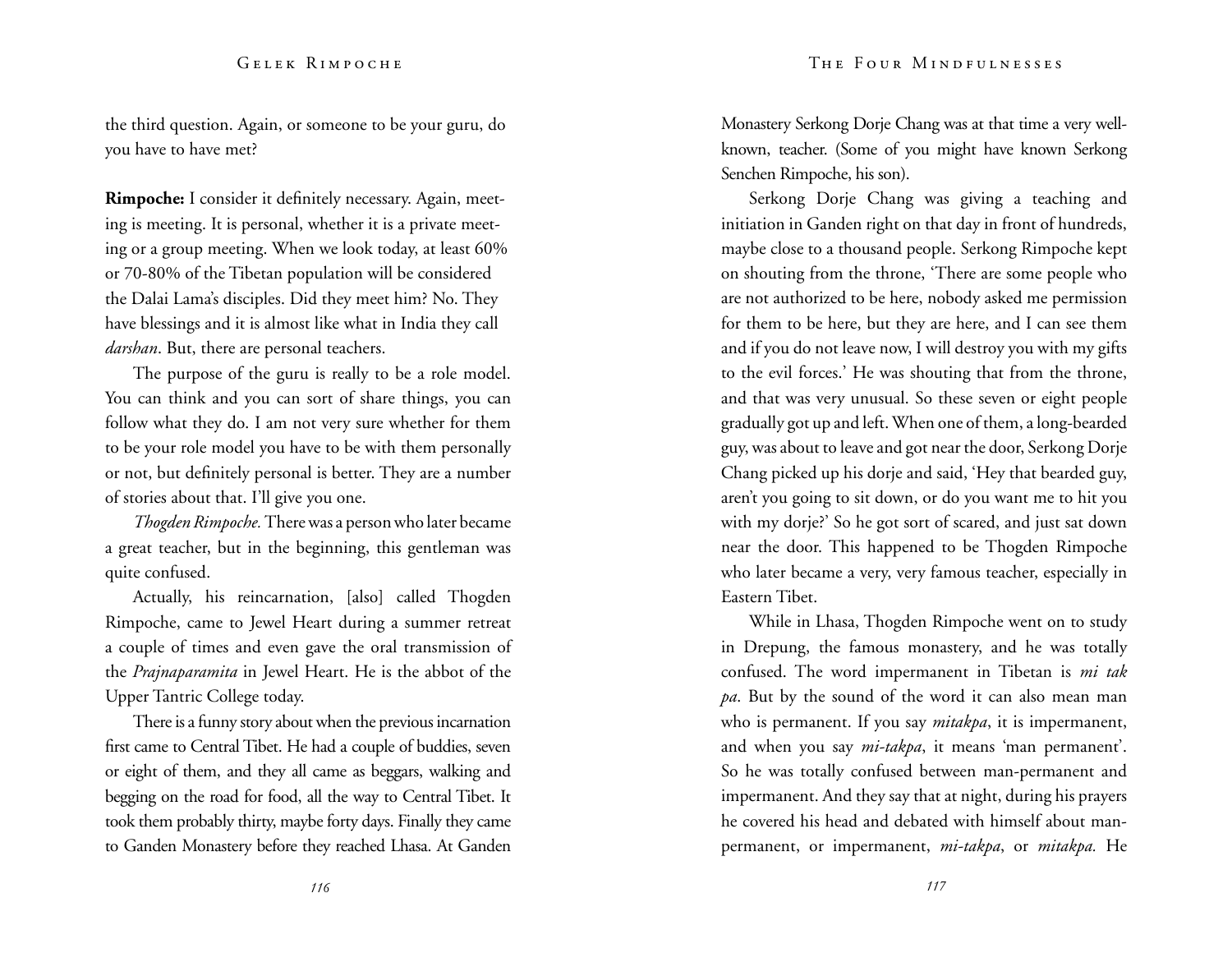the third question. Again, or someone to be your guru, do you have to have met?

**Rimpoche:** I consider it definitely necessary. Again, meeting is meeting. It is personal, whether it is a private meeting or a group meeting. When we look today, at least 60% or 70-80% of the Tibetan population will be considered the Dalai Lama's disciples. Did they meet him? No. They have blessings and it is almost like what in India they call *darshan*. But, there are personal teachers.

The purpose of the guru is really to be a role model. You can think and you can sort of share things, you can follow what they do. I am not very sure whether for them to be your role model you have to be with them personally or not, but definitely personal is better. They are a number of stories about that. I'll give you one.

*Thogden Rimpoche.* There was a person who later became a great teacher, but in the beginning, this gentleman was quite confused.

Actually, his reincarnation, [also] called Thogden Rimpoche, came to Jewel Heart during a summer retreat a couple of times and even gave the oral transmission of the *Prajnaparamita* in Jewel Heart. He is the abbot of the Upper Tantric College today.

There is a funny story about when the previous incarnation first came to Central Tibet. He had a couple of buddies, seven or eight of them, and they all came as beggars, walking and begging on the road for food, all the way to Central Tibet. It took them probably thirty, maybe forty days. Finally they came to Ganden Monastery before they reached Lhasa. At Ganden Monastery Serkong Dorje Chang was at that time a very well-known, teacher. (Some of you might have known Serkong Senchen Rimpoche, his son).

Serkong Dorje Chang was giving a teaching and initiation in Ganden right on that day in front of hundreds, maybe close to a thousand people. Serkong Rimpoche kept on shouting from the throne, 'There are some people who are not authorized to be here, nobody asked me permission for them to be here, but they are here, and I can see them and if you do not leave now, I will destroy you with my gifts to the evil forces.' He was shouting that from the throne, and that was very unusual. So these seven or eight people gradually got up and left. When one of them, a long-bearded guy, was about to leave and got near the door, Serkong Dorje Chang picked up his dorje and said, 'Hey that bearded guy, aren't you going to sit down, or do you want me to hit you with my dorje?' So he got sort of scared, and just sat down near the door. This happened to be Thogden Rimpoche who later became a very, very famous teacher, especially in Eastern Tibet.

While in Lhasa, Thogden Rimpoche went on to study in Drepung, the famous monastery, and he was totally confused. The word impermanent in Tibetan is *mi tak pa*. But by the sound of the word it can also mean man who is permanent. If you say *mitakpa*, it is impermanent, and when you say *mi-takpa*, it means 'man permanent'. So he was totally confused between man-permanent and impermanent. And they say that at night, during his prayers he covered his head and debated with himself about man-permanent, or impermanent, *mi-takpa*, or *mitakpa.* He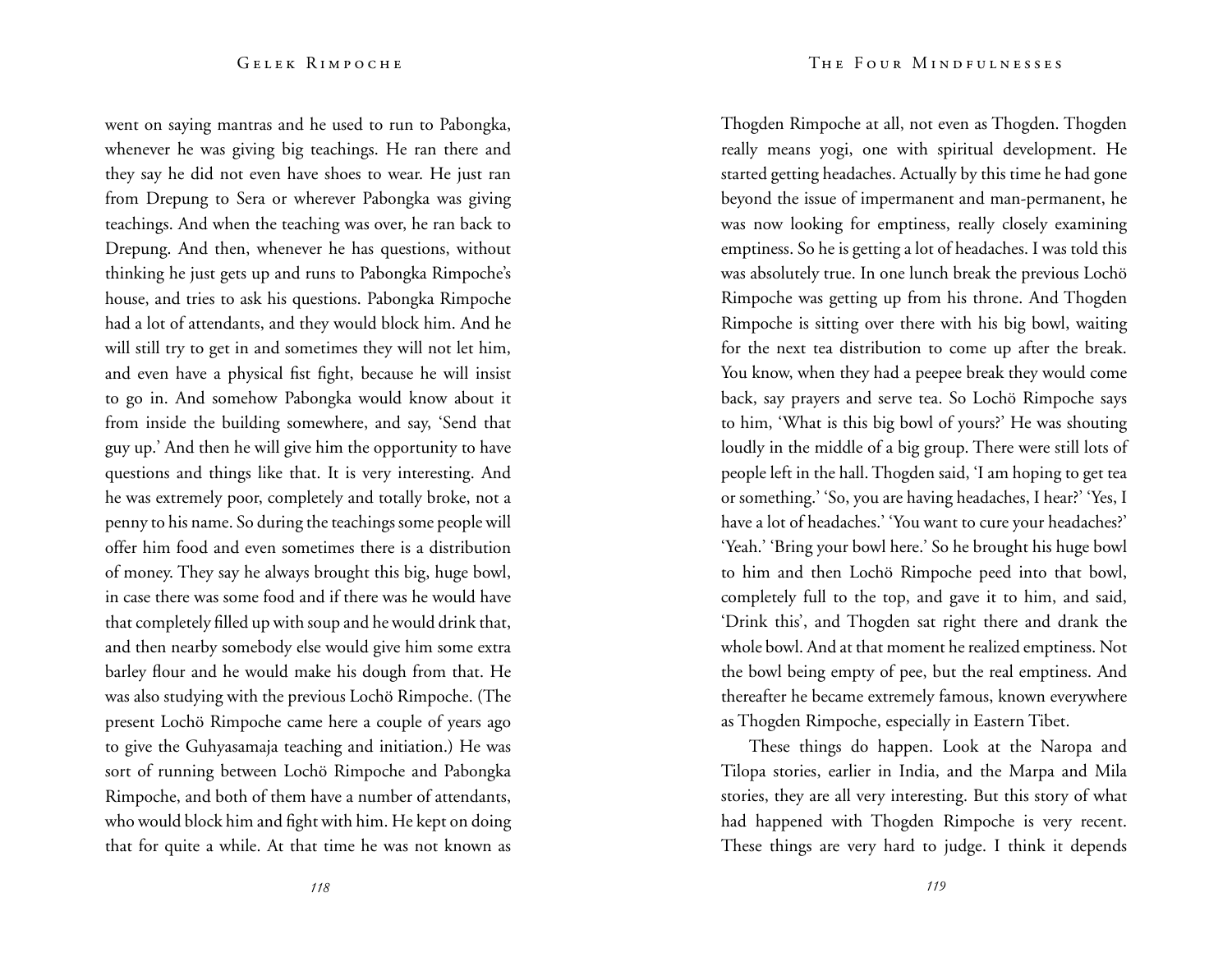went on saying mantras and he used to run to Pabongka, whenever he was giving big teachings. He ran there and they say he did not even have shoes to wear. He just ran from Drepung to Sera or wherever Pabongka was giving teachings. And when the teaching was over, he ran back to Drepung. And then, whenever he has questions, without thinking he just gets up and runs to Pabongka Rimpoche's house, and tries to ask his questions. Pabongka Rimpoche had a lot of attendants, and they would block him. And he will still try to get in and sometimes they will not let him, and even have a physical fist fight, because he will insist to go in. And somehow Pabongka would know about it from inside the building somewhere, and say, 'Send that guy up.' And then he will give him the opportunity to have questions and things like that. It is very interesting. And he was extremely poor, completely and totally broke, not a penny to his name. So during the teachings some people will offer him food and even sometimes there is a distribution of money. They say he always brought this big, huge bowl, in case there was some food and if there was he would have that completely filled up with soup and he would drink that, and then nearby somebody else would give him some extra barley flour and he would make his dough from that. He was also studying with the previous Lochö Rimpoche. (The present Lochö Rimpoche came here a couple of years ago to give the Guhyasamaja teaching and initiation.) He was sort of running between Lochö Rimpoche and Pabongka Rimpoche, and both of them have a number of attendants, who would block him and fight with him. He kept on doing that for quite a while. At that time he was not known as Thogden Rimpoche at all, not even as Thogden. Thogden really means yogi, one with spiritual development. He started getting headaches. Actually by this time he had gone beyond the issue of impermanent and man-permanent, he was now looking for emptiness, really closely examining emptiness. So he is getting a lot of headaches. I was told this was absolutely true. In one lunch break the previous Lochö Rimpoche was getting up from his throne. And Thogden Rimpoche is sitting over there with his big bowl, waiting for the next tea distribution to come up after the break. You know, when they had a peepee break they would come back, say prayers and serve tea. So Lochö Rimpoche says to him, 'What is this big bowl of yours?' He was shouting loudly in the middle of a big group. There were still lots of people left in the hall. Thogden said, 'I am hoping to get tea or something.' 'So, you are having headaches, I hear?' 'Yes, I have a lot of headaches.' 'You want to cure your headaches?' 'Yeah.' 'Bring your bowl here.' So he brought his huge bowl to him and then Lochö Rimpoche peed into that bowl, completely full to the top, and gave it to him, and said, 'Drink this', and Thogden sat right there and drank the whole bowl. And at that moment he realized emptiness. Not the bowl being empty of pee, but the real emptiness. And thereafter he became extremely famous, known everywhere as Thogden Rimpoche, especially in Eastern Tibet.

These things do happen. Look at the Naropa and Tilopa stories, earlier in India, and the Marpa and Mila stories, they are all very interesting. But this story of what had happened with Thogden Rimpoche is very recent. These things are very hard to judge. I think it depends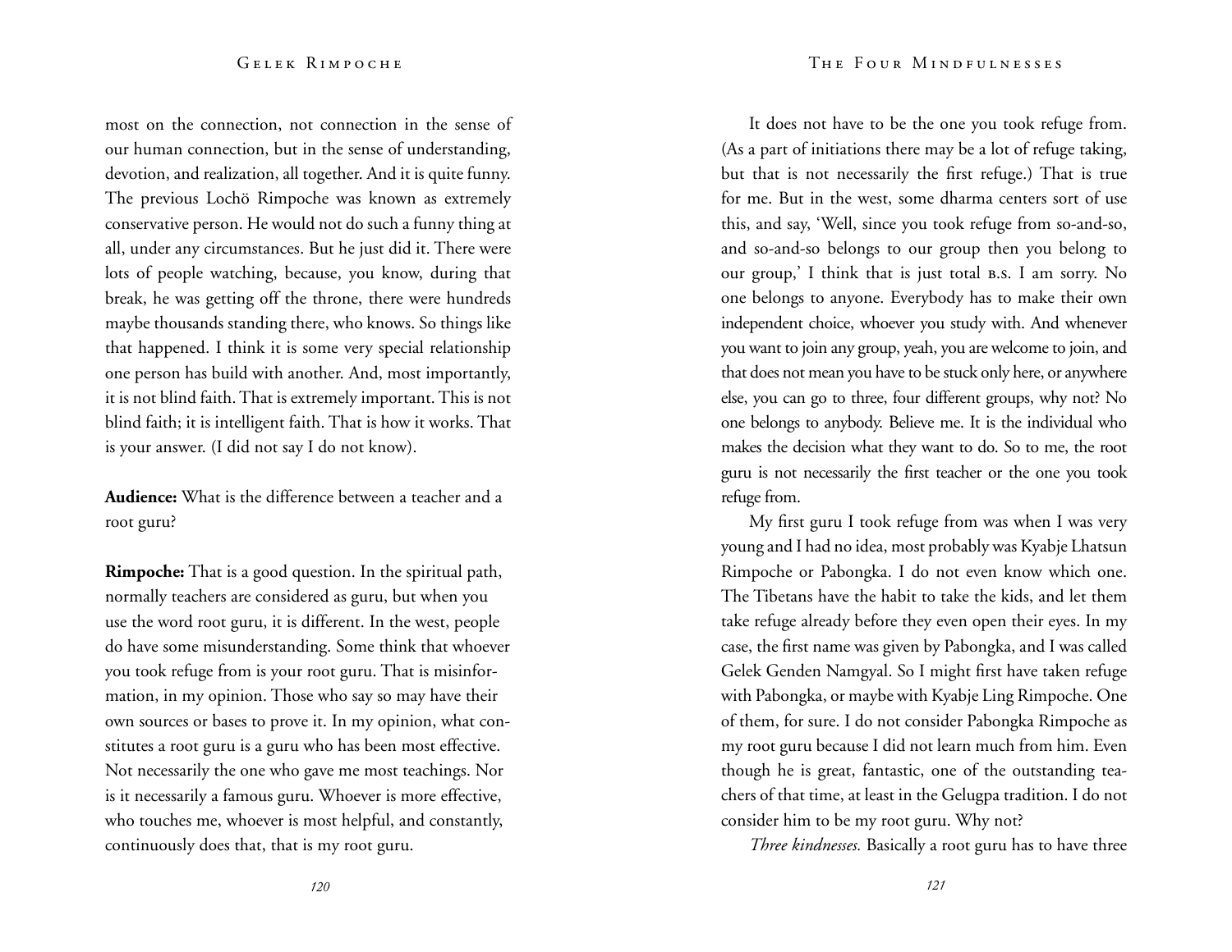most on the connection, not connection in the sense of our human connection, but in the sense of understanding, devotion, and realization, all together. And it is quite funny. The previous Lochö Rimpoche was known as extremely conservative person. He would not do such a funny thing at all, under any circumstances. But he just did it. There were lots of people watching, because, you know, during that break, he was getting off the throne, there were hundreds maybe thousands standing there, who knows. So things like that happened. I think it is some very special relationship one person has build with another. And, most importantly, it is not blind faith. That is extremely important. This is not blind faith; it is intelligent faith. That is how it works. That is your answer. (I did not say I do not know).

**Audience:** What is the difference between a teacher and a root guru?

**Rimpoche:** That is a good question. In the spiritual path, normally teachers are considered as guru, but when you use the word root guru, it is different. In the west, people do have some misunderstanding. Some think that whoever you took refuge from is your root guru. That is misinformation, in my opinion. Those who say so may have their own sources or bases to prove it. In my opinion, what constitutes a root guru is a guru who has been most effective. Not necessarily the one who gave me most teachings. Nor is it necessarily a famous guru. Whoever is more effective, who touches me, whoever is most helpful, and constantly, continuously does that, that is my root guru.

It does not have to be the one you took refuge from. (As a part of initiations there may be a lot of refuge taking, but that is not necessarily the first refuge.) That is true for me. But in the west, some dharma centers sort of use this, and say, 'Well, since you took refuge from so-and-so, and so-and-so belongs to our group then you belong to our group,' I think that is just total B.S. I am sorry. No one belongs to anyone. Everybody has to make their own independent choice, whoever you study with. And whenever you want to join any group, yeah, you are welcome to join, and that does not mean you have to be stuck only here, or anywhere else, you can go to three, four different groups, why not? No one belongs to anybody. Believe me. It is the individual who makes the decision what they want to do. So to me, the root guru is not necessarily the first teacher or the one you took refuge from.

My first guru I took refuge from was when I was very young and I had no idea, most probably was Kyabje Lhatsun Rimpoche or Pabongka. I do not even know which one. The Tibetans have the habit to take the kids, and let them take refuge already before they even open their eyes. In my case, the first name was given by Pabongka, and I was called Gelek Genden Namgyal. So I might first have taken refuge with Pabongka, or maybe with Kyabje Ling Rimpoche. One of them, for sure. I do not consider Pabongka Rimpoche as my root guru because I did not learn much from him. Even though he is great, fantastic, one of the outstanding teachers of that time, at least in the Gelugpa tradition. I do not consider him to be my root guru. Why not?

*Three kindnesses.* Basically a root guru has to have three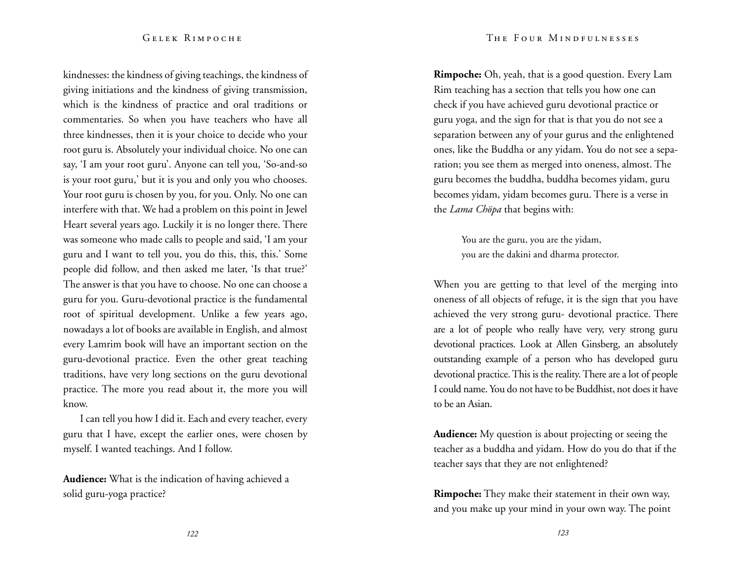kindnesses: the kindness of giving teachings, the kindness of giving initiations and the kindness of giving transmission, which is the kindness of practice and oral traditions or commentaries. So when you have teachers who have all three kindnesses, then it is your choice to decide who your root guru is. Absolutely your individual choice. No one can say, 'I am your root guru'. Anyone can tell you, 'So-and-so is your root guru,' but it is you and only you who chooses. Your root guru is chosen by you, for you. Only. No one can interfere with that. We had a problem on this point in Jewel Heart several years ago. Luckily it is no longer there. There was someone who made calls to people and said, 'I am your guru and I want to tell you, you do this, this, this.' Some people did follow, and then asked me later, 'Is that true?' The answer is that you have to choose. No one can choose a guru for you. Guru-devotional practice is the fundamental root of spiritual development. Unlike a few years ago, nowadays a lot of books are available in English, and almost every Lamrim book will have an important section on the guru-devotional practice. Even the other great teaching traditions, have very long sections on the guru devotional practice. The more you read about it, the more you will know.

I can tell you how I did it. Each and every teacher, every guru that I have, except the earlier ones, were chosen by myself. I wanted teachings. And I follow.

**Audience:** What is the indication of having achieved a solid guru-yoga practice?

**Rimpoche:** Oh, yeah, that is a good question. Every Lam Rim teaching has a section that tells you how one can check if you have achieved guru devotional practice or guru yoga, and the sign for that is that you do not see a separation between any of your gurus and the enlightened ones, like the Buddha or any yidam. You do not see a separation; you see them as merged into oneness, almost. The guru becomes the buddha, buddha becomes yidam, guru becomes yidam, yidam becomes guru. There is a verse in the *Lama Chöpa* that begins with:

> You are the guru, you are the yidam,
> you are the dakini and dharma protector.

When you are getting to that level of the merging into oneness of all objects of refuge, it is the sign that you have achieved the very strong guru- devotional practice. There are a lot of people who really have very, very strong guru devotional practices. Look at Allen Ginsberg, an absolutely outstanding example of a person who has developed guru devotional practice. This is the reality. There are a lot of people I could name. You do not have to be Buddhist, not does it have to be an Asian.

**Audience:** My question is about projecting or seeing the teacher as a buddha and yidam. How do you do that if the teacher says that they are not enlightened?

**Rimpoche:** They make their statement in their own way, and you make up your mind in your own way. The point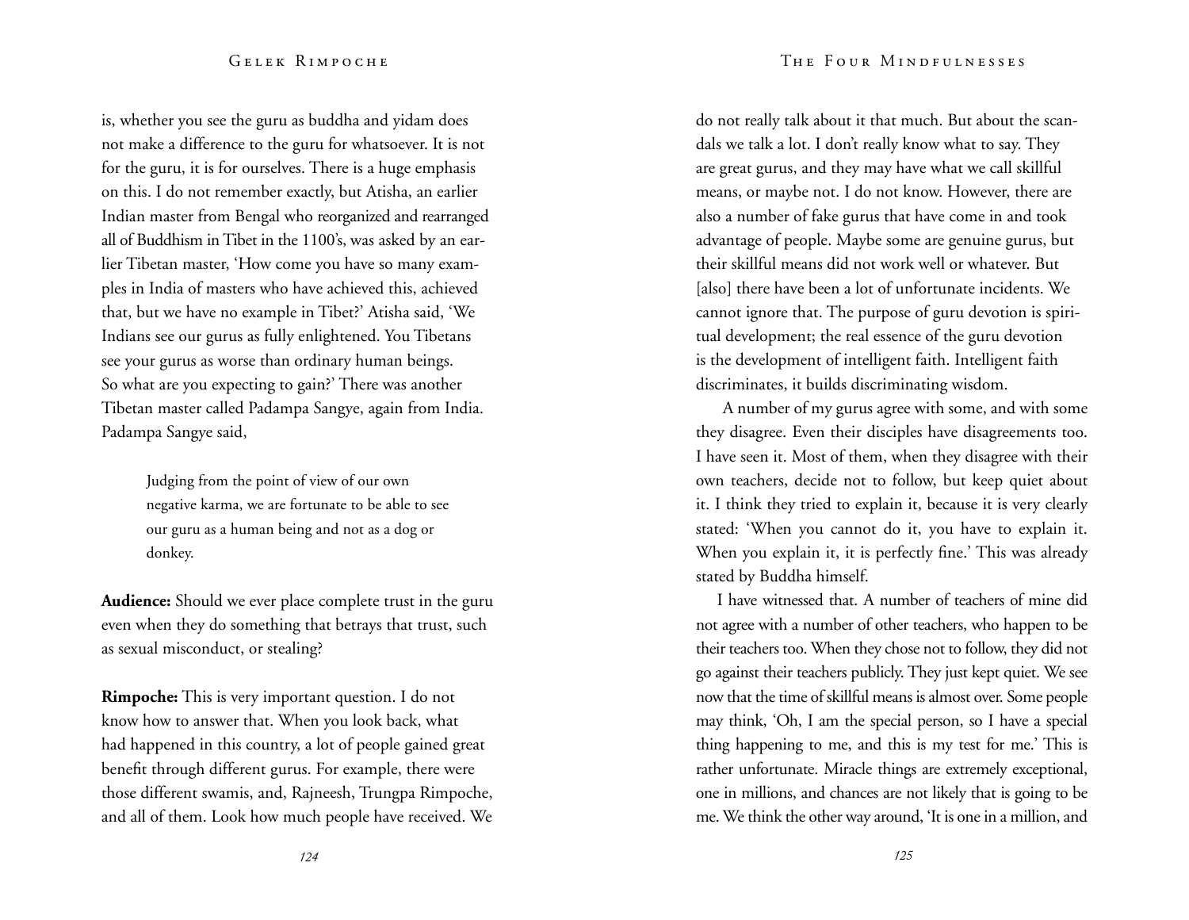is, whether you see the guru as buddha and yidam does not make a difference to the guru for whatsoever. It is not for the guru, it is for ourselves. There is a huge emphasis on this. I do not remember exactly, but Atisha, an earlier Indian master from Bengal who reorganized and rearranged all of Buddhism in Tibet in the 1100's, was asked by an earlier Tibetan master, 'How come you have so many examples in India of masters who have achieved this, achieved that, but we have no example in Tibet?' Atisha said, 'We Indians see our gurus as fully enlightened. You Tibetans see your gurus as worse than ordinary human beings. So what are you expecting to gain?' There was another Tibetan master called Padampa Sangye, again from India. Padampa Sangye said,

> Judging from the point of view of our own negative karma, we are fortunate to be able to see our guru as a human being and not as a dog or donkey.

**Audience:** Should we ever place complete trust in the guru even when they do something that betrays that trust, such as sexual misconduct, or stealing?

**Rimpoche:** This is very important question. I do not know how to answer that. When you look back, what had happened in this country, a lot of people gained great benefit through different gurus. For example, there were those different swamis, and, Rajneesh, Trungpa Rimpoche, and all of them. Look how much people have received. We do not really talk about it that much. But about the scandals we talk a lot. I don't really know what to say. They are great gurus, and they may have what we call skillful means, or maybe not. I do not know. However, there are also a number of fake gurus that have come in and took advantage of people. Maybe some are genuine gurus, but their skillful means did not work well or whatever. But [also] there have been a lot of unfortunate incidents. We cannot ignore that. The purpose of guru devotion is spiritual development; the real essence of the guru devotion is the development of intelligent faith. Intelligent faith discriminates, it builds discriminating wisdom.

A number of my gurus agree with some, and with some they disagree. Even their disciples have disagreements too. I have seen it. Most of them, when they disagree with their own teachers, decide not to follow, but keep quiet about it. I think they tried to explain it, because it is very clearly stated: 'When you cannot do it, you have to explain it. When you explain it, it is perfectly fine.' This was already stated by Buddha himself.

I have witnessed that. A number of teachers of mine did not agree with a number of other teachers, who happen to be their teachers too. When they chose not to follow, they did not go against their teachers publicly. They just kept quiet. We see now that the time of skillful means is almost over. Some people may think, 'Oh, I am the special person, so I have a special thing happening to me, and this is my test for me.' This is rather unfortunate. Miracle things are extremely exceptional, one in millions, and chances are not likely that is going to be me. We think the other way around, 'It is one in a million, and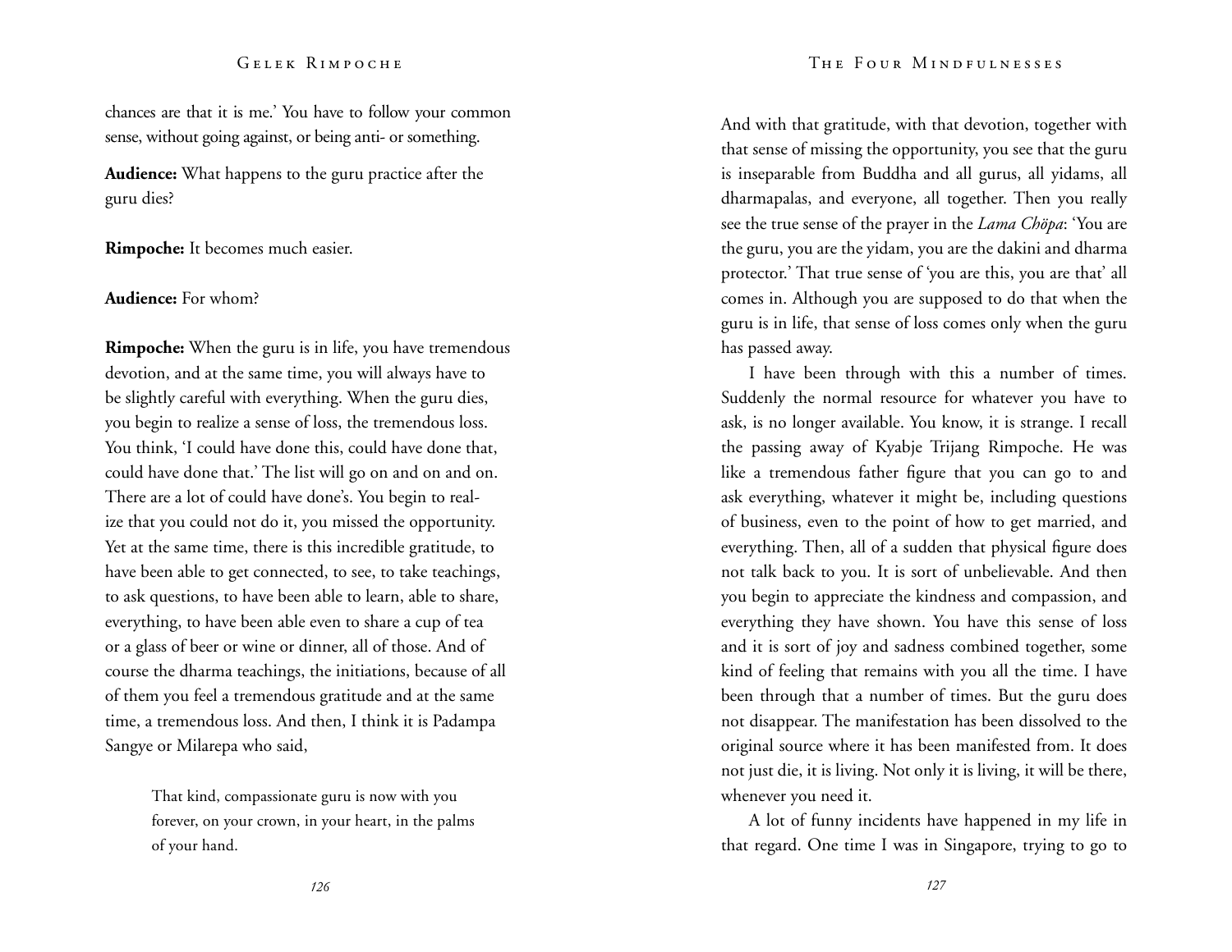chances are that it is me.' You have to follow your common sense, without going against, or being anti- or something.

**Audience:** What happens to the guru practice after the guru dies?

**Rimpoche:** It becomes much easier.

**Audience:** For whom?

**Rimpoche:** When the guru is in life, you have tremendous devotion, and at the same time, you will always have to be slightly careful with everything. When the guru dies, you begin to realize a sense of loss, the tremendous loss. You think, 'I could have done this, could have done that, could have done that.' The list will go on and on and on. There are a lot of could have done's. You begin to realize that you could not do it, you missed the opportunity. Yet at the same time, there is this incredible gratitude, to have been able to get connected, to see, to take teachings, to ask questions, to have been able to learn, able to share, everything, to have been able even to share a cup of tea or a glass of beer or wine or dinner, all of those. And of course the dharma teachings, the initiations, because of all of them you feel a tremendous gratitude and at the same time, a tremendous loss. And then, I think it is Padampa Sangye or Milarepa who said,

> That kind, compassionate guru is now with you forever, on your crown, in your heart, in the palms of your hand.

And with that gratitude, with that devotion, together with that sense of missing the opportunity, you see that the guru is inseparable from Buddha and all gurus, all yidams, all dharmapalas, and everyone, all together. Then you really see the true sense of the prayer in the *Lama Chöpa*: 'You are the guru, you are the yidam, you are the dakini and dharma protector.' That true sense of 'you are this, you are that' all comes in. Although you are supposed to do that when the guru is in life, that sense of loss comes only when the guru has passed away.

I have been through with this a number of times. Suddenly the normal resource for whatever you have to ask, is no longer available. You know, it is strange. I recall the passing away of Kyabje Trijang Rimpoche. He was like a tremendous father figure that you can go to and ask everything, whatever it might be, including questions of business, even to the point of how to get married, and everything. Then, all of a sudden that physical figure does not talk back to you. It is sort of unbelievable. And then you begin to appreciate the kindness and compassion, and everything they have shown. You have this sense of loss and it is sort of joy and sadness combined together, some kind of feeling that remains with you all the time. I have been through that a number of times. But the guru does not disappear. The manifestation has been dissolved to the original source where it has been manifested from. It does not just die, it is living. Not only it is living, it will be there, whenever you need it.

A lot of funny incidents have happened in my life in that regard. One time I was in Singapore, trying to go to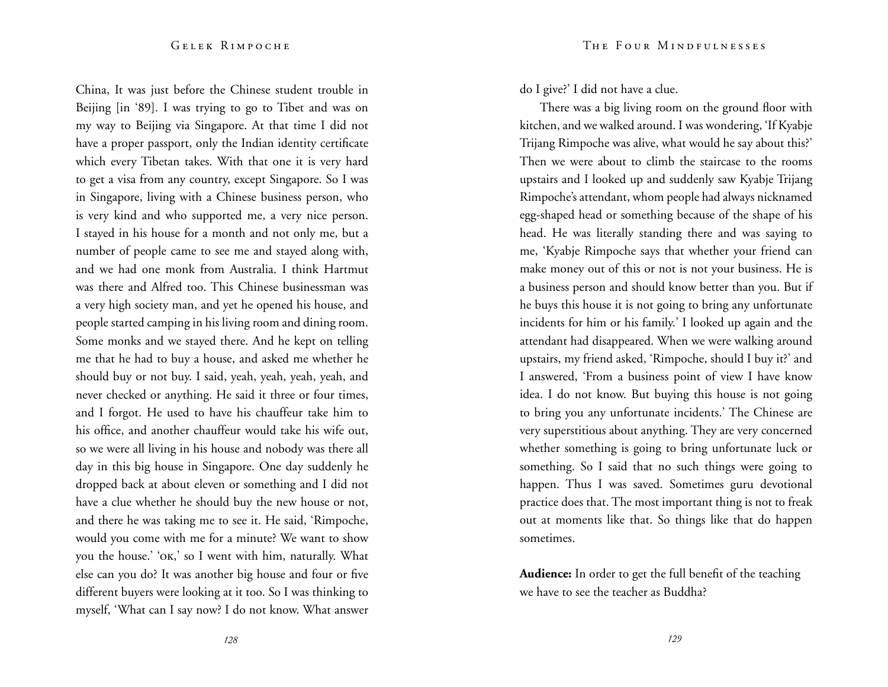China, It was just before the Chinese student trouble in Beijing [in '89]. I was trying to go to Tibet and was on my way to Beijing via Singapore. At that time I did not have a proper passport, only the Indian identity certificate which every Tibetan takes. With that one it is very hard to get a visa from any country, except Singapore. So I was in Singapore, living with a Chinese business person, who is very kind and who supported me, a very nice person. I stayed in his house for a month and not only me, but a number of people came to see me and stayed along with, and we had one monk from Australia. I think Hartmut was there and Alfred too. This Chinese businessman was a very high society man, and yet he opened his house, and people started camping in his living room and dining room. Some monks and we stayed there. And he kept on telling me that he had to buy a house, and asked me whether he should buy or not buy. I said, yeah, yeah, yeah, yeah, and never checked or anything. He said it three or four times, and I forgot. He used to have his chauffeur take him to his office, and another chauffeur would take his wife out, so we were all living in his house and nobody was there all day in this big house in Singapore. One day suddenly he dropped back at about eleven or something and I did not have a clue whether he should buy the new house or not, and there he was taking me to see it. He said, 'Rimpoche, would you come with me for a minute? We want to show you the house.' 'OK,' so I went with him, naturally. What else can you do? It was another big house and four or five different buyers were looking at it too. So I was thinking to myself, 'What can I say now? I do not know. What answer do I give?' I did not have a clue.

There was a big living room on the ground floor with kitchen, and we walked around. I was wondering, 'If Kyabje Trijang Rimpoche was alive, what would he say about this?' Then we were about to climb the staircase to the rooms upstairs and I looked up and suddenly saw Kyabje Trijang Rimpoche's attendant, whom people had always nicknamed egg-shaped head or something because of the shape of his head. He was literally standing there and was saying to me, 'Kyabje Rimpoche says that whether your friend can make money out of this or not is not your business. He is a business person and should know better than you. But if he buys this house it is not going to bring any unfortunate incidents for him or his family.' I looked up again and the attendant had disappeared. When we were walking around upstairs, my friend asked, 'Rimpoche, should I buy it?' and I answered, 'From a business point of view I have know idea. I do not know. But buying this house is not going to bring you any unfortunate incidents.' The Chinese are very superstitious about anything. They are very concerned whether something is going to bring unfortunate luck or something. So I said that no such things were going to happen. Thus I was saved. Sometimes guru devotional practice does that. The most important thing is not to freak out at moments like that. So things like that do happen sometimes.

**Audience:** In order to get the full benefit of the teaching we have to see the teacher as Buddha?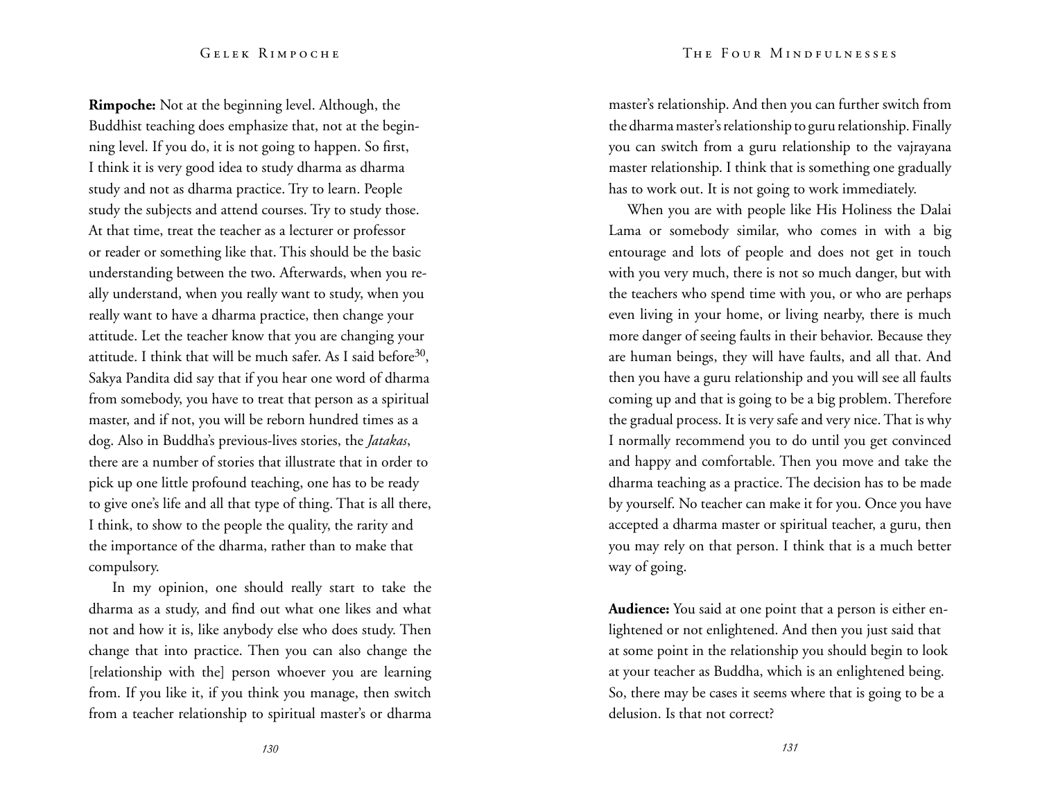**Rimpoche:** Not at the beginning level. Although, the Buddhist teaching does emphasize that, not at the beginning level. If you do, it is not going to happen. So first, I think it is very good idea to study dharma as dharma study and not as dharma practice. Try to learn. People study the subjects and attend courses. Try to study those. At that time, treat the teacher as a lecturer or professor or reader or something like that. This should be the basic understanding between the two. Afterwards, when you really understand, when you really want to study, when you really want to have a dharma practice, then change your attitude. Let the teacher know that you are changing your attitude. I think that will be much safer. As I said before[30], Sakya Pandita did say that if you hear one word of dharma from somebody, you have to treat that person as a spiritual master, and if not, you will be reborn hundred times as a dog. Also in Buddha's previous-lives stories, the *Jatakas*, there are a number of stories that illustrate that in order to pick up one little profound teaching, one has to be ready to give one's life and all that type of thing. That is all there, I think, to show to the people the quality, the rarity and the importance of the dharma, rather than to make that compulsory.

In my opinion, one should really start to take the dharma as a study, and find out what one likes and what not and how it is, like anybody else who does study. Then change that into practice. Then you can also change the [relationship with the] person whoever you are learning from. If you like it, if you think you manage, then switch from a teacher relationship to spiritual master's or dharma master's relationship. And then you can further switch from the dharma master's relationship to guru relationship. Finally you can switch from a guru relationship to the vajrayana master relationship. I think that is something one gradually has to work out. It is not going to work immediately.

When you are with people like His Holiness the Dalai Lama or somebody similar, who comes in with a big entourage and lots of people and does not get in touch with you very much, there is not so much danger, but with the teachers who spend time with you, or who are perhaps even living in your home, or living nearby, there is much more danger of seeing faults in their behavior. Because they are human beings, they will have faults, and all that. And then you have a guru relationship and you will see all faults coming up and that is going to be a big problem. Therefore the gradual process. It is very safe and very nice. That is why I normally recommend you to do until you get convinced and happy and comfortable. Then you move and take the dharma teaching as a practice. The decision has to be made by yourself. No teacher can make it for you. Once you have accepted a dharma master or spiritual teacher, a guru, then you may rely on that person. I think that is a much better way of going.

**Audience:** You said at one point that a person is either enlightened or not enlightened. And then you just said that at some point in the relationship you should begin to look at your teacher as Buddha, which is an enlightened being. So, there may be cases it seems where that is going to be a delusion. Is that not correct?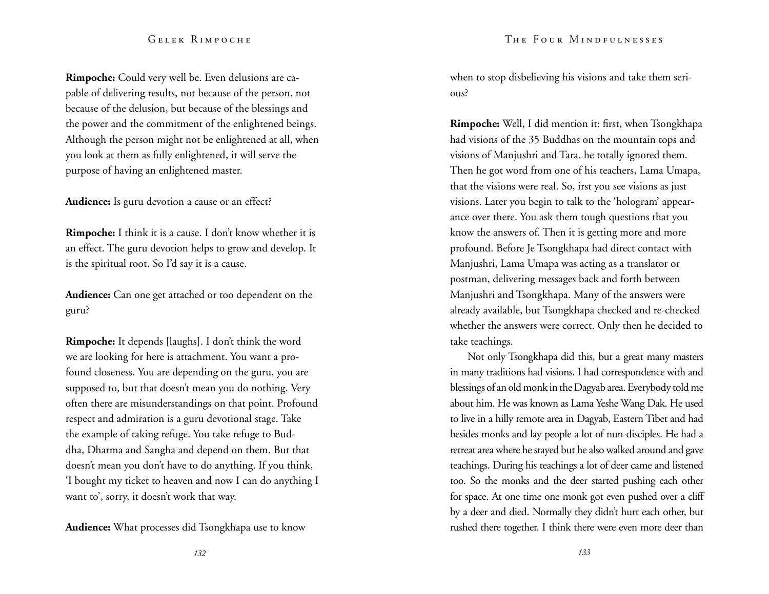**Rimpoche:** Could very well be. Even delusions are capable of delivering results, not because of the person, not because of the delusion, but because of the blessings and the power and the commitment of the enlightened beings. Although the person might not be enlightened at all, when you look at them as fully enlightened, it will serve the purpose of having an enlightened master.

**Audience:** Is guru devotion a cause or an effect?

**Rimpoche:** I think it is a cause. I don't know whether it is an effect. The guru devotion helps to grow and develop. It is the spiritual root. So I'd say it is a cause.

**Audience:** Can one get attached or too dependent on the guru?

**Rimpoche:** It depends [laughs]. I don't think the word we are looking for here is attachment. You want a profound closeness. You are depending on the guru, you are supposed to, but that doesn't mean you do nothing. Very often there are misunderstandings on that point. Profound respect and admiration is a guru devotional stage. Take the example of taking refuge. You take refuge to Buddha, Dharma and Sangha and depend on them. But that doesn't mean you don't have to do anything. If you think, 'I bought my ticket to heaven and now I can do anything I want to', sorry, it doesn't work that way.

**Audience:** What processes did Tsongkhapa use to know when to stop disbelieving his visions and take them serious?

**Rimpoche:** Well, I did mention it: first, when Tsongkhapa had visions of the 35 Buddhas on the mountain tops and visions of Manjushri and Tara, he totally ignored them. Then he got word from one of his teachers, Lama Umapa, that the visions were real. So, irst you see visions as just visions. Later you begin to talk to the 'hologram' appearance over there. You ask them tough questions that you know the answers of. Then it is getting more and more profound. Before Je Tsongkhapa had direct contact with Manjushri, Lama Umapa was acting as a translator or postman, delivering messages back and forth between Manjushri and Tsongkhapa. Many of the answers were already available, but Tsongkhapa checked and re-checked whether the answers were correct. Only then he decided to take teachings.

Not only Tsongkhapa did this, but a great many masters in many traditions had visions. I had correspondence with and blessings of an old monk in the Dagyab area. Everybody told me about him. He was known as Lama Yeshe Wang Dak. He used to live in a hilly remote area in Dagyab, Eastern Tibet and had besides monks and lay people a lot of nun-disciples. He had a retreat area where he stayed but he also walked around and gave teachings. During his teachings a lot of deer came and listened too. So the monks and the deer started pushing each other for space. At one time one monk got even pushed over a cliff by a deer and died. Normally they didn't hurt each other, but rushed there together. I think there were even more deer than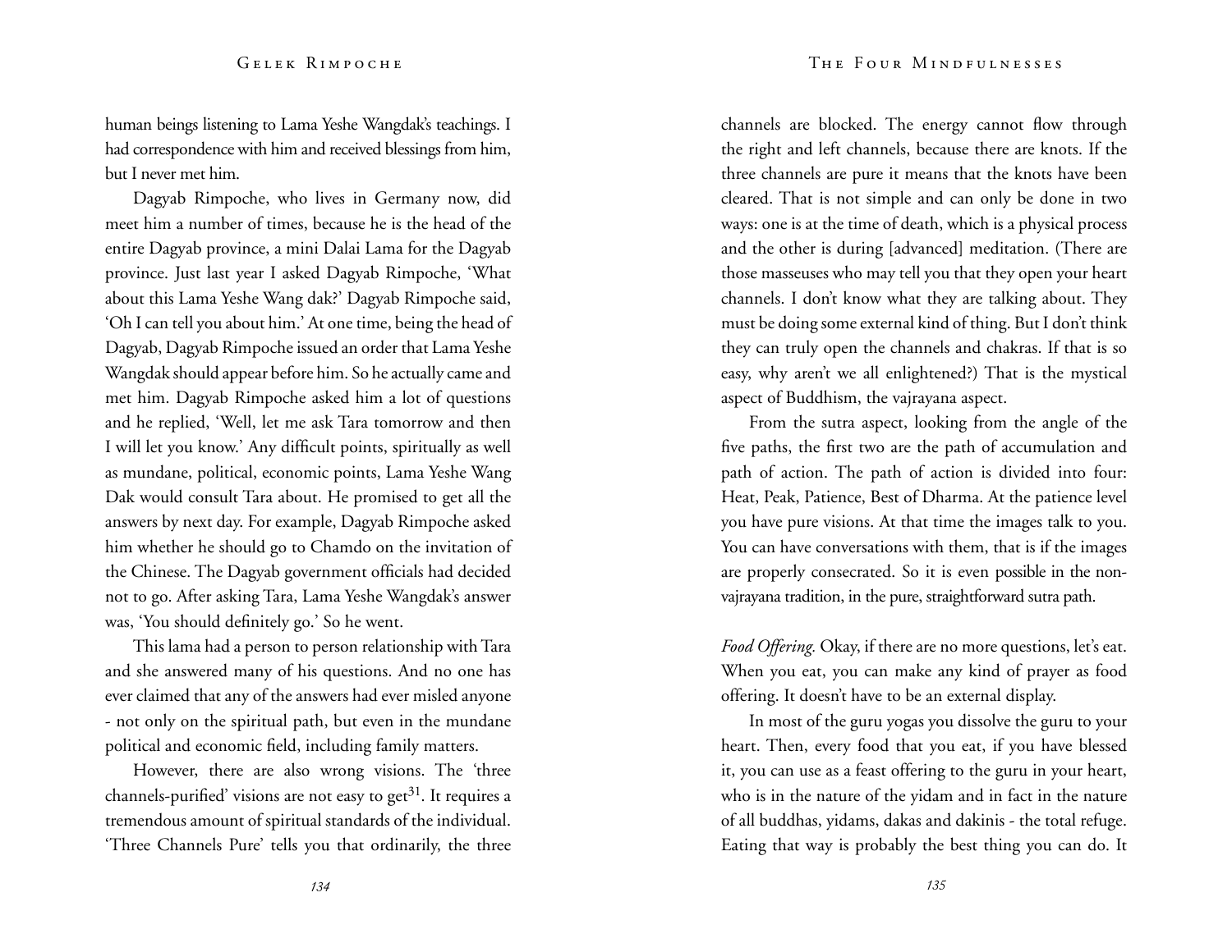human beings listening to Lama Yeshe Wangdak's teachings. I had correspondence with him and received blessings from him, but I never met him.

Dagyab Rimpoche, who lives in Germany now, did meet him a number of times, because he is the head of the entire Dagyab province, a mini Dalai Lama for the Dagyab province. Just last year I asked Dagyab Rimpoche, 'What about this Lama Yeshe Wang dak?' Dagyab Rimpoche said, 'Oh I can tell you about him.' At one time, being the head of Dagyab, Dagyab Rimpoche issued an order that Lama Yeshe Wangdak should appear before him. So he actually came and met him. Dagyab Rimpoche asked him a lot of questions and he replied, 'Well, let me ask Tara tomorrow and then I will let you know.' Any difficult points, spiritually as well as mundane, political, economic points, Lama Yeshe Wang Dak would consult Tara about. He promised to get all the answers by next day. For example, Dagyab Rimpoche asked him whether he should go to Chamdo on the invitation of the Chinese. The Dagyab government officials had decided not to go. After asking Tara, Lama Yeshe Wangdak's answer was, 'You should definitely go.' So he went.

This lama had a person to person relationship with Tara and she answered many of his questions. And no one has ever claimed that any of the answers had ever misled anyone - not only on the spiritual path, but even in the mundane political and economic field, including family matters.

However, there are also wrong visions. The 'three channels-purified' visions are not easy to get[31]. It requires a tremendous amount of spiritual standards of the individual. 'Three Channels Pure' tells you that ordinarily, the three channels are blocked. The energy cannot flow through the right and left channels, because there are knots. If the three channels are pure it means that the knots have been cleared. That is not simple and can only be done in two ways: one is at the time of death, which is a physical process and the other is during [advanced] meditation. (There are those masseuses who may tell you that they open your heart channels. I don't know what they are talking about. They must be doing some external kind of thing. But I don't think they can truly open the channels and chakras. If that is so easy, why aren't we all enlightened?) That is the mystical aspect of Buddhism, the vajrayana aspect.

From the sutra aspect, looking from the angle of the five paths, the first two are the path of accumulation and path of action. The path of action is divided into four: Heat, Peak, Patience, Best of Dharma. At the patience level you have pure visions. At that time the images talk to you. You can have conversations with them, that is if the images are properly consecrated. So it is even possible in the non-vajrayana tradition, in the pure, straightforward sutra path.

*Food Offering.* Okay, if there are no more questions, let's eat. When you eat, you can make any kind of prayer as food offering. It doesn't have to be an external display.

In most of the guru yogas you dissolve the guru to your heart. Then, every food that you eat, if you have blessed it, you can use as a feast offering to the guru in your heart, who is in the nature of the yidam and in fact in the nature of all buddhas, yidams, dakas and dakinis - the total refuge. Eating that way is probably the best thing you can do. It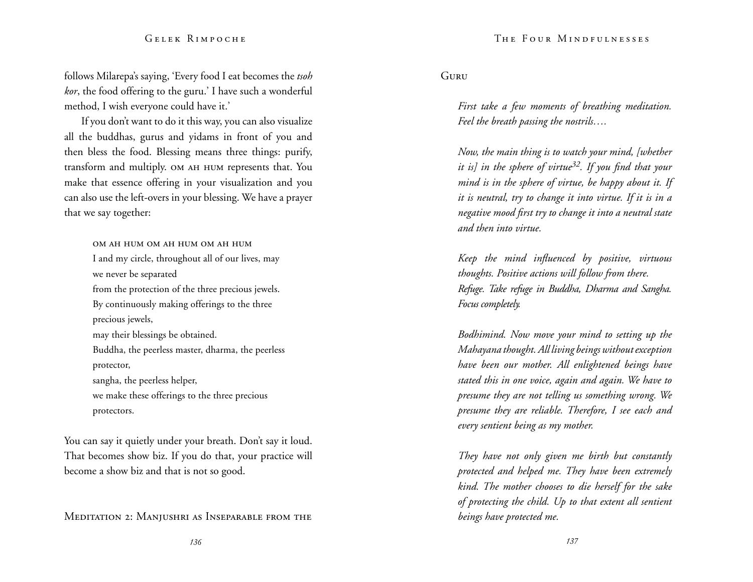follows Milarepa's saying, 'Every food I eat becomes the *tsoh kor*, the food offering to the guru.' I have such a wonderful method, I wish everyone could have it.'

If you don't want to do it this way, you can also visualize all the buddhas, gurus and yidams in front of you and then bless the food. Blessing means three things: purify, transform and multiply. OM AH HUM represents that. You make that essence offering in your visualization and you can also use the left-overs in your blessing. We have a prayer that we say together:

> OM AH HUM OM AH HUM OM AH HUM
> I and my circle, throughout all of our lives, may we never be separated
> from the protection of the three precious jewels.
> By continuously making offerings to the three precious jewels,
> may their blessings be obtained.
> Buddha, the peerless master, dharma, the peerless protector,
> sangha, the peerless helper,
> we make these offerings to the three precious protectors.

You can say it quietly under your breath. Don't say it loud. That becomes show biz. If you do that, your practice will become a show biz and that is not so good.

## Meditation 2: Manjushri as Inseparable from the Guru

*First take a few moments of breathing meditation. Feel the breath passing the nostrils….*

*Now, the main thing is to watch your mind, [whether it is] in the sphere of virtue*[32]*. If you find that your mind is in the sphere of virtue, be happy about it. If it is neutral, try to change it into virtue. If it is in a negative mood first try to change it into a neutral state and then into virtue.*

*Keep the mind influenced by positive, virtuous thoughts. Positive actions will follow from there.*
*Refuge. Take refuge in Buddha, Dharma and Sangha. Focus completely.*

*Bodhimind. Now move your mind to setting up the Mahayana thought. All living beings without exception have been our mother. All enlightened beings have stated this in one voice, again and again. We have to presume they are not telling us something wrong. We presume they are reliable. Therefore, I see each and every sentient being as my mother.*

*They have not only given me birth but constantly protected and helped me. They have been extremely kind. The mother chooses to die herself for the sake of protecting the child. Up to that extent all sentient beings have protected me.*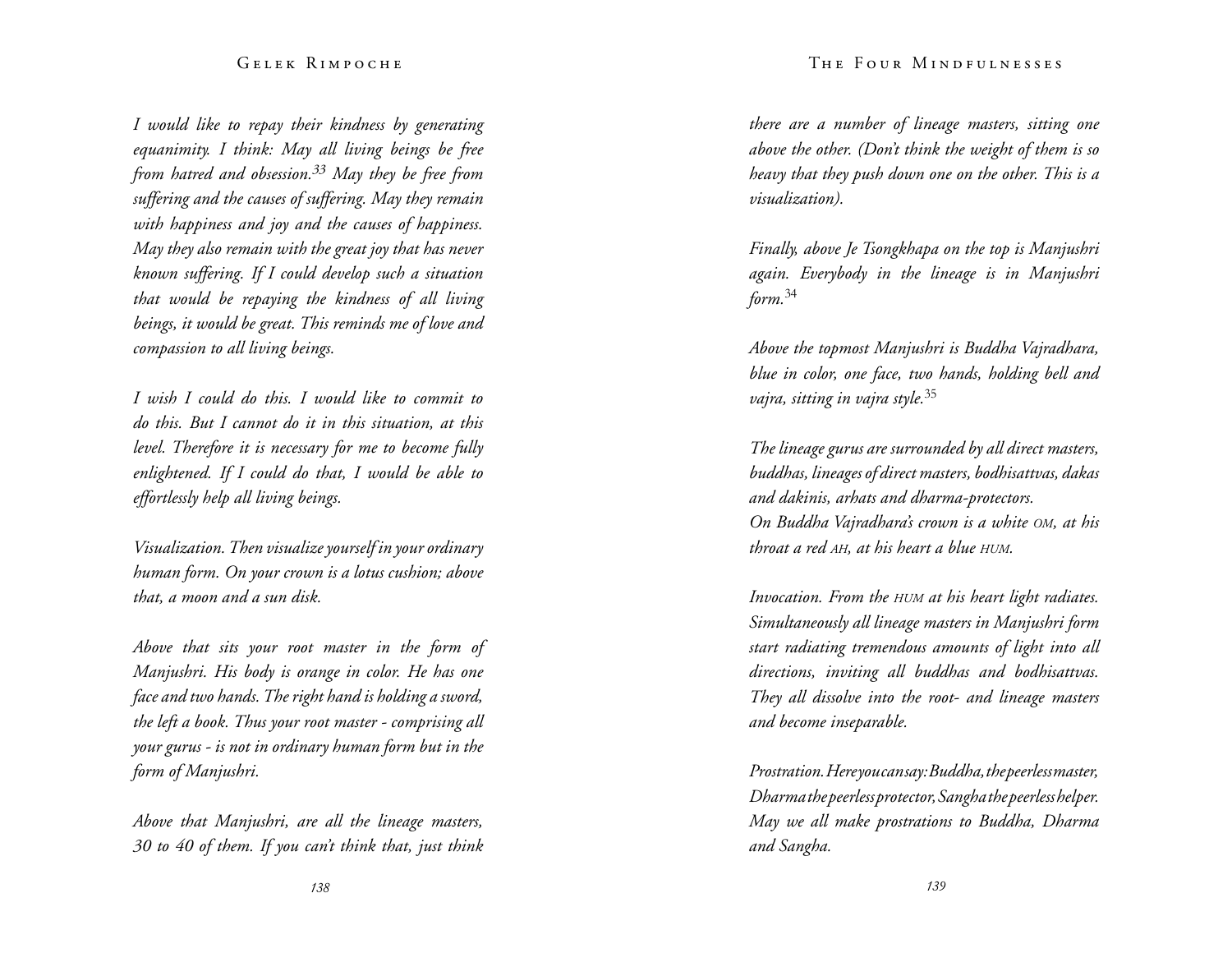*I would like to repay their kindness by generating equanimity. I think: May all living beings be free from hatred and obsession.*[33] *May they be free from suffering and the causes of suffering. May they remain with happiness and joy and the causes of happiness. May they also remain with the great joy that has never known suffering. If I could develop such a situation that would be repaying the kindness of all living beings, it would be great. This reminds me of love and compassion to all living beings.*

*I wish I could do this. I would like to commit to do this. But I cannot do it in this situation, at this level. Therefore it is necessary for me to become fully enlightened. If I could do that, I would be able to effortlessly help all living beings.*

*Visualization. Then visualize yourself in your ordinary human form. On your crown is a lotus cushion; above that, a moon and a sun disk.*

*Above that sits your root master in the form of Manjushri. His body is orange in color. He has one face and two hands. The right hand is holding a sword, the left a book. Thus your root master - comprising all your gurus - is not in ordinary human form but in the form of Manjushri.*

*Above that Manjushri, are all the lineage masters, 30 to 40 of them. If you can't think that, just think there are a number of lineage masters, sitting one above the other. (Don't think the weight of them is so heavy that they push down one on the other. This is a visualization).*

*Finally, above Je Tsongkhapa on the top is Manjushri again. Everybody in the lineage is in Manjushri form.*[34]

*Above the topmost Manjushri is Buddha Vajradhara, blue in color, one face, two hands, holding bell and vajra, sitting in vajra style.*[35]

*The lineage gurus are surrounded by all direct masters, buddhas, lineages of direct masters, bodhisattvas, dakas and dakinis, arhats and dharma-protectors.*
*On Buddha Vajradhara's crown is a white OM, at his throat a red AH, at his heart a blue HUM.*

*Invocation. From the HUM at his heart light radiates. Simultaneously all lineage masters in Manjushri form start radiating tremendous amounts of light into all directions, inviting all buddhas and bodhisattvas. They all dissolve into the root- and lineage masters and become inseparable.*

*Prostration. Here you can say: Buddha, the peerless master, Dharma the peerless protector, Sangha the peerless helper. May we all make prostrations to Buddha, Dharma and Sangha.*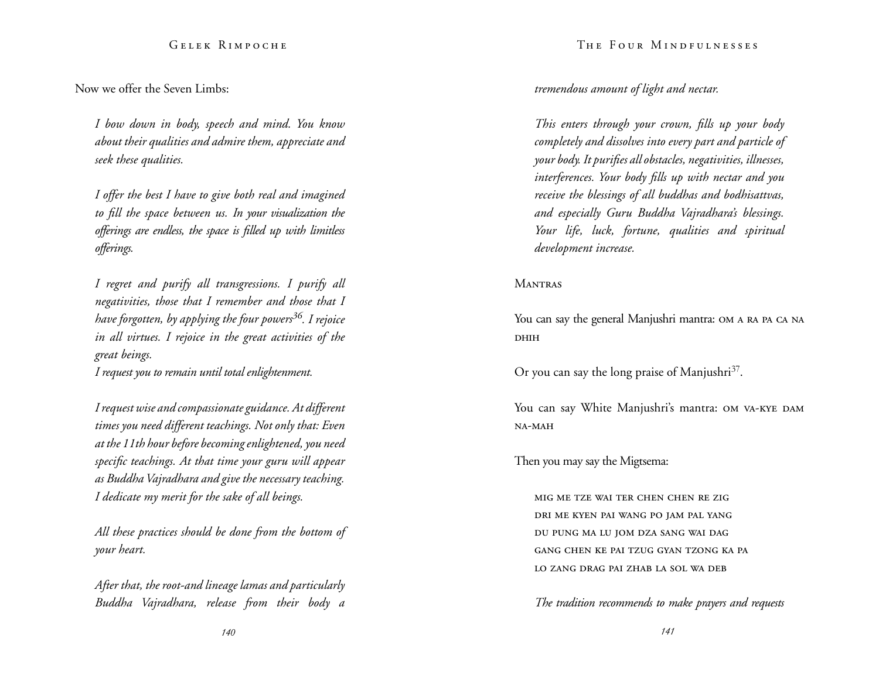Now we offer the Seven Limbs:

> *I bow down in body, speech and mind. You know about their qualities and admire them, appreciate and seek these qualities.*
>
> *I offer the best I have to give both real and imagined to fill the space between us. In your visualization the offerings are endless, the space is filled up with limitless offerings.*
>
> *I regret and purify all transgressions. I purify all negativities, those that I remember and those that I have forgotten, by applying the four powers[36]. I rejoice in all virtues. I rejoice in the great activities of the great beings.*
> *I request you to remain until total enlightenment.*
>
> *I request wise and compassionate guidance. At different times you need different teachings. Not only that: Even at the 11th hour before becoming enlightened, you need specific teachings. At that time your guru will appear as Buddha Vajradhara and give the necessary teaching. I dedicate my merit for the sake of all beings.*
>
> *All these practices should be done from the bottom of your heart.*
>
> *After that, the root-and lineage lamas and particularly Buddha Vajradhara, release from their body a tremendous amount of light and nectar.*
>
> *This enters through your crown, fills up your body completely and dissolves into every part and particle of your body. It purifies all obstacles, negativities, illnesses, interferences. Your body fills up with nectar and you receive the blessings of all buddhas and bodhisattvas, and especially Guru Buddha Vajradhara's blessings. Your life, luck, fortune, qualities and spiritual development increase.*

### Mantras

You can say the general Manjushri mantra: OM A RA PA CA NA DHIH

Or you can say the long praise of Manjushri[37].

You can say White Manjushri's mantra: OM VA-KYE DAM NA-MAH

Then you may say the Migtsema:

> MIG ME TZE WAI TER CHEN CHEN RE ZIG
> DRI ME KYEN PAI WANG PO JAM PAL YANG
> DU PUNG MA LU JOM DZA SANG WAI DAG
> GANG CHEN KE PAI TZUG GYAN TZONG KA PA
> LO ZANG DRAG PAI ZHAB LA SOL WA DEB

> *The tradition recommends to make prayers and requests*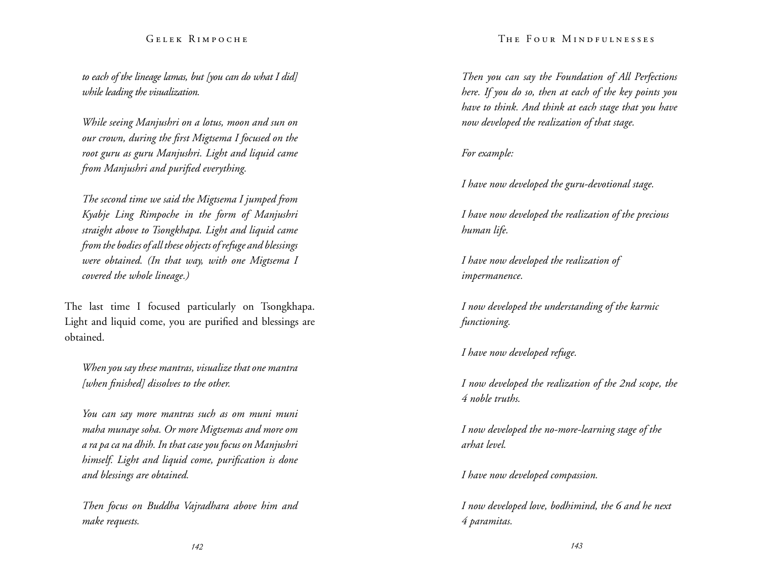*to each of the lineage lamas, but [you can do what I did] while leading the visualization.*

*While seeing Manjushri on a lotus, moon and sun on our crown, during the first Migtsema I focused on the root guru as guru Manjushri. Light and liquid came from Manjushri and purified everything.*

*The second time we said the Migtsema I jumped from Kyabje Ling Rimpoche in the form of Manjushri straight above to Tsongkhapa. Light and liquid came from the bodies of all these objects of refuge and blessings were obtained. (In that way, with one Migtsema I covered the whole lineage.)*

The last time I focused particularly on Tsongkhapa. Light and liquid come, you are purified and blessings are obtained.

*When you say these mantras, visualize that one mantra [when finished] dissolves to the other.*

*You can say more mantras such as om muni muni maha munaye soha. Or more Migtsemas and more om a ra pa ca na dhih. In that case you focus on Manjushri himself. Light and liquid come, purification is done and blessings are obtained.*

*Then focus on Buddha Vajradhara above him and make requests.*

*Then you can say the Foundation of All Perfections here. If you do so, then at each of the key points you have to think. And think at each stage that you have now developed the realization of that stage.*

*For example:*

*I have now developed the guru-devotional stage.*

*I have now developed the realization of the precious human life.*

*I have now developed the realization of impermanence.*

*I now developed the understanding of the karmic functioning.*

*I have now developed refuge.*

*I now developed the realization of the 2nd scope, the 4 noble truths.*

*I now developed the no-more-learning stage of the arhat level.*

*I have now developed compassion.*

*I now developed love, bodhimind, the 6 and he next 4 paramitas.*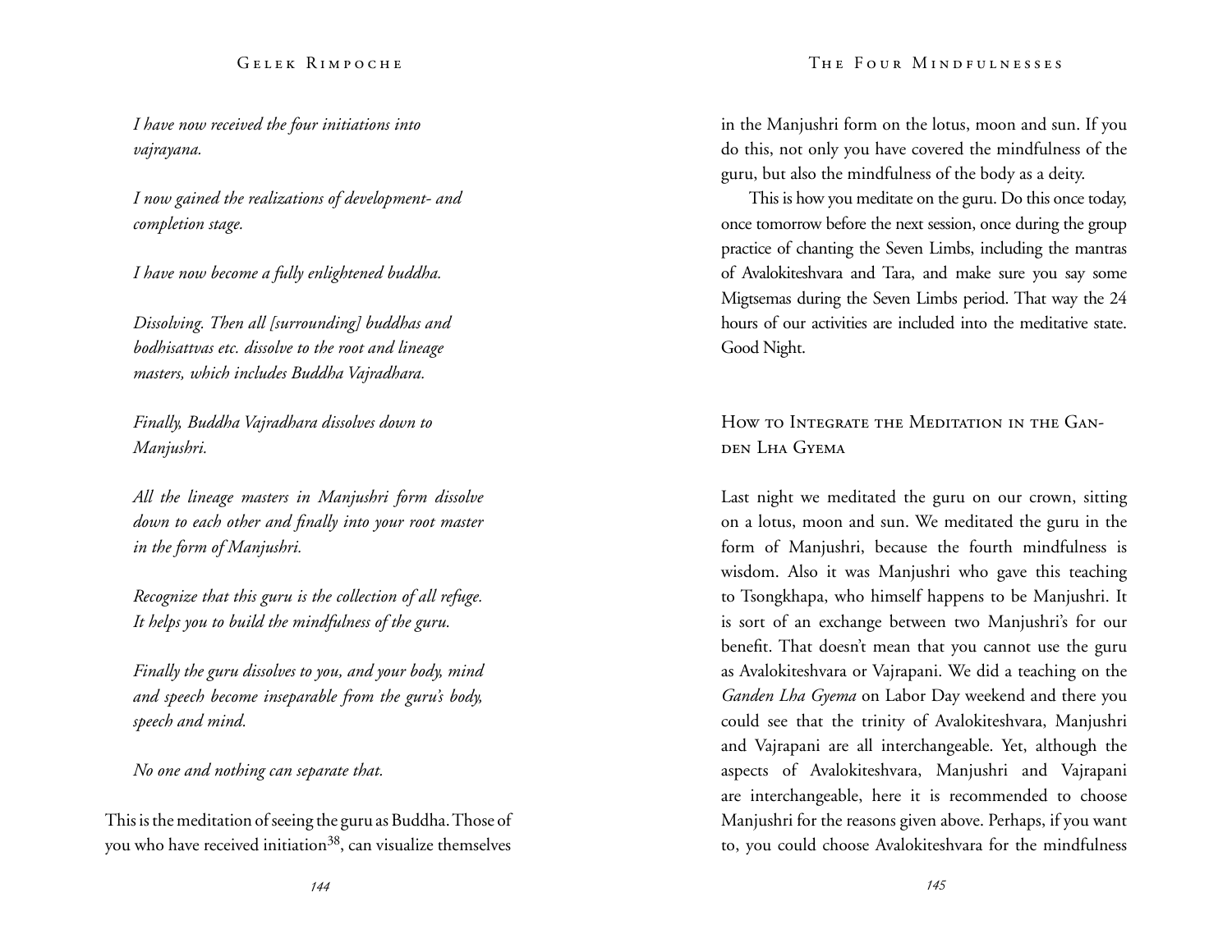*I have now received the four initiations into vajrayana.*

*I now gained the realizations of development- and completion stage.*

*I have now become a fully enlightened buddha.*

*Dissolving. Then all [surrounding] buddhas and bodhisattvas etc. dissolve to the root and lineage masters, which includes Buddha Vajradhara.*

*Finally, Buddha Vajradhara dissolves down to Manjushri.*

*All the lineage masters in Manjushri form dissolve down to each other and finally into your root master in the form of Manjushri.*

*Recognize that this guru is the collection of all refuge. It helps you to build the mindfulness of the guru.*

*Finally the guru dissolves to you, and your body, mind and speech become inseparable from the guru's body, speech and mind.*

*No one and nothing can separate that.*

This is the meditation of seeing the guru as Buddha. Those of you who have received initiation[38], can visualize themselves in the Manjushri form on the lotus, moon and sun. If you do this, not only you have covered the mindfulness of the guru, but also the mindfulness of the body as a deity.

This is how you meditate on the guru. Do this once today, once tomorrow before the next session, once during the group practice of chanting the Seven Limbs, including the mantras of Avalokiteshvara and Tara, and make sure you say some Migtsemas during the Seven Limbs period. That way the 24 hours of our activities are included into the meditative state. Good Night.

## How to Integrate the Meditation in the Ganden Lha Gyema

Last night we meditated the guru on our crown, sitting on a lotus, moon and sun. We meditated the guru in the form of Manjushri, because the fourth mindfulness is wisdom. Also it was Manjushri who gave this teaching to Tsongkhapa, who himself happens to be Manjushri. It is sort of an exchange between two Manjushri's for our benefit. That doesn't mean that you cannot use the guru as Avalokiteshvara or Vajrapani. We did a teaching on the *Ganden Lha Gyema* on Labor Day weekend and there you could see that the trinity of Avalokiteshvara, Manjushri and Vajrapani are all interchangeable. Yet, although the aspects of Avalokiteshvara, Manjushri and Vajrapani are interchangeable, here it is recommended to choose Manjushri for the reasons given above. Perhaps, if you want to, you could choose Avalokiteshvara for the mindfulness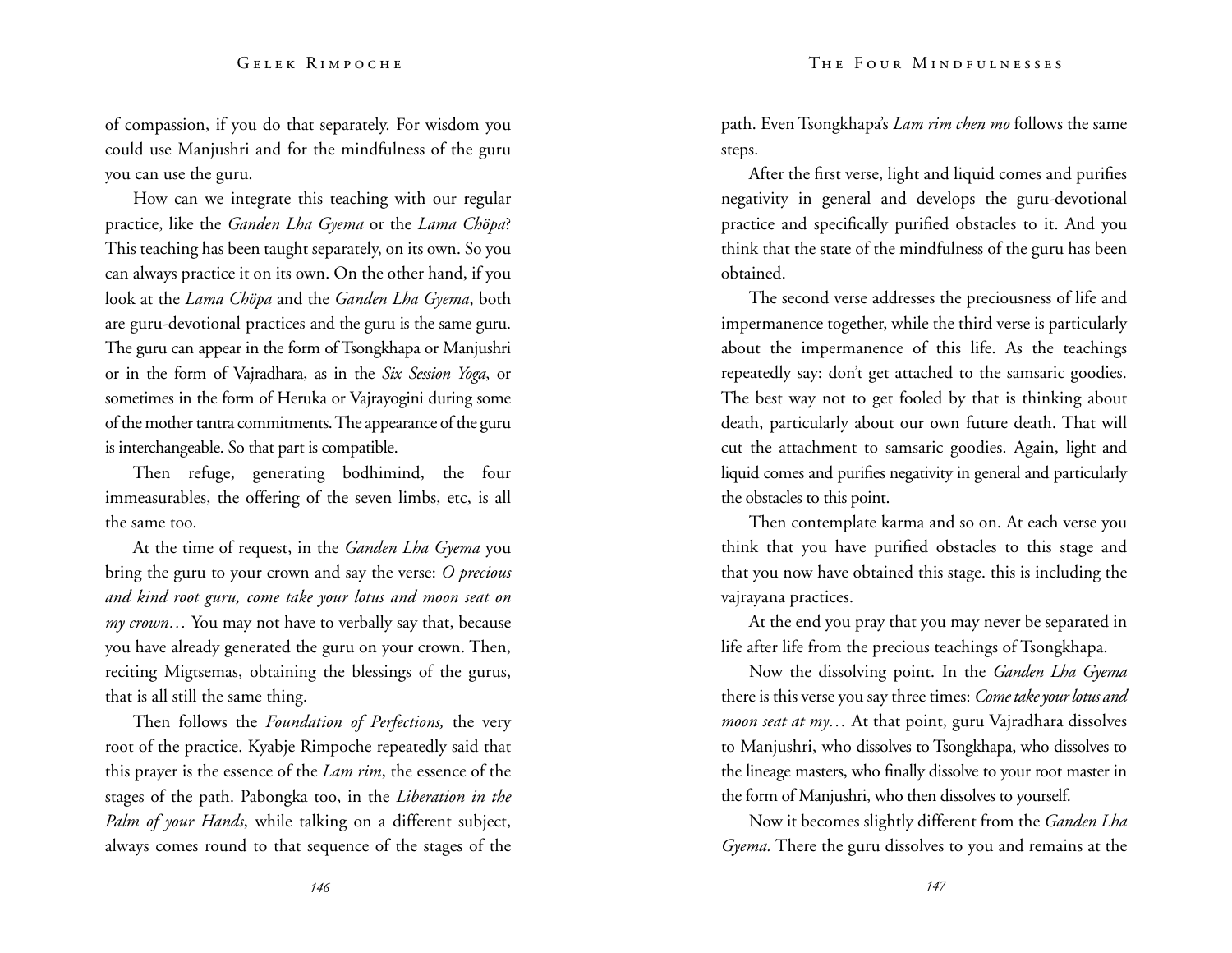of compassion, if you do that separately. For wisdom you could use Manjushri and for the mindfulness of the guru you can use the guru.

How can we integrate this teaching with our regular practice, like the *Ganden Lha Gyema* or the *Lama Chöpa*? This teaching has been taught separately, on its own. So you can always practice it on its own. On the other hand, if you look at the *Lama Chöpa* and the *Ganden Lha Gyema*, both are guru-devotional practices and the guru is the same guru. The guru can appear in the form of Tsongkhapa or Manjushri or in the form of Vajradhara, as in the *Six Session Yoga*, or sometimes in the form of Heruka or Vajrayogini during some of the mother tantra commitments. The appearance of the guru is interchangeable. So that part is compatible.

Then refuge, generating bodhimind, the four immeasurables, the offering of the seven limbs, etc, is all the same too.

At the time of request, in the *Ganden Lha Gyema* you bring the guru to your crown and say the verse: *O precious and kind root guru, come take your lotus and moon seat on my crown…* You may not have to verbally say that, because you have already generated the guru on your crown. Then, reciting Migtsemas, obtaining the blessings of the gurus, that is all still the same thing.

Then follows the *Foundation of Perfections,* the very root of the practice. Kyabje Rimpoche repeatedly said that this prayer is the essence of the *Lam rim*, the essence of the stages of the path. Pabongka too, in the *Liberation in the Palm of your Hands*, while talking on a different subject, always comes round to that sequence of the stages of the path. Even Tsongkhapa's *Lam rim chen mo* follows the same steps.

After the first verse, light and liquid comes and purifies negativity in general and develops the guru-devotional practice and specifically purified obstacles to it. And you think that the state of the mindfulness of the guru has been obtained.

The second verse addresses the preciousness of life and impermanence together, while the third verse is particularly about the impermanence of this life. As the teachings repeatedly say: don't get attached to the samsaric goodies. The best way not to get fooled by that is thinking about death, particularly about our own future death. That will cut the attachment to samsaric goodies. Again, light and liquid comes and purifies negativity in general and particularly the obstacles to this point.

Then contemplate karma and so on. At each verse you think that you have purified obstacles to this stage and that you now have obtained this stage. this is including the vajrayana practices.

At the end you pray that you may never be separated in life after life from the precious teachings of Tsongkhapa.

Now the dissolving point. In the *Ganden Lha Gyema* there is this verse you say three times: *Come take your lotus and moon seat at my…* At that point, guru Vajradhara dissolves to Manjushri, who dissolves to Tsongkhapa, who dissolves to the lineage masters, who finally dissolve to your root master in the form of Manjushri, who then dissolves to yourself.

Now it becomes slightly different from the *Ganden Lha Gyema.* There the guru dissolves to you and remains at the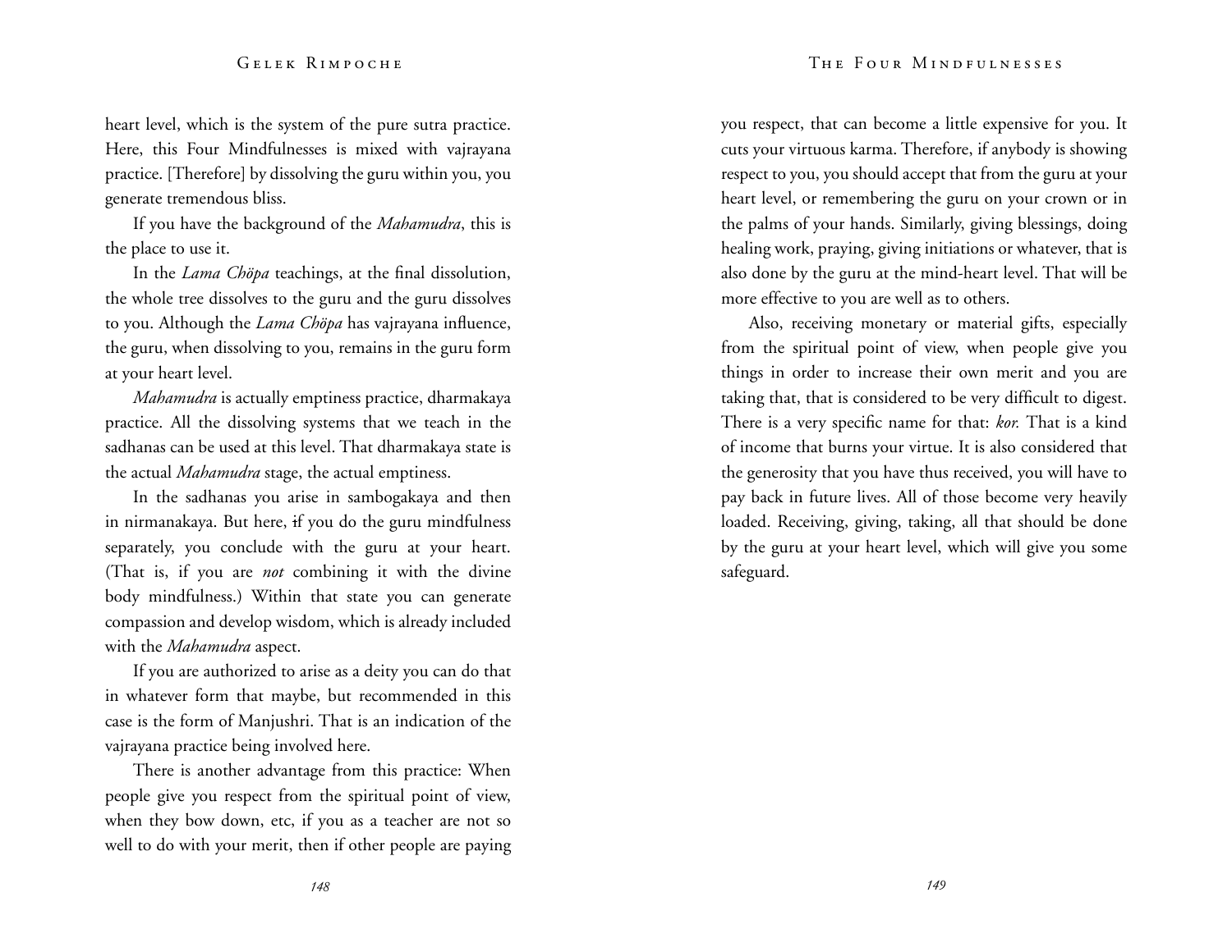heart level, which is the system of the pure sutra practice. Here, this Four Mindfulnesses is mixed with vajrayana practice. [Therefore] by dissolving the guru within you, you generate tremendous bliss.

If you have the background of the *Mahamudra*, this is the place to use it.

In the *Lama Chöpa* teachings, at the final dissolution, the whole tree dissolves to the guru and the guru dissolves to you. Although the *Lama Chöpa* has vajrayana influence, the guru, when dissolving to you, remains in the guru form at your heart level.

*Mahamudra* is actually emptiness practice, dharmakaya practice. All the dissolving systems that we teach in the sadhanas can be used at this level. That dharmakaya state is the actual *Mahamudra* stage, the actual emptiness.

In the sadhanas you arise in sambogakaya and then in nirmanakaya. But here, if you do the guru mindfulness separately, you conclude with the guru at your heart. (That is, if you are *not* combining it with the divine body mindfulness.) Within that state you can generate compassion and develop wisdom, which is already included with the *Mahamudra* aspect.

If you are authorized to arise as a deity you can do that in whatever form that maybe, but recommended in this case is the form of Manjushri. That is an indication of the vajrayana practice being involved here.

There is another advantage from this practice: When people give you respect from the spiritual point of view, when they bow down, etc, if you as a teacher are not so well to do with your merit, then if other people are paying you respect, that can become a little expensive for you. It cuts your virtuous karma. Therefore, if anybody is showing respect to you, you should accept that from the guru at your heart level, or remembering the guru on your crown or in the palms of your hands. Similarly, giving blessings, doing healing work, praying, giving initiations or whatever, that is also done by the guru at the mind-heart level. That will be more effective to you are well as to others.

Also, receiving monetary or material gifts, especially from the spiritual point of view, when people give you things in order to increase their own merit and you are taking that, that is considered to be very difficult to digest. There is a very specific name for that: *kor.* That is a kind of income that burns your virtue. It is also considered that the generosity that you have thus received, you will have to pay back in future lives. All of those become very heavily loaded. Receiving, giving, taking, all that should be done by the guru at your heart level, which will give you some safeguard.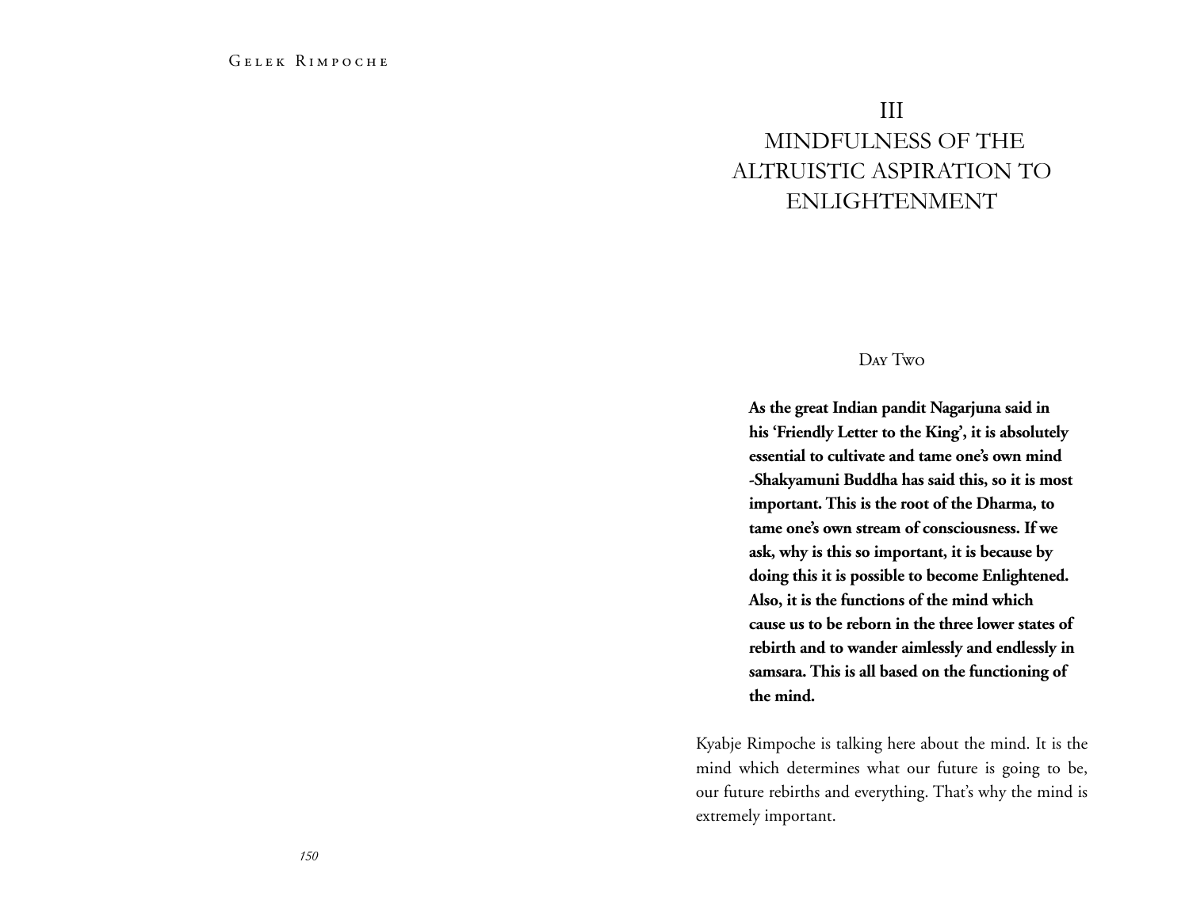# III
# MINDFULNESS OF THE ALTRUISTIC ASPIRATION TO ENLIGHTENMENT

## Day Two

**As the great Indian pandit Nagarjuna said in his 'Friendly Letter to the King', it is absolutely essential to cultivate and tame one's own mind -Shakyamuni Buddha has said this, so it is most important. This is the root of the Dharma, to tame one's own stream of consciousness. If we ask, why is this so important, it is because by doing this it is possible to become Enlightened. Also, it is the functions of the mind which cause us to be reborn in the three lower states of rebirth and to wander aimlessly and endlessly in samsara. This is all based on the functioning of the mind.**

Kyabje Rimpoche is talking here about the mind. It is the mind which determines what our future is going to be, our future rebirths and everything. That's why the mind is extremely important.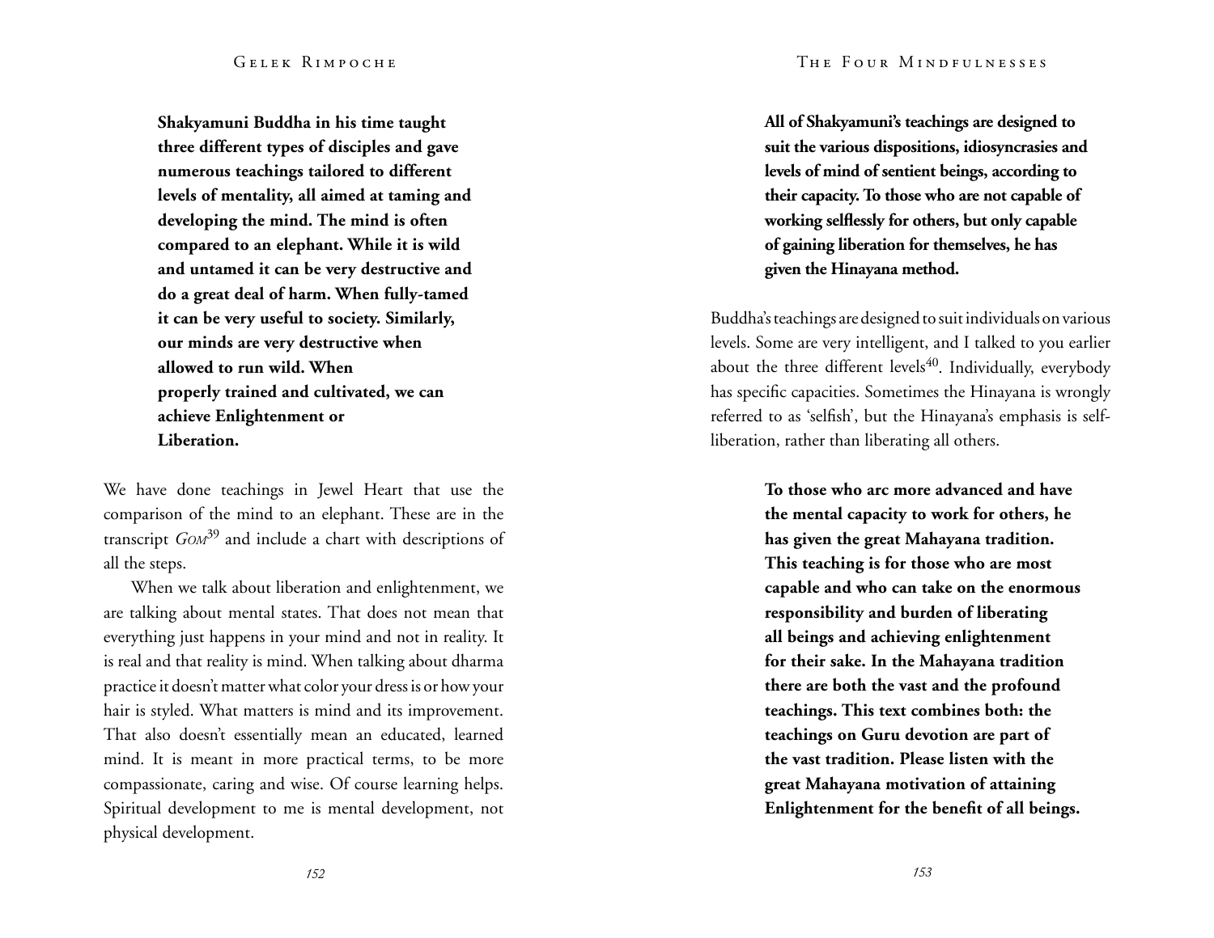**Shakyamuni Buddha in his time taught three different types of disciples and gave numerous teachings tailored to different levels of mentality, all aimed at taming and developing the mind. The mind is often compared to an elephant. While it is wild and untamed it can be very destructive and do a great deal of harm. When fully-tamed it can be very useful to society. Similarly, our minds are very destructive when allowed to run wild. When properly trained and cultivated, we can achieve Enlightenment or Liberation.**

We have done teachings in Jewel Heart that use the comparison of the mind to an elephant. These are in the transcript *Gom*[39] and include a chart with descriptions of all the steps.

When we talk about liberation and enlightenment, we are talking about mental states. That does not mean that everything just happens in your mind and not in reality. It is real and that reality is mind. When talking about dharma practice it doesn't matter what color your dress is or how your hair is styled. What matters is mind and its improvement. That also doesn't essentially mean an educated, learned mind. It is meant in more practical terms, to be more compassionate, caring and wise. Of course learning helps. Spiritual development to me is mental development, not physical development.

**All of Shakyamuni's teachings are designed to suit the various dispositions, idiosyncrasies and levels of mind of sentient beings, according to their capacity. To those who are not capable of working selflessly for others, but only capable of gaining liberation for themselves, he has given the Hinayana method.**

Buddha's teachings are designed to suit individuals on various levels. Some are very intelligent, and I talked to you earlier about the three different levels[40]. Individually, everybody has specific capacities. Sometimes the Hinayana is wrongly referred to as 'selfish', but the Hinayana's emphasis is self-liberation, rather than liberating all others.

**To those who arc more advanced and have the mental capacity to work for others, he has given the great Mahayana tradition. This teaching is for those who are most capable and who can take on the enormous responsibility and burden of liberating all beings and achieving enlightenment for their sake. In the Mahayana tradition there are both the vast and the profound teachings. This text combines both: the teachings on Guru devotion are part of the vast tradition. Please listen with the great Mahayana motivation of attaining Enlightenment for the benefit of all beings.**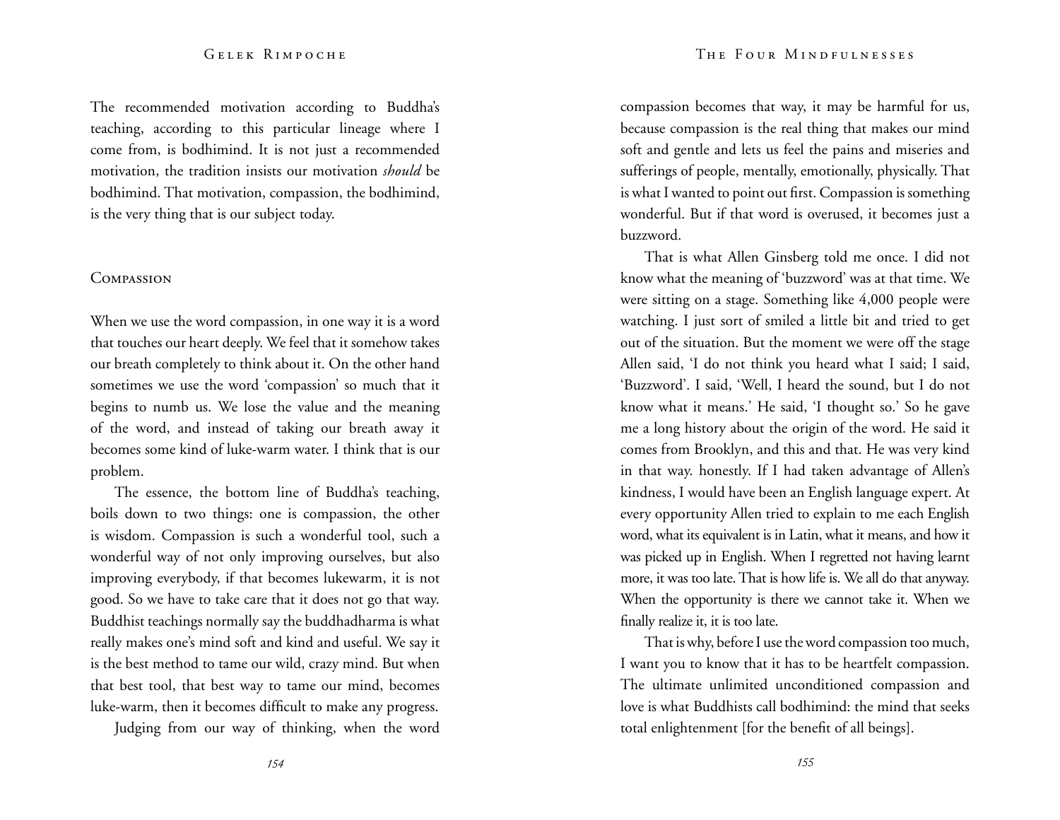The recommended motivation according to Buddha's teaching, according to this particular lineage where I come from, is bodhimind. It is not just a recommended motivation, the tradition insists our motivation *should* be bodhimind. That motivation, compassion, the bodhimind, is the very thing that is our subject today.

## Compassion

When we use the word compassion, in one way it is a word that touches our heart deeply. We feel that it somehow takes our breath completely to think about it. On the other hand sometimes we use the word 'compassion' so much that it begins to numb us. We lose the value and the meaning of the word, and instead of taking our breath away it becomes some kind of luke-warm water. I think that is our problem.

The essence, the bottom line of Buddha's teaching, boils down to two things: one is compassion, the other is wisdom. Compassion is such a wonderful tool, such a wonderful way of not only improving ourselves, but also improving everybody, if that becomes lukewarm, it is not good. So we have to take care that it does not go that way. Buddhist teachings normally say the buddhadharma is what really makes one's mind soft and kind and useful. We say it is the best method to tame our wild, crazy mind. But when that best tool, that best way to tame our mind, becomes luke-warm, then it becomes difficult to make any progress.

Judging from our way of thinking, when the word compassion becomes that way, it may be harmful for us, because compassion is the real thing that makes our mind soft and gentle and lets us feel the pains and miseries and sufferings of people, mentally, emotionally, physically. That is what I wanted to point out first. Compassion is something wonderful. But if that word is overused, it becomes just a buzzword.

That is what Allen Ginsberg told me once. I did not know what the meaning of 'buzzword' was at that time. We were sitting on a stage. Something like 4,000 people were watching. I just sort of smiled a little bit and tried to get out of the situation. But the moment we were off the stage Allen said, 'I do not think you heard what I said; I said, 'Buzzword'. I said, 'Well, I heard the sound, but I do not know what it means.' He said, 'I thought so.' So he gave me a long history about the origin of the word. He said it comes from Brooklyn, and this and that. He was very kind in that way. honestly. If I had taken advantage of Allen's kindness, I would have been an English language expert. At every opportunity Allen tried to explain to me each English word, what its equivalent is in Latin, what it means, and how it was picked up in English. When I regretted not having learnt more, it was too late. That is how life is. We all do that anyway. When the opportunity is there we cannot take it. When we finally realize it, it is too late.

That is why, before I use the word compassion too much, I want you to know that it has to be heartfelt compassion. The ultimate unlimited unconditioned compassion and love is what Buddhists call bodhimind: the mind that seeks total enlightenment [for the benefit of all beings].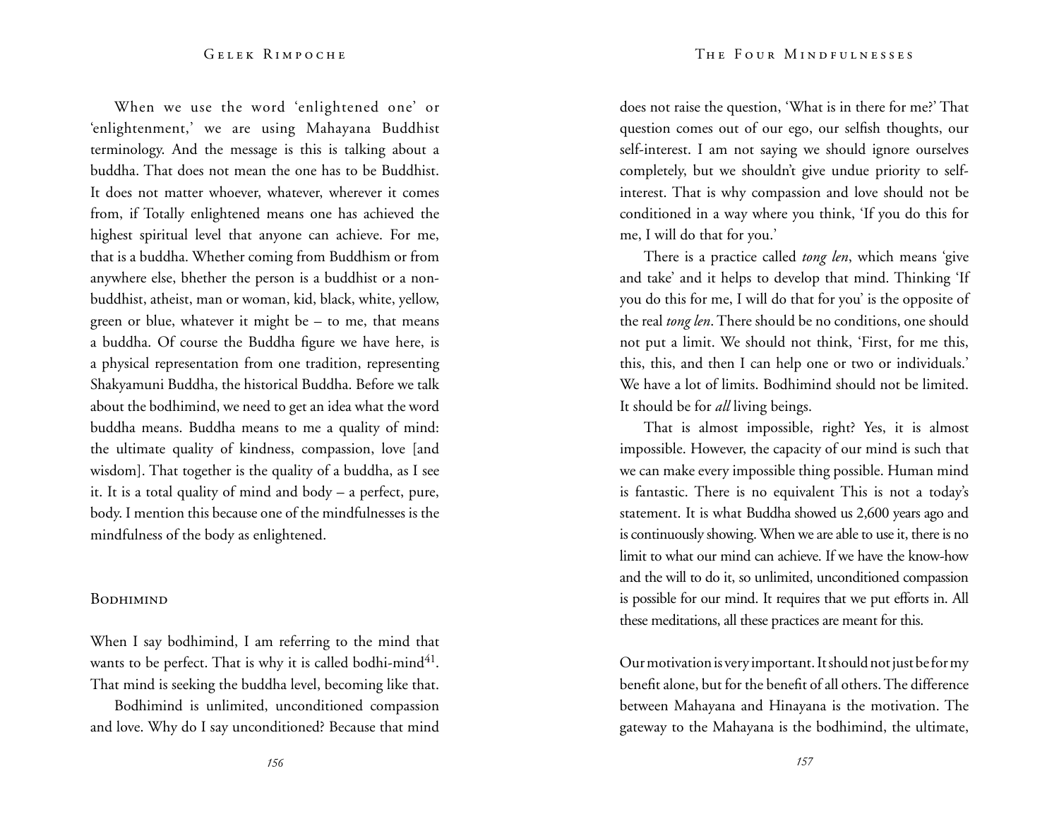When we use the word 'enlightened one' or 'enlightenment,' we are using Mahayana Buddhist terminology. And the message is this is talking about a buddha. That does not mean the one has to be Buddhist. It does not matter whoever, whatever, wherever it comes from, if Totally enlightened means one has achieved the highest spiritual level that anyone can achieve. For me, that is a buddha. Whether coming from Buddhism or from anywhere else, bhether the person is a buddhist or a non-buddhist, atheist, man or woman, kid, black, white, yellow, green or blue, whatever it might be – to me, that means a buddha. Of course the Buddha figure we have here, is a physical representation from one tradition, representing Shakyamuni Buddha, the historical Buddha. Before we talk about the bodhimind, we need to get an idea what the word buddha means. Buddha means to me a quality of mind: the ultimate quality of kindness, compassion, love [and wisdom]. That together is the quality of a buddha, as I see it. It is a total quality of mind and body – a perfect, pure, body. I mention this because one of the mindfulnesses is the mindfulness of the body as enlightened.

## Bodhimind

When I say bodhimind, I am referring to the mind that wants to be perfect. That is why it is called bodhi-mind[41]. That mind is seeking the buddha level, becoming like that.

Bodhimind is unlimited, unconditioned compassion and love. Why do I say unconditioned? Because that mind does not raise the question, 'What is in there for me?' That question comes out of our ego, our selfish thoughts, our self-interest. I am not saying we should ignore ourselves completely, but we shouldn't give undue priority to self-interest. That is why compassion and love should not be conditioned in a way where you think, 'If you do this for me, I will do that for you.'

There is a practice called *tong len*, which means 'give and take' and it helps to develop that mind. Thinking 'If you do this for me, I will do that for you' is the opposite of the real *tong len*. There should be no conditions, one should not put a limit. We should not think, 'First, for me this, this, this, and then I can help one or two or individuals.' We have a lot of limits. Bodhimind should not be limited. It should be for *all* living beings.

That is almost impossible, right? Yes, it is almost impossible. However, the capacity of our mind is such that we can make every impossible thing possible. Human mind is fantastic. There is no equivalent This is not a today's statement. It is what Buddha showed us 2,600 years ago and is continuously showing. When we are able to use it, there is no limit to what our mind can achieve. If we have the know-how and the will to do it, so unlimited, unconditioned compassion is possible for our mind. It requires that we put efforts in. All these meditations, all these practices are meant for this.

Our motivation is very important. It should not just be for my benefit alone, but for the benefit of all others. The difference between Mahayana and Hinayana is the motivation. The gateway to the Mahayana is the bodhimind, the ultimate,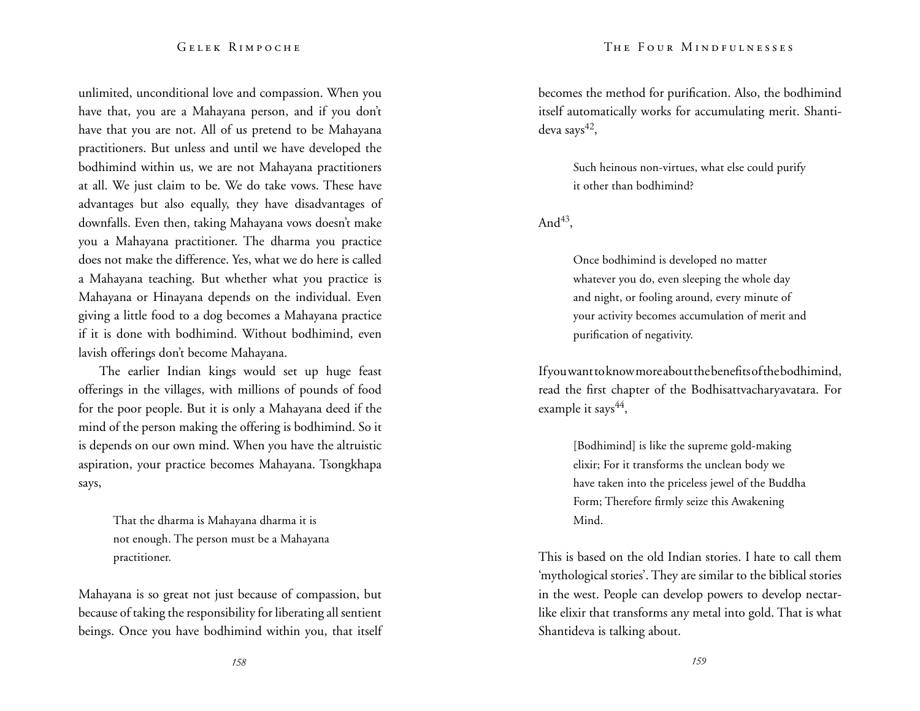unlimited, unconditional love and compassion. When you have that, you are a Mahayana person, and if you don't have that you are not. All of us pretend to be Mahayana practitioners. But unless and until we have developed the bodhimind within us, we are not Mahayana practitioners at all. We just claim to be. We do take vows. These have advantages but also equally, they have disadvantages of downfalls. Even then, taking Mahayana vows doesn't make you a Mahayana practitioner. The dharma you practice does not make the difference. Yes, what we do here is called a Mahayana teaching. But whether what you practice is Mahayana or Hinayana depends on the individual. Even giving a little food to a dog becomes a Mahayana practice if it is done with bodhimind. Without bodhimind, even lavish offerings don't become Mahayana.

The earlier Indian kings would set up huge feast offerings in the villages, with millions of pounds of food for the poor people. But it is only a Mahayana deed if the mind of the person making the offering is bodhimind. So it is depends on our own mind. When you have the altruistic aspiration, your practice becomes Mahayana. Tsongkhapa says,

> That the dharma is Mahayana dharma it is not enough. The person must be a Mahayana practitioner.

Mahayana is so great not just because of compassion, but because of taking the responsibility for liberating all sentient beings. Once you have bodhimind within you, that itself becomes the method for purification. Also, the bodhimind itself automatically works for accumulating merit. Shantideva says[42],

> Such heinous non-virtues, what else could purify it other than bodhimind?

And[43],

> Once bodhimind is developed no matter whatever you do, even sleeping the whole day and night, or fooling around, every minute of your activity becomes accumulation of merit and purification of negativity.

If you want to know more about the benefits of the bodhimind, read the first chapter of the Bodhisattvacharyavatara. For example it says[44],

> [Bodhimind] is like the supreme gold-making elixir; For it transforms the unclean body we have taken into the priceless jewel of the Buddha Form; Therefore firmly seize this Awakening Mind.

This is based on the old Indian stories. I hate to call them 'mythological stories'. They are similar to the biblical stories in the west. People can develop powers to develop nectar-like elixir that transforms any metal into gold. That is what Shantideva is talking about.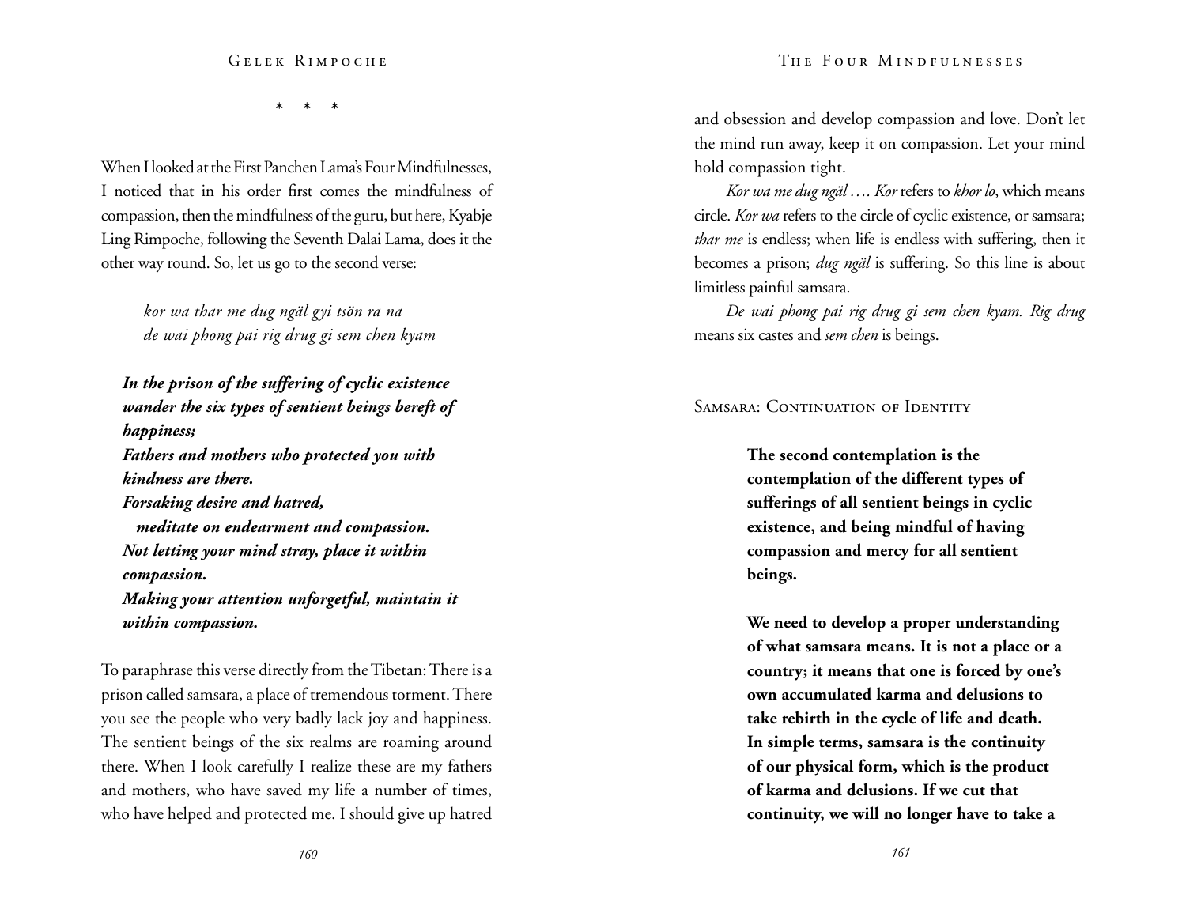\* \* \*

When I looked at the First Panchen Lama's Four Mindfulnesses, I noticed that in his order first comes the mindfulness of compassion, then the mindfulness of the guru, but here, Kyabje Ling Rimpoche, following the Seventh Dalai Lama, does it the other way round. So, let us go to the second verse:

> *kor wa thar me dug ngäl gyi tsön ra na*
> *de wai phong pai rig drug gi sem chen kyam*

> ***In the prison of the suffering of cyclic existence wander the six types of sentient beings bereft of happiness;***
> ***Fathers and mothers who protected you with kindness are there.***
> ***Forsaking desire and hatred,***
> ***meditate on endearment and compassion.***
> ***Not letting your mind stray, place it within compassion.***
> ***Making your attention unforgetful, maintain it within compassion.***

To paraphrase this verse directly from the Tibetan: There is a prison called samsara, a place of tremendous torment. There you see the people who very badly lack joy and happiness. The sentient beings of the six realms are roaming around there. When I look carefully I realize these are my fathers and mothers, who have saved my life a number of times, who have helped and protected me. I should give up hatred and obsession and develop compassion and love. Don't let the mind run away, keep it on compassion. Let your mind hold compassion tight.

*Kor wa me dug ngäl …. Kor* refers to *khor lo*, which means circle. *Kor wa* refers to the circle of cyclic existence, or samsara; *thar me* is endless; when life is endless with suffering, then it becomes a prison; *dug ngäl* is suffering. So this line is about limitless painful samsara.

*De wai phong pai rig drug gi sem chen kyam. Rig drug* means six castes and *sem chen* is beings.

## Samsara: Continuation of Identity

> **The second contemplation is the contemplation of the different types of sufferings of all sentient beings in cyclic existence, and being mindful of having compassion and mercy for all sentient beings.**
>
> **We need to develop a proper understanding of what samsara means. It is not a place or a country; it means that one is forced by one's own accumulated karma and delusions to take rebirth in the cycle of life and death. In simple terms, samsara is the continuity of our physical form, which is the product of karma and delusions. If we cut that continuity, we will no longer have to take a**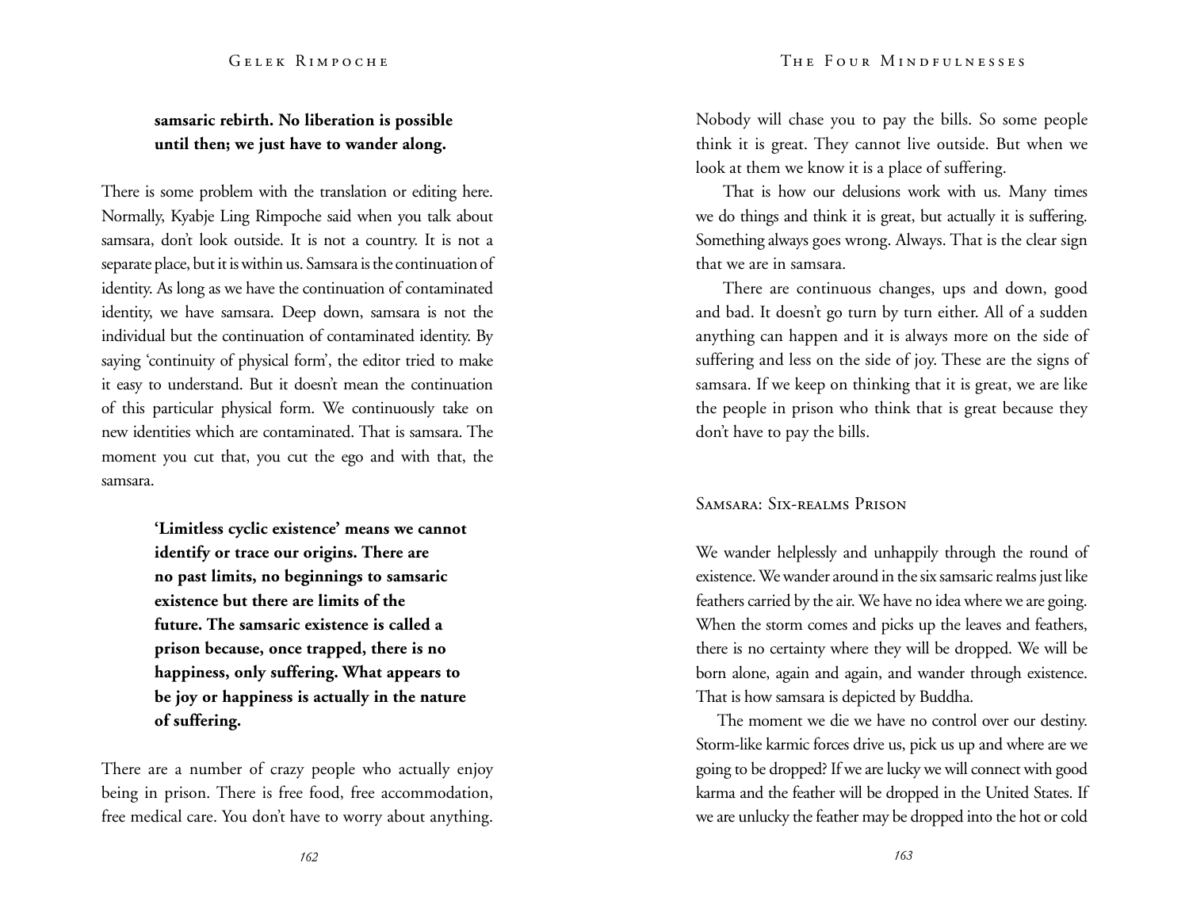**samsaric rebirth. No liberation is possible until then; we just have to wander along.**

There is some problem with the translation or editing here. Normally, Kyabje Ling Rimpoche said when you talk about samsara, don't look outside. It is not a country. It is not a separate place, but it is within us. Samsara is the continuation of identity. As long as we have the continuation of contaminated identity, we have samsara. Deep down, samsara is not the individual but the continuation of contaminated identity. By saying 'continuity of physical form', the editor tried to make it easy to understand. But it doesn't mean the continuation of this particular physical form. We continuously take on new identities which are contaminated. That is samsara. The moment you cut that, you cut the ego and with that, the samsara.

> **'Limitless cyclic existence' means we cannot identify or trace our origins. There are no past limits, no beginnings to samsaric existence but there are limits of the future. The samsaric existence is called a prison because, once trapped, there is no happiness, only suffering. What appears to be joy or happiness is actually in the nature of suffering.**

There are a number of crazy people who actually enjoy being in prison. There is free food, free accommodation, free medical care. You don't have to worry about anything. Nobody will chase you to pay the bills. So some people think it is great. They cannot live outside. But when we look at them we know it is a place of suffering.

That is how our delusions work with us. Many times we do things and think it is great, but actually it is suffering. Something always goes wrong. Always. That is the clear sign that we are in samsara.

There are continuous changes, ups and down, good and bad. It doesn't go turn by turn either. All of a sudden anything can happen and it is always more on the side of suffering and less on the side of joy. These are the signs of samsara. If we keep on thinking that it is great, we are like the people in prison who think that is great because they don't have to pay the bills.

## Samsara: Six-realms Prison

We wander helplessly and unhappily through the round of existence. We wander around in the six samsaric realms just like feathers carried by the air. We have no idea where we are going. When the storm comes and picks up the leaves and feathers, there is no certainty where they will be dropped. We will be born alone, again and again, and wander through existence. That is how samsara is depicted by Buddha.

The moment we die we have no control over our destiny. Storm-like karmic forces drive us, pick us up and where are we going to be dropped? If we are lucky we will connect with good karma and the feather will be dropped in the United States. If we are unlucky the feather may be dropped into the hot or cold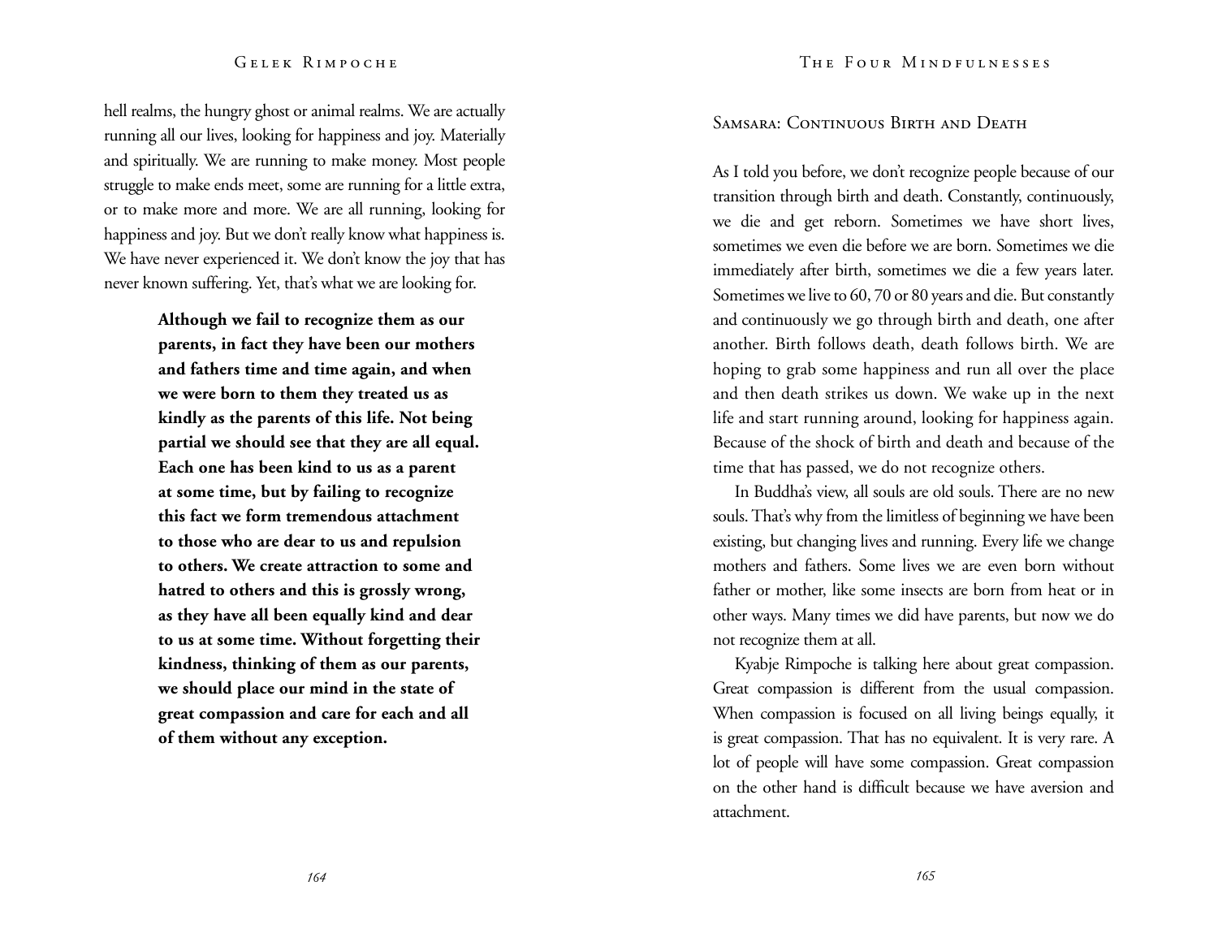hell realms, the hungry ghost or animal realms. We are actually running all our lives, looking for happiness and joy. Materially and spiritually. We are running to make money. Most people struggle to make ends meet, some are running for a little extra, or to make more and more. We are all running, looking for happiness and joy. But we don't really know what happiness is. We have never experienced it. We don't know the joy that has never known suffering. Yet, that's what we are looking for.

> **Although we fail to recognize them as our parents, in fact they have been our mothers and fathers time and time again, and when we were born to them they treated us as kindly as the parents of this life. Not being partial we should see that they are all equal. Each one has been kind to us as a parent at some time, but by failing to recognize this fact we form tremendous attachment to those who are dear to us and repulsion to others. We create attraction to some and hatred to others and this is grossly wrong, as they have all been equally kind and dear to us at some time. Without forgetting their kindness, thinking of them as our parents, we should place our mind in the state of great compassion and care for each and all of them without any exception.**

## Samsara: Continuous Birth and Death

As I told you before, we don't recognize people because of our transition through birth and death. Constantly, continuously, we die and get reborn. Sometimes we have short lives, sometimes we even die before we are born. Sometimes we die immediately after birth, sometimes we die a few years later. Sometimes we live to 60, 70 or 80 years and die. But constantly and continuously we go through birth and death, one after another. Birth follows death, death follows birth. We are hoping to grab some happiness and run all over the place and then death strikes us down. We wake up in the next life and start running around, looking for happiness again. Because of the shock of birth and death and because of the time that has passed, we do not recognize others.

In Buddha's view, all souls are old souls. There are no new souls. That's why from the limitless of beginning we have been existing, but changing lives and running. Every life we change mothers and fathers. Some lives we are even born without father or mother, like some insects are born from heat or in other ways. Many times we did have parents, but now we do not recognize them at all.

Kyabje Rimpoche is talking here about great compassion. Great compassion is different from the usual compassion. When compassion is focused on all living beings equally, it is great compassion. That has no equivalent. It is very rare. A lot of people will have some compassion. Great compassion on the other hand is difficult because we have aversion and attachment.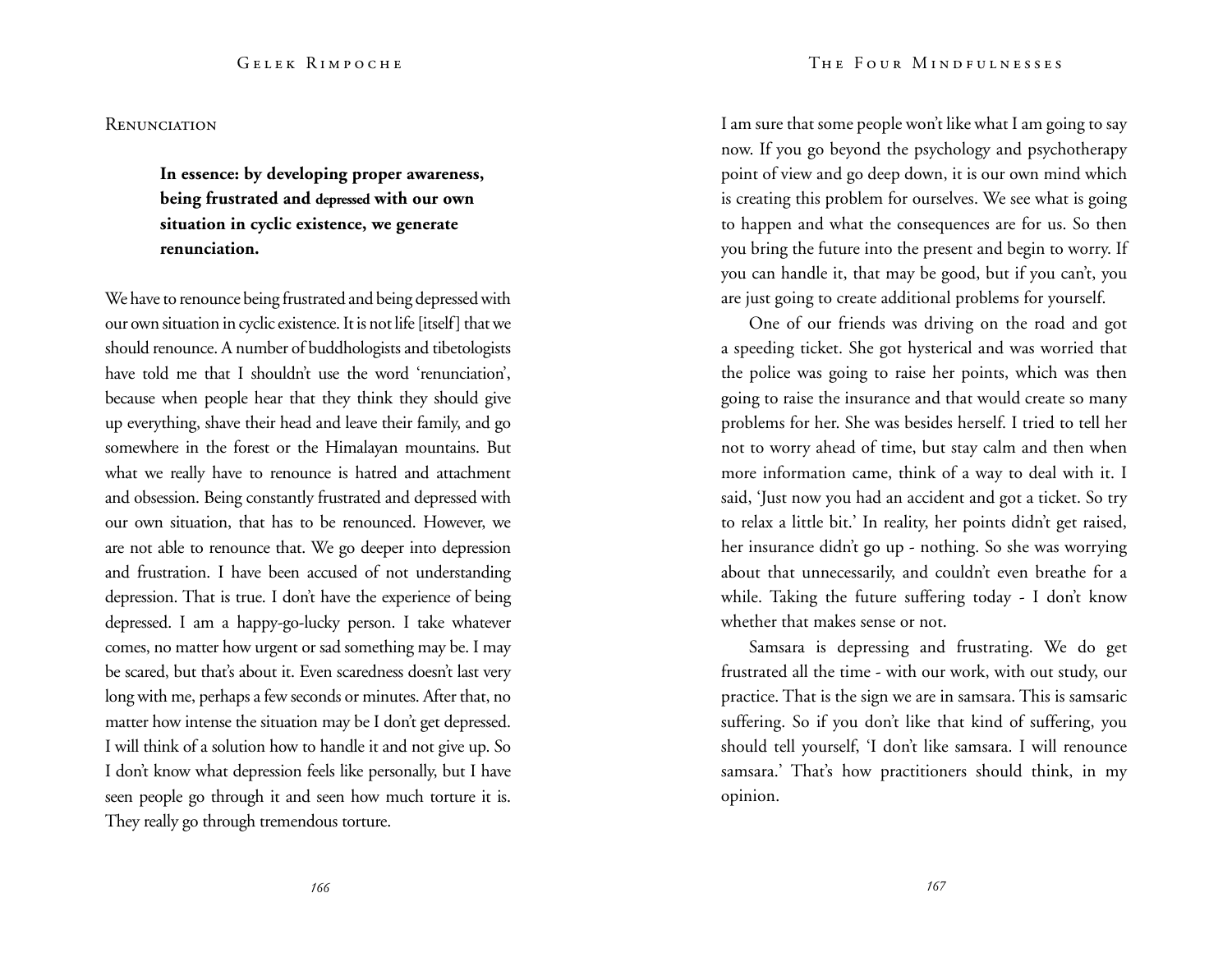## Renunciation

> **In essence: by developing proper awareness, being frustrated and depressed with our own situation in cyclic existence, we generate renunciation.**

We have to renounce being frustrated and being depressed with our own situation in cyclic existence. It is not life [itself] that we should renounce. A number of buddhologists and tibetologists have told me that I shouldn't use the word 'renunciation', because when people hear that they think they should give up everything, shave their head and leave their family, and go somewhere in the forest or the Himalayan mountains. But what we really have to renounce is hatred and attachment and obsession. Being constantly frustrated and depressed with our own situation, that has to be renounced. However, we are not able to renounce that. We go deeper into depression and frustration. I have been accused of not understanding depression. That is true. I don't have the experience of being depressed. I am a happy-go-lucky person. I take whatever comes, no matter how urgent or sad something may be. I may be scared, but that's about it. Even scaredness doesn't last very long with me, perhaps a few seconds or minutes. After that, no matter how intense the situation may be I don't get depressed. I will think of a solution how to handle it and not give up. So I don't know what depression feels like personally, but I have seen people go through it and seen how much torture it is. They really go through tremendous torture.

I am sure that some people won't like what I am going to say now. If you go beyond the psychology and psychotherapy point of view and go deep down, it is our own mind which is creating this problem for ourselves. We see what is going to happen and what the consequences are for us. So then you bring the future into the present and begin to worry. If you can handle it, that may be good, but if you can't, you are just going to create additional problems for yourself.

One of our friends was driving on the road and got a speeding ticket. She got hysterical and was worried that the police was going to raise her points, which was then going to raise the insurance and that would create so many problems for her. She was besides herself. I tried to tell her not to worry ahead of time, but stay calm and then when more information came, think of a way to deal with it. I said, 'Just now you had an accident and got a ticket. So try to relax a little bit.' In reality, her points didn't get raised, her insurance didn't go up - nothing. So she was worrying about that unnecessarily, and couldn't even breathe for a while. Taking the future suffering today - I don't know whether that makes sense or not.

Samsara is depressing and frustrating. We do get frustrated all the time - with our work, with out study, our practice. That is the sign we are in samsara. This is samsaric suffering. So if you don't like that kind of suffering, you should tell yourself, 'I don't like samsara. I will renounce samsara.' That's how practitioners should think, in my opinion.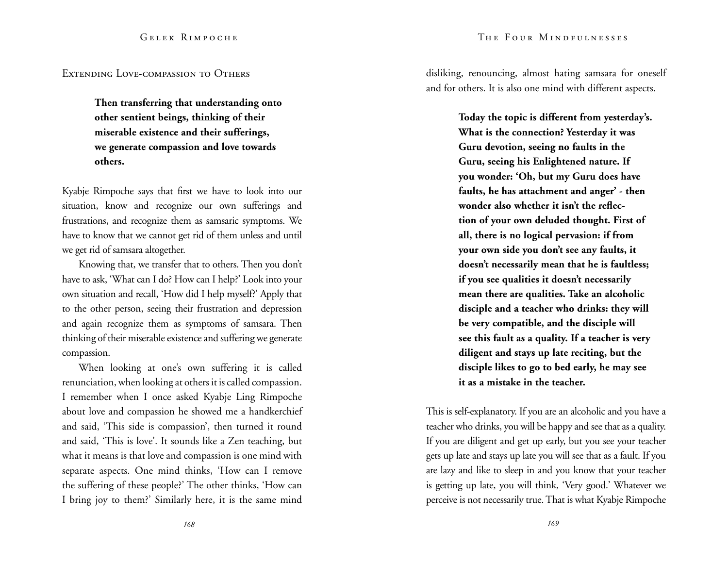## Extending Love-compassion to Others

> **Then transferring that understanding onto other sentient beings, thinking of their miserable existence and their sufferings, we generate compassion and love towards others.**

Kyabje Rimpoche says that first we have to look into our situation, know and recognize our own sufferings and frustrations, and recognize them as samsaric symptoms. We have to know that we cannot get rid of them unless and until we get rid of samsara altogether.

Knowing that, we transfer that to others. Then you don't have to ask, 'What can I do? How can I help?' Look into your own situation and recall, 'How did I help myself?' Apply that to the other person, seeing their frustration and depression and again recognize them as symptoms of samsara. Then thinking of their miserable existence and suffering we generate compassion.

When looking at one's own suffering it is called renunciation, when looking at others it is called compassion. I remember when I once asked Kyabje Ling Rimpoche about love and compassion he showed me a handkerchief and said, 'This side is compassion', then turned it round and said, 'This is love'. It sounds like a Zen teaching, but what it means is that love and compassion is one mind with separate aspects. One mind thinks, 'How can I remove the suffering of these people?' The other thinks, 'How can I bring joy to them?' Similarly here, it is the same mind disliking, renouncing, almost hating samsara for oneself and for others. It is also one mind with different aspects.

> **Today the topic is different from yesterday's. What is the connection? Yesterday it was Guru devotion, seeing no faults in the Guru, seeing his Enlightened nature. If you wonder: 'Oh, but my Guru does have faults, he has attachment and anger' - then wonder also whether it isn't the reflection of your own deluded thought. First of all, there is no logical pervasion: if from your own side you don't see any faults, it doesn't necessarily mean that he is faultless; if you see qualities it doesn't necessarily mean there are qualities. Take an alcoholic disciple and a teacher who drinks: they will be very compatible, and the disciple will see this fault as a quality. If a teacher is very diligent and stays up late reciting, but the disciple likes to go to bed early, he may see it as a mistake in the teacher.**

This is self-explanatory. If you are an alcoholic and you have a teacher who drinks, you will be happy and see that as a quality. If you are diligent and get up early, but you see your teacher gets up late and stays up late you will see that as a fault. If you are lazy and like to sleep in and you know that your teacher is getting up late, you will think, 'Very good.' Whatever we perceive is not necessarily true. That is what Kyabje Rimpoche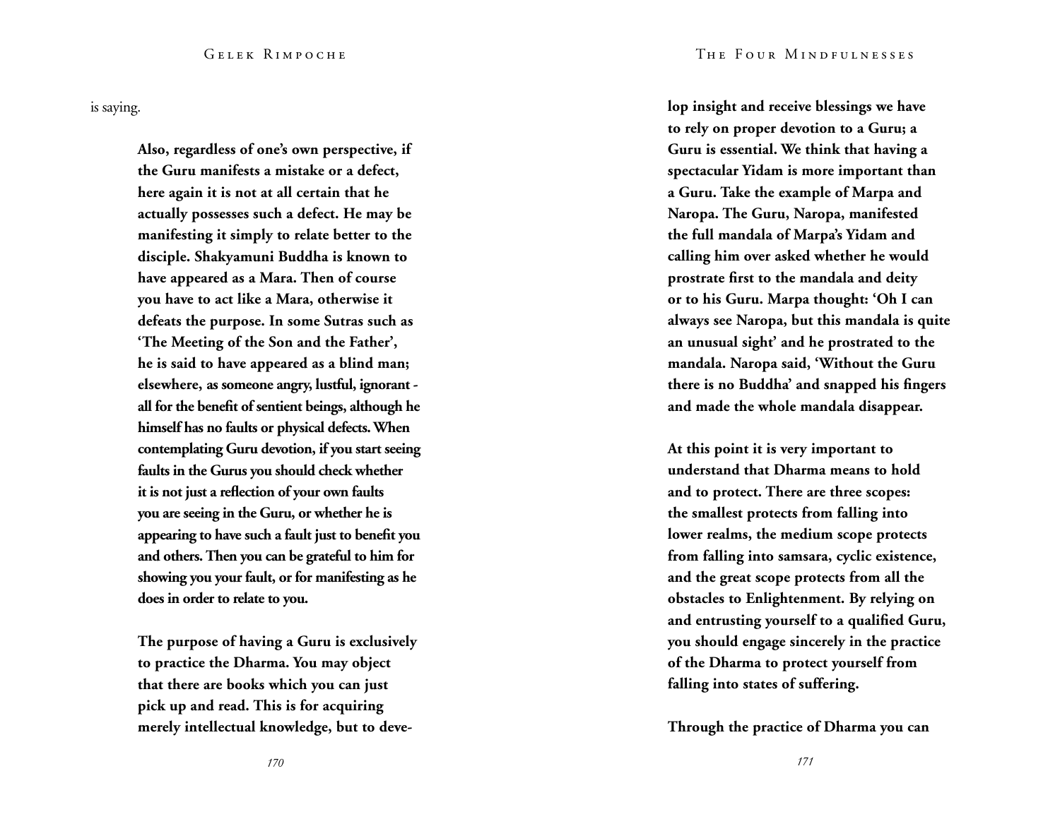is saying.

**Also, regardless of one's own perspective, if the Guru manifests a mistake or a defect, here again it is not at all certain that he actually possesses such a defect. He may be manifesting it simply to relate better to the disciple. Shakyamuni Buddha is known to have appeared as a Mara. Then of course you have to act like a Mara, otherwise it defeats the purpose. In some Sutras such as 'The Meeting of the Son and the Father', he is said to have appeared as a blind man; elsewhere, as someone angry, lustful, ignorant - all for the benefit of sentient beings, although he himself has no faults or physical defects. When contemplating Guru devotion, if you start seeing faults in the Gurus you should check whether it is not just a reflection of your own faults you are seeing in the Guru, or whether he is appearing to have such a fault just to benefit you and others. Then you can be grateful to him for showing you your fault, or for manifesting as he does in order to relate to you.**

**The purpose of having a Guru is exclusively to practice the Dharma. You may object that there are books which you can just pick up and read. This is for acquiring merely intellectual knowledge, but to develop insight and receive blessings we have to rely on proper devotion to a Guru; a Guru is essential. We think that having a spectacular Yidam is more important than a Guru. Take the example of Marpa and Naropa. The Guru, Naropa, manifested the full mandala of Marpa's Yidam and calling him over asked whether he would prostrate first to the mandala and deity or to his Guru. Marpa thought: 'Oh I can always see Naropa, but this mandala is quite an unusual sight' and he prostrated to the mandala. Naropa said, 'Without the Guru there is no Buddha' and snapped his fingers and made the whole mandala disappear.**

**At this point it is very important to understand that Dharma means to hold and to protect. There are three scopes: the smallest protects from falling into lower realms, the medium scope protects from falling into samsara, cyclic existence, and the great scope protects from all the obstacles to Enlightenment. By relying on and entrusting yourself to a qualified Guru, you should engage sincerely in the practice of the Dharma to protect yourself from falling into states of suffering.**

**Through the practice of Dharma you can**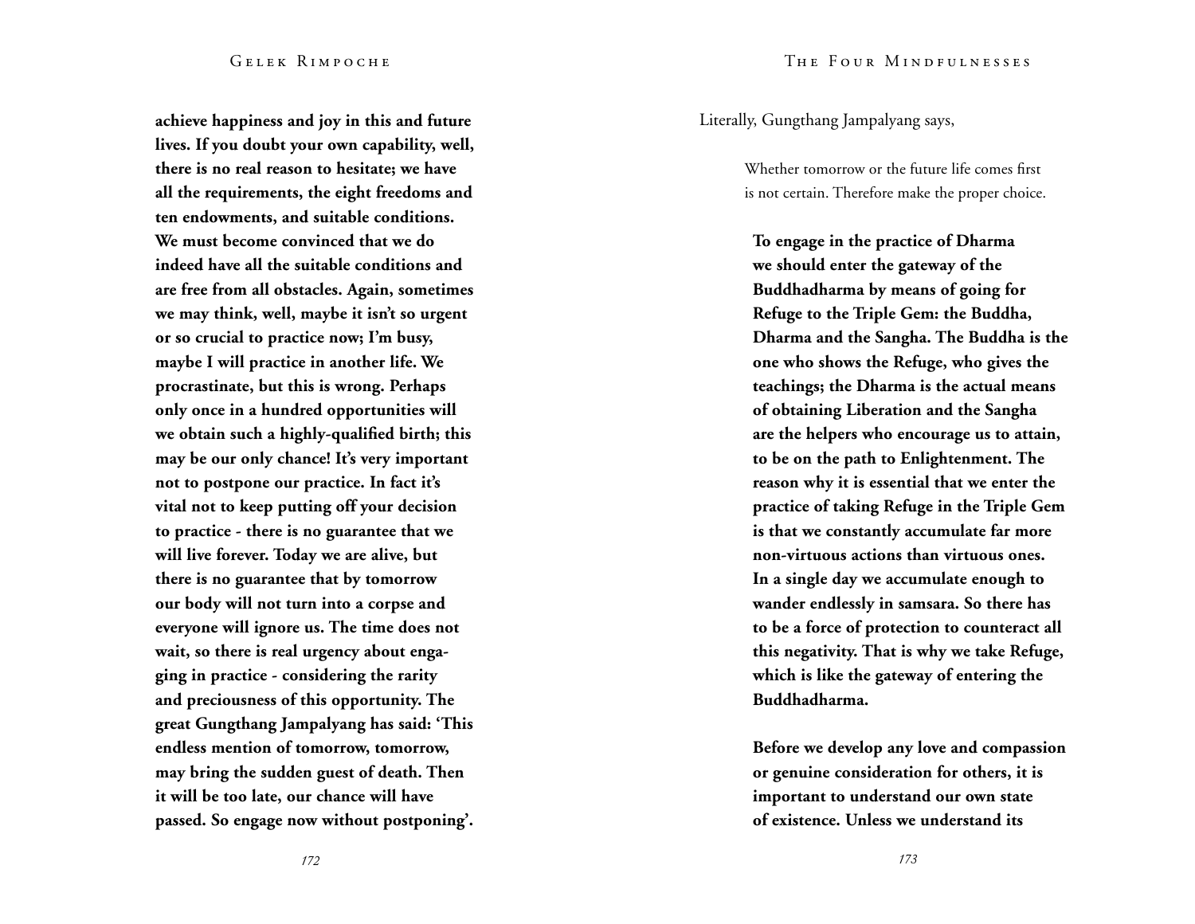**achieve happiness and joy in this and future lives. If you doubt your own capability, well, there is no real reason to hesitate; we have all the requirements, the eight freedoms and ten endowments, and suitable conditions. We must become convinced that we do indeed have all the suitable conditions and are free from all obstacles. Again, sometimes we may think, well, maybe it isn't so urgent or so crucial to practice now; I'm busy, maybe I will practice in another life. We procrastinate, but this is wrong. Perhaps only once in a hundred opportunities will we obtain such a highly-qualified birth; this may be our only chance! It's very important not to postpone our practice. In fact it's vital not to keep putting off your decision to practice - there is no guarantee that we will live forever. Today we are alive, but there is no guarantee that by tomorrow our body will not turn into a corpse and everyone will ignore us. The time does not wait, so there is real urgency about engaging in practice - considering the rarity and preciousness of this opportunity. The great Gungthang Jampalyang has said: 'This endless mention of tomorrow, tomorrow, may bring the sudden guest of death. Then it will be too late, our chance will have passed. So engage now without postponing'.**

Literally, Gungthang Jampalyang says,

> Whether tomorrow or the future life comes first
> is not certain. Therefore make the proper choice.

**To engage in the practice of Dharma we should enter the gateway of the Buddhadharma by means of going for Refuge to the Triple Gem: the Buddha, Dharma and the Sangha. The Buddha is the one who shows the Refuge, who gives the teachings; the Dharma is the actual means of obtaining Liberation and the Sangha are the helpers who encourage us to attain, to be on the path to Enlightenment. The reason why it is essential that we enter the practice of taking Refuge in the Triple Gem is that we constantly accumulate far more non-virtuous actions than virtuous ones. In a single day we accumulate enough to wander endlessly in samsara. So there has to be a force of protection to counteract all this negativity. That is why we take Refuge, which is like the gateway of entering the Buddhadharma.**

**Before we develop any love and compassion or genuine consideration for others, it is important to understand our own state of existence. Unless we understand its**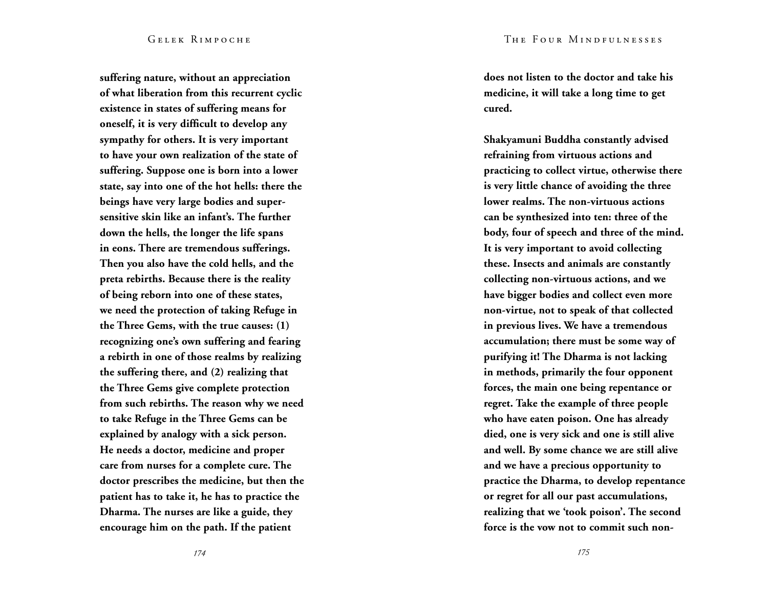**suffering nature, without an appreciation of what liberation from this recurrent cyclic existence in states of suffering means for oneself, it is very difficult to develop any sympathy for others. It is very important to have your own realization of the state of suffering. Suppose one is born into a lower state, say into one of the hot hells: there the beings have very large bodies and super-sensitive skin like an infant's. The further down the hells, the longer the life spans in eons. There are tremendous sufferings. Then you also have the cold hells, and the preta rebirths. Because there is the reality of being reborn into one of these states, we need the protection of taking Refuge in the Three Gems, with the true causes: (1) recognizing one's own suffering and fearing a rebirth in one of those realms by realizing the suffering there, and (2) realizing that the Three Gems give complete protection from such rebirths. The reason why we need to take Refuge in the Three Gems can be explained by analogy with a sick person. He needs a doctor, medicine and proper care from nurses for a complete cure. The doctor prescribes the medicine, but then the patient has to take it, he has to practice the Dharma. The nurses are like a guide, they encourage him on the path. If the patient does not listen to the doctor and take his medicine, it will take a long time to get cured.**

**Shakyamuni Buddha constantly advised refraining from virtuous actions and practicing to collect virtue, otherwise there is very little chance of avoiding the three lower realms. The non-virtuous actions can be synthesized into ten: three of the body, four of speech and three of the mind. It is very important to avoid collecting these. Insects and animals are constantly collecting non-virtuous actions, and we have bigger bodies and collect even more non-virtue, not to speak of that collected in previous lives. We have a tremendous accumulation; there must be some way of purifying it! The Dharma is not lacking in methods, primarily the four opponent forces, the main one being repentance or regret. Take the example of three people who have eaten poison. One has already died, one is very sick and one is still alive and well. By some chance we are still alive and we have a precious opportunity to practice the Dharma, to develop repentance or regret for all our past accumulations, realizing that we 'took poison'. The second force is the vow not to commit such non-**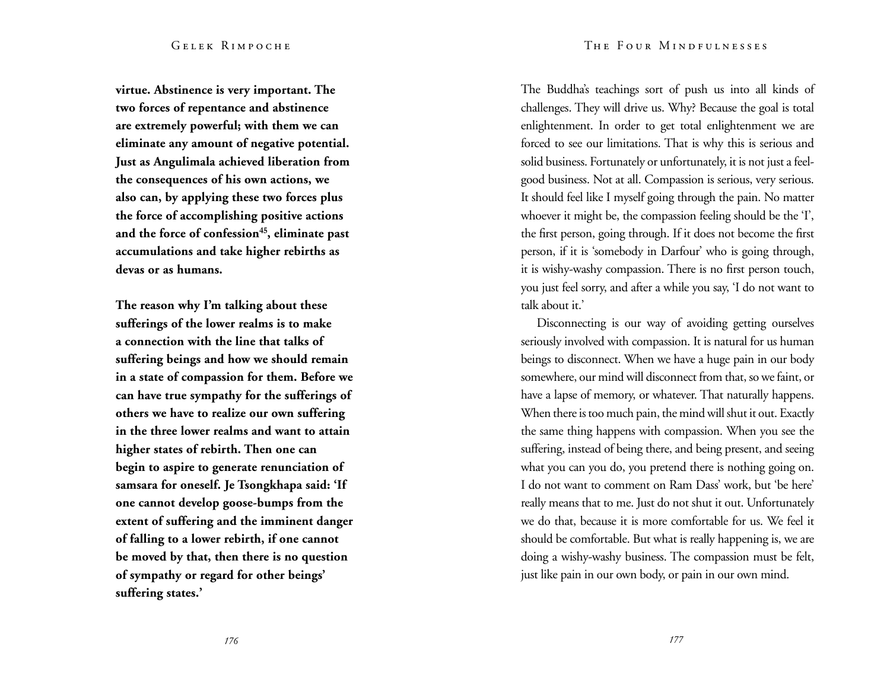**virtue. Abstinence is very important. The two forces of repentance and abstinence are extremely powerful; with them we can eliminate any amount of negative potential. Just as Angulimala achieved liberation from the consequences of his own actions, we also can, by applying these two forces plus the force of accomplishing positive actions and the force of confession[45], eliminate past accumulations and take higher rebirths as devas or as humans.**

**The reason why I'm talking about these sufferings of the lower realms is to make a connection with the line that talks of suffering beings and how we should remain in a state of compassion for them. Before we can have true sympathy for the sufferings of others we have to realize our own suffering in the three lower realms and want to attain higher states of rebirth. Then one can begin to aspire to generate renunciation of samsara for oneself. Je Tsongkhapa said: 'If one cannot develop goose-bumps from the extent of suffering and the imminent danger of falling to a lower rebirth, if one cannot be moved by that, then there is no question of sympathy or regard for other beings' suffering states.'**

The Buddha's teachings sort of push us into all kinds of challenges. They will drive us. Why? Because the goal is total enlightenment. In order to get total enlightenment we are forced to see our limitations. That is why this is serious and solid business. Fortunately or unfortunately, it is not just a feel-good business. Not at all. Compassion is serious, very serious. It should feel like I myself going through the pain. No matter whoever it might be, the compassion feeling should be the 'I', the first person, going through. If it does not become the first person, if it is 'somebody in Darfour' who is going through, it is wishy-washy compassion. There is no first person touch, you just feel sorry, and after a while you say, 'I do not want to talk about it.'

Disconnecting is our way of avoiding getting ourselves seriously involved with compassion. It is natural for us human beings to disconnect. When we have a huge pain in our body somewhere, our mind will disconnect from that, so we faint, or have a lapse of memory, or whatever. That naturally happens. When there is too much pain, the mind will shut it out. Exactly the same thing happens with compassion. When you see the suffering, instead of being there, and being present, and seeing what you can you do, you pretend there is nothing going on. I do not want to comment on Ram Dass' work, but 'be here' really means that to me. Just do not shut it out. Unfortunately we do that, because it is more comfortable for us. We feel it should be comfortable. But what is really happening is, we are doing a wishy-washy business. The compassion must be felt, just like pain in our own body, or pain in our own mind.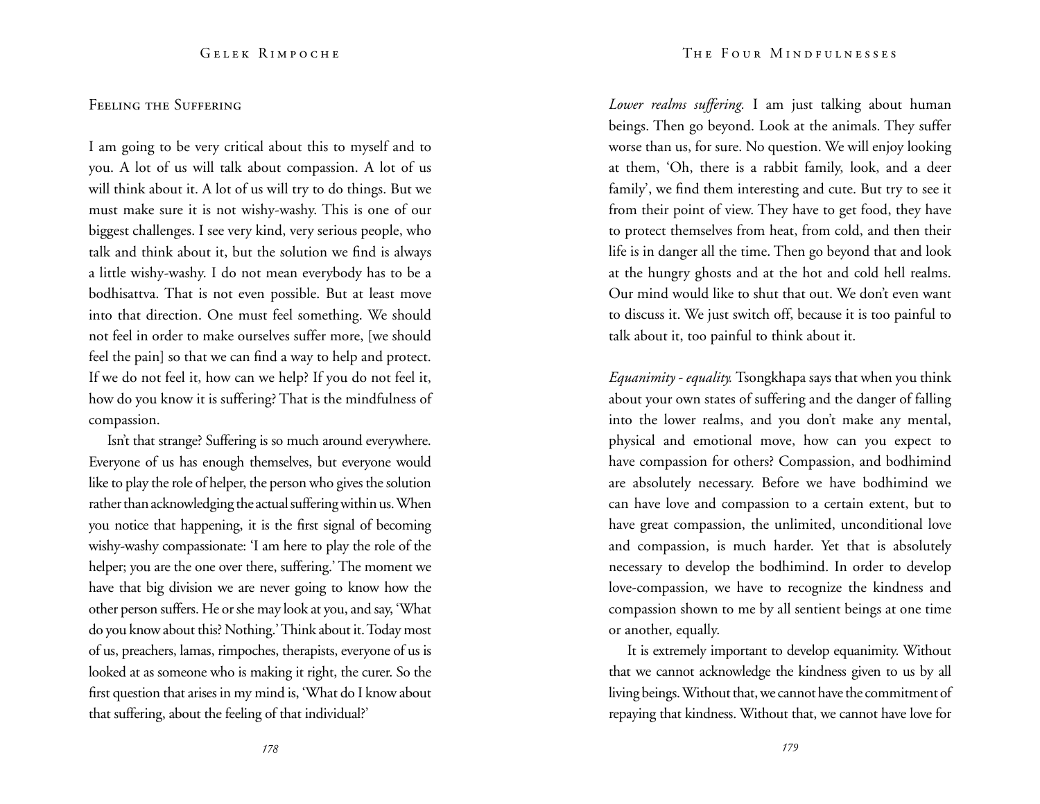### Feeling the Suffering

I am going to be very critical about this to myself and to you. A lot of us will talk about compassion. A lot of us will think about it. A lot of us will try to do things. But we must make sure it is not wishy-washy. This is one of our biggest challenges. I see very kind, very serious people, who talk and think about it, but the solution we find is always a little wishy-washy. I do not mean everybody has to be a bodhisattva. That is not even possible. But at least move into that direction. One must feel something. We should not feel in order to make ourselves suffer more, [we should feel the pain] so that we can find a way to help and protect. If we do not feel it, how can we help? If you do not feel it, how do you know it is suffering? That is the mindfulness of compassion.

Isn't that strange? Suffering is so much around everywhere. Everyone of us has enough themselves, but everyone would like to play the role of helper, the person who gives the solution rather than acknowledging the actual suffering within us. When you notice that happening, it is the first signal of becoming wishy-washy compassionate: 'I am here to play the role of the helper; you are the one over there, suffering.' The moment we have that big division we are never going to know how the other person suffers. He or she may look at you, and say, 'What do you know about this? Nothing.' Think about it. Today most of us, preachers, lamas, rimpoches, therapists, everyone of us is looked at as someone who is making it right, the curer. So the first question that arises in my mind is, 'What do I know about that suffering, about the feeling of that individual?'

*Lower realms suffering.* I am just talking about human beings. Then go beyond. Look at the animals. They suffer worse than us, for sure. No question. We will enjoy looking at them, 'Oh, there is a rabbit family, look, and a deer family', we find them interesting and cute. But try to see it from their point of view. They have to get food, they have to protect themselves from heat, from cold, and then their life is in danger all the time. Then go beyond that and look at the hungry ghosts and at the hot and cold hell realms. Our mind would like to shut that out. We don't even want to discuss it. We just switch off, because it is too painful to talk about it, too painful to think about it.

*Equanimity - equality.* Tsongkhapa says that when you think about your own states of suffering and the danger of falling into the lower realms, and you don't make any mental, physical and emotional move, how can you expect to have compassion for others? Compassion, and bodhimind are absolutely necessary. Before we have bodhimind we can have love and compassion to a certain extent, but to have great compassion, the unlimited, unconditional love and compassion, is much harder. Yet that is absolutely necessary to develop the bodhimind. In order to develop love-compassion, we have to recognize the kindness and compassion shown to me by all sentient beings at one time or another, equally.

It is extremely important to develop equanimity. Without that we cannot acknowledge the kindness given to us by all living beings. Without that, we cannot have the commitment of repaying that kindness. Without that, we cannot have love for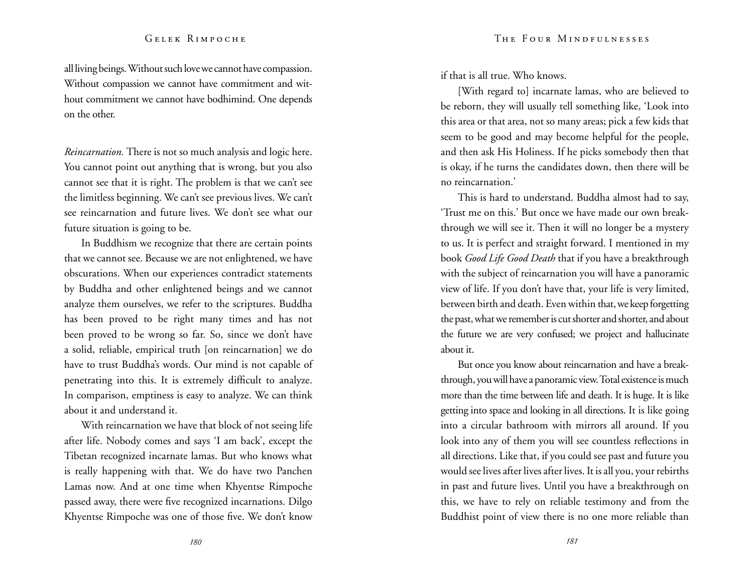all living beings. Without such love we cannot have compassion. Without compassion we cannot have commitment and without commitment we cannot have bodhimind. One depends on the other.

*Reincarnation.* There is not so much analysis and logic here. You cannot point out anything that is wrong, but you also cannot see that it is right. The problem is that we can't see the limitless beginning. We can't see previous lives. We can't see reincarnation and future lives. We don't see what our future situation is going to be.

In Buddhism we recognize that there are certain points that we cannot see. Because we are not enlightened, we have obscurations. When our experiences contradict statements by Buddha and other enlightened beings and we cannot analyze them ourselves, we refer to the scriptures. Buddha has been proved to be right many times and has not been proved to be wrong so far. So, since we don't have a solid, reliable, empirical truth [on reincarnation] we do have to trust Buddha's words. Our mind is not capable of penetrating into this. It is extremely difficult to analyze. In comparison, emptiness is easy to analyze. We can think about it and understand it.

With reincarnation we have that block of not seeing life after life. Nobody comes and says 'I am back', except the Tibetan recognized incarnate lamas. But who knows what is really happening with that. We do have two Panchen Lamas now. And at one time when Khyentse Rimpoche passed away, there were five recognized incarnations. Dilgo Khyentse Rimpoche was one of those five. We don't know if that is all true. Who knows.

[With regard to] incarnate lamas, who are believed to be reborn, they will usually tell something like, 'Look into this area or that area, not so many areas; pick a few kids that seem to be good and may become helpful for the people, and then ask His Holiness. If he picks somebody then that is okay, if he turns the candidates down, then there will be no reincarnation.'

This is hard to understand. Buddha almost had to say, 'Trust me on this.' But once we have made our own breakthrough we will see it. Then it will no longer be a mystery to us. It is perfect and straight forward. I mentioned in my book *Good Life Good Death* that if you have a breakthrough with the subject of reincarnation you will have a panoramic view of life. If you don't have that, your life is very limited, between birth and death. Even within that, we keep forgetting the past, what we remember is cut shorter and shorter, and about the future we are very confused; we project and hallucinate about it.

But once you know about reincarnation and have a breakthrough, you will have a panoramic view. Total existence is much more than the time between life and death. It is huge. It is like getting into space and looking in all directions. It is like going into a circular bathroom with mirrors all around. If you look into any of them you will see countless reflections in all directions. Like that, if you could see past and future you would see lives after lives after lives. It is all you, your rebirths in past and future lives. Until you have a breakthrough on this, we have to rely on reliable testimony and from the Buddhist point of view there is no one more reliable than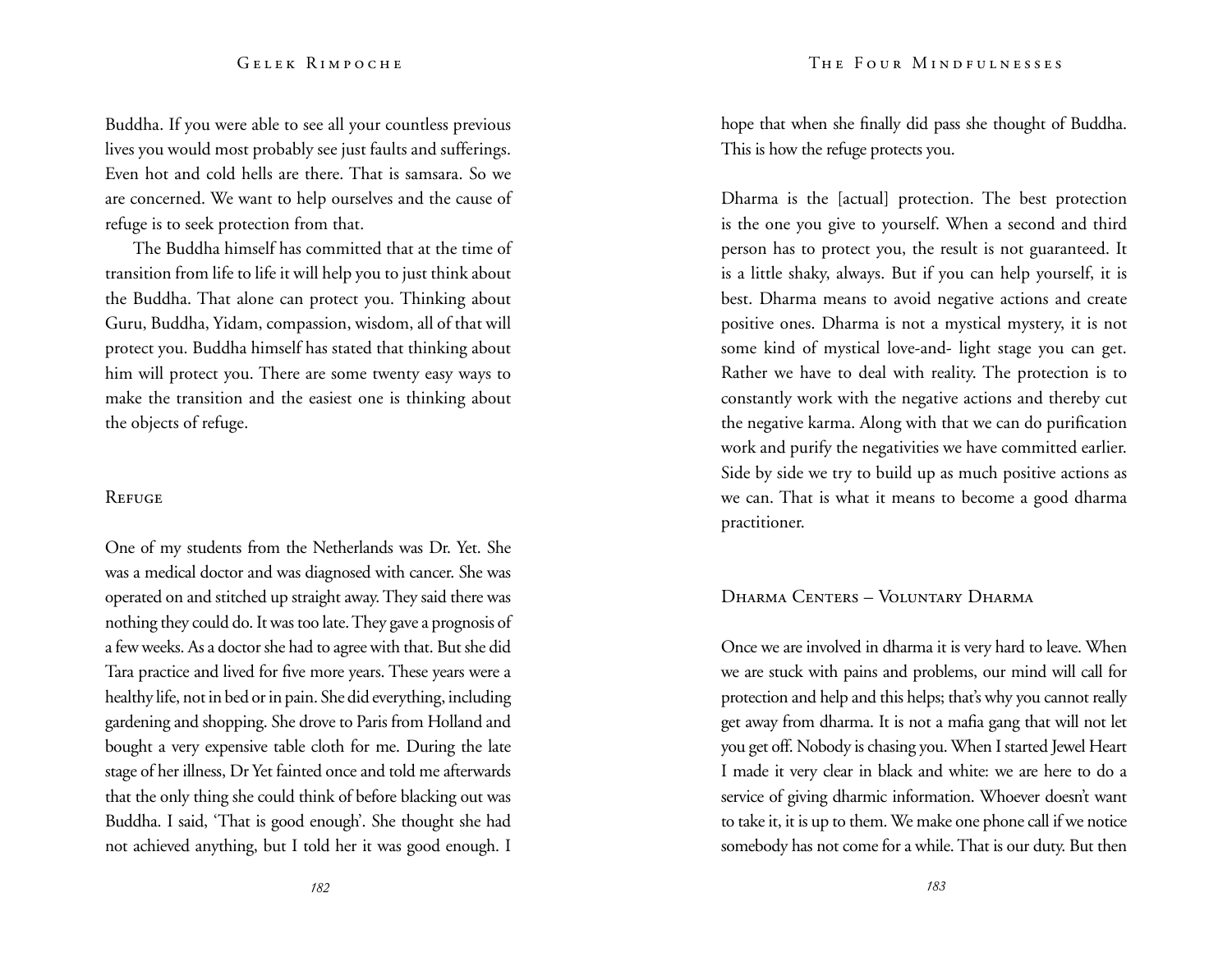Buddha. If you were able to see all your countless previous lives you would most probably see just faults and sufferings. Even hot and cold hells are there. That is samsara. So we are concerned. We want to help ourselves and the cause of refuge is to seek protection from that.

The Buddha himself has committed that at the time of transition from life to life it will help you to just think about the Buddha. That alone can protect you. Thinking about Guru, Buddha, Yidam, compassion, wisdom, all of that will protect you. Buddha himself has stated that thinking about him will protect you. There are some twenty easy ways to make the transition and the easiest one is thinking about the objects of refuge.

## Refuge

One of my students from the Netherlands was Dr. Yet. She was a medical doctor and was diagnosed with cancer. She was operated on and stitched up straight away. They said there was nothing they could do. It was too late. They gave a prognosis of a few weeks. As a doctor she had to agree with that. But she did Tara practice and lived for five more years. These years were a healthy life, not in bed or in pain. She did everything, including gardening and shopping. She drove to Paris from Holland and bought a very expensive table cloth for me. During the late stage of her illness, Dr Yet fainted once and told me afterwards that the only thing she could think of before blacking out was Buddha. I said, 'That is good enough'. She thought she had not achieved anything, but I told her it was good enough. I hope that when she finally did pass she thought of Buddha. This is how the refuge protects you.

Dharma is the [actual] protection. The best protection is the one you give to yourself. When a second and third person has to protect you, the result is not guaranteed. It is a little shaky, always. But if you can help yourself, it is best. Dharma means to avoid negative actions and create positive ones. Dharma is not a mystical mystery, it is not some kind of mystical love-and- light stage you can get. Rather we have to deal with reality. The protection is to constantly work with the negative actions and thereby cut the negative karma. Along with that we can do purification work and purify the negativities we have committed earlier. Side by side we try to build up as much positive actions as we can. That is what it means to become a good dharma practitioner.

## Dharma Centers – Voluntary Dharma

Once we are involved in dharma it is very hard to leave. When we are stuck with pains and problems, our mind will call for protection and help and this helps; that's why you cannot really get away from dharma. It is not a mafia gang that will not let you get off. Nobody is chasing you. When I started Jewel Heart I made it very clear in black and white: we are here to do a service of giving dharmic information. Whoever doesn't want to take it, it is up to them. We make one phone call if we notice somebody has not come for a while. That is our duty. But then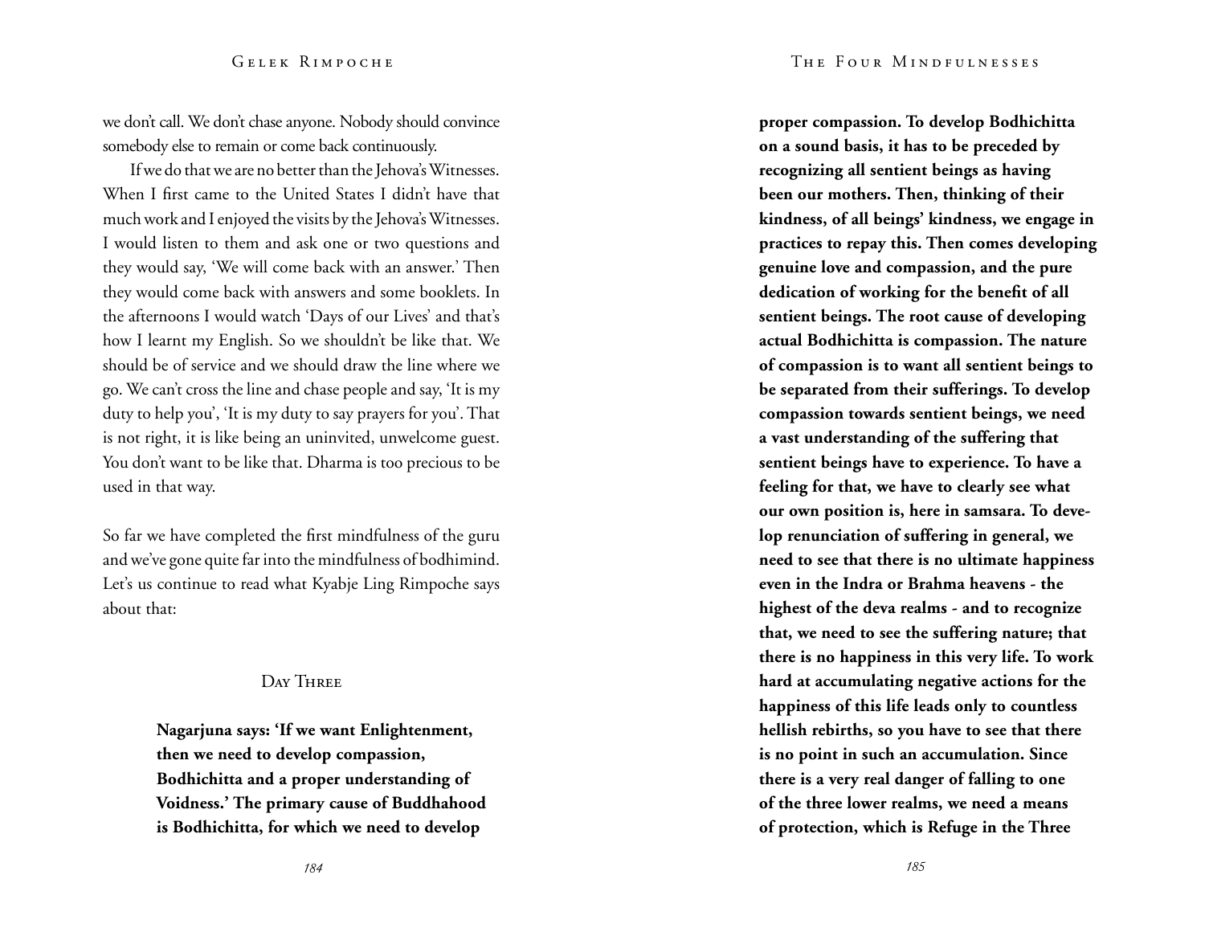we don't call. We don't chase anyone. Nobody should convince somebody else to remain or come back continuously.

If we do that we are no better than the Jehova's Witnesses. When I first came to the United States I didn't have that much work and I enjoyed the visits by the Jehova's Witnesses. I would listen to them and ask one or two questions and they would say, 'We will come back with an answer.' Then they would come back with answers and some booklets. In the afternoons I would watch 'Days of our Lives' and that's how I learnt my English. So we shouldn't be like that. We should be of service and we should draw the line where we go. We can't cross the line and chase people and say, 'It is my duty to help you', 'It is my duty to say prayers for you'. That is not right, it is like being an uninvited, unwelcome guest. You don't want to be like that. Dharma is too precious to be used in that way.

So far we have completed the first mindfulness of the guru and we've gone quite far into the mindfulness of bodhimind. Let's us continue to read what Kyabje Ling Rimpoche says about that:

## Day Three

> **Nagarjuna says: 'If we want Enlightenment, then we need to develop compassion, Bodhichitta and a proper understanding of Voidness.' The primary cause of Buddhahood is Bodhichitta, for which we need to develop proper compassion. To develop Bodhichitta on a sound basis, it has to be preceded by recognizing all sentient beings as having been our mothers. Then, thinking of their kindness, of all beings' kindness, we engage in practices to repay this. Then comes developing genuine love and compassion, and the pure dedication of working for the benefit of all sentient beings. The root cause of developing actual Bodhichitta is compassion. The nature of compassion is to want all sentient beings to be separated from their sufferings. To develop compassion towards sentient beings, we need a vast understanding of the suffering that sentient beings have to experience. To have a feeling for that, we have to clearly see what our own position is, here in samsara. To develop renunciation of suffering in general, we need to see that there is no ultimate happiness even in the Indra or Brahma heavens - the highest of the deva realms - and to recognize that, we need to see the suffering nature; that there is no happiness in this very life. To work hard at accumulating negative actions for the happiness of this life leads only to countless hellish rebirths, so you have to see that there is no point in such an accumulation. Since there is a very real danger of falling to one of the three lower realms, we need a means of protection, which is Refuge in the Three**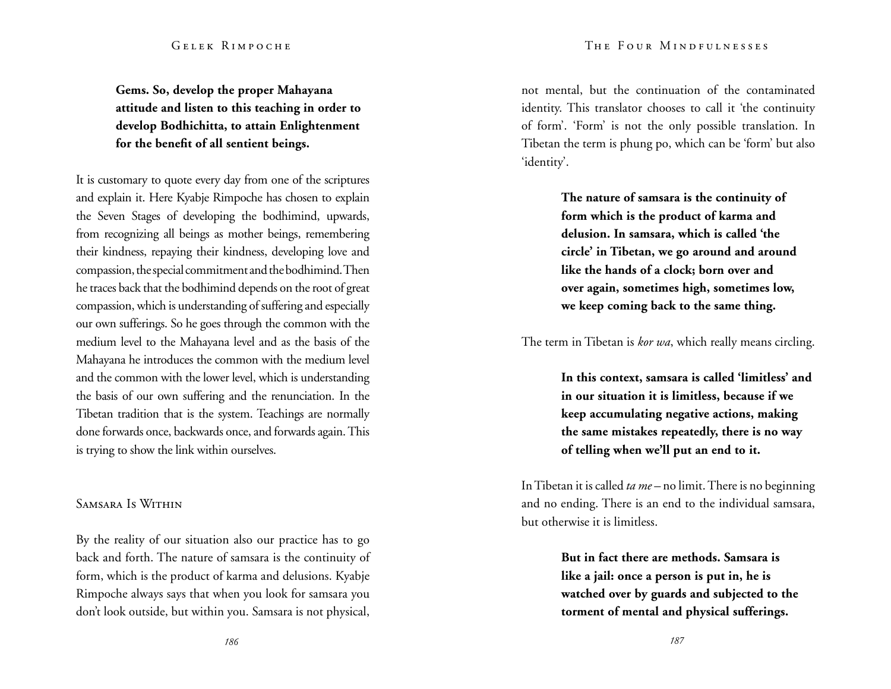**Gems. So, develop the proper Mahayana attitude and listen to this teaching in order to develop Bodhichitta, to attain Enlightenment for the benefit of all sentient beings.**

It is customary to quote every day from one of the scriptures and explain it. Here Kyabje Rimpoche has chosen to explain the Seven Stages of developing the bodhimind, upwards, from recognizing all beings as mother beings, remembering their kindness, repaying their kindness, developing love and compassion, the special commitment and the bodhimind. Then he traces back that the bodhimind depends on the root of great compassion, which is understanding of suffering and especially our own sufferings. So he goes through the common with the medium level to the Mahayana level and as the basis of the Mahayana he introduces the common with the medium level and the common with the lower level, which is understanding the basis of our own suffering and the renunciation. In the Tibetan tradition that is the system. Teachings are normally done forwards once, backwards once, and forwards again. This is trying to show the link within ourselves.

## Samsara Is Within

By the reality of our situation also our practice has to go back and forth. The nature of samsara is the continuity of form, which is the product of karma and delusions. Kyabje Rimpoche always says that when you look for samsara you don't look outside, but within you. Samsara is not physical, not mental, but the continuation of the contaminated identity. This translator chooses to call it 'the continuity of form'. 'Form' is not the only possible translation. In Tibetan the term is phung po, which can be 'form' but also 'identity'.

**The nature of samsara is the continuity of form which is the product of karma and delusion. In samsara, which is called 'the circle' in Tibetan, we go around and around like the hands of a clock; born over and over again, sometimes high, sometimes low, we keep coming back to the same thing.**

The term in Tibetan is *kor wa*, which really means circling.

**In this context, samsara is called 'limitless' and in our situation it is limitless, because if we keep accumulating negative actions, making the same mistakes repeatedly, there is no way of telling when we'll put an end to it.**

In Tibetan it is called *ta me* – no limit. There is no beginning and no ending. There is an end to the individual samsara, but otherwise it is limitless.

**But in fact there are methods. Samsara is like a jail: once a person is put in, he is watched over by guards and subjected to the torment of mental and physical sufferings.**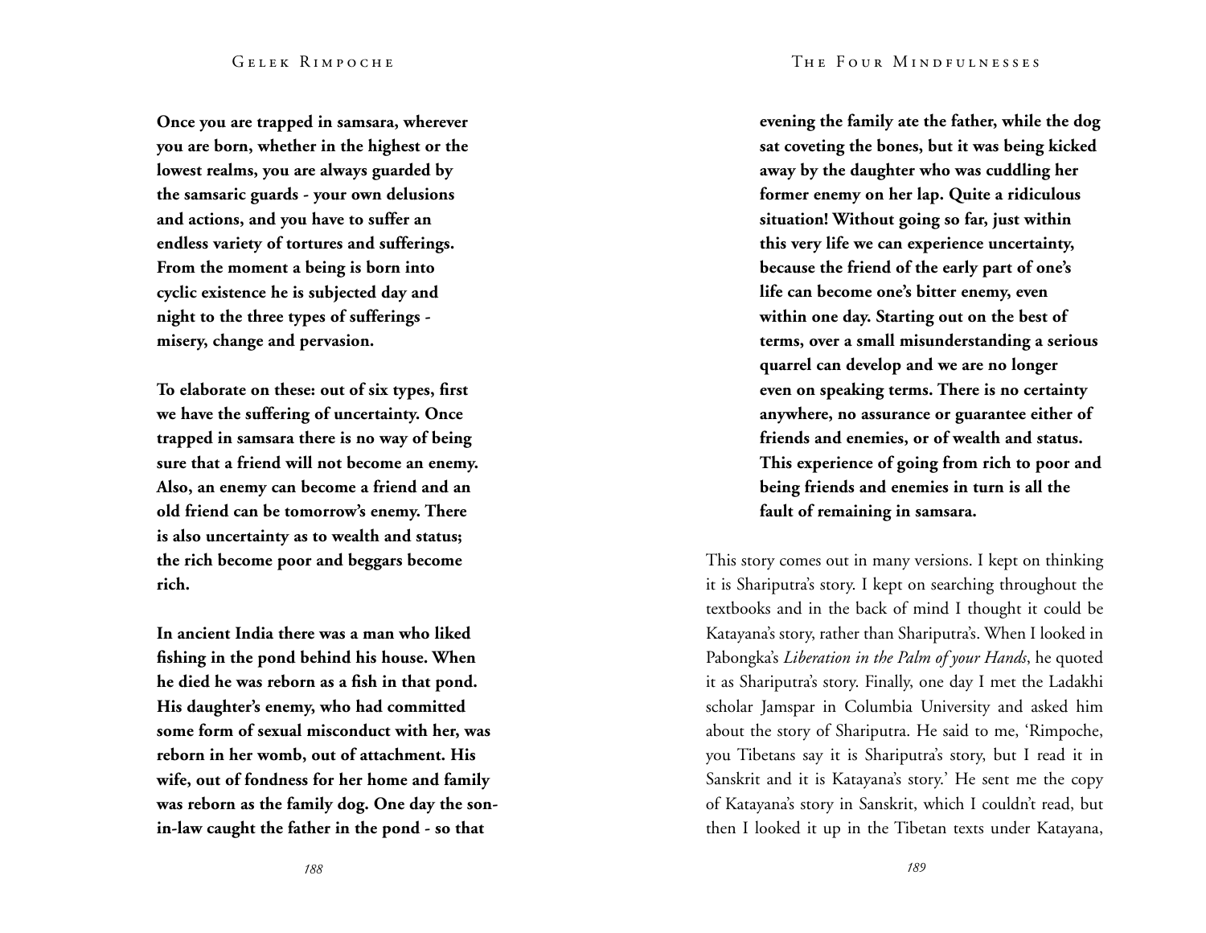**Once you are trapped in samsara, wherever you are born, whether in the highest or the lowest realms, you are always guarded by the samsaric guards - your own delusions and actions, and you have to suffer an endless variety of tortures and sufferings. From the moment a being is born into cyclic existence he is subjected day and night to the three types of sufferings - misery, change and pervasion.**

**To elaborate on these: out of six types, first we have the suffering of uncertainty. Once trapped in samsara there is no way of being sure that a friend will not become an enemy. Also, an enemy can become a friend and an old friend can be tomorrow's enemy. There is also uncertainty as to wealth and status; the rich become poor and beggars become rich.**

**In ancient India there was a man who liked fishing in the pond behind his house. When he died he was reborn as a fish in that pond. His daughter's enemy, who had committed some form of sexual misconduct with her, was reborn in her womb, out of attachment. His wife, out of fondness for her home and family was reborn as the family dog. One day the son-in-law caught the father in the pond - so that evening the family ate the father, while the dog sat coveting the bones, but it was being kicked away by the daughter who was cuddling her former enemy on her lap. Quite a ridiculous situation! Without going so far, just within this very life we can experience uncertainty, because the friend of the early part of one's life can become one's bitter enemy, even within one day. Starting out on the best of terms, over a small misunderstanding a serious quarrel can develop and we are no longer even on speaking terms. There is no certainty anywhere, no assurance or guarantee either of friends and enemies, or of wealth and status. This experience of going from rich to poor and being friends and enemies in turn is all the fault of remaining in samsara.**

This story comes out in many versions. I kept on thinking it is Shariputra's story. I kept on searching throughout the textbooks and in the back of mind I thought it could be Katayana's story, rather than Shariputra's. When I looked in Pabongka's *Liberation in the Palm of your Hands*, he quoted it as Shariputra's story. Finally, one day I met the Ladakhi scholar Jamspar in Columbia University and asked him about the story of Shariputra. He said to me, 'Rimpoche, you Tibetans say it is Shariputra's story, but I read it in Sanskrit and it is Katayana's story.' He sent me the copy of Katayana's story in Sanskrit, which I couldn't read, but then I looked it up in the Tibetan texts under Katayana,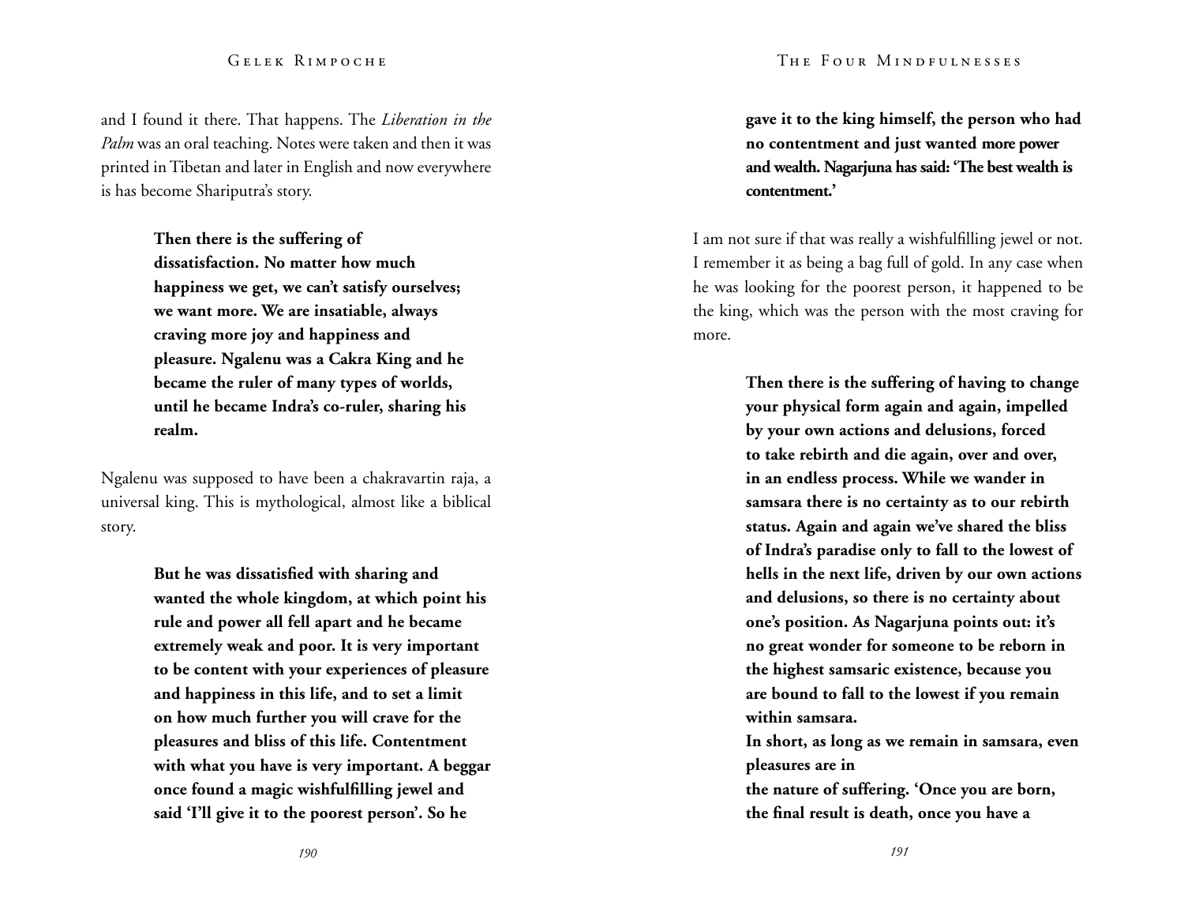and I found it there. That happens. The *Liberation in the Palm* was an oral teaching. Notes were taken and then it was printed in Tibetan and later in English and now everywhere is has become Shariputra's story.

> **Then there is the suffering of dissatisfaction. No matter how much happiness we get, we can't satisfy ourselves; we want more. We are insatiable, always craving more joy and happiness and pleasure. Ngalenu was a Cakra King and he became the ruler of many types of worlds, until he became Indra's co-ruler, sharing his realm.**

Ngalenu was supposed to have been a chakravartin raja, a universal king. This is mythological, almost like a biblical story.

> **But he was dissatisfied with sharing and wanted the whole kingdom, at which point his rule and power all fell apart and he became extremely weak and poor. It is very important to be content with your experiences of pleasure and happiness in this life, and to set a limit on how much further you will crave for the pleasures and bliss of this life. Contentment with what you have is very important. A beggar once found a magic wishfulfilling jewel and said 'I'll give it to the poorest person'. So he gave it to the king himself, the person who had no contentment and just wanted more power and wealth. Nagarjuna has said: 'The best wealth is contentment.'**

I am not sure if that was really a wishfulfilling jewel or not. I remember it as being a bag full of gold. In any case when he was looking for the poorest person, it happened to be the king, which was the person with the most craving for more.

> **Then there is the suffering of having to change your physical form again and again, impelled by your own actions and delusions, forced to take rebirth and die again, over and over, in an endless process. While we wander in samsara there is no certainty as to our rebirth status. Again and again we've shared the bliss of Indra's paradise only to fall to the lowest of hells in the next life, driven by our own actions and delusions, so there is no certainty about one's position. As Nagarjuna points out: it's no great wonder for someone to be reborn in the highest samsaric existence, because you are bound to fall to the lowest if you remain within samsara.**
>
> **In short, as long as we remain in samsara, even pleasures are in the nature of suffering. 'Once you are born, the final result is death, once you have a**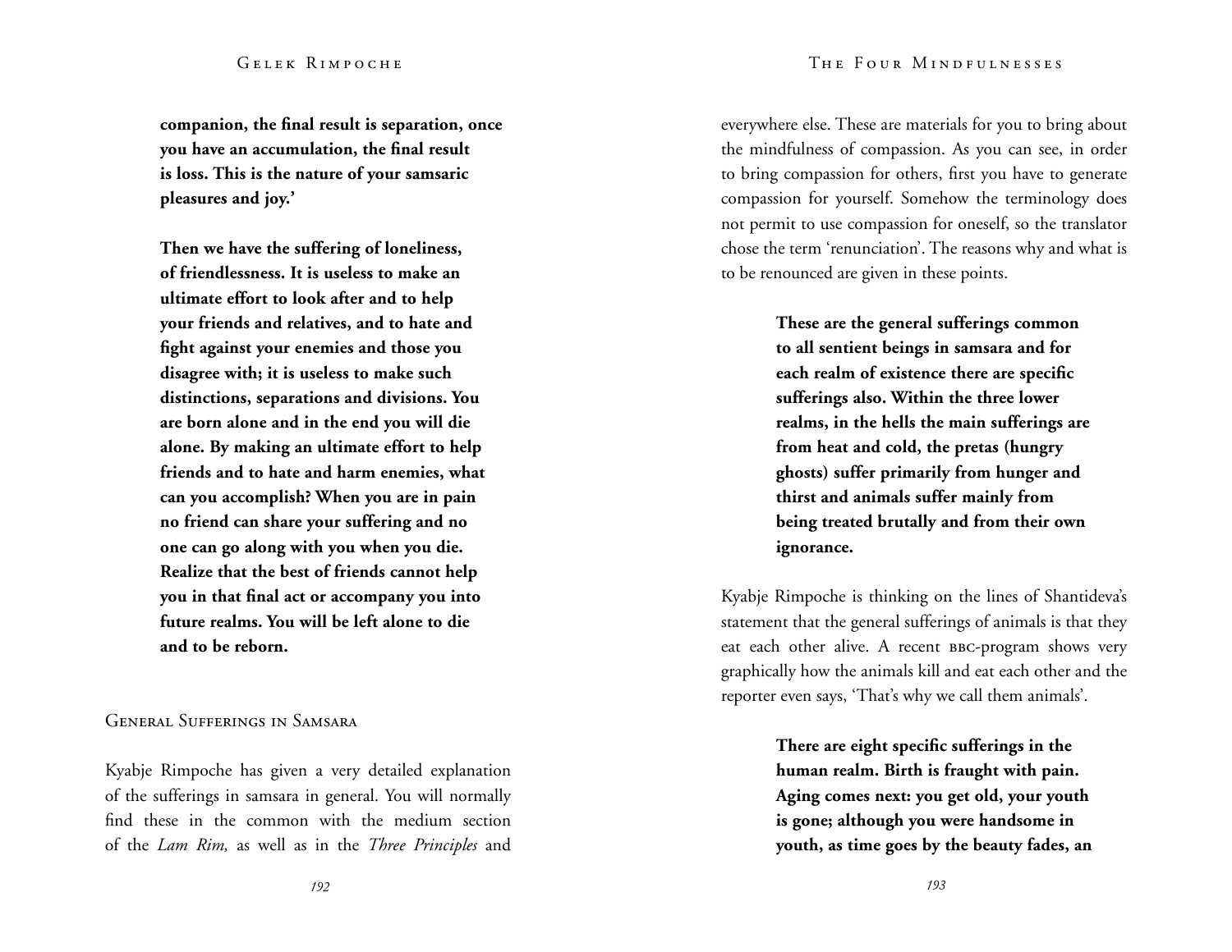**companion, the final result is separation, once you have an accumulation, the final result is loss. This is the nature of your samsaric pleasures and joy.'**

**Then we have the suffering of loneliness, of friendlessness. It is useless to make an ultimate effort to look after and to help your friends and relatives, and to hate and fight against your enemies and those you disagree with; it is useless to make such distinctions, separations and divisions. You are born alone and in the end you will die alone. By making an ultimate effort to help friends and to hate and harm enemies, what can you accomplish? When you are in pain no friend can share your suffering and no one can go along with you when you die. Realize that the best of friends cannot help you in that final act or accompany you into future realms. You will be left alone to die and to be reborn.**

## General Sufferings in Samsara

Kyabje Rimpoche has given a very detailed explanation of the sufferings in samsara in general. You will normally find these in the common with the medium section of the *Lam Rim,* as well as in the *Three Principles* and everywhere else. These are materials for you to bring about the mindfulness of compassion. As you can see, in order to bring compassion for others, first you have to generate compassion for yourself. Somehow the terminology does not permit to use compassion for oneself, so the translator chose the term 'renunciation'. The reasons why and what is to be renounced are given in these points.

**These are the general sufferings common to all sentient beings in samsara and for each realm of existence there are specific sufferings also. Within the three lower realms, in the hells the main sufferings are from heat and cold, the pretas (hungry ghosts) suffer primarily from hunger and thirst and animals suffer mainly from being treated brutally and from their own ignorance.**

Kyabje Rimpoche is thinking on the lines of Shantideva's statement that the general sufferings of animals is that they eat each other alive. A recent BBC-program shows very graphically how the animals kill and eat each other and the reporter even says, 'That's why we call them animals'.

**There are eight specific sufferings in the human realm. Birth is fraught with pain. Aging comes next: you get old, your youth is gone; although you were handsome in youth, as time goes by the beauty fades, an**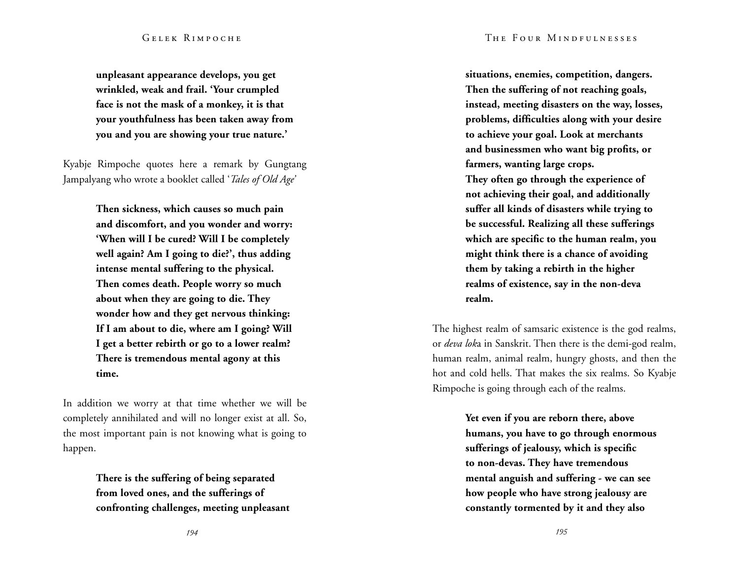**unpleasant appearance develops, you get wrinkled, weak and frail. 'Your crumpled face is not the mask of a monkey, it is that your youthfulness has been taken away from you and you are showing your true nature.'**

Kyabje Rimpoche quotes here a remark by Gungtang Jampalyang who wrote a booklet called '*Tales of Old Age*'

> **Then sickness, which causes so much pain and discomfort, and you wonder and worry: 'When will I be cured? Will I be completely well again? Am I going to die?', thus adding intense mental suffering to the physical. Then comes death. People worry so much about when they are going to die. They wonder how and they get nervous thinking: If I am about to die, where am I going? Will I get a better rebirth or go to a lower realm? There is tremendous mental agony at this time.**

In addition we worry at that time whether we will be completely annihilated and will no longer exist at all. So, the most important pain is not knowing what is going to happen.

> **There is the suffering of being separated from loved ones, and the sufferings of confronting challenges, meeting unpleasant situations, enemies, competition, dangers. Then the suffering of not reaching goals, instead, meeting disasters on the way, losses, problems, difficulties along with your desire to achieve your goal. Look at merchants and businessmen who want big profits, or farmers, wanting large crops.**
> **They often go through the experience of not achieving their goal, and additionally suffer all kinds of disasters while trying to be successful. Realizing all these sufferings which are specific to the human realm, you might think there is a chance of avoiding them by taking a rebirth in the higher realms of existence, say in the non-deva realm.**

The highest realm of samsaric existence is the god realms, or *deva lok*a in Sanskrit. Then there is the demi-god realm, human realm, animal realm, hungry ghosts, and then the hot and cold hells. That makes the six realms. So Kyabje Rimpoche is going through each of the realms.

> **Yet even if you are reborn there, above humans, you have to go through enormous sufferings of jealousy, which is specific to non-devas. They have tremendous mental anguish and suffering - we can see how people who have strong jealousy are constantly tormented by it and they also**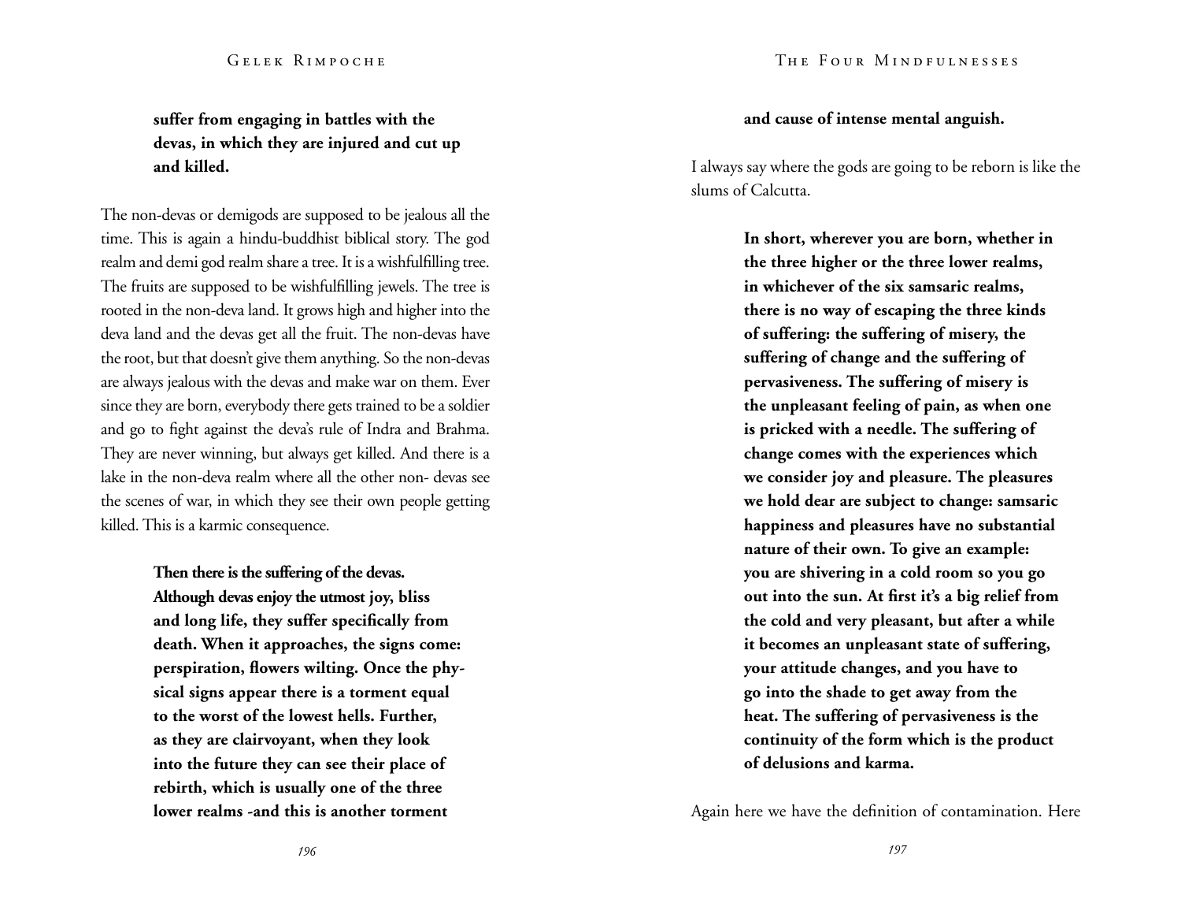**suffer from engaging in battles with the devas, in which they are injured and cut up and killed.**

The non-devas or demigods are supposed to be jealous all the time. This is again a hindu-buddhist biblical story. The god realm and demi god realm share a tree. It is a wishfulfilling tree. The fruits are supposed to be wishfulfilling jewels. The tree is rooted in the non-deva land. It grows high and higher into the deva land and the devas get all the fruit. The non-devas have the root, but that doesn't give them anything. So the non-devas are always jealous with the devas and make war on them. Ever since they are born, everybody there gets trained to be a soldier and go to fight against the deva's rule of Indra and Brahma. They are never winning, but always get killed. And there is a lake in the non-deva realm where all the other non- devas see the scenes of war, in which they see their own people getting killed. This is a karmic consequence.

**Then there is the suffering of the devas. Although devas enjoy the utmost joy, bliss and long life, they suffer specifically from death. When it approaches, the signs come: perspiration, flowers wilting. Once the physical signs appear there is a torment equal to the worst of the lowest hells. Further, as they are clairvoyant, when they look into the future they can see their place of rebirth, which is usually one of the three lower realms -and this is another torment and cause of intense mental anguish.**

I always say where the gods are going to be reborn is like the slums of Calcutta.

**In short, wherever you are born, whether in the three higher or the three lower realms, in whichever of the six samsaric realms, there is no way of escaping the three kinds of suffering: the suffering of misery, the suffering of change and the suffering of pervasiveness. The suffering of misery is the unpleasant feeling of pain, as when one is pricked with a needle. The suffering of change comes with the experiences which we consider joy and pleasure. The pleasures we hold dear are subject to change: samsaric happiness and pleasures have no substantial nature of their own. To give an example: you are shivering in a cold room so you go out into the sun. At first it's a big relief from the cold and very pleasant, but after a while it becomes an unpleasant state of suffering, your attitude changes, and you have to go into the shade to get away from the heat. The suffering of pervasiveness is the continuity of the form which is the product of delusions and karma.**

Again here we have the definition of contamination. Here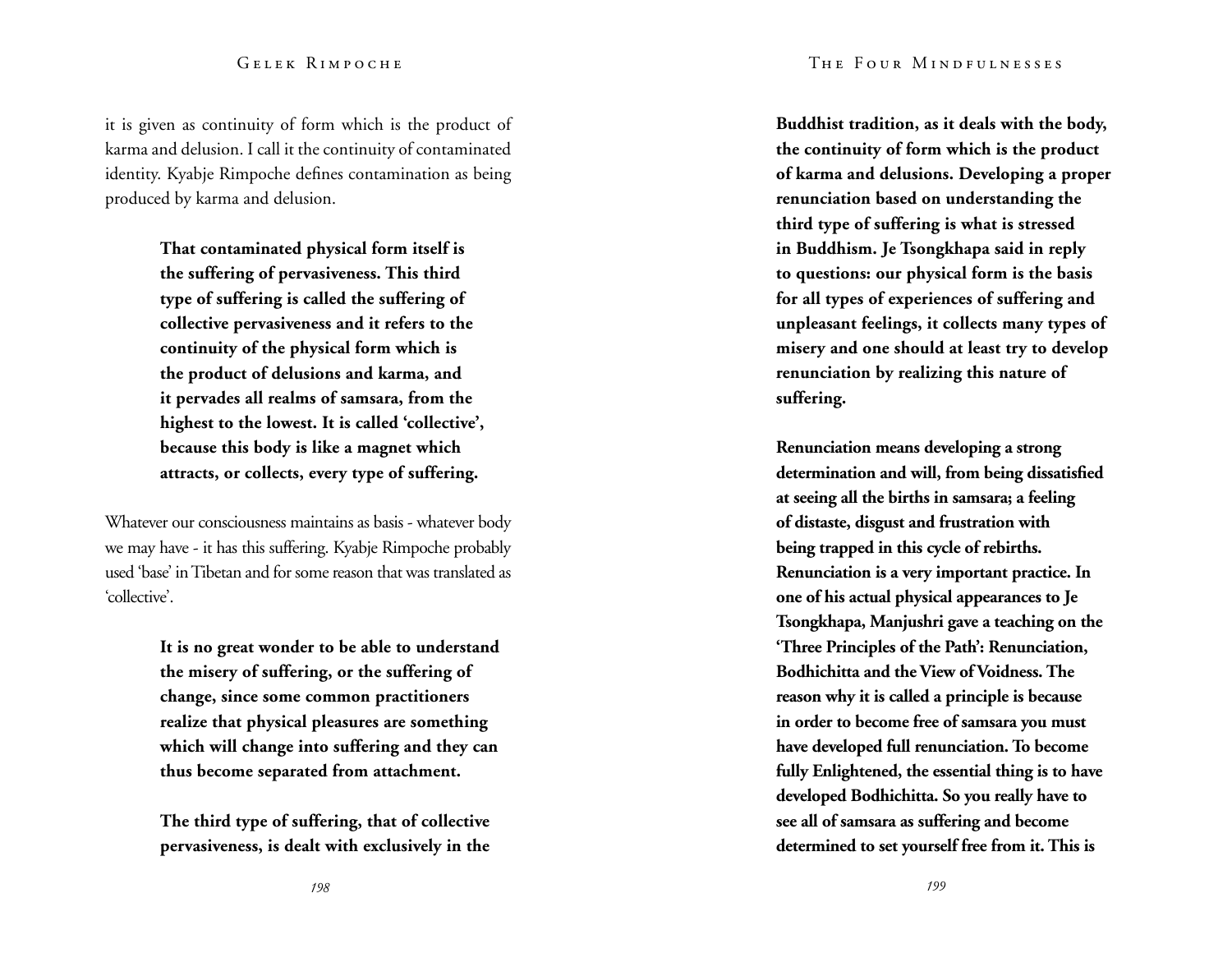it is given as continuity of form which is the product of karma and delusion. I call it the continuity of contaminated identity. Kyabje Rimpoche defines contamination as being produced by karma and delusion.

> **That contaminated physical form itself is the suffering of pervasiveness. This third type of suffering is called the suffering of collective pervasiveness and it refers to the continuity of the physical form which is the product of delusions and karma, and it pervades all realms of samsara, from the highest to the lowest. It is called 'collective', because this body is like a magnet which attracts, or collects, every type of suffering.**

Whatever our consciousness maintains as basis - whatever body we may have - it has this suffering. Kyabje Rimpoche probably used 'base' in Tibetan and for some reason that was translated as 'collective'.

> **It is no great wonder to be able to understand the misery of suffering, or the suffering of change, since some common practitioners realize that physical pleasures are something which will change into suffering and they can thus become separated from attachment.**
>
> **The third type of suffering, that of collective pervasiveness, is dealt with exclusively in the Buddhist tradition, as it deals with the body, the continuity of form which is the product of karma and delusions. Developing a proper renunciation based on understanding the third type of suffering is what is stressed in Buddhism. Je Tsongkhapa said in reply to questions: our physical form is the basis for all types of experiences of suffering and unpleasant feelings, it collects many types of misery and one should at least try to develop renunciation by realizing this nature of suffering.**
>
> **Renunciation means developing a strong determination and will, from being dissatisfied at seeing all the births in samsara; a feeling of distaste, disgust and frustration with being trapped in this cycle of rebirths. Renunciation is a very important practice. In one of his actual physical appearances to Je Tsongkhapa, Manjushri gave a teaching on the 'Three Principles of the Path': Renunciation, Bodhichitta and the View of Voidness. The reason why it is called a principle is because in order to become free of samsara you must have developed full renunciation. To become fully Enlightened, the essential thing is to have developed Bodhichitta. So you really have to see all of samsara as suffering and become determined to set yourself free from it. This is**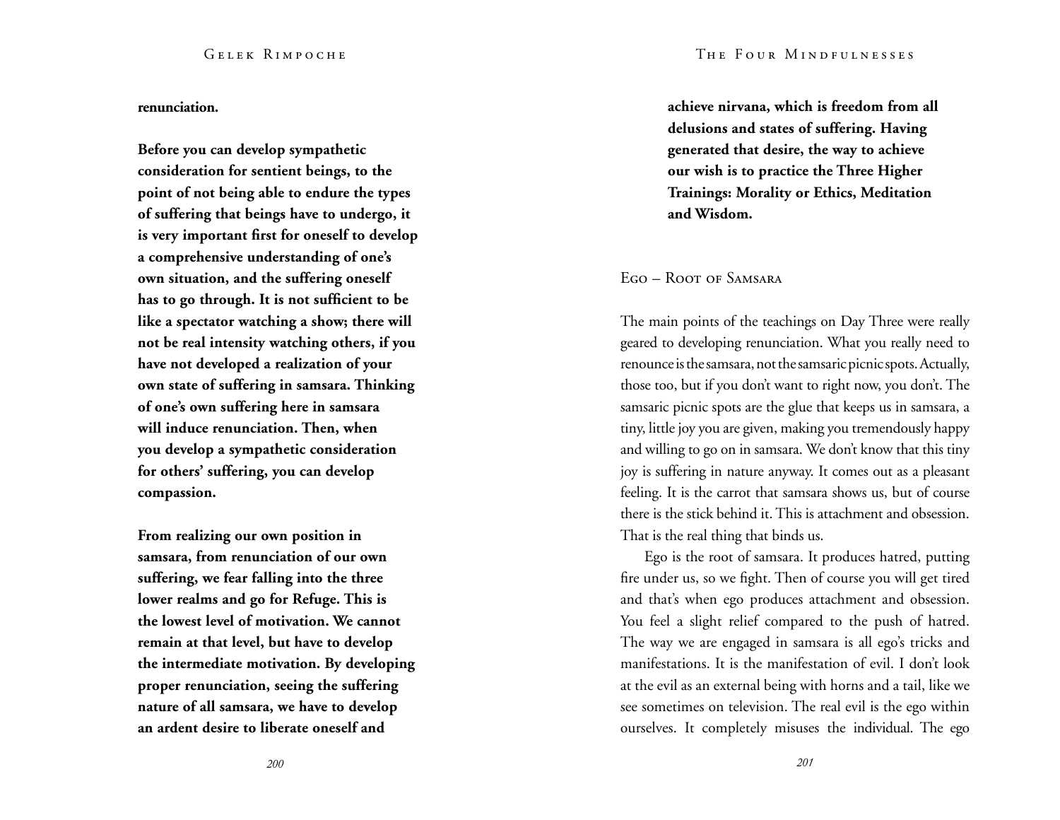**renunciation.**

**Before you can develop sympathetic consideration for sentient beings, to the point of not being able to endure the types of suffering that beings have to undergo, it is very important first for oneself to develop a comprehensive understanding of one's own situation, and the suffering oneself has to go through. It is not sufficient to be like a spectator watching a show; there will not be real intensity watching others, if you have not developed a realization of your own state of suffering in samsara. Thinking of one's own suffering here in samsara will induce renunciation. Then, when you develop a sympathetic consideration for others' suffering, you can develop compassion.**

**From realizing our own position in samsara, from renunciation of our own suffering, we fear falling into the three lower realms and go for Refuge. This is the lowest level of motivation. We cannot remain at that level, but have to develop the intermediate motivation. By developing proper renunciation, seeing the suffering nature of all samsara, we have to develop an ardent desire to liberate oneself and achieve nirvana, which is freedom from all delusions and states of suffering. Having generated that desire, the way to achieve our wish is to practice the Three Higher Trainings: Morality or Ethics, Meditation and Wisdom.**

## Ego – Root of Samsara

The main points of the teachings on Day Three were really geared to developing renunciation. What you really need to renounce is the samsara, not the samsaric picnic spots. Actually, those too, but if you don't want to right now, you don't. The samsaric picnic spots are the glue that keeps us in samsara, a tiny, little joy you are given, making you tremendously happy and willing to go on in samsara. We don't know that this tiny joy is suffering in nature anyway. It comes out as a pleasant feeling. It is the carrot that samsara shows us, but of course there is the stick behind it. This is attachment and obsession. That is the real thing that binds us.

Ego is the root of samsara. It produces hatred, putting fire under us, so we fight. Then of course you will get tired and that's when ego produces attachment and obsession. You feel a slight relief compared to the push of hatred. The way we are engaged in samsara is all ego's tricks and manifestations. It is the manifestation of evil. I don't look at the evil as an external being with horns and a tail, like we see sometimes on television. The real evil is the ego within ourselves. It completely misuses the individual. The ego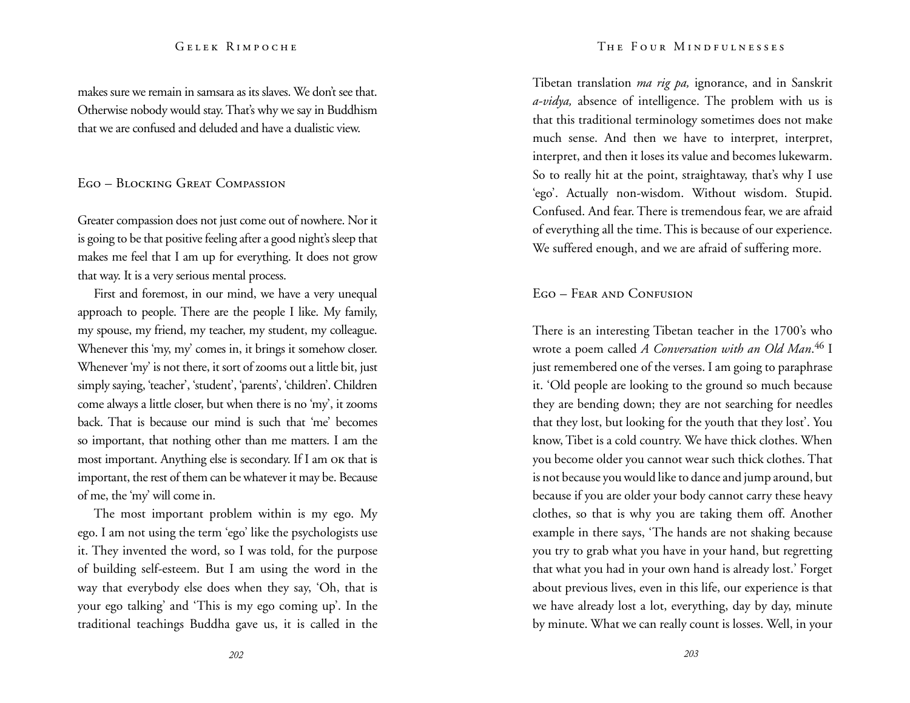makes sure we remain in samsara as its slaves. We don't see that. Otherwise nobody would stay. That's why we say in Buddhism that we are confused and deluded and have a dualistic view.

## Ego – Blocking Great Compassion

Greater compassion does not just come out of nowhere. Nor it is going to be that positive feeling after a good night's sleep that makes me feel that I am up for everything. It does not grow that way. It is a very serious mental process.

First and foremost, in our mind, we have a very unequal approach to people. There are the people I like. My family, my spouse, my friend, my teacher, my student, my colleague. Whenever this 'my, my' comes in, it brings it somehow closer. Whenever 'my' is not there, it sort of zooms out a little bit, just simply saying, 'teacher', 'student', 'parents', 'children'. Children come always a little closer, but when there is no 'my', it zooms back. That is because our mind is such that 'me' becomes so important, that nothing other than me matters. I am the most important. Anything else is secondary. If I am OK that is important, the rest of them can be whatever it may be. Because of me, the 'my' will come in.

The most important problem within is my ego. My ego. I am not using the term 'ego' like the psychologists use it. They invented the word, so I was told, for the purpose of building self-esteem. But I am using the word in the way that everybody else does when they say, 'Oh, that is your ego talking' and 'This is my ego coming up'. In the traditional teachings Buddha gave us, it is called in the Tibetan translation *ma rig pa,* ignorance, and in Sanskrit *a-vidya,* absence of intelligence. The problem with us is that this traditional terminology sometimes does not make much sense. And then we have to interpret, interpret, interpret, and then it loses its value and becomes lukewarm. So to really hit at the point, straightaway, that's why I use 'ego'. Actually non-wisdom. Without wisdom. Stupid. Confused. And fear. There is tremendous fear, we are afraid of everything all the time. This is because of our experience. We suffered enough, and we are afraid of suffering more.

## Ego – Fear and Confusion

There is an interesting Tibetan teacher in the 1700's who wrote a poem called *A Conversation with an Old Man*.[46] I just remembered one of the verses. I am going to paraphrase it. 'Old people are looking to the ground so much because they are bending down; they are not searching for needles that they lost, but looking for the youth that they lost'. You know, Tibet is a cold country. We have thick clothes. When you become older you cannot wear such thick clothes. That is not because you would like to dance and jump around, but because if you are older your body cannot carry these heavy clothes, so that is why you are taking them off. Another example in there says, 'The hands are not shaking because you try to grab what you have in your hand, but regretting that what you had in your own hand is already lost.' Forget about previous lives, even in this life, our experience is that we have already lost a lot, everything, day by day, minute by minute. What we can really count is losses. Well, in your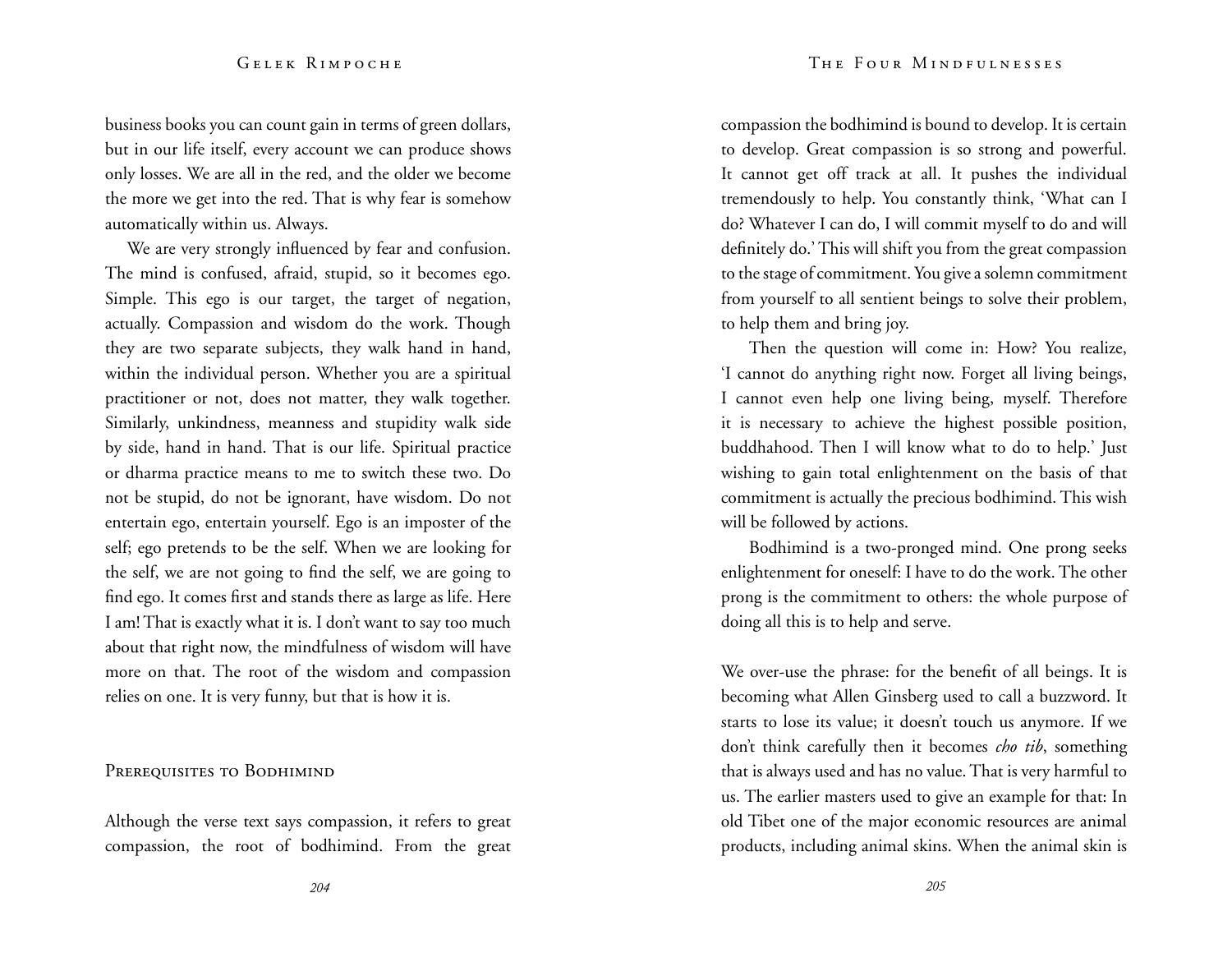business books you can count gain in terms of green dollars, but in our life itself, every account we can produce shows only losses. We are all in the red, and the older we become the more we get into the red. That is why fear is somehow automatically within us. Always.

We are very strongly influenced by fear and confusion. The mind is confused, afraid, stupid, so it becomes ego. Simple. This ego is our target, the target of negation, actually. Compassion and wisdom do the work. Though they are two separate subjects, they walk hand in hand, within the individual person. Whether you are a spiritual practitioner or not, does not matter, they walk together. Similarly, unkindness, meanness and stupidity walk side by side, hand in hand. That is our life. Spiritual practice or dharma practice means to me to switch these two. Do not be stupid, do not be ignorant, have wisdom. Do not entertain ego, entertain yourself. Ego is an imposter of the self; ego pretends to be the self. When we are looking for the self, we are not going to find the self, we are going to find ego. It comes first and stands there as large as life. Here I am! That is exactly what it is. I don't want to say too much about that right now, the mindfulness of wisdom will have more on that. The root of the wisdom and compassion relies on one. It is very funny, but that is how it is.

## Prerequisites to Bodhimind

Although the verse text says compassion, it refers to great compassion, the root of bodhimind. From the great compassion the bodhimind is bound to develop. It is certain to develop. Great compassion is so strong and powerful. It cannot get off track at all. It pushes the individual tremendously to help. You constantly think, 'What can I do? Whatever I can do, I will commit myself to do and will definitely do.' This will shift you from the great compassion to the stage of commitment. You give a solemn commitment from yourself to all sentient beings to solve their problem, to help them and bring joy.

Then the question will come in: How? You realize, 'I cannot do anything right now. Forget all living beings, I cannot even help one living being, myself. Therefore it is necessary to achieve the highest possible position, buddhahood. Then I will know what to do to help.' Just wishing to gain total enlightenment on the basis of that commitment is actually the precious bodhimind. This wish will be followed by actions.

Bodhimind is a two-pronged mind. One prong seeks enlightenment for oneself: I have to do the work. The other prong is the commitment to others: the whole purpose of doing all this is to help and serve.

We over-use the phrase: for the benefit of all beings. It is becoming what Allen Ginsberg used to call a buzzword. It starts to lose its value; it doesn't touch us anymore. If we don't think carefully then it becomes *cho tib*, something that is always used and has no value. That is very harmful to us. The earlier masters used to give an example for that: In old Tibet one of the major economic resources are animal products, including animal skins. When the animal skin is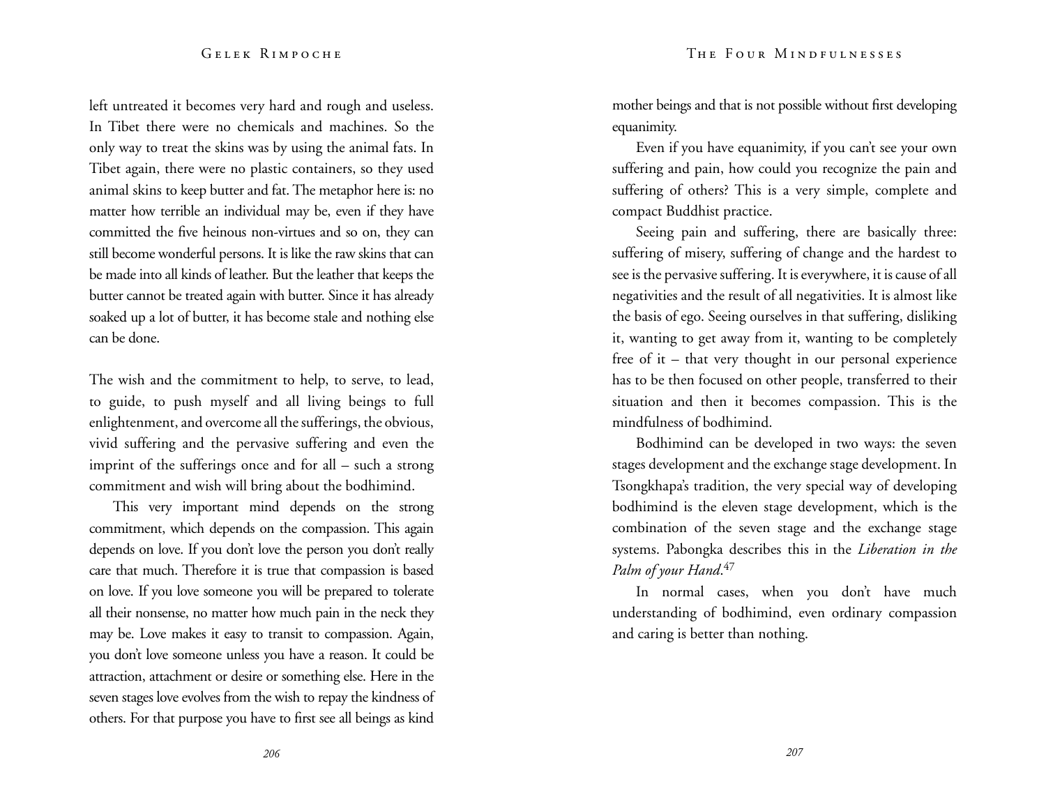left untreated it becomes very hard and rough and useless. In Tibet there were no chemicals and machines. So the only way to treat the skins was by using the animal fats. In Tibet again, there were no plastic containers, so they used animal skins to keep butter and fat. The metaphor here is: no matter how terrible an individual may be, even if they have committed the five heinous non-virtues and so on, they can still become wonderful persons. It is like the raw skins that can be made into all kinds of leather. But the leather that keeps the butter cannot be treated again with butter. Since it has already soaked up a lot of butter, it has become stale and nothing else can be done.

The wish and the commitment to help, to serve, to lead, to guide, to push myself and all living beings to full enlightenment, and overcome all the sufferings, the obvious, vivid suffering and the pervasive suffering and even the imprint of the sufferings once and for all – such a strong commitment and wish will bring about the bodhimind.

This very important mind depends on the strong commitment, which depends on the compassion. This again depends on love. If you don't love the person you don't really care that much. Therefore it is true that compassion is based on love. If you love someone you will be prepared to tolerate all their nonsense, no matter how much pain in the neck they may be. Love makes it easy to transit to compassion. Again, you don't love someone unless you have a reason. It could be attraction, attachment or desire or something else. Here in the seven stages love evolves from the wish to repay the kindness of others. For that purpose you have to first see all beings as kind mother beings and that is not possible without first developing equanimity.

Even if you have equanimity, if you can't see your own suffering and pain, how could you recognize the pain and suffering of others? This is a very simple, complete and compact Buddhist practice.

Seeing pain and suffering, there are basically three: suffering of misery, suffering of change and the hardest to see is the pervasive suffering. It is everywhere, it is cause of all negativities and the result of all negativities. It is almost like the basis of ego. Seeing ourselves in that suffering, disliking it, wanting to get away from it, wanting to be completely free of it – that very thought in our personal experience has to be then focused on other people, transferred to their situation and then it becomes compassion. This is the mindfulness of bodhimind.

Bodhimind can be developed in two ways: the seven stages development and the exchange stage development. In Tsongkhapa's tradition, the very special way of developing bodhimind is the eleven stage development, which is the combination of the seven stage and the exchange stage systems. Pabongka describes this in the *Liberation in the Palm of your Hand*.[47]

In normal cases, when you don't have much understanding of bodhimind, even ordinary compassion and caring is better than nothing.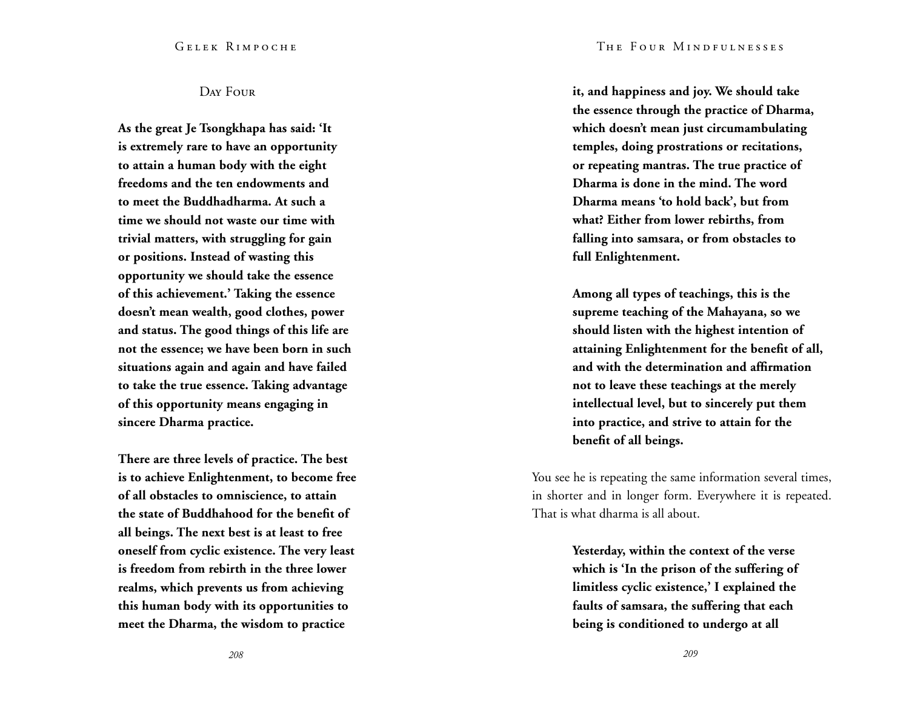## Day Four

**As the great Je Tsongkhapa has said: 'It is extremely rare to have an opportunity to attain a human body with the eight freedoms and the ten endowments and to meet the Buddhadharma. At such a time we should not waste our time with trivial matters, with struggling for gain or positions. Instead of wasting this opportunity we should take the essence of this achievement.' Taking the essence doesn't mean wealth, good clothes, power and status. The good things of this life are not the essence; we have been born in such situations again and again and have failed to take the true essence. Taking advantage of this opportunity means engaging in sincere Dharma practice.**

**There are three levels of practice. The best is to achieve Enlightenment, to become free of all obstacles to omniscience, to attain the state of Buddhahood for the benefit of all beings. The next best is at least to free oneself from cyclic existence. The very least is freedom from rebirth in the three lower realms, which prevents us from achieving this human body with its opportunities to meet the Dharma, the wisdom to practice it, and happiness and joy. We should take the essence through the practice of Dharma, which doesn't mean just circumambulating temples, doing prostrations or recitations, or repeating mantras. The true practice of Dharma is done in the mind. The word Dharma means 'to hold back', but from what? Either from lower rebirths, from falling into samsara, or from obstacles to full Enlightenment.**

**Among all types of teachings, this is the supreme teaching of the Mahayana, so we should listen with the highest intention of attaining Enlightenment for the benefit of all, and with the determination and affirmation not to leave these teachings at the merely intellectual level, but to sincerely put them into practice, and strive to attain for the benefit of all beings.**

You see he is repeating the same information several times, in shorter and in longer form. Everywhere it is repeated. That is what dharma is all about.

**Yesterday, within the context of the verse which is 'In the prison of the suffering of limitless cyclic existence,' I explained the faults of samsara, the suffering that each being is conditioned to undergo at all**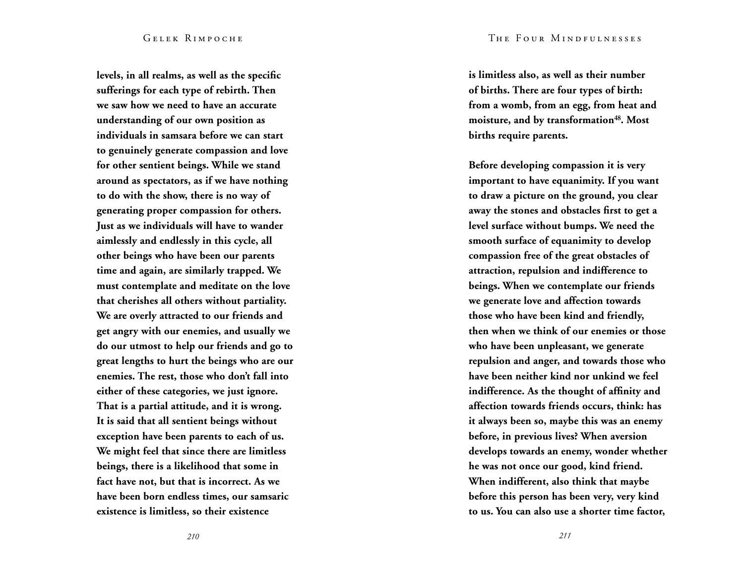**levels, in all realms, as well as the specific sufferings for each type of rebirth. Then we saw how we need to have an accurate understanding of our own position as individuals in samsara before we can start to genuinely generate compassion and love for other sentient beings. While we stand around as spectators, as if we have nothing to do with the show, there is no way of generating proper compassion for others. Just as we individuals will have to wander aimlessly and endlessly in this cycle, all other beings who have been our parents time and again, are similarly trapped. We must contemplate and meditate on the love that cherishes all others without partiality. We are overly attracted to our friends and get angry with our enemies, and usually we do our utmost to help our friends and go to great lengths to hurt the beings who are our enemies. The rest, those who don't fall into either of these categories, we just ignore. That is a partial attitude, and it is wrong. It is said that all sentient beings without exception have been parents to each of us. We might feel that since there are limitless beings, there is a likelihood that some in fact have not, but that is incorrect. As we have been born endless times, our samsaric existence is limitless, so their existence is limitless also, as well as their number of births. There are four types of birth: from a womb, from an egg, from heat and moisture, and by transformation[48]. Most births require parents.**

**Before developing compassion it is very important to have equanimity. If you want to draw a picture on the ground, you clear away the stones and obstacles first to get a level surface without bumps. We need the smooth surface of equanimity to develop compassion free of the great obstacles of attraction, repulsion and indifference to beings. When we contemplate our friends we generate love and affection towards those who have been kind and friendly, then when we think of our enemies or those who have been unpleasant, we generate repulsion and anger, and towards those who have been neither kind nor unkind we feel indifference. As the thought of affinity and affection towards friends occurs, think: has it always been so, maybe this was an enemy before, in previous lives? When aversion develops towards an enemy, wonder whether he was not once our good, kind friend. When indifferent, also think that maybe before this person has been very, very kind to us. You can also use a shorter time factor,**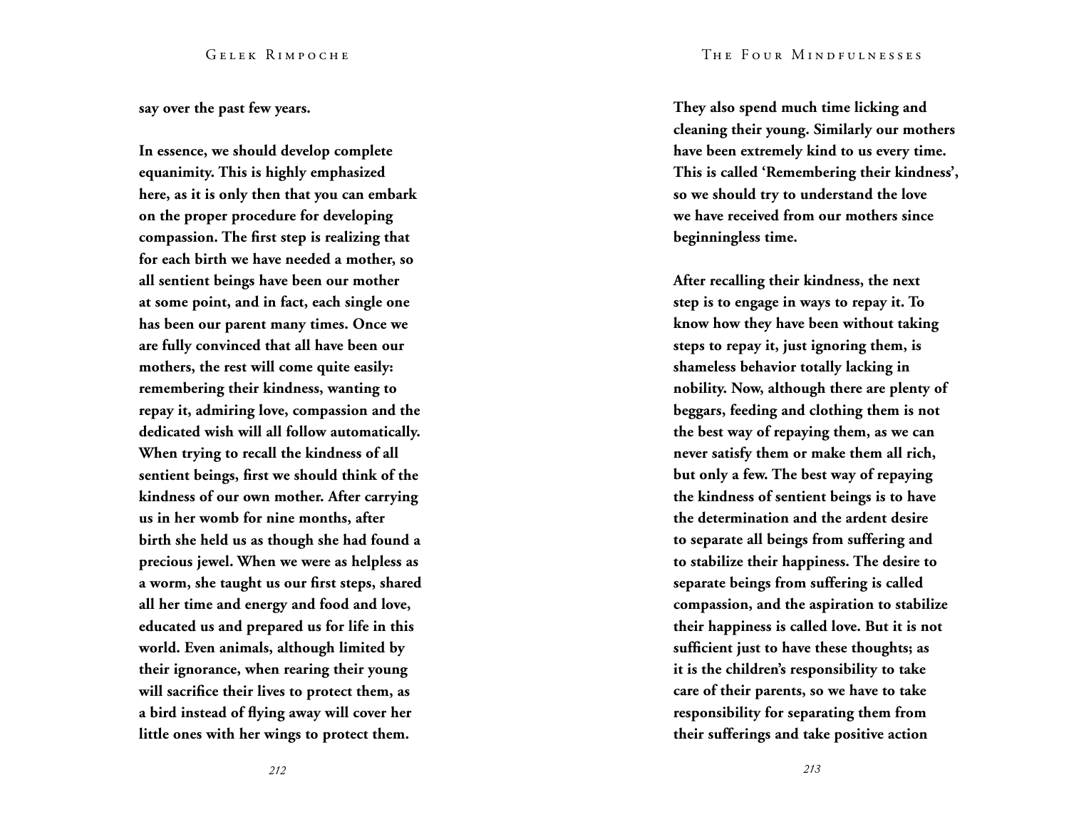**say over the past few years.**

**In essence, we should develop complete equanimity. This is highly emphasized here, as it is only then that you can embark on the proper procedure for developing compassion. The first step is realizing that for each birth we have needed a mother, so all sentient beings have been our mother at some point, and in fact, each single one has been our parent many times. Once we are fully convinced that all have been our mothers, the rest will come quite easily: remembering their kindness, wanting to repay it, admiring love, compassion and the dedicated wish will all follow automatically. When trying to recall the kindness of all sentient beings, first we should think of the kindness of our own mother. After carrying us in her womb for nine months, after birth she held us as though she had found a precious jewel. When we were as helpless as a worm, she taught us our first steps, shared all her time and energy and food and love, educated us and prepared us for life in this world. Even animals, although limited by their ignorance, when rearing their young will sacrifice their lives to protect them, as a bird instead of flying away will cover her little ones with her wings to protect them. They also spend much time licking and cleaning their young. Similarly our mothers have been extremely kind to us every time. This is called 'Remembering their kindness', so we should try to understand the love we have received from our mothers since beginningless time.**

**After recalling their kindness, the next step is to engage in ways to repay it. To know how they have been without taking steps to repay it, just ignoring them, is shameless behavior totally lacking in nobility. Now, although there are plenty of beggars, feeding and clothing them is not the best way of repaying them, as we can never satisfy them or make them all rich, but only a few. The best way of repaying the kindness of sentient beings is to have the determination and the ardent desire to separate all beings from suffering and to stabilize their happiness. The desire to separate beings from suffering is called compassion, and the aspiration to stabilize their happiness is called love. But it is not sufficient just to have these thoughts; as it is the children's responsibility to take care of their parents, so we have to take responsibility for separating them from their sufferings and take positive action**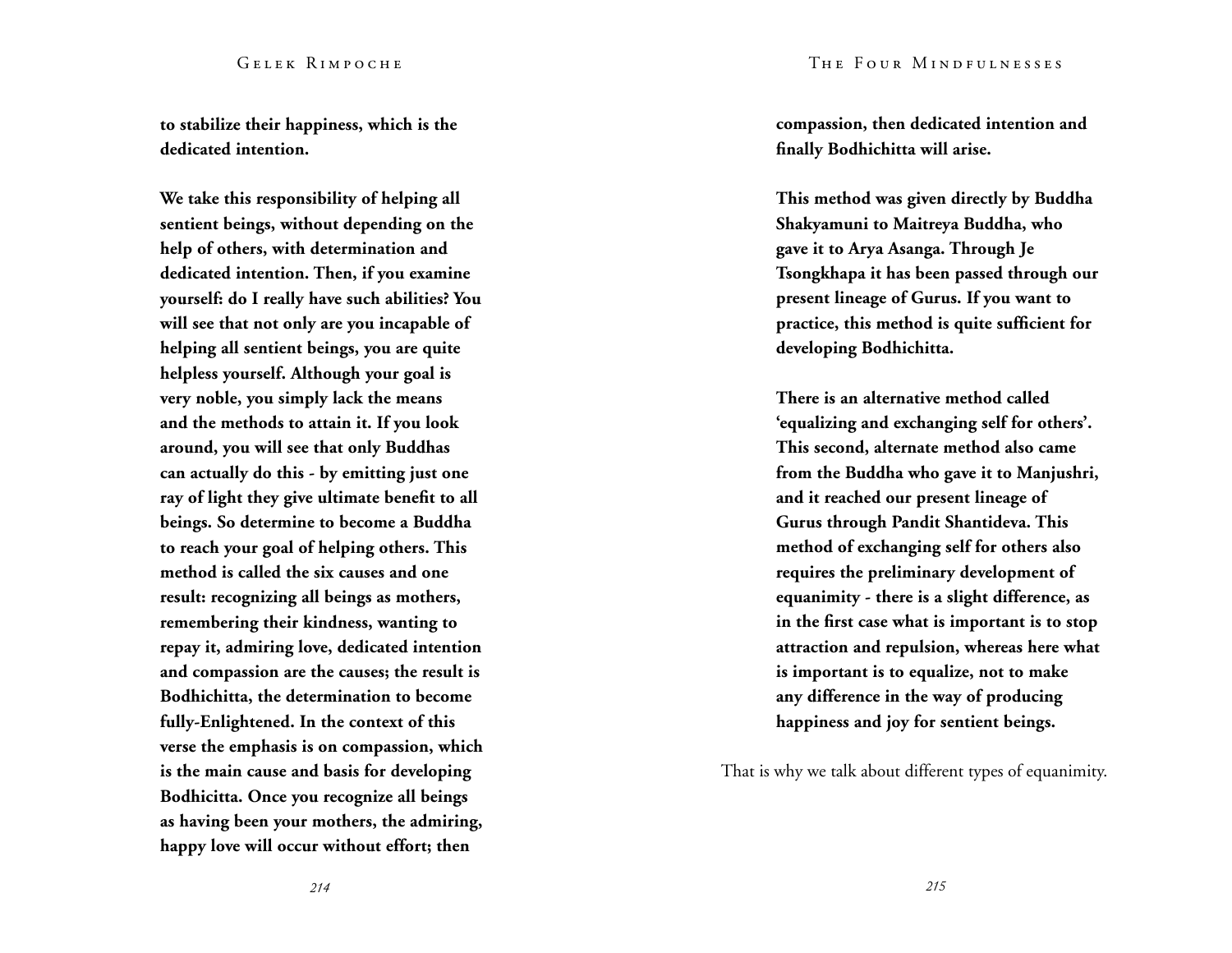**to stabilize their happiness, which is the dedicated intention.**

**We take this responsibility of helping all sentient beings, without depending on the help of others, with determination and dedicated intention. Then, if you examine yourself: do I really have such abilities? You will see that not only are you incapable of helping all sentient beings, you are quite helpless yourself. Although your goal is very noble, you simply lack the means and the methods to attain it. If you look around, you will see that only Buddhas can actually do this - by emitting just one ray of light they give ultimate benefit to all beings. So determine to become a Buddha to reach your goal of helping others. This method is called the six causes and one result: recognizing all beings as mothers, remembering their kindness, wanting to repay it, admiring love, dedicated intention and compassion are the causes; the result is Bodhichitta, the determination to become fully-Enlightened. In the context of this verse the emphasis is on compassion, which is the main cause and basis for developing Bodhicitta. Once you recognize all beings as having been your mothers, the admiring, happy love will occur without effort; then compassion, then dedicated intention and finally Bodhichitta will arise.**

**This method was given directly by Buddha Shakyamuni to Maitreya Buddha, who gave it to Arya Asanga. Through Je Tsongkhapa it has been passed through our present lineage of Gurus. If you want to practice, this method is quite sufficient for developing Bodhichitta.**

**There is an alternative method called 'equalizing and exchanging self for others'. This second, alternate method also came from the Buddha who gave it to Manjushri, and it reached our present lineage of Gurus through Pandit Shantideva. This method of exchanging self for others also requires the preliminary development of equanimity - there is a slight difference, as in the first case what is important is to stop attraction and repulsion, whereas here what is important is to equalize, not to make any difference in the way of producing happiness and joy for sentient beings.**

That is why we talk about different types of equanimity.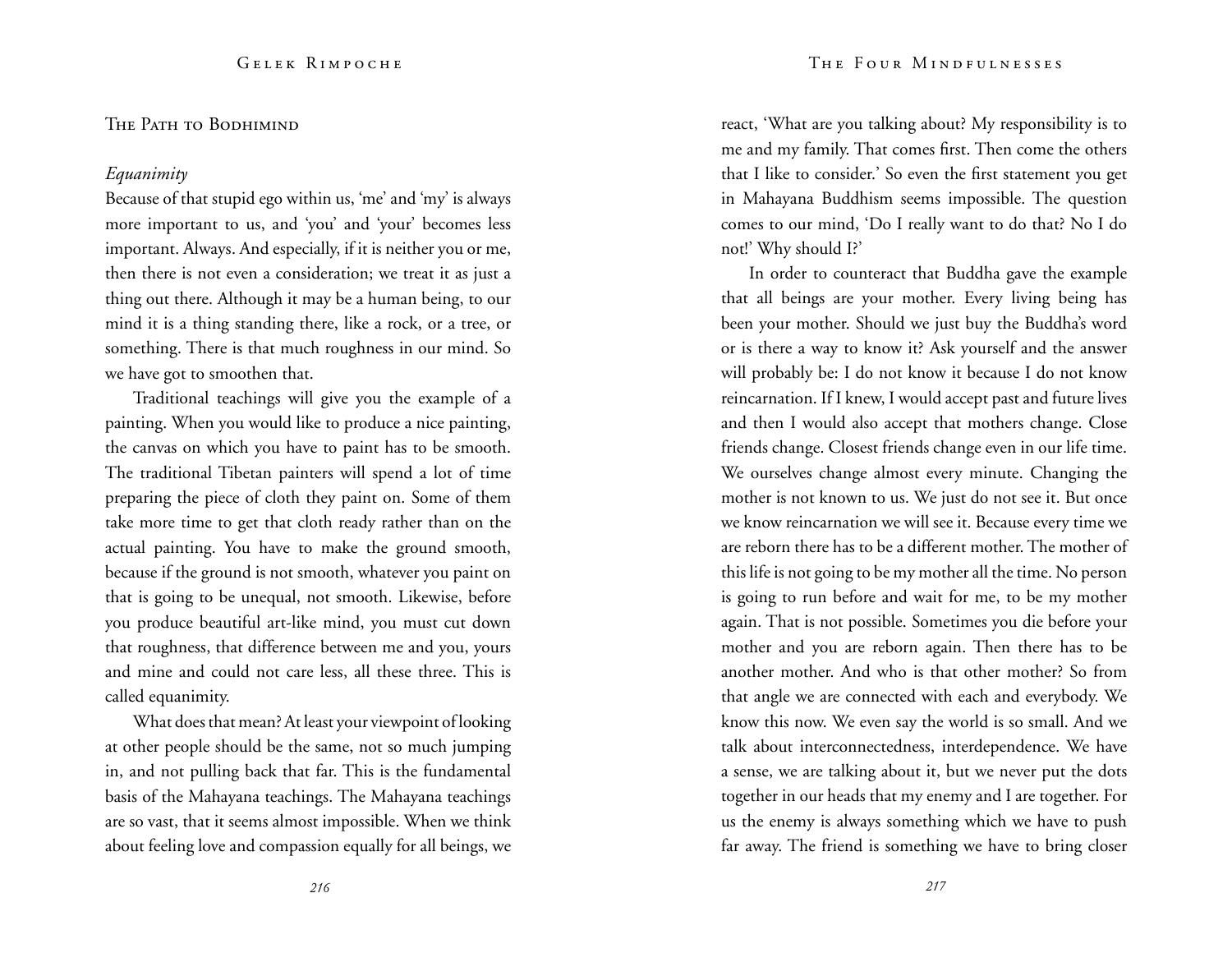## The Path to Bodhimind

### *Equanimity*

Because of that stupid ego within us, 'me' and 'my' is always more important to us, and 'you' and 'your' becomes less important. Always. And especially, if it is neither you or me, then there is not even a consideration; we treat it as just a thing out there. Although it may be a human being, to our mind it is a thing standing there, like a rock, or a tree, or something. There is that much roughness in our mind. So we have got to smoothen that.

Traditional teachings will give you the example of a painting. When you would like to produce a nice painting, the canvas on which you have to paint has to be smooth. The traditional Tibetan painters will spend a lot of time preparing the piece of cloth they paint on. Some of them take more time to get that cloth ready rather than on the actual painting. You have to make the ground smooth, because if the ground is not smooth, whatever you paint on that is going to be unequal, not smooth. Likewise, before you produce beautiful art-like mind, you must cut down that roughness, that difference between me and you, yours and mine and could not care less, all these three. This is called equanimity.

What does that mean? At least your viewpoint of looking at other people should be the same, not so much jumping in, and not pulling back that far. This is the fundamental basis of the Mahayana teachings. The Mahayana teachings are so vast, that it seems almost impossible. When we think about feeling love and compassion equally for all beings, we react, 'What are you talking about? My responsibility is to me and my family. That comes first. Then come the others that I like to consider.' So even the first statement you get in Mahayana Buddhism seems impossible. The question comes to our mind, 'Do I really want to do that? No I do not!' Why should I?'

In order to counteract that Buddha gave the example that all beings are your mother. Every living being has been your mother. Should we just buy the Buddha's word or is there a way to know it? Ask yourself and the answer will probably be: I do not know it because I do not know reincarnation. If I knew, I would accept past and future lives and then I would also accept that mothers change. Close friends change. Closest friends change even in our life time. We ourselves change almost every minute. Changing the mother is not known to us. We just do not see it. But once we know reincarnation we will see it. Because every time we are reborn there has to be a different mother. The mother of this life is not going to be my mother all the time. No person is going to run before and wait for me, to be my mother again. That is not possible. Sometimes you die before your mother and you are reborn again. Then there has to be another mother. And who is that other mother? So from that angle we are connected with each and everybody. We know this now. We even say the world is so small. And we talk about interconnectedness, interdependence. We have a sense, we are talking about it, but we never put the dots together in our heads that my enemy and I are together. For us the enemy is always something which we have to push far away. The friend is something we have to bring closer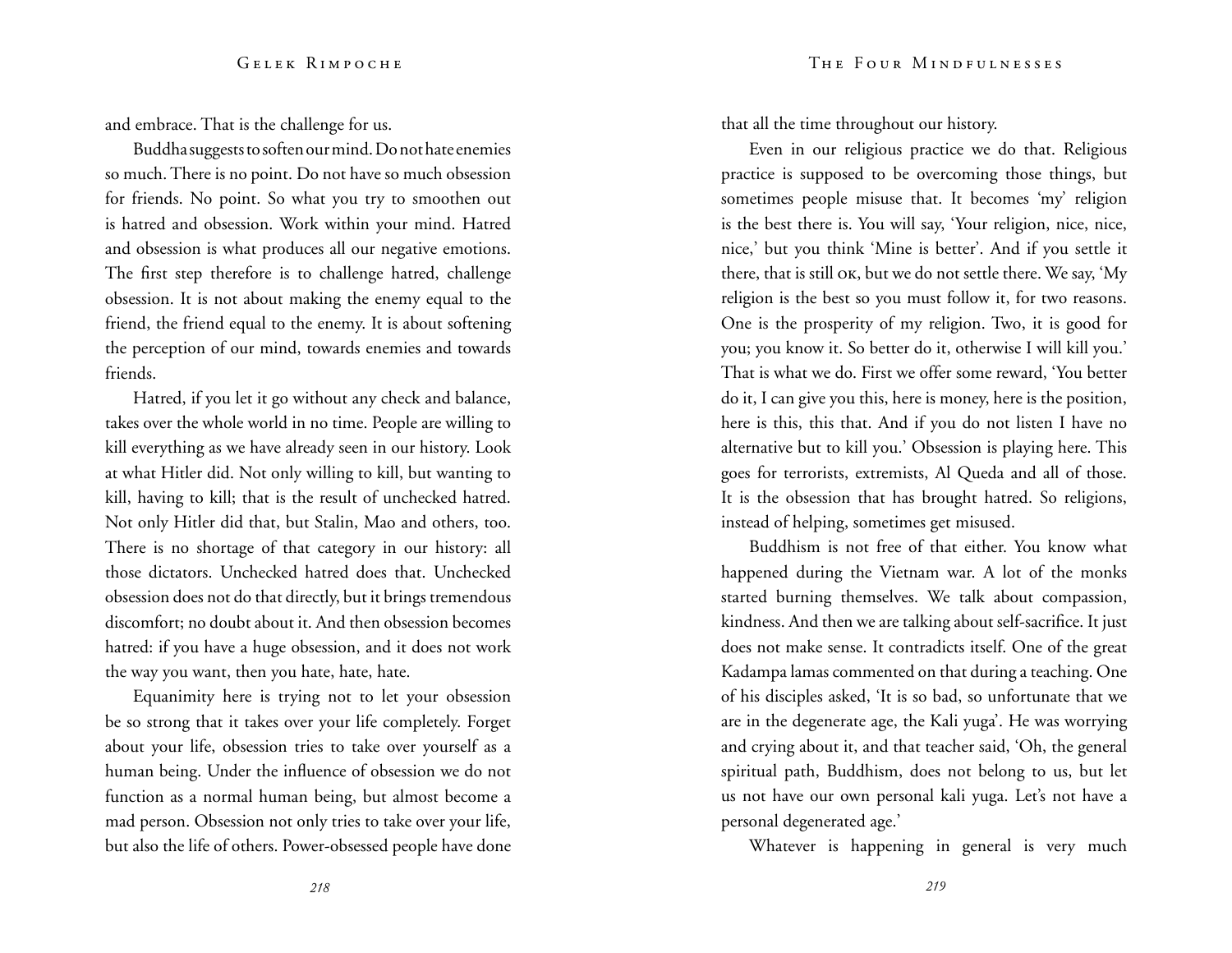and embrace. That is the challenge for us.

Buddha suggests to soften our mind. Do not hate enemies so much. There is no point. Do not have so much obsession for friends. No point. So what you try to smoothen out is hatred and obsession. Work within your mind. Hatred and obsession is what produces all our negative emotions. The first step therefore is to challenge hatred, challenge obsession. It is not about making the enemy equal to the friend, the friend equal to the enemy. It is about softening the perception of our mind, towards enemies and towards friends.

Hatred, if you let it go without any check and balance, takes over the whole world in no time. People are willing to kill everything as we have already seen in our history. Look at what Hitler did. Not only willing to kill, but wanting to kill, having to kill; that is the result of unchecked hatred. Not only Hitler did that, but Stalin, Mao and others, too. There is no shortage of that category in our history: all those dictators. Unchecked hatred does that. Unchecked obsession does not do that directly, but it brings tremendous discomfort; no doubt about it. And then obsession becomes hatred: if you have a huge obsession, and it does not work the way you want, then you hate, hate, hate.

Equanimity here is trying not to let your obsession be so strong that it takes over your life completely. Forget about your life, obsession tries to take over yourself as a human being. Under the influence of obsession we do not function as a normal human being, but almost become a mad person. Obsession not only tries to take over your life, but also the life of others. Power-obsessed people have done that all the time throughout our history.

Even in our religious practice we do that. Religious practice is supposed to be overcoming those things, but sometimes people misuse that. It becomes 'my' religion is the best there is. You will say, 'Your religion, nice, nice, nice,' but you think 'Mine is better'. And if you settle it there, that is still OK, but we do not settle there. We say, 'My religion is the best so you must follow it, for two reasons. One is the prosperity of my religion. Two, it is good for you; you know it. So better do it, otherwise I will kill you.' That is what we do. First we offer some reward, 'You better do it, I can give you this, here is money, here is the position, here is this, this that. And if you do not listen I have no alternative but to kill you.' Obsession is playing here. This goes for terrorists, extremists, Al Queda and all of those. It is the obsession that has brought hatred. So religions, instead of helping, sometimes get misused.

Buddhism is not free of that either. You know what happened during the Vietnam war. A lot of the monks started burning themselves. We talk about compassion, kindness. And then we are talking about self-sacrifice. It just does not make sense. It contradicts itself. One of the great Kadampa lamas commented on that during a teaching. One of his disciples asked, 'It is so bad, so unfortunate that we are in the degenerate age, the Kali yuga'. He was worrying and crying about it, and that teacher said, 'Oh, the general spiritual path, Buddhism, does not belong to us, but let us not have our own personal kali yuga. Let's not have a personal degenerated age.'

Whatever is happening in general is very much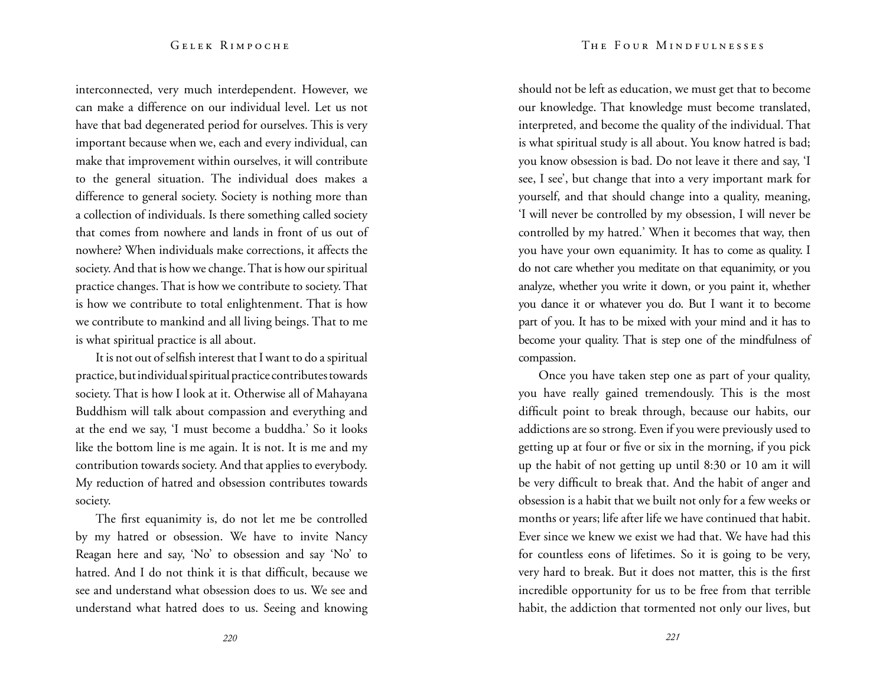interconnected, very much interdependent. However, we can make a difference on our individual level. Let us not have that bad degenerated period for ourselves. This is very important because when we, each and every individual, can make that improvement within ourselves, it will contribute to the general situation. The individual does makes a difference to general society. Society is nothing more than a collection of individuals. Is there something called society that comes from nowhere and lands in front of us out of nowhere? When individuals make corrections, it affects the society. And that is how we change. That is how our spiritual practice changes. That is how we contribute to society. That is how we contribute to total enlightenment. That is how we contribute to mankind and all living beings. That to me is what spiritual practice is all about.

It is not out of selfish interest that I want to do a spiritual practice, but individual spiritual practice contributes towards society. That is how I look at it. Otherwise all of Mahayana Buddhism will talk about compassion and everything and at the end we say, 'I must become a buddha.' So it looks like the bottom line is me again. It is not. It is me and my contribution towards society. And that applies to everybody. My reduction of hatred and obsession contributes towards society.

The first equanimity is, do not let me be controlled by my hatred or obsession. We have to invite Nancy Reagan here and say, 'No' to obsession and say 'No' to hatred. And I do not think it is that difficult, because we see and understand what obsession does to us. We see and understand what hatred does to us. Seeing and knowing should not be left as education, we must get that to become our knowledge. That knowledge must become translated, interpreted, and become the quality of the individual. That is what spiritual study is all about. You know hatred is bad; you know obsession is bad. Do not leave it there and say, 'I see, I see', but change that into a very important mark for yourself, and that should change into a quality, meaning, 'I will never be controlled by my obsession, I will never be controlled by my hatred.' When it becomes that way, then you have your own equanimity. It has to come as quality. I do not care whether you meditate on that equanimity, or you analyze, whether you write it down, or you paint it, whether you dance it or whatever you do. But I want it to become part of you. It has to be mixed with your mind and it has to become your quality. That is step one of the mindfulness of compassion.

Once you have taken step one as part of your quality, you have really gained tremendously. This is the most difficult point to break through, because our habits, our addictions are so strong. Even if you were previously used to getting up at four or five or six in the morning, if you pick up the habit of not getting up until 8:30 or 10 am it will be very difficult to break that. And the habit of anger and obsession is a habit that we built not only for a few weeks or months or years; life after life we have continued that habit. Ever since we knew we exist we had that. We have had this for countless eons of lifetimes. So it is going to be very, very hard to break. But it does not matter, this is the first incredible opportunity for us to be free from that terrible habit, the addiction that tormented not only our lives, but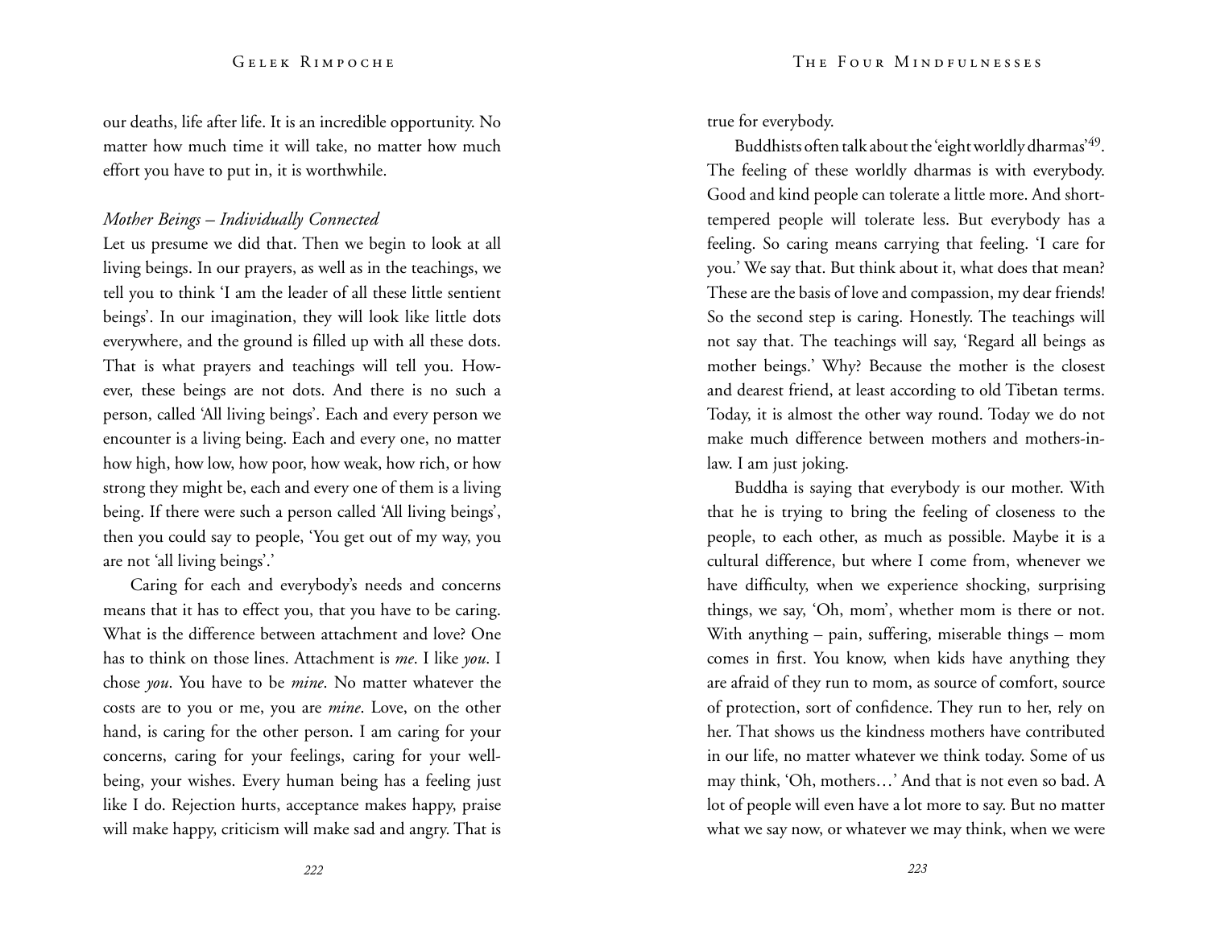our deaths, life after life. It is an incredible opportunity. No matter how much time it will take, no matter how much effort you have to put in, it is worthwhile.

*Mother Beings – Individually Connected*

Let us presume we did that. Then we begin to look at all living beings. In our prayers, as well as in the teachings, we tell you to think 'I am the leader of all these little sentient beings'. In our imagination, they will look like little dots everywhere, and the ground is filled up with all these dots. That is what prayers and teachings will tell you. However, these beings are not dots. And there is no such a person, called 'All living beings'. Each and every person we encounter is a living being. Each and every one, no matter how high, how low, how poor, how weak, how rich, or how strong they might be, each and every one of them is a living being. If there were such a person called 'All living beings', then you could say to people, 'You get out of my way, you are not 'all living beings'.'

Caring for each and everybody's needs and concerns means that it has to effect you, that you have to be caring. What is the difference between attachment and love? One has to think on those lines. Attachment is *me*. I like *you*. I chose *you*. You have to be *mine*. No matter whatever the costs are to you or me, you are *mine*. Love, on the other hand, is caring for the other person. I am caring for your concerns, caring for your feelings, caring for your well-being, your wishes. Every human being has a feeling just like I do. Rejection hurts, acceptance makes happy, praise will make happy, criticism will make sad and angry. That is true for everybody.

Buddhists often talk about the 'eight worldly dharmas'[49]. The feeling of these worldly dharmas is with everybody. Good and kind people can tolerate a little more. And short-tempered people will tolerate less. But everybody has a feeling. So caring means carrying that feeling. 'I care for you.' We say that. But think about it, what does that mean? These are the basis of love and compassion, my dear friends! So the second step is caring. Honestly. The teachings will not say that. The teachings will say, 'Regard all beings as mother beings.' Why? Because the mother is the closest and dearest friend, at least according to old Tibetan terms. Today, it is almost the other way round. Today we do not make much difference between mothers and mothers-in-law. I am just joking.

Buddha is saying that everybody is our mother. With that he is trying to bring the feeling of closeness to the people, to each other, as much as possible. Maybe it is a cultural difference, but where I come from, whenever we have difficulty, when we experience shocking, surprising things, we say, 'Oh, mom', whether mom is there or not. With anything – pain, suffering, miserable things – mom comes in first. You know, when kids have anything they are afraid of they run to mom, as source of comfort, source of protection, sort of confidence. They run to her, rely on her. That shows us the kindness mothers have contributed in our life, no matter whatever we think today. Some of us may think, 'Oh, mothers…' And that is not even so bad. A lot of people will even have a lot more to say. But no matter what we say now, or whatever we may think, when we were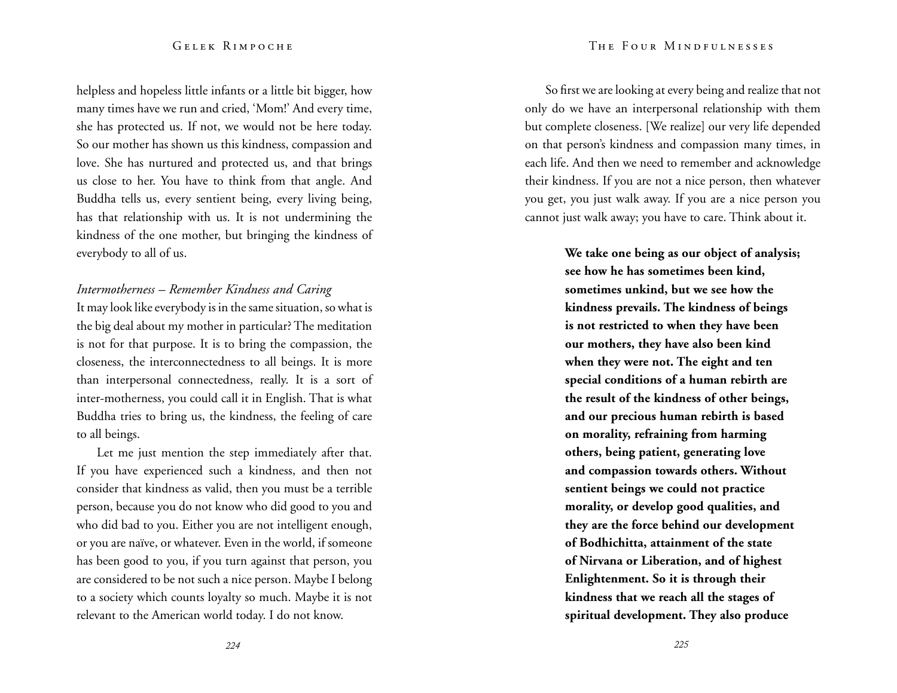helpless and hopeless little infants or a little bit bigger, how many times have we run and cried, 'Mom!' And every time, she has protected us. If not, we would not be here today. So our mother has shown us this kindness, compassion and love. She has nurtured and protected us, and that brings us close to her. You have to think from that angle. And Buddha tells us, every sentient being, every living being, has that relationship with us. It is not undermining the kindness of the one mother, but bringing the kindness of everybody to all of us.

*Intermotherness – Remember Kindness and Caring*

It may look like everybody is in the same situation, so what is the big deal about my mother in particular? The meditation is not for that purpose. It is to bring the compassion, the closeness, the interconnectedness to all beings. It is more than interpersonal connectedness, really. It is a sort of inter-motherness, you could call it in English. That is what Buddha tries to bring us, the kindness, the feeling of care to all beings.

Let me just mention the step immediately after that. If you have experienced such a kindness, and then not consider that kindness as valid, then you must be a terrible person, because you do not know who did good to you and who did bad to you. Either you are not intelligent enough, or you are naïve, or whatever. Even in the world, if someone has been good to you, if you turn against that person, you are considered to be not such a nice person. Maybe I belong to a society which counts loyalty so much. Maybe it is not relevant to the American world today. I do not know.

So first we are looking at every being and realize that not only do we have an interpersonal relationship with them but complete closeness. [We realize] our very life depended on that person's kindness and compassion many times, in each life. And then we need to remember and acknowledge their kindness. If you are not a nice person, then whatever you get, you just walk away. If you are a nice person you cannot just walk away; you have to care. Think about it.

> **We take one being as our object of analysis; see how he has sometimes been kind, sometimes unkind, but we see how the kindness prevails. The kindness of beings is not restricted to when they have been our mothers, they have also been kind when they were not. The eight and ten special conditions of a human rebirth are the result of the kindness of other beings, and our precious human rebirth is based on morality, refraining from harming others, being patient, generating love and compassion towards others. Without sentient beings we could not practice morality, or develop good qualities, and they are the force behind our development of Bodhichitta, attainment of the state of Nirvana or Liberation, and of highest Enlightenment. So it is through their kindness that we reach all the stages of spiritual development. They also produce**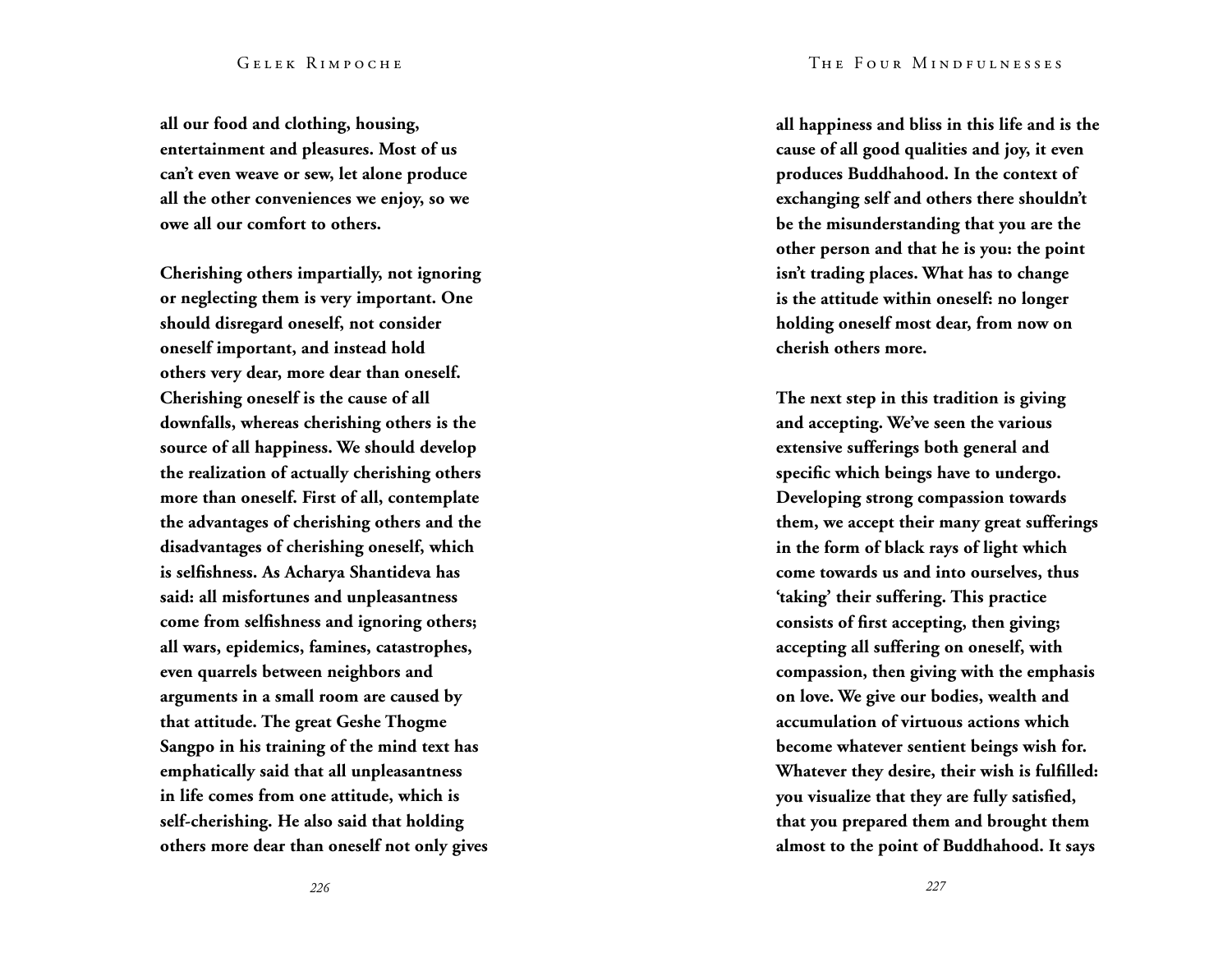all our food and clothing, housing, entertainment and pleasures. Most of us can't even weave or sew, let alone produce all the other conveniences we enjoy, so we owe all our comfort to others.

Cherishing others impartially, not ignoring or neglecting them is very important. One should disregard oneself, not consider oneself important, and instead hold others very dear, more dear than oneself. Cherishing oneself is the cause of all downfalls, whereas cherishing others is the source of all happiness. We should develop the realization of actually cherishing others more than oneself. First of all, contemplate the advantages of cherishing others and the disadvantages of cherishing oneself, which is selfishness. As Acharya Shantideva has said: all misfortunes and unpleasantness come from selfishness and ignoring others; all wars, epidemics, famines, catastrophes, even quarrels between neighbors and arguments in a small room are caused by that attitude. The great Geshe Thogme Sangpo in his training of the mind text has emphatically said that all unpleasantness in life comes from one attitude, which is self-cherishing. He also said that holding others more dear than oneself not only gives all happiness and bliss in this life and is the cause of all good qualities and joy, it even produces Buddhahood. In the context of exchanging self and others there shouldn't be the misunderstanding that you are the other person and that he is you: the point isn't trading places. What has to change is the attitude within oneself: no longer holding oneself most dear, from now on cherish others more.

The next step in this tradition is giving and accepting. We've seen the various extensive sufferings both general and specific which beings have to undergo. Developing strong compassion towards them, we accept their many great sufferings in the form of black rays of light which come towards us and into ourselves, thus 'taking' their suffering. This practice consists of first accepting, then giving; accepting all suffering on oneself, with compassion, then giving with the emphasis on love. We give our bodies, wealth and accumulation of virtuous actions which become whatever sentient beings wish for. Whatever they desire, their wish is fulfilled: you visualize that they are fully satisfied, that you prepared them and brought them almost to the point of Buddhahood. It says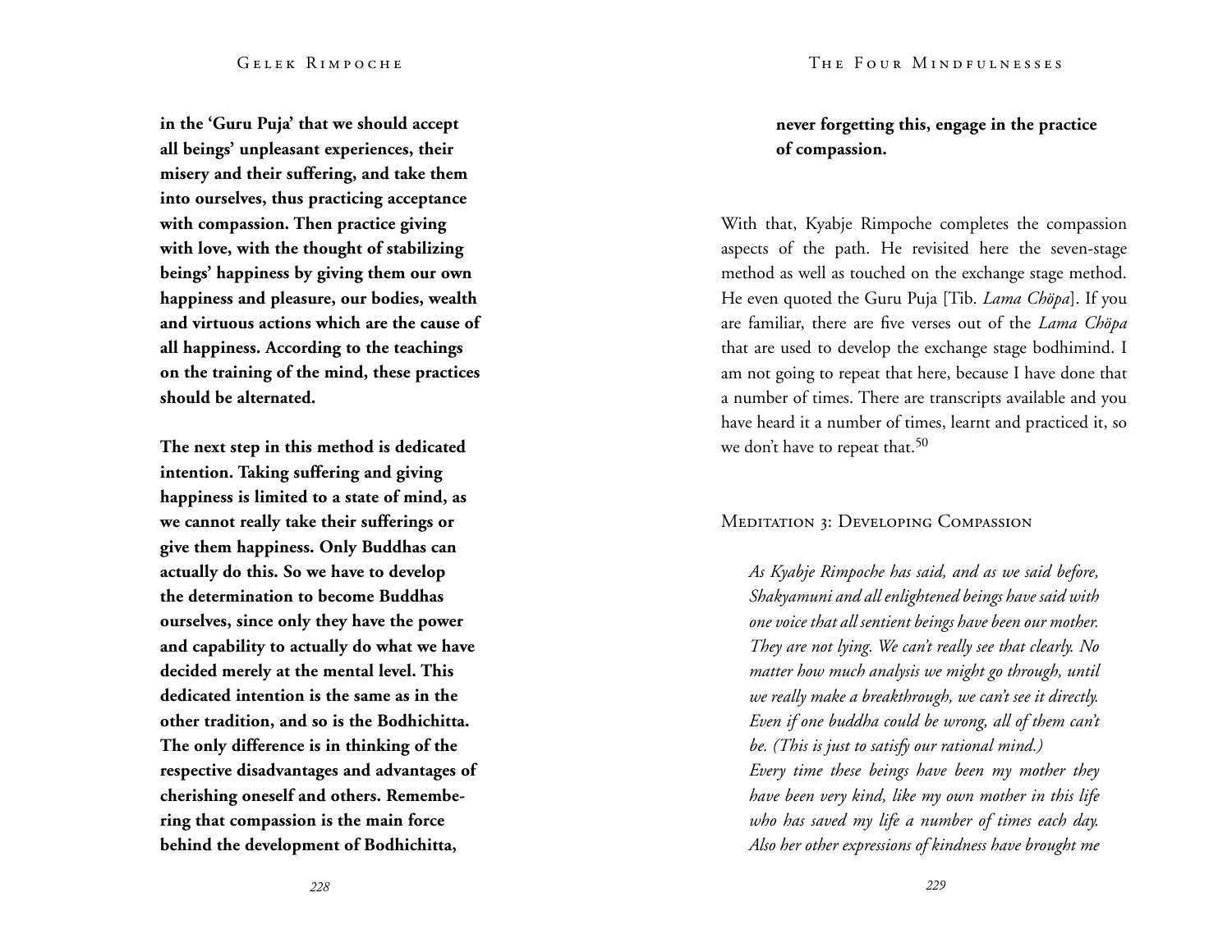**in the 'Guru Puja' that we should accept all beings' unpleasant experiences, their misery and their suffering, and take them into ourselves, thus practicing acceptance with compassion. Then practice giving with love, with the thought of stabilizing beings' happiness by giving them our own happiness and pleasure, our bodies, wealth and virtuous actions which are the cause of all happiness. According to the teachings on the training of the mind, these practices should be alternated.**

**The next step in this method is dedicated intention. Taking suffering and giving happiness is limited to a state of mind, as we cannot really take their sufferings or give them happiness. Only Buddhas can actually do this. So we have to develop the determination to become Buddhas ourselves, since only they have the power and capability to actually do what we have decided merely at the mental level. This dedicated intention is the same as in the other tradition, and so is the Bodhichitta. The only difference is in thinking of the respective disadvantages and advantages of cherishing oneself and others. Remembering that compassion is the main force behind the development of Bodhichitta, never forgetting this, engage in the practice of compassion.**

With that, Kyabje Rimpoche completes the compassion aspects of the path. He revisited here the seven-stage method as well as touched on the exchange stage method. He even quoted the Guru Puja [Tib. *Lama Chöpa*]. If you are familiar, there are five verses out of the *Lama Chöpa* that are used to develop the exchange stage bodhimind. I am not going to repeat that here, because I have done that a number of times. There are transcripts available and you have heard it a number of times, learnt and practiced it, so we don't have to repeat that.[50]

### Meditation 3: Developing Compassion

*As Kyabje Rimpoche has said, and as we said before, Shakyamuni and all enlightened beings have said with one voice that all sentient beings have been our mother. They are not lying. We can't really see that clearly. No matter how much analysis we might go through, until we really make a breakthrough, we can't see it directly. Even if one buddha could be wrong, all of them can't be. (This is just to satisfy our rational mind.)*

*Every time these beings have been my mother they have been very kind, like my own mother in this life who has saved my life a number of times each day. Also her other expressions of kindness have brought me*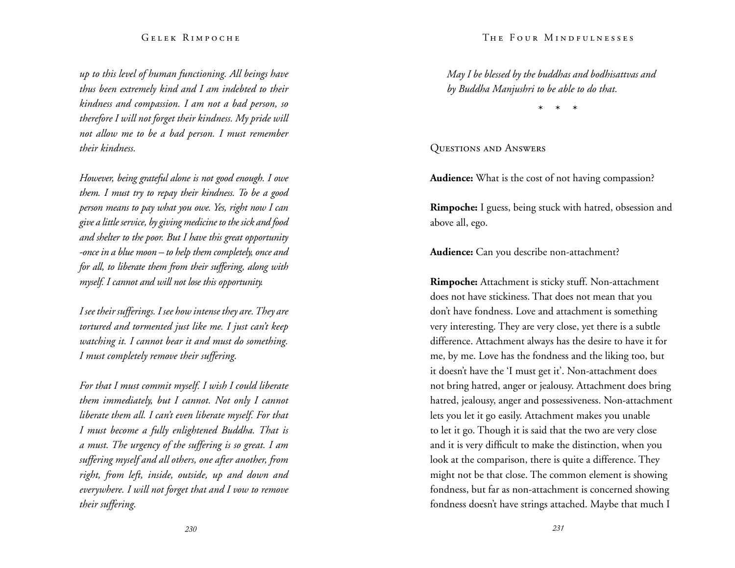*up to this level of human functioning. All beings have thus been extremely kind and I am indebted to their kindness and compassion. I am not a bad person, so therefore I will not forget their kindness. My pride will not allow me to be a bad person. I must remember their kindness.*

*However, being grateful alone is not good enough. I owe them. I must try to repay their kindness. To be a good person means to pay what you owe. Yes, right now I can give a little service, by giving medicine to the sick and food and shelter to the poor. But I have this great opportunity -once in a blue moon – to help them completely, once and for all, to liberate them from their suffering, along with myself. I cannot and will not lose this opportunity.*

*I see their sufferings. I see how intense they are. They are tortured and tormented just like me. I just can't keep watching it. I cannot bear it and must do something. I must completely remove their suffering.*

*For that I must commit myself. I wish I could liberate them immediately, but I cannot. Not only I cannot liberate them all. I can't even liberate myself. For that I must become a fully enlightened Buddha. That is a must. The urgency of the suffering is so great. I am suffering myself and all others, one after another, from right, from left, inside, outside, up and down and everywhere. I will not forget that and I vow to remove their suffering.*

*May I be blessed by the buddhas and bodhisattvas and by Buddha Manjushri to be able to do that.*

\* \* \*

## Questions and Answers

**Audience:** What is the cost of not having compassion?

**Rimpoche:** I guess, being stuck with hatred, obsession and above all, ego.

**Audience:** Can you describe non-attachment?

**Rimpoche:** Attachment is sticky stuff. Non-attachment does not have stickiness. That does not mean that you don't have fondness. Love and attachment is something very interesting. They are very close, yet there is a subtle difference. Attachment always has the desire to have it for me, by me. Love has the fondness and the liking too, but it doesn't have the 'I must get it'. Non-attachment does not bring hatred, anger or jealousy. Attachment does bring hatred, jealousy, anger and possessiveness. Non-attachment lets you let it go easily. Attachment makes you unable to let it go. Though it is said that the two are very close and it is very difficult to make the distinction, when you look at the comparison, there is quite a difference. They might not be that close. The common element is showing fondness, but far as non-attachment is concerned showing fondness doesn't have strings attached. Maybe that much I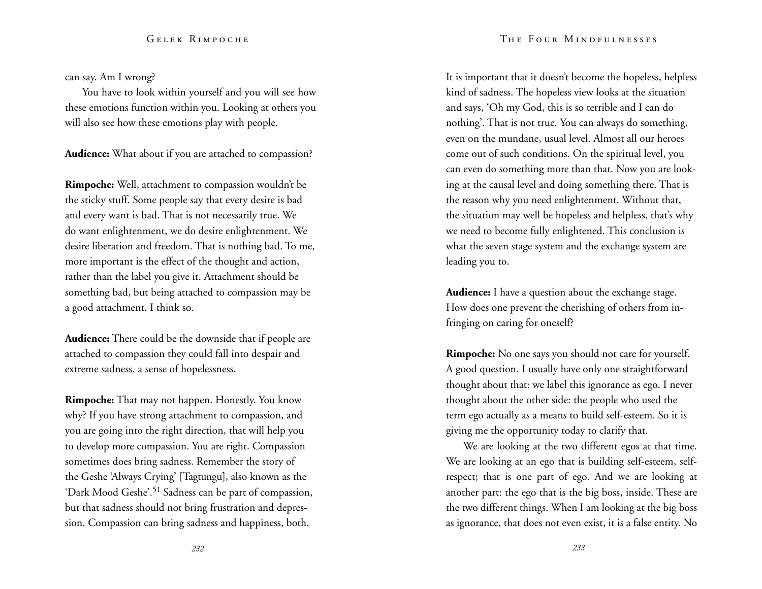can say. Am I wrong?

You have to look within yourself and you will see how these emotions function within you. Looking at others you will also see how these emotions play with people.

**Audience:** What about if you are attached to compassion?

**Rimpoche:** Well, attachment to compassion wouldn't be the sticky stuff. Some people say that every desire is bad and every want is bad. That is not necessarily true. We do want enlightenment, we do desire enlightenment. We desire liberation and freedom. That is nothing bad. To me, more important is the effect of the thought and action, rather than the label you give it. Attachment should be something bad, but being attached to compassion may be a good attachment. I think so.

**Audience:** There could be the downside that if people are attached to compassion they could fall into despair and extreme sadness, a sense of hopelessness.

**Rimpoche:** That may not happen. Honestly. You know why? If you have strong attachment to compassion, and you are going into the right direction, that will help you to develop more compassion. You are right. Compassion sometimes does bring sadness. Remember the story of the Geshe 'Always Crying' [Tagtungu], also known as the 'Dark Mood Geshe'.[51] Sadness can be part of compassion, but that sadness should not bring frustration and depression. Compassion can bring sadness and happiness, both. It is important that it doesn't become the hopeless, helpless kind of sadness. The hopeless view looks at the situation and says, 'Oh my God, this is so terrible and I can do nothing'. That is not true. You can always do something, even on the mundane, usual level. Almost all our heroes come out of such conditions. On the spiritual level, you can even do something more than that. Now you are looking at the causal level and doing something there. That is the reason why you need enlightenment. Without that, the situation may well be hopeless and helpless, that's why we need to become fully enlightened. This conclusion is what the seven stage system and the exchange system are leading you to.

**Audience:** I have a question about the exchange stage. How does one prevent the cherishing of others from infringing on caring for oneself?

**Rimpoche:** No one says you should not care for yourself. A good question. I usually have only one straightforward thought about that: we label this ignorance as ego. I never thought about the other side: the people who used the term ego actually as a means to build self-esteem. So it is giving me the opportunity today to clarify that.

We are looking at the two different egos at that time. We are looking at an ego that is building self-esteem, self-respect; that is one part of ego. And we are looking at another part: the ego that is the big boss, inside. These are the two different things. When I am looking at the big boss as ignorance, that does not even exist, it is a false entity. No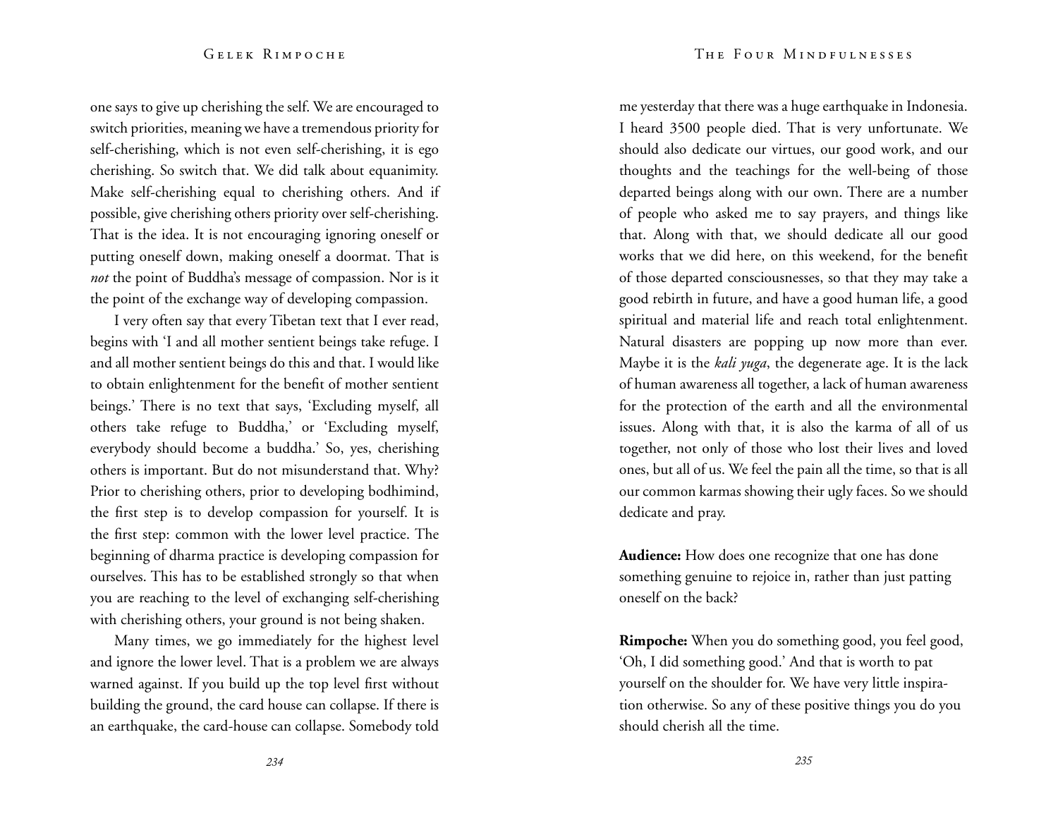one says to give up cherishing the self. We are encouraged to switch priorities, meaning we have a tremendous priority for self-cherishing, which is not even self-cherishing, it is ego cherishing. So switch that. We did talk about equanimity. Make self-cherishing equal to cherishing others. And if possible, give cherishing others priority over self-cherishing. That is the idea. It is not encouraging ignoring oneself or putting oneself down, making oneself a doormat. That is *not* the point of Buddha's message of compassion. Nor is it the point of the exchange way of developing compassion.

I very often say that every Tibetan text that I ever read, begins with 'I and all mother sentient beings take refuge. I and all mother sentient beings do this and that. I would like to obtain enlightenment for the benefit of mother sentient beings.' There is no text that says, 'Excluding myself, all others take refuge to Buddha,' or 'Excluding myself, everybody should become a buddha.' So, yes, cherishing others is important. But do not misunderstand that. Why? Prior to cherishing others, prior to developing bodhimind, the first step is to develop compassion for yourself. It is the first step: common with the lower level practice. The beginning of dharma practice is developing compassion for ourselves. This has to be established strongly so that when you are reaching to the level of exchanging self-cherishing with cherishing others, your ground is not being shaken.

Many times, we go immediately for the highest level and ignore the lower level. That is a problem we are always warned against. If you build up the top level first without building the ground, the card house can collapse. If there is an earthquake, the card-house can collapse. Somebody told me yesterday that there was a huge earthquake in Indonesia. I heard 3500 people died. That is very unfortunate. We should also dedicate our virtues, our good work, and our thoughts and the teachings for the well-being of those departed beings along with our own. There are a number of people who asked me to say prayers, and things like that. Along with that, we should dedicate all our good works that we did here, on this weekend, for the benefit of those departed consciousnesses, so that they may take a good rebirth in future, and have a good human life, a good spiritual and material life and reach total enlightenment. Natural disasters are popping up now more than ever. Maybe it is the *kali yuga*, the degenerate age. It is the lack of human awareness all together, a lack of human awareness for the protection of the earth and all the environmental issues. Along with that, it is also the karma of all of us together, not only of those who lost their lives and loved ones, but all of us. We feel the pain all the time, so that is all our common karmas showing their ugly faces. So we should dedicate and pray.

**Audience:** How does one recognize that one has done something genuine to rejoice in, rather than just patting oneself on the back?

**Rimpoche:** When you do something good, you feel good, 'Oh, I did something good.' And that is worth to pat yourself on the shoulder for. We have very little inspiration otherwise. So any of these positive things you do you should cherish all the time.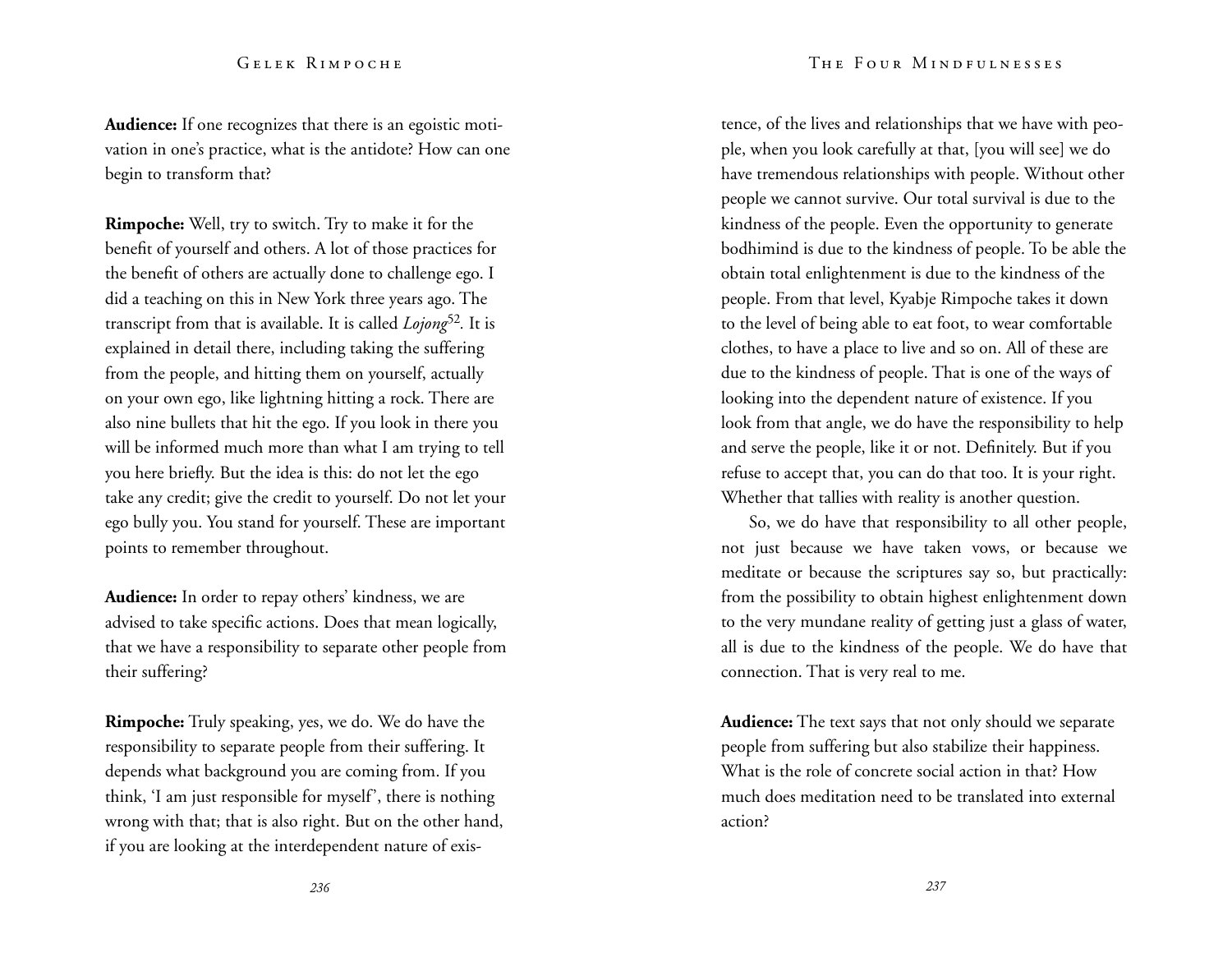**Audience:** If one recognizes that there is an egoistic motivation in one's practice, what is the antidote? How can one begin to transform that?

**Rimpoche:** Well, try to switch. Try to make it for the benefit of yourself and others. A lot of those practices for the benefit of others are actually done to challenge ego. I did a teaching on this in New York three years ago. The transcript from that is available. It is called *Lojong*[52]. It is explained in detail there, including taking the suffering from the people, and hitting them on yourself, actually on your own ego, like lightning hitting a rock. There are also nine bullets that hit the ego. If you look in there you will be informed much more than what I am trying to tell you here briefly. But the idea is this: do not let the ego take any credit; give the credit to yourself. Do not let your ego bully you. You stand for yourself. These are important points to remember throughout.

**Audience:** In order to repay others' kindness, we are advised to take specific actions. Does that mean logically, that we have a responsibility to separate other people from their suffering?

**Rimpoche:** Truly speaking, yes, we do. We do have the responsibility to separate people from their suffering. It depends what background you are coming from. If you think, 'I am just responsible for myself', there is nothing wrong with that; that is also right. But on the other hand, if you are looking at the interdependent nature of existence, of the lives and relationships that we have with people, when you look carefully at that, [you will see] we do have tremendous relationships with people. Without other people we cannot survive. Our total survival is due to the kindness of the people. Even the opportunity to generate bodhimind is due to the kindness of people. To be able the obtain total enlightenment is due to the kindness of the people. From that level, Kyabje Rimpoche takes it down to the level of being able to eat foot, to wear comfortable clothes, to have a place to live and so on. All of these are due to the kindness of people. That is one of the ways of looking into the dependent nature of existence. If you look from that angle, we do have the responsibility to help and serve the people, like it or not. Definitely. But if you refuse to accept that, you can do that too. It is your right. Whether that tallies with reality is another question.

So, we do have that responsibility to all other people, not just because we have taken vows, or because we meditate or because the scriptures say so, but practically: from the possibility to obtain highest enlightenment down to the very mundane reality of getting just a glass of water, all is due to the kindness of the people. We do have that connection. That is very real to me.

**Audience:** The text says that not only should we separate people from suffering but also stabilize their happiness. What is the role of concrete social action in that? How much does meditation need to be translated into external action?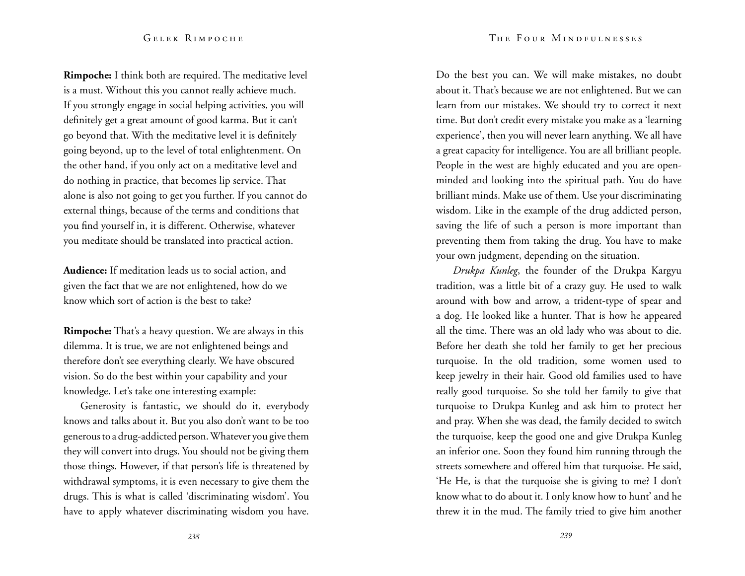**Rimpoche:** I think both are required. The meditative level is a must. Without this you cannot really achieve much. If you strongly engage in social helping activities, you will definitely get a great amount of good karma. But it can't go beyond that. With the meditative level it is definitely going beyond, up to the level of total enlightenment. On the other hand, if you only act on a meditative level and do nothing in practice, that becomes lip service. That alone is also not going to get you further. If you cannot do external things, because of the terms and conditions that you find yourself in, it is different. Otherwise, whatever you meditate should be translated into practical action.

**Audience:** If meditation leads us to social action, and given the fact that we are not enlightened, how do we know which sort of action is the best to take?

**Rimpoche:** That's a heavy question. We are always in this dilemma. It is true, we are not enlightened beings and therefore don't see everything clearly. We have obscured vision. So do the best within your capability and your knowledge. Let's take one interesting example:

Generosity is fantastic, we should do it, everybody knows and talks about it. But you also don't want to be too generous to a drug-addicted person. Whatever you give them they will convert into drugs. You should not be giving them those things. However, if that person's life is threatened by withdrawal symptoms, it is even necessary to give them the drugs. This is what is called 'discriminating wisdom'. You have to apply whatever discriminating wisdom you have. Do the best you can. We will make mistakes, no doubt about it. That's because we are not enlightened. But we can learn from our mistakes. We should try to correct it next time. But don't credit every mistake you make as a 'learning experience', then you will never learn anything. We all have a great capacity for intelligence. You are all brilliant people. People in the west are highly educated and you are open-minded and looking into the spiritual path. You do have brilliant minds. Make use of them. Use your discriminating wisdom. Like in the example of the drug addicted person, saving the life of such a person is more important than preventing them from taking the drug. You have to make your own judgment, depending on the situation.

*Drukpa Kunleg*, the founder of the Drukpa Kargyu tradition, was a little bit of a crazy guy. He used to walk around with bow and arrow, a trident-type of spear and a dog. He looked like a hunter. That is how he appeared all the time. There was an old lady who was about to die. Before her death she told her family to get her precious turquoise. In the old tradition, some women used to keep jewelry in their hair. Good old families used to have really good turquoise. So she told her family to give that turquoise to Drukpa Kunleg and ask him to protect her and pray. When she was dead, the family decided to switch the turquoise, keep the good one and give Drukpa Kunleg an inferior one. Soon they found him running through the streets somewhere and offered him that turquoise. He said, 'He He, is that the turquoise she is giving to me? I don't know what to do about it. I only know how to hunt' and he threw it in the mud. The family tried to give him another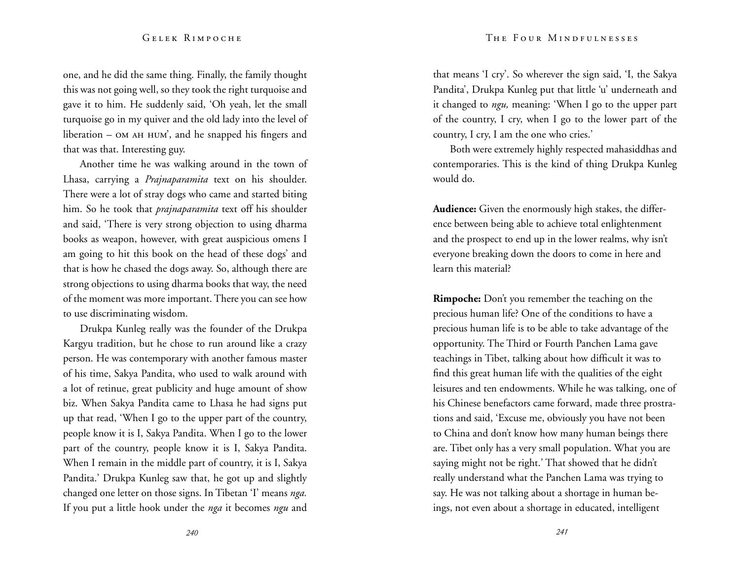one, and he did the same thing. Finally, the family thought this was not going well, so they took the right turquoise and gave it to him. He suddenly said, 'Oh yeah, let the small turquoise go in my quiver and the old lady into the level of liberation – OM AH HUM', and he snapped his fingers and that was that. Interesting guy.

Another time he was walking around in the town of Lhasa, carrying a *Prajnaparamita* text on his shoulder. There were a lot of stray dogs who came and started biting him. So he took that *prajnaparamita* text off his shoulder and said, 'There is very strong objection to using dharma books as weapon, however, with great auspicious omens I am going to hit this book on the head of these dogs' and that is how he chased the dogs away. So, although there are strong objections to using dharma books that way, the need of the moment was more important. There you can see how to use discriminating wisdom.

Drukpa Kunleg really was the founder of the Drukpa Kargyu tradition, but he chose to run around like a crazy person. He was contemporary with another famous master of his time, Sakya Pandita, who used to walk around with a lot of retinue, great publicity and huge amount of show biz. When Sakya Pandita came to Lhasa he had signs put up that read, 'When I go to the upper part of the country, people know it is I, Sakya Pandita. When I go to the lower part of the country, people know it is I, Sakya Pandita. When I remain in the middle part of country, it is I, Sakya Pandita.' Drukpa Kunleg saw that, he got up and slightly changed one letter on those signs. In Tibetan 'I' means *nga.* If you put a little hook under the *nga* it becomes *ngu* and that means 'I cry'. So wherever the sign said, 'I, the Sakya Pandita', Drukpa Kunleg put that little 'u' underneath and it changed to *ngu,* meaning: 'When I go to the upper part of the country, I cry, when I go to the lower part of the country, I cry, I am the one who cries.'

Both were extremely highly respected mahasiddhas and contemporaries. This is the kind of thing Drukpa Kunleg would do.

**Audience:** Given the enormously high stakes, the difference between being able to achieve total enlightenment and the prospect to end up in the lower realms, why isn't everyone breaking down the doors to come in here and learn this material?

**Rimpoche:** Don't you remember the teaching on the precious human life? One of the conditions to have a precious human life is to be able to take advantage of the opportunity. The Third or Fourth Panchen Lama gave teachings in Tibet, talking about how difficult it was to find this great human life with the qualities of the eight leisures and ten endowments. While he was talking, one of his Chinese benefactors came forward, made three prostrations and said, 'Excuse me, obviously you have not been to China and don't know how many human beings there are. Tibet only has a very small population. What you are saying might not be right.' That showed that he didn't really understand what the Panchen Lama was trying to say. He was not talking about a shortage in human beings, not even about a shortage in educated, intelligent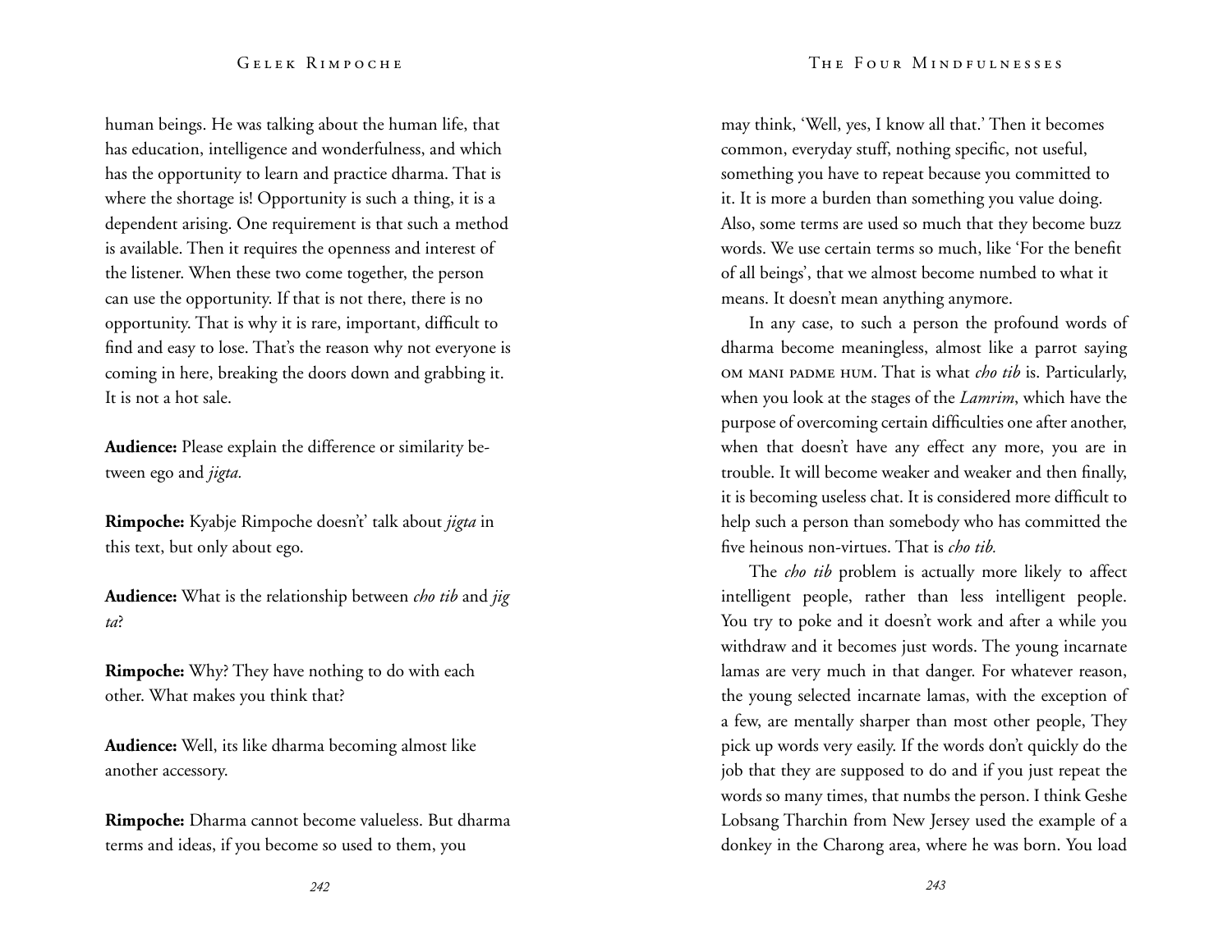human beings. He was talking about the human life, that has education, intelligence and wonderfulness, and which has the opportunity to learn and practice dharma. That is where the shortage is! Opportunity is such a thing, it is a dependent arising. One requirement is that such a method is available. Then it requires the openness and interest of the listener. When these two come together, the person can use the opportunity. If that is not there, there is no opportunity. That is why it is rare, important, difficult to find and easy to lose. That's the reason why not everyone is coming in here, breaking the doors down and grabbing it. It is not a hot sale.

**Audience:** Please explain the difference or similarity between ego and *jigta.*

**Rimpoche:** Kyabje Rimpoche doesn't' talk about *jigta* in this text, but only about ego.

**Audience:** What is the relationship between *cho tib* and *jig ta*?

**Rimpoche:** Why? They have nothing to do with each other. What makes you think that?

**Audience:** Well, its like dharma becoming almost like another accessory.

**Rimpoche:** Dharma cannot become valueless. But dharma terms and ideas, if you become so used to them, you may think, 'Well, yes, I know all that.' Then it becomes common, everyday stuff, nothing specific, not useful, something you have to repeat because you committed to it. It is more a burden than something you value doing. Also, some terms are used so much that they become buzz words. We use certain terms so much, like 'For the benefit of all beings', that we almost become numbed to what it means. It doesn't mean anything anymore.

In any case, to such a person the profound words of dharma become meaningless, almost like a parrot saying OM MANI PADME HUM. That is what *cho tib* is. Particularly, when you look at the stages of the *Lamrim*, which have the purpose of overcoming certain difficulties one after another, when that doesn't have any effect any more, you are in trouble. It will become weaker and weaker and then finally, it is becoming useless chat. It is considered more difficult to help such a person than somebody who has committed the five heinous non-virtues. That is *cho tib.*

The *cho tib* problem is actually more likely to affect intelligent people, rather than less intelligent people. You try to poke and it doesn't work and after a while you withdraw and it becomes just words. The young incarnate lamas are very much in that danger. For whatever reason, the young selected incarnate lamas, with the exception of a few, are mentally sharper than most other people, They pick up words very easily. If the words don't quickly do the job that they are supposed to do and if you just repeat the words so many times, that numbs the person. I think Geshe Lobsang Tharchin from New Jersey used the example of a donkey in the Charong area, where he was born. You load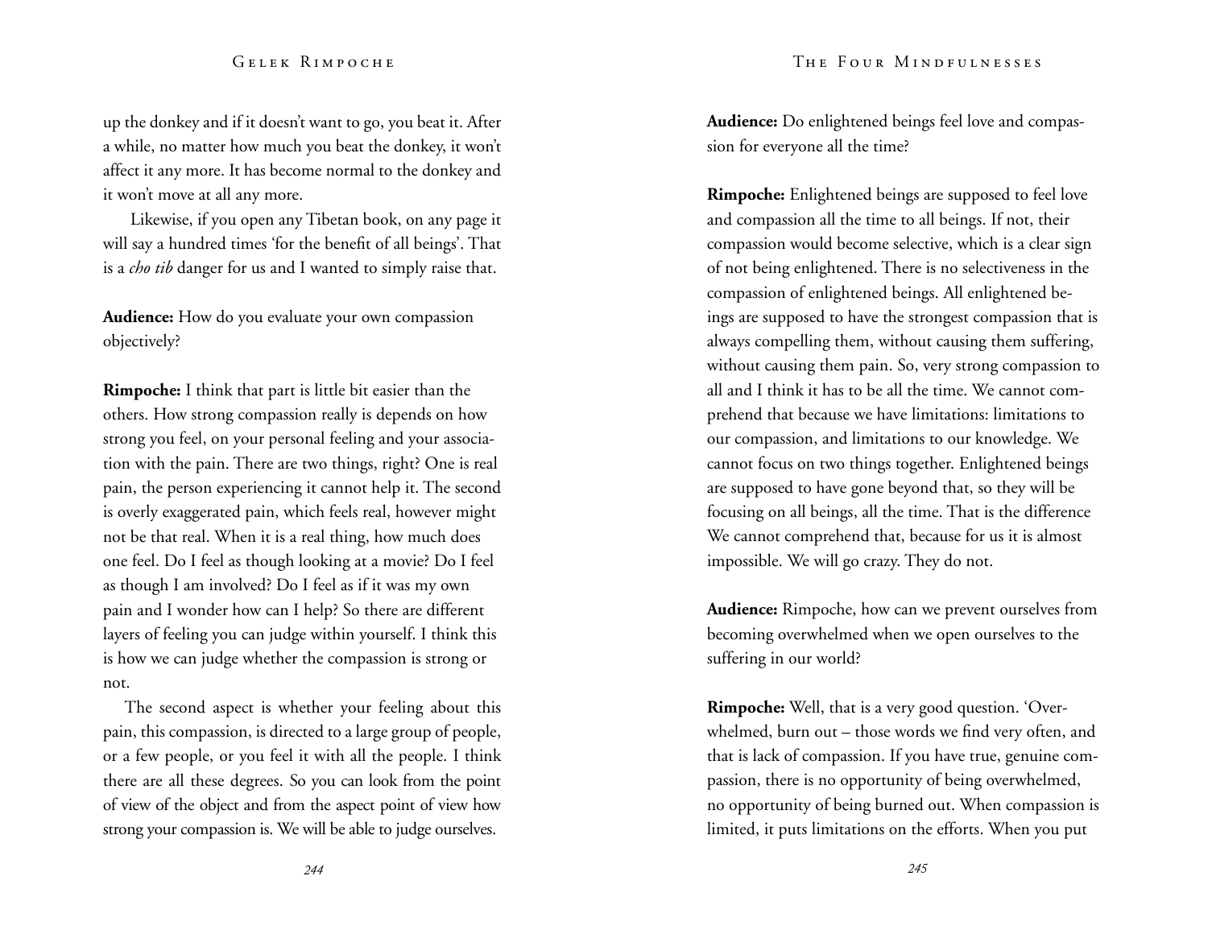up the donkey and if it doesn't want to go, you beat it. After a while, no matter how much you beat the donkey, it won't affect it any more. It has become normal to the donkey and it won't move at all any more.

Likewise, if you open any Tibetan book, on any page it will say a hundred times 'for the benefit of all beings'. That is a *cho tib* danger for us and I wanted to simply raise that.

**Audience:** How do you evaluate your own compassion objectively?

**Rimpoche:** I think that part is little bit easier than the others. How strong compassion really is depends on how strong you feel, on your personal feeling and your association with the pain. There are two things, right? One is real pain, the person experiencing it cannot help it. The second is overly exaggerated pain, which feels real, however might not be that real. When it is a real thing, how much does one feel. Do I feel as though looking at a movie? Do I feel as though I am involved? Do I feel as if it was my own pain and I wonder how can I help? So there are different layers of feeling you can judge within yourself. I think this is how we can judge whether the compassion is strong or not.

The second aspect is whether your feeling about this pain, this compassion, is directed to a large group of people, or a few people, or you feel it with all the people. I think there are all these degrees. So you can look from the point of view of the object and from the aspect point of view how strong your compassion is. We will be able to judge ourselves.

**Audience:** Do enlightened beings feel love and compassion for everyone all the time?

**Rimpoche:** Enlightened beings are supposed to feel love and compassion all the time to all beings. If not, their compassion would become selective, which is a clear sign of not being enlightened. There is no selectiveness in the compassion of enlightened beings. All enlightened beings are supposed to have the strongest compassion that is always compelling them, without causing them suffering, without causing them pain. So, very strong compassion to all and I think it has to be all the time. We cannot comprehend that because we have limitations: limitations to our compassion, and limitations to our knowledge. We cannot focus on two things together. Enlightened beings are supposed to have gone beyond that, so they will be focusing on all beings, all the time. That is the difference We cannot comprehend that, because for us it is almost impossible. We will go crazy. They do not.

**Audience:** Rimpoche, how can we prevent ourselves from becoming overwhelmed when we open ourselves to the suffering in our world?

**Rimpoche:** Well, that is a very good question. 'Overwhelmed, burn out – those words we find very often, and that is lack of compassion. If you have true, genuine compassion, there is no opportunity of being overwhelmed, no opportunity of being burned out. When compassion is limited, it puts limitations on the efforts. When you put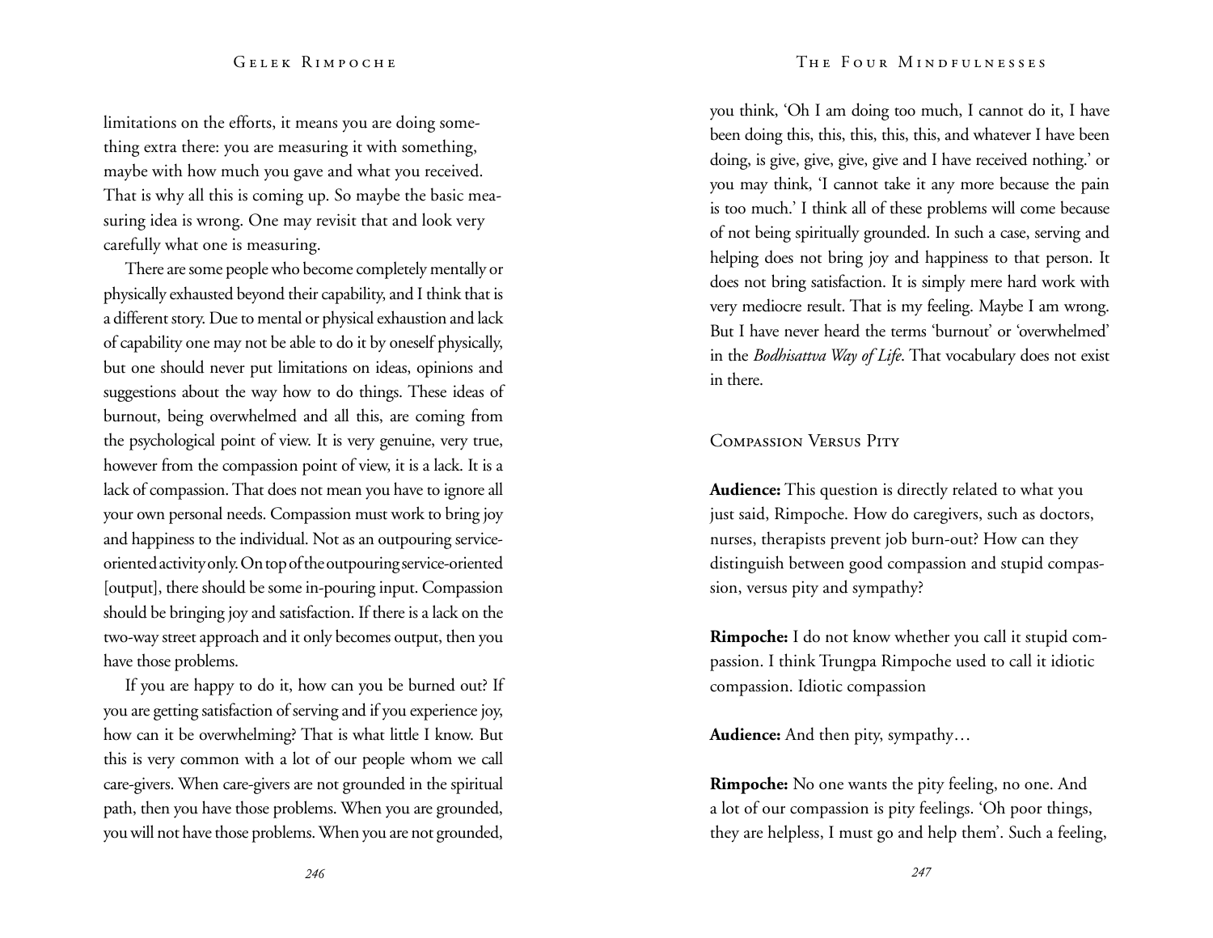limitations on the efforts, it means you are doing something extra there: you are measuring it with something, maybe with how much you gave and what you received. That is why all this is coming up. So maybe the basic measuring idea is wrong. One may revisit that and look very carefully what one is measuring.

There are some people who become completely mentally or physically exhausted beyond their capability, and I think that is a different story. Due to mental or physical exhaustion and lack of capability one may not be able to do it by oneself physically, but one should never put limitations on ideas, opinions and suggestions about the way how to do things. These ideas of burnout, being overwhelmed and all this, are coming from the psychological point of view. It is very genuine, very true, however from the compassion point of view, it is a lack. It is a lack of compassion. That does not mean you have to ignore all your own personal needs. Compassion must work to bring joy and happiness to the individual. Not as an outpouring service-oriented activity only. On top of the outpouring service-oriented [output], there should be some in-pouring input. Compassion should be bringing joy and satisfaction. If there is a lack on the two-way street approach and it only becomes output, then you have those problems.

If you are happy to do it, how can you be burned out? If you are getting satisfaction of serving and if you experience joy, how can it be overwhelming? That is what little I know. But this is very common with a lot of our people whom we call care-givers. When care-givers are not grounded in the spiritual path, then you have those problems. When you are grounded, you will not have those problems. When you are not grounded, you think, 'Oh I am doing too much, I cannot do it, I have been doing this, this, this, this, this, and whatever I have been doing, is give, give, give, give and I have received nothing.' or you may think, 'I cannot take it any more because the pain is too much.' I think all of these problems will come because of not being spiritually grounded. In such a case, serving and helping does not bring joy and happiness to that person. It does not bring satisfaction. It is simply mere hard work with very mediocre result. That is my feeling. Maybe I am wrong. But I have never heard the terms 'burnout' or 'overwhelmed' in the *Bodhisattva Way of Life*. That vocabulary does not exist in there.

## Compassion Versus Pity

**Audience:** This question is directly related to what you just said, Rimpoche. How do caregivers, such as doctors, nurses, therapists prevent job burn-out? How can they distinguish between good compassion and stupid compassion, versus pity and sympathy?

**Rimpoche:** I do not know whether you call it stupid compassion. I think Trungpa Rimpoche used to call it idiotic compassion. Idiotic compassion

**Audience:** And then pity, sympathy…

**Rimpoche:** No one wants the pity feeling, no one. And a lot of our compassion is pity feelings. 'Oh poor things, they are helpless, I must go and help them'. Such a feeling,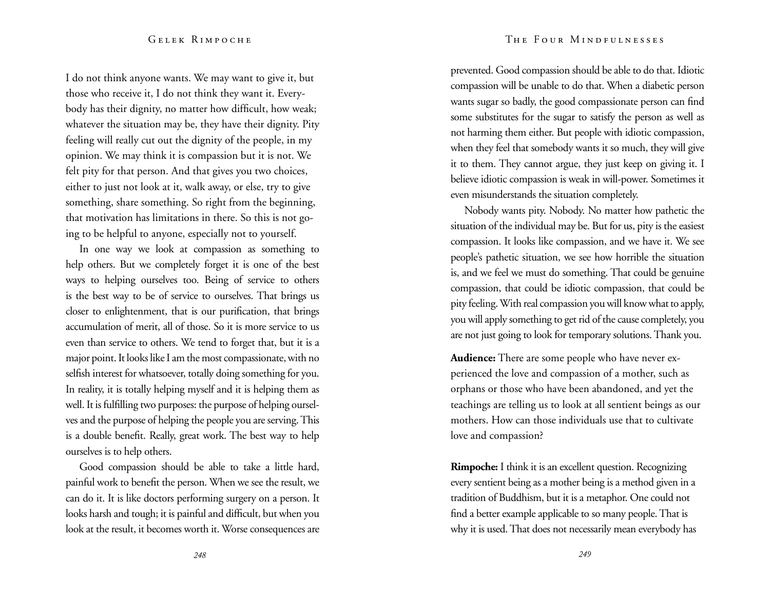I do not think anyone wants. We may want to give it, but those who receive it, I do not think they want it. Everybody has their dignity, no matter how difficult, how weak; whatever the situation may be, they have their dignity. Pity feeling will really cut out the dignity of the people, in my opinion. We may think it is compassion but it is not. We felt pity for that person. And that gives you two choices, either to just not look at it, walk away, or else, try to give something, share something. So right from the beginning, that motivation has limitations in there. So this is not going to be helpful to anyone, especially not to yourself.

In one way we look at compassion as something to help others. But we completely forget it is one of the best ways to helping ourselves too. Being of service to others is the best way to be of service to ourselves. That brings us closer to enlightenment, that is our purification, that brings accumulation of merit, all of those. So it is more service to us even than service to others. We tend to forget that, but it is a major point. It looks like I am the most compassionate, with no selfish interest for whatsoever, totally doing something for you. In reality, it is totally helping myself and it is helping them as well. It is fulfilling two purposes: the purpose of helping ourselves and the purpose of helping the people you are serving. This is a double benefit. Really, great work. The best way to help ourselves is to help others.

Good compassion should be able to take a little hard, painful work to benefit the person. When we see the result, we can do it. It is like doctors performing surgery on a person. It looks harsh and tough; it is painful and difficult, but when you look at the result, it becomes worth it. Worse consequences are prevented. Good compassion should be able to do that. Idiotic compassion will be unable to do that. When a diabetic person wants sugar so badly, the good compassionate person can find some substitutes for the sugar to satisfy the person as well as not harming them either. But people with idiotic compassion, when they feel that somebody wants it so much, they will give it to them. They cannot argue, they just keep on giving it. I believe idiotic compassion is weak in will-power. Sometimes it even misunderstands the situation completely.

Nobody wants pity. Nobody. No matter how pathetic the situation of the individual may be. But for us, pity is the easiest compassion. It looks like compassion, and we have it. We see people's pathetic situation, we see how horrible the situation is, and we feel we must do something. That could be genuine compassion, that could be idiotic compassion, that could be pity feeling. With real compassion you will know what to apply, you will apply something to get rid of the cause completely, you are not just going to look for temporary solutions. Thank you.

**Audience:** There are some people who have never experienced the love and compassion of a mother, such as orphans or those who have been abandoned, and yet the teachings are telling us to look at all sentient beings as our mothers. How can those individuals use that to cultivate love and compassion?

**Rimpoche:** I think it is an excellent question. Recognizing every sentient being as a mother being is a method given in a tradition of Buddhism, but it is a metaphor. One could not find a better example applicable to so many people. That is why it is used. That does not necessarily mean everybody has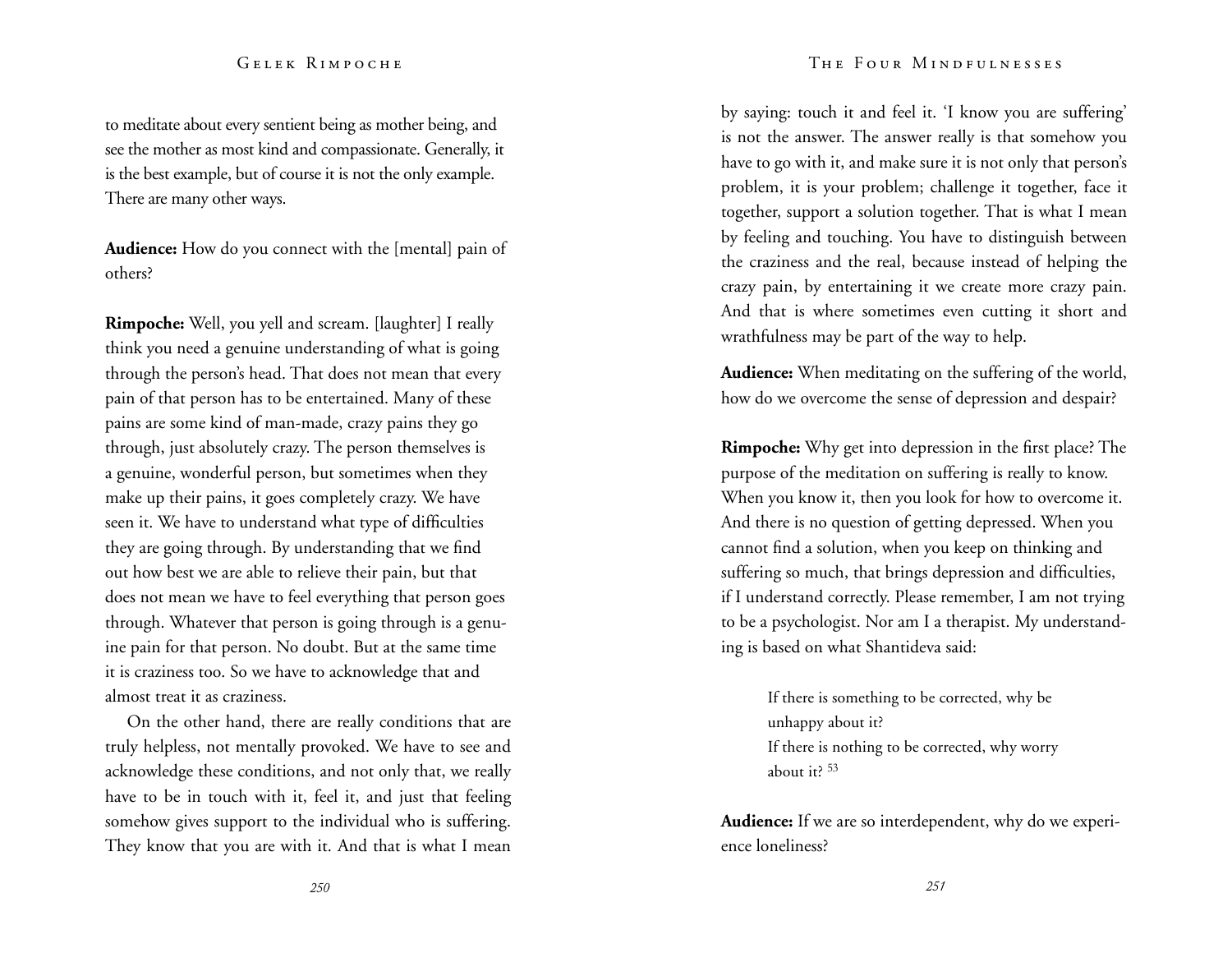to meditate about every sentient being as mother being, and see the mother as most kind and compassionate. Generally, it is the best example, but of course it is not the only example. There are many other ways.

**Audience:** How do you connect with the [mental] pain of others?

**Rimpoche:** Well, you yell and scream. [laughter] I really think you need a genuine understanding of what is going through the person's head. That does not mean that every pain of that person has to be entertained. Many of these pains are some kind of man-made, crazy pains they go through, just absolutely crazy. The person themselves is a genuine, wonderful person, but sometimes when they make up their pains, it goes completely crazy. We have seen it. We have to understand what type of difficulties they are going through. By understanding that we find out how best we are able to relieve their pain, but that does not mean we have to feel everything that person goes through. Whatever that person is going through is a genuine pain for that person. No doubt. But at the same time it is craziness too. So we have to acknowledge that and almost treat it as craziness.

On the other hand, there are really conditions that are truly helpless, not mentally provoked. We have to see and acknowledge these conditions, and not only that, we really have to be in touch with it, feel it, and just that feeling somehow gives support to the individual who is suffering. They know that you are with it. And that is what I mean by saying: touch it and feel it. 'I know you are suffering' is not the answer. The answer really is that somehow you have to go with it, and make sure it is not only that person's problem, it is your problem; challenge it together, face it together, support a solution together. That is what I mean by feeling and touching. You have to distinguish between the craziness and the real, because instead of helping the crazy pain, by entertaining it we create more crazy pain. And that is where sometimes even cutting it short and wrathfulness may be part of the way to help.

**Audience:** When meditating on the suffering of the world, how do we overcome the sense of depression and despair?

**Rimpoche:** Why get into depression in the first place? The purpose of the meditation on suffering is really to know. When you know it, then you look for how to overcome it. And there is no question of getting depressed. When you cannot find a solution, when you keep on thinking and suffering so much, that brings depression and difficulties, if I understand correctly. Please remember, I am not trying to be a psychologist. Nor am I a therapist. My understanding is based on what Shantideva said:

> If there is something to be corrected, why be unhappy about it?
> If there is nothing to be corrected, why worry about it? [53]

**Audience:** If we are so interdependent, why do we experience loneliness?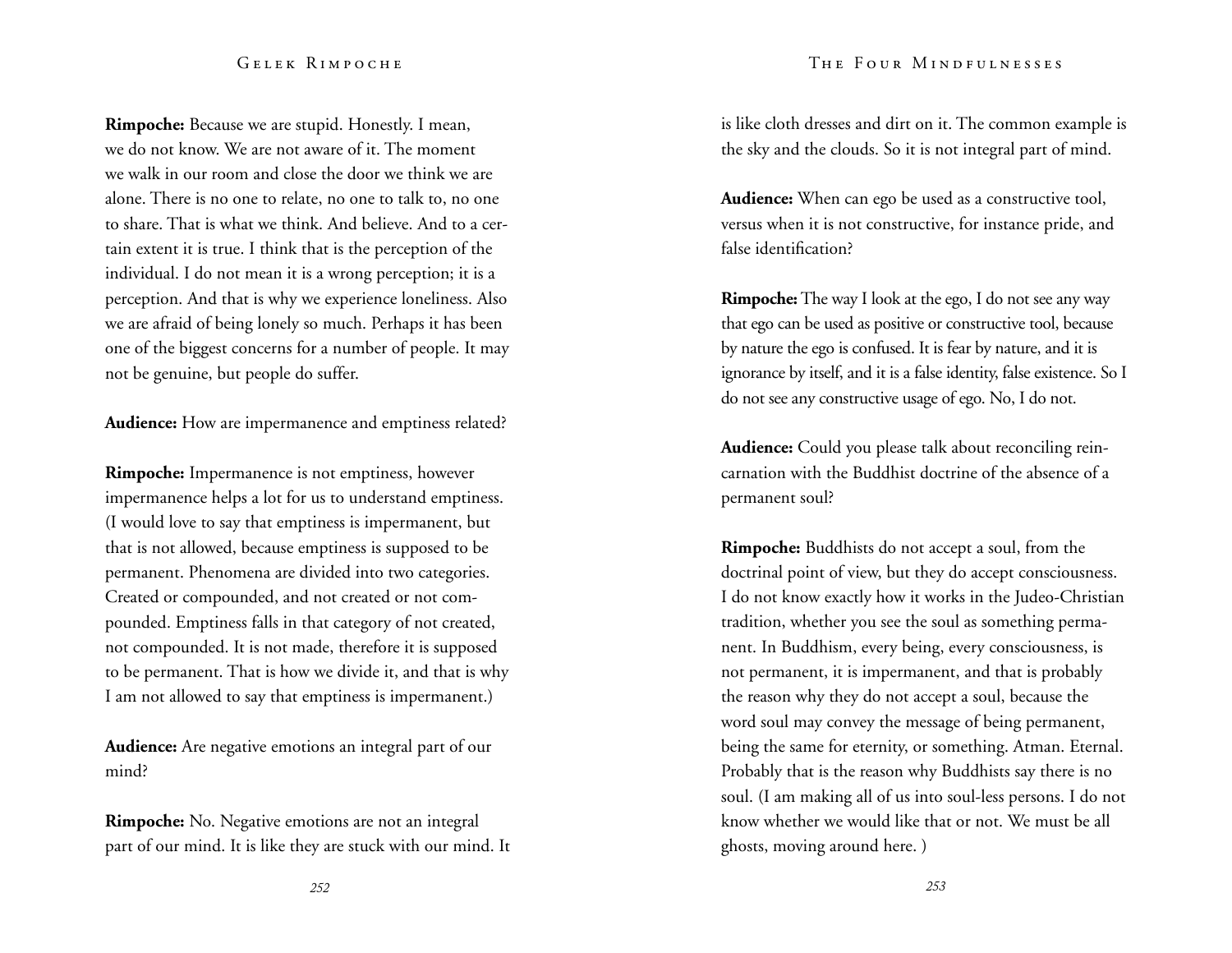**Rimpoche:** Because we are stupid. Honestly. I mean, we do not know. We are not aware of it. The moment we walk in our room and close the door we think we are alone. There is no one to relate, no one to talk to, no one to share. That is what we think. And believe. And to a certain extent it is true. I think that is the perception of the individual. I do not mean it is a wrong perception; it is a perception. And that is why we experience loneliness. Also we are afraid of being lonely so much. Perhaps it has been one of the biggest concerns for a number of people. It may not be genuine, but people do suffer.

**Audience:** How are impermanence and emptiness related?

**Rimpoche:** Impermanence is not emptiness, however impermanence helps a lot for us to understand emptiness. (I would love to say that emptiness is impermanent, but that is not allowed, because emptiness is supposed to be permanent. Phenomena are divided into two categories. Created or compounded, and not created or not compounded. Emptiness falls in that category of not created, not compounded. It is not made, therefore it is supposed to be permanent. That is how we divide it, and that is why I am not allowed to say that emptiness is impermanent.)

**Audience:** Are negative emotions an integral part of our mind?

**Rimpoche:** No. Negative emotions are not an integral part of our mind. It is like they are stuck with our mind. It is like cloth dresses and dirt on it. The common example is the sky and the clouds. So it is not integral part of mind.

**Audience:** When can ego be used as a constructive tool, versus when it is not constructive, for instance pride, and false identification?

**Rimpoche:** The way I look at the ego, I do not see any way that ego can be used as positive or constructive tool, because by nature the ego is confused. It is fear by nature, and it is ignorance by itself, and it is a false identity, false existence. So I do not see any constructive usage of ego. No, I do not.

**Audience:** Could you please talk about reconciling reincarnation with the Buddhist doctrine of the absence of a permanent soul?

**Rimpoche:** Buddhists do not accept a soul, from the doctrinal point of view, but they do accept consciousness. I do not know exactly how it works in the Judeo-Christian tradition, whether you see the soul as something permanent. In Buddhism, every being, every consciousness, is not permanent, it is impermanent, and that is probably the reason why they do not accept a soul, because the word soul may convey the message of being permanent, being the same for eternity, or something. Atman. Eternal. Probably that is the reason why Buddhists say there is no soul. (I am making all of us into soul-less persons. I do not know whether we would like that or not. We must be all ghosts, moving around here. )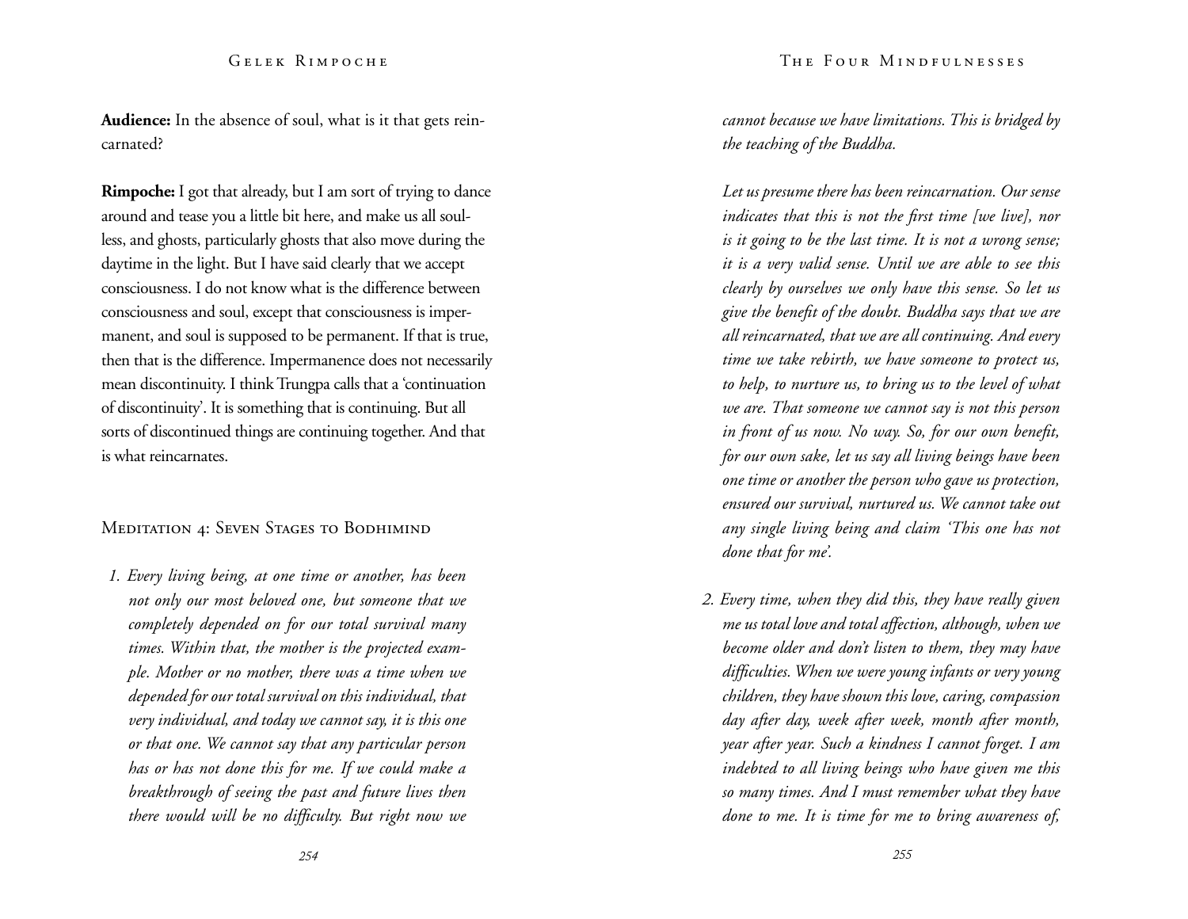**Audience:** In the absence of soul, what is it that gets reincarnated?

**Rimpoche:** I got that already, but I am sort of trying to dance around and tease you a little bit here, and make us all soulless, and ghosts, particularly ghosts that also move during the daytime in the light. But I have said clearly that we accept consciousness. I do not know what is the difference between consciousness and soul, except that consciousness is impermanent, and soul is supposed to be permanent. If that is true, then that is the difference. Impermanence does not necessarily mean discontinuity. I think Trungpa calls that a 'continuation of discontinuity'. It is something that is continuing. But all sorts of discontinued things are continuing together. And that is what reincarnates.

### Meditation 4: Seven Stages to Bodhimind

1. *Every living being, at one time or another, has been not only our most beloved one, but someone that we completely depended on for our total survival many times. Within that, the mother is the projected example. Mother or no mother, there was a time when we depended for our total survival on this individual, that very individual, and today we cannot say, it is this one or that one. We cannot say that any particular person has or has not done this for me. If we could make a breakthrough of seeing the past and future lives then there would will be no difficulty. But right now we cannot because we have limitations. This is bridged by the teaching of the Buddha.*

   *Let us presume there has been reincarnation. Our sense indicates that this is not the first time [we live], nor is it going to be the last time. It is not a wrong sense; it is a very valid sense. Until we are able to see this clearly by ourselves we only have this sense. So let us give the benefit of the doubt. Buddha says that we are all reincarnated, that we are all continuing. And every time we take rebirth, we have someone to protect us, to help, to nurture us, to bring us to the level of what we are. That someone we cannot say is not this person in front of us now. No way. So, for our own benefit, for our own sake, let us say all living beings have been one time or another the person who gave us protection, ensured our survival, nurtured us. We cannot take out any single living being and claim 'This one has not done that for me'.*

2. *Every time, when they did this, they have really given me us total love and total affection, although, when we become older and don't listen to them, they may have difficulties. When we were young infants or very young children, they have shown this love, caring, compassion day after day, week after week, month after month, year after year. Such a kindness I cannot forget. I am indebted to all living beings who have given me this so many times. And I must remember what they have done to me. It is time for me to bring awareness of,*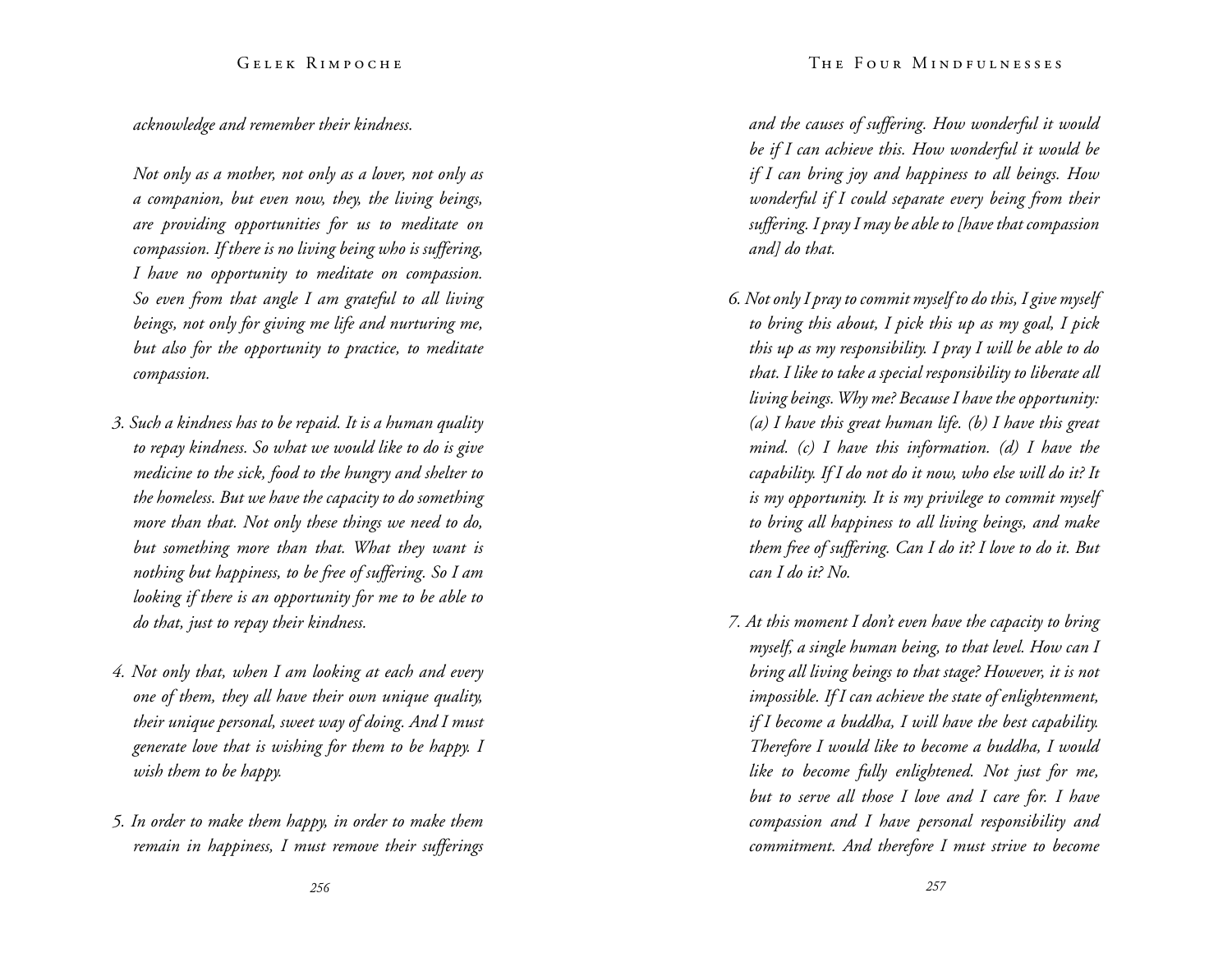*acknowledge and remember their kindness.*

*Not only as a mother, not only as a lover, not only as a companion, but even now, they, the living beings, are providing opportunities for us to meditate on compassion. If there is no living being who is suffering, I have no opportunity to meditate on compassion. So even from that angle I am grateful to all living beings, not only for giving me life and nurturing me, but also for the opportunity to practice, to meditate compassion.*

3. *Such a kindness has to be repaid. It is a human quality to repay kindness. So what we would like to do is give medicine to the sick, food to the hungry and shelter to the homeless. But we have the capacity to do something more than that. Not only these things we need to do, but something more than that. What they want is nothing but happiness, to be free of suffering. So I am looking if there is an opportunity for me to be able to do that, just to repay their kindness.*

4. *Not only that, when I am looking at each and every one of them, they all have their own unique quality, their unique personal, sweet way of doing. And I must generate love that is wishing for them to be happy. I wish them to be happy.*

5. *In order to make them happy, in order to make them remain in happiness, I must remove their sufferings and the causes of suffering. How wonderful it would be if I can achieve this. How wonderful it would be if I can bring joy and happiness to all beings. How wonderful if I could separate every being from their suffering. I pray I may be able to [have that compassion and] do that.*

6. *Not only I pray to commit myself to do this, I give myself to bring this about, I pick this up as my goal, I pick this up as my responsibility. I pray I will be able to do that. I like to take a special responsibility to liberate all living beings. Why me? Because I have the opportunity: (a) I have this great human life. (b) I have this great mind. (c) I have this information. (d) I have the capability. If I do not do it now, who else will do it? It is my opportunity. It is my privilege to commit myself to bring all happiness to all living beings, and make them free of suffering. Can I do it? I love to do it. But can I do it? No.*

7. *At this moment I don't even have the capacity to bring myself, a single human being, to that level. How can I bring all living beings to that stage? However, it is not impossible. If I can achieve the state of enlightenment, if I become a buddha, I will have the best capability. Therefore I would like to become a buddha, I would like to become fully enlightened. Not just for me, but to serve all those I love and I care for. I have compassion and I have personal responsibility and commitment. And therefore I must strive to become*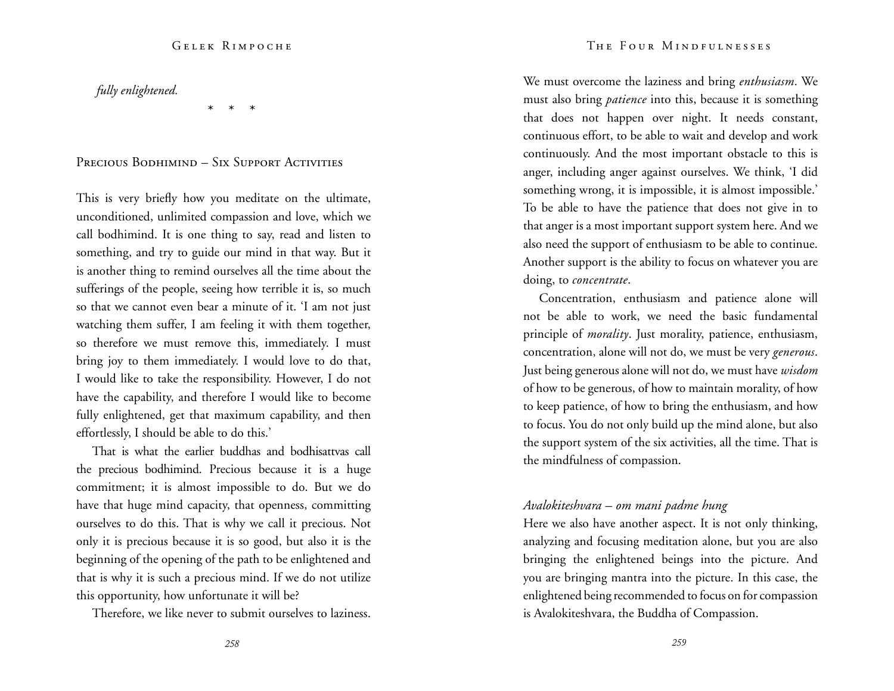*fully enlightened.*

\* \* \*

## Precious Bodhimind – Six Support Activities

This is very briefly how you meditate on the ultimate, unconditioned, unlimited compassion and love, which we call bodhimind. It is one thing to say, read and listen to something, and try to guide our mind in that way. But it is another thing to remind ourselves all the time about the sufferings of the people, seeing how terrible it is, so much so that we cannot even bear a minute of it. 'I am not just watching them suffer, I am feeling it with them together, so therefore we must remove this, immediately. I must bring joy to them immediately. I would love to do that, I would like to take the responsibility. However, I do not have the capability, and therefore I would like to become fully enlightened, get that maximum capability, and then effortlessly, I should be able to do this.'

That is what the earlier buddhas and bodhisattvas call the precious bodhimind. Precious because it is a huge commitment; it is almost impossible to do. But we do have that huge mind capacity, that openness, committing ourselves to do this. That is why we call it precious. Not only it is precious because it is so good, but also it is the beginning of the opening of the path to be enlightened and that is why it is such a precious mind. If we do not utilize this opportunity, how unfortunate it will be?

Therefore, we like never to submit ourselves to laziness. We must overcome the laziness and bring *enthusiasm*. We must also bring *patience* into this, because it is something that does not happen over night. It needs constant, continuous effort, to be able to wait and develop and work continuously. And the most important obstacle to this is anger, including anger against ourselves. We think, 'I did something wrong, it is impossible, it is almost impossible.' To be able to have the patience that does not give in to that anger is a most important support system here. And we also need the support of enthusiasm to be able to continue. Another support is the ability to focus on whatever you are doing, to *concentrate*.

Concentration, enthusiasm and patience alone will not be able to work, we need the basic fundamental principle of *morality*. Just morality, patience, enthusiasm, concentration, alone will not do, we must be very *generous*. Just being generous alone will not do, we must have *wisdom* of how to be generous, of how to maintain morality, of how to keep patience, of how to bring the enthusiasm, and how to focus. You do not only build up the mind alone, but also the support system of the six activities, all the time. That is the mindfulness of compassion.

### *Avalokiteshvara – om mani padme hung*

Here we also have another aspect. It is not only thinking, analyzing and focusing meditation alone, but you are also bringing the enlightened beings into the picture. And you are bringing mantra into the picture. In this case, the enlightened being recommended to focus on for compassion is Avalokiteshvara, the Buddha of Compassion.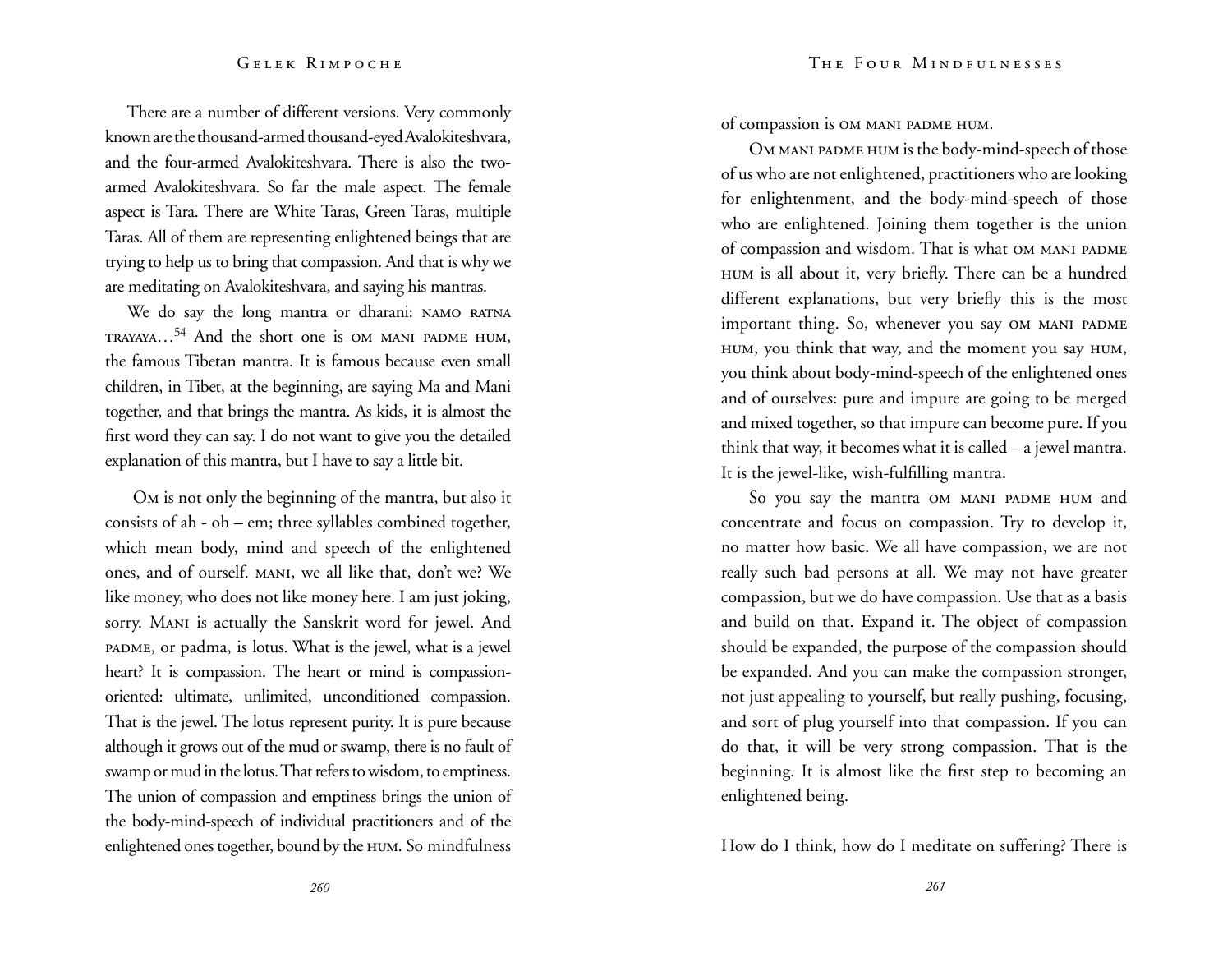There are a number of different versions. Very commonly known are the thousand-armed thousand-eyed Avalokiteshvara, and the four-armed Avalokiteshvara. There is also the two-armed Avalokiteshvara. So far the male aspect. The female aspect is Tara. There are White Taras, Green Taras, multiple Taras. All of them are representing enlightened beings that are trying to help us to bring that compassion. And that is why we are meditating on Avalokiteshvara, and saying his mantras.

We do say the long mantra or dharani: NAMO RATNA TRAYAYA…[54] And the short one is OM MANI PADME HUM, the famous Tibetan mantra. It is famous because even small children, in Tibet, at the beginning, are saying Ma and Mani together, and that brings the mantra. As kids, it is almost the first word they can say. I do not want to give you the detailed explanation of this mantra, but I have to say a little bit.

OM is not only the beginning of the mantra, but also it consists of ah - oh – em; three syllables combined together, which mean body, mind and speech of the enlightened ones, and of ourself. MANI, we all like that, don't we? We like money, who does not like money here. I am just joking, sorry. MANI is actually the Sanskrit word for jewel. And PADME, or padma, is lotus. What is the jewel, what is a jewel heart? It is compassion. The heart or mind is compassion-oriented: ultimate, unlimited, unconditioned compassion. That is the jewel. The lotus represent purity. It is pure because although it grows out of the mud or swamp, there is no fault of swamp or mud in the lotus. That refers to wisdom, to emptiness. The union of compassion and emptiness brings the union of the body-mind-speech of individual practitioners and of the enlightened ones together, bound by the HUM. So mindfulness of compassion is OM MANI PADME HUM.

OM MANI PADME HUM is the body-mind-speech of those of us who are not enlightened, practitioners who are looking for enlightenment, and the body-mind-speech of those who are enlightened. Joining them together is the union of compassion and wisdom. That is what OM MANI PADME HUM is all about it, very briefly. There can be a hundred different explanations, but very briefly this is the most important thing. So, whenever you say OM MANI PADME HUM, you think that way, and the moment you say HUM, you think about body-mind-speech of the enlightened ones and of ourselves: pure and impure are going to be merged and mixed together, so that impure can become pure. If you think that way, it becomes what it is called – a jewel mantra. It is the jewel-like, wish-fulfilling mantra.

So you say the mantra OM MANI PADME HUM and concentrate and focus on compassion. Try to develop it, no matter how basic. We all have compassion, we are not really such bad persons at all. We may not have greater compassion, but we do have compassion. Use that as a basis and build on that. Expand it. The object of compassion should be expanded, the purpose of the compassion should be expanded. And you can make the compassion stronger, not just appealing to yourself, but really pushing, focusing, and sort of plug yourself into that compassion. If you can do that, it will be very strong compassion. That is the beginning. It is almost like the first step to becoming an enlightened being.

How do I think, how do I meditate on suffering? There is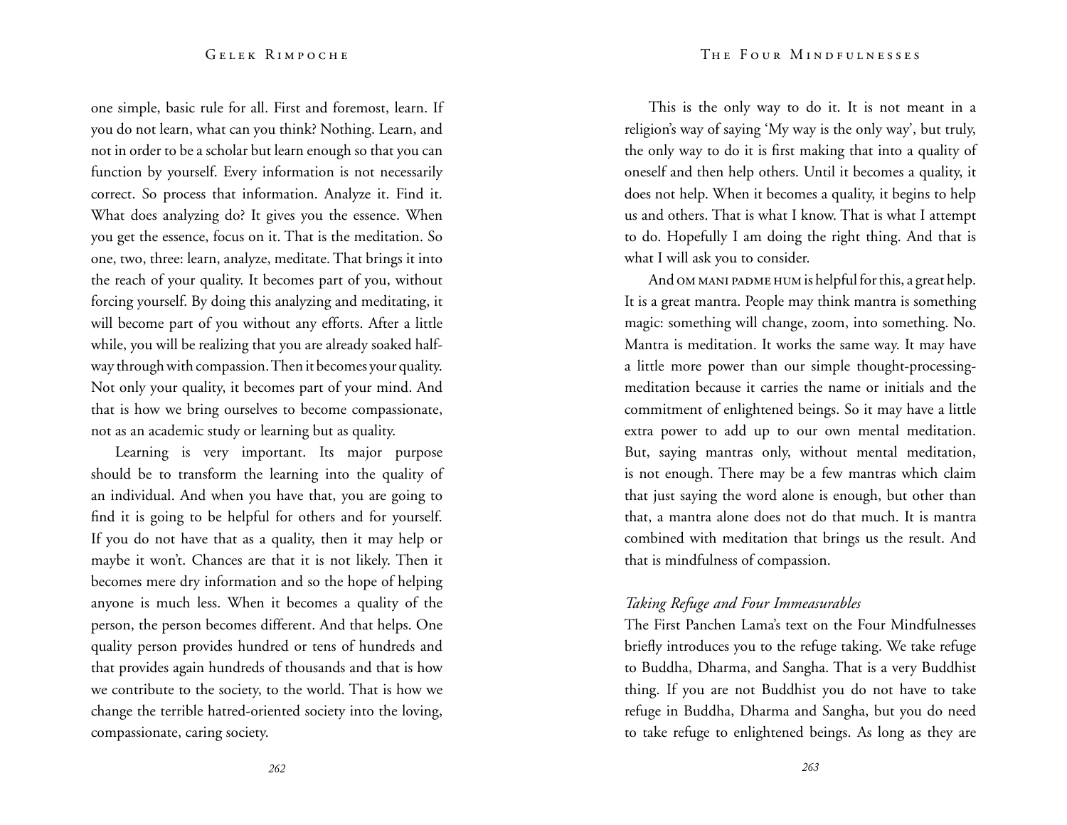one simple, basic rule for all. First and foremost, learn. If you do not learn, what can you think? Nothing. Learn, and not in order to be a scholar but learn enough so that you can function by yourself. Every information is not necessarily correct. So process that information. Analyze it. Find it. What does analyzing do? It gives you the essence. When you get the essence, focus on it. That is the meditation. So one, two, three: learn, analyze, meditate. That brings it into the reach of your quality. It becomes part of you, without forcing yourself. By doing this analyzing and meditating, it will become part of you without any efforts. After a little while, you will be realizing that you are already soaked halfway through with compassion. Then it becomes your quality. Not only your quality, it becomes part of your mind. And that is how we bring ourselves to become compassionate, not as an academic study or learning but as quality.

Learning is very important. Its major purpose should be to transform the learning into the quality of an individual. And when you have that, you are going to find it is going to be helpful for others and for yourself. If you do not have that as a quality, then it may help or maybe it won't. Chances are that it is not likely. Then it becomes mere dry information and so the hope of helping anyone is much less. When it becomes a quality of the person, the person becomes different. And that helps. One quality person provides hundred or tens of hundreds and that provides again hundreds of thousands and that is how we contribute to the society, to the world. That is how we change the terrible hatred-oriented society into the loving, compassionate, caring society.

This is the only way to do it. It is not meant in a religion's way of saying 'My way is the only way', but truly, the only way to do it is first making that into a quality of oneself and then help others. Until it becomes a quality, it does not help. When it becomes a quality, it begins to help us and others. That is what I know. That is what I attempt to do. Hopefully I am doing the right thing. And that is what I will ask you to consider.

And OM MANI PADME HUM is helpful for this, a great help. It is a great mantra. People may think mantra is something magic: something will change, zoom, into something. No. Mantra is meditation. It works the same way. It may have a little more power than our simple thought-processing-meditation because it carries the name or initials and the commitment of enlightened beings. So it may have a little extra power to add up to our own mental meditation. But, saying mantras only, without mental meditation, is not enough. There may be a few mantras which claim that just saying the word alone is enough, but other than that, a mantra alone does not do that much. It is mantra combined with meditation that brings us the result. And that is mindfulness of compassion.

### *Taking Refuge and Four Immeasurables*

The First Panchen Lama's text on the Four Mindfulnesses briefly introduces you to the refuge taking. We take refuge to Buddha, Dharma, and Sangha. That is a very Buddhist thing. If you are not Buddhist you do not have to take refuge in Buddha, Dharma and Sangha, but you do need to take refuge to enlightened beings. As long as they are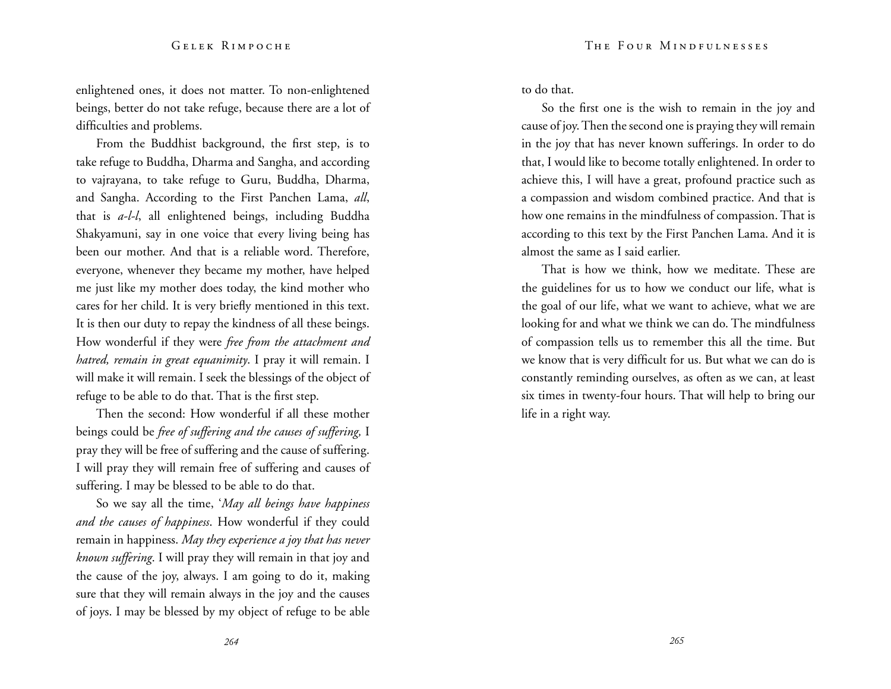enlightened ones, it does not matter. To non-enlightened beings, better do not take refuge, because there are a lot of difficulties and problems.

From the Buddhist background, the first step, is to take refuge to Buddha, Dharma and Sangha, and according to vajrayana, to take refuge to Guru, Buddha, Dharma, and Sangha. According to the First Panchen Lama, *all*, that is *a-l-l*, all enlightened beings, including Buddha Shakyamuni, say in one voice that every living being has been our mother. And that is a reliable word. Therefore, everyone, whenever they became my mother, have helped me just like my mother does today, the kind mother who cares for her child. It is very briefly mentioned in this text. It is then our duty to repay the kindness of all these beings. How wonderful if they were *free from the attachment and hatred, remain in great equanimity*. I pray it will remain. I will make it will remain. I seek the blessings of the object of refuge to be able to do that. That is the first step.

Then the second: How wonderful if all these mother beings could be *free of suffering and the causes of suffering,* I pray they will be free of suffering and the cause of suffering. I will pray they will remain free of suffering and causes of suffering. I may be blessed to be able to do that.

So we say all the time, '*May all beings have happiness and the causes of happiness*. How wonderful if they could remain in happiness. *May they experience a joy that has never known suffering*. I will pray they will remain in that joy and the cause of the joy, always. I am going to do it, making sure that they will remain always in the joy and the causes of joys. I may be blessed by my object of refuge to be able to do that.

So the first one is the wish to remain in the joy and cause of joy. Then the second one is praying they will remain in the joy that has never known sufferings. In order to do that, I would like to become totally enlightened. In order to achieve this, I will have a great, profound practice such as a compassion and wisdom combined practice. And that is how one remains in the mindfulness of compassion. That is according to this text by the First Panchen Lama. And it is almost the same as I said earlier.

That is how we think, how we meditate. These are the guidelines for us to how we conduct our life, what is the goal of our life, what we want to achieve, what we are looking for and what we think we can do. The mindfulness of compassion tells us to remember this all the time. But we know that is very difficult for us. But what we can do is constantly reminding ourselves, as often as we can, at least six times in twenty-four hours. That will help to bring our life in a right way.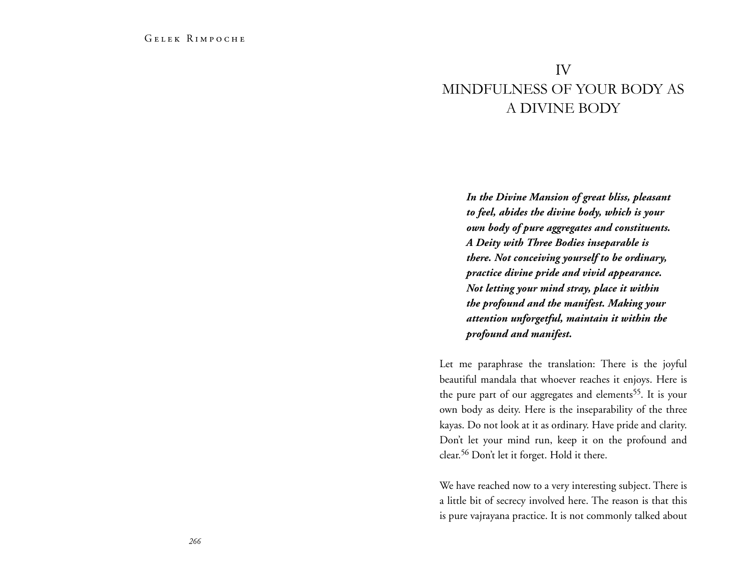# IV
# MINDFULNESS OF YOUR BODY AS A DIVINE BODY

> ***In the Divine Mansion of great bliss, pleasant to feel, abides the divine body, which is your own body of pure aggregates and constituents. A Deity with Three Bodies inseparable is there. Not conceiving yourself to be ordinary, practice divine pride and vivid appearance. Not letting your mind stray, place it within the profound and the manifest. Making your attention unforgetful, maintain it within the profound and manifest.***

Let me paraphrase the translation: There is the joyful beautiful mandala that whoever reaches it enjoys. Here is the pure part of our aggregates and elements[55]. It is your own body as deity. Here is the inseparability of the three kayas. Do not look at it as ordinary. Have pride and clarity. Don't let your mind run, keep it on the profound and clear.[56] Don't let it forget. Hold it there.

We have reached now to a very interesting subject. There is a little bit of secrecy involved here. The reason is that this is pure vajrayana practice. It is not commonly talked about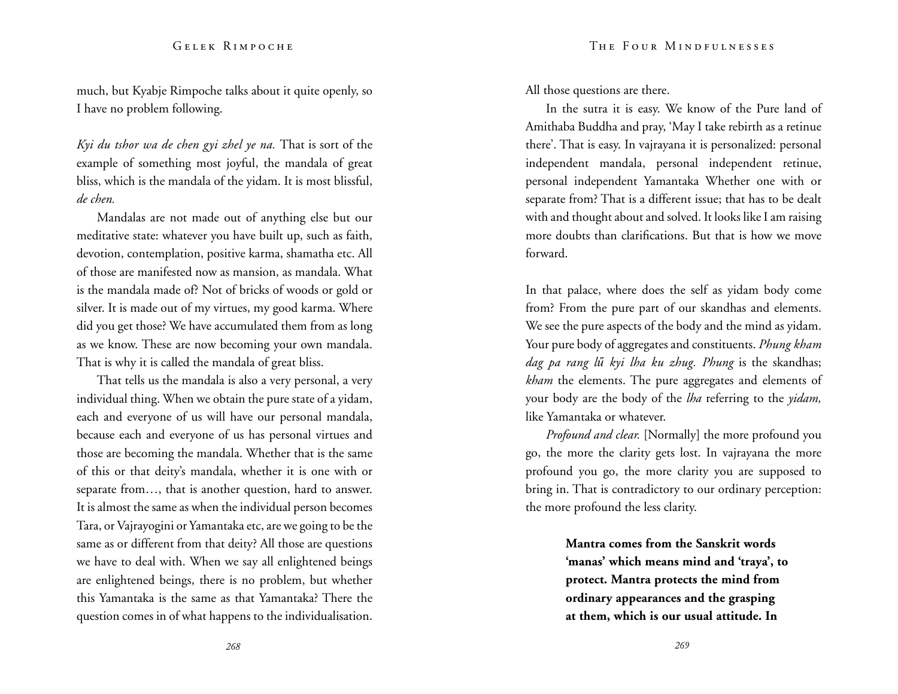much, but Kyabje Rimpoche talks about it quite openly, so I have no problem following.

*Kyi du tshor wa de chen gyi zhel ye na.* That is sort of the example of something most joyful, the mandala of great bliss, which is the mandala of the yidam. It is most blissful, *de chen.*

Mandalas are not made out of anything else but our meditative state: whatever you have built up, such as faith, devotion, contemplation, positive karma, shamatha etc. All of those are manifested now as mansion, as mandala. What is the mandala made of? Not of bricks of woods or gold or silver. It is made out of my virtues, my good karma. Where did you get those? We have accumulated them from as long as we know. These are now becoming your own mandala. That is why it is called the mandala of great bliss.

That tells us the mandala is also a very personal, a very individual thing. When we obtain the pure state of a yidam, each and everyone of us will have our personal mandala, because each and everyone of us has personal virtues and those are becoming the mandala. Whether that is the same of this or that deity's mandala, whether it is one with or separate from…, that is another question, hard to answer. It is almost the same as when the individual person becomes Tara, or Vajrayogini or Yamantaka etc, are we going to be the same as or different from that deity? All those are questions we have to deal with. When we say all enlightened beings are enlightened beings, there is no problem, but whether this Yamantaka is the same as that Yamantaka? There the question comes in of what happens to the individualisation. All those questions are there.

In the sutra it is easy. We know of the Pure land of Amithaba Buddha and pray, 'May I take rebirth as a retinue there'. That is easy. In vajrayana it is personalized: personal independent mandala, personal independent retinue, personal independent Yamantaka Whether one with or separate from? That is a different issue; that has to be dealt with and thought about and solved. It looks like I am raising more doubts than clarifications. But that is how we move forward.

In that palace, where does the self as yidam body come from? From the pure part of our skandhas and elements. We see the pure aspects of the body and the mind as yidam. Your pure body of aggregates and constituents. *Phung kham dag pa rang lǘ kyi lha ku zhug. Phung* is the skandhas; *kham* the elements. The pure aggregates and elements of your body are the body of the *lha* referring to the *yidam,* like Yamantaka or whatever.

*Profound and clear.* [Normally] the more profound you go, the more the clarity gets lost. In vajrayana the more profound you go, the more clarity you are supposed to bring in. That is contradictory to our ordinary perception: the more profound the less clarity.

> **Mantra comes from the Sanskrit words 'manas' which means mind and 'traya', to protect. Mantra protects the mind from ordinary appearances and the grasping at them, which is our usual attitude. In**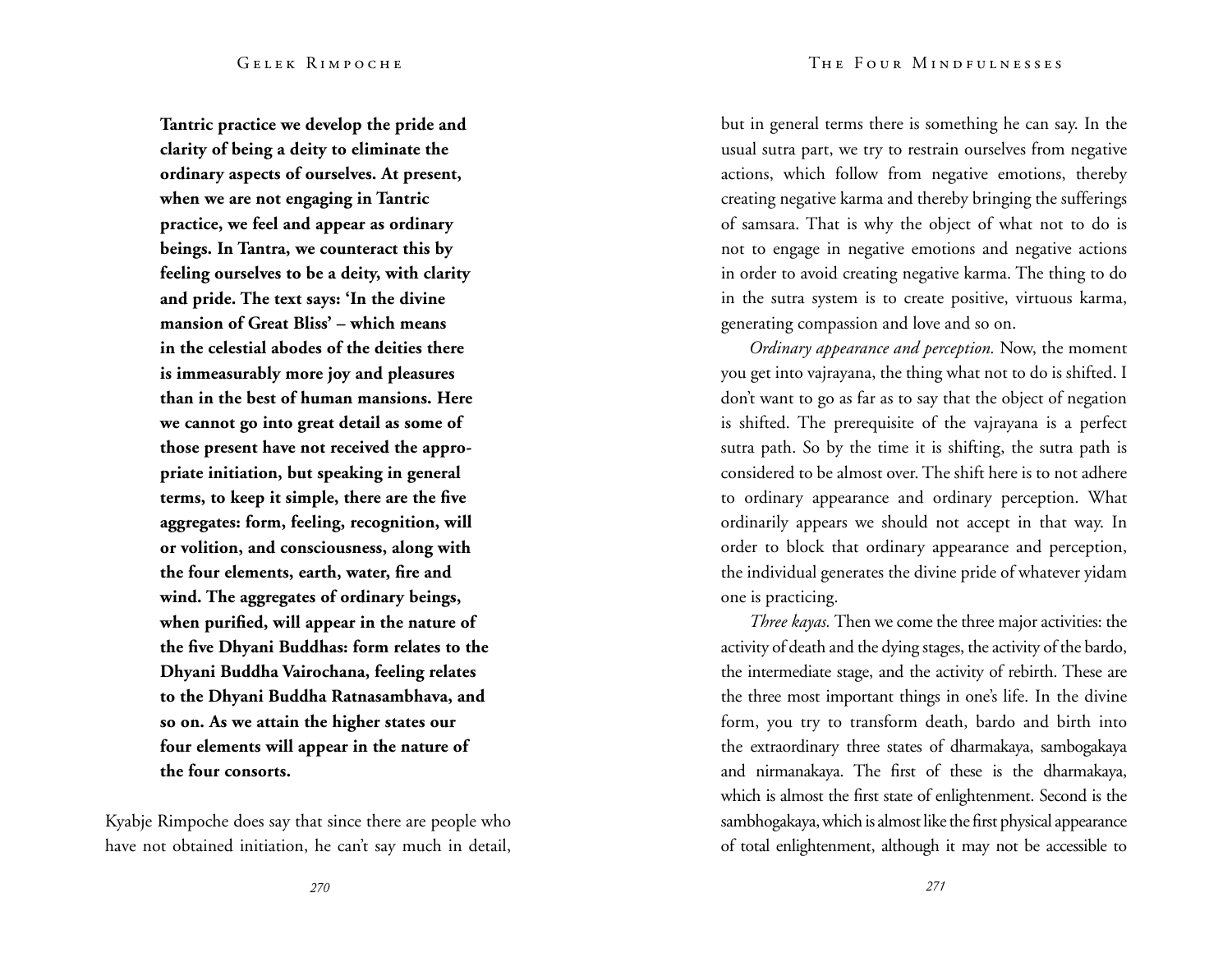**Tantric practice we develop the pride and clarity of being a deity to eliminate the ordinary aspects of ourselves. At present, when we are not engaging in Tantric practice, we feel and appear as ordinary beings. In Tantra, we counteract this by feeling ourselves to be a deity, with clarity and pride. The text says: 'In the divine mansion of Great Bliss' – which means in the celestial abodes of the deities there is immeasurably more joy and pleasures than in the best of human mansions. Here we cannot go into great detail as some of those present have not received the appropriate initiation, but speaking in general terms, to keep it simple, there are the five aggregates: form, feeling, recognition, will or volition, and consciousness, along with the four elements, earth, water, fire and wind. The aggregates of ordinary beings, when purified, will appear in the nature of the five Dhyani Buddhas: form relates to the Dhyani Buddha Vairochana, feeling relates to the Dhyani Buddha Ratnasambhava, and so on. As we attain the higher states our four elements will appear in the nature of the four consorts.**

Kyabje Rimpoche does say that since there are people who have not obtained initiation, he can't say much in detail, but in general terms there is something he can say. In the usual sutra part, we try to restrain ourselves from negative actions, which follow from negative emotions, thereby creating negative karma and thereby bringing the sufferings of samsara. That is why the object of what not to do is not to engage in negative emotions and negative actions in order to avoid creating negative karma. The thing to do in the sutra system is to create positive, virtuous karma, generating compassion and love and so on.

*Ordinary appearance and perception.* Now, the moment you get into vajrayana, the thing what not to do is shifted. I don't want to go as far as to say that the object of negation is shifted. The prerequisite of the vajrayana is a perfect sutra path. So by the time it is shifting, the sutra path is considered to be almost over. The shift here is to not adhere to ordinary appearance and ordinary perception. What ordinarily appears we should not accept in that way. In order to block that ordinary appearance and perception, the individual generates the divine pride of whatever yidam one is practicing.

*Three kayas.* Then we come the three major activities: the activity of death and the dying stages, the activity of the bardo, the intermediate stage, and the activity of rebirth. These are the three most important things in one's life. In the divine form, you try to transform death, bardo and birth into the extraordinary three states of dharmakaya, sambogakaya and nirmanakaya. The first of these is the dharmakaya, which is almost the first state of enlightenment. Second is the sambhogakaya, which is almost like the first physical appearance of total enlightenment, although it may not be accessible to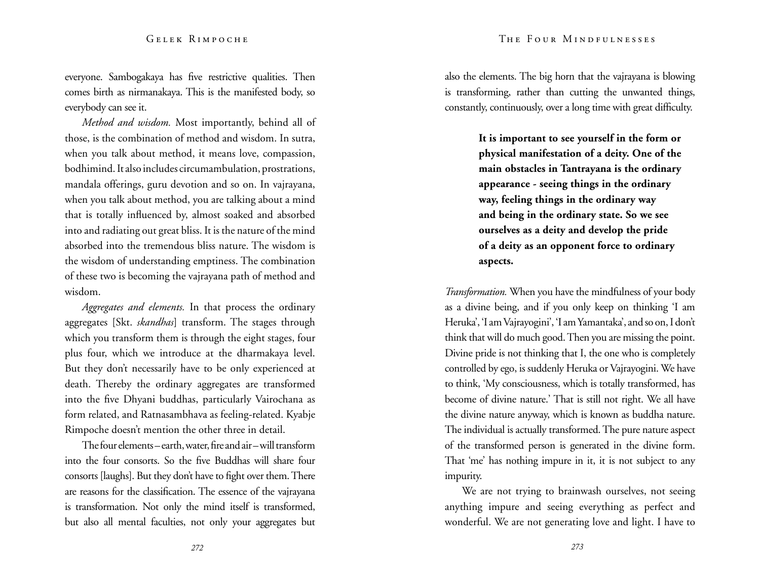everyone. Sambogakaya has five restrictive qualities. Then comes birth as nirmanakaya. This is the manifested body, so everybody can see it.

*Method and wisdom.* Most importantly, behind all of those, is the combination of method and wisdom. In sutra, when you talk about method, it means love, compassion, bodhimind. It also includes circumambulation, prostrations, mandala offerings, guru devotion and so on. In vajrayana, when you talk about method, you are talking about a mind that is totally influenced by, almost soaked and absorbed into and radiating out great bliss. It is the nature of the mind absorbed into the tremendous bliss nature. The wisdom is the wisdom of understanding emptiness. The combination of these two is becoming the vajrayana path of method and wisdom.

*Aggregates and elements.* In that process the ordinary aggregates [Skt. *skandhas*] transform. The stages through which you transform them is through the eight stages, four plus four, which we introduce at the dharmakaya level. But they don't necessarily have to be only experienced at death. Thereby the ordinary aggregates are transformed into the five Dhyani buddhas, particularly Vairochana as form related, and Ratnasambhava as feeling-related. Kyabje Rimpoche doesn't mention the other three in detail.

The four elements – earth, water, fire and air – will transform into the four consorts. So the five Buddhas will share four consorts [laughs]. But they don't have to fight over them. There are reasons for the classification. The essence of the vajrayana is transformation. Not only the mind itself is transformed, but also all mental faculties, not only your aggregates but also the elements. The big horn that the vajrayana is blowing is transforming, rather than cutting the unwanted things, constantly, continuously, over a long time with great difficulty.

> **It is important to see yourself in the form or physical manifestation of a deity. One of the main obstacles in Tantrayana is the ordinary appearance - seeing things in the ordinary way, feeling things in the ordinary way and being in the ordinary state. So we see ourselves as a deity and develop the pride of a deity as an opponent force to ordinary aspects.**

*Transformation.* When you have the mindfulness of your body as a divine being, and if you only keep on thinking 'I am Heruka', 'I am Vajrayogini', 'I am Yamantaka', and so on, I don't think that will do much good. Then you are missing the point. Divine pride is not thinking that I, the one who is completely controlled by ego, is suddenly Heruka or Vajrayogini. We have to think, 'My consciousness, which is totally transformed, has become of divine nature.' That is still not right. We all have the divine nature anyway, which is known as buddha nature. The individual is actually transformed. The pure nature aspect of the transformed person is generated in the divine form. That 'me' has nothing impure in it, it is not subject to any impurity.

We are not trying to brainwash ourselves, not seeing anything impure and seeing everything as perfect and wonderful. We are not generating love and light. I have to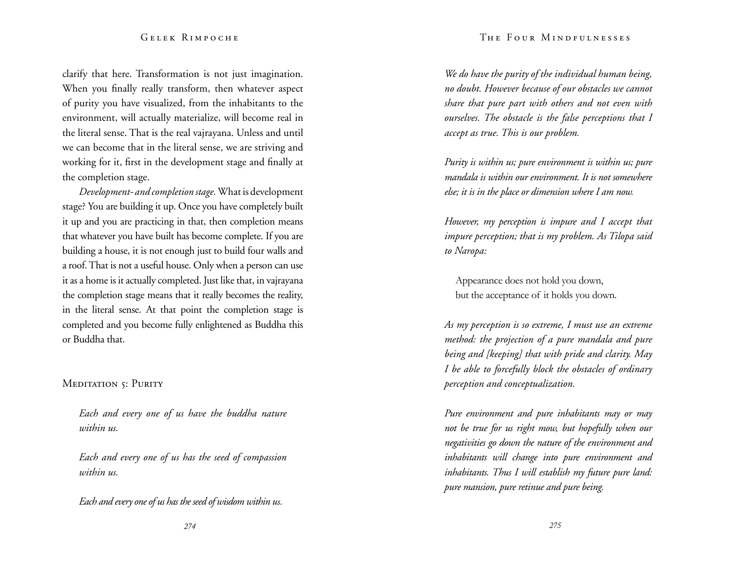clarify that here. Transformation is not just imagination. When you finally really transform, then whatever aspect of purity you have visualized, from the inhabitants to the environment, will actually materialize, will become real in the literal sense. That is the real vajrayana. Unless and until we can become that in the literal sense, we are striving and working for it, first in the development stage and finally at the completion stage.

*Development- and completion stage.* What is development stage? You are building it up. Once you have completely built it up and you are practicing in that, then completion means that whatever you have built has become complete. If you are building a house, it is not enough just to build four walls and a roof. That is not a useful house. Only when a person can use it as a home is it actually completed. Just like that, in vajrayana the completion stage means that it really becomes the reality, in the literal sense. At that point the completion stage is completed and you become fully enlightened as Buddha this or Buddha that.

### Meditation 5: Purity

*Each and every one of us have the buddha nature within us.*

*Each and every one of us has the seed of compassion within us.*

*Each and every one of us has the seed of wisdom within us.*

*We do have the purity of the individual human being, no doubt. However because of our obstacles we cannot share that pure part with others and not even with ourselves. The obstacle is the false perceptions that I accept as true. This is our problem.*

*Purity is within us; pure environment is within us; pure mandala is within our environment. It is not somewhere else; it is in the place or dimension where I am now.*

*However, my perception is impure and I accept that impure perception; that is my problem. As Tilopa said to Naropa:*

> Appearance does not hold you down,
> but the acceptance of it holds you down.

*As my perception is so extreme, I must use an extreme method: the projection of a pure mandala and pure being and [keeping] that with pride and clarity. May I be able to forcefully block the obstacles of ordinary perception and conceptualization.*

*Pure environment and pure inhabitants may or may not be true for us right mow, but hopefully when our negativities go down the nature of the environment and inhabitants will change into pure environment and inhabitants. Thus I will establish my future pure land: pure mansion, pure retinue and pure being.*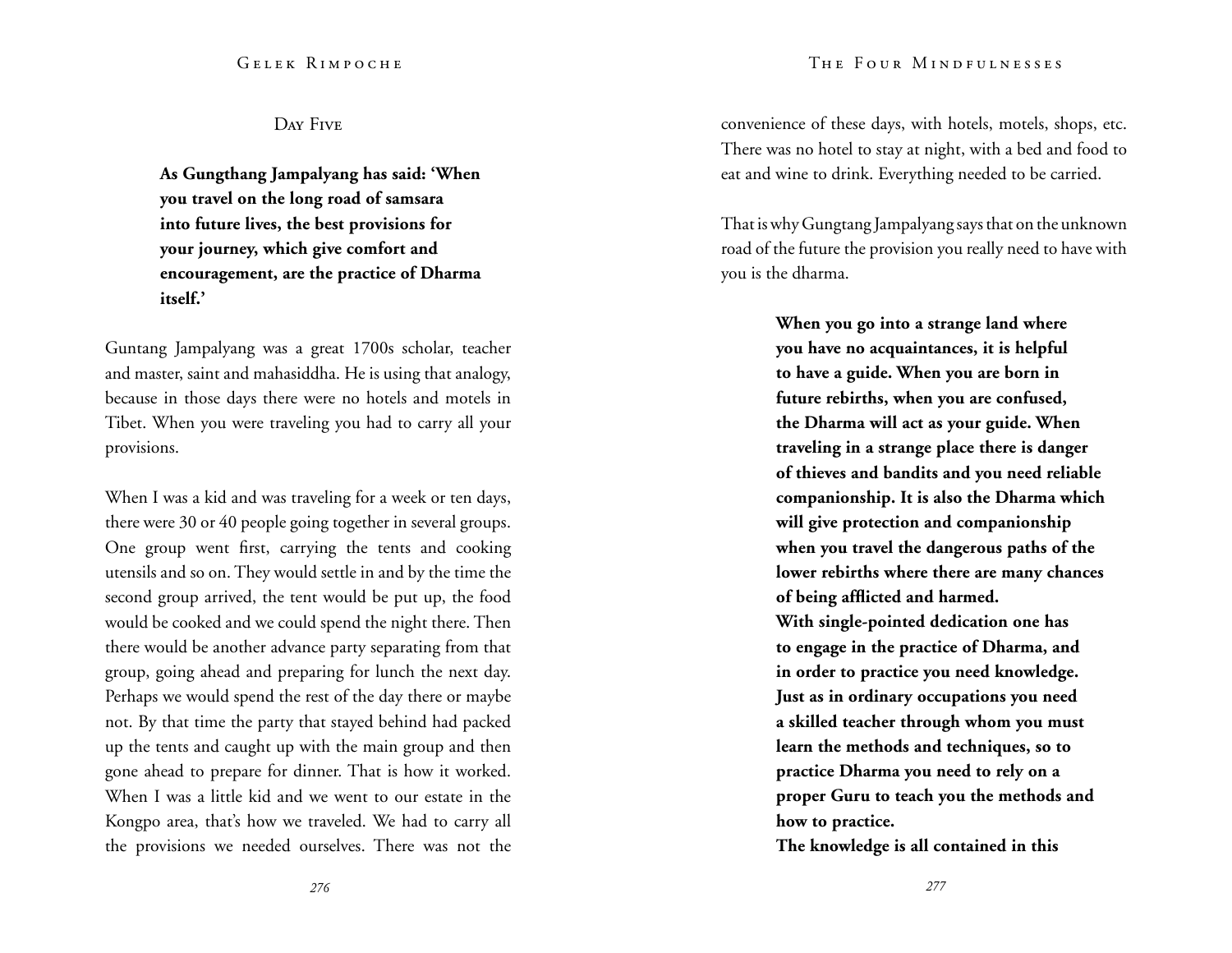## Day Five

> **As Gungthang Jampalyang has said: 'When you travel on the long road of samsara into future lives, the best provisions for your journey, which give comfort and encouragement, are the practice of Dharma itself.'**

Guntang Jampalyang was a great 1700s scholar, teacher and master, saint and mahasiddha. He is using that analogy, because in those days there were no hotels and motels in Tibet. When you were traveling you had to carry all your provisions.

When I was a kid and was traveling for a week or ten days, there were 30 or 40 people going together in several groups. One group went first, carrying the tents and cooking utensils and so on. They would settle in and by the time the second group arrived, the tent would be put up, the food would be cooked and we could spend the night there. Then there would be another advance party separating from that group, going ahead and preparing for lunch the next day. Perhaps we would spend the rest of the day there or maybe not. By that time the party that stayed behind had packed up the tents and caught up with the main group and then gone ahead to prepare for dinner. That is how it worked. When I was a little kid and we went to our estate in the Kongpo area, that's how we traveled. We had to carry all the provisions we needed ourselves. There was not the convenience of these days, with hotels, motels, shops, etc. There was no hotel to stay at night, with a bed and food to eat and wine to drink. Everything needed to be carried.

That is why Gungtang Jampalyang says that on the unknown road of the future the provision you really need to have with you is the dharma.

> **When you go into a strange land where you have no acquaintances, it is helpful to have a guide. When you are born in future rebirths, when you are confused, the Dharma will act as your guide. When traveling in a strange place there is danger of thieves and bandits and you need reliable companionship. It is also the Dharma which will give protection and companionship when you travel the dangerous paths of the lower rebirths where there are many chances of being afflicted and harmed.**
>
> **With single-pointed dedication one has to engage in the practice of Dharma, and in order to practice you need knowledge. Just as in ordinary occupations you need a skilled teacher through whom you must learn the methods and techniques, so to practice Dharma you need to rely on a proper Guru to teach you the methods and how to practice.**
>
> **The knowledge is all contained in this**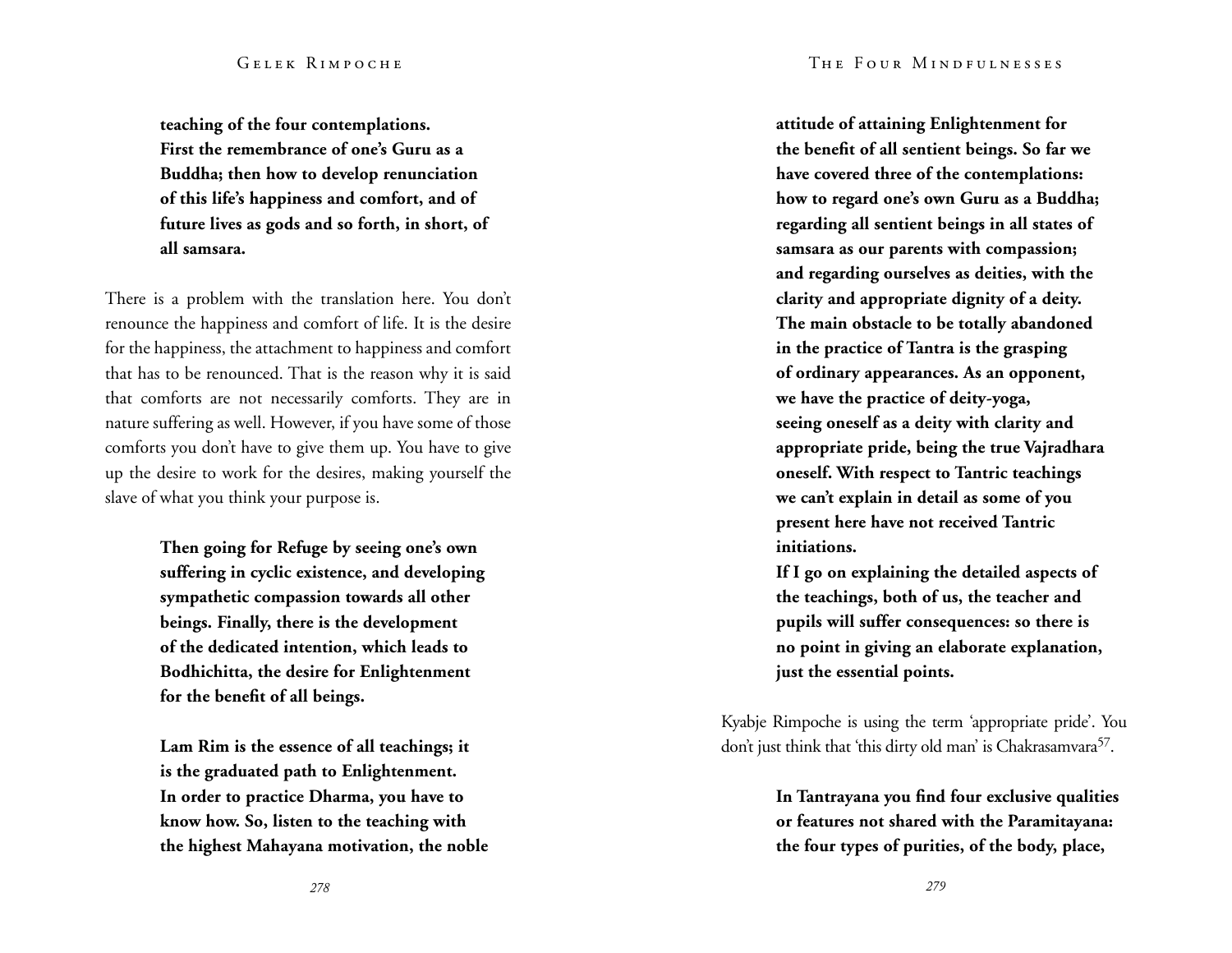**teaching of the four contemplations. First the remembrance of one's Guru as a Buddha; then how to develop renunciation of this life's happiness and comfort, and of future lives as gods and so forth, in short, of all samsara.**

There is a problem with the translation here. You don't renounce the happiness and comfort of life. It is the desire for the happiness, the attachment to happiness and comfort that has to be renounced. That is the reason why it is said that comforts are not necessarily comforts. They are in nature suffering as well. However, if you have some of those comforts you don't have to give them up. You have to give up the desire to work for the desires, making yourself the slave of what you think your purpose is.

**Then going for Refuge by seeing one's own suffering in cyclic existence, and developing sympathetic compassion towards all other beings. Finally, there is the development of the dedicated intention, which leads to Bodhichitta, the desire for Enlightenment for the benefit of all beings.**

**Lam Rim is the essence of all teachings; it is the graduated path to Enlightenment. In order to practice Dharma, you have to know how. So, listen to the teaching with the highest Mahayana motivation, the noble attitude of attaining Enlightenment for the benefit of all sentient beings. So far we have covered three of the contemplations: how to regard one's own Guru as a Buddha; regarding all sentient beings in all states of samsara as our parents with compassion; and regarding ourselves as deities, with the clarity and appropriate dignity of a deity. The main obstacle to be totally abandoned in the practice of Tantra is the grasping of ordinary appearances. As an opponent, we have the practice of deity-yoga, seeing oneself as a deity with clarity and appropriate pride, being the true Vajradhara oneself. With respect to Tantric teachings we can't explain in detail as some of you present here have not received Tantric initiations.**
**If I go on explaining the detailed aspects of the teachings, both of us, the teacher and pupils will suffer consequences: so there is no point in giving an elaborate explanation, just the essential points.**

Kyabje Rimpoche is using the term 'appropriate pride'. You don't just think that 'this dirty old man' is Chakrasamvara[57].

**In Tantrayana you find four exclusive qualities or features not shared with the Paramitayana: the four types of purities, of the body, place,**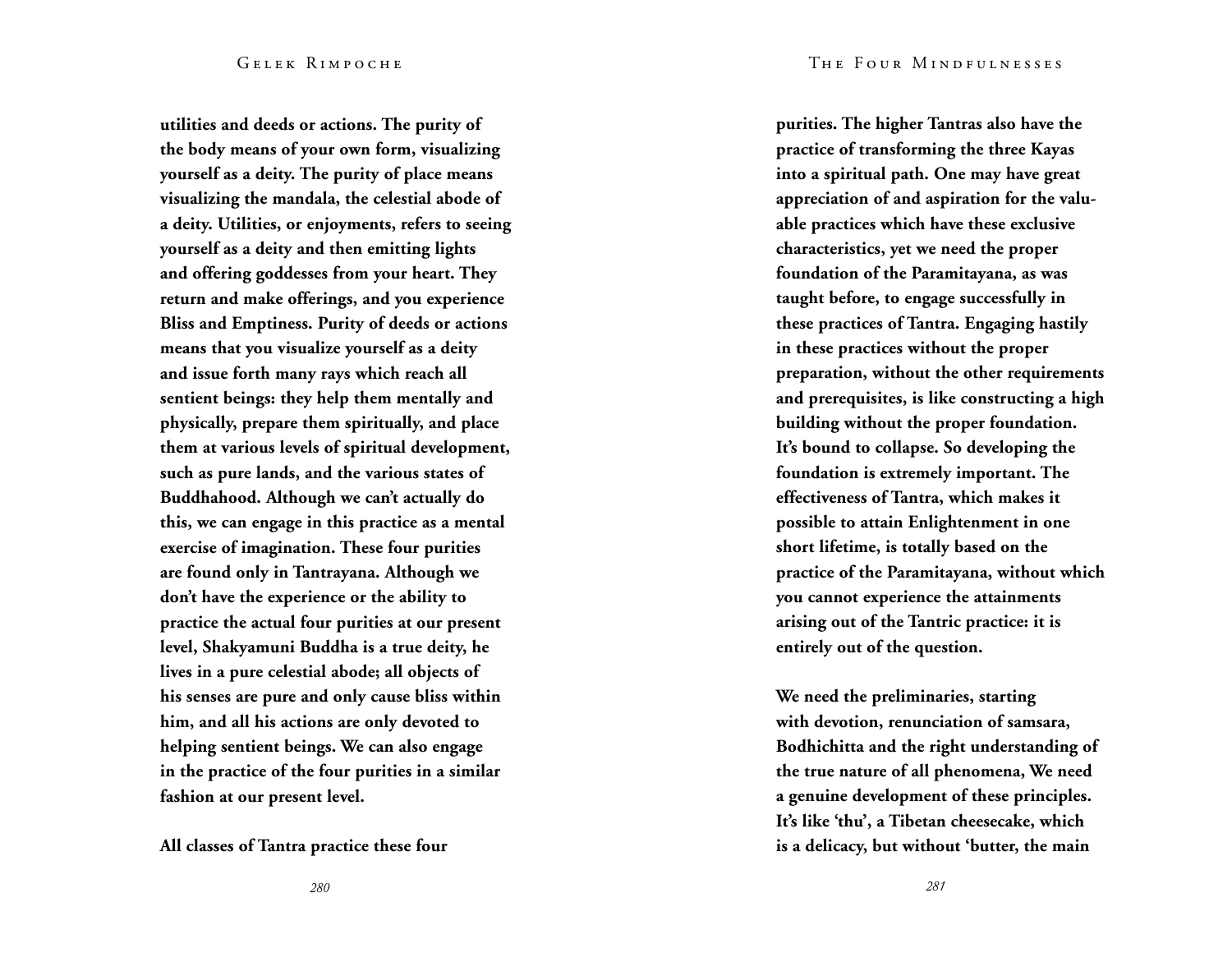utilities and deeds or actions. The purity of the body means of your own form, visualizing yourself as a deity. The purity of place means visualizing the mandala, the celestial abode of a deity. Utilities, or enjoyments, refers to seeing yourself as a deity and then emitting lights and offering goddesses from your heart. They return and make offerings, and you experience Bliss and Emptiness. Purity of deeds or actions means that you visualize yourself as a deity and issue forth many rays which reach all sentient beings: they help them mentally and physically, prepare them spiritually, and place them at various levels of spiritual development, such as pure lands, and the various states of Buddhahood. Although we can't actually do this, we can engage in this practice as a mental exercise of imagination. These four purities are found only in Tantrayana. Although we don't have the experience or the ability to practice the actual four purities at our present level, Shakyamuni Buddha is a true deity, he lives in a pure celestial abode; all objects of his senses are pure and only cause bliss within him, and all his actions are only devoted to helping sentient beings. We can also engage in the practice of the four purities in a similar fashion at our present level.

All classes of Tantra practice these four purities. The higher Tantras also have the practice of transforming the three Kayas into a spiritual path. One may have great appreciation of and aspiration for the valuable practices which have these exclusive characteristics, yet we need the proper foundation of the Paramitayana, as was taught before, to engage successfully in these practices of Tantra. Engaging hastily in these practices without the proper preparation, without the other requirements and prerequisites, is like constructing a high building without the proper foundation. It's bound to collapse. So developing the foundation is extremely important. The effectiveness of Tantra, which makes it possible to attain Enlightenment in one short lifetime, is totally based on the practice of the Paramitayana, without which you cannot experience the attainments arising out of the Tantric practice: it is entirely out of the question.

We need the preliminaries, starting with devotion, renunciation of samsara, Bodhichitta and the right understanding of the true nature of all phenomena, We need a genuine development of these principles. It's like 'thu', a Tibetan cheesecake, which is a delicacy, but without 'butter, the main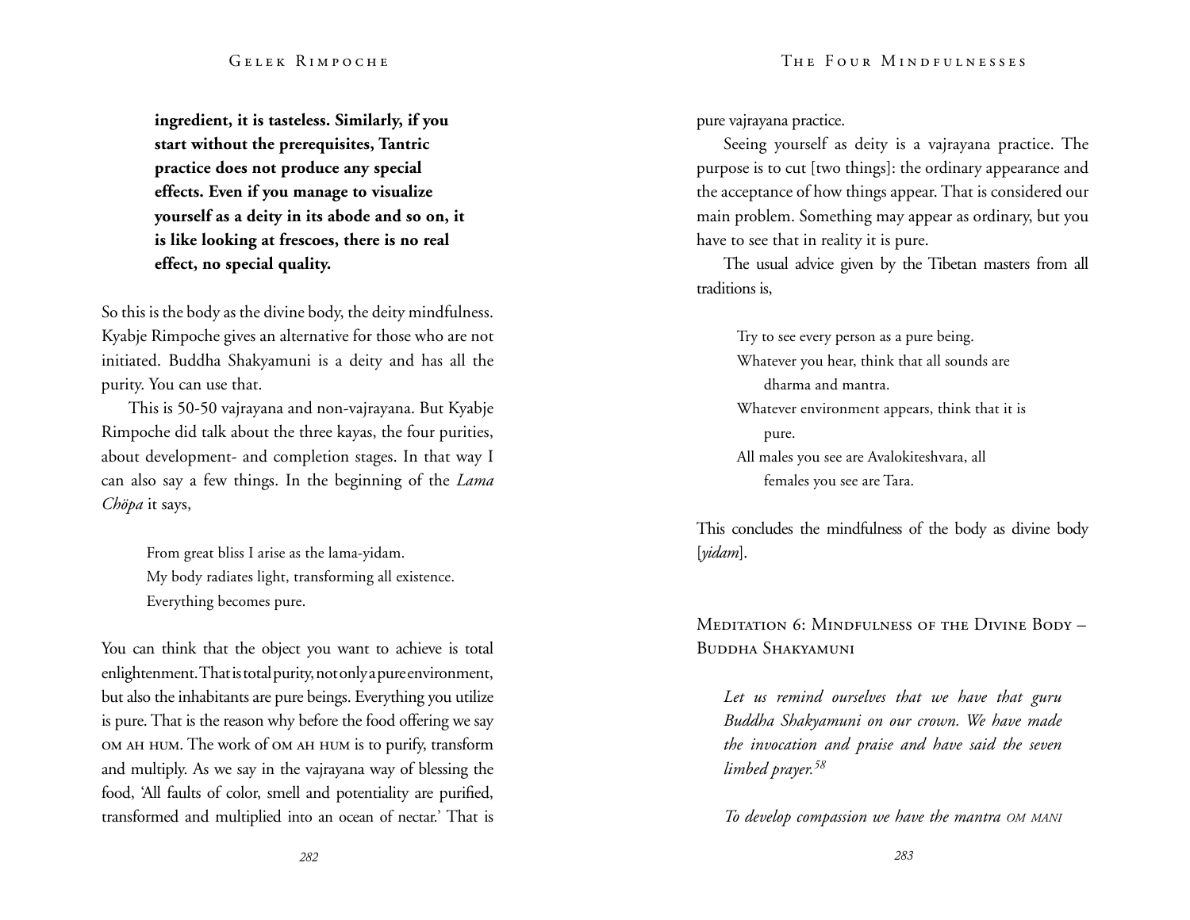**ingredient, it is tasteless. Similarly, if you start without the prerequisites, Tantric practice does not produce any special effects. Even if you manage to visualize yourself as a deity in its abode and so on, it is like looking at frescoes, there is no real effect, no special quality.**

So this is the body as the divine body, the deity mindfulness. Kyabje Rimpoche gives an alternative for those who are not initiated. Buddha Shakyamuni is a deity and has all the purity. You can use that.

This is 50-50 vajrayana and non-vajrayana. But Kyabje Rimpoche did talk about the three kayas, the four purities, about development- and completion stages. In that way I can also say a few things. In the beginning of the *Lama Chöpa* it says,

> From great bliss I arise as the lama-yidam.
> My body radiates light, transforming all existence.
> Everything becomes pure.

You can think that the object you want to achieve is total enlightenment. That is total purity, not only a pure environment, but also the inhabitants are pure beings. Everything you utilize is pure. That is the reason why before the food offering we say OM AH HUM. The work of OM AH HUM is to purify, transform and multiply. As we say in the vajrayana way of blessing the food, 'All faults of color, smell and potentiality are purified, transformed and multiplied into an ocean of nectar.' That is pure vajrayana practice.

Seeing yourself as deity is a vajrayana practice. The purpose is to cut [two things]: the ordinary appearance and the acceptance of how things appear. That is considered our main problem. Something may appear as ordinary, but you have to see that in reality it is pure.

The usual advice given by the Tibetan masters from all traditions is,

> Try to see every person as a pure being.
> Whatever you hear, think that all sounds are dharma and mantra.
> Whatever environment appears, think that it is pure.
> All males you see are Avalokiteshvara, all females you see are Tara.

This concludes the mindfulness of the body as divine body [*yidam*].

### Meditation 6: Mindfulness of the Divine Body – Buddha Shakyamuni

*Let us remind ourselves that we have that guru Buddha Shakyamuni on our crown. We have made the invocation and praise and have said the seven limbed prayer.*[58]

*To develop compassion we have the mantra OM MANI*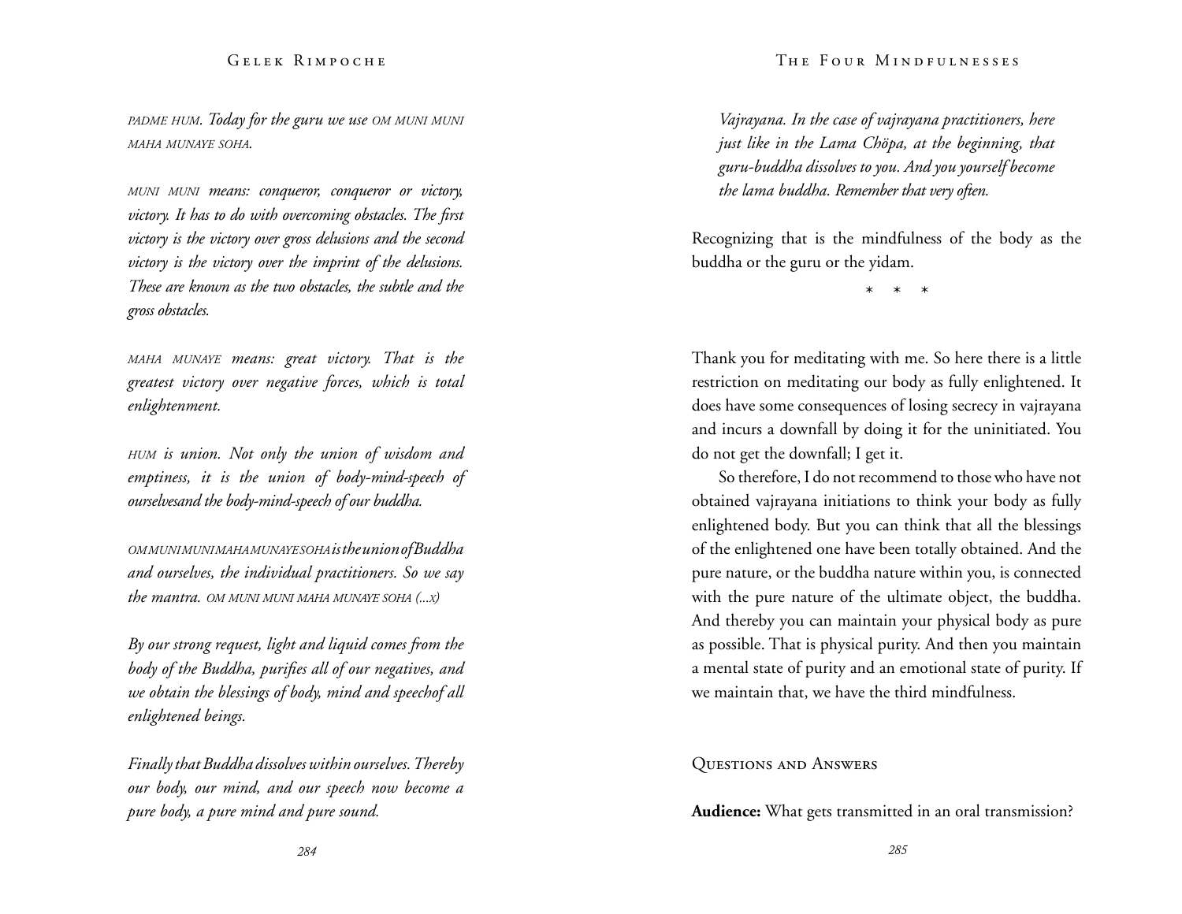*PADME HUM. Today for the guru we use OM MUNI MUNI MAHA MUNAYE SOHA.*

*MUNI MUNI means: conqueror, conqueror or victory, victory. It has to do with overcoming obstacles. The first victory is the victory over gross delusions and the second victory is the victory over the imprint of the delusions. These are known as the two obstacles, the subtle and the gross obstacles.*

*MAHA MUNAYE means: great victory. That is the greatest victory over negative forces, which is total enlightenment.*

*HUM is union. Not only the union of wisdom and emptiness, it is the union of body-mind-speech of ourselvesand the body-mind-speech of our buddha.*

*OM MUNI MUNI MAHA MUNAYE SOHA is the union of Buddha and ourselves, the individual practitioners. So we say the mantra. OM MUNI MUNI MAHA MUNAYE SOHA (...x)*

*By our strong request, light and liquid comes from the body of the Buddha, purifies all of our negatives, and we obtain the blessings of body, mind and speechof all enlightened beings.*

*Finally that Buddha dissolves within ourselves. Thereby our body, our mind, and our speech now become a pure body, a pure mind and pure sound.*

*Vajrayana. In the case of vajrayana practitioners, here just like in the Lama Chöpa, at the beginning, that guru-buddha dissolves to you. And you yourself become the lama buddha. Remember that very often.*

Recognizing that is the mindfulness of the body as the buddha or the guru or the yidam.

\* \* \*

Thank you for meditating with me. So here there is a little restriction on meditating our body as fully enlightened. It does have some consequences of losing secrecy in vajrayana and incurs a downfall by doing it for the uninitiated. You do not get the downfall; I get it.

So therefore, I do not recommend to those who have not obtained vajrayana initiations to think your body as fully enlightened body. But you can think that all the blessings of the enlightened one have been totally obtained. And the pure nature, or the buddha nature within you, is connected with the pure nature of the ultimate object, the buddha. And thereby you can maintain your physical body as pure as possible. That is physical purity. And then you maintain a mental state of purity and an emotional state of purity. If we maintain that, we have the third mindfulness.

## Questions and Answers

**Audience:** What gets transmitted in an oral transmission?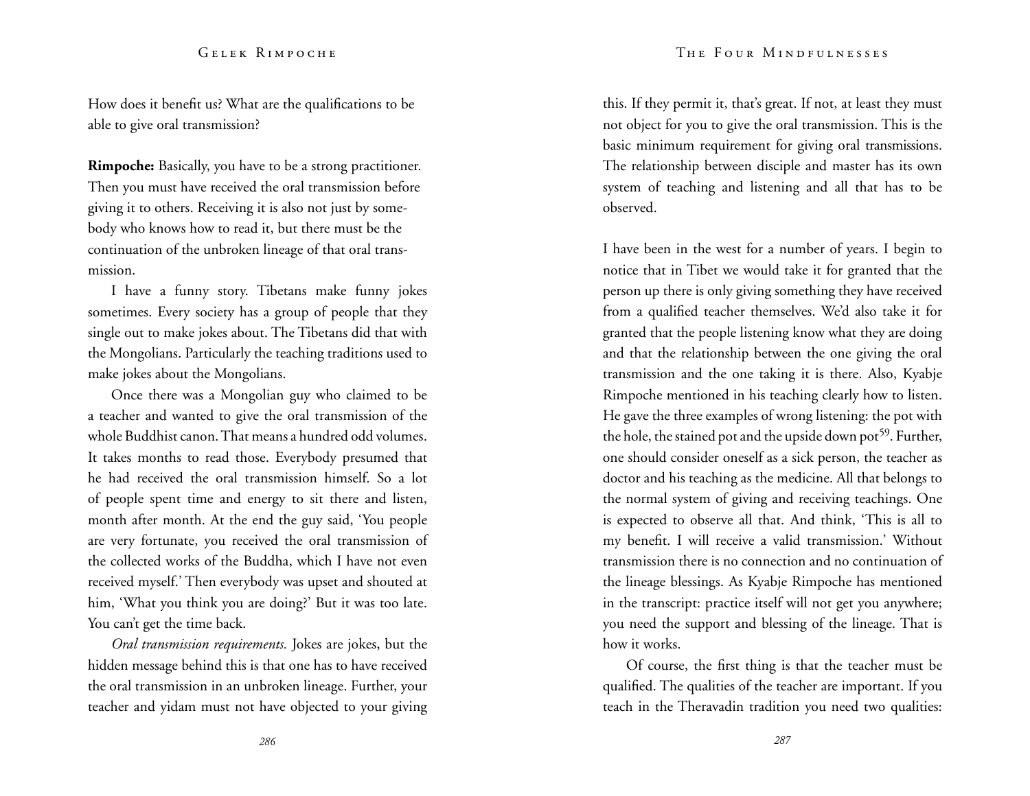How does it benefit us? What are the qualifications to be able to give oral transmission?

**Rimpoche:** Basically, you have to be a strong practitioner. Then you must have received the oral transmission before giving it to others. Receiving it is also not just by somebody who knows how to read it, but there must be the continuation of the unbroken lineage of that oral transmission.

I have a funny story. Tibetans make funny jokes sometimes. Every society has a group of people that they single out to make jokes about. The Tibetans did that with the Mongolians. Particularly the teaching traditions used to make jokes about the Mongolians.

Once there was a Mongolian guy who claimed to be a teacher and wanted to give the oral transmission of the whole Buddhist canon. That means a hundred odd volumes. It takes months to read those. Everybody presumed that he had received the oral transmission himself. So a lot of people spent time and energy to sit there and listen, month after month. At the end the guy said, 'You people are very fortunate, you received the oral transmission of the collected works of the Buddha, which I have not even received myself.' Then everybody was upset and shouted at him, 'What you think you are doing?' But it was too late. You can't get the time back.

*Oral transmission requirements.* Jokes are jokes, but the hidden message behind this is that one has to have received the oral transmission in an unbroken lineage. Further, your teacher and yidam must not have objected to your giving this. If they permit it, that's great. If not, at least they must not object for you to give the oral transmission. This is the basic minimum requirement for giving oral transmissions. The relationship between disciple and master has its own system of teaching and listening and all that has to be observed.

I have been in the west for a number of years. I begin to notice that in Tibet we would take it for granted that the person up there is only giving something they have received from a qualified teacher themselves. We'd also take it for granted that the people listening know what they are doing and that the relationship between the one giving the oral transmission and the one taking it is there. Also, Kyabje Rimpoche mentioned in his teaching clearly how to listen. He gave the three examples of wrong listening: the pot with the hole, the stained pot and the upside down pot[59]. Further, one should consider oneself as a sick person, the teacher as doctor and his teaching as the medicine. All that belongs to the normal system of giving and receiving teachings. One is expected to observe all that. And think, 'This is all to my benefit. I will receive a valid transmission.' Without transmission there is no connection and no continuation of the lineage blessings. As Kyabje Rimpoche has mentioned in the transcript: practice itself will not get you anywhere; you need the support and blessing of the lineage. That is how it works.

Of course, the first thing is that the teacher must be qualified. The qualities of the teacher are important. If you teach in the Theravadin tradition you need two qualities: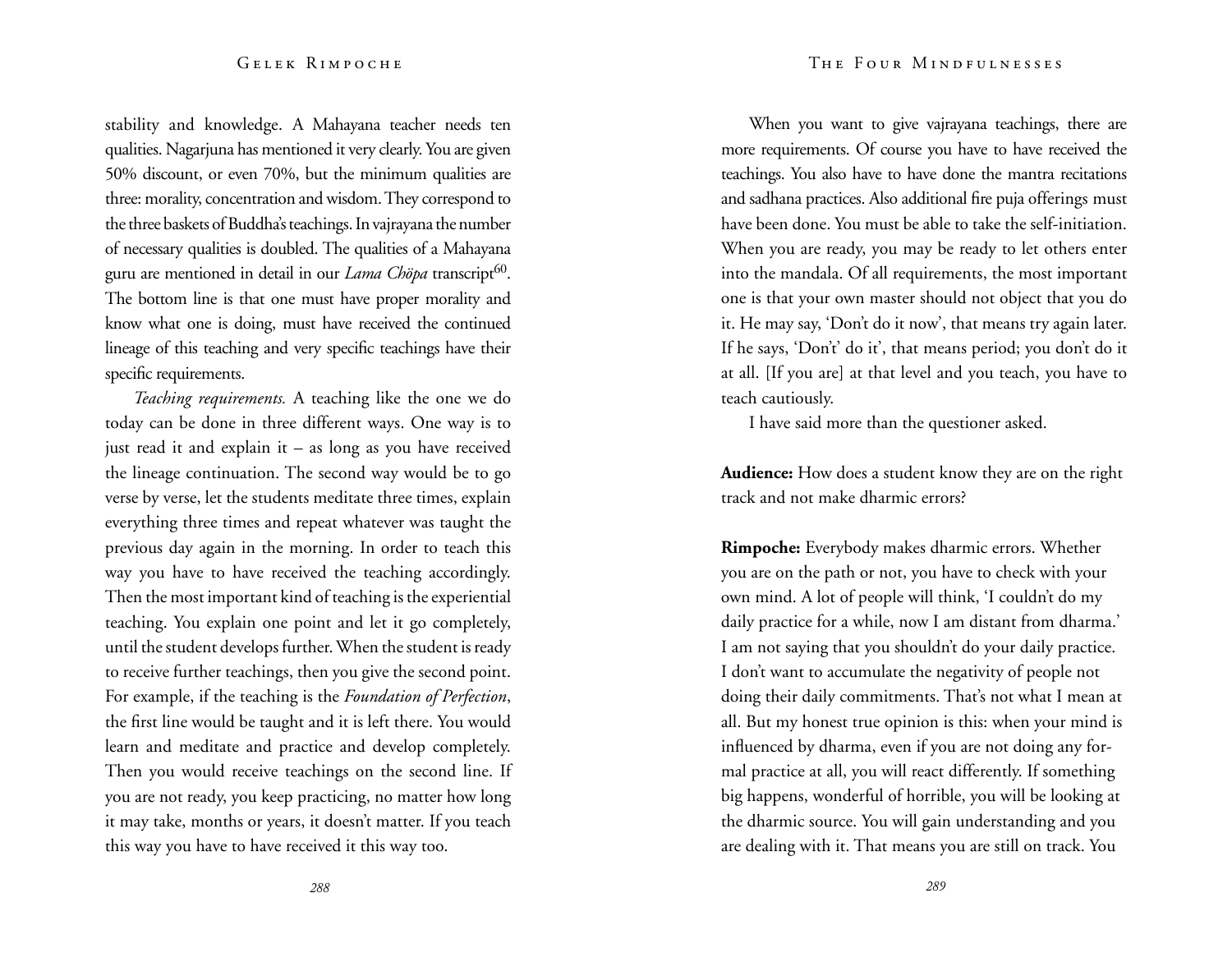stability and knowledge. A Mahayana teacher needs ten qualities. Nagarjuna has mentioned it very clearly. You are given 50% discount, or even 70%, but the minimum qualities are three: morality, concentration and wisdom. They correspond to the three baskets of Buddha's teachings. In vajrayana the number of necessary qualities is doubled. The qualities of a Mahayana guru are mentioned in detail in our *Lama Chöpa* transcript[60]. The bottom line is that one must have proper morality and know what one is doing, must have received the continued lineage of this teaching and very specific teachings have their specific requirements.

*Teaching requirements.* A teaching like the one we do today can be done in three different ways. One way is to just read it and explain it – as long as you have received the lineage continuation. The second way would be to go verse by verse, let the students meditate three times, explain everything three times and repeat whatever was taught the previous day again in the morning. In order to teach this way you have to have received the teaching accordingly. Then the most important kind of teaching is the experiential teaching. You explain one point and let it go completely, until the student develops further. When the student is ready to receive further teachings, then you give the second point. For example, if the teaching is the *Foundation of Perfection*, the first line would be taught and it is left there. You would learn and meditate and practice and develop completely. Then you would receive teachings on the second line. If you are not ready, you keep practicing, no matter how long it may take, months or years, it doesn't matter. If you teach this way you have to have received it this way too.

When you want to give vajrayana teachings, there are more requirements. Of course you have to have received the teachings. You also have to have done the mantra recitations and sadhana practices. Also additional fire puja offerings must have been done. You must be able to take the self-initiation. When you are ready, you may be ready to let others enter into the mandala. Of all requirements, the most important one is that your own master should not object that you do it. He may say, 'Don't do it now', that means try again later. If he says, 'Don't' do it', that means period; you don't do it at all. [If you are] at that level and you teach, you have to teach cautiously.

I have said more than the questioner asked.

**Audience:** How does a student know they are on the right track and not make dharmic errors?

**Rimpoche:** Everybody makes dharmic errors. Whether you are on the path or not, you have to check with your own mind. A lot of people will think, 'I couldn't do my daily practice for a while, now I am distant from dharma.' I am not saying that you shouldn't do your daily practice. I don't want to accumulate the negativity of people not doing their daily commitments. That's not what I mean at all. But my honest true opinion is this: when your mind is influenced by dharma, even if you are not doing any formal practice at all, you will react differently. If something big happens, wonderful of horrible, you will be looking at the dharmic source. You will gain understanding and you are dealing with it. That means you are still on track. You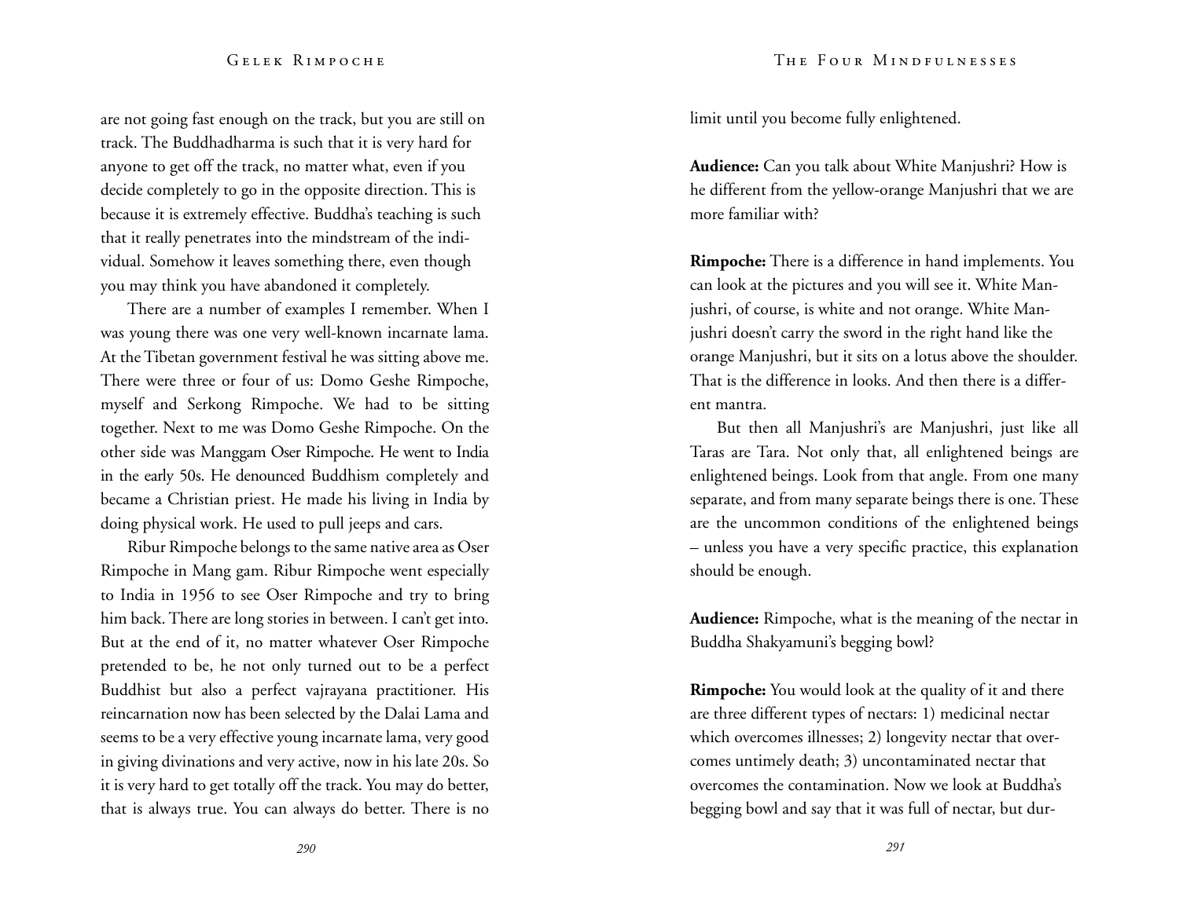are not going fast enough on the track, but you are still on track. The Buddhadharma is such that it is very hard for anyone to get off the track, no matter what, even if you decide completely to go in the opposite direction. This is because it is extremely effective. Buddha's teaching is such that it really penetrates into the mindstream of the individual. Somehow it leaves something there, even though you may think you have abandoned it completely.

There are a number of examples I remember. When I was young there was one very well-known incarnate lama. At the Tibetan government festival he was sitting above me. There were three or four of us: Domo Geshe Rimpoche, myself and Serkong Rimpoche. We had to be sitting together. Next to me was Domo Geshe Rimpoche. On the other side was Manggam Oser Rimpoche. He went to India in the early 50s. He denounced Buddhism completely and became a Christian priest. He made his living in India by doing physical work. He used to pull jeeps and cars.

Ribur Rimpoche belongs to the same native area as Oser Rimpoche in Mang gam. Ribur Rimpoche went especially to India in 1956 to see Oser Rimpoche and try to bring him back. There are long stories in between. I can't get into. But at the end of it, no matter whatever Oser Rimpoche pretended to be, he not only turned out to be a perfect Buddhist but also a perfect vajrayana practitioner. His reincarnation now has been selected by the Dalai Lama and seems to be a very effective young incarnate lama, very good in giving divinations and very active, now in his late 20s. So it is very hard to get totally off the track. You may do better, that is always true. You can always do better. There is no limit until you become fully enlightened.

**Audience:** Can you talk about White Manjushri? How is he different from the yellow-orange Manjushri that we are more familiar with?

**Rimpoche:** There is a difference in hand implements. You can look at the pictures and you will see it. White Manjushri, of course, is white and not orange. White Manjushri doesn't carry the sword in the right hand like the orange Manjushri, but it sits on a lotus above the shoulder. That is the difference in looks. And then there is a different mantra.

But then all Manjushri's are Manjushri, just like all Taras are Tara. Not only that, all enlightened beings are enlightened beings. Look from that angle. From one many separate, and from many separate beings there is one. These are the uncommon conditions of the enlightened beings – unless you have a very specific practice, this explanation should be enough.

**Audience:** Rimpoche, what is the meaning of the nectar in Buddha Shakyamuni's begging bowl?

**Rimpoche:** You would look at the quality of it and there are three different types of nectars: 1) medicinal nectar which overcomes illnesses; 2) longevity nectar that overcomes untimely death; 3) uncontaminated nectar that overcomes the contamination. Now we look at Buddha's begging bowl and say that it was full of nectar, but dur-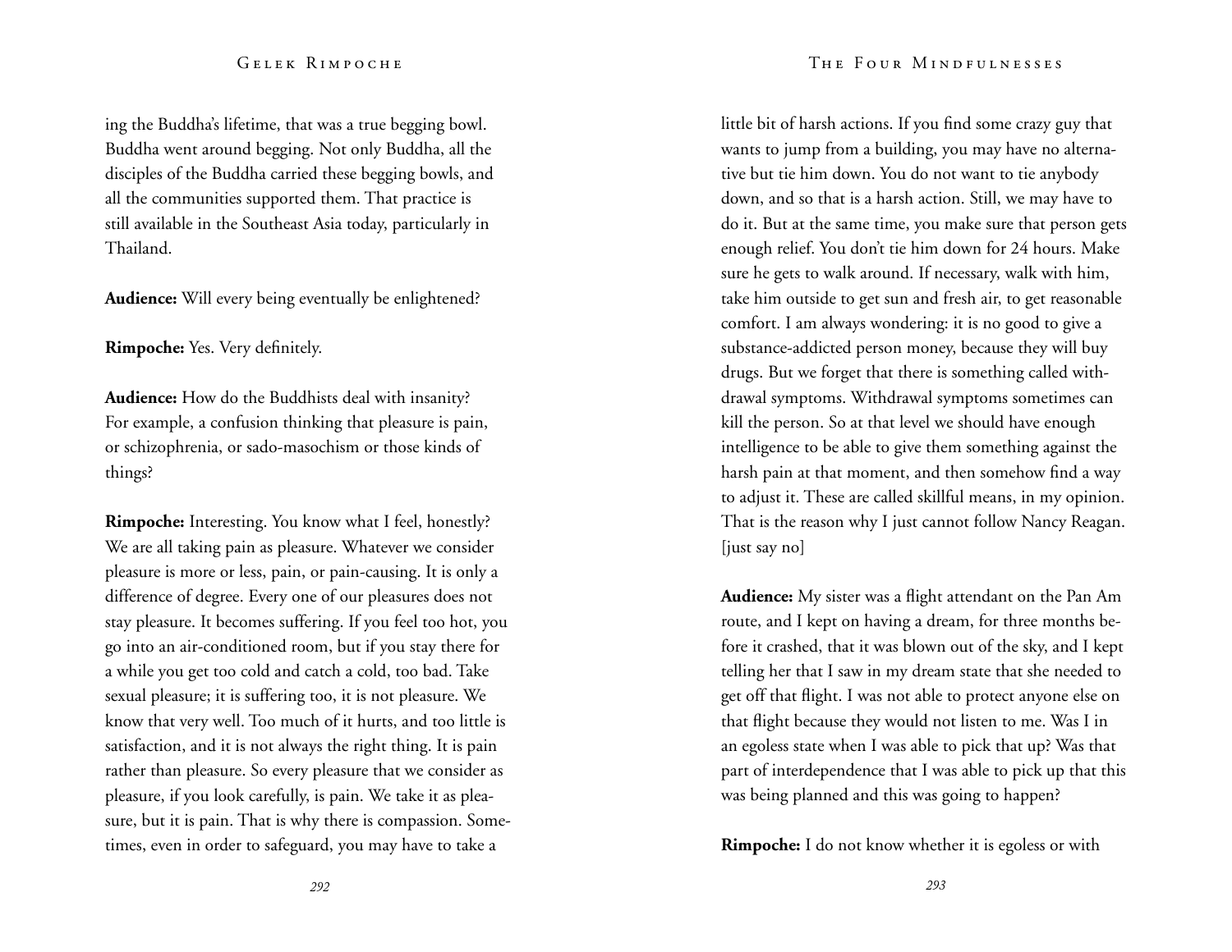ing the Buddha's lifetime, that was a true begging bowl. Buddha went around begging. Not only Buddha, all the disciples of the Buddha carried these begging bowls, and all the communities supported them. That practice is still available in the Southeast Asia today, particularly in Thailand.

**Audience:** Will every being eventually be enlightened?

**Rimpoche:** Yes. Very definitely.

**Audience:** How do the Buddhists deal with insanity? For example, a confusion thinking that pleasure is pain, or schizophrenia, or sado-masochism or those kinds of things?

**Rimpoche:** Interesting. You know what I feel, honestly? We are all taking pain as pleasure. Whatever we consider pleasure is more or less, pain, or pain-causing. It is only a difference of degree. Every one of our pleasures does not stay pleasure. It becomes suffering. If you feel too hot, you go into an air-conditioned room, but if you stay there for a while you get too cold and catch a cold, too bad. Take sexual pleasure; it is suffering too, it is not pleasure. We know that very well. Too much of it hurts, and too little is satisfaction, and it is not always the right thing. It is pain rather than pleasure. So every pleasure that we consider as pleasure, if you look carefully, is pain. We take it as pleasure, but it is pain. That is why there is compassion. Sometimes, even in order to safeguard, you may have to take a little bit of harsh actions. If you find some crazy guy that wants to jump from a building, you may have no alternative but tie him down. You do not want to tie anybody down, and so that is a harsh action. Still, we may have to do it. But at the same time, you make sure that person gets enough relief. You don't tie him down for 24 hours. Make sure he gets to walk around. If necessary, walk with him, take him outside to get sun and fresh air, to get reasonable comfort. I am always wondering: it is no good to give a substance-addicted person money, because they will buy drugs. But we forget that there is something called withdrawal symptoms. Withdrawal symptoms sometimes can kill the person. So at that level we should have enough intelligence to be able to give them something against the harsh pain at that moment, and then somehow find a way to adjust it. These are called skillful means, in my opinion. That is the reason why I just cannot follow Nancy Reagan. [just say no]

**Audience:** My sister was a flight attendant on the Pan Am route, and I kept on having a dream, for three months before it crashed, that it was blown out of the sky, and I kept telling her that I saw in my dream state that she needed to get off that flight. I was not able to protect anyone else on that flight because they would not listen to me. Was I in an egoless state when I was able to pick that up? Was that part of interdependence that I was able to pick up that this was being planned and this was going to happen?

**Rimpoche:** I do not know whether it is egoless or with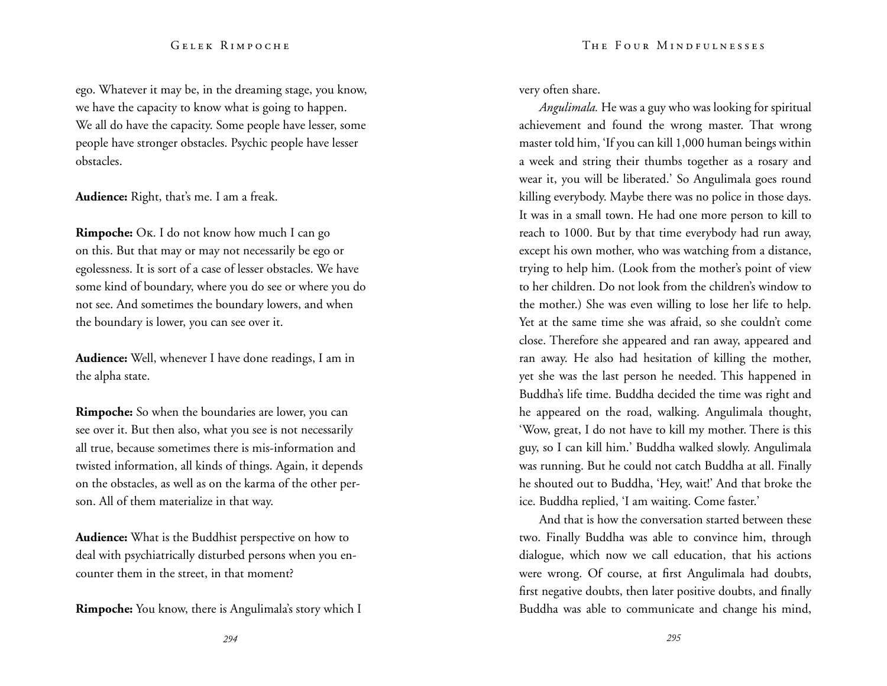ego. Whatever it may be, in the dreaming stage, you know, we have the capacity to know what is going to happen. We all do have the capacity. Some people have lesser, some people have stronger obstacles. Psychic people have lesser obstacles.

**Audience:** Right, that's me. I am a freak.

**Rimpoche:** Ok. I do not know how much I can go on this. But that may or may not necessarily be ego or egolessness. It is sort of a case of lesser obstacles. We have some kind of boundary, where you do see or where you do not see. And sometimes the boundary lowers, and when the boundary is lower, you can see over it.

**Audience:** Well, whenever I have done readings, I am in the alpha state.

**Rimpoche:** So when the boundaries are lower, you can see over it. But then also, what you see is not necessarily all true, because sometimes there is mis-information and twisted information, all kinds of things. Again, it depends on the obstacles, as well as on the karma of the other person. All of them materialize in that way.

**Audience:** What is the Buddhist perspective on how to deal with psychiatrically disturbed persons when you encounter them in the street, in that moment?

**Rimpoche:** You know, there is Angulimala's story which I very often share.

*Angulimala.* He was a guy who was looking for spiritual achievement and found the wrong master. That wrong master told him, 'If you can kill 1,000 human beings within a week and string their thumbs together as a rosary and wear it, you will be liberated.' So Angulimala goes round killing everybody. Maybe there was no police in those days. It was in a small town. He had one more person to kill to reach to 1000. But by that time everybody had run away, except his own mother, who was watching from a distance, trying to help him. (Look from the mother's point of view to her children. Do not look from the children's window to the mother.) She was even willing to lose her life to help. Yet at the same time she was afraid, so she couldn't come close. Therefore she appeared and ran away, appeared and ran away. He also had hesitation of killing the mother, yet she was the last person he needed. This happened in Buddha's life time. Buddha decided the time was right and he appeared on the road, walking. Angulimala thought, 'Wow, great, I do not have to kill my mother. There is this guy, so I can kill him.' Buddha walked slowly. Angulimala was running. But he could not catch Buddha at all. Finally he shouted out to Buddha, 'Hey, wait!' And that broke the ice. Buddha replied, 'I am waiting. Come faster.'

And that is how the conversation started between these two. Finally Buddha was able to convince him, through dialogue, which now we call education, that his actions were wrong. Of course, at first Angulimala had doubts, first negative doubts, then later positive doubts, and finally Buddha was able to communicate and change his mind,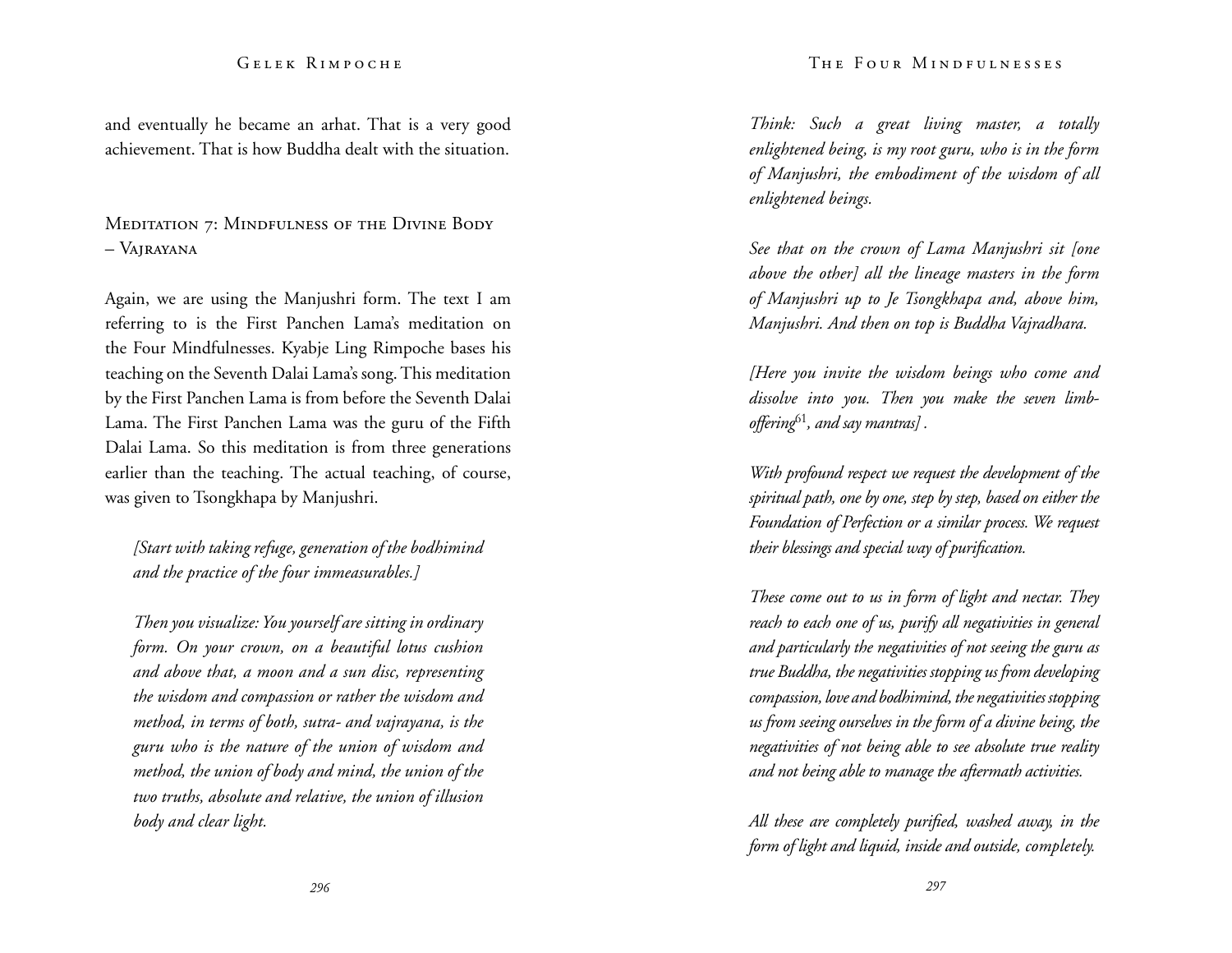and eventually he became an arhat. That is a very good achievement. That is how Buddha dealt with the situation.

## Meditation 7: Mindfulness of the Divine Body – Vajrayana

Again, we are using the Manjushri form. The text I am referring to is the First Panchen Lama's meditation on the Four Mindfulnesses. Kyabje Ling Rimpoche bases his teaching on the Seventh Dalai Lama's song. This meditation by the First Panchen Lama is from before the Seventh Dalai Lama. The First Panchen Lama was the guru of the Fifth Dalai Lama. So this meditation is from three generations earlier than the teaching. The actual teaching, of course, was given to Tsongkhapa by Manjushri.

*[Start with taking refuge, generation of the bodhimind and the practice of the four immeasurables.]*

*Then you visualize: You yourself are sitting in ordinary form. On your crown, on a beautiful lotus cushion and above that, a moon and a sun disc, representing the wisdom and compassion or rather the wisdom and method, in terms of both, sutra- and vajrayana, is the guru who is the nature of the union of wisdom and method, the union of body and mind, the union of the two truths, absolute and relative, the union of illusion body and clear light.*

*Think: Such a great living master, a totally enlightened being, is my root guru, who is in the form of Manjushri, the embodiment of the wisdom of all enlightened beings.*

*See that on the crown of Lama Manjushri sit [one above the other] all the lineage masters in the form of Manjushri up to Je Tsongkhapa and, above him, Manjushri. And then on top is Buddha Vajradhara.*

*[Here you invite the wisdom beings who come and dissolve into you. Then you make the seven limb-offering[61], and say mantras] .*

*With profound respect we request the development of the spiritual path, one by one, step by step, based on either the Foundation of Perfection or a similar process. We request their blessings and special way of purification.*

*These come out to us in form of light and nectar. They reach to each one of us, purify all negativities in general and particularly the negativities of not seeing the guru as true Buddha, the negativities stopping us from developing compassion, love and bodhimind, the negativities stopping us from seeing ourselves in the form of a divine being, the negativities of not being able to see absolute true reality and not being able to manage the aftermath activities.*

*All these are completely purified, washed away, in the form of light and liquid, inside and outside, completely.*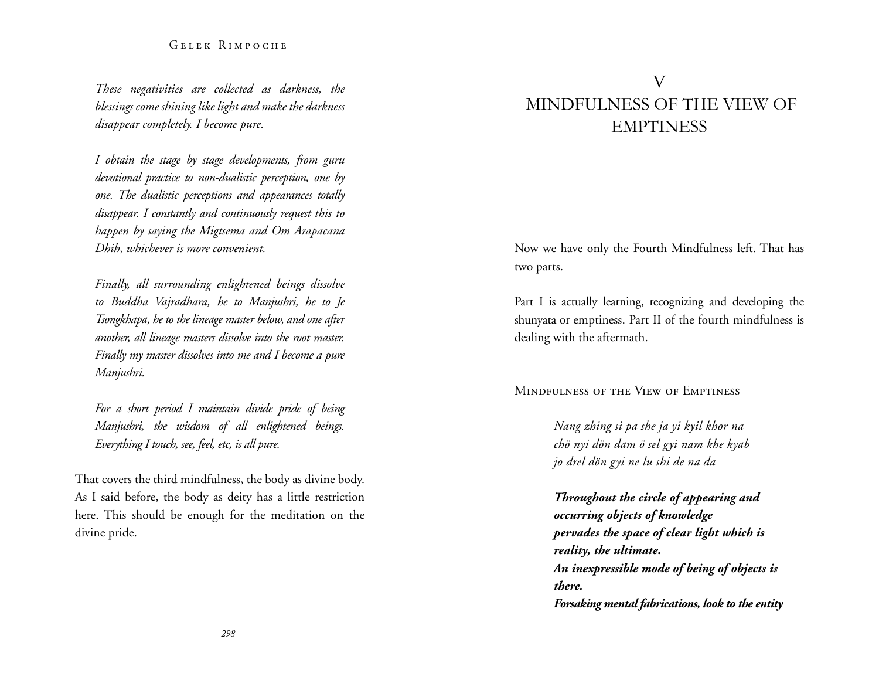*These negativities are collected as darkness, the blessings come shining like light and make the darkness disappear completely. I become pure.*

*I obtain the stage by stage developments, from guru devotional practice to non-dualistic perception, one by one. The dualistic perceptions and appearances totally disappear. I constantly and continuously request this to happen by saying the Migtsema and Om Arapacana Dhih, whichever is more convenient.*

*Finally, all surrounding enlightened beings dissolve to Buddha Vajradhara, he to Manjushri, he to Je Tsongkhapa, he to the lineage master below, and one after another, all lineage masters dissolve into the root master. Finally my master dissolves into me and I become a pure Manjushri.*

*For a short period I maintain divide pride of being Manjushri, the wisdom of all enlightened beings. Everything I touch, see, feel, etc, is all pure.*

That covers the third mindfulness, the body as divine body. As I said before, the body as deity has a little restriction here. This should be enough for the meditation on the divine pride.

# V
# MINDFULNESS OF THE VIEW OF EMPTINESS

Now we have only the Fourth Mindfulness left. That has two parts.

Part I is actually learning, recognizing and developing the shunyata or emptiness. Part II of the fourth mindfulness is dealing with the aftermath.

## Mindfulness of the View of Emptiness

*Nang zhing si pa she ja yi kyil khor na*
*chö nyi dön dam ö sel gyi nam khe kyab*
*jo drel dön gyi ne lu shi de na da*

***Throughout the circle of appearing and occurring objects of knowledge***
***pervades the space of clear light which is reality, the ultimate.***
***An inexpressible mode of being of objects is there.***
***Forsaking mental fabrications, look to the entity***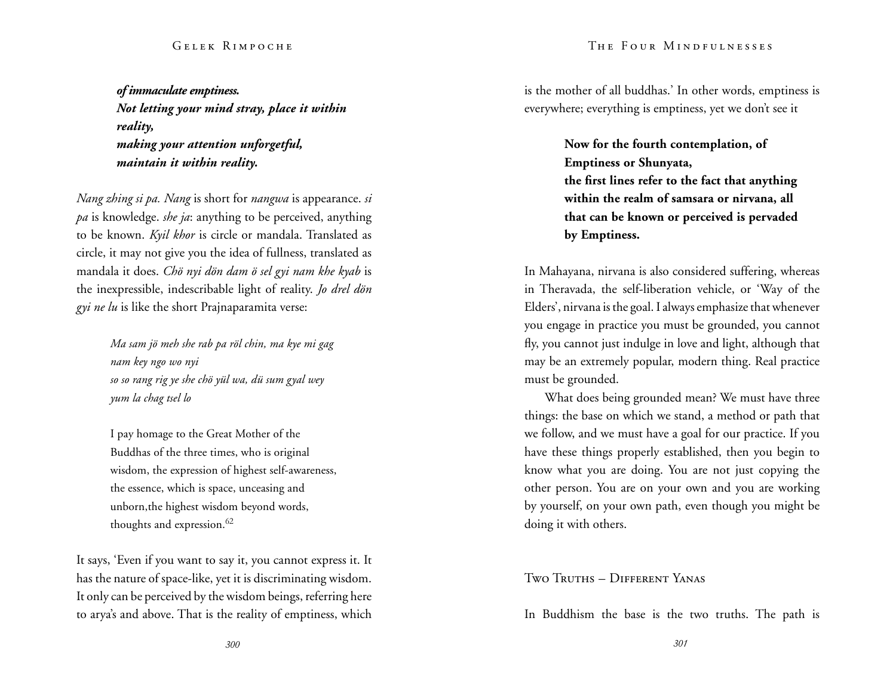***of immaculate emptiness.***
***Not letting your mind stray, place it within reality,***
***making your attention unforgetful,***
***maintain it within reality.***

*Nang zhing si pa. Nang* is short for *nangwa* is appearance. *si pa* is knowledge. *she ja*: anything to be perceived, anything to be known. *Kyil khor* is circle or mandala. Translated as circle, it may not give you the idea of fullness, translated as mandala it does. *Chö nyi dön dam ö sel gyi nam khe kyab* is the inexpressible, indescribable light of reality. *Jo drel dön gyi ne lu* is like the short Prajnaparamita verse:

> *Ma sam jö meh she rab pa röl chin, ma kye mi gag nam key ngo wo nyi*
> *so so rang rig ye she chö yül wa, dü sum gyal wey yum la chag tsel lo*

> I pay homage to the Great Mother of the Buddhas of the three times, who is original wisdom, the expression of highest self-awareness, the essence, which is space, unceasing and unborn,the highest wisdom beyond words, thoughts and expression.[62]

It says, 'Even if you want to say it, you cannot express it. It has the nature of space-like, yet it is discriminating wisdom. It only can be perceived by the wisdom beings, referring here to arya's and above. That is the reality of emptiness, which is the mother of all buddhas.' In other words, emptiness is everywhere; everything is emptiness, yet we don't see it

> **Now for the fourth contemplation, of Emptiness or Shunyata,**
> **the first lines refer to the fact that anything within the realm of samsara or nirvana, all that can be known or perceived is pervaded by Emptiness.**

In Mahayana, nirvana is also considered suffering, whereas in Theravada, the self-liberation vehicle, or 'Way of the Elders', nirvana is the goal. I always emphasize that whenever you engage in practice you must be grounded, you cannot fly, you cannot just indulge in love and light, although that may be an extremely popular, modern thing. Real practice must be grounded.

What does being grounded mean? We must have three things: the base on which we stand, a method or path that we follow, and we must have a goal for our practice. If you have these things properly established, then you begin to know what you are doing. You are not just copying the other person. You are on your own and you are working by yourself, on your own path, even though you might be doing it with others.

## Two Truths – Different Yanas

In Buddhism the base is the two truths. The path is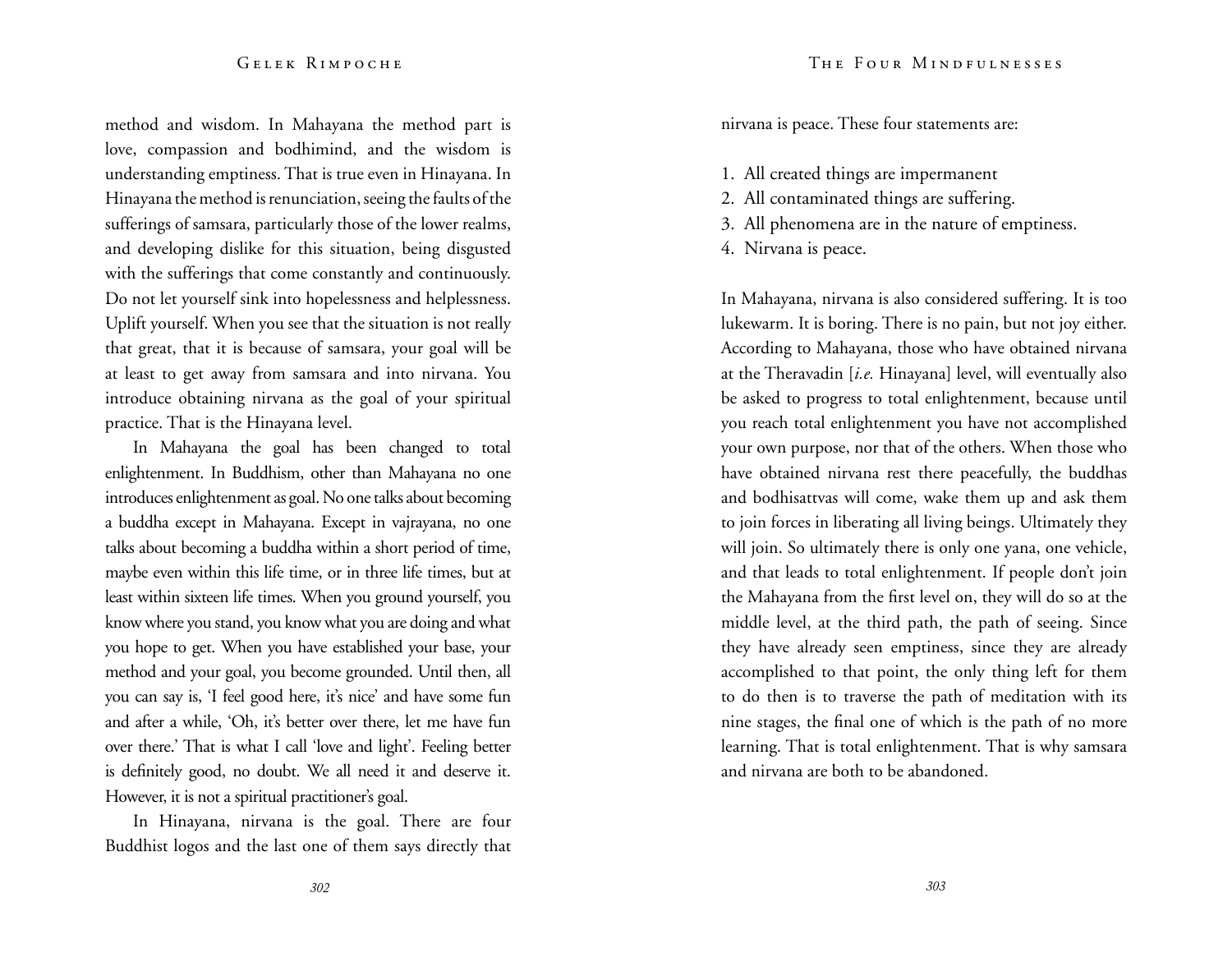method and wisdom. In Mahayana the method part is love, compassion and bodhimind, and the wisdom is understanding emptiness. That is true even in Hinayana. In Hinayana the method is renunciation, seeing the faults of the sufferings of samsara, particularly those of the lower realms, and developing dislike for this situation, being disgusted with the sufferings that come constantly and continuously. Do not let yourself sink into hopelessness and helplessness. Uplift yourself. When you see that the situation is not really that great, that it is because of samsara, your goal will be at least to get away from samsara and into nirvana. You introduce obtaining nirvana as the goal of your spiritual practice. That is the Hinayana level.

In Mahayana the goal has been changed to total enlightenment. In Buddhism, other than Mahayana no one introduces enlightenment as goal. No one talks about becoming a buddha except in Mahayana. Except in vajrayana, no one talks about becoming a buddha within a short period of time, maybe even within this life time, or in three life times, but at least within sixteen life times. When you ground yourself, you know where you stand, you know what you are doing and what you hope to get. When you have established your base, your method and your goal, you become grounded. Until then, all you can say is, 'I feel good here, it's nice' and have some fun and after a while, 'Oh, it's better over there, let me have fun over there.' That is what I call 'love and light'. Feeling better is definitely good, no doubt. We all need it and deserve it. However, it is not a spiritual practitioner's goal.

In Hinayana, nirvana is the goal. There are four Buddhist logos and the last one of them says directly that nirvana is peace. These four statements are:

1. All created things are impermanent
2. All contaminated things are suffering.
3. All phenomena are in the nature of emptiness.
4. Nirvana is peace.

In Mahayana, nirvana is also considered suffering. It is too lukewarm. It is boring. There is no pain, but not joy either. According to Mahayana, those who have obtained nirvana at the Theravadin [*i.e.* Hinayana] level, will eventually also be asked to progress to total enlightenment, because until you reach total enlightenment you have not accomplished your own purpose, nor that of the others. When those who have obtained nirvana rest there peacefully, the buddhas and bodhisattvas will come, wake them up and ask them to join forces in liberating all living beings. Ultimately they will join. So ultimately there is only one yana, one vehicle, and that leads to total enlightenment. If people don't join the Mahayana from the first level on, they will do so at the middle level, at the third path, the path of seeing. Since they have already seen emptiness, since they are already accomplished to that point, the only thing left for them to do then is to traverse the path of meditation with its nine stages, the final one of which is the path of no more learning. That is total enlightenment. That is why samsara and nirvana are both to be abandoned.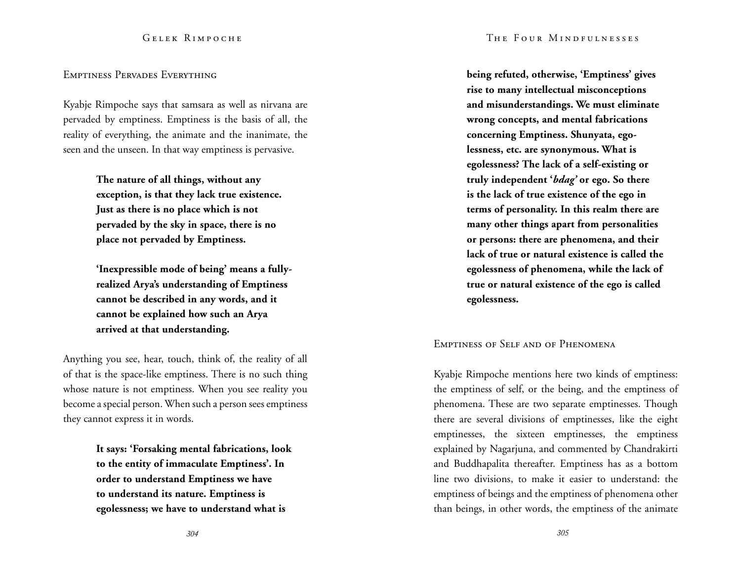## Emptiness Pervades Everything

Kyabje Rimpoche says that samsara as well as nirvana are pervaded by emptiness. Emptiness is the basis of all, the reality of everything, the animate and the inanimate, the seen and the unseen. In that way emptiness is pervasive.

> **The nature of all things, without any exception, is that they lack true existence. Just as there is no place which is not pervaded by the sky in space, there is no place not pervaded by Emptiness.**
>
> **'Inexpressible mode of being' means a fully-realized Arya's understanding of Emptiness cannot be described in any words, and it cannot be explained how such an Arya arrived at that understanding.**

Anything you see, hear, touch, think of, the reality of all of that is the space-like emptiness. There is no such thing whose nature is not emptiness. When you see reality you become a special person. When such a person sees emptiness they cannot express it in words.

> **It says: 'Forsaking mental fabrications, look to the entity of immaculate Emptiness'. In order to understand Emptiness we have to understand its nature. Emptiness is egolessness; we have to understand what is being refuted, otherwise, 'Emptiness' gives rise to many intellectual misconceptions and misunderstandings. We must eliminate wrong concepts, and mental fabrications concerning Emptiness. Shunyata, egolessness, etc. are synonymous. What is egolessness? The lack of a self-existing or truly independent '*bdag*' or ego. So there is the lack of true existence of the ego in terms of personality. In this realm there are many other things apart from personalities or persons: there are phenomena, and their lack of true or natural existence is called the egolessness of phenomena, while the lack of true or natural existence of the ego is called egolessness.**

## Emptiness of Self and of Phenomena

Kyabje Rimpoche mentions here two kinds of emptiness: the emptiness of self, or the being, and the emptiness of phenomena. These are two separate emptinesses. Though there are several divisions of emptinesses, like the eight emptinesses, the sixteen emptinesses, the emptiness explained by Nagarjuna, and commented by Chandrakirti and Buddhapalita thereafter. Emptiness has as a bottom line two divisions, to make it easier to understand: the emptiness of beings and the emptiness of phenomena other than beings, in other words, the emptiness of the animate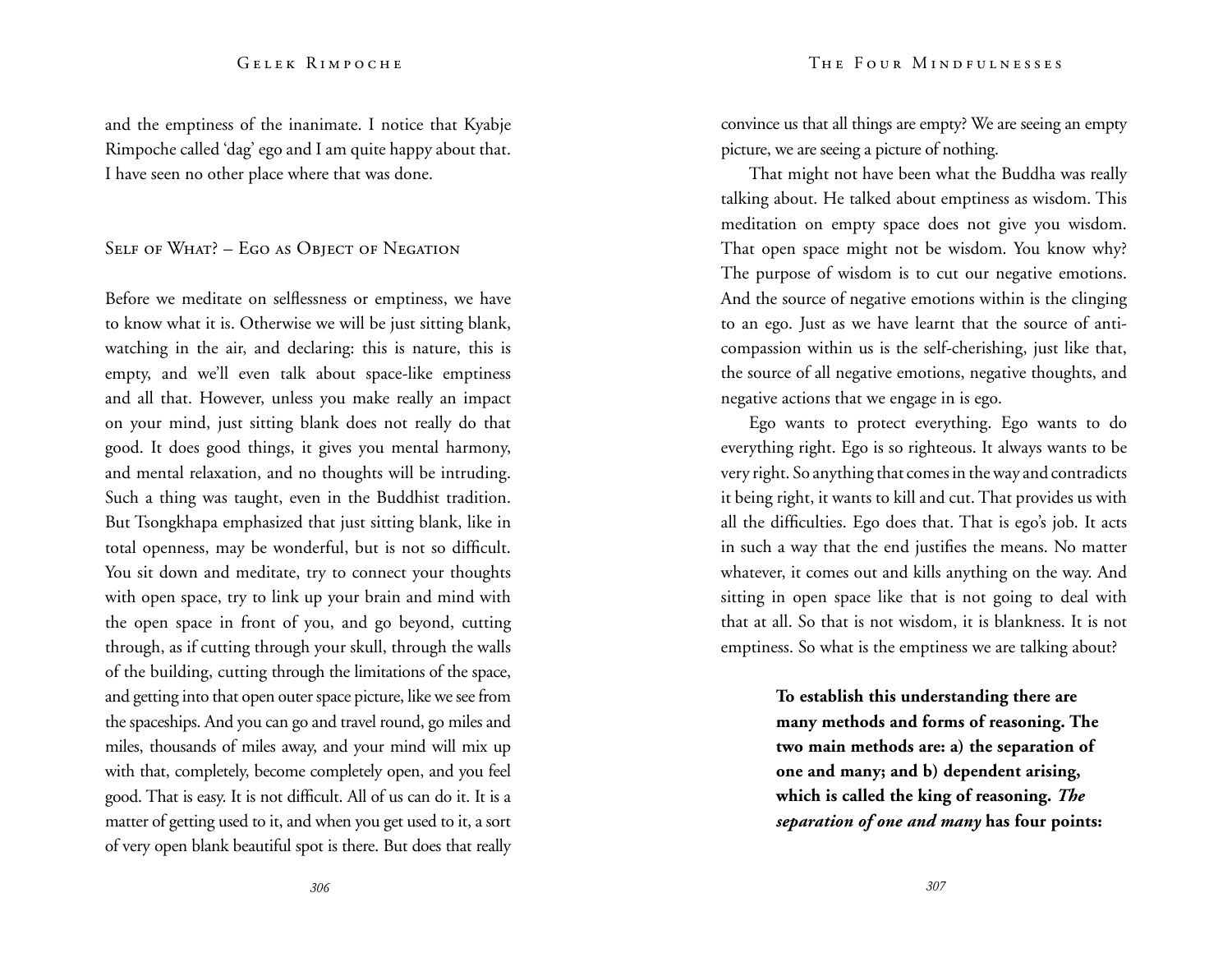and the emptiness of the inanimate. I notice that Kyabje Rimpoche called 'dag' ego and I am quite happy about that. I have seen no other place where that was done.

## Self of What? – Ego as Object of Negation

Before we meditate on selflessness or emptiness, we have to know what it is. Otherwise we will be just sitting blank, watching in the air, and declaring: this is nature, this is empty, and we'll even talk about space-like emptiness and all that. However, unless you make really an impact on your mind, just sitting blank does not really do that good. It does good things, it gives you mental harmony, and mental relaxation, and no thoughts will be intruding. Such a thing was taught, even in the Buddhist tradition. But Tsongkhapa emphasized that just sitting blank, like in total openness, may be wonderful, but is not so difficult. You sit down and meditate, try to connect your thoughts with open space, try to link up your brain and mind with the open space in front of you, and go beyond, cutting through, as if cutting through your skull, through the walls of the building, cutting through the limitations of the space, and getting into that open outer space picture, like we see from the spaceships. And you can go and travel round, go miles and miles, thousands of miles away, and your mind will mix up with that, completely, become completely open, and you feel good. That is easy. It is not difficult. All of us can do it. It is a matter of getting used to it, and when you get used to it, a sort of very open blank beautiful spot is there. But does that really convince us that all things are empty? We are seeing an empty picture, we are seeing a picture of nothing.

That might not have been what the Buddha was really talking about. He talked about emptiness as wisdom. This meditation on empty space does not give you wisdom. That open space might not be wisdom. You know why? The purpose of wisdom is to cut our negative emotions. And the source of negative emotions within is the clinging to an ego. Just as we have learnt that the source of anti-compassion within us is the self-cherishing, just like that, the source of all negative emotions, negative thoughts, and negative actions that we engage in is ego.

Ego wants to protect everything. Ego wants to do everything right. Ego is so righteous. It always wants to be very right. So anything that comes in the way and contradicts it being right, it wants to kill and cut. That provides us with all the difficulties. Ego does that. That is ego's job. It acts in such a way that the end justifies the means. No matter whatever, it comes out and kills anything on the way. And sitting in open space like that is not going to deal with that at all. So that is not wisdom, it is blankness. It is not emptiness. So what is the emptiness we are talking about?

> **To establish this understanding there are many methods and forms of reasoning. The two main methods are: a) the separation of one and many; and b) dependent arising, which is called the king of reasoning. *The separation of one and many* has four points:**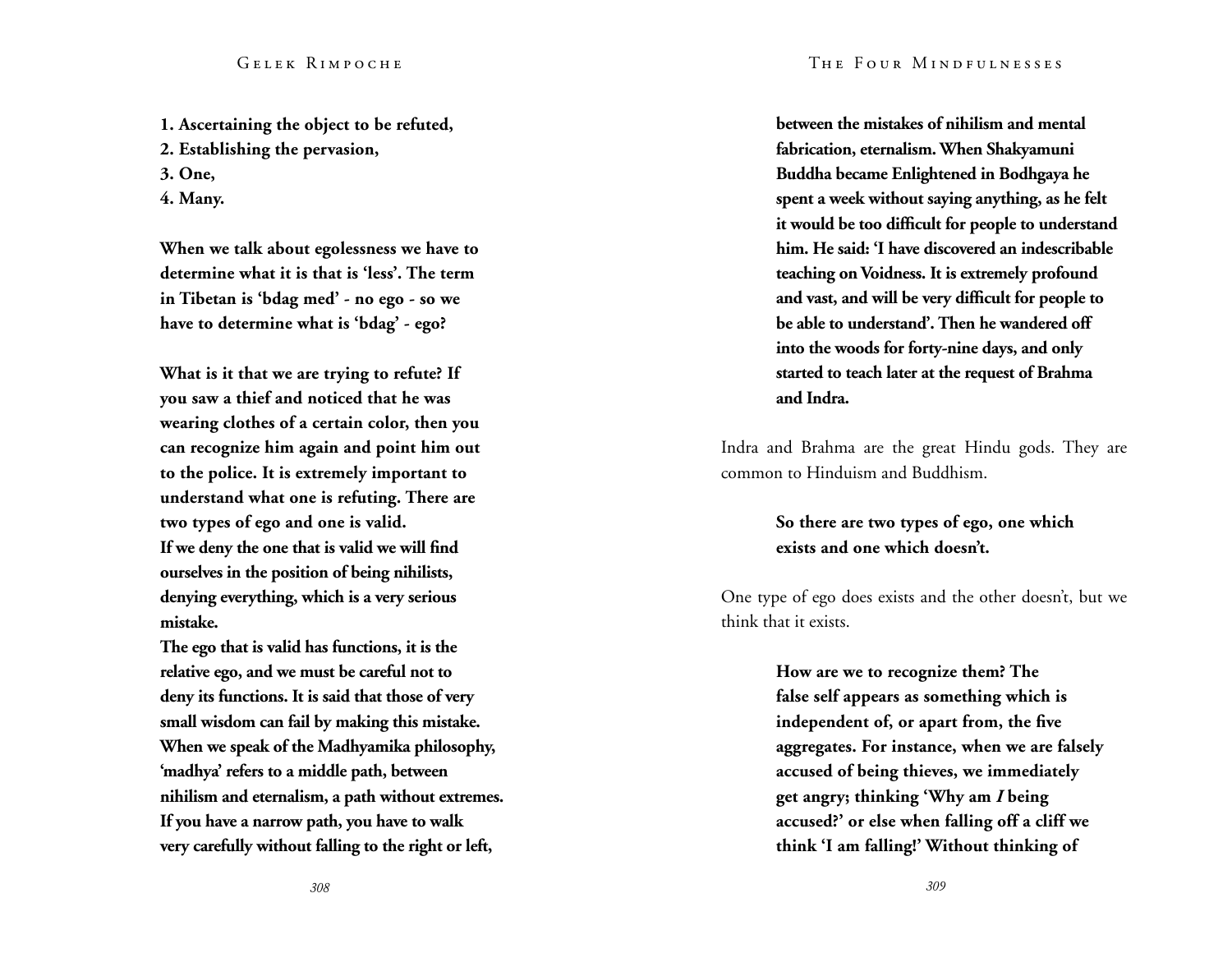**1. Ascertaining the object to be refuted,**
**2. Establishing the pervasion,**
**3. One,**
**4. Many.**

**When we talk about egolessness we have to determine what it is that is 'less'. The term in Tibetan is 'bdag med' - no ego - so we have to determine what is 'bdag' - ego?**

**What is it that we are trying to refute? If you saw a thief and noticed that he was wearing clothes of a certain color, then you can recognize him again and point him out to the police. It is extremely important to understand what one is refuting. There are two types of ego and one is valid.**
**If we deny the one that is valid we will find ourselves in the position of being nihilists, denying everything, which is a very serious mistake.**
**The ego that is valid has functions, it is the relative ego, and we must be careful not to deny its functions. It is said that those of very small wisdom can fail by making this mistake. When we speak of the Madhyamika philosophy, 'madhya' refers to a middle path, between nihilism and eternalism, a path without extremes. If you have a narrow path, you have to walk very carefully without falling to the right or left, between the mistakes of nihilism and mental fabrication, eternalism. When Shakyamuni Buddha became Enlightened in Bodhgaya he spent a week without saying anything, as he felt it would be too difficult for people to understand him. He said: 'I have discovered an indescribable teaching on Voidness. It is extremely profound and vast, and will be very difficult for people to be able to understand'. Then he wandered off into the woods for forty-nine days, and only started to teach later at the request of Brahma and Indra.**

Indra and Brahma are the great Hindu gods. They are common to Hinduism and Buddhism.

**So there are two types of ego, one which exists and one which doesn't.**

One type of ego does exists and the other doesn't, but we think that it exists.

**How are we to recognize them? The false self appears as something which is independent of, or apart from, the five aggregates. For instance, when we are falsely accused of being thieves, we immediately get angry; thinking 'Why am *I* being accused?' or else when falling off a cliff we think 'I am falling!' Without thinking of**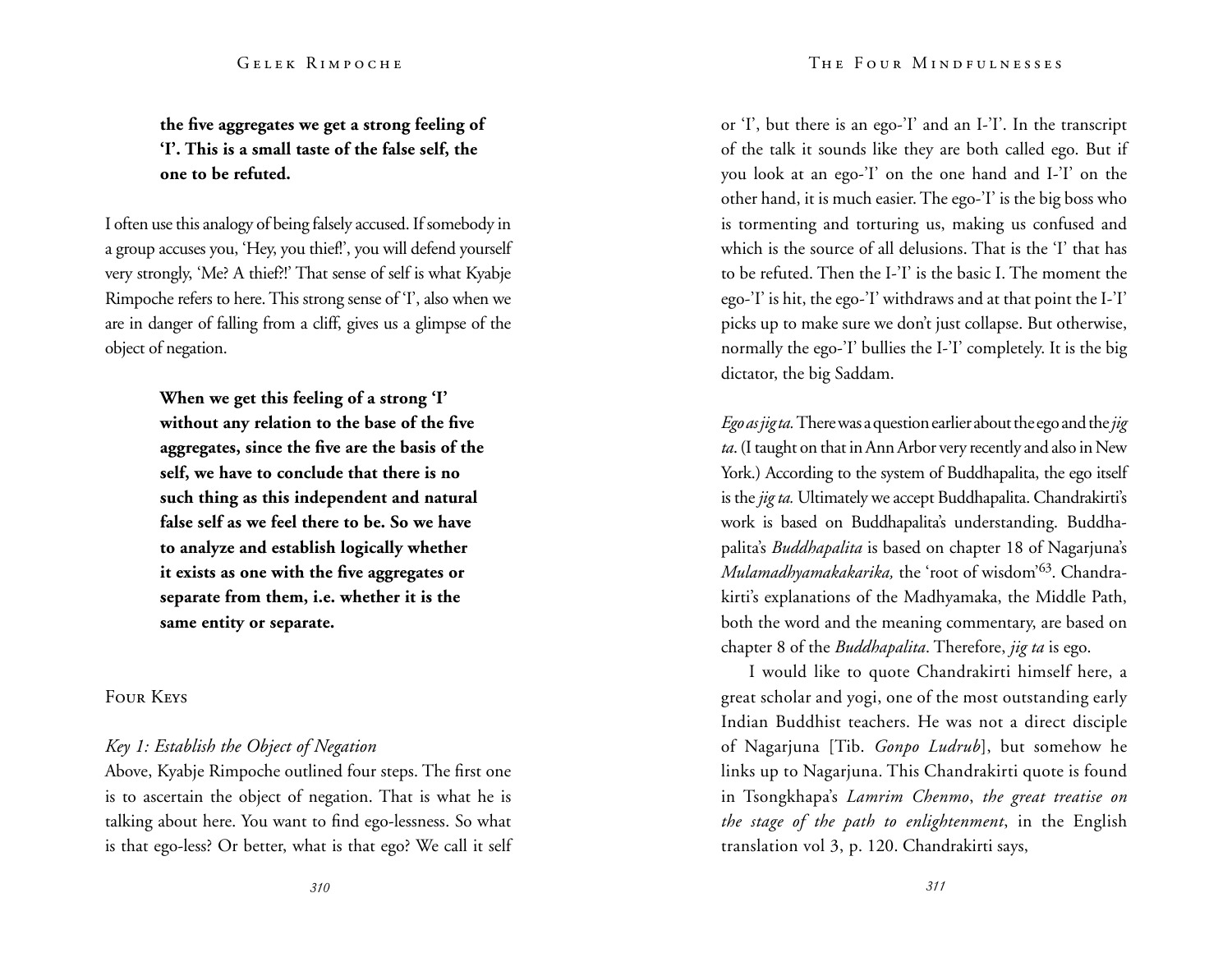**the five aggregates we get a strong feeling of 'I'. This is a small taste of the false self, the one to be refuted.**

I often use this analogy of being falsely accused. If somebody in a group accuses you, 'Hey, you thief!', you will defend yourself very strongly, 'Me? A thief?!' That sense of self is what Kyabje Rimpoche refers to here. This strong sense of 'I', also when we are in danger of falling from a cliff, gives us a glimpse of the object of negation.

> **When we get this feeling of a strong 'I' without any relation to the base of the five aggregates, since the five are the basis of the self, we have to conclude that there is no such thing as this independent and natural false self as we feel there to be. So we have to analyze and establish logically whether it exists as one with the five aggregates or separate from them, i.e. whether it is the same entity or separate.**

## Four Keys

### *Key 1: Establish the Object of Negation*

Above, Kyabje Rimpoche outlined four steps. The first one is to ascertain the object of negation. That is what he is talking about here. You want to find ego-lessness. So what is that ego-less? Or better, what is that ego? We call it self or 'I', but there is an ego-'I' and an I-'I'. In the transcript of the talk it sounds like they are both called ego. But if you look at an ego-'I' on the one hand and I-'I' on the other hand, it is much easier. The ego-'I' is the big boss who is tormenting and torturing us, making us confused and which is the source of all delusions. That is the 'I' that has to be refuted. Then the I-'I' is the basic I. The moment the ego-'I' is hit, the ego-'I' withdraws and at that point the I-'I' picks up to make sure we don't just collapse. But otherwise, normally the ego-'I' bullies the I-'I' completely. It is the big dictator, the big Saddam.

*Ego as jig ta.* There was a question earlier about the ego and the *jig ta*. (I taught on that in Ann Arbor very recently and also in New York.) According to the system of Buddhapalita, the ego itself is the *jig ta.* Ultimately we accept Buddhapalita. Chandrakirti's work is based on Buddhapalita's understanding. Buddhapalita's *Buddhapalita* is based on chapter 18 of Nagarjuna's *Mulamadhyamakakarika,* the 'root of wisdom'[63]. Chandrakirti's explanations of the Madhyamaka, the Middle Path, both the word and the meaning commentary, are based on chapter 8 of the *Buddhapalita*. Therefore, *jig ta* is ego.

I would like to quote Chandrakirti himself here, a great scholar and yogi, one of the most outstanding early Indian Buddhist teachers. He was not a direct disciple of Nagarjuna [Tib. *Gonpo Ludrub*], but somehow he links up to Nagarjuna. This Chandrakirti quote is found in Tsongkhapa's *Lamrim Chenmo*, *the great treatise on the stage of the path to enlightenment*, in the English translation vol 3, p. 120. Chandrakirti says,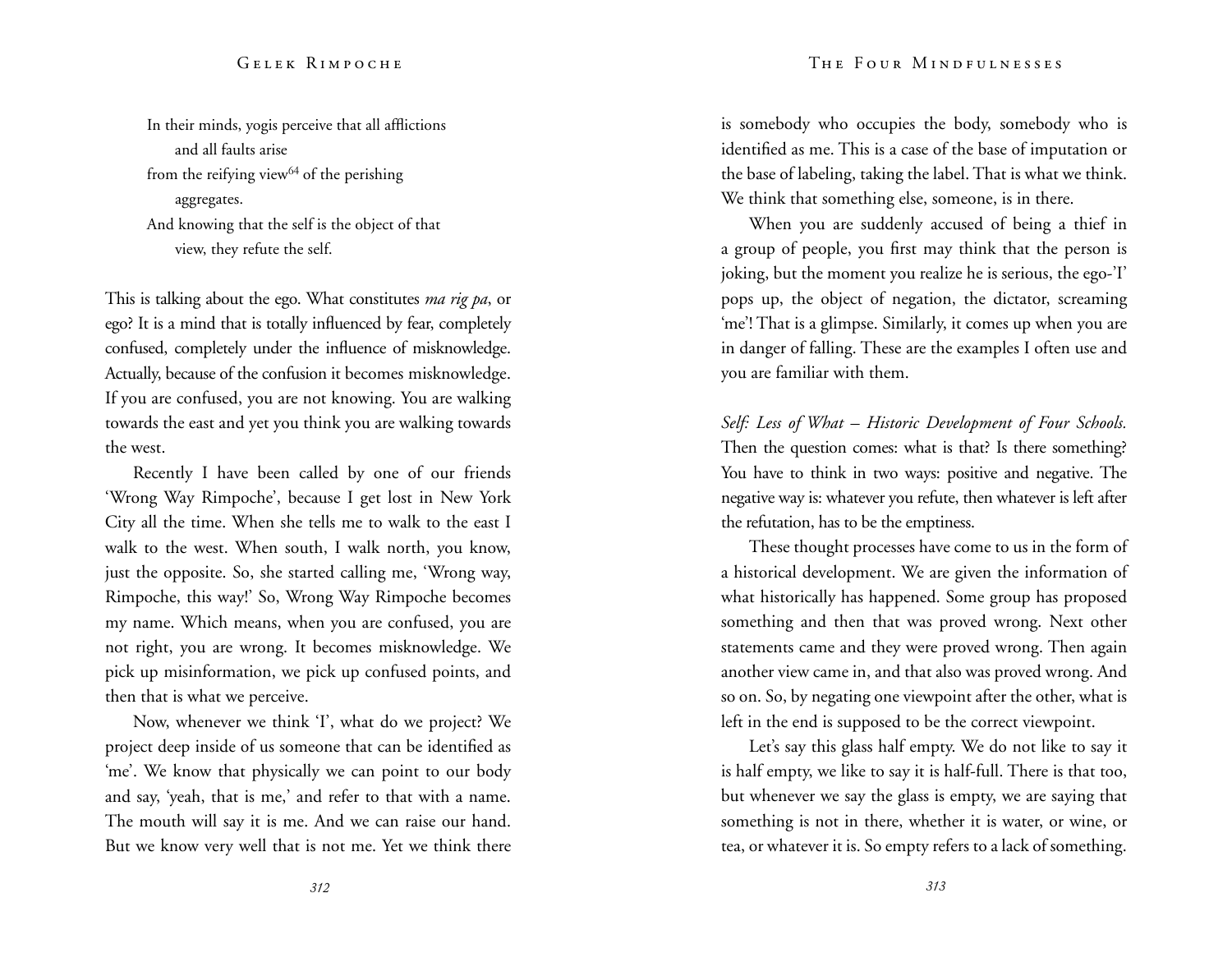> In their minds, yogis perceive that all afflictions
> and all faults arise
> from the reifying view[64] of the perishing
> aggregates.
> And knowing that the self is the object of that
> view, they refute the self.

This is talking about the ego. What constitutes *ma rig pa*, or ego? It is a mind that is totally influenced by fear, completely confused, completely under the influence of misknowledge. Actually, because of the confusion it becomes misknowledge. If you are confused, you are not knowing. You are walking towards the east and yet you think you are walking towards the west.

Recently I have been called by one of our friends 'Wrong Way Rimpoche', because I get lost in New York City all the time. When she tells me to walk to the east I walk to the west. When south, I walk north, you know, just the opposite. So, she started calling me, 'Wrong way, Rimpoche, this way!' So, Wrong Way Rimpoche becomes my name. Which means, when you are confused, you are not right, you are wrong. It becomes misknowledge. We pick up misinformation, we pick up confused points, and then that is what we perceive.

Now, whenever we think 'I', what do we project? We project deep inside of us someone that can be identified as 'me'. We know that physically we can point to our body and say, 'yeah, that is me,' and refer to that with a name. The mouth will say it is me. And we can raise our hand. But we know very well that is not me. Yet we think there is somebody who occupies the body, somebody who is identified as me. This is a case of the base of imputation or the base of labeling, taking the label. That is what we think. We think that something else, someone, is in there.

When you are suddenly accused of being a thief in a group of people, you first may think that the person is joking, but the moment you realize he is serious, the ego-'I' pops up, the object of negation, the dictator, screaming 'me'! That is a glimpse. Similarly, it comes up when you are in danger of falling. These are the examples I often use and you are familiar with them.

*Self: Less of What – Historic Development of Four Schools.* Then the question comes: what is that? Is there something? You have to think in two ways: positive and negative. The negative way is: whatever you refute, then whatever is left after the refutation, has to be the emptiness.

These thought processes have come to us in the form of a historical development. We are given the information of what historically has happened. Some group has proposed something and then that was proved wrong. Next other statements came and they were proved wrong. Then again another view came in, and that also was proved wrong. And so on. So, by negating one viewpoint after the other, what is left in the end is supposed to be the correct viewpoint.

Let's say this glass half empty. We do not like to say it is half empty, we like to say it is half-full. There is that too, but whenever we say the glass is empty, we are saying that something is not in there, whether it is water, or wine, or tea, or whatever it is. So empty refers to a lack of something.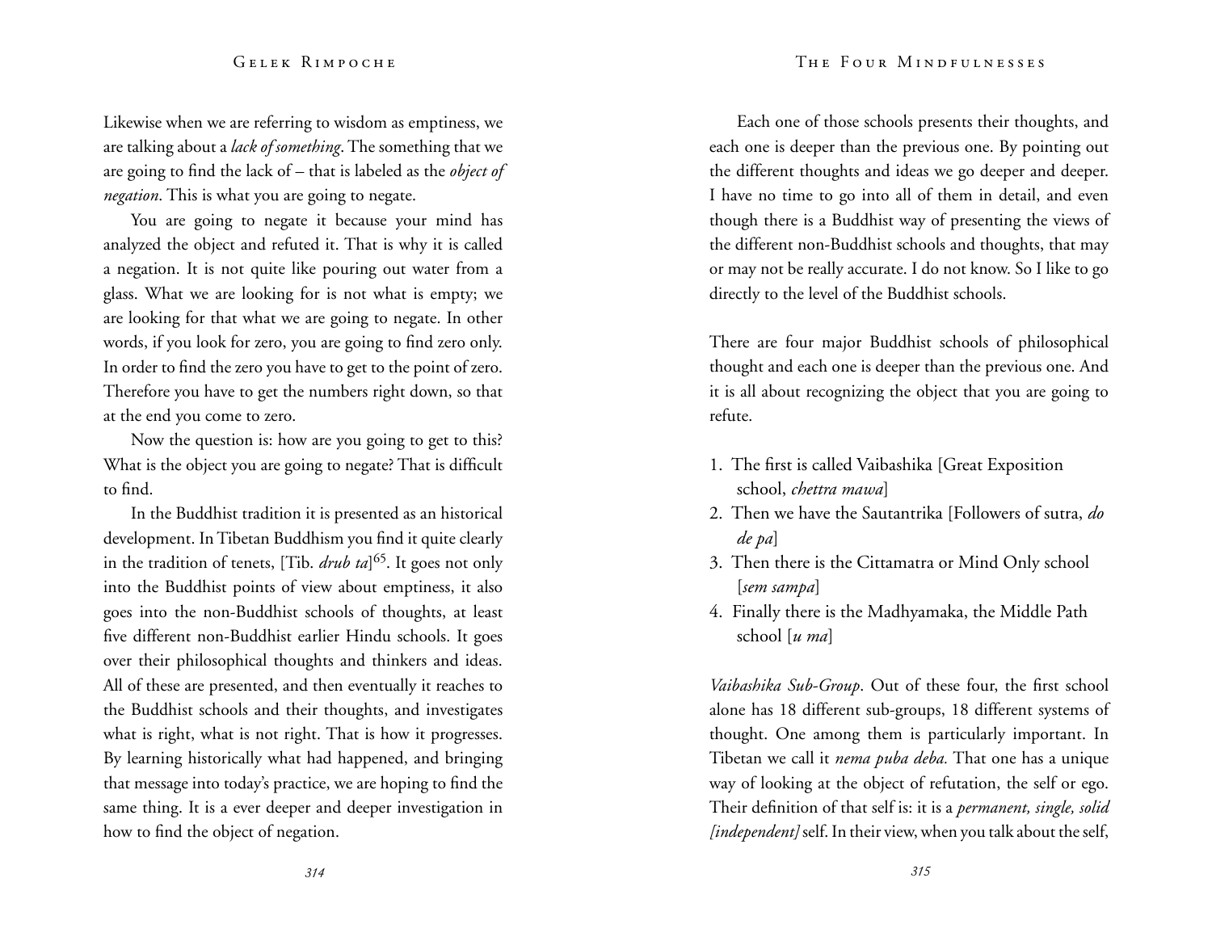Likewise when we are referring to wisdom as emptiness, we are talking about a *lack of something*. The something that we are going to find the lack of – that is labeled as the *object of negation*. This is what you are going to negate.

You are going to negate it because your mind has analyzed the object and refuted it. That is why it is called a negation. It is not quite like pouring out water from a glass. What we are looking for is not what is empty; we are looking for that what we are going to negate. In other words, if you look for zero, you are going to find zero only. In order to find the zero you have to get to the point of zero. Therefore you have to get the numbers right down, so that at the end you come to zero.

Now the question is: how are you going to get to this? What is the object you are going to negate? That is difficult to find.

In the Buddhist tradition it is presented as an historical development. In Tibetan Buddhism you find it quite clearly in the tradition of tenets, [Tib. *drub ta*][65]. It goes not only into the Buddhist points of view about emptiness, it also goes into the non-Buddhist schools of thoughts, at least five different non-Buddhist earlier Hindu schools. It goes over their philosophical thoughts and thinkers and ideas. All of these are presented, and then eventually it reaches to the Buddhist schools and their thoughts, and investigates what is right, what is not right. That is how it progresses. By learning historically what had happened, and bringing that message into today's practice, we are hoping to find the same thing. It is a ever deeper and deeper investigation in how to find the object of negation.

Each one of those schools presents their thoughts, and each one is deeper than the previous one. By pointing out the different thoughts and ideas we go deeper and deeper. I have no time to go into all of them in detail, and even though there is a Buddhist way of presenting the views of the different non-Buddhist schools and thoughts, that may or may not be really accurate. I do not know. So I like to go directly to the level of the Buddhist schools.

There are four major Buddhist schools of philosophical thought and each one is deeper than the previous one. And it is all about recognizing the object that you are going to refute.

1. The first is called Vaibashika [Great Exposition school, *chettra mawa*]
2. Then we have the Sautantrika [Followers of sutra, *do de pa*]
3. Then there is the Cittamatra or Mind Only school [*sem sampa*]
4. Finally there is the Madhyamaka, the Middle Path school [*u ma*]

*Vaibashika Sub-Group*. Out of these four, the first school alone has 18 different sub-groups, 18 different systems of thought. One among them is particularly important. In Tibetan we call it *nema puba deba.* That one has a unique way of looking at the object of refutation, the self or ego. Their definition of that self is: it is a *permanent, single, solid [independent]* self. In their view, when you talk about the self,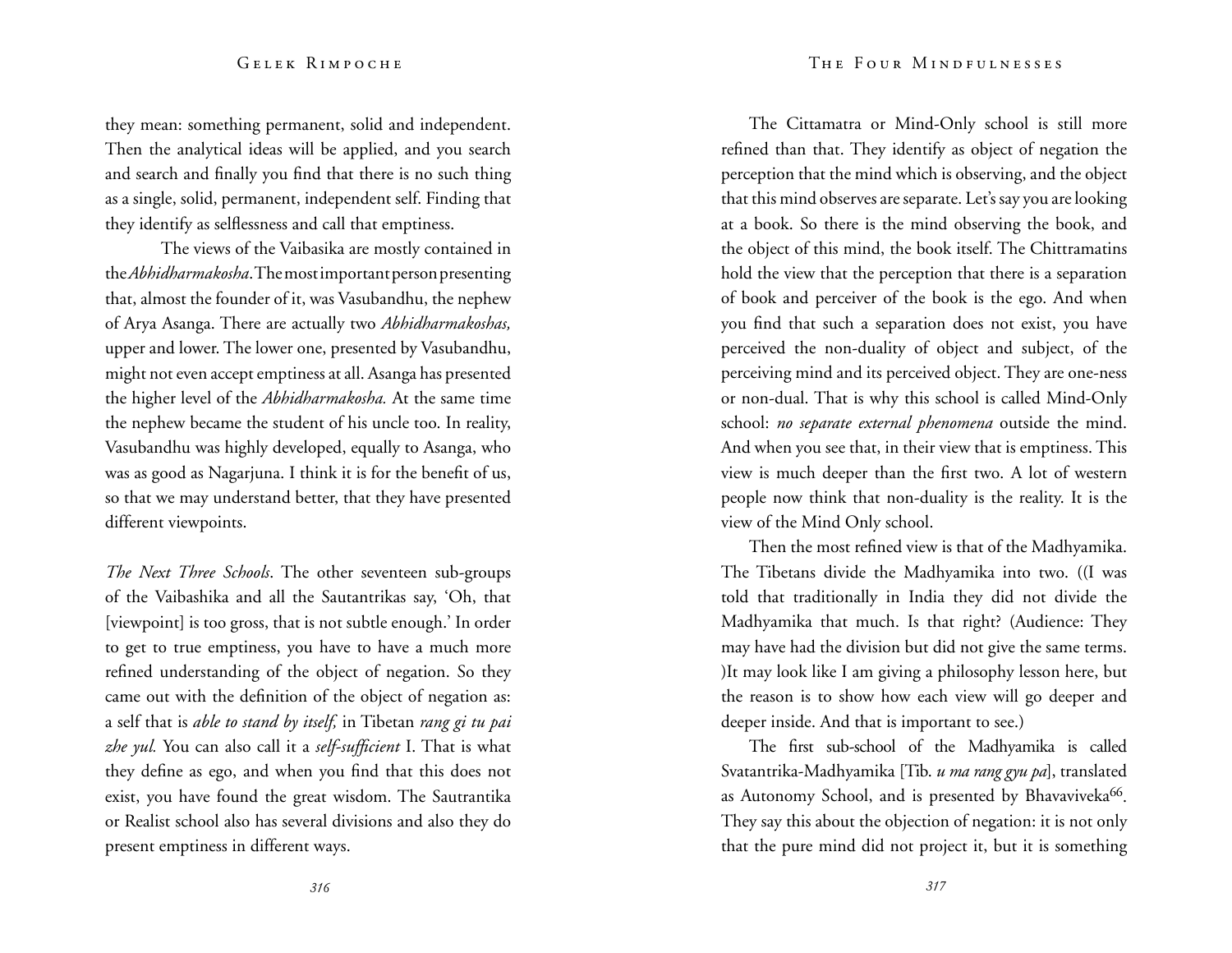they mean: something permanent, solid and independent. Then the analytical ideas will be applied, and you search and search and finally you find that there is no such thing as a single, solid, permanent, independent self. Finding that they identify as selflessness and call that emptiness.

The views of the Vaibasika are mostly contained in the *Abhidharmakosha*. The most important person presenting that, almost the founder of it, was Vasubandhu, the nephew of Arya Asanga. There are actually two *Abhidharmakoshas,* upper and lower. The lower one, presented by Vasubandhu, might not even accept emptiness at all. Asanga has presented the higher level of the *Abhidharmakosha.* At the same time the nephew became the student of his uncle too. In reality, Vasubandhu was highly developed, equally to Asanga, who was as good as Nagarjuna. I think it is for the benefit of us, so that we may understand better, that they have presented different viewpoints.

*The Next Three Schools*. The other seventeen sub-groups of the Vaibashika and all the Sautantrikas say, 'Oh, that [viewpoint] is too gross, that is not subtle enough.' In order to get to true emptiness, you have to have a much more refined understanding of the object of negation. So they came out with the definition of the object of negation as: a self that is *able to stand by itself,* in Tibetan *rang gi tu pai zhe yul.* You can also call it a *self-sufficient* I. That is what they define as ego, and when you find that this does not exist, you have found the great wisdom. The Sautrantika or Realist school also has several divisions and also they do present emptiness in different ways.

The Cittamatra or Mind-Only school is still more refined than that. They identify as object of negation the perception that the mind which is observing, and the object that this mind observes are separate. Let's say you are looking at a book. So there is the mind observing the book, and the object of this mind, the book itself. The Chittramatins hold the view that the perception that there is a separation of book and perceiver of the book is the ego. And when you find that such a separation does not exist, you have perceived the non-duality of object and subject, of the perceiving mind and its perceived object. They are one-ness or non-dual. That is why this school is called Mind-Only school: *no separate external phenomena* outside the mind. And when you see that, in their view that is emptiness. This view is much deeper than the first two. A lot of western people now think that non-duality is the reality. It is the view of the Mind Only school.

Then the most refined view is that of the Madhyamika. The Tibetans divide the Madhyamika into two. ((I was told that traditionally in India they did not divide the Madhyamika that much. Is that right? (Audience: They may have had the division but did not give the same terms. )It may look like I am giving a philosophy lesson here, but the reason is to show how each view will go deeper and deeper inside. And that is important to see.)

The first sub-school of the Madhyamika is called Svatantrika-Madhyamika [Tib. *u ma rang gyu pa*], translated as Autonomy School, and is presented by Bhavaviveka[66]. They say this about the objection of negation: it is not only that the pure mind did not project it, but it is something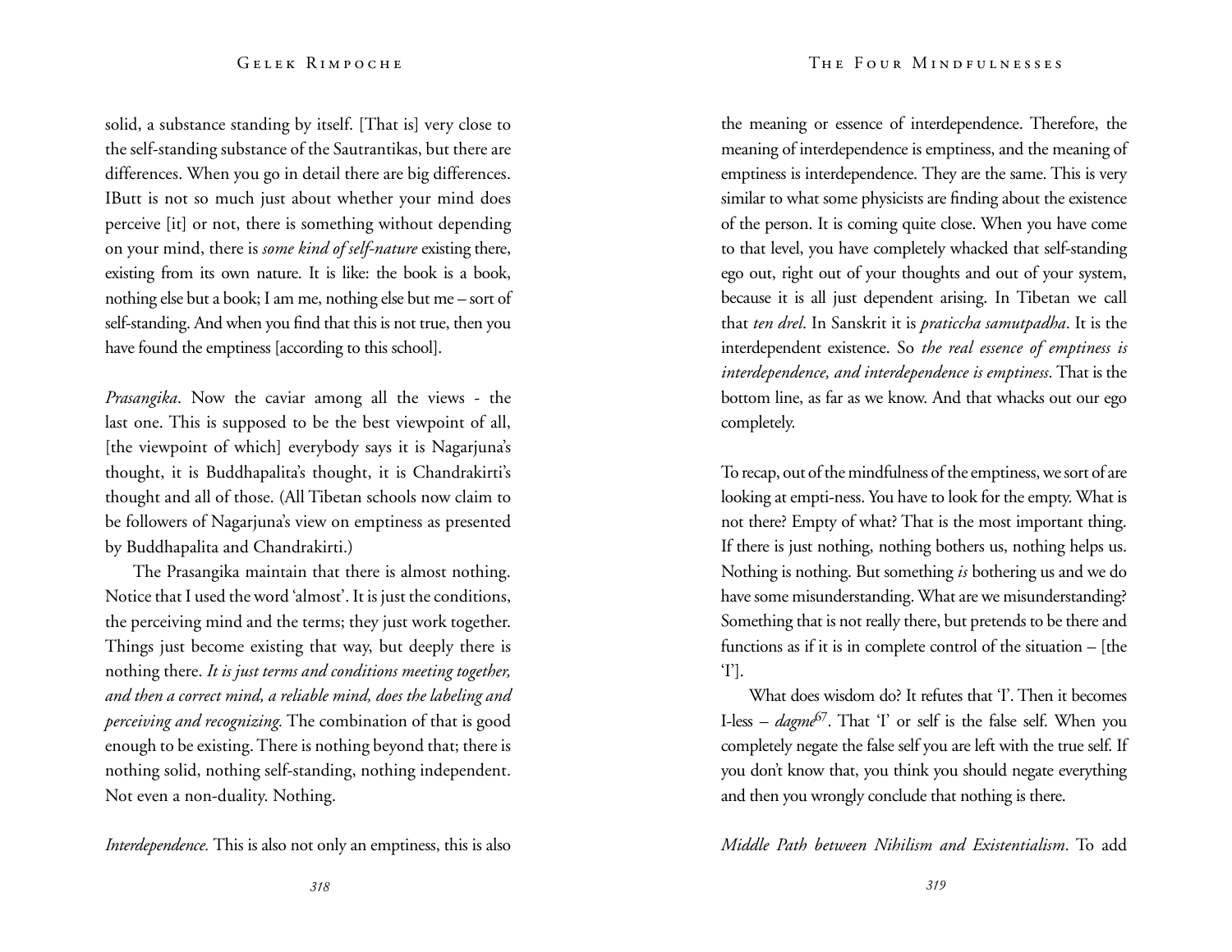solid, a substance standing by itself. [That is] very close to the self-standing substance of the Sautrantikas, but there are differences. When you go in detail there are big differences. IButt is not so much just about whether your mind does perceive [it] or not, there is something without depending on your mind, there is *some kind of self-nature* existing there, existing from its own nature. It is like: the book is a book, nothing else but a book; I am me, nothing else but me – sort of self-standing. And when you find that this is not true, then you have found the emptiness [according to this school].

*Prasangika*. Now the caviar among all the views - the last one. This is supposed to be the best viewpoint of all, [the viewpoint of which] everybody says it is Nagarjuna's thought, it is Buddhapalita's thought, it is Chandrakirti's thought and all of those. (All Tibetan schools now claim to be followers of Nagarjuna's view on emptiness as presented by Buddhapalita and Chandrakirti.)

The Prasangika maintain that there is almost nothing. Notice that I used the word 'almost'. It is just the conditions, the perceiving mind and the terms; they just work together. Things just become existing that way, but deeply there is nothing there. *It is just terms and conditions meeting together, and then a correct mind, a reliable mind, does the labeling and perceiving and recognizing.* The combination of that is good enough to be existing. There is nothing beyond that; there is nothing solid, nothing self-standing, nothing independent. Not even a non-duality. Nothing.

*Interdependence.* This is also not only an emptiness, this is also the meaning or essence of interdependence. Therefore, the meaning of interdependence is emptiness, and the meaning of emptiness is interdependence. They are the same. This is very similar to what some physicists are finding about the existence of the person. It is coming quite close. When you have come to that level, you have completely whacked that self-standing ego out, right out of your thoughts and out of your system, because it is all just dependent arising. In Tibetan we call that *ten drel*. In Sanskrit it is *praticcha samutpadha*. It is the interdependent existence. So *the real essence of emptiness is interdependence, and interdependence is emptiness*. That is the bottom line, as far as we know. And that whacks out our ego completely.

To recap, out of the mindfulness of the emptiness, we sort of are looking at empti-ness. You have to look for the empty. What is not there? Empty of what? That is the most important thing. If there is just nothing, nothing bothers us, nothing helps us. Nothing is nothing. But something *is* bothering us and we do have some misunderstanding. What are we misunderstanding? Something that is not really there, but pretends to be there and functions as if it is in complete control of the situation – [the 'I'].

What does wisdom do? It refutes that 'I'. Then it becomes I-less – *dagme*[67]. That 'I' or self is the false self. When you completely negate the false self you are left with the true self. If you don't know that, you think you should negate everything and then you wrongly conclude that nothing is there.

*Middle Path between Nihilism and Existentialism*. To add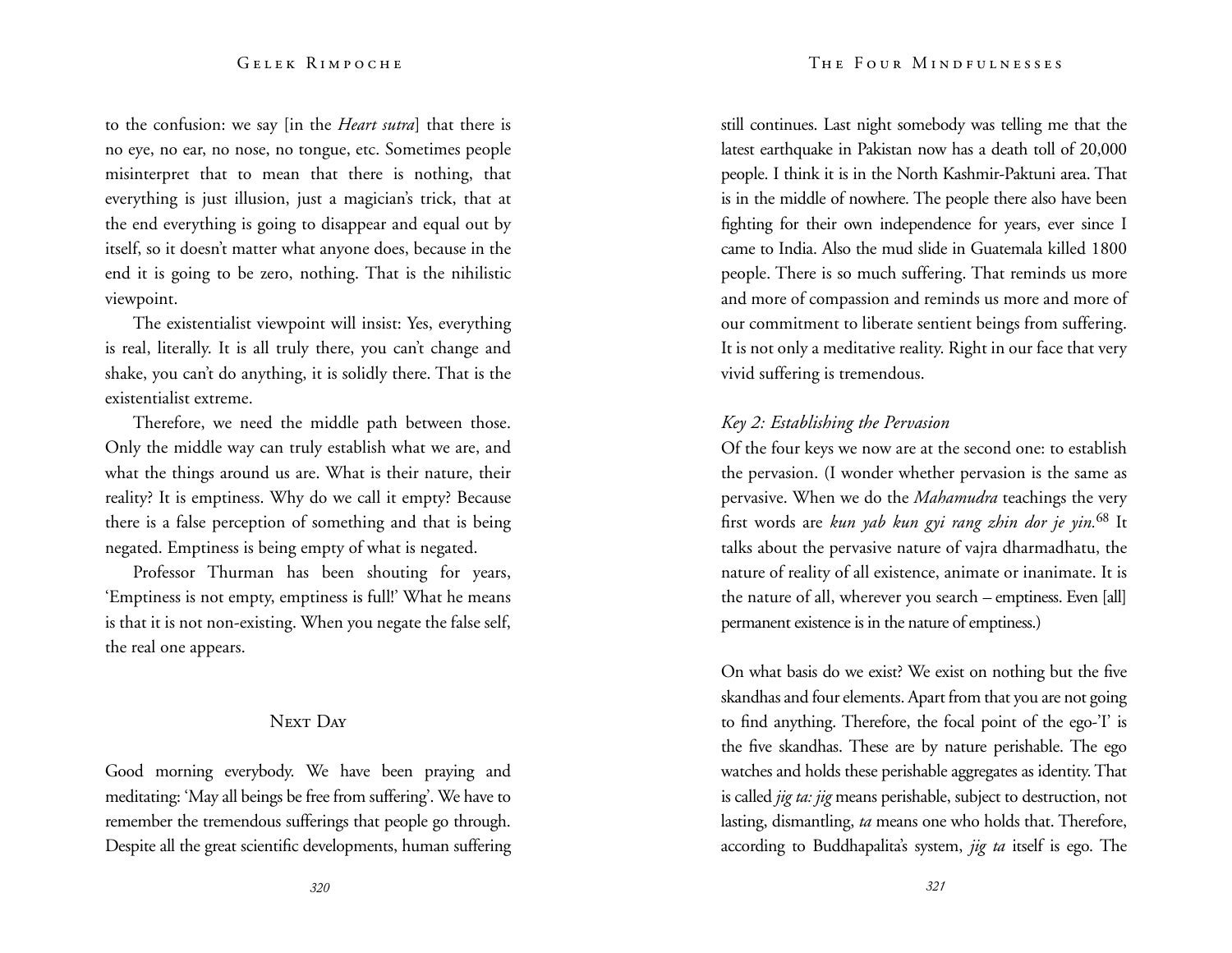to the confusion: we say [in the *Heart sutra*] that there is no eye, no ear, no nose, no tongue, etc. Sometimes people misinterpret that to mean that there is nothing, that everything is just illusion, just a magician's trick, that at the end everything is going to disappear and equal out by itself, so it doesn't matter what anyone does, because in the end it is going to be zero, nothing. That is the nihilistic viewpoint.

The existentialist viewpoint will insist: Yes, everything is real, literally. It is all truly there, you can't change and shake, you can't do anything, it is solidly there. That is the existentialist extreme.

Therefore, we need the middle path between those. Only the middle way can truly establish what we are, and what the things around us are. What is their nature, their reality? It is emptiness. Why do we call it empty? Because there is a false perception of something and that is being negated. Emptiness is being empty of what is negated.

Professor Thurman has been shouting for years, 'Emptiness is not empty, emptiness is full!' What he means is that it is not non-existing. When you negate the false self, the real one appears.

## Next Day

Good morning everybody. We have been praying and meditating: 'May all beings be free from suffering'. We have to remember the tremendous sufferings that people go through. Despite all the great scientific developments, human suffering still continues. Last night somebody was telling me that the latest earthquake in Pakistan now has a death toll of 20,000 people. I think it is in the North Kashmir-Paktuni area. That is in the middle of nowhere. The people there also have been fighting for their own independence for years, ever since I came to India. Also the mud slide in Guatemala killed 1800 people. There is so much suffering. That reminds us more and more of compassion and reminds us more and more of our commitment to liberate sentient beings from suffering. It is not only a meditative reality. Right in our face that very vivid suffering is tremendous.

### *Key 2: Establishing the Pervasion*

Of the four keys we now are at the second one: to establish the pervasion. (I wonder whether pervasion is the same as pervasive. When we do the *Mahamudra* teachings the very first words are *kun yab kun gyi rang zhin dor je yin.*[68] It talks about the pervasive nature of vajra dharmadhatu, the nature of reality of all existence, animate or inanimate. It is the nature of all, wherever you search – emptiness. Even [all] permanent existence is in the nature of emptiness.)

On what basis do we exist? We exist on nothing but the five skandhas and four elements. Apart from that you are not going to find anything. Therefore, the focal point of the ego-'I' is the five skandhas. These are by nature perishable. The ego watches and holds these perishable aggregates as identity. That is called *jig ta: jig* means perishable, subject to destruction, not lasting, dismantling, *ta* means one who holds that. Therefore, according to Buddhapalita's system, *jig ta* itself is ego. The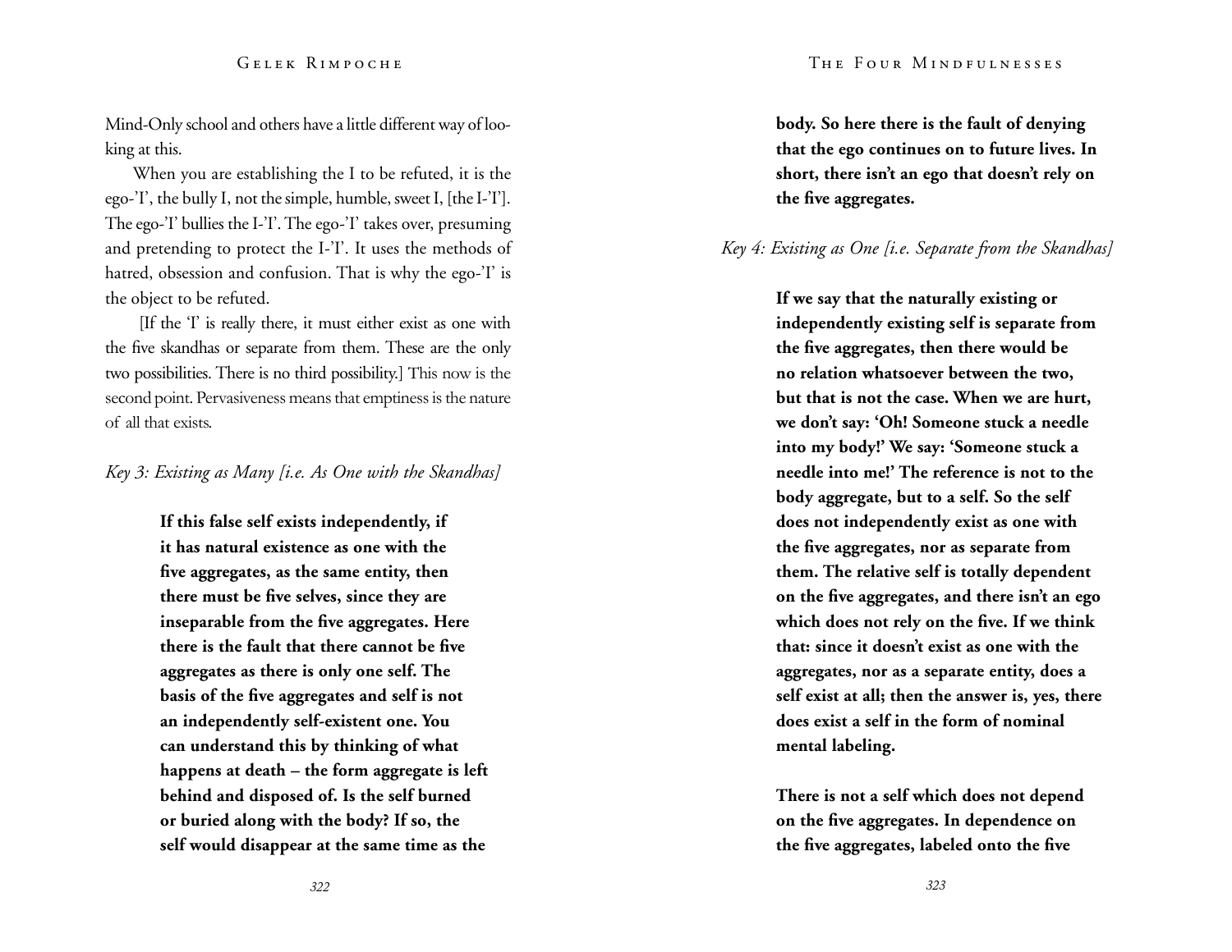Mind-Only school and others have a little different way of looking at this.

When you are establishing the I to be refuted, it is the ego-'I', the bully I, not the simple, humble, sweet I, [the I-'I']. The ego-'I' bullies the I-'I'. The ego-'I' takes over, presuming and pretending to protect the I-'I'. It uses the methods of hatred, obsession and confusion. That is why the ego-'I' is the object to be refuted.

[If the 'I' is really there, it must either exist as one with the five skandhas or separate from them. These are the only two possibilities. There is no third possibility.] This now is the second point. Pervasiveness means that emptiness is the nature of all that exists.

*Key 3: Existing as Many [i.e. As One with the Skandhas]*

> **If this false self exists independently, if it has natural existence as one with the five aggregates, as the same entity, then there must be five selves, since they are inseparable from the five aggregates. Here there is the fault that there cannot be five aggregates as there is only one self. The basis of the five aggregates and self is not an independently self-existent one. You can understand this by thinking of what happens at death – the form aggregate is left behind and disposed of. Is the self burned or buried along with the body? If so, the self would disappear at the same time as the body. So here there is the fault of denying that the ego continues on to future lives. In short, there isn't an ego that doesn't rely on the five aggregates.**

*Key 4: Existing as One [i.e. Separate from the Skandhas]*

> **If we say that the naturally existing or independently existing self is separate from the five aggregates, then there would be no relation whatsoever between the two, but that is not the case. When we are hurt, we don't say: 'Oh! Someone stuck a needle into my body!' We say: 'Someone stuck a needle into me!' The reference is not to the body aggregate, but to a self. So the self does not independently exist as one with the five aggregates, nor as separate from them. The relative self is totally dependent on the five aggregates, and there isn't an ego which does not rely on the five. If we think that: since it doesn't exist as one with the aggregates, nor as a separate entity, does a self exist at all; then the answer is, yes, there does exist a self in the form of nominal mental labeling.**
>
> **There is not a self which does not depend on the five aggregates. In dependence on the five aggregates, labeled onto the five**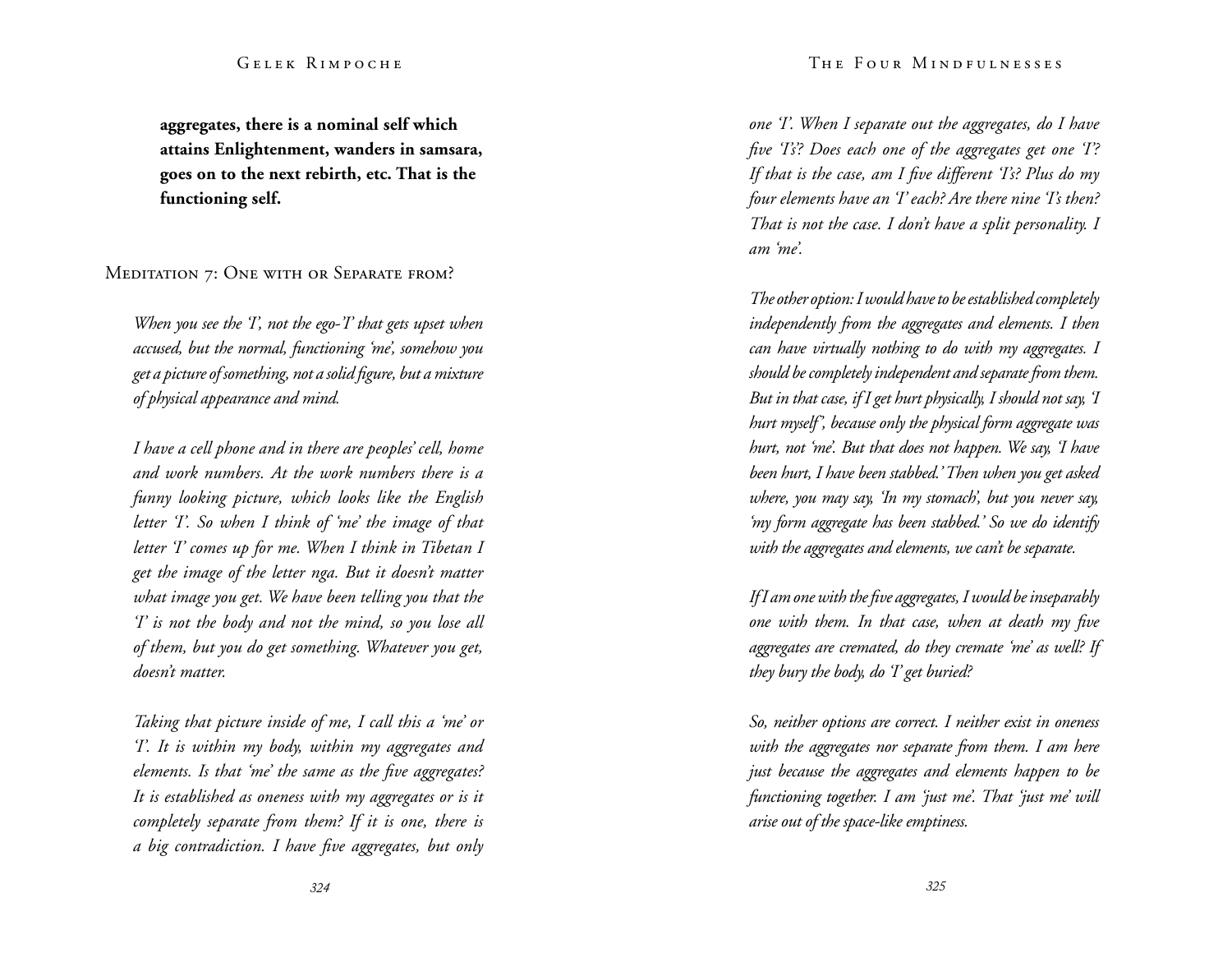**aggregates, there is a nominal self which attains Enlightenment, wanders in samsara, goes on to the next rebirth, etc. That is the functioning self.**

## Meditation 7: One with or Separate from?

*When you see the 'I', not the ego-'I' that gets upset when accused, but the normal, functioning 'me', somehow you get a picture of something, not a solid figure, but a mixture of physical appearance and mind.*

*I have a cell phone and in there are peoples' cell, home and work numbers. At the work numbers there is a funny looking picture, which looks like the English letter 'I'. So when I think of 'me' the image of that letter 'I' comes up for me. When I think in Tibetan I get the image of the letter nga. But it doesn't matter what image you get. We have been telling you that the 'I' is not the body and not the mind, so you lose all of them, but you do get something. Whatever you get, doesn't matter.*

*Taking that picture inside of me, I call this a 'me' or 'I'. It is within my body, within my aggregates and elements. Is that 'me' the same as the five aggregates? It is established as oneness with my aggregates or is it completely separate from them? If it is one, there is a big contradiction. I have five aggregates, but only one 'I'. When I separate out the aggregates, do I have five 'I's? Does each one of the aggregates get one 'I'? If that is the case, am I five different 'I's? Plus do my four elements have an 'I' each? Are there nine 'I's then? That is not the case. I don't have a split personality. I am 'me'.*

*The other option: I would have to be established completely independently from the aggregates and elements. I then can have virtually nothing to do with my aggregates. I should be completely independent and separate from them. But in that case, if I get hurt physically, I should not say, 'I hurt myself', because only the physical form aggregate was hurt, not 'me'. But that does not happen. We say, 'I have been hurt, I have been stabbed.' Then when you get asked where, you may say, 'In my stomach', but you never say, 'my form aggregate has been stabbed.' So we do identify with the aggregates and elements, we can't be separate.*

*If I am one with the five aggregates, I would be inseparably one with them. In that case, when at death my five aggregates are cremated, do they cremate 'me' as well? If they bury the body, do 'I' get buried?*

*So, neither options are correct. I neither exist in oneness with the aggregates nor separate from them. I am here just because the aggregates and elements happen to be functioning together. I am 'just me'. That 'just me' will arise out of the space-like emptiness.*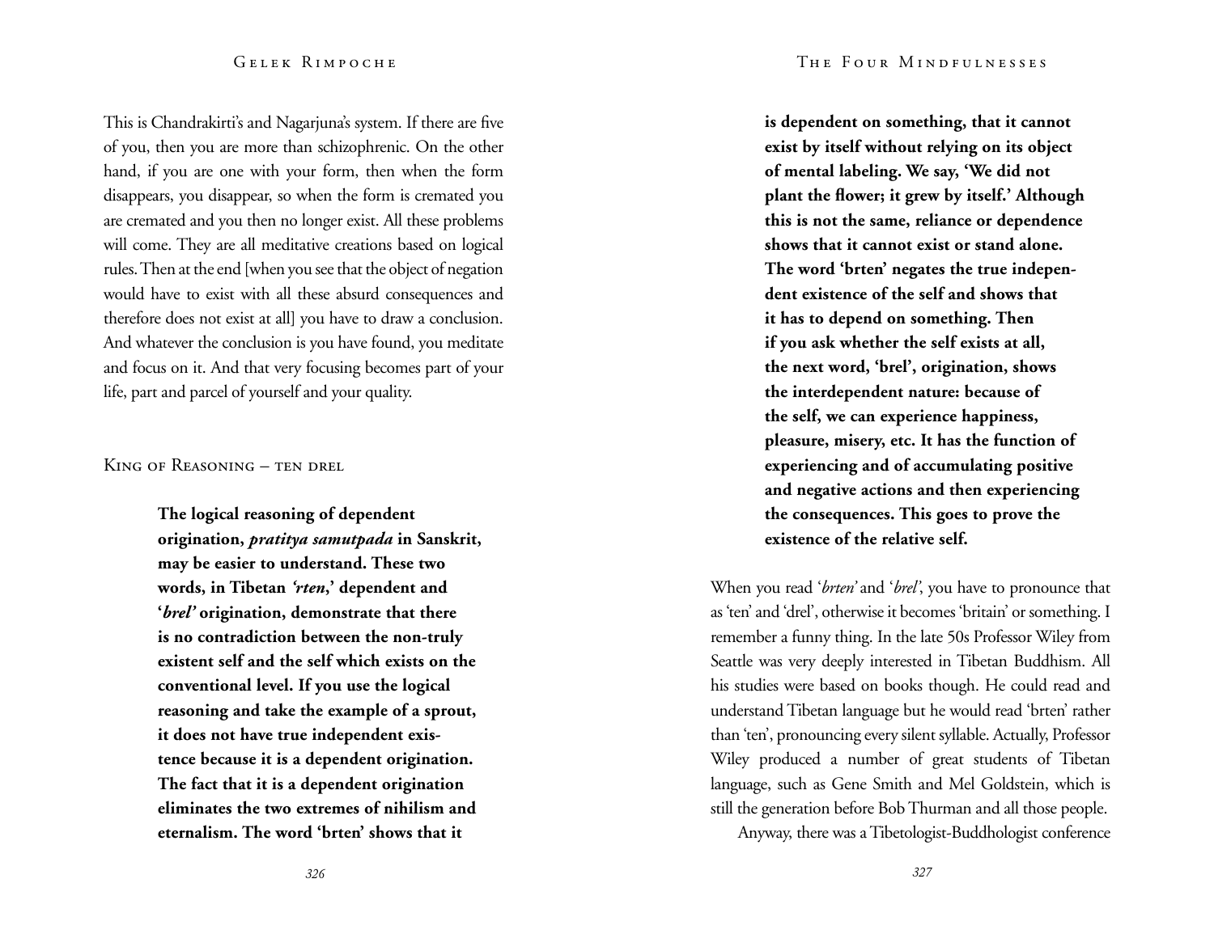This is Chandrakirti's and Nagarjuna's system. If there are five of you, then you are more than schizophrenic. On the other hand, if you are one with your form, then when the form disappears, you disappear, so when the form is cremated you are cremated and you then no longer exist. All these problems will come. They are all meditative creations based on logical rules. Then at the end [when you see that the object of negation would have to exist with all these absurd consequences and therefore does not exist at all] you have to draw a conclusion. And whatever the conclusion is you have found, you meditate and focus on it. And that very focusing becomes part of your life, part and parcel of yourself and your quality.

## King of Reasoning – ten drel

> **The logical reasoning of dependent origination, *pratitya samutpada* in Sanskrit, may be easier to understand. These two words, in Tibetan *'rten,'* dependent and '*brel'* origination, demonstrate that there is no contradiction between the non-truly existent self and the self which exists on the conventional level. If you use the logical reasoning and take the example of a sprout, it does not have true independent existence because it is a dependent origination. The fact that it is a dependent origination eliminates the two extremes of nihilism and eternalism. The word 'brten' shows that it is dependent on something, that it cannot exist by itself without relying on its object of mental labeling. We say, 'We did not plant the flower; it grew by itself.' Although this is not the same, reliance or dependence shows that it cannot exist or stand alone. The word 'brten' negates the true independent existence of the self and shows that it has to depend on something. Then if you ask whether the self exists at all, the next word, 'brel', origination, shows the interdependent nature: because of the self, we can experience happiness, pleasure, misery, etc. It has the function of experiencing and of accumulating positive and negative actions and then experiencing the consequences. This goes to prove the existence of the relative self.**

When you read '*brten*' and '*brel*', you have to pronounce that as 'ten' and 'drel', otherwise it becomes 'britain' or something. I remember a funny thing. In the late 50s Professor Wiley from Seattle was very deeply interested in Tibetan Buddhism. All his studies were based on books though. He could read and understand Tibetan language but he would read 'brten' rather than 'ten', pronouncing every silent syllable. Actually, Professor Wiley produced a number of great students of Tibetan language, such as Gene Smith and Mel Goldstein, which is still the generation before Bob Thurman and all those people.

Anyway, there was a Tibetologist-Buddhologist conference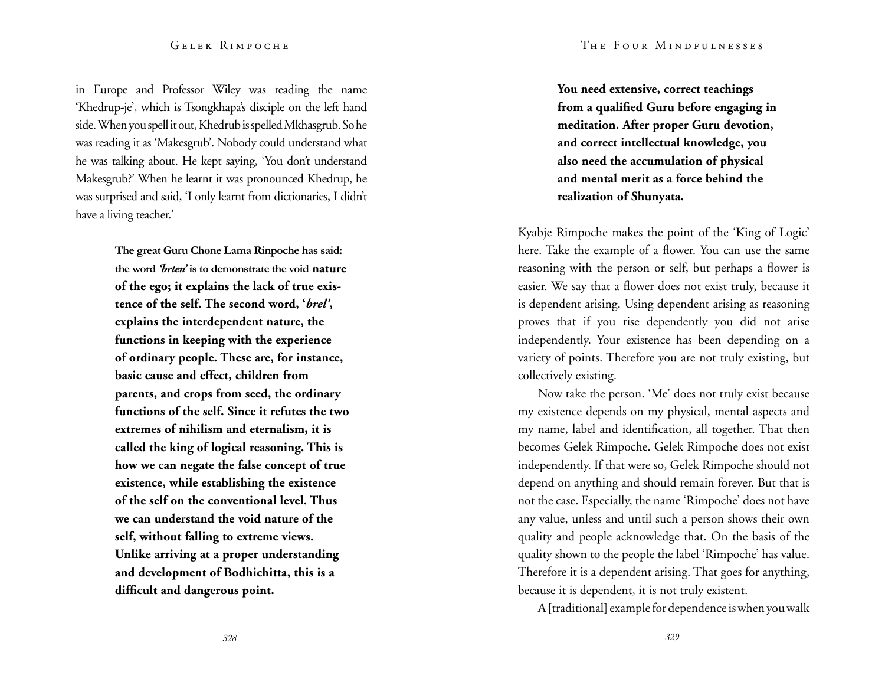in Europe and Professor Wiley was reading the name 'Khedrup-je', which is Tsongkhapa's disciple on the left hand side. When you spell it out, Khedrub is spelled Mkhasgrub. So he was reading it as 'Makesgrub'. Nobody could understand what he was talking about. He kept saying, 'You don't understand Makesgrub?' When he learnt it was pronounced Khedrup, he was surprised and said, 'I only learnt from dictionaries, I didn't have a living teacher.'

> **The great Guru Chone Lama Rinpoche has said: the word *'brten'* is to demonstrate the void nature of the ego; it explains the lack of true existence of the self. The second word, '*brel*', explains the interdependent nature, the functions in keeping with the experience of ordinary people. These are, for instance, basic cause and effect, children from parents, and crops from seed, the ordinary functions of the self. Since it refutes the two extremes of nihilism and eternalism, it is called the king of logical reasoning. This is how we can negate the false concept of true existence, while establishing the existence of the self on the conventional level. Thus we can understand the void nature of the self, without falling to extreme views. Unlike arriving at a proper understanding and development of Bodhichitta, this is a difficult and dangerous point.**

> **You need extensive, correct teachings from a qualified Guru before engaging in meditation. After proper Guru devotion, and correct intellectual knowledge, you also need the accumulation of physical and mental merit as a force behind the realization of Shunyata.**

Kyabje Rimpoche makes the point of the 'King of Logic' here. Take the example of a flower. You can use the same reasoning with the person or self, but perhaps a flower is easier. We say that a flower does not exist truly, because it is dependent arising. Using dependent arising as reasoning proves that if you rise dependently you did not arise independently. Your existence has been depending on a variety of points. Therefore you are not truly existing, but collectively existing.

Now take the person. 'Me' does not truly exist because my existence depends on my physical, mental aspects and my name, label and identification, all together. That then becomes Gelek Rimpoche. Gelek Rimpoche does not exist independently. If that were so, Gelek Rimpoche should not depend on anything and should remain forever. But that is not the case. Especially, the name 'Rimpoche' does not have any value, unless and until such a person shows their own quality and people acknowledge that. On the basis of the quality shown to the people the label 'Rimpoche' has value. Therefore it is a dependent arising. That goes for anything, because it is dependent, it is not truly existent.

A [traditional] example for dependence is when you walk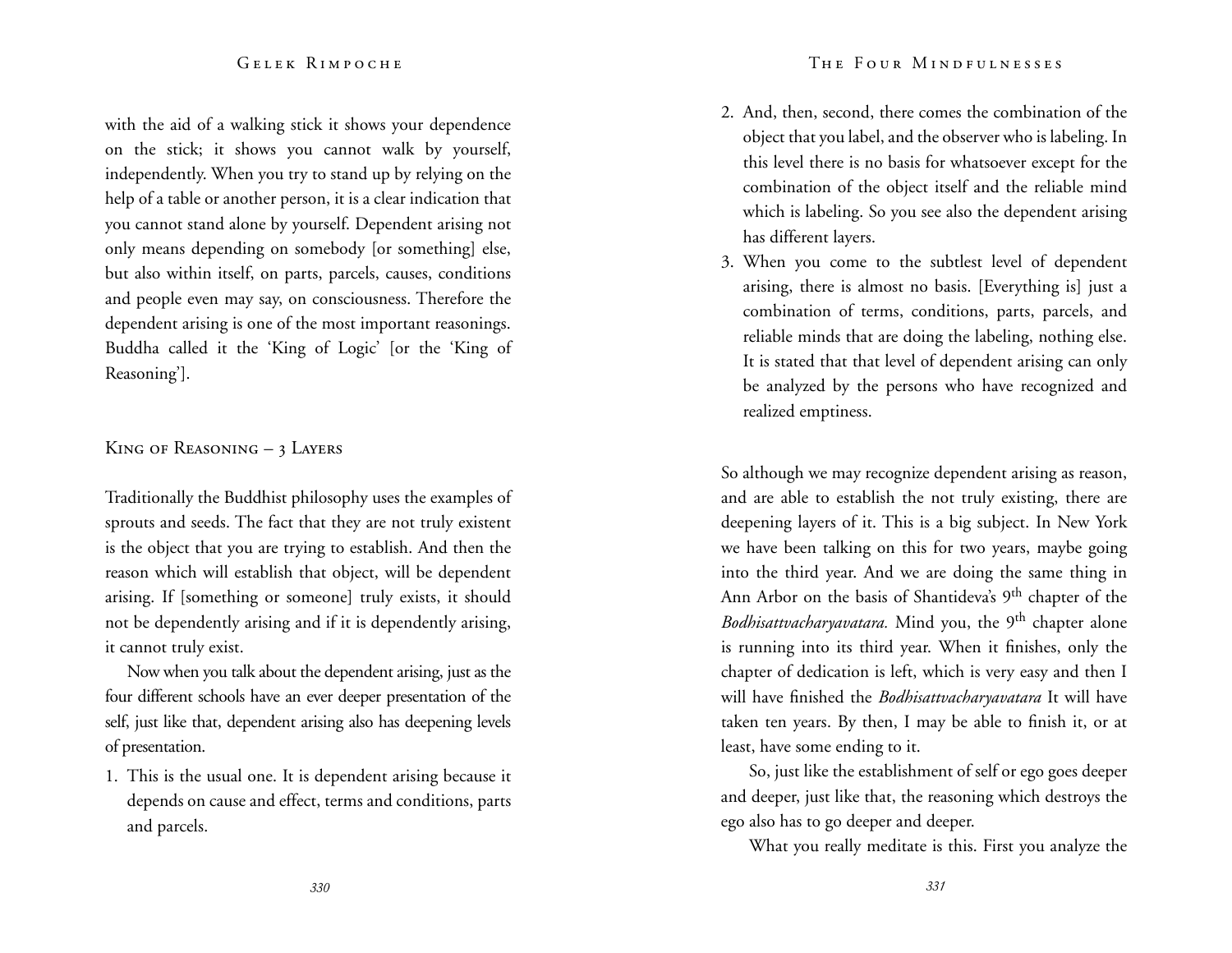with the aid of a walking stick it shows your dependence on the stick; it shows you cannot walk by yourself, independently. When you try to stand up by relying on the help of a table or another person, it is a clear indication that you cannot stand alone by yourself. Dependent arising not only means depending on somebody [or something] else, but also within itself, on parts, parcels, causes, conditions and people even may say, on consciousness. Therefore the dependent arising is one of the most important reasonings. Buddha called it the 'King of Logic' [or the 'King of Reasoning'].

### King of Reasoning – 3 Layers

Traditionally the Buddhist philosophy uses the examples of sprouts and seeds. The fact that they are not truly existent is the object that you are trying to establish. And then the reason which will establish that object, will be dependent arising. If [something or someone] truly exists, it should not be dependently arising and if it is dependently arising, it cannot truly exist.

Now when you talk about the dependent arising, just as the four different schools have an ever deeper presentation of the self, just like that, dependent arising also has deepening levels of presentation.

1. This is the usual one. It is dependent arising because it depends on cause and effect, terms and conditions, parts and parcels.
2. And, then, second, there comes the combination of the object that you label, and the observer who is labeling. In this level there is no basis for whatsoever except for the combination of the object itself and the reliable mind which is labeling. So you see also the dependent arising has different layers.
3. When you come to the subtlest level of dependent arising, there is almost no basis. [Everything is] just a combination of terms, conditions, parts, parcels, and reliable minds that are doing the labeling, nothing else. It is stated that that level of dependent arising can only be analyzed by the persons who have recognized and realized emptiness.

So although we may recognize dependent arising as reason, and are able to establish the not truly existing, there are deepening layers of it. This is a big subject. In New York we have been talking on this for two years, maybe going into the third year. And we are doing the same thing in Ann Arbor on the basis of Shantideva's 9th chapter of the *Bodhisattvacharyavatara.* Mind you, the 9th chapter alone is running into its third year. When it finishes, only the chapter of dedication is left, which is very easy and then I will have finished the *Bodhisattvacharyavatara* It will have taken ten years. By then, I may be able to finish it, or at least, have some ending to it.

So, just like the establishment of self or ego goes deeper and deeper, just like that, the reasoning which destroys the ego also has to go deeper and deeper.

What you really meditate is this. First you analyze the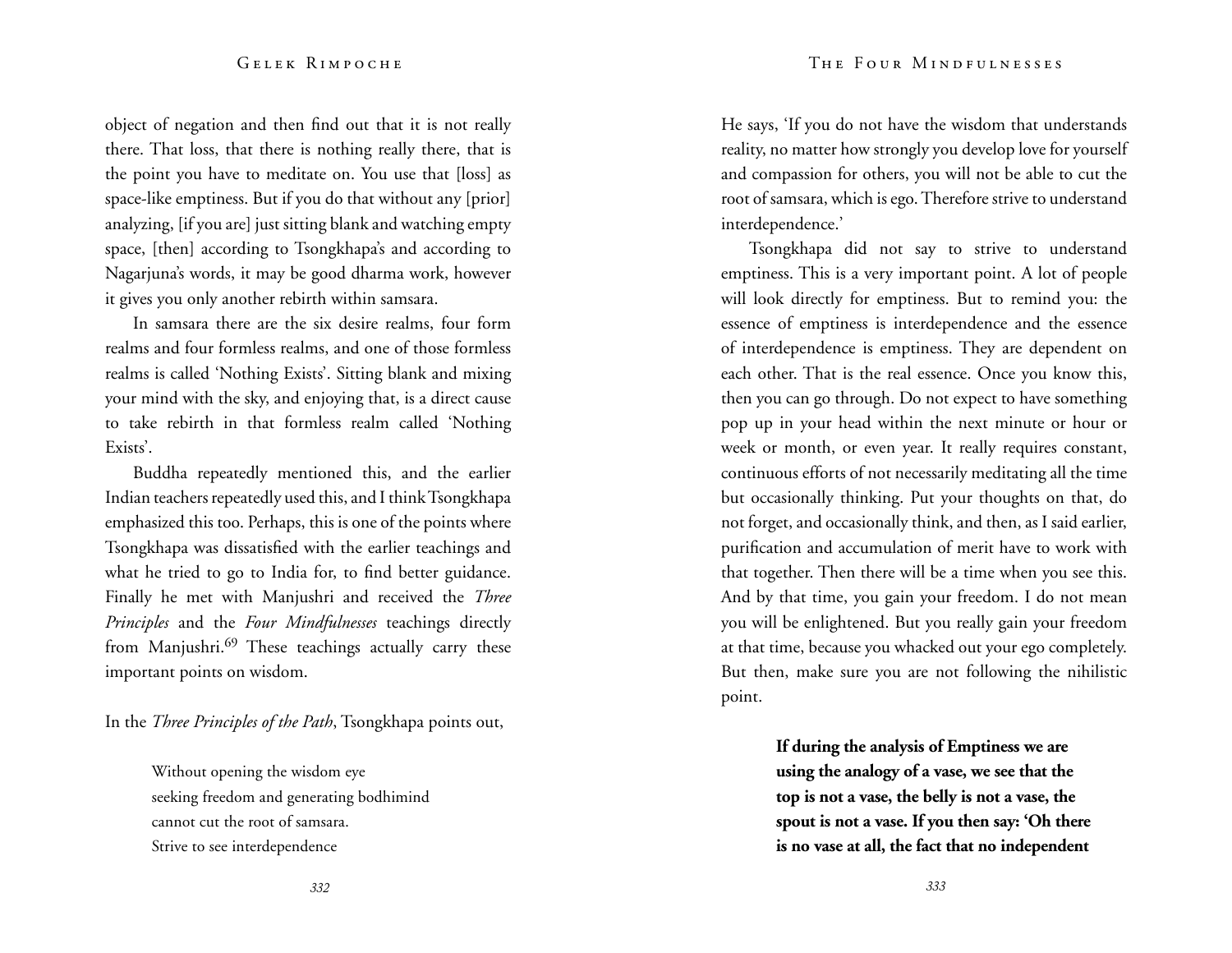object of negation and then find out that it is not really there. That loss, that there is nothing really there, that is the point you have to meditate on. You use that [loss] as space-like emptiness. But if you do that without any [prior] analyzing, [if you are] just sitting blank and watching empty space, [then] according to Tsongkhapa's and according to Nagarjuna's words, it may be good dharma work, however it gives you only another rebirth within samsara.

In samsara there are the six desire realms, four form realms and four formless realms, and one of those formless realms is called 'Nothing Exists'. Sitting blank and mixing your mind with the sky, and enjoying that, is a direct cause to take rebirth in that formless realm called 'Nothing Exists'.

Buddha repeatedly mentioned this, and the earlier Indian teachers repeatedly used this, and I think Tsongkhapa emphasized this too. Perhaps, this is one of the points where Tsongkhapa was dissatisfied with the earlier teachings and what he tried to go to India for, to find better guidance. Finally he met with Manjushri and received the *Three Principles* and the *Four Mindfulnesses* teachings directly from Manjushri.[69] These teachings actually carry these important points on wisdom.

In the *Three Principles of the Path*, Tsongkhapa points out,

> Without opening the wisdom eye
> seeking freedom and generating bodhimind
> cannot cut the root of samsara.
> Strive to see interdependence

He says, 'If you do not have the wisdom that understands reality, no matter how strongly you develop love for yourself and compassion for others, you will not be able to cut the root of samsara, which is ego. Therefore strive to understand interdependence.'

Tsongkhapa did not say to strive to understand emptiness. This is a very important point. A lot of people will look directly for emptiness. But to remind you: the essence of emptiness is interdependence and the essence of interdependence is emptiness. They are dependent on each other. That is the real essence. Once you know this, then you can go through. Do not expect to have something pop up in your head within the next minute or hour or week or month, or even year. It really requires constant, continuous efforts of not necessarily meditating all the time but occasionally thinking. Put your thoughts on that, do not forget, and occasionally think, and then, as I said earlier, purification and accumulation of merit have to work with that together. Then there will be a time when you see this. And by that time, you gain your freedom. I do not mean you will be enlightened. But you really gain your freedom at that time, because you whacked out your ego completely. But then, make sure you are not following the nihilistic point.

> **If during the analysis of Emptiness we are using the analogy of a vase, we see that the top is not a vase, the belly is not a vase, the spout is not a vase. If you then say: 'Oh there is no vase at all, the fact that no independent**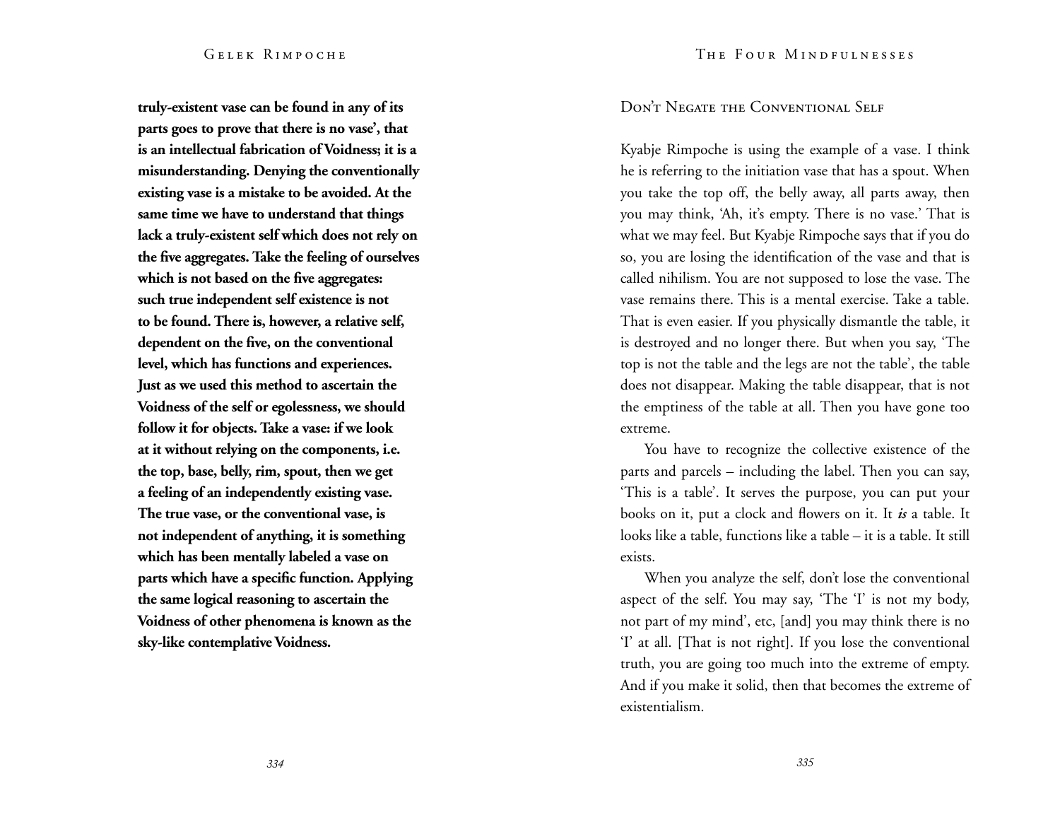**truly-existent vase can be found in any of its parts goes to prove that there is no vase', that is an intellectual fabrication of Voidness; it is a misunderstanding. Denying the conventionally existing vase is a mistake to be avoided. At the same time we have to understand that things lack a truly-existent self which does not rely on the five aggregates. Take the feeling of ourselves which is not based on the five aggregates: such true independent self existence is not to be found. There is, however, a relative self, dependent on the five, on the conventional level, which has functions and experiences. Just as we used this method to ascertain the Voidness of the self or egolessness, we should follow it for objects. Take a vase: if we look at it without relying on the components, i.e. the top, base, belly, rim, spout, then we get a feeling of an independently existing vase. The true vase, or the conventional vase, is not independent of anything, it is something which has been mentally labeled a vase on parts which have a specific function. Applying the same logical reasoning to ascertain the Voidness of other phenomena is known as the sky-like contemplative Voidness.**

## Don't Negate the Conventional Self

Kyabje Rimpoche is using the example of a vase. I think he is referring to the initiation vase that has a spout. When you take the top off, the belly away, all parts away, then you may think, 'Ah, it's empty. There is no vase.' That is what we may feel. But Kyabje Rimpoche says that if you do so, you are losing the identification of the vase and that is called nihilism. You are not supposed to lose the vase. The vase remains there. This is a mental exercise. Take a table. That is even easier. If you physically dismantle the table, it is destroyed and no longer there. But when you say, 'The top is not the table and the legs are not the table', the table does not disappear. Making the table disappear, that is not the emptiness of the table at all. Then you have gone too extreme.

You have to recognize the collective existence of the parts and parcels – including the label. Then you can say, 'This is a table'. It serves the purpose, you can put your books on it, put a clock and flowers on it. It ***is*** a table. It looks like a table, functions like a table – it is a table. It still exists.

When you analyze the self, don't lose the conventional aspect of the self. You may say, 'The 'I' is not my body, not part of my mind', etc, [and] you may think there is no 'I' at all. [That is not right]. If you lose the conventional truth, you are going too much into the extreme of empty. And if you make it solid, then that becomes the extreme of existentialism.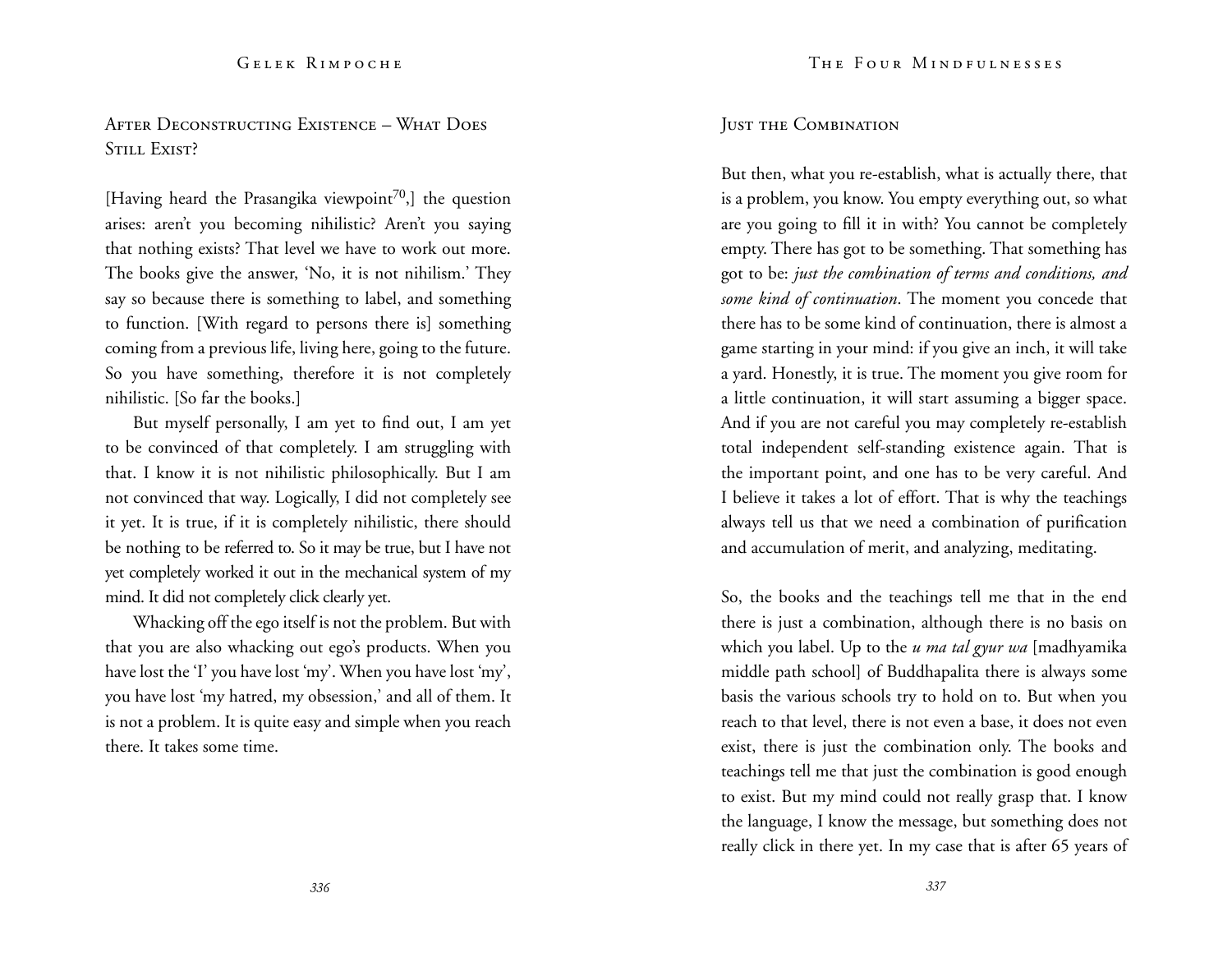## After Deconstructing Existence – What Does Still Exist?

[Having heard the Prasangika viewpoint[70],] the question arises: aren't you becoming nihilistic? Aren't you saying that nothing exists? That level we have to work out more. The books give the answer, 'No, it is not nihilism.' They say so because there is something to label, and something to function. [With regard to persons there is] something coming from a previous life, living here, going to the future. So you have something, therefore it is not completely nihilistic. [So far the books.]

But myself personally, I am yet to find out, I am yet to be convinced of that completely. I am struggling with that. I know it is not nihilistic philosophically. But I am not convinced that way. Logically, I did not completely see it yet. It is true, if it is completely nihilistic, there should be nothing to be referred to. So it may be true, but I have not yet completely worked it out in the mechanical system of my mind. It did not completely click clearly yet.

Whacking off the ego itself is not the problem. But with that you are also whacking out ego's products. When you have lost the 'I' you have lost 'my'. When you have lost 'my', you have lost 'my hatred, my obsession,' and all of them. It is not a problem. It is quite easy and simple when you reach there. It takes some time.

## Just the Combination

But then, what you re-establish, what is actually there, that is a problem, you know. You empty everything out, so what are you going to fill it in with? You cannot be completely empty. There has got to be something. That something has got to be: *just the combination of terms and conditions, and some kind of continuation*. The moment you concede that there has to be some kind of continuation, there is almost a game starting in your mind: if you give an inch, it will take a yard. Honestly, it is true. The moment you give room for a little continuation, it will start assuming a bigger space. And if you are not careful you may completely re-establish total independent self-standing existence again. That is the important point, and one has to be very careful. And I believe it takes a lot of effort. That is why the teachings always tell us that we need a combination of purification and accumulation of merit, and analyzing, meditating.

So, the books and the teachings tell me that in the end there is just a combination, although there is no basis on which you label. Up to the *u ma tal gyur wa* [madhyamika middle path school] of Buddhapalita there is always some basis the various schools try to hold on to. But when you reach to that level, there is not even a base, it does not even exist, there is just the combination only. The books and teachings tell me that just the combination is good enough to exist. But my mind could not really grasp that. I know the language, I know the message, but something does not really click in there yet. In my case that is after 65 years of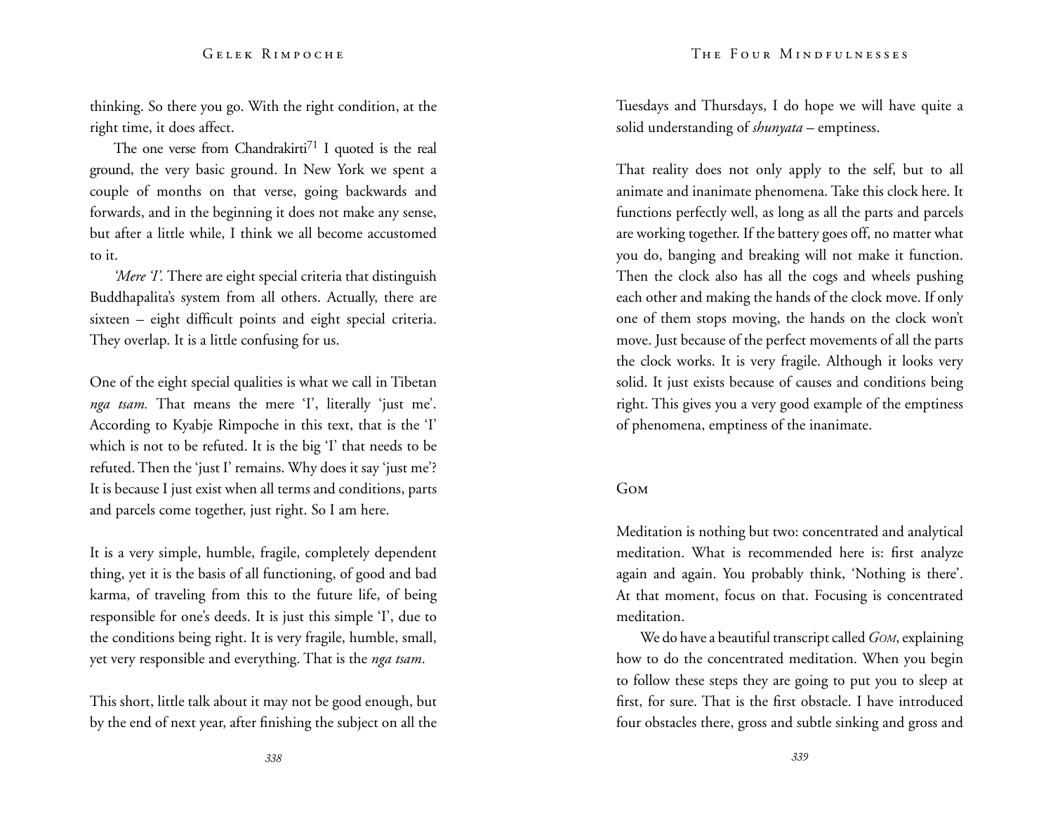thinking. So there you go. With the right condition, at the right time, it does affect.

The one verse from Chandrakirti[71] I quoted is the real ground, the very basic ground. In New York we spent a couple of months on that verse, going backwards and forwards, and in the beginning it does not make any sense, but after a little while, I think we all become accustomed to it.

*'Mere 'I'.* There are eight special criteria that distinguish Buddhapalita's system from all others. Actually, there are sixteen – eight difficult points and eight special criteria. They overlap. It is a little confusing for us.

One of the eight special qualities is what we call in Tibetan *nga tsam.* That means the mere 'I', literally 'just me'. According to Kyabje Rimpoche in this text, that is the 'I' which is not to be refuted. It is the big 'I' that needs to be refuted. Then the 'just I' remains. Why does it say 'just me'? It is because I just exist when all terms and conditions, parts and parcels come together, just right. So I am here.

It is a very simple, humble, fragile, completely dependent thing, yet it is the basis of all functioning, of good and bad karma, of traveling from this to the future life, of being responsible for one's deeds. It is just this simple 'I', due to the conditions being right. It is very fragile, humble, small, yet very responsible and everything. That is the *nga tsam*.

This short, little talk about it may not be good enough, but by the end of next year, after finishing the subject on all the Tuesdays and Thursdays, I do hope we will have quite a solid understanding of *shunyata* – emptiness.

That reality does not only apply to the self, but to all animate and inanimate phenomena. Take this clock here. It functions perfectly well, as long as all the parts and parcels are working together. If the battery goes off, no matter what you do, banging and breaking will not make it function. Then the clock also has all the cogs and wheels pushing each other and making the hands of the clock move. If only one of them stops moving, the hands on the clock won't move. Just because of the perfect movements of all the parts the clock works. It is very fragile. Although it looks very solid. It just exists because of causes and conditions being right. This gives you a very good example of the emptiness of phenomena, emptiness of the inanimate.

## Gom

Meditation is nothing but two: concentrated and analytical meditation. What is recommended here is: first analyze again and again. You probably think, 'Nothing is there'. At that moment, focus on that. Focusing is concentrated meditation.

We do have a beautiful transcript called *Gom*, explaining how to do the concentrated meditation. When you begin to follow these steps they are going to put you to sleep at first, for sure. That is the first obstacle. I have introduced four obstacles there, gross and subtle sinking and gross and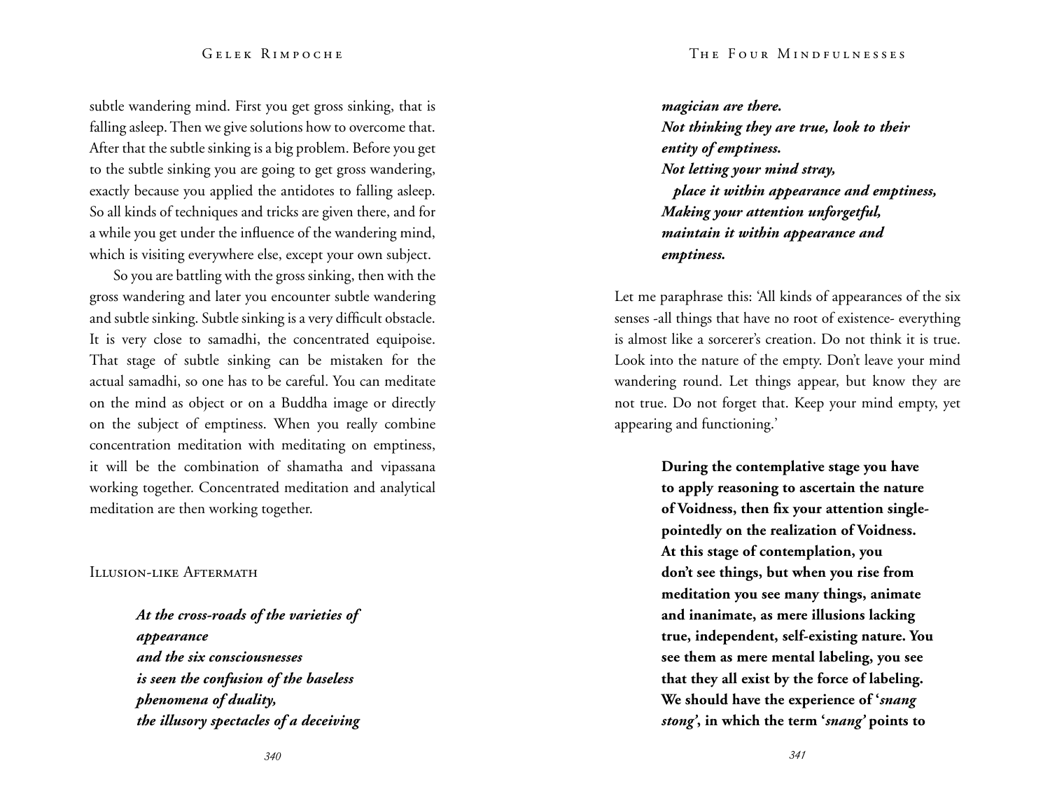subtle wandering mind. First you get gross sinking, that is falling asleep. Then we give solutions how to overcome that. After that the subtle sinking is a big problem. Before you get to the subtle sinking you are going to get gross wandering, exactly because you applied the antidotes to falling asleep. So all kinds of techniques and tricks are given there, and for a while you get under the influence of the wandering mind, which is visiting everywhere else, except your own subject.

So you are battling with the gross sinking, then with the gross wandering and later you encounter subtle wandering and subtle sinking. Subtle sinking is a very difficult obstacle. It is very close to samadhi, the concentrated equipoise. That stage of subtle sinking can be mistaken for the actual samadhi, so one has to be careful. You can meditate on the mind as object or on a Buddha image or directly on the subject of emptiness. When you really combine concentration meditation with meditating on emptiness, it will be the combination of shamatha and vipassana working together. Concentrated meditation and analytical meditation are then working together.

## Illusion-like Aftermath

> ***At the cross-roads of the varieties of appearance***
> ***and the six consciousnesses***
> ***is seen the confusion of the baseless phenomena of duality,***
> ***the illusory spectacles of a deceiving magician are there.***
> ***Not thinking they are true, look to their entity of emptiness.***
> ***Not letting your mind stray,***
> ***place it within appearance and emptiness,***
> ***Making your attention unforgetful,***
> ***maintain it within appearance and emptiness.***

Let me paraphrase this: 'All kinds of appearances of the six senses -all things that have no root of existence- everything is almost like a sorcerer's creation. Do not think it is true. Look into the nature of the empty. Don't leave your mind wandering round. Let things appear, but know they are not true. Do not forget that. Keep your mind empty, yet appearing and functioning.'

> **During the contemplative stage you have to apply reasoning to ascertain the nature of Voidness, then fix your attention single-pointedly on the realization of Voidness. At this stage of contemplation, you don't see things, but when you rise from meditation you see many things, animate and inanimate, as mere illusions lacking true, independent, self-existing nature. You see them as mere mental labeling, you see that they all exist by the force of labeling. We should have the experience of '*snang stong*', in which the term '*snang*' points to**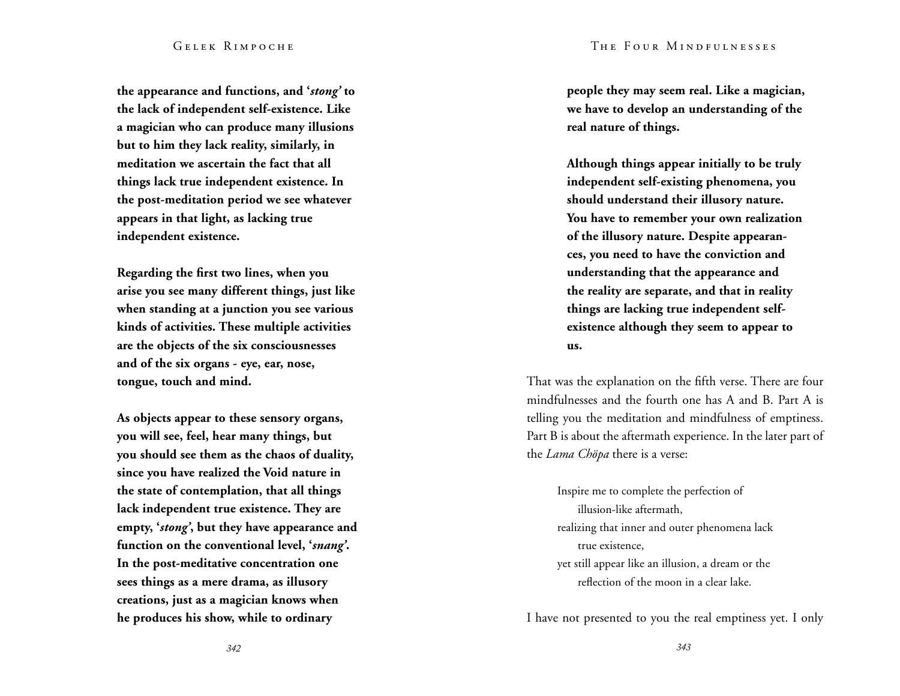**the appearance and functions, and '*stong*' to the lack of independent self-existence. Like a magician who can produce many illusions but to him they lack reality, similarly, in meditation we ascertain the fact that all things lack true independent existence. In the post-meditation period we see whatever appears in that light, as lacking true independent existence.**

**Regarding the first two lines, when you arise you see many different things, just like when standing at a junction you see various kinds of activities. These multiple activities are the objects of the six consciousnesses and of the six organs - eye, ear, nose, tongue, touch and mind.**

**As objects appear to these sensory organs, you will see, feel, hear many things, but you should see them as the chaos of duality, since you have realized the Void nature in the state of contemplation, that all things lack independent true existence. They are empty, '*stong*', but they have appearance and function on the conventional level, '*snang*'. In the post-meditative concentration one sees things as a mere drama, as illusory creations, just as a magician knows when he produces his show, while to ordinary people they may seem real. Like a magician, we have to develop an understanding of the real nature of things.**

**Although things appear initially to be truly independent self-existing phenomena, you should understand their illusory nature. You have to remember your own realization of the illusory nature. Despite appearances, you need to have the conviction and understanding that the appearance and the reality are separate, and that in reality things are lacking true independent self-existence although they seem to appear to us.**

That was the explanation on the fifth verse. There are four mindfulnesses and the fourth one has A and B. Part A is telling you the meditation and mindfulness of emptiness. Part B is about the aftermath experience. In the later part of the *Lama Chöpa* there is a verse:

> Inspire me to complete the perfection of
> illusion-like aftermath,
> realizing that inner and outer phenomena lack
> true existence,
> yet still appear like an illusion, a dream or the
> reflection of the moon in a clear lake.

I have not presented to you the real emptiness yet. I only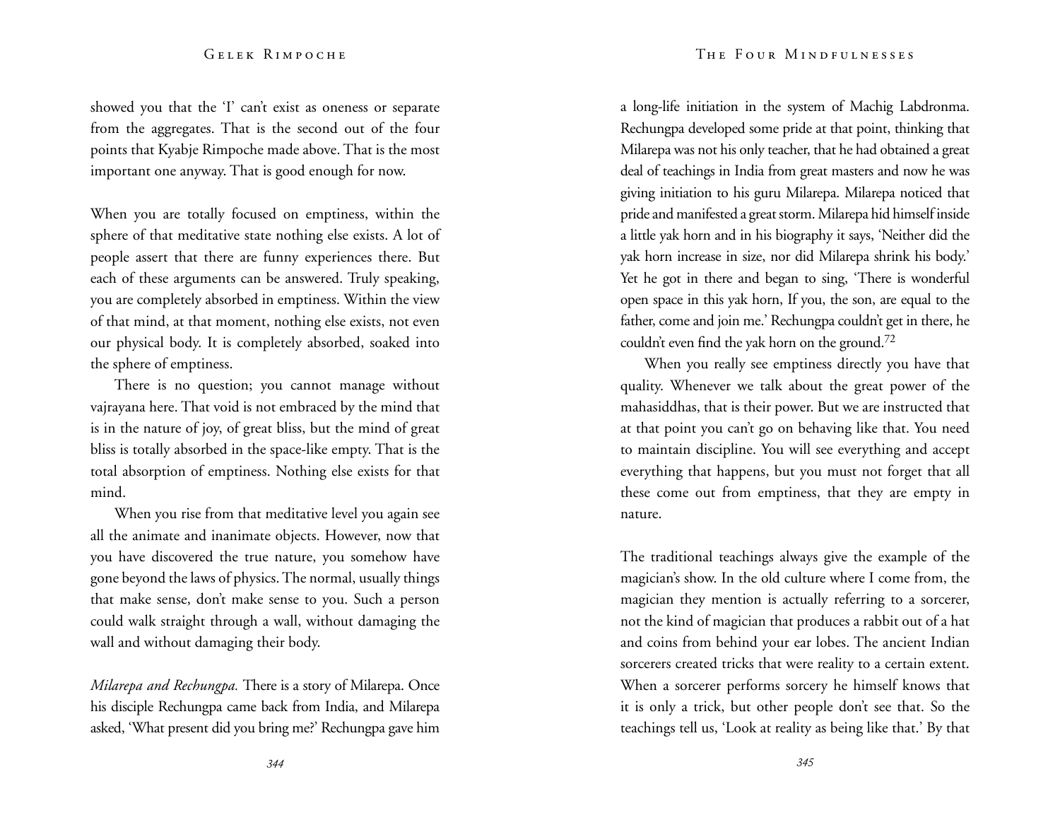showed you that the 'I' can't exist as oneness or separate from the aggregates. That is the second out of the four points that Kyabje Rimpoche made above. That is the most important one anyway. That is good enough for now.

When you are totally focused on emptiness, within the sphere of that meditative state nothing else exists. A lot of people assert that there are funny experiences there. But each of these arguments can be answered. Truly speaking, you are completely absorbed in emptiness. Within the view of that mind, at that moment, nothing else exists, not even our physical body. It is completely absorbed, soaked into the sphere of emptiness.

There is no question; you cannot manage without vajrayana here. That void is not embraced by the mind that is in the nature of joy, of great bliss, but the mind of great bliss is totally absorbed in the space-like empty. That is the total absorption of emptiness. Nothing else exists for that mind.

When you rise from that meditative level you again see all the animate and inanimate objects. However, now that you have discovered the true nature, you somehow have gone beyond the laws of physics. The normal, usually things that make sense, don't make sense to you. Such a person could walk straight through a wall, without damaging the wall and without damaging their body.

*Milarepa and Rechungpa.* There is a story of Milarepa. Once his disciple Rechungpa came back from India, and Milarepa asked, 'What present did you bring me?' Rechungpa gave him a long-life initiation in the system of Machig Labdronma. Rechungpa developed some pride at that point, thinking that Milarepa was not his only teacher, that he had obtained a great deal of teachings in India from great masters and now he was giving initiation to his guru Milarepa. Milarepa noticed that pride and manifested a great storm. Milarepa hid himself inside a little yak horn and in his biography it says, 'Neither did the yak horn increase in size, nor did Milarepa shrink his body.' Yet he got in there and began to sing, 'There is wonderful open space in this yak horn, If you, the son, are equal to the father, come and join me.' Rechungpa couldn't get in there, he couldn't even find the yak horn on the ground.[72]

When you really see emptiness directly you have that quality. Whenever we talk about the great power of the mahasiddhas, that is their power. But we are instructed that at that point you can't go on behaving like that. You need to maintain discipline. You will see everything and accept everything that happens, but you must not forget that all these come out from emptiness, that they are empty in nature.

The traditional teachings always give the example of the magician's show. In the old culture where I come from, the magician they mention is actually referring to a sorcerer, not the kind of magician that produces a rabbit out of a hat and coins from behind your ear lobes. The ancient Indian sorcerers created tricks that were reality to a certain extent. When a sorcerer performs sorcery he himself knows that it is only a trick, but other people don't see that. So the teachings tell us, 'Look at reality as being like that.' By that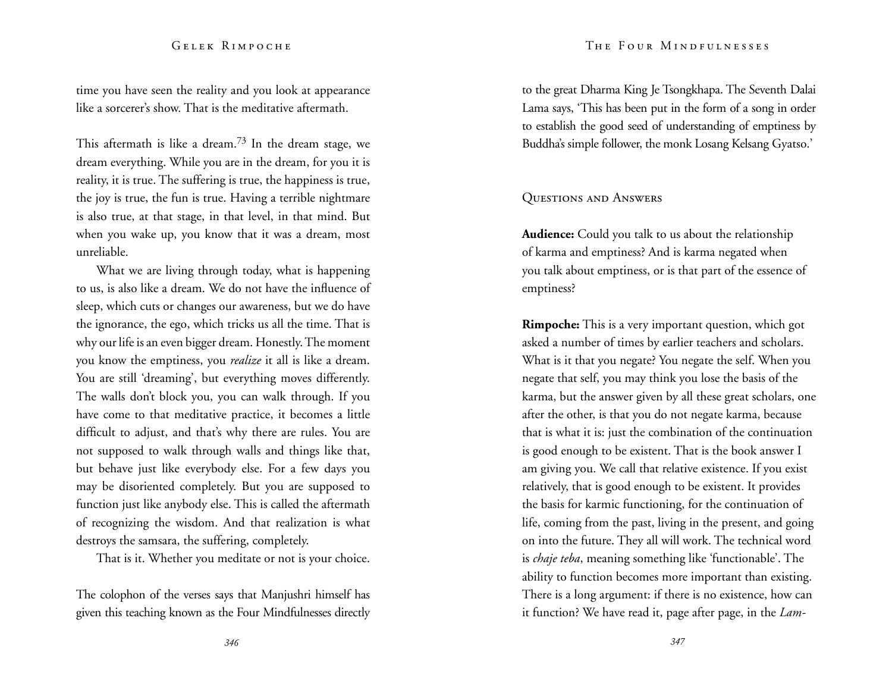time you have seen the reality and you look at appearance like a sorcerer's show. That is the meditative aftermath.

This aftermath is like a dream.[73] In the dream stage, we dream everything. While you are in the dream, for you it is reality, it is true. The suffering is true, the happiness is true, the joy is true, the fun is true. Having a terrible nightmare is also true, at that stage, in that level, in that mind. But when you wake up, you know that it was a dream, most unreliable.

What we are living through today, what is happening to us, is also like a dream. We do not have the influence of sleep, which cuts or changes our awareness, but we do have the ignorance, the ego, which tricks us all the time. That is why our life is an even bigger dream. Honestly. The moment you know the emptiness, you *realize* it all is like a dream. You are still 'dreaming', but everything moves differently. The walls don't block you, you can walk through. If you have come to that meditative practice, it becomes a little difficult to adjust, and that's why there are rules. You are not supposed to walk through walls and things like that, but behave just like everybody else. For a few days you may be disoriented completely. But you are supposed to function just like anybody else. This is called the aftermath of recognizing the wisdom. And that realization is what destroys the samsara, the suffering, completely.

That is it. Whether you meditate or not is your choice.

The colophon of the verses says that Manjushri himself has given this teaching known as the Four Mindfulnesses directly to the great Dharma King Je Tsongkhapa. The Seventh Dalai Lama says, 'This has been put in the form of a song in order to establish the good seed of understanding of emptiness by Buddha's simple follower, the monk Losang Kelsang Gyatso.'

## Questions and Answers

**Audience:** Could you talk to us about the relationship of karma and emptiness? And is karma negated when you talk about emptiness, or is that part of the essence of emptiness?

**Rimpoche:** This is a very important question, which got asked a number of times by earlier teachers and scholars. What is it that you negate? You negate the self. When you negate that self, you may think you lose the basis of the karma, but the answer given by all these great scholars, one after the other, is that you do not negate karma, because that is what it is: just the combination of the continuation is good enough to be existent. That is the book answer I am giving you. We call that relative existence. If you exist relatively, that is good enough to be existent. It provides the basis for karmic functioning, for the continuation of life, coming from the past, living in the present, and going on into the future. They all will work. The technical word is *chaje teba*, meaning something like 'functionable'. The ability to function becomes more important than existing. There is a long argument: if there is no existence, how can it function? We have read it, page after page, in the *Lam-*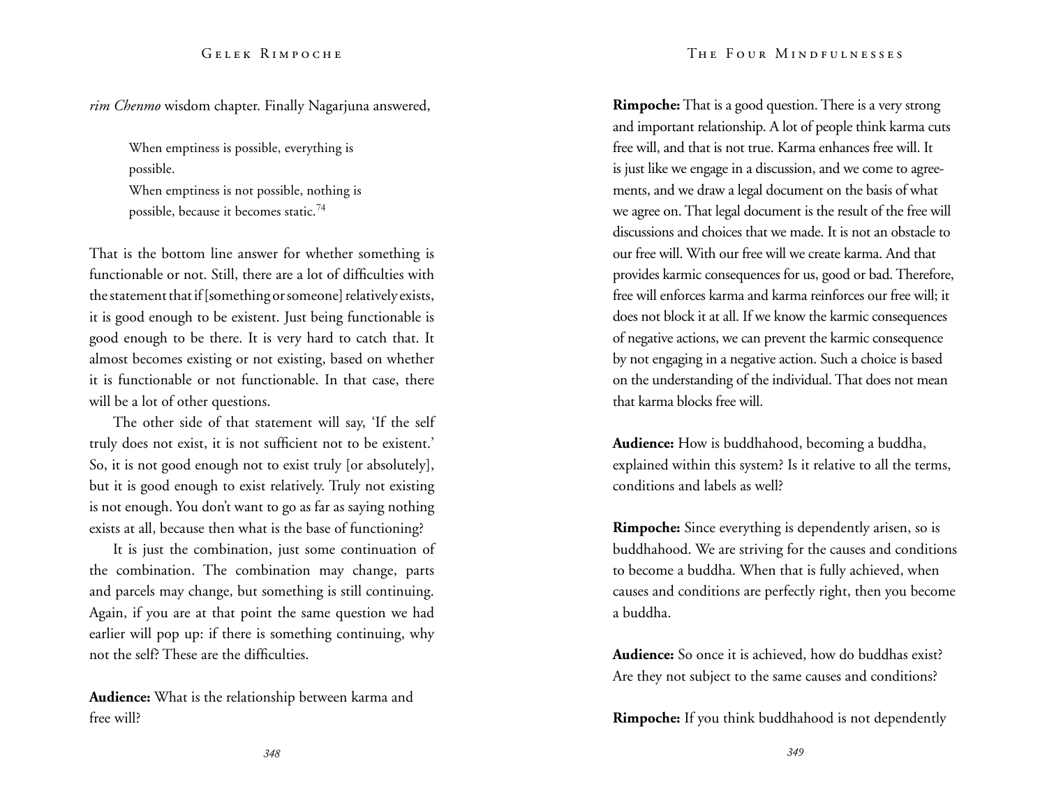*rim Chenmo* wisdom chapter. Finally Nagarjuna answered,

> When emptiness is possible, everything is possible.
> When emptiness is not possible, nothing is possible, because it becomes static.[74]

That is the bottom line answer for whether something is functionable or not. Still, there are a lot of difficulties with the statement that if [something or someone] relatively exists, it is good enough to be existent. Just being functionable is good enough to be there. It is very hard to catch that. It almost becomes existing or not existing, based on whether it is functionable or not functionable. In that case, there will be a lot of other questions.

The other side of that statement will say, 'If the self truly does not exist, it is not sufficient not to be existent.' So, it is not good enough not to exist truly [or absolutely], but it is good enough to exist relatively. Truly not existing is not enough. You don't want to go as far as saying nothing exists at all, because then what is the base of functioning?

It is just the combination, just some continuation of the combination. The combination may change, parts and parcels may change, but something is still continuing. Again, if you are at that point the same question we had earlier will pop up: if there is something continuing, why not the self? These are the difficulties.

**Audience:** What is the relationship between karma and free will?

**Rimpoche:** That is a good question. There is a very strong and important relationship. A lot of people think karma cuts free will, and that is not true. Karma enhances free will. It is just like we engage in a discussion, and we come to agreements, and we draw a legal document on the basis of what we agree on. That legal document is the result of the free will discussions and choices that we made. It is not an obstacle to our free will. With our free will we create karma. And that provides karmic consequences for us, good or bad. Therefore, free will enforces karma and karma reinforces our free will; it does not block it at all. If we know the karmic consequences of negative actions, we can prevent the karmic consequence by not engaging in a negative action. Such a choice is based on the understanding of the individual. That does not mean that karma blocks free will.

**Audience:** How is buddhahood, becoming a buddha, explained within this system? Is it relative to all the terms, conditions and labels as well?

**Rimpoche:** Since everything is dependently arisen, so is buddhahood. We are striving for the causes and conditions to become a buddha. When that is fully achieved, when causes and conditions are perfectly right, then you become a buddha.

**Audience:** So once it is achieved, how do buddhas exist? Are they not subject to the same causes and conditions?

**Rimpoche:** If you think buddhahood is not dependently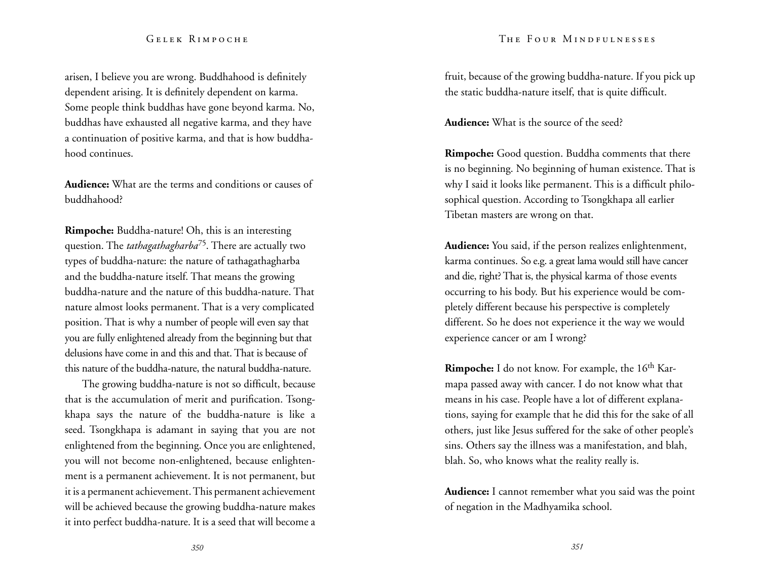arisen, I believe you are wrong. Buddhahood is definitely dependent arising. It is definitely dependent on karma. Some people think buddhas have gone beyond karma. No, buddhas have exhausted all negative karma, and they have a continuation of positive karma, and that is how buddhahood continues.

**Audience:** What are the terms and conditions or causes of buddhahood?

**Rimpoche:** Buddha-nature! Oh, this is an interesting question. The *tathagathagharba*[75]. There are actually two types of buddha-nature: the nature of tathagathagharba and the buddha-nature itself. That means the growing buddha-nature and the nature of this buddha-nature. That nature almost looks permanent. That is a very complicated position. That is why a number of people will even say that you are fully enlightened already from the beginning but that delusions have come in and this and that. That is because of this nature of the buddha-nature, the natural buddha-nature.

The growing buddha-nature is not so difficult, because that is the accumulation of merit and purification. Tsongkhapa says the nature of the buddha-nature is like a seed. Tsongkhapa is adamant in saying that you are not enlightened from the beginning. Once you are enlightened, you will not become non-enlightened, because enlightenment is a permanent achievement. It is not permanent, but it is a permanent achievement. This permanent achievement will be achieved because the growing buddha-nature makes it into perfect buddha-nature. It is a seed that will become a fruit, because of the growing buddha-nature. If you pick up the static buddha-nature itself, that is quite difficult.

**Audience:** What is the source of the seed?

**Rimpoche:** Good question. Buddha comments that there is no beginning. No beginning of human existence. That is why I said it looks like permanent. This is a difficult philosophical question. According to Tsongkhapa all earlier Tibetan masters are wrong on that.

**Audience:** You said, if the person realizes enlightenment, karma continues. So e.g. a great lama would still have cancer and die, right? That is, the physical karma of those events occurring to his body. But his experience would be completely different because his perspective is completely different. So he does not experience it the way we would experience cancer or am I wrong?

**Rimpoche:** I do not know. For example, the 16th Karmapa passed away with cancer. I do not know what that means in his case. People have a lot of different explanations, saying for example that he did this for the sake of all others, just like Jesus suffered for the sake of other people's sins. Others say the illness was a manifestation, and blah, blah. So, who knows what the reality really is.

**Audience:** I cannot remember what you said was the point of negation in the Madhyamika school.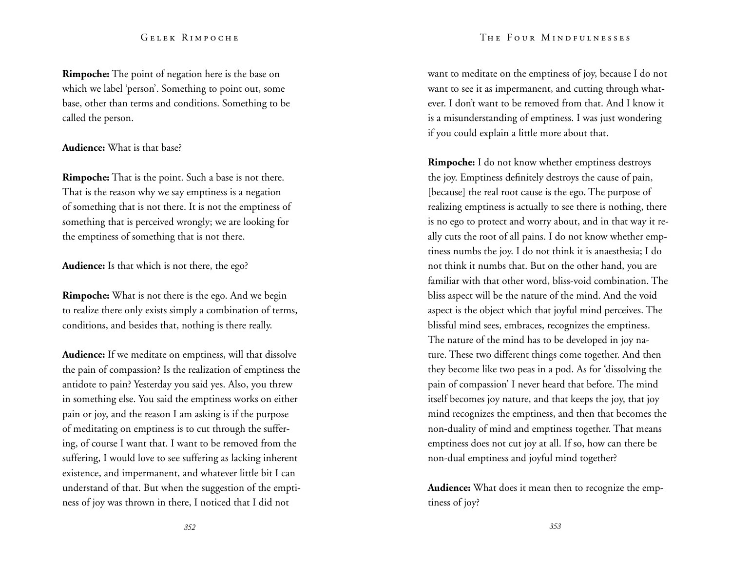**Rimpoche:** The point of negation here is the base on which we label 'person'. Something to point out, some base, other than terms and conditions. Something to be called the person.

**Audience:** What is that base?

**Rimpoche:** That is the point. Such a base is not there. That is the reason why we say emptiness is a negation of something that is not there. It is not the emptiness of something that is perceived wrongly; we are looking for the emptiness of something that is not there.

**Audience:** Is that which is not there, the ego?

**Rimpoche:** What is not there is the ego. And we begin to realize there only exists simply a combination of terms, conditions, and besides that, nothing is there really.

**Audience:** If we meditate on emptiness, will that dissolve the pain of compassion? Is the realization of emptiness the antidote to pain? Yesterday you said yes. Also, you threw in something else. You said the emptiness works on either pain or joy, and the reason I am asking is if the purpose of meditating on emptiness is to cut through the suffering, of course I want that. I want to be removed from the suffering, I would love to see suffering as lacking inherent existence, and impermanent, and whatever little bit I can understand of that. But when the suggestion of the emptiness of joy was thrown in there, I noticed that I did not want to meditate on the emptiness of joy, because I do not want to see it as impermanent, and cutting through whatever. I don't want to be removed from that. And I know it is a misunderstanding of emptiness. I was just wondering if you could explain a little more about that.

**Rimpoche:** I do not know whether emptiness destroys the joy. Emptiness definitely destroys the cause of pain, [because] the real root cause is the ego. The purpose of realizing emptiness is actually to see there is nothing, there is no ego to protect and worry about, and in that way it really cuts the root of all pains. I do not know whether emptiness numbs the joy. I do not think it is anaesthesia; I do not think it numbs that. But on the other hand, you are familiar with that other word, bliss-void combination. The bliss aspect will be the nature of the mind. And the void aspect is the object which that joyful mind perceives. The blissful mind sees, embraces, recognizes the emptiness. The nature of the mind has to be developed in joy nature. These two different things come together. And then they become like two peas in a pod. As for 'dissolving the pain of compassion' I never heard that before. The mind itself becomes joy nature, and that keeps the joy, that joy mind recognizes the emptiness, and then that becomes the non-duality of mind and emptiness together. That means emptiness does not cut joy at all. If so, how can there be non-dual emptiness and joyful mind together?

**Audience:** What does it mean then to recognize the emptiness of joy?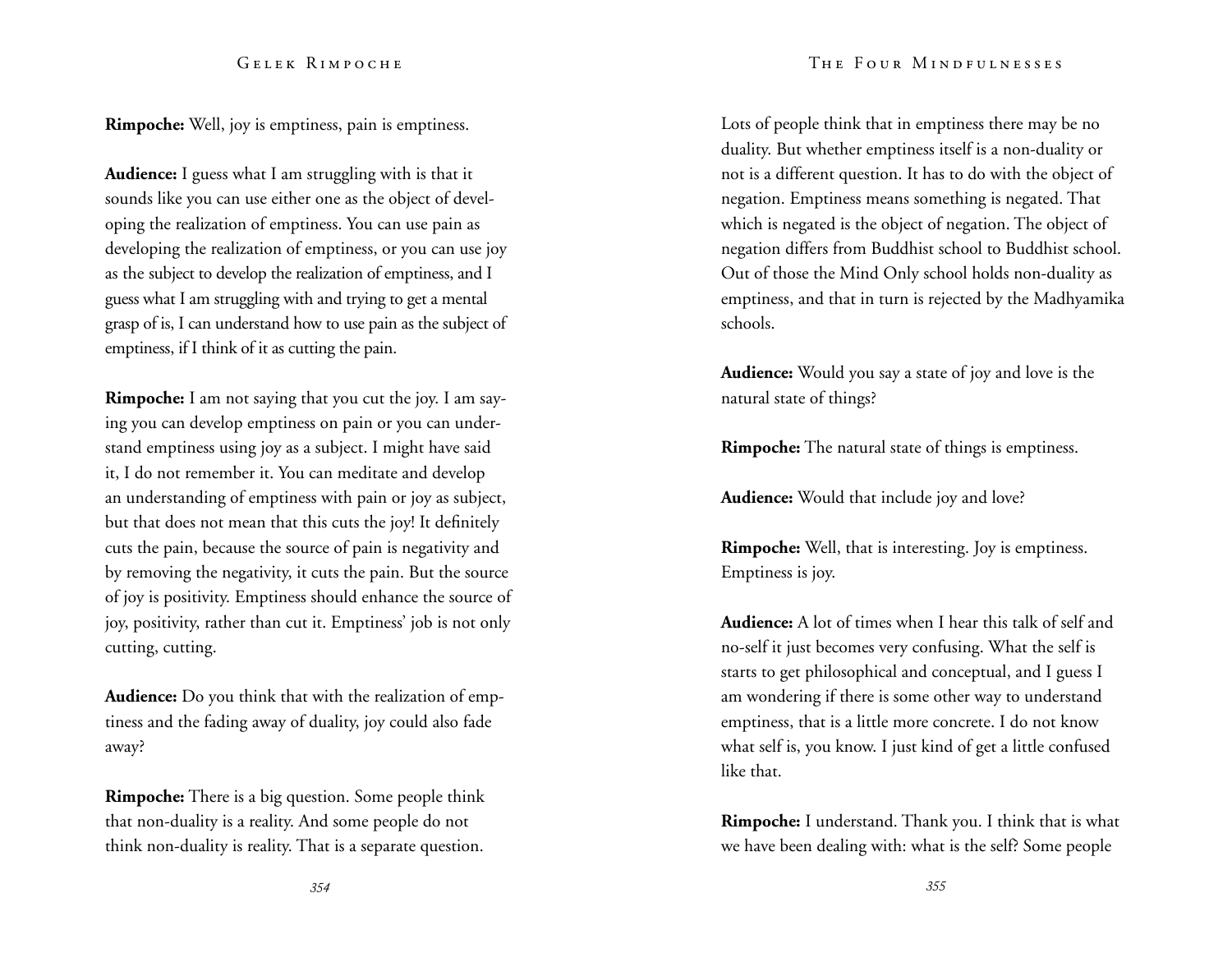**Rimpoche:** Well, joy is emptiness, pain is emptiness.

**Audience:** I guess what I am struggling with is that it sounds like you can use either one as the object of developing the realization of emptiness. You can use pain as developing the realization of emptiness, or you can use joy as the subject to develop the realization of emptiness, and I guess what I am struggling with and trying to get a mental grasp of is, I can understand how to use pain as the subject of emptiness, if I think of it as cutting the pain.

**Rimpoche:** I am not saying that you cut the joy. I am saying you can develop emptiness on pain or you can understand emptiness using joy as a subject. I might have said it, I do not remember it. You can meditate and develop an understanding of emptiness with pain or joy as subject, but that does not mean that this cuts the joy! It definitely cuts the pain, because the source of pain is negativity and by removing the negativity, it cuts the pain. But the source of joy is positivity. Emptiness should enhance the source of joy, positivity, rather than cut it. Emptiness' job is not only cutting, cutting.

**Audience:** Do you think that with the realization of emptiness and the fading away of duality, joy could also fade away?

**Rimpoche:** There is a big question. Some people think that non-duality is a reality. And some people do not think non-duality is reality. That is a separate question. Lots of people think that in emptiness there may be no duality. But whether emptiness itself is a non-duality or not is a different question. It has to do with the object of negation. Emptiness means something is negated. That which is negated is the object of negation. The object of negation differs from Buddhist school to Buddhist school. Out of those the Mind Only school holds non-duality as emptiness, and that in turn is rejected by the Madhyamika schools.

**Audience:** Would you say a state of joy and love is the natural state of things?

**Rimpoche:** The natural state of things is emptiness.

**Audience:** Would that include joy and love?

**Rimpoche:** Well, that is interesting. Joy is emptiness. Emptiness is joy.

**Audience:** A lot of times when I hear this talk of self and no-self it just becomes very confusing. What the self is starts to get philosophical and conceptual, and I guess I am wondering if there is some other way to understand emptiness, that is a little more concrete. I do not know what self is, you know. I just kind of get a little confused like that.

**Rimpoche:** I understand. Thank you. I think that is what we have been dealing with: what is the self? Some people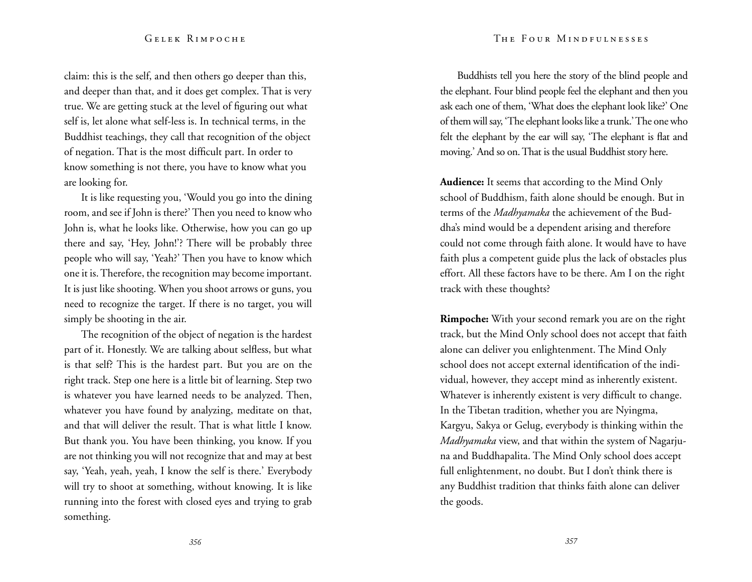claim: this is the self, and then others go deeper than this, and deeper than that, and it does get complex. That is very true. We are getting stuck at the level of figuring out what self is, let alone what self-less is. In technical terms, in the Buddhist teachings, they call that recognition of the object of negation. That is the most difficult part. In order to know something is not there, you have to know what you are looking for.

It is like requesting you, 'Would you go into the dining room, and see if John is there?' Then you need to know who John is, what he looks like. Otherwise, how you can go up there and say, 'Hey, John!'? There will be probably three people who will say, 'Yeah?' Then you have to know which one it is. Therefore, the recognition may become important. It is just like shooting. When you shoot arrows or guns, you need to recognize the target. If there is no target, you will simply be shooting in the air.

The recognition of the object of negation is the hardest part of it. Honestly. We are talking about selfless, but what is that self? This is the hardest part. But you are on the right track. Step one here is a little bit of learning. Step two is whatever you have learned needs to be analyzed. Then, whatever you have found by analyzing, meditate on that, and that will deliver the result. That is what little I know. But thank you. You have been thinking, you know. If you are not thinking you will not recognize that and may at best say, 'Yeah, yeah, yeah, I know the self is there.' Everybody will try to shoot at something, without knowing. It is like running into the forest with closed eyes and trying to grab something.

Buddhists tell you here the story of the blind people and the elephant. Four blind people feel the elephant and then you ask each one of them, 'What does the elephant look like?' One of them will say, 'The elephant looks like a trunk.' The one who felt the elephant by the ear will say, 'The elephant is flat and moving.' And so on. That is the usual Buddhist story here.

**Audience:** It seems that according to the Mind Only school of Buddhism, faith alone should be enough. But in terms of the *Madhyamaka* the achievement of the Buddha's mind would be a dependent arising and therefore could not come through faith alone. It would have to have faith plus a competent guide plus the lack of obstacles plus effort. All these factors have to be there. Am I on the right track with these thoughts?

**Rimpoche:** With your second remark you are on the right track, but the Mind Only school does not accept that faith alone can deliver you enlightenment. The Mind Only school does not accept external identification of the individual, however, they accept mind as inherently existent. Whatever is inherently existent is very difficult to change. In the Tibetan tradition, whether you are Nyingma, Kargyu, Sakya or Gelug, everybody is thinking within the *Madhyamaka* view, and that within the system of Nagarjuna and Buddhapalita. The Mind Only school does accept full enlightenment, no doubt. But I don't think there is any Buddhist tradition that thinks faith alone can deliver the goods.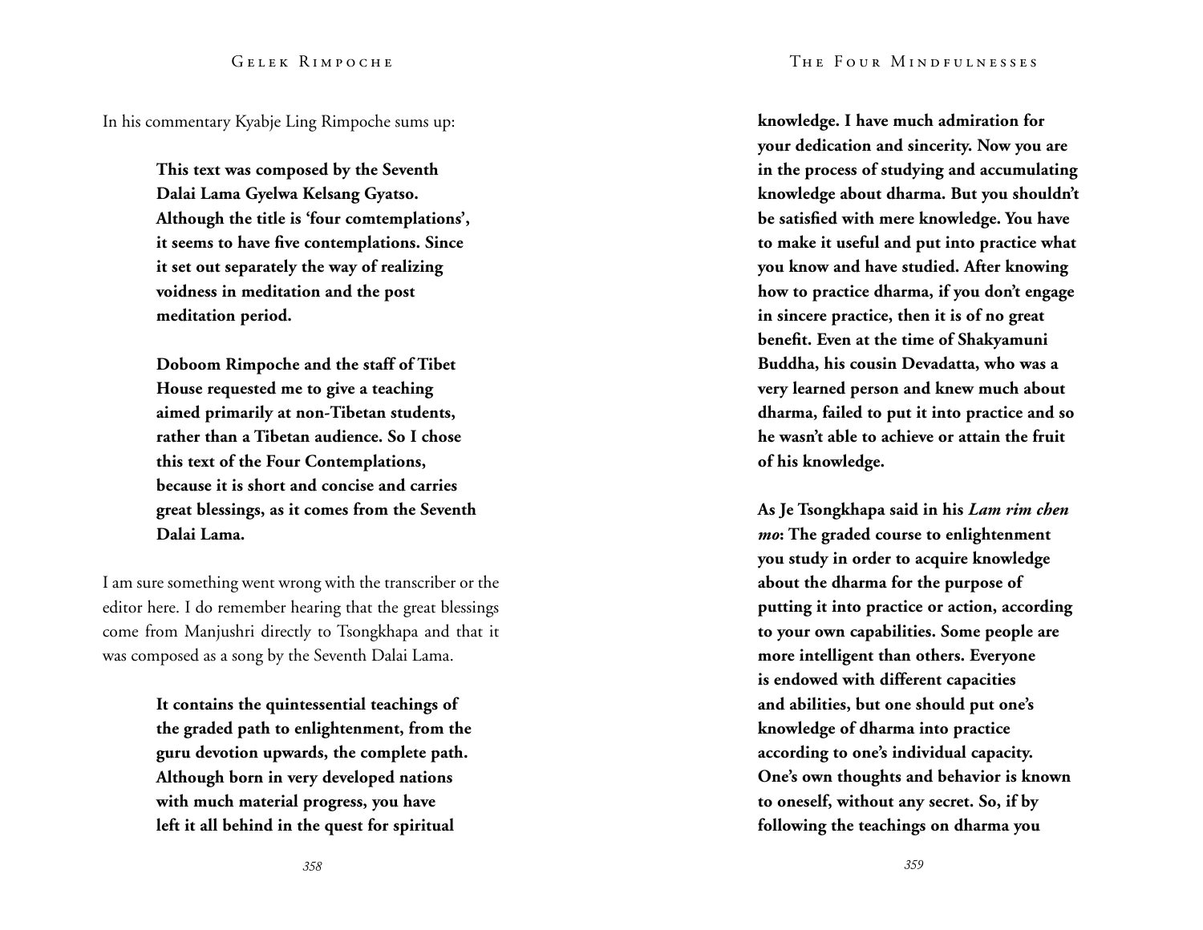In his commentary Kyabje Ling Rimpoche sums up:

> **This text was composed by the Seventh Dalai Lama Gyelwa Kelsang Gyatso. Although the title is 'four comtemplations', it seems to have five contemplations. Since it set out separately the way of realizing voidness in meditation and the post meditation period.**
>
> **Doboom Rimpoche and the staff of Tibet House requested me to give a teaching aimed primarily at non-Tibetan students, rather than a Tibetan audience. So I chose this text of the Four Contemplations, because it is short and concise and carries great blessings, as it comes from the Seventh Dalai Lama.**

I am sure something went wrong with the transcriber or the editor here. I do remember hearing that the great blessings come from Manjushri directly to Tsongkhapa and that it was composed as a song by the Seventh Dalai Lama.

> **It contains the quintessential teachings of the graded path to enlightenment, from the guru devotion upwards, the complete path. Although born in very developed nations with much material progress, you have left it all behind in the quest for spiritual knowledge. I have much admiration for your dedication and sincerity. Now you are in the process of studying and accumulating knowledge about dharma. But you shouldn't be satisfied with mere knowledge. You have to make it useful and put into practice what you know and have studied. After knowing how to practice dharma, if you don't engage in sincere practice, then it is of no great benefit. Even at the time of Shakyamuni Buddha, his cousin Devadatta, who was a very learned person and knew much about dharma, failed to put it into practice and so he wasn't able to achieve or attain the fruit of his knowledge.**
>
> **As Je Tsongkhapa said in his *Lam rim chen mo*: The graded course to enlightenment you study in order to acquire knowledge about the dharma for the purpose of putting it into practice or action, according to your own capabilities. Some people are more intelligent than others. Everyone is endowed with different capacities and abilities, but one should put one's knowledge of dharma into practice according to one's individual capacity. One's own thoughts and behavior is known to oneself, without any secret. So, if by following the teachings on dharma you**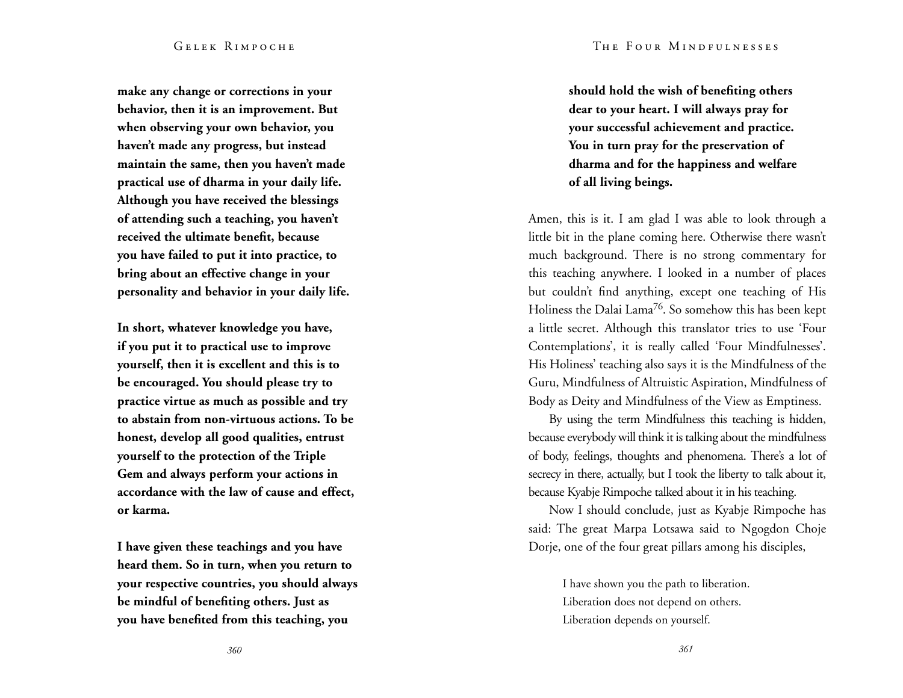**make any change or corrections in your behavior, then it is an improvement. But when observing your own behavior, you haven't made any progress, but instead maintain the same, then you haven't made practical use of dharma in your daily life. Although you have received the blessings of attending such a teaching, you haven't received the ultimate benefit, because you have failed to put it into practice, to bring about an effective change in your personality and behavior in your daily life.**

**In short, whatever knowledge you have, if you put it to practical use to improve yourself, then it is excellent and this is to be encouraged. You should please try to practice virtue as much as possible and try to abstain from non-virtuous actions. To be honest, develop all good qualities, entrust yourself to the protection of the Triple Gem and always perform your actions in accordance with the law of cause and effect, or karma.**

**I have given these teachings and you have heard them. So in turn, when you return to your respective countries, you should always be mindful of benefiting others. Just as you have benefited from this teaching, you should hold the wish of benefiting others dear to your heart. I will always pray for your successful achievement and practice. You in turn pray for the preservation of dharma and for the happiness and welfare of all living beings.**

Amen, this is it. I am glad I was able to look through a little bit in the plane coming here. Otherwise there wasn't much background. There is no strong commentary for this teaching anywhere. I looked in a number of places but couldn't find anything, except one teaching of His Holiness the Dalai Lama[76]. So somehow this has been kept a little secret. Although this translator tries to use 'Four Contemplations', it is really called 'Four Mindfulnesses'. His Holiness' teaching also says it is the Mindfulness of the Guru, Mindfulness of Altruistic Aspiration, Mindfulness of Body as Deity and Mindfulness of the View as Emptiness.

By using the term Mindfulness this teaching is hidden, because everybody will think it is talking about the mindfulness of body, feelings, thoughts and phenomena. There's a lot of secrecy in there, actually, but I took the liberty to talk about it, because Kyabje Rimpoche talked about it in his teaching.

Now I should conclude, just as Kyabje Rimpoche has said: The great Marpa Lotsawa said to Ngogdon Choje Dorje, one of the four great pillars among his disciples,

> I have shown you the path to liberation.
> Liberation does not depend on others.
> Liberation depends on yourself.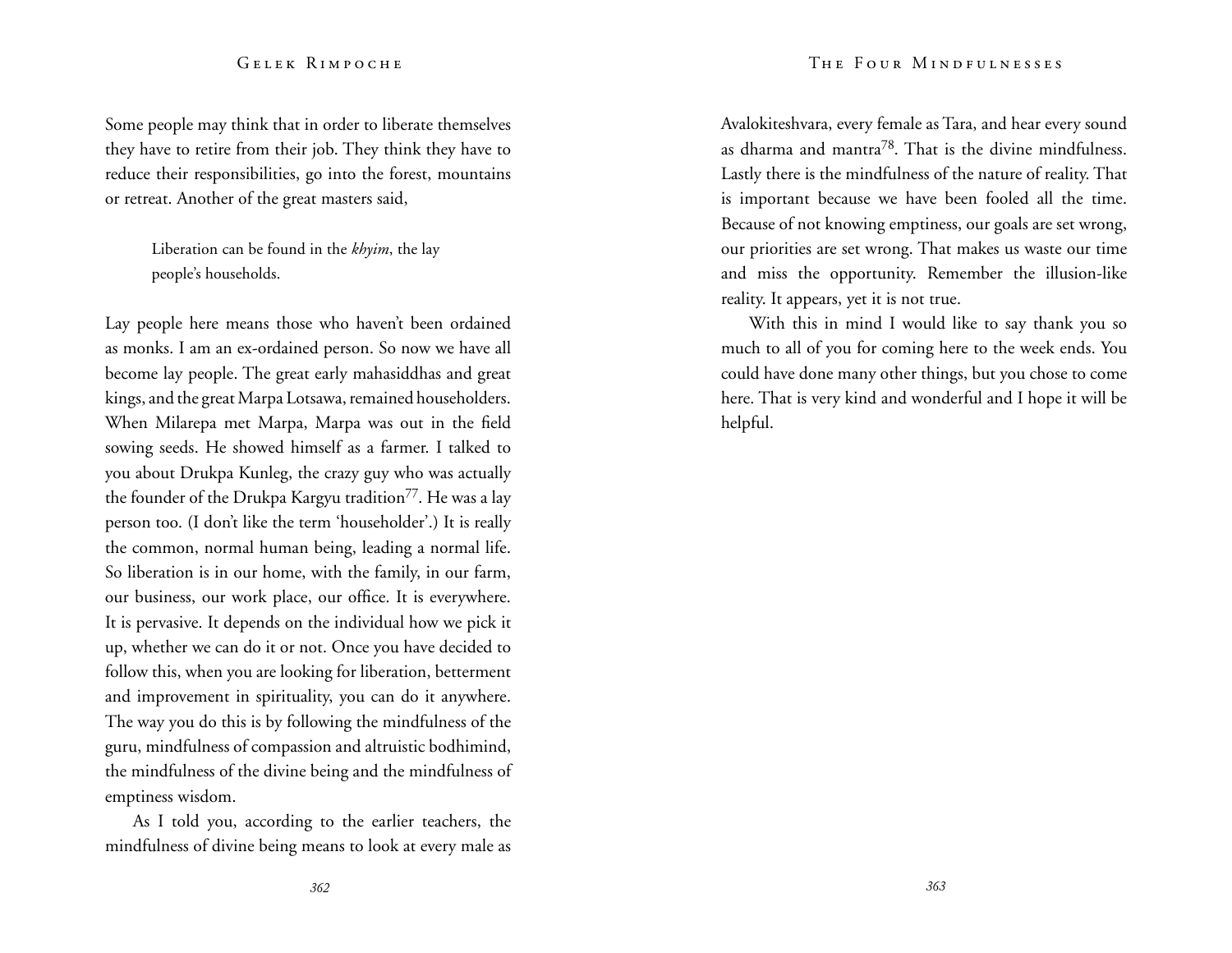Some people may think that in order to liberate themselves they have to retire from their job. They think they have to reduce their responsibilities, go into the forest, mountains or retreat. Another of the great masters said,

> Liberation can be found in the *khyim*, the lay people's households.

Lay people here means those who haven't been ordained as monks. I am an ex-ordained person. So now we have all become lay people. The great early mahasiddhas and great kings, and the great Marpa Lotsawa, remained householders. When Milarepa met Marpa, Marpa was out in the field sowing seeds. He showed himself as a farmer. I talked to you about Drukpa Kunleg, the crazy guy who was actually the founder of the Drukpa Kargyu tradition[77]. He was a lay person too. (I don't like the term 'householder'.) It is really the common, normal human being, leading a normal life. So liberation is in our home, with the family, in our farm, our business, our work place, our office. It is everywhere. It is pervasive. It depends on the individual how we pick it up, whether we can do it or not. Once you have decided to follow this, when you are looking for liberation, betterment and improvement in spirituality, you can do it anywhere. The way you do this is by following the mindfulness of the guru, mindfulness of compassion and altruistic bodhimind, the mindfulness of the divine being and the mindfulness of emptiness wisdom.

As I told you, according to the earlier teachers, the mindfulness of divine being means to look at every male as Avalokiteshvara, every female as Tara, and hear every sound as dharma and mantra[78]. That is the divine mindfulness. Lastly there is the mindfulness of the nature of reality. That is important because we have been fooled all the time. Because of not knowing emptiness, our goals are set wrong, our priorities are set wrong. That makes us waste our time and miss the opportunity. Remember the illusion-like reality. It appears, yet it is not true.

With this in mind I would like to say thank you so much to all of you for coming here to the week ends. You could have done many other things, but you chose to come here. That is very kind and wonderful and I hope it will be helpful.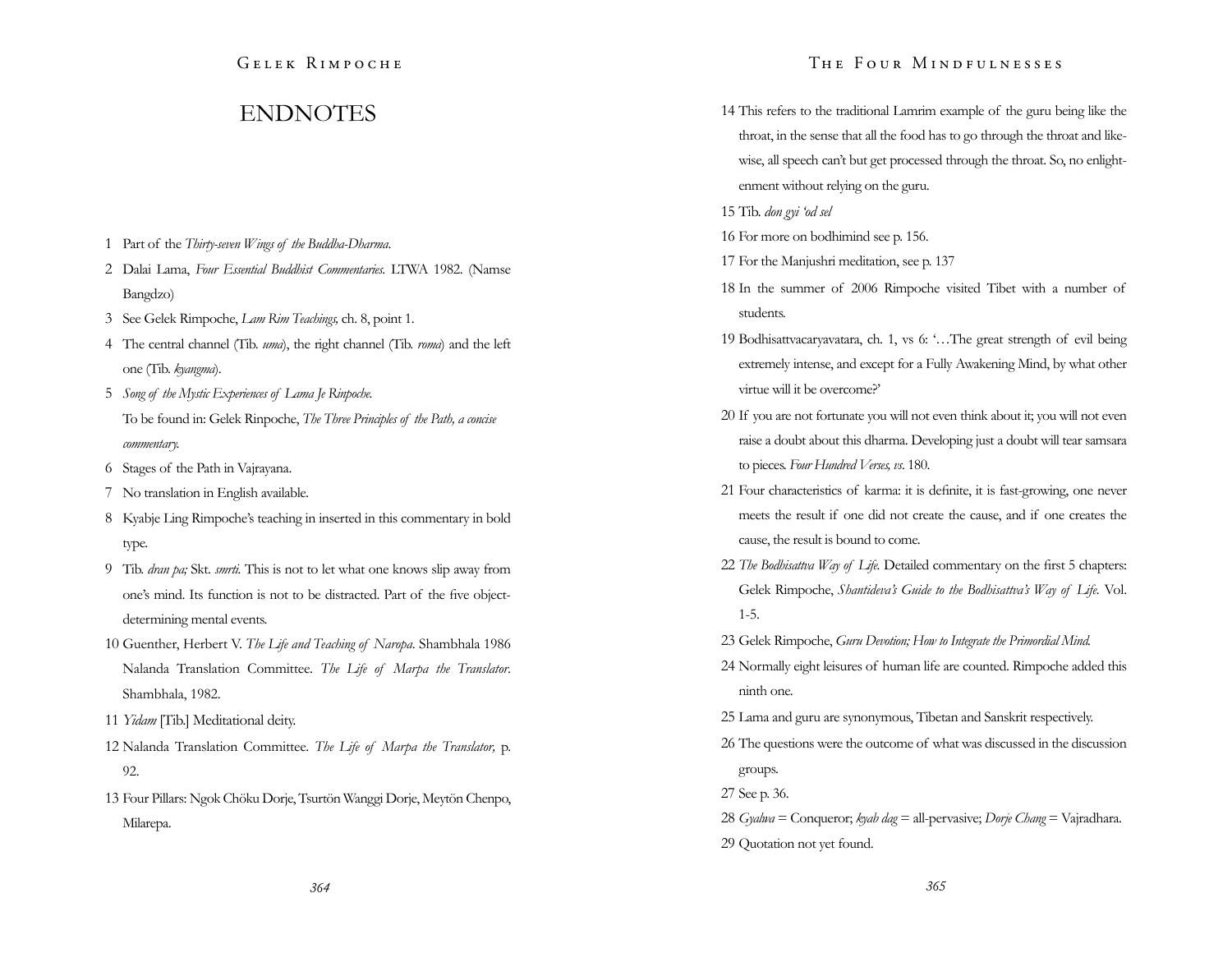# ENDNOTES

1 Part of the *Thirty-seven Wings of the Buddha-Dharma*.

2 Dalai Lama, *Four Essential Buddhist Commentaries*. LTWA 1982. (Namse Bangdzo)

3 See Gelek Rimpoche, *Lam Rim Teachings,* ch. 8, point 1.

4 The central channel (Tib. *uma*), the right channel (Tib. *roma*) and the left one (Tib. *kyangma*).

5 *Song of the Mystic Experiences of Lama Je Rinpoche.* To be found in: Gelek Rinpoche, *The Three Principles of the Path, a concise commentary.*

6 Stages of the Path in Vajrayana.

7 No translation in English available.

8 Kyabje Ling Rimpoche's teaching in inserted in this commentary in bold type.

9 Tib. *dran pa;* Skt. *smrti*. This is not to let what one knows slip away from one's mind. Its function is not to be distracted. Part of the five object-determining mental events.

10 Guenther, Herbert V. *The Life and Teaching of Naropa*. Shambhala 1986 Nalanda Translation Committee. *The Life of Marpa the Translator*. Shambhala, 1982.

11 *Yidam* [Tib.] Meditational deity.

12 Nalanda Translation Committee. *The Life of Marpa the Translator,* p. 92.

13 Four Pillars: Ngok Chöku Dorje, Tsurtön Wanggi Dorje, Meytön Chenpo, Milarepa.

14 This refers to the traditional Lamrim example of the guru being like the throat, in the sense that all the food has to go through the throat and likewise, all speech can't but get processed through the throat. So, no enlightenment without relying on the guru.

15 Tib. *don gyi 'od sel*

16 For more on bodhimind see p. 156.

17 For the Manjushri meditation, see p. 137

18 In the summer of 2006 Rimpoche visited Tibet with a number of students.

19 Bodhisattvacaryavatara, ch. 1, vs 6: '…The great strength of evil being extremely intense, and except for a Fully Awakening Mind, by what other virtue will it be overcome?'

20 If you are not fortunate you will not even think about it; you will not even raise a doubt about this dharma. Developing just a doubt will tear samsara to pieces. *Four Hundred Verses, vs*. 180.

21 Four characteristics of karma: it is definite, it is fast-growing, one never meets the result if one did not create the cause, and if one creates the cause, the result is bound to come.

22 *The Bodhisattva Way of Life.* Detailed commentary on the first 5 chapters: Gelek Rimpoche, *Shantideva's Guide to the Bodhisattva's Way of Life.* Vol. 1-5.

23 Gelek Rimpoche, *Guru Devotion; How to Integrate the Primordial Mind.*

24 Normally eight leisures of human life are counted. Rimpoche added this ninth one.

25 Lama and guru are synonymous, Tibetan and Sanskrit respectively.

26 The questions were the outcome of what was discussed in the discussion groups.

27 See p. 36.

28 *Gyalwa* = Conqueror; *kyab dag* = all-pervasive; *Dorje Chang* = Vajradhara.

29 Quotation not yet found.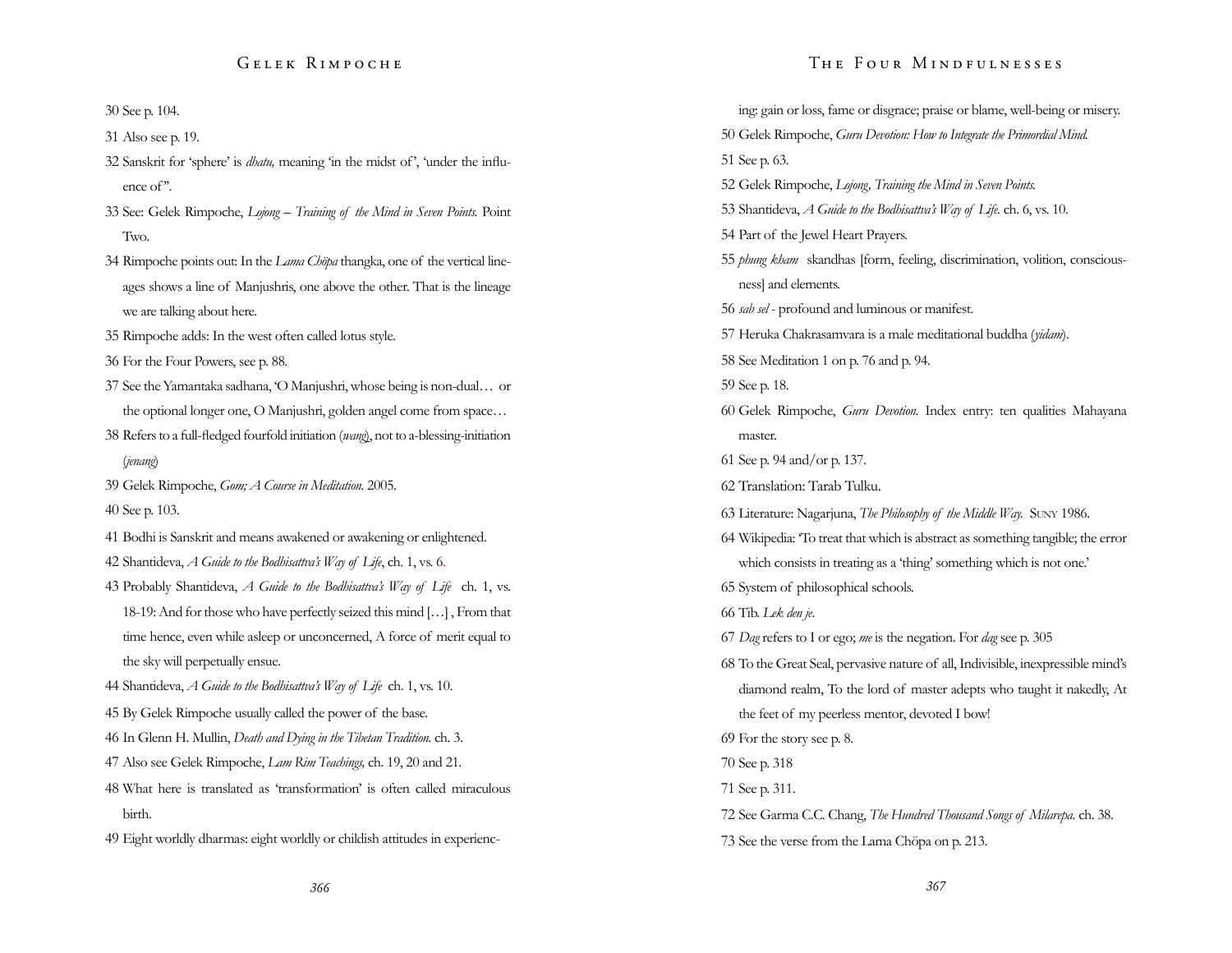30 See p. 104.

31 Also see p. 19.

32 Sanskrit for 'sphere' is *dhatu,* meaning 'in the midst of', 'under the influence of".

33 See: Gelek Rimpoche, *Lojong – Training of the Mind in Seven Points.* Point Two.

34 Rimpoche points out: In the *Lama Chöpa* thangka, one of the vertical lineages shows a line of Manjushris, one above the other. That is the lineage we are talking about here.

35 Rimpoche adds: In the west often called lotus style.

36 For the Four Powers, see p. 88.

37 See the Yamantaka sadhana, 'O Manjushri, whose being is non-dual… or the optional longer one, O Manjushri, golden angel come from space…

38 Refers to a full-fledged fourfold initiation (*wang*), not to a-blessing-initiation (*jenang*)

39 Gelek Rimpoche, *Gom; A Course in Meditation.* 2005.

40 See p. 103.

41 Bodhi is Sanskrit and means awakened or awakening or enlightened.

42 Shantideva, *A Guide to the Bodhisattva's Way of Life*, ch. 1, vs. 6.

43 Probably Shantideva, *A Guide to the Bodhisattva's Way of Life* ch. 1, vs. 18-19: And for those who have perfectly seized this mind […] , From that time hence, even while asleep or unconcerned, A force of merit equal to the sky will perpetually ensue.

44 Shantideva, *A Guide to the Bodhisattva's Way of Life* ch. 1, vs. 10.

45 By Gelek Rimpoche usually called the power of the base.

46 In Glenn H. Mullin, *Death and Dying in the Tibetan Tradition.* ch. 3.

47 Also see Gelek Rimpoche, *Lam Rim Teachings,* ch. 19, 20 and 21.

48 What here is translated as 'transformation' is often called miraculous birth.

49 Eight worldly dharmas: eight worldly or childish attitudes in experiencing: gain or loss, fame or disgrace; praise or blame, well-being or misery.

50 Gelek Rimpoche, *Guru Devotion: How to Integrate the Primordial Mind.*

51 See p. 63.

52 Gelek Rimpoche, *Lojong, Training the Mind in Seven Points.*

53 Shantideva, *A Guide to the Bodhisattva's Way of Life.* ch. 6, vs. 10.

54 Part of the Jewel Heart Prayers.

55 *phung kham* skandhas [form, feeling, discrimination, volition, consciousness] and elements.

56 *sab sel* - profound and luminous or manifest.

57 Heruka Chakrasamvara is a male meditational buddha (*yidam*).

58 See Meditation 1 on p. 76 and p. 94.

59 See p. 18.

60 Gelek Rimpoche, *Guru Devotion.* Index entry: ten qualities Mahayana master.

61 See p. 94 and/or p. 137.

62 Translation: Tarab Tulku.

63 Literature: Nagarjuna, *The Philosophy of the Middle Way.* SUNY 1986.

64 Wikipedia: 'To treat that which is abstract as something tangible; the error which consists in treating as a 'thing' something which is not one.'

65 System of philosophical schools.

66 Tib. *Lek den je*.

67 *Dag* refers to I or ego; *me* is the negation. For *dag* see p. 305

68 To the Great Seal, pervasive nature of all, Indivisible, inexpressible mind's diamond realm, To the lord of master adepts who taught it nakedly, At the feet of my peerless mentor, devoted I bow!

69 For the story see p. 8.

70 See p. 318

71 See p. 311.

72 See Garma C.C. Chang, *The Hundred Thousand Songs of Milarepa.* ch. 38.

73 See the verse from the Lama Chöpa on p. 213.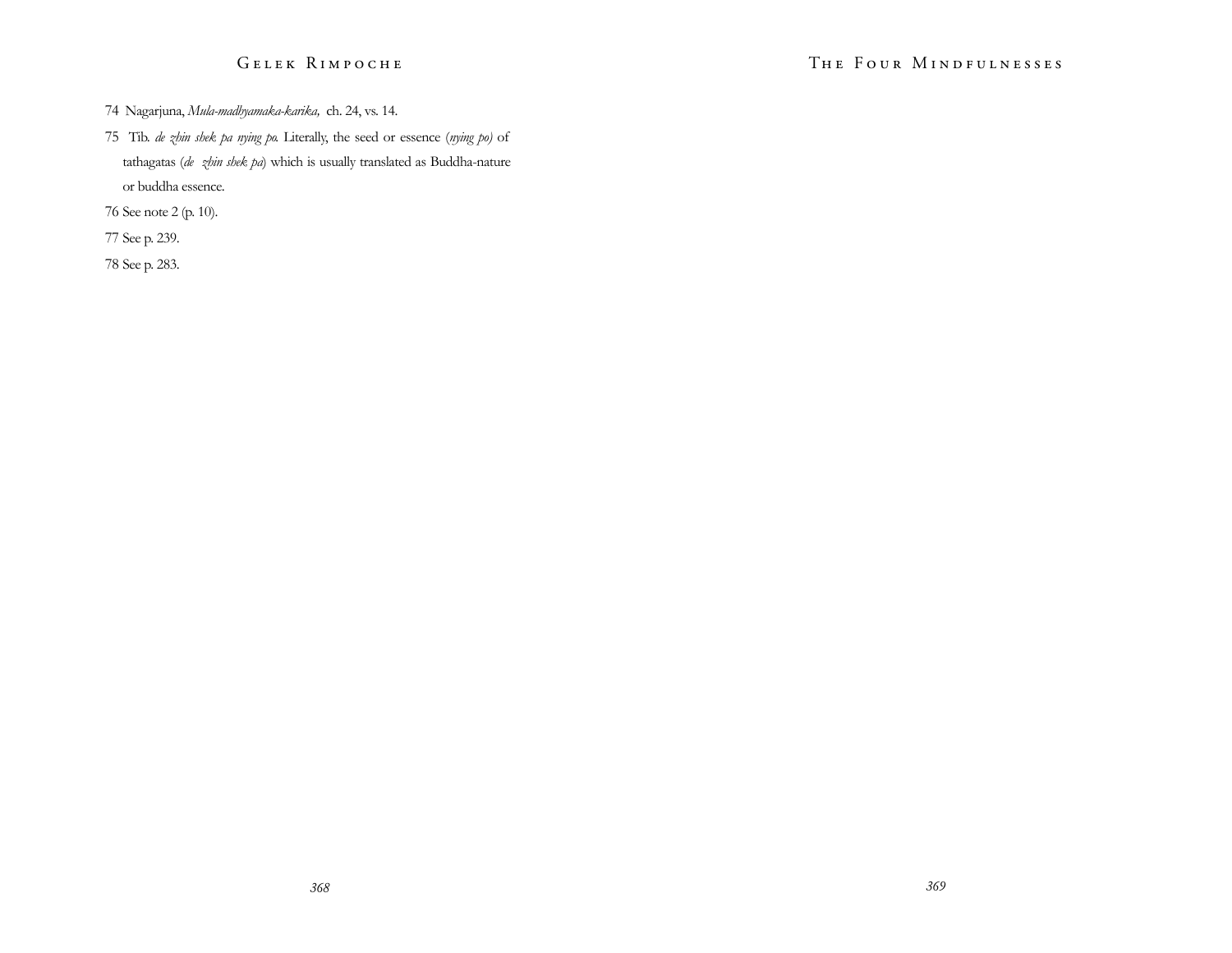74 Nagarjuna, *Mula-madhyamaka-karika,* ch. 24, vs. 14.

75 Tib. *de zhin shek pa nying po.* Literally, the seed or essence (*nying po)* of tathagatas (*de zhin shek pa*) which is usually translated as Buddha-nature or buddha essence.

76 See note 2 (p. 10).

77 See p. 239.

78 See p. 283.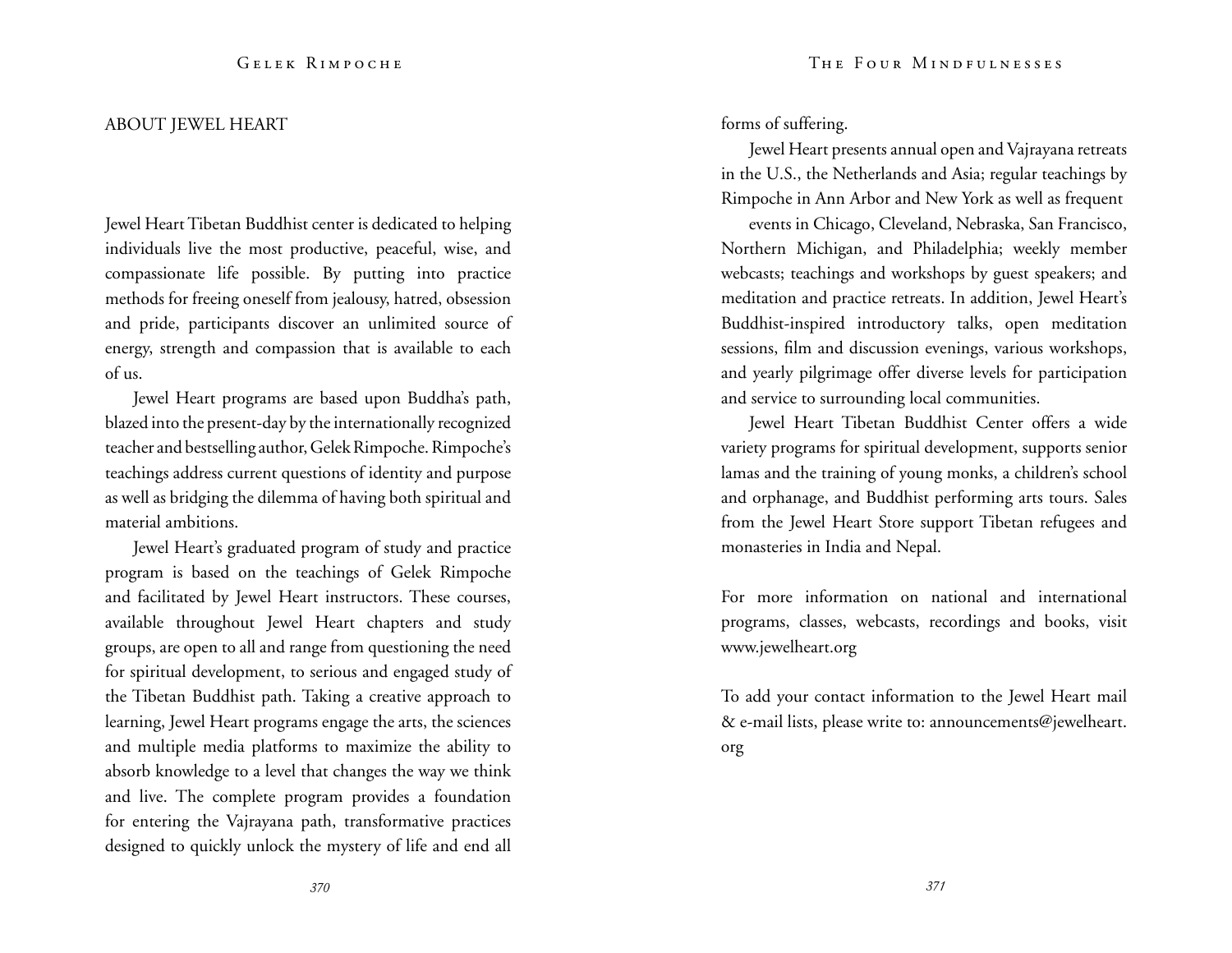## ABOUT JEWEL HEART

Jewel Heart Tibetan Buddhist center is dedicated to helping individuals live the most productive, peaceful, wise, and compassionate life possible. By putting into practice methods for freeing oneself from jealousy, hatred, obsession and pride, participants discover an unlimited source of energy, strength and compassion that is available to each of us.

Jewel Heart programs are based upon Buddha's path, blazed into the present-day by the internationally recognized teacher and bestselling author, Gelek Rimpoche. Rimpoche's teachings address current questions of identity and purpose as well as bridging the dilemma of having both spiritual and material ambitions.

Jewel Heart's graduated program of study and practice program is based on the teachings of Gelek Rimpoche and facilitated by Jewel Heart instructors. These courses, available throughout Jewel Heart chapters and study groups, are open to all and range from questioning the need for spiritual development, to serious and engaged study of the Tibetan Buddhist path. Taking a creative approach to learning, Jewel Heart programs engage the arts, the sciences and multiple media platforms to maximize the ability to absorb knowledge to a level that changes the way we think and live. The complete program provides a foundation for entering the Vajrayana path, transformative practices designed to quickly unlock the mystery of life and end all forms of suffering.

Jewel Heart presents annual open and Vajrayana retreats in the U.S., the Netherlands and Asia; regular teachings by Rimpoche in Ann Arbor and New York as well as frequent events in Chicago, Cleveland, Nebraska, San Francisco, Northern Michigan, and Philadelphia; weekly member webcasts; teachings and workshops by guest speakers; and meditation and practice retreats. In addition, Jewel Heart's Buddhist-inspired introductory talks, open meditation sessions, film and discussion evenings, various workshops, and yearly pilgrimage offer diverse levels for participation and service to surrounding local communities.

Jewel Heart Tibetan Buddhist Center offers a wide variety programs for spiritual development, supports senior lamas and the training of young monks, a children's school and orphanage, and Buddhist performing arts tours. Sales from the Jewel Heart Store support Tibetan refugees and monasteries in India and Nepal.

For more information on national and international programs, classes, webcasts, recordings and books, visit www.jewelheart.org

To add your contact information to the Jewel Heart mail & e-mail lists, please write to: announcements@jewelheart.org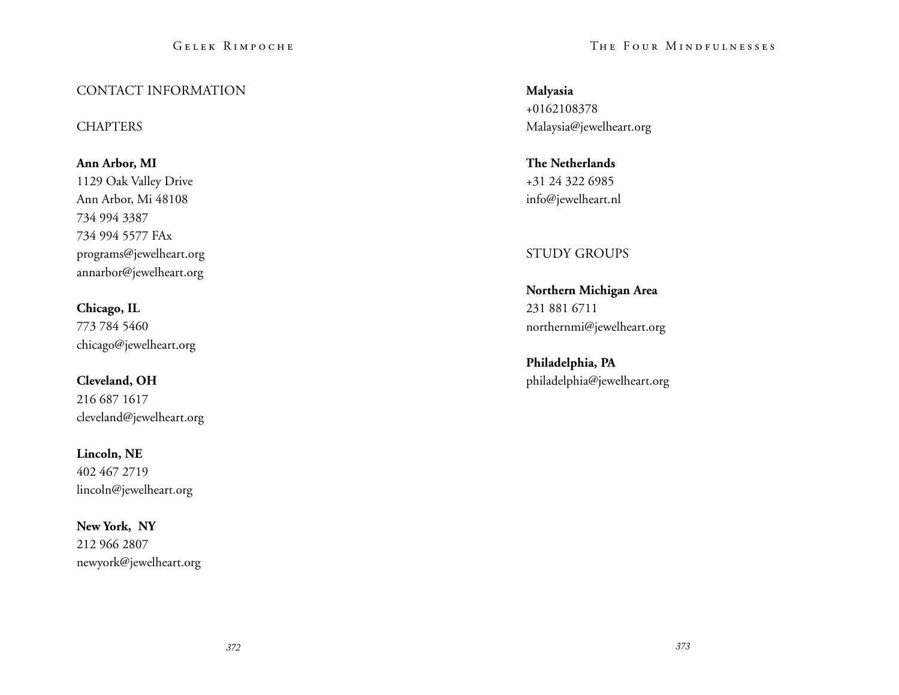## CONTACT INFORMATION

### CHAPTERS

**Ann Arbor, MI**
1129 Oak Valley Drive
Ann Arbor, Mi 48108
734 994 3387
734 994 5577 FAx
programs@jewelheart.org
annarbor@jewelheart.org

**Chicago, IL**
773 784 5460
chicago@jewelheart.org

**Cleveland, OH**
216 687 1617
cleveland@jewelheart.org

**Lincoln, NE**
402 467 2719
lincoln@jewelheart.org

**New York, NY**
212 966 2807
newyork@jewelheart.org

**Malyasia**
+0162108378
Malaysia@jewelheart.org

**The Netherlands**
+31 24 322 6985
info@jewelheart.nl

### STUDY GROUPS

**Northern Michigan Area**
231 881 6711
northernmi@jewelheart.org

**Philadelphia, PA**
philadelphia@jewelheart.org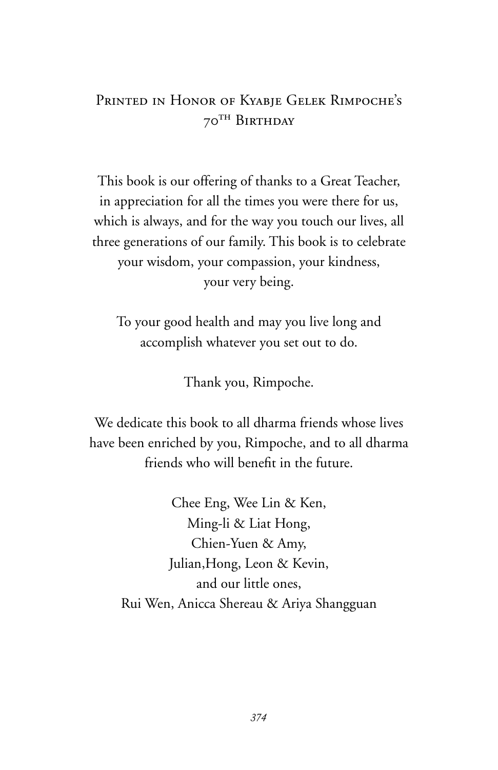# Printed in Honor of Kyabje Gelek Rimpoche's 70th Birthday

This book is our offering of thanks to a Great Teacher, in appreciation for all the times you were there for us, which is always, and for the way you touch our lives, all three generations of our family. This book is to celebrate your wisdom, your compassion, your kindness, your very being.

To your good health and may you live long and accomplish whatever you set out to do.

Thank you, Rimpoche.

We dedicate this book to all dharma friends whose lives have been enriched by you, Rimpoche, and to all dharma friends who will benefit in the future.

Chee Eng, Wee Lin & Ken,
Ming-li & Liat Hong,
Chien-Yuen & Amy,
Julian,Hong, Leon & Kevin,
and our little ones,
Rui Wen, Anicca Shereau & Ariya Shangguan